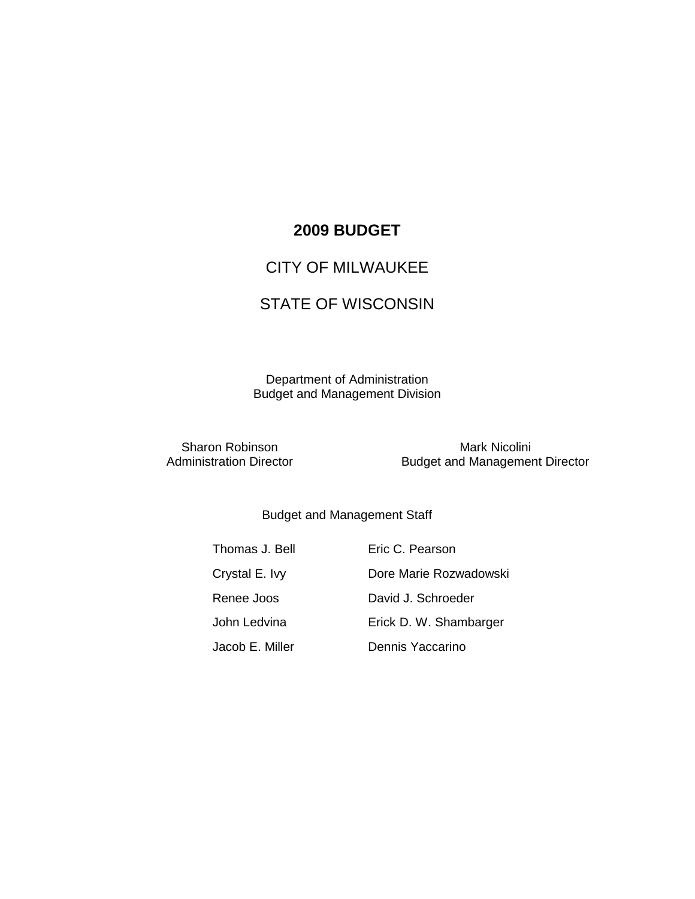# 2009 BUDGET

## CITY OF MILWAUKEE

## STATE OF WISCONSIN

Department of Administration
Budget and Management Division

Sharon Robinson
Administration Director

Mark Nicolini
Budget and Management Director

Budget and Management Staff

| | |
|---|---|
| Thomas J. Bell | Eric C. Pearson |
| Crystal E. Ivy | Dore Marie Rozwadowski |
| Renee Joos | David J. Schroeder |
| John Ledvina | Erick D. W. Shambarger |
| Jacob E. Miller | Dennis Yaccarino |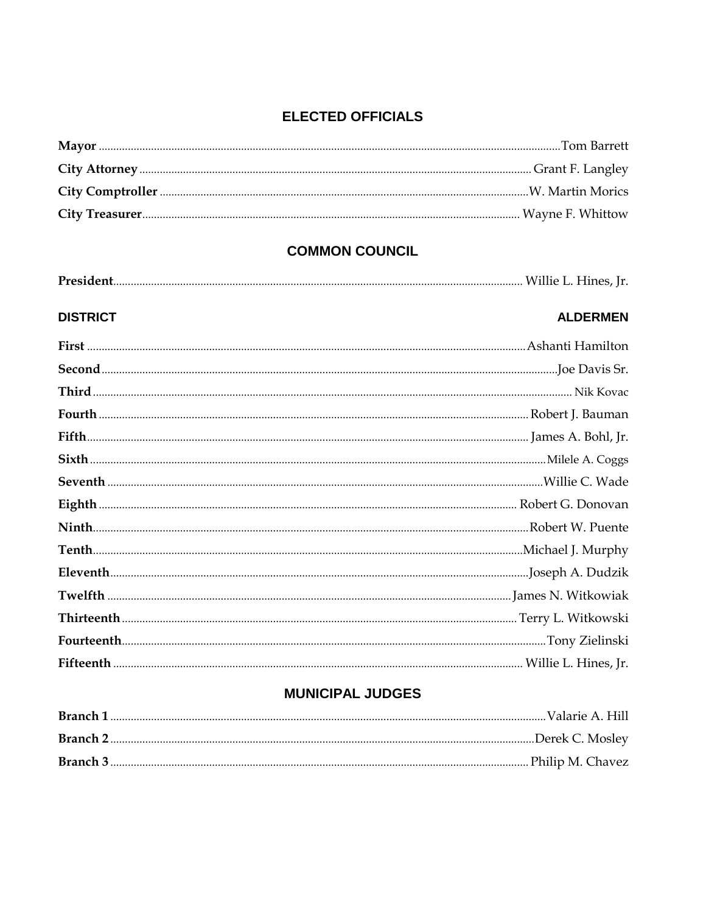## ELECTED OFFICIALS

| | |
|---|---|
| **Mayor** | Tom Barrett |
| **City Attorney** | Grant F. Langley |
| **City Comptroller** | W. Martin Morics |
| **City Treasurer** | Wayne F. Whittow |

## COMMON COUNCIL

| | |
|---|---|
| **President** | Willie L. Hines, Jr. |

| DISTRICT | ALDERMEN |
|---|---|
| **First** | Ashanti Hamilton |
| **Second** | Joe Davis Sr. |
| **Third** | Nik Kovac |
| **Fourth** | Robert J. Bauman |
| **Fifth** | James A. Bohl, Jr. |
| **Sixth** | Milele A. Coggs |
| **Seventh** | Willie C. Wade |
| **Eighth** | Robert G. Donovan |
| **Ninth** | Robert W. Puente |
| **Tenth** | Michael J. Murphy |
| **Eleventh** | Joseph A. Dudzik |
| **Twelfth** | James N. Witkowiak |
| **Thirteenth** | Terry L. Witkowski |
| **Fourteenth** | Tony Zielinski |
| **Fifteenth** | Willie L. Hines, Jr. |

## MUNICIPAL JUDGES

| | |
|---|---|
| **Branch 1** | Valarie A. Hill |
| **Branch 2** | Derek C. Mosley |
| **Branch 3** | Philip M. Chavez |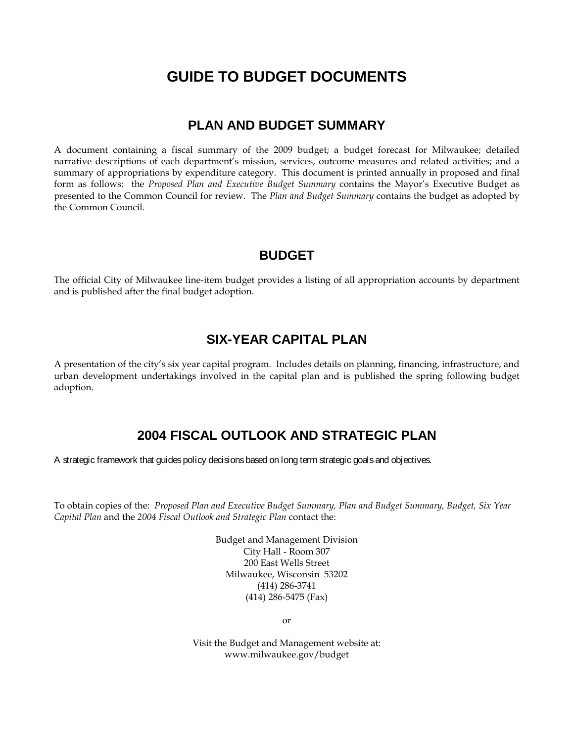# GUIDE TO BUDGET DOCUMENTS

## PLAN AND BUDGET SUMMARY

A document containing a fiscal summary of the 2009 budget; a budget forecast for Milwaukee; detailed narrative descriptions of each department's mission, services, outcome measures and related activities; and a summary of appropriations by expenditure category. This document is printed annually in proposed and final form as follows: the *Proposed Plan and Executive Budget Summary* contains the Mayor's Executive Budget as presented to the Common Council for review. The *Plan and Budget Summary* contains the budget as adopted by the Common Council.

## BUDGET

The official City of Milwaukee line-item budget provides a listing of all appropriation accounts by department and is published after the final budget adoption.

## SIX-YEAR CAPITAL PLAN

A presentation of the city's six year capital program. Includes details on planning, financing, infrastructure, and urban development undertakings involved in the capital plan and is published the spring following budget adoption.

## 2004 FISCAL OUTLOOK AND STRATEGIC PLAN

A strategic framework that guides policy decisions based on long term strategic goals and objectives.

To obtain copies of the: *Proposed Plan and Executive Budget Summary, Plan and Budget Summary, Budget, Six Year Capital Plan* and the *2004 Fiscal Outlook and Strategic Plan* contact the:

Budget and Management Division
City Hall - Room 307
200 East Wells Street
Milwaukee, Wisconsin 53202
(414) 286-3741
(414) 286-5475 (Fax)

or

Visit the Budget and Management website at:
www.milwaukee.gov/budget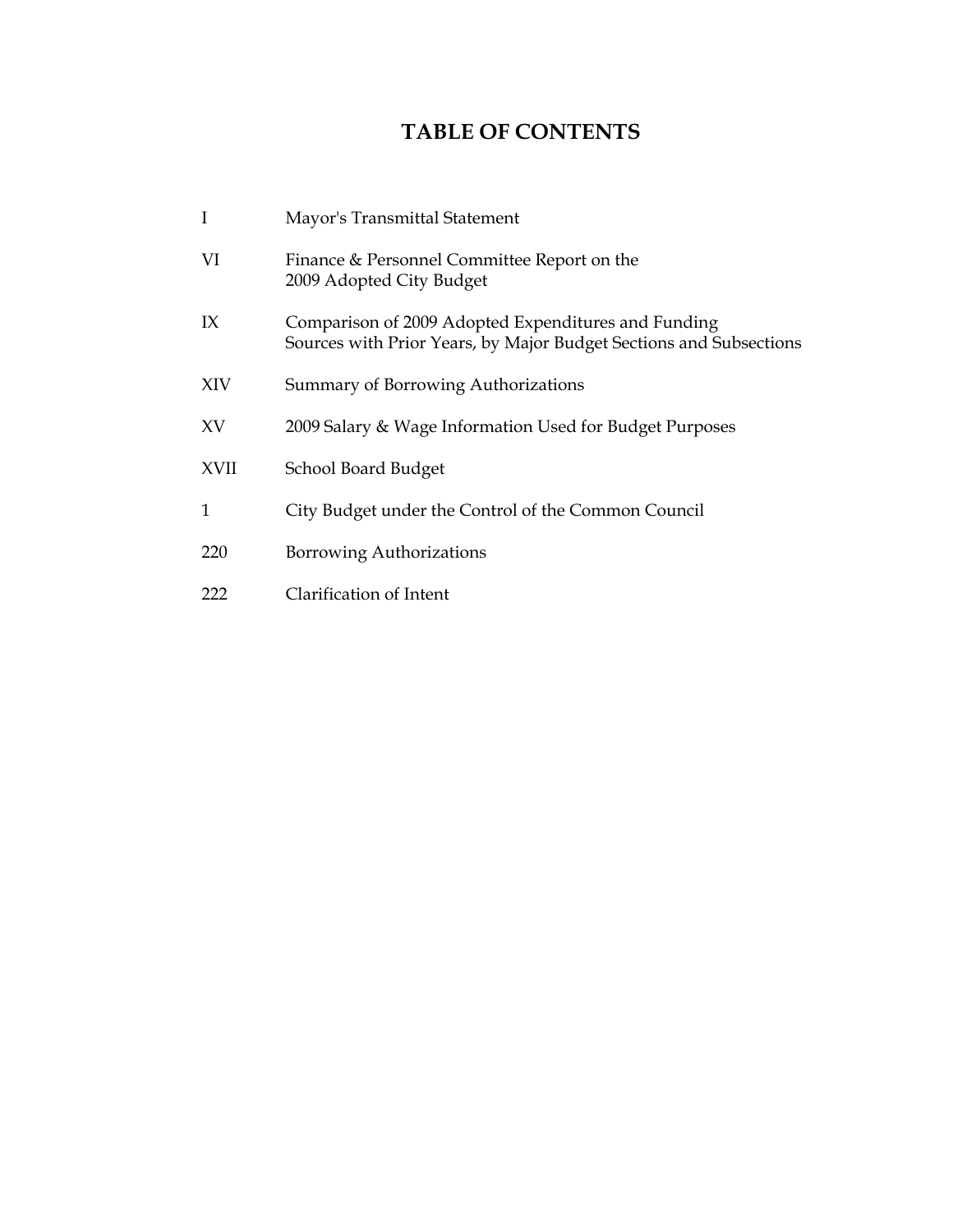# TABLE OF CONTENTS

| | |
|---|---|
| I | Mayor's Transmittal Statement |
| VI | Finance & Personnel Committee Report on the 2009 Adopted City Budget |
| IX | Comparison of 2009 Adopted Expenditures and Funding Sources with Prior Years, by Major Budget Sections and Subsections |
| XIV | Summary of Borrowing Authorizations |
| XV | 2009 Salary & Wage Information Used for Budget Purposes |
| XVII | School Board Budget |
| 1 | City Budget under the Control of the Common Council |
| 220 | Borrowing Authorizations |
| 222 | Clarification of Intent |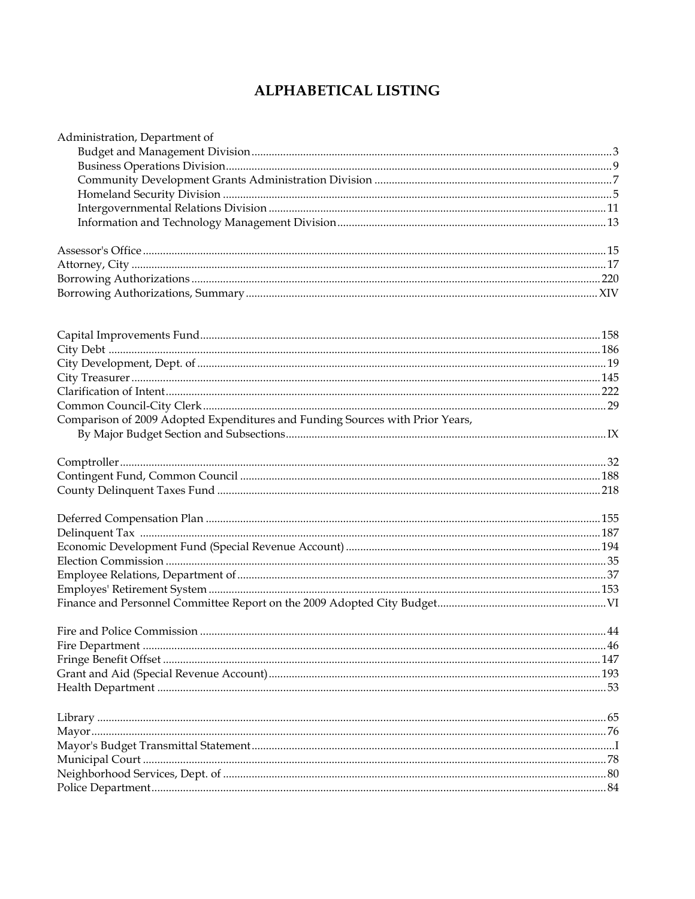# ALPHABETICAL LISTING

Administration, Department of
- Budget and Management Division .......... 3
- Business Operations Division .......... 9
- Community Development Grants Administration Division .......... 7
- Homeland Security Division .......... 5
- Intergovernmental Relations Division .......... 11
- Information and Technology Management Division .......... 13

Assessor's Office .......... 15
Attorney, City .......... 17
Borrowing Authorizations .......... 220
Borrowing Authorizations, Summary .......... XIV

Capital Improvements Fund .......... 158
City Debt .......... 186
City Development, Dept. of .......... 19
City Treasurer .......... 145
Clarification of Intent .......... 222
Common Council-City Clerk .......... 29
Comparison of 2009 Adopted Expenditures and Funding Sources with Prior Years, By Major Budget Section and Subsections .......... IX

Comptroller .......... 32
Contingent Fund, Common Council .......... 188
County Delinquent Taxes Fund .......... 218

Deferred Compensation Plan .......... 155
Delinquent Tax .......... 187
Economic Development Fund (Special Revenue Account) .......... 194
Election Commission .......... 35
Employee Relations, Department of .......... 37
Employes' Retirement System .......... 153
Finance and Personnel Committee Report on the 2009 Adopted City Budget .......... VI

Fire and Police Commission .......... 44
Fire Department .......... 46
Fringe Benefit Offset .......... 147
Grant and Aid (Special Revenue Account) .......... 193
Health Department .......... 53

Library .......... 65
Mayor .......... 76
Mayor's Budget Transmittal Statement .......... I
Municipal Court .......... 78
Neighborhood Services, Dept. of .......... 80
Police Department .......... 84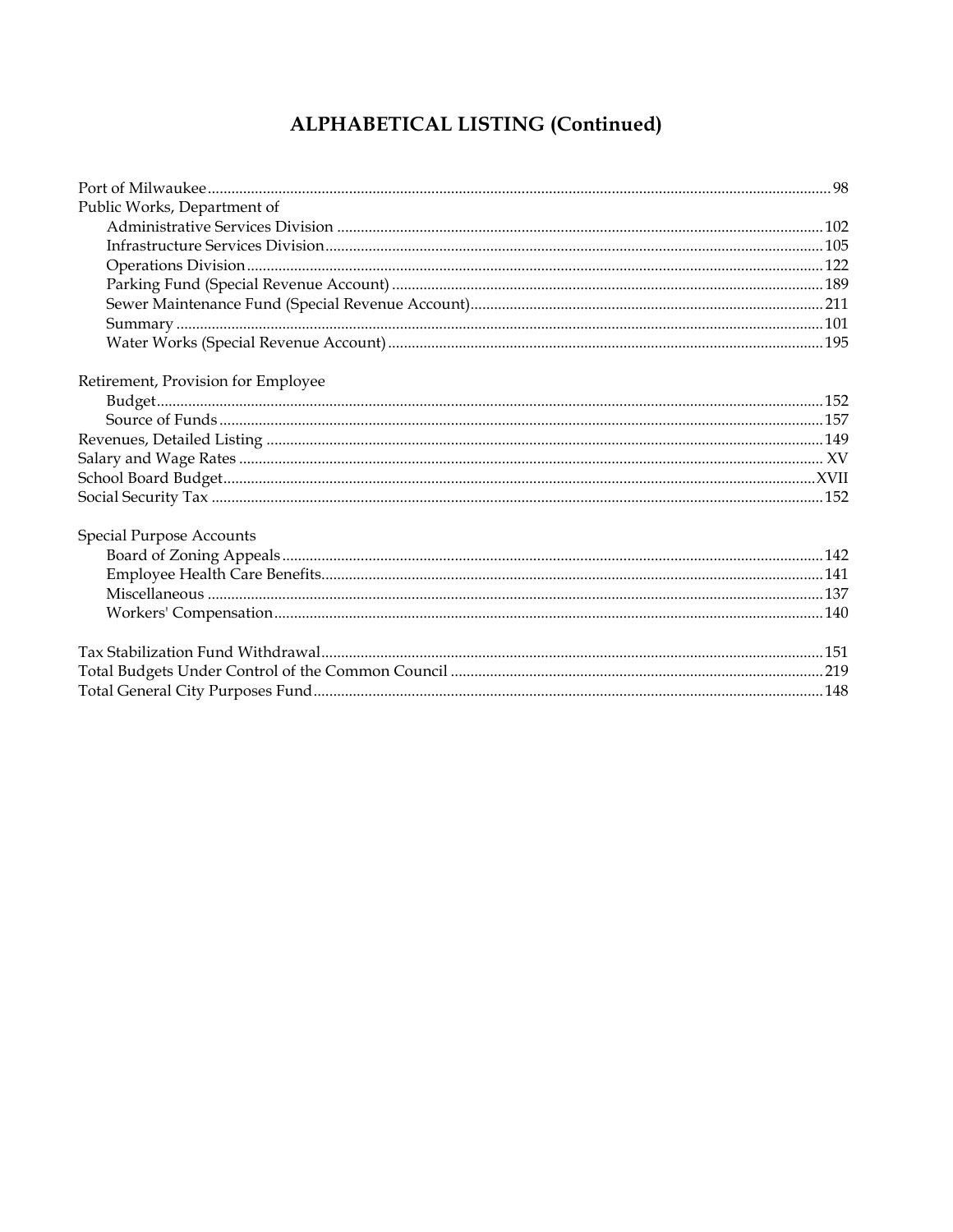# ALPHABETICAL LISTING (Continued)

Port of Milwaukee .......... 98

Public Works, Department of

- Administrative Services Division .......... 102
- Infrastructure Services Division .......... 105
- Operations Division .......... 122
- Parking Fund (Special Revenue Account) .......... 189
- Sewer Maintenance Fund (Special Revenue Account) .......... 211
- Summary .......... 101
- Water Works (Special Revenue Account) .......... 195

Retirement, Provision for Employee

- Budget .......... 152
- Source of Funds .......... 157

Revenues, Detailed Listing .......... 149

Salary and Wage Rates .......... XV

School Board Budget .......... XVII

Social Security Tax .......... 152

Special Purpose Accounts

- Board of Zoning Appeals .......... 142
- Employee Health Care Benefits .......... 141
- Miscellaneous .......... 137
- Workers' Compensation .......... 140

Tax Stabilization Fund Withdrawal .......... 151

Total Budgets Under Control of the Common Council .......... 219

Total General City Purposes Fund .......... 148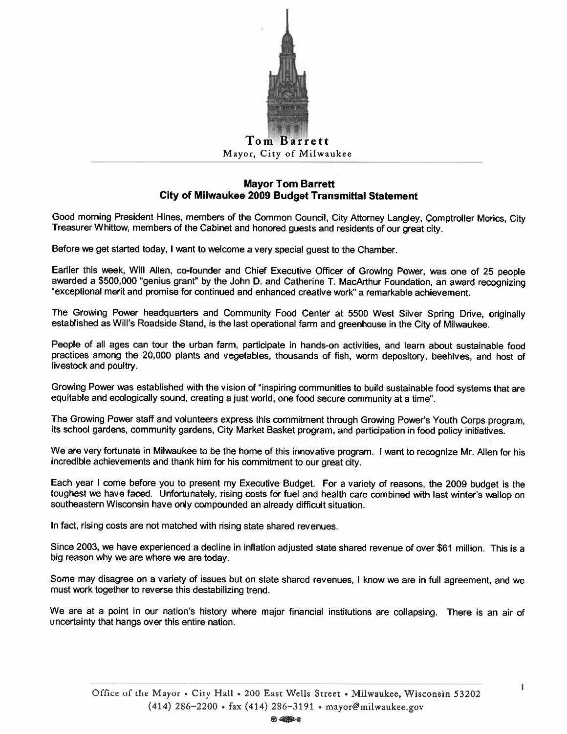**Tom Barrett**
Mayor, City of Milwaukee

## Mayor Tom Barrett
## City of Milwaukee 2009 Budget Transmittal Statement

Good morning President Hines, members of the Common Council, City Attorney Langley, Comptroller Morics, City Treasurer Whittow, members of the Cabinet and honored guests and residents of our great city.

Before we get started today, I want to welcome a very special guest to the Chamber.

Earlier this week, Will Allen, co-founder and Chief Executive Officer of Growing Power, was one of 25 people awarded a $500,000 "genius grant" by the John D. and Catherine T. MacArthur Foundation, an award recognizing "exceptional merit and promise for continued and enhanced creative work" a remarkable achievement.

The Growing Power headquarters and Community Food Center at 5500 West Silver Spring Drive, originally established as Will's Roadside Stand, is the last operational farm and greenhouse in the City of Milwaukee.

People of all ages can tour the urban farm, participate in hands-on activities, and learn about sustainable food practices among the 20,000 plants and vegetables, thousands of fish, worm depository, beehives, and host of livestock and poultry.

Growing Power was established with the vision of "inspiring communities to build sustainable food systems that are equitable and ecologically sound, creating a just world, one food secure community at a time".

The Growing Power staff and volunteers express this commitment through Growing Power's Youth Corps program, its school gardens, community gardens, City Market Basket program, and participation in food policy initiatives.

We are very fortunate in Milwaukee to be the home of this innovative program. I want to recognize Mr. Allen for his incredible achievements and thank him for his commitment to our great city.

Each year I come before you to present my Executive Budget. For a variety of reasons, the 2009 budget is the toughest we have faced. Unfortunately, rising costs for fuel and health care combined with last winter's wallop on southeastern Wisconsin have only compounded an already difficult situation.

In fact, rising costs are not matched with rising state shared revenues.

Since 2003, we have experienced a decline in inflation adjusted state shared revenue of over $61 million. This is a big reason why we are where we are today.

Some may disagree on a variety of issues but on state shared revenues, I know we are in full agreement, and we must work together to reverse this destabilizing trend.

We are at a point in our nation's history where major financial institutions are collapsing. There is an air of uncertainty that hangs over this entire nation.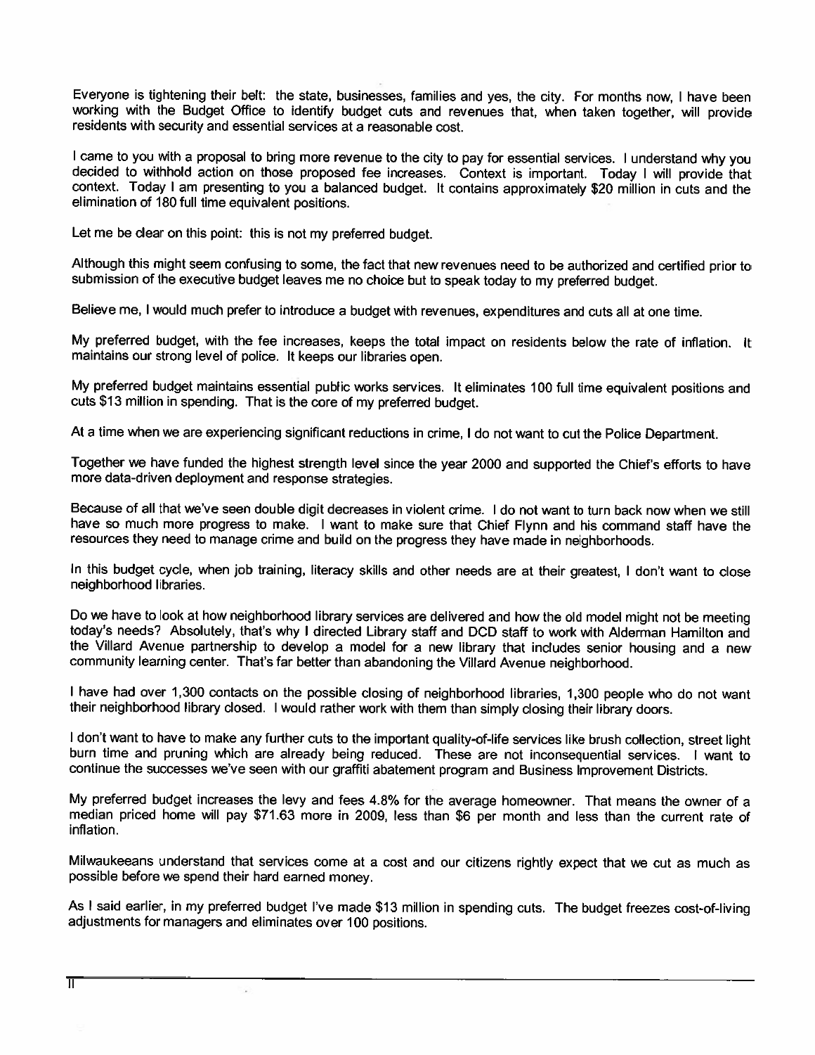Everyone is tightening their belt: the state, businesses, families and yes, the city. For months now, I have been working with the Budget Office to identify budget cuts and revenues that, when taken together, will provide residents with security and essential services at a reasonable cost.

I came to you with a proposal to bring more revenue to the city to pay for essential services. I understand why you decided to withhold action on those proposed fee increases. Context is important. Today I will provide that context. Today I am presenting to you a balanced budget. It contains approximately $20 million in cuts and the elimination of 180 full time equivalent positions.

Let me be clear on this point: this is not my preferred budget.

Although this might seem confusing to some, the fact that new revenues need to be authorized and certified prior to submission of the executive budget leaves me no choice but to speak today to my preferred budget.

Believe me, I would much prefer to introduce a budget with revenues, expenditures and cuts all at one time.

My preferred budget, with the fee increases, keeps the total impact on residents below the rate of inflation. It maintains our strong level of police. It keeps our libraries open.

My preferred budget maintains essential public works services. It eliminates 100 full time equivalent positions and cuts $13 million in spending. That is the core of my preferred budget.

At a time when we are experiencing significant reductions in crime, I do not want to cut the Police Department.

Together we have funded the highest strength level since the year 2000 and supported the Chief's efforts to have more data-driven deployment and response strategies.

Because of all that we've seen double digit decreases in violent crime. I do not want to turn back now when we still have so much more progress to make. I want to make sure that Chief Flynn and his command staff have the resources they need to manage crime and build on the progress they have made in neighborhoods.

In this budget cycle, when job training, literacy skills and other needs are at their greatest, I don't want to close neighborhood libraries.

Do we have to look at how neighborhood library services are delivered and how the old model might not be meeting today's needs? Absolutely, that's why I directed Library staff and DCD staff to work with Alderman Hamilton and the Villard Avenue partnership to develop a model for a new library that includes senior housing and a new community learning center. That's far better than abandoning the Villard Avenue neighborhood.

I have had over 1,300 contacts on the possible closing of neighborhood libraries, 1,300 people who do not want their neighborhood library closed. I would rather work with them than simply closing their library doors.

I don't want to have to make any further cuts to the important quality-of-life services like brush collection, street light burn time and pruning which are already being reduced. These are not inconsequential services. I want to continue the successes we've seen with our graffiti abatement program and Business Improvement Districts.

My preferred budget increases the levy and fees 4.8% for the average homeowner. That means the owner of a median priced home will pay $71.63 more in 2009, less than $6 per month and less than the current rate of inflation.

Milwaukeeans understand that services come at a cost and our citizens rightly expect that we cut as much as possible before we spend their hard earned money.

As I said earlier, in my preferred budget I've made $13 million in spending cuts. The budget freezes cost-of-living adjustments for managers and eliminates over 100 positions.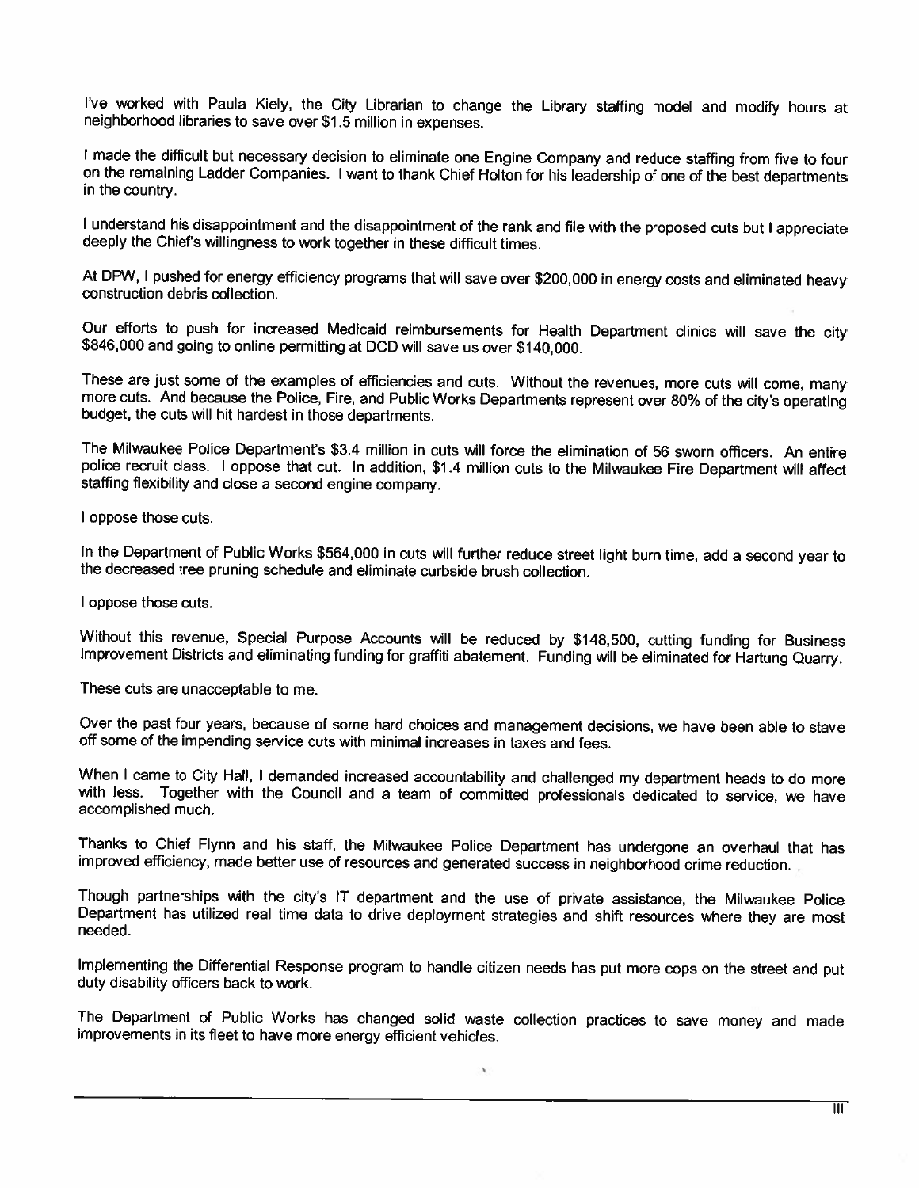I've worked with Paula Kiely, the City Librarian to change the Library staffing model and modify hours at neighborhood libraries to save over $1.5 million in expenses.

I made the difficult but necessary decision to eliminate one Engine Company and reduce staffing from five to four on the remaining Ladder Companies. I want to thank Chief Holton for his leadership of one of the best departments in the country.

I understand his disappointment and the disappointment of the rank and file with the proposed cuts but I appreciate deeply the Chief's willingness to work together in these difficult times.

At DPW, I pushed for energy efficiency programs that will save over $200,000 in energy costs and eliminated heavy construction debris collection.

Our efforts to push for increased Medicaid reimbursements for Health Department clinics will save the city $846,000 and going to online permitting at DCD will save us over $140,000.

These are just some of the examples of efficiencies and cuts. Without the revenues, more cuts will come, many more cuts. And because the Police, Fire, and Public Works Departments represent over 80% of the city's operating budget, the cuts will hit hardest in those departments.

The Milwaukee Police Department's $3.4 million in cuts will force the elimination of 56 sworn officers. An entire police recruit class. I oppose that cut. In addition, $1.4 million cuts to the Milwaukee Fire Department will affect staffing flexibility and close a second engine company.

I oppose those cuts.

In the Department of Public Works $564,000 in cuts will further reduce street light burn time, add a second year to the decreased tree pruning schedule and eliminate curbside brush collection.

I oppose those cuts.

Without this revenue, Special Purpose Accounts will be reduced by $148,500, cutting funding for Business Improvement Districts and eliminating funding for graffiti abatement. Funding will be eliminated for Hartung Quarry.

These cuts are unacceptable to me.

Over the past four years, because of some hard choices and management decisions, we have been able to stave off some of the impending service cuts with minimal increases in taxes and fees.

When I came to City Hall, I demanded increased accountability and challenged my department heads to do more with less. Together with the Council and a team of committed professionals dedicated to service, we have accomplished much.

Thanks to Chief Flynn and his staff, the Milwaukee Police Department has undergone an overhaul that has improved efficiency, made better use of resources and generated success in neighborhood crime reduction.

Though partnerships with the city's IT department and the use of private assistance, the Milwaukee Police Department has utilized real time data to drive deployment strategies and shift resources where they are most needed.

Implementing the Differential Response program to handle citizen needs has put more cops on the street and put duty disability officers back to work.

The Department of Public Works has changed solid waste collection practices to save money and made improvements in its fleet to have more energy efficient vehicles.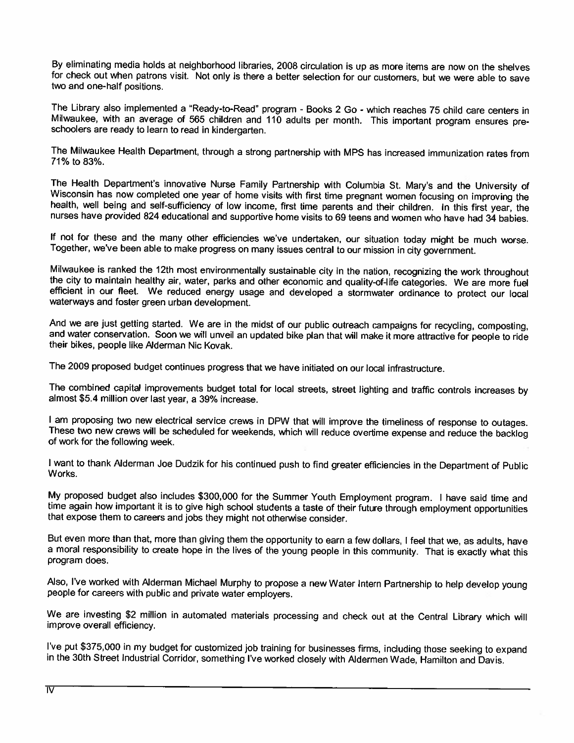By eliminating media holds at neighborhood libraries, 2008 circulation is up as more items are now on the shelves for check out when patrons visit. Not only is there a better selection for our customers, but we were able to save two and one-half positions.

The Library also implemented a "Ready-to-Read" program - Books 2 Go - which reaches 75 child care centers in Milwaukee, with an average of 565 children and 110 adults per month. This important program ensures pre-schoolers are ready to learn to read in kindergarten.

The Milwaukee Health Department, through a strong partnership with MPS has increased immunization rates from 71% to 83%.

The Health Department's innovative Nurse Family Partnership with Columbia St. Mary's and the University of Wisconsin has now completed one year of home visits with first time pregnant women focusing on improving the health, well being and self-sufficiency of low income, first time parents and their children. In this first year, the nurses have provided 824 educational and supportive home visits to 69 teens and women who have had 34 babies.

If not for these and the many other efficiencies we've undertaken, our situation today might be much worse. Together, we've been able to make progress on many issues central to our mission in city government.

Milwaukee is ranked the 12th most environmentally sustainable city in the nation, recognizing the work throughout the city to maintain healthy air, water, parks and other economic and quality-of-life categories. We are more fuel efficient in our fleet. We reduced energy usage and developed a stormwater ordinance to protect our local waterways and foster green urban development.

And we are just getting started. We are in the midst of our public outreach campaigns for recycling, composting, and water conservation. Soon we will unveil an updated bike plan that will make it more attractive for people to ride their bikes, people like Alderman Nic Kovak.

The 2009 proposed budget continues progress that we have initiated on our local infrastructure.

The combined capital improvements budget total for local streets, street lighting and traffic controls increases by almost $5.4 million over last year, a 39% increase.

I am proposing two new electrical service crews in DPW that will improve the timeliness of response to outages. These two new crews will be scheduled for weekends, which will reduce overtime expense and reduce the backlog of work for the following week.

I want to thank Alderman Joe Dudzik for his continued push to find greater efficiencies in the Department of Public Works.

My proposed budget also includes $300,000 for the Summer Youth Employment program. I have said time and time again how important it is to give high school students a taste of their future through employment opportunities that expose them to careers and jobs they might not otherwise consider.

But even more than that, more than giving them the opportunity to earn a few dollars, I feel that we, as adults, have a moral responsibility to create hope in the lives of the young people in this community. That is exactly what this program does.

Also, I've worked with Alderman Michael Murphy to propose a new Water Intern Partnership to help develop young people for careers with public and private water employers.

We are investing $2 million in automated materials processing and check out at the Central Library which will improve overall efficiency.

I've put $375,000 in my budget for customized job training for businesses firms, including those seeking to expand in the 30th Street Industrial Corridor, something I've worked closely with Aldermen Wade, Hamilton and Davis.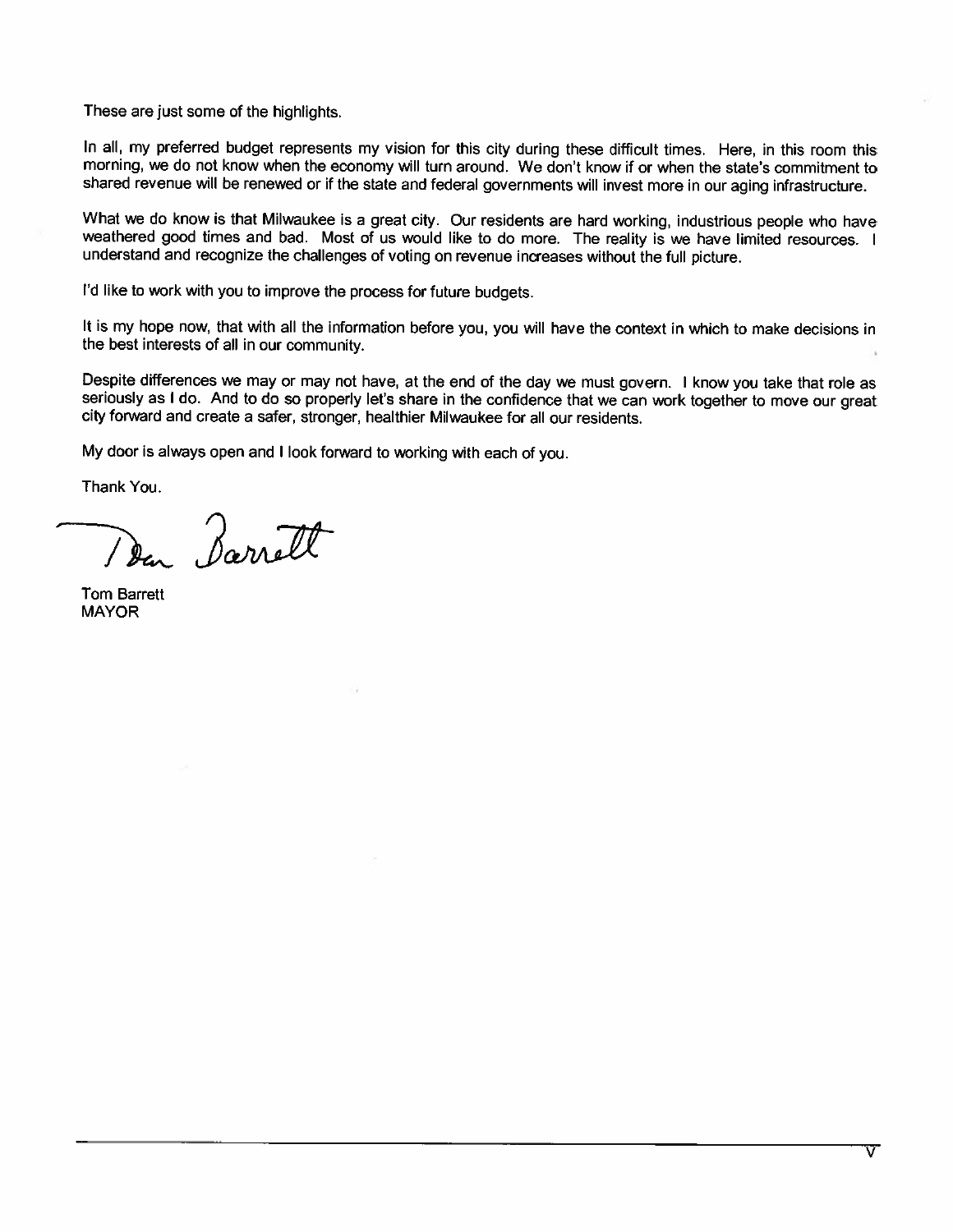These are just some of the highlights.

In all, my preferred budget represents my vision for this city during these difficult times. Here, in this room this morning, we do not know when the economy will turn around. We don't know if or when the state's commitment to shared revenue will be renewed or if the state and federal governments will invest more in our aging infrastructure.

What we do know is that Milwaukee is a great city. Our residents are hard working, industrious people who have weathered good times and bad. Most of us would like to do more. The reality is we have limited resources. I understand and recognize the challenges of voting on revenue increases without the full picture.

I'd like to work with you to improve the process for future budgets.

It is my hope now, that with all the information before you, you will have the context in which to make decisions in the best interests of all in our community.

Despite differences we may or may not have, at the end of the day we must govern. I know you take that role as seriously as I do. And to do so properly let's share in the confidence that we can work together to move our great city forward and create a safer, stronger, healthier Milwaukee for all our residents.

My door is always open and I look forward to working with each of you.

Thank You.

Tom Barrett

Tom Barrett
MAYOR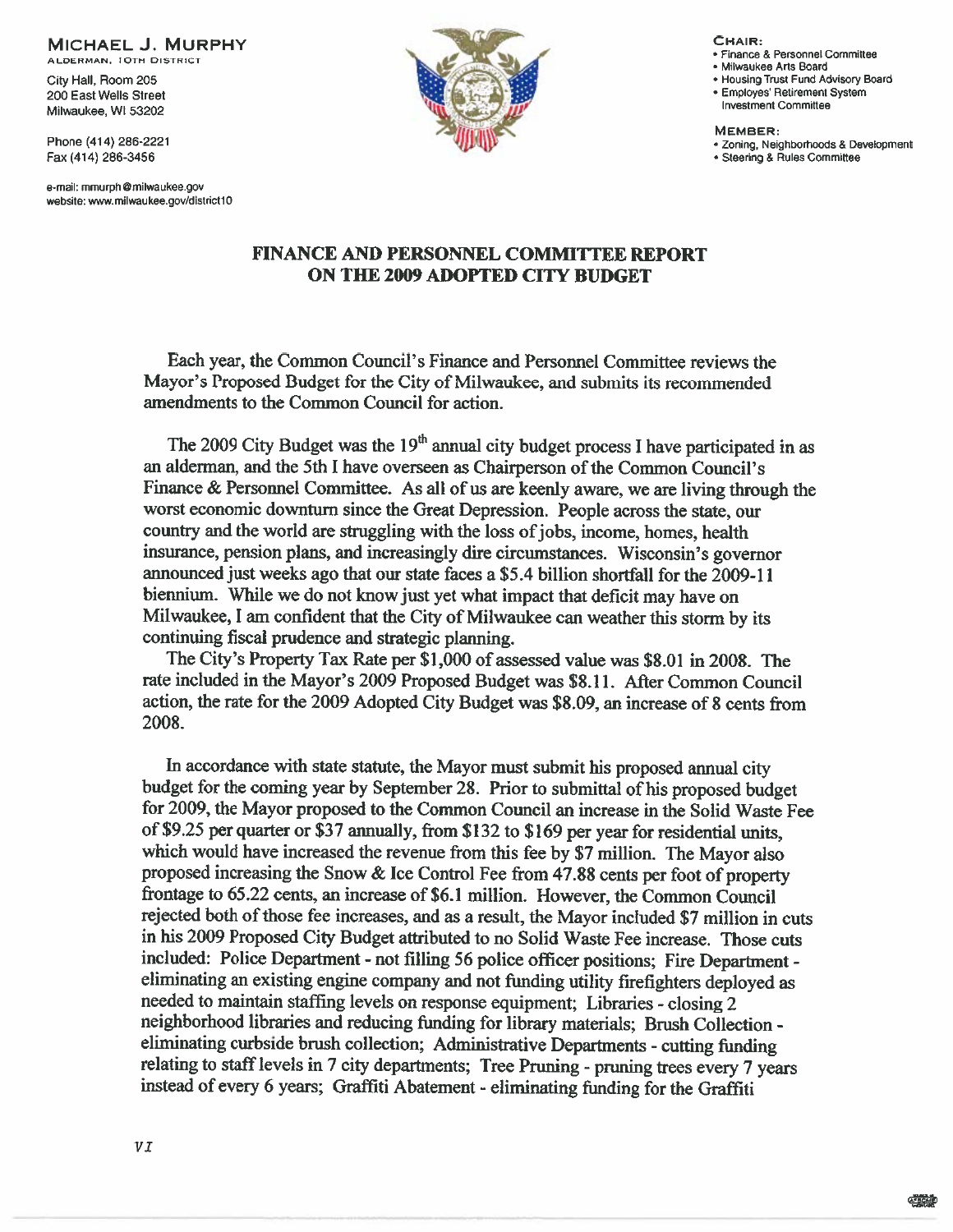**MICHAEL J. MURPHY**
ALDERMAN, 10TH DISTRICT

City Hall, Room 205
200 East Wells Street
Milwaukee, WI 53202

Phone (414) 286-2221
Fax (414) 286-3456

e-mail: mmurph@milwaukee.gov
website: www.milwaukee.gov/district10

**CHAIR:**
- Finance & Personnel Committee
- Milwaukee Arts Board
- Housing Trust Fund Advisory Board
- Employes' Retirement System Investment Committee

**MEMBER:**
- Zoning, Neighborhoods & Development
- Steering & Rules Committee

## FINANCE AND PERSONNEL COMMITTEE REPORT ON THE 2009 ADOPTED CITY BUDGET

Each year, the Common Council's Finance and Personnel Committee reviews the Mayor's Proposed Budget for the City of Milwaukee, and submits its recommended amendments to the Common Council for action.

The 2009 City Budget was the 19th annual city budget process I have participated in as an alderman, and the 5th I have overseen as Chairperson of the Common Council's Finance & Personnel Committee. As all of us are keenly aware, we are living through the worst economic downturn since the Great Depression. People across the state, our country and the world are struggling with the loss of jobs, income, homes, health insurance, pension plans, and increasingly dire circumstances. Wisconsin's governor announced just weeks ago that our state faces a $5.4 billion shortfall for the 2009-11 biennium. While we do not know just yet what impact that deficit may have on Milwaukee, I am confident that the City of Milwaukee can weather this storm by its continuing fiscal prudence and strategic planning.

The City's Property Tax Rate per $1,000 of assessed value was $8.01 in 2008. The rate included in the Mayor's 2009 Proposed Budget was $8.11. After Common Council action, the rate for the 2009 Adopted City Budget was $8.09, an increase of 8 cents from 2008.

In accordance with state statute, the Mayor must submit his proposed annual city budget for the coming year by September 28. Prior to submittal of his proposed budget for 2009, the Mayor proposed to the Common Council an increase in the Solid Waste Fee of $9.25 per quarter or $37 annually, from $132 to $169 per year for residential units, which would have increased the revenue from this fee by $7 million. The Mayor also proposed increasing the Snow & Ice Control Fee from 47.88 cents per foot of property frontage to 65.22 cents, an increase of $6.1 million. However, the Common Council rejected both of those fee increases, and as a result, the Mayor included $7 million in cuts in his 2009 Proposed City Budget attributed to no Solid Waste Fee increase. Those cuts included: Police Department - not filling 56 police officer positions; Fire Department - eliminating an existing engine company and not funding utility firefighters deployed as needed to maintain staffing levels on response equipment; Libraries - closing 2 neighborhood libraries and reducing funding for library materials; Brush Collection - eliminating curbside brush collection; Administrative Departments - cutting funding relating to staff levels in 7 city departments; Tree Pruning - pruning trees every 7 years instead of every 6 years; Graffiti Abatement - eliminating funding for the Graffiti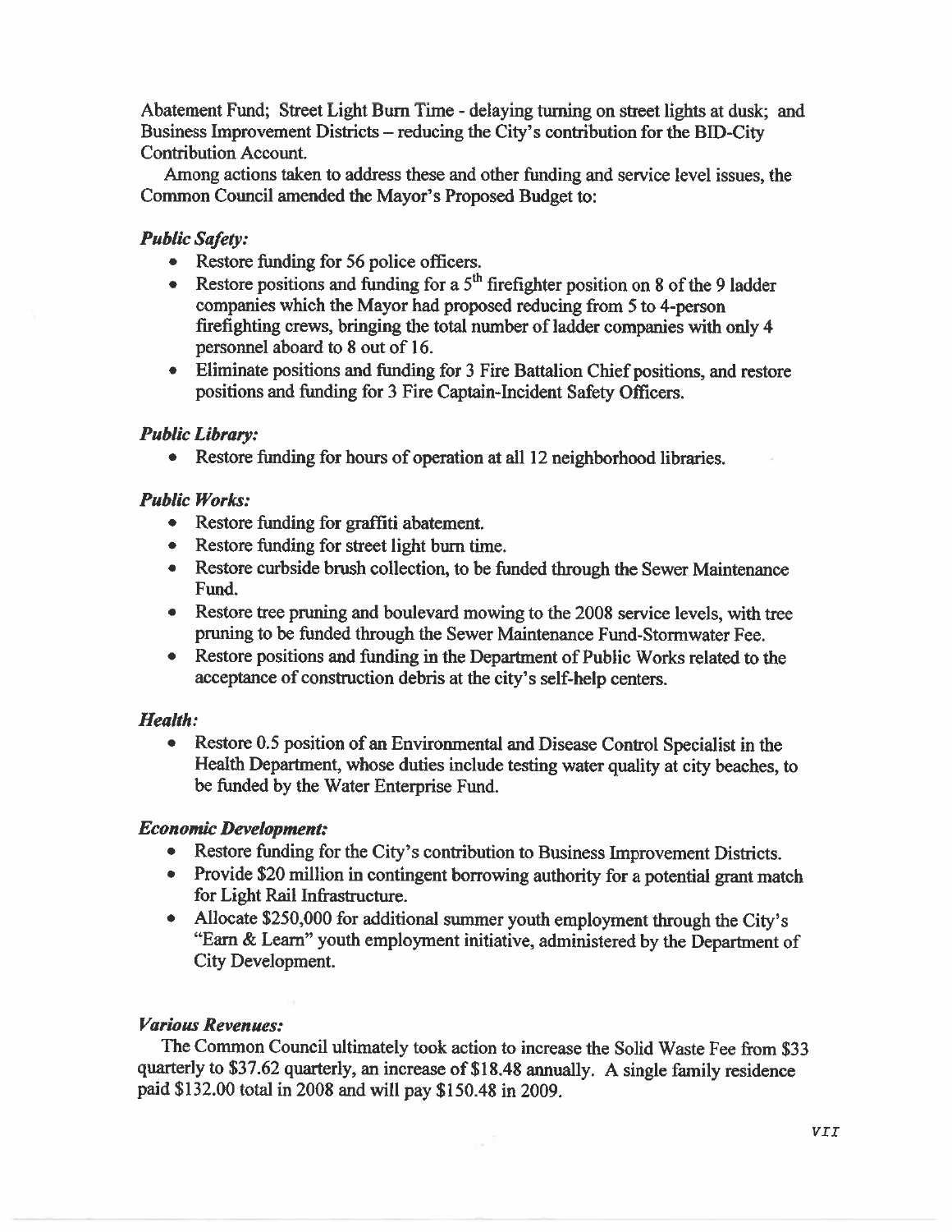Abatement Fund; Street Light Burn Time - delaying turning on street lights at dusk; and Business Improvement Districts – reducing the City's contribution for the BID-City Contribution Account.

Among actions taken to address these and other funding and service level issues, the Common Council amended the Mayor's Proposed Budget to:

***Public Safety:***

- Restore funding for 56 police officers.
- Restore positions and funding for a 5th firefighter position on 8 of the 9 ladder companies which the Mayor had proposed reducing from 5 to 4-person firefighting crews, bringing the total number of ladder companies with only 4 personnel aboard to 8 out of 16.
- Eliminate positions and funding for 3 Fire Battalion Chief positions, and restore positions and funding for 3 Fire Captain-Incident Safety Officers.

***Public Library:***

- Restore funding for hours of operation at all 12 neighborhood libraries.

***Public Works:***

- Restore funding for graffiti abatement.
- Restore funding for street light burn time.
- Restore curbside brush collection, to be funded through the Sewer Maintenance Fund.
- Restore tree pruning and boulevard mowing to the 2008 service levels, with tree pruning to be funded through the Sewer Maintenance Fund-Stormwater Fee.
- Restore positions and funding in the Department of Public Works related to the acceptance of construction debris at the city's self-help centers.

***Health:***

- Restore 0.5 position of an Environmental and Disease Control Specialist in the Health Department, whose duties include testing water quality at city beaches, to be funded by the Water Enterprise Fund.

***Economic Development:***

- Restore funding for the City's contribution to Business Improvement Districts.
- Provide $20 million in contingent borrowing authority for a potential grant match for Light Rail Infrastructure.
- Allocate $250,000 for additional summer youth employment through the City's "Earn & Learn" youth employment initiative, administered by the Department of City Development.

***Various Revenues:***

The Common Council ultimately took action to increase the Solid Waste Fee from $33 quarterly to $37.62 quarterly, an increase of $18.48 annually. A single family residence paid $132.00 total in 2008 and will pay $150.48 in 2009.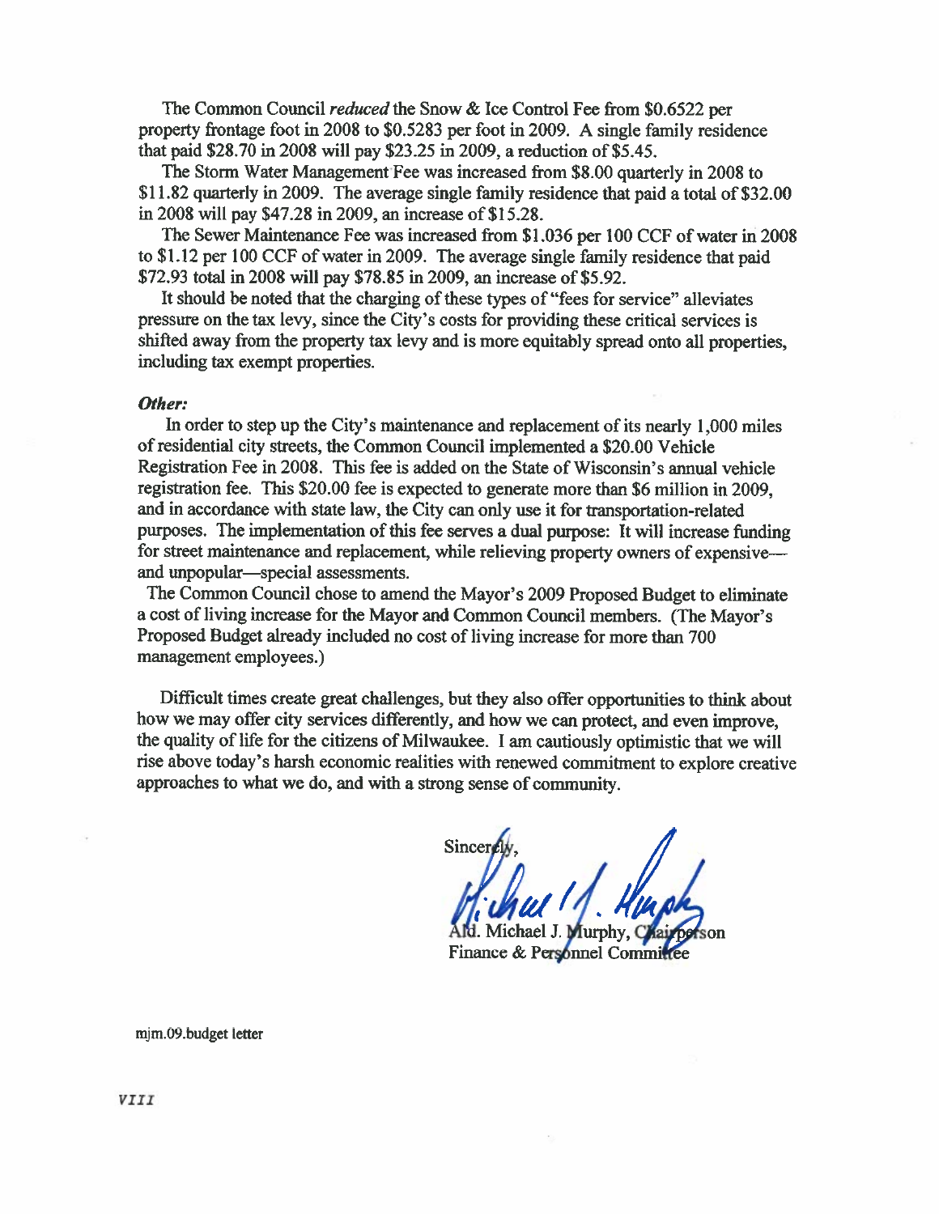The Common Council *reduced* the Snow & Ice Control Fee from $0.6522 per property frontage foot in 2008 to $0.5283 per foot in 2009. A single family residence that paid $28.70 in 2008 will pay $23.25 in 2009, a reduction of $5.45.

The Storm Water Management Fee was increased from $8.00 quarterly in 2008 to $11.82 quarterly in 2009. The average single family residence that paid a total of $32.00 in 2008 will pay $47.28 in 2009, an increase of $15.28.

The Sewer Maintenance Fee was increased from $1.036 per 100 CCF of water in 2008 to $1.12 per 100 CCF of water in 2009. The average single family residence that paid $72.93 total in 2008 will pay $78.85 in 2009, an increase of $5.92.

It should be noted that the charging of these types of "fees for service" alleviates pressure on the tax levy, since the City's costs for providing these critical services is shifted away from the property tax levy and is more equitably spread onto all properties, including tax exempt properties.

***Other:***

In order to step up the City's maintenance and replacement of its nearly 1,000 miles of residential city streets, the Common Council implemented a $20.00 Vehicle Registration Fee in 2008. This fee is added on the State of Wisconsin's annual vehicle registration fee. This $20.00 fee is expected to generate more than $6 million in 2009, and in accordance with state law, the City can only use it for transportation-related purposes. The implementation of this fee serves a dual purpose: It will increase funding for street maintenance and replacement, while relieving property owners of expensive—and unpopular—special assessments.

The Common Council chose to amend the Mayor's 2009 Proposed Budget to eliminate a cost of living increase for the Mayor and Common Council members. (The Mayor's Proposed Budget already included no cost of living increase for more than 700 management employees.)

Difficult times create great challenges, but they also offer opportunities to think about how we may offer city services differently, and how we can protect, and even improve, the quality of life for the citizens of Milwaukee. I am cautiously optimistic that we will rise above today's harsh economic realities with renewed commitment to explore creative approaches to what we do, and with a strong sense of community.

Sincerely,

Ald. Michael J. Murphy, Chairperson
Finance & Personnel Committee

mjm.09.budget letter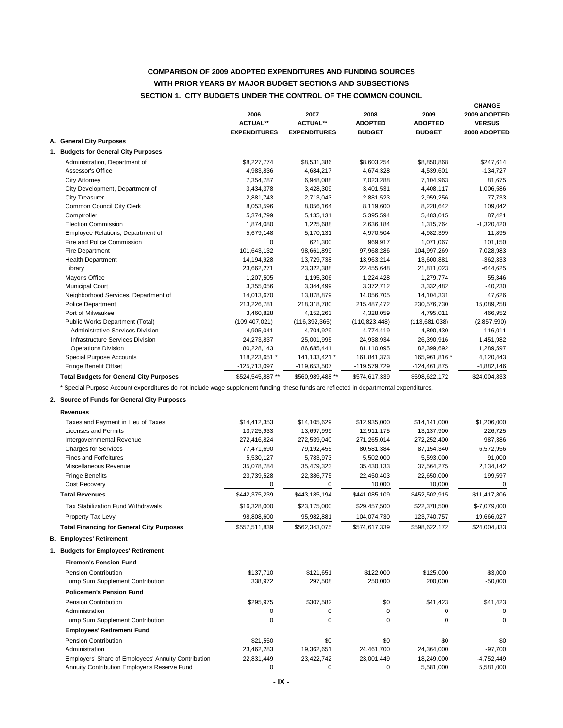# COMPARISON OF 2009 ADOPTED EXPENDITURES AND FUNDING SOURCES
# WITH PRIOR YEARS BY MAJOR BUDGET SECTIONS AND SUBSECTIONS
## SECTION 1. CITY BUDGETS UNDER THE CONTROL OF THE COMMON COUNCIL

| | 2006 ACTUAL** EXPENDITURES | 2007 ACTUAL** EXPENDITURES | 2008 ADOPTED BUDGET | 2009 ADOPTED BUDGET | CHANGE 2009 ADOPTED VERSUS 2008 ADOPTED |
|---|---|---|---|---|---|
| **A. General City Purposes** | | | | | |
| **1. Budgets for General City Purposes** | | | | | |
| Administration, Department of | $8,227,774 | $8,531,386 | $8,603,254 | $8,850,868 | $247,614 |
| Assessor's Office | 4,983,836 | 4,684,217 | 4,674,328 | 4,539,601 | -134,727 |
| City Attorney | 7,354,787 | 6,948,088 | 7,023,288 | 7,104,963 | 81,675 |
| City Development, Department of | 3,434,378 | 3,428,309 | 3,401,531 | 4,408,117 | 1,006,586 |
| City Treasurer | 2,881,743 | 2,713,043 | 2,881,523 | 2,959,256 | 77,733 |
| Common Council City Clerk | 8,053,596 | 8,056,164 | 8,119,600 | 8,228,642 | 109,042 |
| Comptroller | 5,374,799 | 5,135,131 | 5,395,594 | 5,483,015 | 87,421 |
| Election Commission | 1,874,080 | 1,225,688 | 2,636,184 | 1,315,764 | -1,320,420 |
| Employee Relations, Department of | 5,679,148 | 5,170,131 | 4,970,504 | 4,982,399 | 11,895 |
| Fire and Police Commission | 0 | 621,300 | 969,917 | 1,071,067 | 101,150 |
| Fire Department | 101,643,132 | 98,661,899 | 97,968,286 | 104,997,269 | 7,028,983 |
| Health Department | 14,194,928 | 13,729,738 | 13,963,214 | 13,600,881 | -362,333 |
| Library | 23,662,271 | 23,322,388 | 22,455,648 | 21,811,023 | -644,625 |
| Mayor's Office | 1,207,505 | 1,195,306 | 1,224,428 | 1,279,774 | 55,346 |
| Municipal Court | 3,355,056 | 3,344,499 | 3,372,712 | 3,332,482 | -40,230 |
| Neighborhood Services, Department of | 14,013,670 | 13,878,879 | 14,056,705 | 14,104,331 | 47,626 |
| Police Department | 213,226,781 | 218,318,780 | 215,487,472 | 230,576,730 | 15,089,258 |
| Port of Milwaukee | 3,460,828 | 4,152,263 | 4,328,059 | 4,795,011 | 466,952 |
| Public Works Department (Total) | (109,407,021) | (116,392,365) | (110,823,448) | (113,681,038) | (2,857,590) |
| Administrative Services Division | 4,905,041 | 4,704,929 | 4,774,419 | 4,890,430 | 116,011 |
| Infrastructure Services Division | 24,273,837 | 25,001,995 | 24,938,934 | 26,390,916 | 1,451,982 |
| Operations Division | 80,228,143 | 86,685,441 | 81,110,095 | 82,399,692 | 1,289,597 |
| Special Purpose Accounts | 118,223,651 * | 141,133,421 * | 161,841,373 | 165,961,816 * | 4,120,443 |
| Fringe Benefit Offset | -125,713,097 | -119,653,507 | -119,579,729 | -124,461,875 | -4,882,146 |
| **Total Budgets for General City Purposes** | $524,545,887 ** | $560,989,488 ** | $574,617,339 | $598,622,172 | $24,004,833 |

\* Special Purpose Account expenditures do not include wage supplement funding; these funds are reflected in departmental expenditures.

| | 2006 ACTUAL** EXPENDITURES | 2007 ACTUAL** EXPENDITURES | 2008 ADOPTED BUDGET | 2009 ADOPTED BUDGET | CHANGE 2009 ADOPTED VERSUS 2008 ADOPTED |
|---|---|---|---|---|---|
| **2. Source of Funds for General City Purposes** | | | | | |
| **Revenues** | | | | | |
| Taxes and Payment in Lieu of Taxes | $14,412,353 | $14,105,629 | $12,935,000 | $14,141,000 | $1,206,000 |
| Licenses and Permits | 13,725,933 | 13,697,999 | 12,911,175 | 13,137,900 | 226,725 |
| Intergovernmental Revenue | 272,416,824 | 272,539,040 | 271,265,014 | 272,252,400 | 987,386 |
| Charges for Services | 77,471,690 | 79,192,455 | 80,581,384 | 87,154,340 | 6,572,956 |
| Fines and Forfeitures | 5,530,127 | 5,783,973 | 5,502,000 | 5,593,000 | 91,000 |
| Miscellaneous Revenue | 35,078,784 | 35,479,323 | 35,430,133 | 37,564,275 | 2,134,142 |
| Fringe Benefits | 23,739,528 | 22,386,775 | 22,450,403 | 22,650,000 | 199,597 |
| Cost Recovery | 0 | 0 | 10,000 | 10,000 | 0 |
| **Total Revenues** | $442,375,239 | $443,185,194 | $441,085,109 | $452,502,915 | $11,417,806 |
| Tax Stabilization Fund Withdrawals | $16,328,000 | $23,175,000 | $29,457,500 | $22,378,500 | $-7,079,000 |
| Property Tax Levy | 98,808,600 | 95,982,881 | 104,074,730 | 123,740,757 | 19,666,027 |
| **Total Financing for General City Purposes** | $557,511,839 | $562,343,075 | $574,617,339 | $598,622,172 | $24,004,833 |
| **B. Employees' Retirement** | | | | | |
| **1. Budgets for Employees' Retirement** | | | | | |
| **Firemen's Pension Fund** | | | | | |
| Pension Contribution | $137,710 | $121,651 | $122,000 | $125,000 | $3,000 |
| Lump Sum Supplement Contribution | 338,972 | 297,508 | 250,000 | 200,000 | -50,000 |
| **Policemen's Pension Fund** | | | | | |
| Pension Contribution | $295,975 | $307,582 | $0 | $41,423 | $41,423 |
| Administration | 0 | 0 | 0 | 0 | 0 |
| Lump Sum Supplement Contribution | 0 | 0 | 0 | 0 | 0 |
| **Employees' Retirement Fund** | | | | | |
| Pension Contribution | $21,550 | $0 | $0 | $0 | $0 |
| Administration | 23,462,283 | 19,362,651 | 24,461,700 | 24,364,000 | -97,700 |
| Employers' Share of Employees' Annuity Contribution | 22,831,449 | 23,422,742 | 23,001,449 | 18,249,000 | -4,752,449 |
| Annuity Contribution Employer's Reserve Fund | 0 | 0 | 0 | 5,581,000 | 5,581,000 |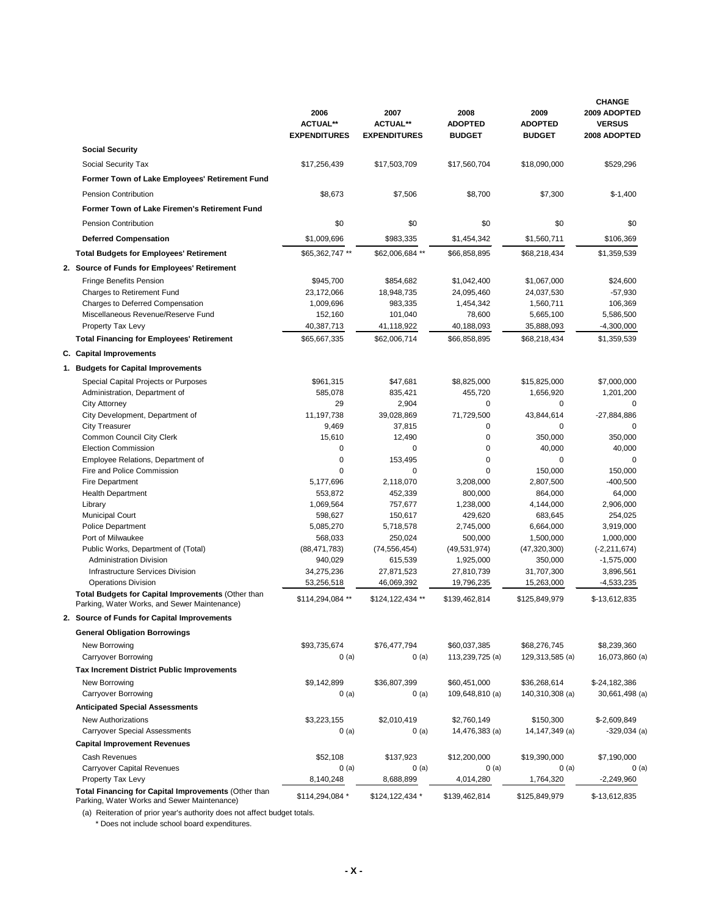| | 2006 ACTUAL** EXPENDITURES | 2007 ACTUAL** EXPENDITURES | 2008 ADOPTED BUDGET | 2009 ADOPTED BUDGET | CHANGE 2009 ADOPTED VERSUS 2008 ADOPTED |
|---|---|---|---|---|---|
| **Social Security** | | | | | |
| Social Security Tax | $17,256,439 | $17,503,709 | $17,560,704 | $18,090,000 | $529,296 |
| **Former Town of Lake Employees' Retirement Fund** | | | | | |
| Pension Contribution | $8,673 | $7,506 | $8,700 | $7,300 | $-1,400 |
| **Former Town of Lake Firemen's Retirement Fund** | | | | | |
| Pension Contribution | $0 | $0 | $0 | $0 | $0 |
| **Deferred Compensation** | $1,009,696 | $983,335 | $1,454,342 | $1,560,711 | $106,369 |
| **Total Budgets for Employees' Retirement** | $65,362,747 ** | $62,006,684 ** | $66,858,895 | $68,218,434 | $1,359,539 |
| **2. Source of Funds for Employees' Retirement** | | | | | |
| Fringe Benefits Pension | $945,700 | $854,682 | $1,042,400 | $1,067,000 | $24,600 |
| Charges to Retirement Fund | 23,172,066 | 18,948,735 | 24,095,460 | 24,037,530 | -57,930 |
| Charges to Deferred Compensation | 1,009,696 | 983,335 | 1,454,342 | 1,560,711 | 106,369 |
| Miscellaneous Revenue/Reserve Fund | 152,160 | 101,040 | 78,600 | 5,665,100 | 5,586,500 |
| Property Tax Levy | 40,387,713 | 41,118,922 | 40,188,093 | 35,888,093 | -4,300,000 |
| **Total Financing for Employees' Retirement** | $65,667,335 | $62,006,714 | $66,858,895 | $68,218,434 | $1,359,539 |
| **C. Capital Improvements** | | | | | |
| **1. Budgets for Capital Improvements** | | | | | |
| Special Capital Projects or Purposes | $961,315 | $47,681 | $8,825,000 | $15,825,000 | $7,000,000 |
| Administration, Department of | 585,078 | 835,421 | 455,720 | 1,656,920 | 1,201,200 |
| City Attorney | 29 | 2,904 | 0 | 0 | 0 |
| City Development, Department of | 11,197,738 | 39,028,869 | 71,729,500 | 43,844,614 | -27,884,886 |
| City Treasurer | 9,469 | 37,815 | 0 | 0 | 0 |
| Common Council City Clerk | 15,610 | 12,490 | 0 | 350,000 | 350,000 |
| Election Commission | 0 | 0 | 0 | 40,000 | 40,000 |
| Employee Relations, Department of | 0 | 153,495 | 0 | 0 | 0 |
| Fire and Police Commission | 0 | 0 | 0 | 150,000 | 150,000 |
| Fire Department | 5,177,696 | 2,118,070 | 3,208,000 | 2,807,500 | -400,500 |
| Health Department | 553,872 | 452,339 | 800,000 | 864,000 | 64,000 |
| Library | 1,069,564 | 757,677 | 1,238,000 | 4,144,000 | 2,906,000 |
| Municipal Court | 598,627 | 150,617 | 429,620 | 683,645 | 254,025 |
| Police Department | 5,085,270 | 5,718,578 | 2,745,000 | 6,664,000 | 3,919,000 |
| Port of Milwaukee | 568,033 | 250,024 | 500,000 | 1,500,000 | 1,000,000 |
| Public Works, Department of (Total) | (88,471,783) | (74,556,454) | (49,531,974) | (47,320,300) | (-2,211,674) |
| Administration Division | 940,029 | 615,539 | 1,925,000 | 350,000 | -1,575,000 |
| Infrastructure Services Division | 34,275,236 | 27,871,523 | 27,810,739 | 31,707,300 | 3,896,561 |
| Operations Division | 53,256,518 | 46,069,392 | 19,796,235 | 15,263,000 | -4,533,235 |
| **Total Budgets for Capital Improvements** (Other than Parking, Water Works, and Sewer Maintenance) | $114,294,084 ** | $124,122,434 ** | $139,462,814 | $125,849,979 | $-13,612,835 |
| **2. Source of Funds for Capital Improvements** | | | | | |
| **General Obligation Borrowings** | | | | | |
| New Borrowing | $93,735,674 | $76,477,794 | $60,037,385 | $68,276,745 | $8,239,360 |
| Carryover Borrowing | 0 (a) | 0 (a) | 113,239,725 (a) | 129,313,585 (a) | 16,073,860 (a) |
| **Tax Increment District Public Improvements** | | | | | |
| New Borrowing | $9,142,899 | $36,807,399 | $60,451,000 | $36,268,614 | $-24,182,386 |
| Carryover Borrowing | 0 (a) | 0 (a) | 109,648,810 (a) | 140,310,308 (a) | 30,661,498 (a) |
| **Anticipated Special Assessments** | | | | | |
| New Authorizations | $3,223,155 | $2,010,419 | $2,760,149 | $150,300 | $-2,609,849 |
| Carryover Special Assessments | 0 (a) | 0 (a) | 14,476,383 (a) | 14,147,349 (a) | -329,034 (a) |
| **Capital Improvement Revenues** | | | | | |
| Cash Revenues | $52,108 | $137,923 | $12,200,000 | $19,390,000 | $7,190,000 |
| Carryover Capital Revenues | 0 (a) | 0 (a) | 0 (a) | 0 (a) | 0 (a) |
| Property Tax Levy | 8,140,248 | 8,688,899 | 4,014,280 | 1,764,320 | -2,249,960 |
| **Total Financing for Capital Improvements** (Other than Parking, Water Works and Sewer Maintenance) | $114,294,084 * | $124,122,434 * | $139,462,814 | $125,849,979 | $-13,612,835 |

(a) Reiteration of prior year's authority does not affect budget totals.

\* Does not include school board expenditures.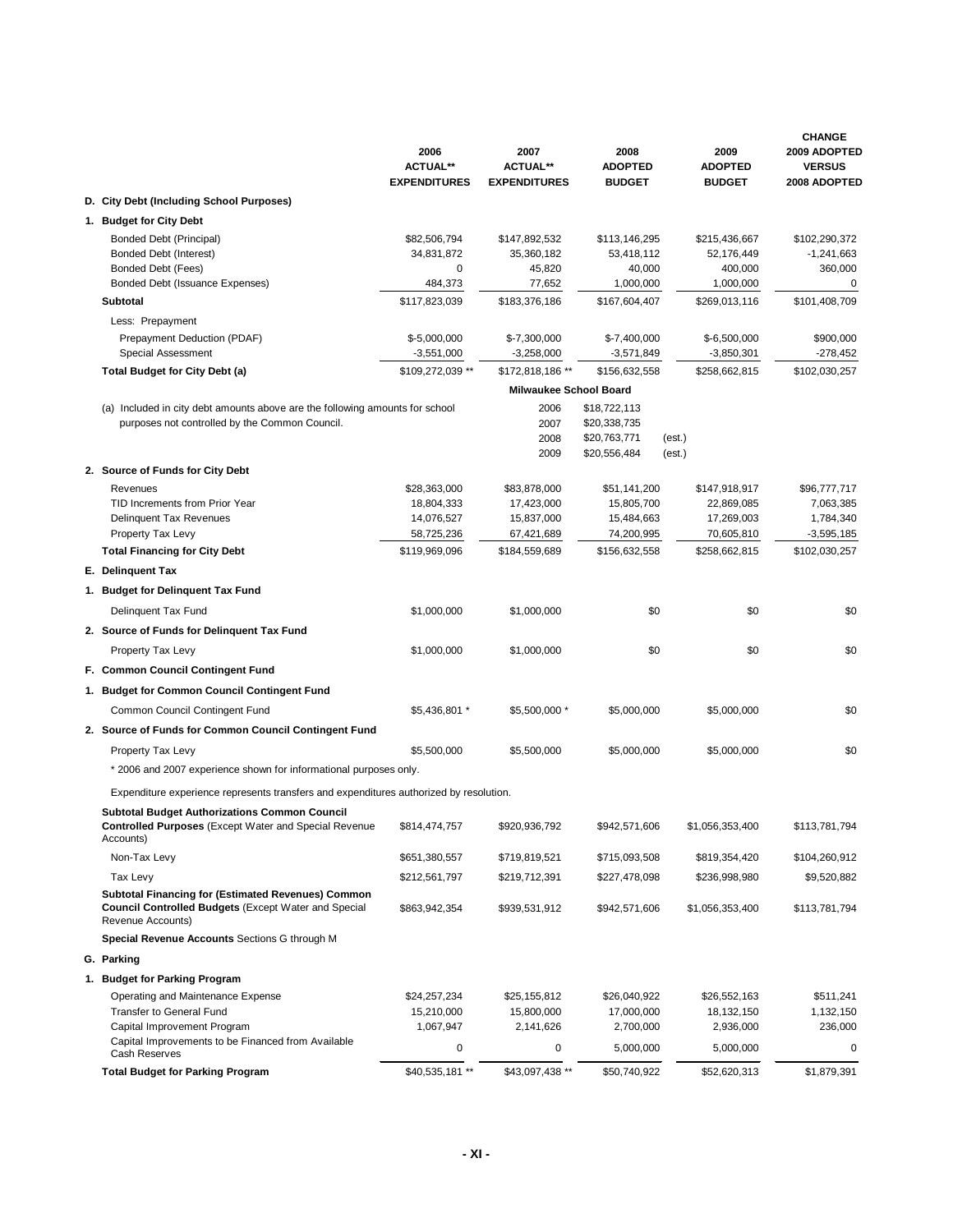| | 2006 ACTUAL** EXPENDITURES | 2007 ACTUAL** EXPENDITURES | 2008 ADOPTED BUDGET | 2009 ADOPTED BUDGET | CHANGE 2009 ADOPTED VERSUS 2008 ADOPTED |
|---|---|---|---|---|---|
| **D. City Debt (Including School Purposes)** | | | | | |
| **1. Budget for City Debt** | | | | | |
| Bonded Debt (Principal) | $82,506,794 | $147,892,532 | $113,146,295 | $215,436,667 | $102,290,372 |
| Bonded Debt (Interest) | 34,831,872 | 35,360,182 | 53,418,112 | 52,176,449 | -1,241,663 |
| Bonded Debt (Fees) | 0 | 45,820 | 40,000 | 400,000 | 360,000 |
| Bonded Debt (Issuance Expenses) | 484,373 | 77,652 | 1,000,000 | 1,000,000 | 0 |
| **Subtotal** | $117,823,039 | $183,376,186 | $167,604,407 | $269,013,116 | $101,408,709 |
| Less: Prepayment | | | | | |
| Prepayment Deduction (PDAF) | $-5,000,000 | $-7,300,000 | $-7,400,000 | $-6,500,000 | $900,000 |
| Special Assessment | -3,551,000 | -3,258,000 | -3,571,849 | -3,850,301 | -278,452 |
| **Total Budget for City Debt (a)** | $109,272,039 ** | $172,818,186 ** | $156,632,558 | $258,662,815 | $102,030,257 |

(a) Included in city debt amounts above are the following amounts for school purposes not controlled by the Common Council.

| Milwaukee School Board | | |
|---|---|---|
| 2006 | $18,722,113 | |
| 2007 | $20,338,735 | |
| 2008 | $20,763,771 | (est.) |
| 2009 | $20,556,484 | (est.) |

| | 2006 ACTUAL** EXPENDITURES | 2007 ACTUAL** EXPENDITURES | 2008 ADOPTED BUDGET | 2009 ADOPTED BUDGET | CHANGE 2009 ADOPTED VERSUS 2008 ADOPTED |
|---|---|---|---|---|---|
| **2. Source of Funds for City Debt** | | | | | |
| Revenues | $28,363,000 | $83,878,000 | $51,141,200 | $147,918,917 | $96,777,717 |
| TID Increments from Prior Year | 18,804,333 | 17,423,000 | 15,805,700 | 22,869,085 | 7,063,385 |
| Delinquent Tax Revenues | 14,076,527 | 15,837,000 | 15,484,663 | 17,269,003 | 1,784,340 |
| Property Tax Levy | 58,725,236 | 67,421,689 | 74,200,995 | 70,605,810 | -3,595,185 |
| **Total Financing for City Debt** | $119,969,096 | $184,559,689 | $156,632,558 | $258,662,815 | $102,030,257 |
| **E. Delinquent Tax** | | | | | |
| **1. Budget for Delinquent Tax Fund** | | | | | |
| Delinquent Tax Fund | $1,000,000 | $1,000,000 | $0 | $0 | $0 |
| **2. Source of Funds for Delinquent Tax Fund** | | | | | |
| Property Tax Levy | $1,000,000 | $1,000,000 | $0 | $0 | $0 |
| **F. Common Council Contingent Fund** | | | | | |
| **1. Budget for Common Council Contingent Fund** | | | | | |
| Common Council Contingent Fund | $5,436,801 * | $5,500,000 * | $5,000,000 | $5,000,000 | $0 |
| **2. Source of Funds for Common Council Contingent Fund** | | | | | |
| Property Tax Levy | $5,500,000 | $5,500,000 | $5,000,000 | $5,000,000 | $0 |

* 2006 and 2007 experience shown for informational purposes only.

Expenditure experience represents transfers and expenditures authorized by resolution.

| | 2006 ACTUAL** EXPENDITURES | 2007 ACTUAL** EXPENDITURES | 2008 ADOPTED BUDGET | 2009 ADOPTED BUDGET | CHANGE 2009 ADOPTED VERSUS 2008 ADOPTED |
|---|---|---|---|---|---|
| **Subtotal Budget Authorizations Common Council Controlled Purposes** (Except Water and Special Revenue Accounts) | $814,474,757 | $920,936,792 | $942,571,606 | $1,056,353,400 | $113,781,794 |
| Non-Tax Levy | $651,380,557 | $719,819,521 | $715,093,508 | $819,354,420 | $104,260,912 |
| Tax Levy | $212,561,797 | $219,712,391 | $227,478,098 | $236,998,980 | $9,520,882 |
| **Subtotal Financing for (Estimated Revenues) Common Council Controlled Budgets** (Except Water and Special Revenue Accounts) | $863,942,354 | $939,531,912 | $942,571,606 | $1,056,353,400 | $113,781,794 |
| **Special Revenue Accounts** Sections G through M | | | | | |
| **G. Parking** | | | | | |
| **1. Budget for Parking Program** | | | | | |
| Operating and Maintenance Expense | $24,257,234 | $25,155,812 | $26,040,922 | $26,552,163 | $511,241 |
| Transfer to General Fund | 15,210,000 | 15,800,000 | 17,000,000 | 18,132,150 | 1,132,150 |
| Capital Improvement Program | 1,067,947 | 2,141,626 | 2,700,000 | 2,936,000 | 236,000 |
| Capital Improvements to be Financed from Available Cash Reserves | 0 | 0 | 5,000,000 | 5,000,000 | 0 |
| **Total Budget for Parking Program** | $40,535,181 ** | $43,097,438 ** | $50,740,922 | $52,620,313 | $1,879,391 |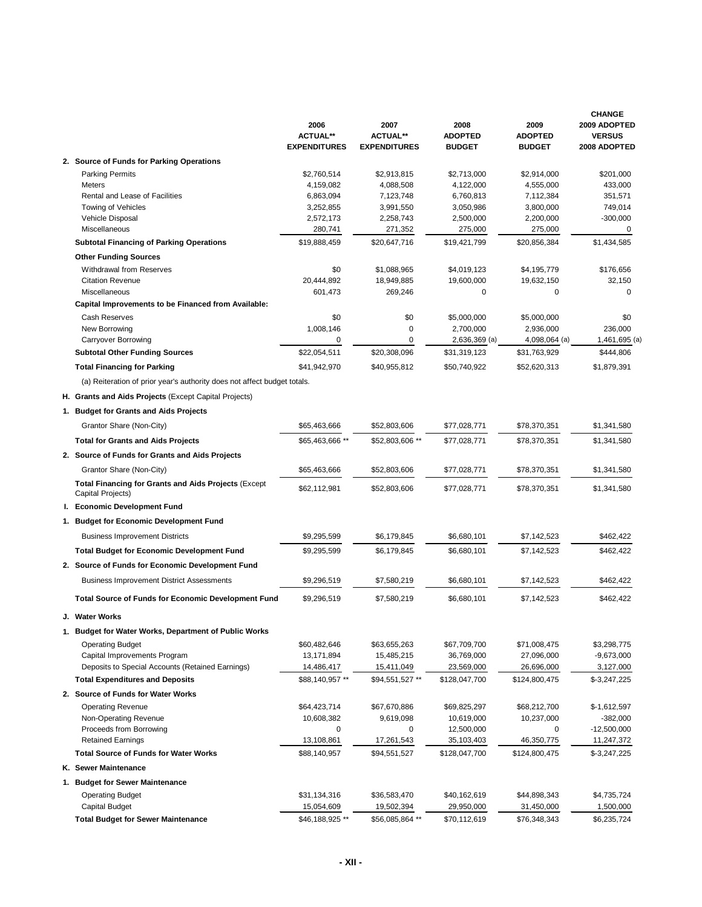| | 2006 ACTUAL** EXPENDITURES | 2007 ACTUAL** EXPENDITURES | 2008 ADOPTED BUDGET | 2009 ADOPTED BUDGET | CHANGE 2009 ADOPTED VERSUS 2008 ADOPTED |
|---|---|---|---|---|---|
| **2. Source of Funds for Parking Operations** | | | | | |
| Parking Permits | $2,760,514 | $2,913,815 | $2,713,000 | $2,914,000 | $201,000 |
| Meters | 4,159,082 | 4,088,508 | 4,122,000 | 4,555,000 | 433,000 |
| Rental and Lease of Facilities | 6,863,094 | 7,123,748 | 6,760,813 | 7,112,384 | 351,571 |
| Towing of Vehicles | 3,252,855 | 3,991,550 | 3,050,986 | 3,800,000 | 749,014 |
| Vehicle Disposal | 2,572,173 | 2,258,743 | 2,500,000 | 2,200,000 | -300,000 |
| Miscellaneous | 280,741 | 271,352 | 275,000 | 275,000 | 0 |
| **Subtotal Financing of Parking Operations** | $19,888,459 | $20,647,716 | $19,421,799 | $20,856,384 | $1,434,585 |
| **Other Funding Sources** | | | | | |
| Withdrawal from Reserves | $0 | $1,088,965 | $4,019,123 | $4,195,779 | $176,656 |
| Citation Revenue | 20,444,892 | 18,949,885 | 19,600,000 | 19,632,150 | 32,150 |
| Miscellaneous | 601,473 | 269,246 | 0 | 0 | 0 |
| **Capital Improvements to be Financed from Available:** | | | | | |
| Cash Reserves | $0 | $0 | $5,000,000 | $5,000,000 | $0 |
| New Borrowing | 1,008,146 | 0 | 2,700,000 | 2,936,000 | 236,000 |
| Carryover Borrowing | 0 | 0 | 2,636,369 (a) | 4,098,064 (a) | 1,461,695 (a) |
| **Subtotal Other Funding Sources** | $22,054,511 | $20,308,096 | $31,319,123 | $31,763,929 | $444,806 |
| **Total Financing for Parking** | $41,942,970 | $40,955,812 | $50,740,922 | $52,620,313 | $1,879,391 |
| (a) Reiteration of prior year's authority does not affect budget totals. | | | | | |
| **H. Grants and Aids Projects** (Except Capital Projects) | | | | | |
| **1. Budget for Grants and Aids Projects** | | | | | |
| Grantor Share (Non-City) | $65,463,666 | $52,803,606 | $77,028,771 | $78,370,351 | $1,341,580 |
| **Total for Grants and Aids Projects** | $65,463,666 ** | $52,803,606 ** | $77,028,771 | $78,370,351 | $1,341,580 |
| **2. Source of Funds for Grants and Aids Projects** | | | | | |
| Grantor Share (Non-City) | $65,463,666 | $52,803,606 | $77,028,771 | $78,370,351 | $1,341,580 |
| **Total Financing for Grants and Aids Projects** (Except Capital Projects) | $62,112,981 | $52,803,606 | $77,028,771 | $78,370,351 | $1,341,580 |
| **I. Economic Development Fund** | | | | | |
| **1. Budget for Economic Development Fund** | | | | | |
| Business Improvement Districts | $9,295,599 | $6,179,845 | $6,680,101 | $7,142,523 | $462,422 |
| **Total Budget for Economic Development Fund** | $9,295,599 | $6,179,845 | $6,680,101 | $7,142,523 | $462,422 |
| **2. Source of Funds for Economic Development Fund** | | | | | |
| Business Improvement District Assessments | $9,296,519 | $7,580,219 | $6,680,101 | $7,142,523 | $462,422 |
| **Total Source of Funds for Economic Development Fund** | $9,296,519 | $7,580,219 | $6,680,101 | $7,142,523 | $462,422 |
| **J. Water Works** | | | | | |
| **1. Budget for Water Works, Department of Public Works** | | | | | |
| Operating Budget | $60,482,646 | $63,655,263 | $67,709,700 | $71,008,475 | $3,298,775 |
| Capital Improvements Program | 13,171,894 | 15,485,215 | 36,769,000 | 27,096,000 | -9,673,000 |
| Deposits to Special Accounts (Retained Earnings) | 14,486,417 | 15,411,049 | 23,569,000 | 26,696,000 | 3,127,000 |
| **Total Expenditures and Deposits** | $88,140,957 ** | $94,551,527 ** | $128,047,700 | $124,800,475 | $-3,247,225 |
| **2. Source of Funds for Water Works** | | | | | |
| Operating Revenue | $64,423,714 | $67,670,886 | $69,825,297 | $68,212,700 | $-1,612,597 |
| Non-Operating Revenue | 10,608,382 | 9,619,098 | 10,619,000 | 10,237,000 | -382,000 |
| Proceeds from Borrowing | 0 | 0 | 12,500,000 | 0 | -12,500,000 |
| Retained Earnings | 13,108,861 | 17,261,543 | 35,103,403 | 46,350,775 | 11,247,372 |
| **Total Source of Funds for Water Works** | $88,140,957 | $94,551,527 | $128,047,700 | $124,800,475 | $-3,247,225 |
| **K. Sewer Maintenance** | | | | | |
| **1. Budget for Sewer Maintenance** | | | | | |
| Operating Budget | $31,134,316 | $36,583,470 | $40,162,619 | $44,898,343 | $4,735,724 |
| Capital Budget | 15,054,609 | 19,502,394 | 29,950,000 | 31,450,000 | 1,500,000 |
| **Total Budget for Sewer Maintenance** | $46,188,925 ** | $56,085,864 ** | $70,112,619 | $76,348,343 | $6,235,724 |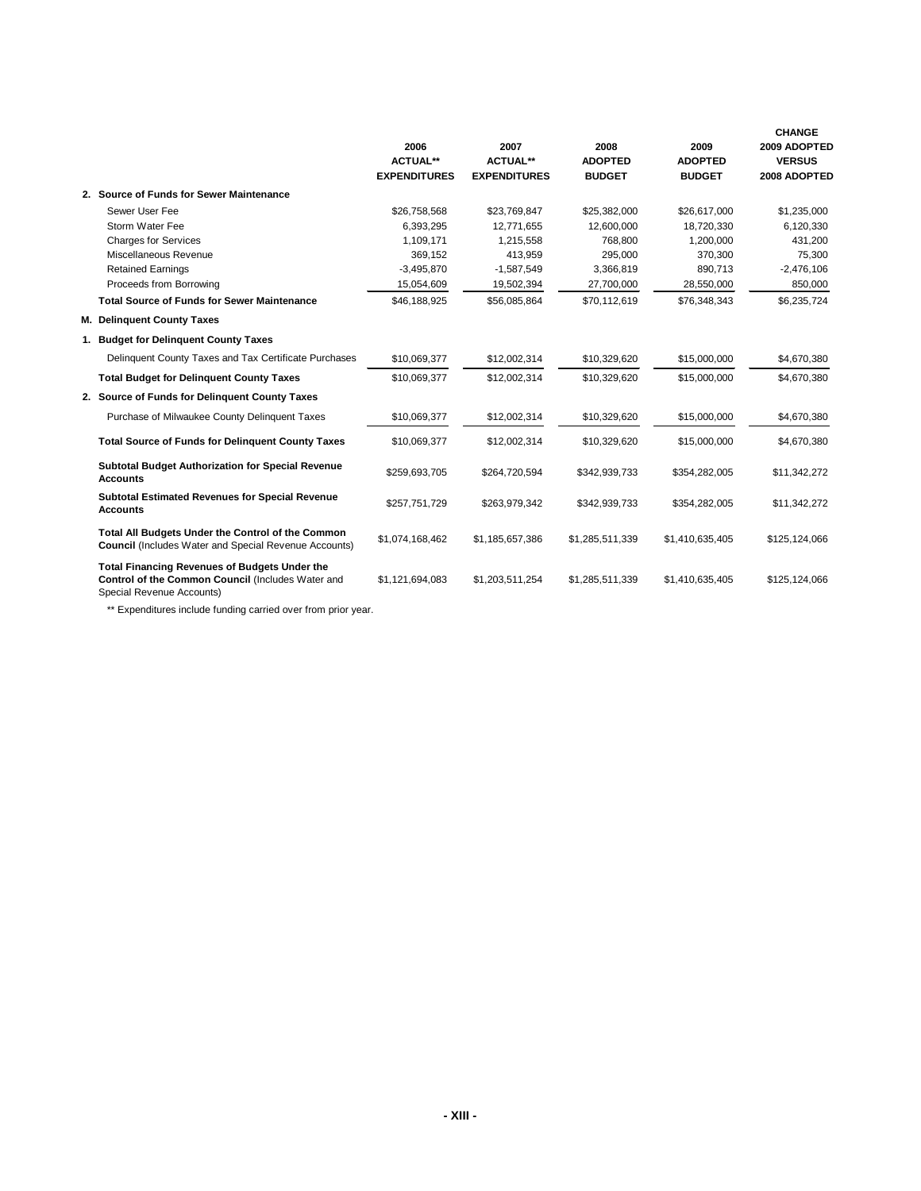| | 2006 ACTUAL** EXPENDITURES | 2007 ACTUAL** EXPENDITURES | 2008 ADOPTED BUDGET | 2009 ADOPTED BUDGET | CHANGE 2009 ADOPTED VERSUS 2008 ADOPTED |
|---|---|---|---|---|---|
| **2. Source of Funds for Sewer Maintenance** | | | | | |
| Sewer User Fee | $26,758,568 | $23,769,847 | $25,382,000 | $26,617,000 | $1,235,000 |
| Storm Water Fee | 6,393,295 | 12,771,655 | 12,600,000 | 18,720,330 | 6,120,330 |
| Charges for Services | 1,109,171 | 1,215,558 | 768,800 | 1,200,000 | 431,200 |
| Miscellaneous Revenue | 369,152 | 413,959 | 295,000 | 370,300 | 75,300 |
| Retained Earnings | -3,495,870 | -1,587,549 | 3,366,819 | 890,713 | -2,476,106 |
| Proceeds from Borrowing | 15,054,609 | 19,502,394 | 27,700,000 | 28,550,000 | 850,000 |
| **Total Source of Funds for Sewer Maintenance** | $46,188,925 | $56,085,864 | $70,112,619 | $76,348,343 | $6,235,724 |
| **M. Delinquent County Taxes** | | | | | |
| **1. Budget for Delinquent County Taxes** | | | | | |
| Delinquent County Taxes and Tax Certificate Purchases | $10,069,377 | $12,002,314 | $10,329,620 | $15,000,000 | $4,670,380 |
| **Total Budget for Delinquent County Taxes** | $10,069,377 | $12,002,314 | $10,329,620 | $15,000,000 | $4,670,380 |
| **2. Source of Funds for Delinquent County Taxes** | | | | | |
| Purchase of Milwaukee County Delinquent Taxes | $10,069,377 | $12,002,314 | $10,329,620 | $15,000,000 | $4,670,380 |
| **Total Source of Funds for Delinquent County Taxes** | $10,069,377 | $12,002,314 | $10,329,620 | $15,000,000 | $4,670,380 |
| **Subtotal Budget Authorization for Special Revenue Accounts** | $259,693,705 | $264,720,594 | $342,939,733 | $354,282,005 | $11,342,272 |
| **Subtotal Estimated Revenues for Special Revenue Accounts** | $257,751,729 | $263,979,342 | $342,939,733 | $354,282,005 | $11,342,272 |
| **Total All Budgets Under the Control of the Common Council** (Includes Water and Special Revenue Accounts) | $1,074,168,462 | $1,185,657,386 | $1,285,511,339 | $1,410,635,405 | $125,124,066 |
| **Total Financing Revenues of Budgets Under the Control of the Common Council** (Includes Water and Special Revenue Accounts) | $1,121,694,083 | $1,203,511,254 | $1,285,511,339 | $1,410,635,405 | $125,124,066 |

** Expenditures include funding carried over from prior year.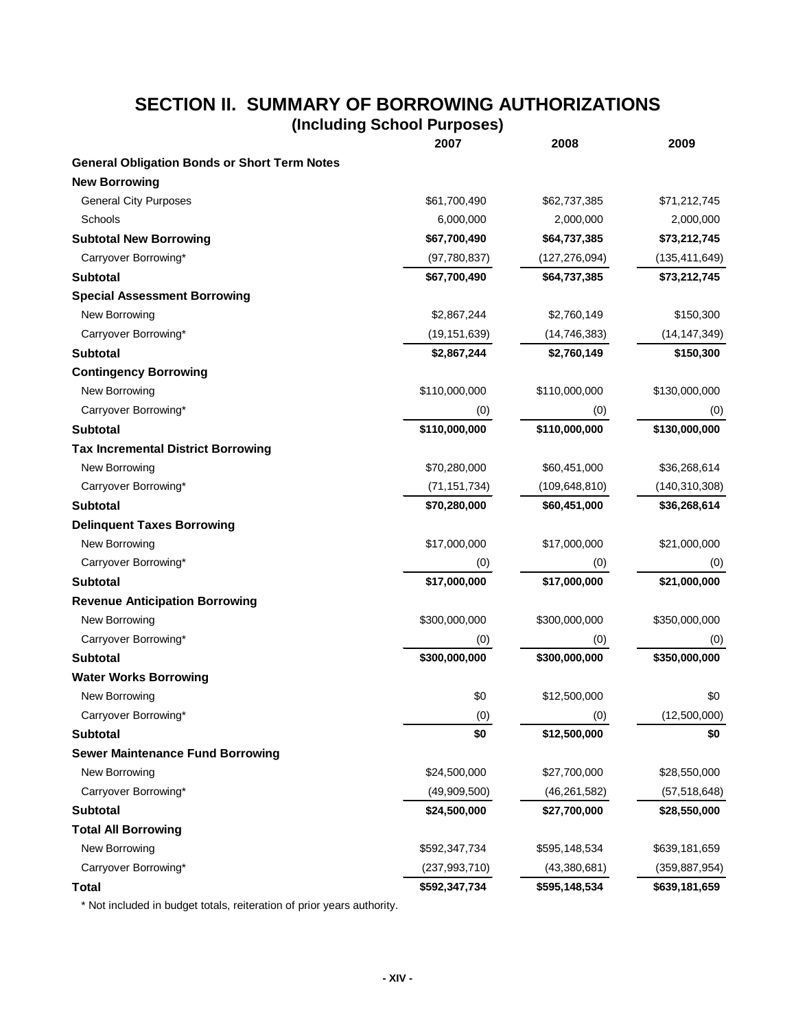# SECTION II. SUMMARY OF BORROWING AUTHORIZATIONS

## (Including School Purposes)

| | 2007 | 2008 | 2009 |
|---|---|---|---|
| **General Obligation Bonds or Short Term Notes** | | | |
| **New Borrowing** | | | |
| General City Purposes | $61,700,490 | $62,737,385 | $71,212,745 |
| Schools | 6,000,000 | 2,000,000 | 2,000,000 |
| **Subtotal New Borrowing** | **$67,700,490** | **$64,737,385** | **$73,212,745** |
| Carryover Borrowing* | (97,780,837) | (127,276,094) | (135,411,649) |
| **Subtotal** | **$67,700,490** | **$64,737,385** | **$73,212,745** |
| **Special Assessment Borrowing** | | | |
| New Borrowing | $2,867,244 | $2,760,149 | $150,300 |
| Carryover Borrowing* | (19,151,639) | (14,746,383) | (14,147,349) |
| **Subtotal** | **$2,867,244** | **$2,760,149** | **$150,300** |
| **Contingency Borrowing** | | | |
| New Borrowing | $110,000,000 | $110,000,000 | $130,000,000 |
| Carryover Borrowing* | (0) | (0) | (0) |
| **Subtotal** | **$110,000,000** | **$110,000,000** | **$130,000,000** |
| **Tax Incremental District Borrowing** | | | |
| New Borrowing | $70,280,000 | $60,451,000 | $36,268,614 |
| Carryover Borrowing* | (71,151,734) | (109,648,810) | (140,310,308) |
| **Subtotal** | **$70,280,000** | **$60,451,000** | **$36,268,614** |
| **Delinquent Taxes Borrowing** | | | |
| New Borrowing | $17,000,000 | $17,000,000 | $21,000,000 |
| Carryover Borrowing* | (0) | (0) | (0) |
| **Subtotal** | **$17,000,000** | **$17,000,000** | **$21,000,000** |
| **Revenue Anticipation Borrowing** | | | |
| New Borrowing | $300,000,000 | $300,000,000 | $350,000,000 |
| Carryover Borrowing* | (0) | (0) | (0) |
| **Subtotal** | **$300,000,000** | **$300,000,000** | **$350,000,000** |
| **Water Works Borrowing** | | | |
| New Borrowing | $0 | $12,500,000 | $0 |
| Carryover Borrowing* | (0) | (0) | (12,500,000) |
| **Subtotal** | **$0** | **$12,500,000** | **$0** |
| **Sewer Maintenance Fund Borrowing** | | | |
| New Borrowing | $24,500,000 | $27,700,000 | $28,550,000 |
| Carryover Borrowing* | (49,909,500) | (46,261,582) | (57,518,648) |
| **Subtotal** | **$24,500,000** | **$27,700,000** | **$28,550,000** |
| **Total All Borrowing** | | | |
| New Borrowing | $592,347,734 | $595,148,534 | $639,181,659 |
| Carryover Borrowing* | (237,993,710) | (43,380,681) | (359,887,954) |
| **Total** | **$592,347,734** | **$595,148,534** | **$639,181,659** |

* Not included in budget totals, reiteration of prior years authority.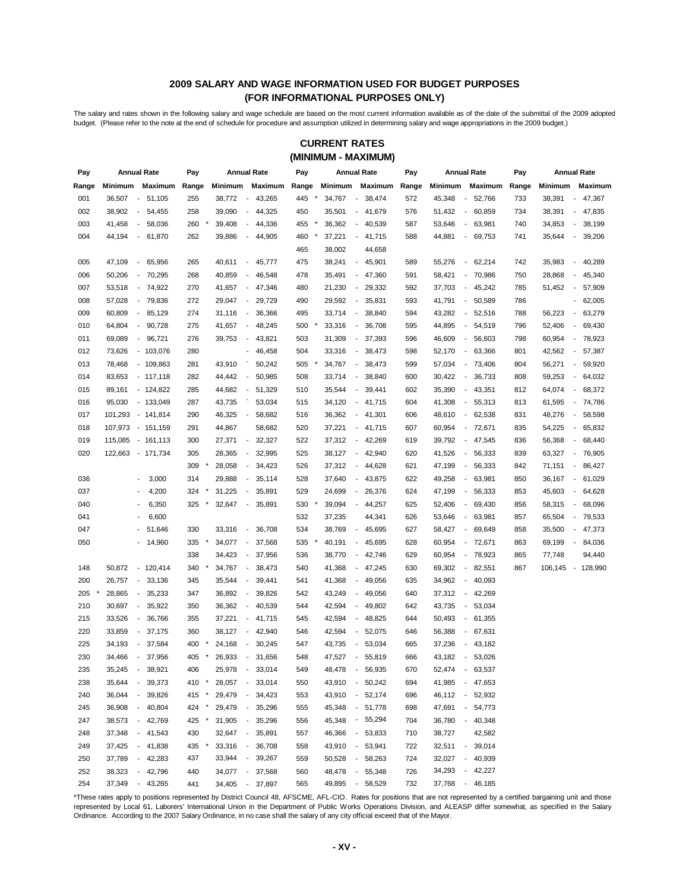## 2009 SALARY AND WAGE INFORMATION USED FOR BUDGET PURPOSES
## (FOR INFORMATIONAL PURPOSES ONLY)

The salary and rates shown in the following salary and wage schedule are based on the most current information available as of the date of the submittal of the 2009 adopted budget. (Please refer to the note at the end of schedule for procedure and assumption utilized in determining salary and wage appropriations in the 2009 budget.)

### CURRENT RATES
### (MINIMUM - MAXIMUM)

| Pay Range | Annual Rate Minimum | Annual Rate Maximum | Pay Range | Annual Rate Minimum | Annual Rate Maximum | Pay Range | Annual Rate Minimum | Annual Rate Maximum | Pay Range | Annual Rate Minimum | Annual Rate Maximum | Pay Range | Annual Rate Minimum | Annual Rate Maximum |
|---|---|---|---|---|---|---|---|---|---|---|---|---|---|---|
| 001 | 36,507 | - 51,105 | 255 | 38,772 | - 43,265 | 445 * | 34,767 | - 38,474 | 572 | 45,348 | - 52,766 | 733 | 38,391 | - 47,367 |
| 002 | 38,902 | - 54,455 | 258 | 39,090 | - 44,325 | 450 | 35,501 | - 41,679 | 576 | 51,432 | - 60,859 | 734 | 38,391 | - 47,835 |
| 003 | 41,458 | - 58,036 | 260 * | 39,408 | - 44,336 | 455 * | 36,362 | - 40,539 | 587 | 53,646 | - 63,981 | 740 | 34,853 | - 38,199 |
| 004 | 44,194 | - 61,870 | 262 | 39,886 | - 44,905 | 460 * | 37,221 | - 41,715 | 588 | 44,881 | - 69,753 | 741 | 35,644 | - 39,206 |
| | | | | | | 465 | 38,002 | 44,658 | | | | | | |
| 005 | 47,109 | - 65,956 | 265 | 40,611 | - 45,777 | 475 | 38,241 | - 45,901 | 589 | 55,276 | - 62,214 | 742 | 35,983 | - 40,289 |
| 006 | 50,206 | - 70,295 | 268 | 40,859 | - 46,548 | 478 | 35,491 | - 47,360 | 591 | 58,421 | - 70,986 | 750 | 28,868 | - 45,340 |
| 007 | 53,518 | - 74,922 | 270 | 41,657 | - 47,346 | 480 | 21,230 | - 29,332 | 592 | 37,703 | - 45,242 | 785 | 51,452 | - 57,909 |
| 008 | 57,028 | - 79,836 | 272 | 29,047 | - 29,729 | 490 | 29,592 | - 35,831 | 593 | 41,791 | - 50,589 | 786 | | - 62,005 |
| 009 | 60,809 | - 85,129 | 274 | 31,116 | - 36,366 | 495 | 33,714 | - 38,840 | 594 | 43,282 | - 52,516 | 788 | 56,223 | - 63,279 |
| 010 | 64,804 | - 90,728 | 275 | 41,657 | - 48,245 | 500 * | 33,316 | - 36,708 | 595 | 44,895 | - 54,519 | 796 | 52,406 | - 69,430 |
| 011 | 69,089 | - 96,721 | 276 | 39,753 | - 43,821 | 503 | 31,309 | - 37,393 | 596 | 46,609 | - 56,603 | 798 | 60,954 | - 78,923 |
| 012 | 73,626 | - 103,076 | 280 | | - 46,458 | 504 | 33,316 | - 38,473 | 598 | 52,170 | - 63,366 | 801 | 42,562 | - 57,387 |
| 013 | 78,468 | - 109,863 | 281 | 43,910 | ` 50,242 | 505 * | 34,767 | - 38,473 | 599 | 57,034 | - 73,406 | 804 | 56,271 | - 59,920 |
| 014 | 83,653 | - 117,118 | 282 | 44,442 | - 50,985 | 508 | 33,714 | - 38,840 | 600 | 30,422 | - 36,733 | 808 | 59,253 | - 64,032 |
| 015 | 89,161 | - 124,822 | 285 | 44,682 | - 51,329 | 510 | 35,544 | - 39,441 | 602 | 35,390 | - 43,351 | 812 | 64,074 | - 68,372 |
| 016 | 95,030 | - 133,049 | 287 | 43,735 | ` 53,034 | 515 | 34,120 | - 41,715 | 604 | 41,308 | - 55,313 | 813 | 61,595 | - 74,786 |
| 017 | 101,293 | - 141,814 | 290 | 46,325 | - 58,682 | 516 | 36,362 | - 41,301 | 606 | 48,610 | - 62,538 | 831 | 48,276 | - 58,598 |
| 018 | 107,973 | - 151,159 | 291 | 44,867 | 58,682 | 520 | 37,221 | - 41,715 | 607 | 60,954 | - 72,671 | 835 | 54,225 | - 65,832 |
| 019 | 115,085 | - 161,113 | 300 | 27,371 | - 32,327 | 522 | 37,312 | - 42,269 | 619 | 39,792 | - 47,545 | 836 | 56,368 | - 68,440 |
| 020 | 122,663 | - 171,734 | 305 | 28,365 | - 32,995 | 525 | 38,127 | - 42,940 | 620 | 41,526 | - 56,333 | 839 | 63,327 | - 76,905 |
| | | | 309 * | 28,058 | - 34,423 | 526 | 37,312 | - 44,628 | 621 | 47,199 | - 56,333 | 842 | 71,151 | - 86,427 |
| 036 | | - 3,000 | 314 | 29,888 | - 35,114 | 528 | 37,640 | - 43,875 | 622 | 49,258 | - 63,981 | 850 | 36,167 | - 61,029 |
| 037 | | - 4,200 | 324 * | 31,225 | - 35,891 | 529 | 24,699 | - 26,376 | 624 | 47,199 | - 56,333 | 853 | 45,603 | - 64,628 |
| 040 | | - 6,350 | 325 * | 32,647 | - 35,891 | 530 * | 39,094 | - 44,257 | 625 | 52,406 | - 69,430 | 856 | 58,315 | - 68,096 |
| 041 | | - 6,600 | | | | 532 | 37,235 | 44,341 | 626 | 53,646 | - 63,981 | 857 | 65,504 | - 79,533 |
| 047 | | - 51,646 | 330 | 33,316 | - 36,708 | 534 | 38,769 | - 45,695 | 627 | 58,427 | - 69,649 | 858 | 35,500 | - 47,373 |
| 050 | | - 14,960 | 335 * | 34,077 | - 37,568 | 535 * | 40,191 | - 45,695 | 628 | 60,954 | - 72,671 | 863 | 69,199 | - 84,036 |
| | | | 338 | 34,423 | - 37,956 | 536 | 38,770 | - 42,746 | 629 | 60,954 | - 78,923 | 865 | 77,748 | 94,440 |
| 148 | 50,872 | - 120,414 | 340 * | 34,767 | - 38,473 | 540 | 41,368 | - 47,245 | 630 | 69,302 | - 82,551 | 867 | 106,145 | - 128,990 |
| 200 | 26,757 | - 33,136 | 345 | 35,544 | - 39,441 | 541 | 41,368 | - 49,056 | 635 | 34,962 | - 40,093 | | | |
| 205 * | 28,865 | - 35,233 | 347 | 36,892 | - 39,826 | 542 | 43,249 | - 49,056 | 640 | 37,312 | - 42,269 | | | |
| 210 | 30,697 | - 35,922 | 350 | 36,362 | - 40,539 | 544 | 42,594 | - 49,802 | 642 | 43,735 | - 53,034 | | | |
| 215 | 33,526 | - 36,766 | 355 | 37,221 | - 41,715 | 545 | 42,594 | - 48,825 | 644 | 50,493 | - 61,355 | | | |
| 220 | 33,859 | - 37,175 | 360 | 38,127 | - 42,940 | 546 | 42,594 | - 52,075 | 646 | 56,388 | - 67,631 | | | |
| 225 | 34,193 | - 37,584 | 400 * | 24,168 | - 30,245 | 547 | 43,735 | - 53,034 | 665 | 37,236 | - 43,182 | | | |
| 230 | 34,466 | - 37,956 | 405 * | 26,933 | - 31,656 | 548 | 47,527 | - 55,819 | 666 | 43,182 | - 53,026 | | | |
| 235 | 35,245 | - 38,921 | 406 | 25,978 | - 33,014 | 549 | 48,478 | - 56,935 | 670 | 52,474 | - 63,537 | | | |
| 238 | 35,644 | - 39,373 | 410 * | 28,057 | - 33,014 | 550 | 43,910 | - 50,242 | 694 | 41,985 | - 47,653 | | | |
| 240 | 36,044 | - 39,826 | 415 * | 29,479 | - 34,423 | 553 | 43,910 | - 52,174 | 696 | 46,112 | - 52,932 | | | |
| 245 | 36,908 | - 40,804 | 424 * | 29,479 | - 35,296 | 555 | 45,348 | - 51,778 | 698 | 47,691 | - 54,773 | | | |
| 247 | 38,573 | - 42,769 | 425 * | 31,905 | - 35,296 | 556 | 45,348 | - 55,294 | 704 | 36,780 | - 40,348 | | | |
| 248 | 37,348 | - 41,543 | 430 | 32,647 | - 35,891 | 557 | 46,366 | - 53,833 | 710 | 38,727 | 42,582 | | | |
| 249 | 37,425 | - 41,838 | 435 * | 33,316 | - 36,708 | 558 | 43,910 | - 53,941 | 722 | 32,511 | - 39,014 | | | |
| 250 | 37,789 | - 42,283 | 437 | 33,944 | - 39,267 | 559 | 50,528 | - 58,263 | 724 | 32,027 | - 40,939 | | | |
| 252 | 38,323 | - 42,796 | 440 | 34,077 | - 37,568 | 560 | 48,478 | - 55,348 | 726 | 34,293 | - 42,227 | | | |
| 254 | 37,349 | - 43,265 | 441 | 34,405 | - 37,897 | 565 | 49,895 | - 58,529 | 732 | 37,768 | - 46,185 | | | |

*These rates apply to positions represented by District Council 48, AFSCME, AFL-CIO. Rates for positions that are not represented by a certified bargaining unit and those represented by Local 61, Laborers' International Union in the Department of Public Works Operations Division, and ALEASP differ somewhat, as specified in the Salary Ordinance. According to the 2007 Salary Ordinance, in no case shall the salary of any city official exceed that of the Mayor.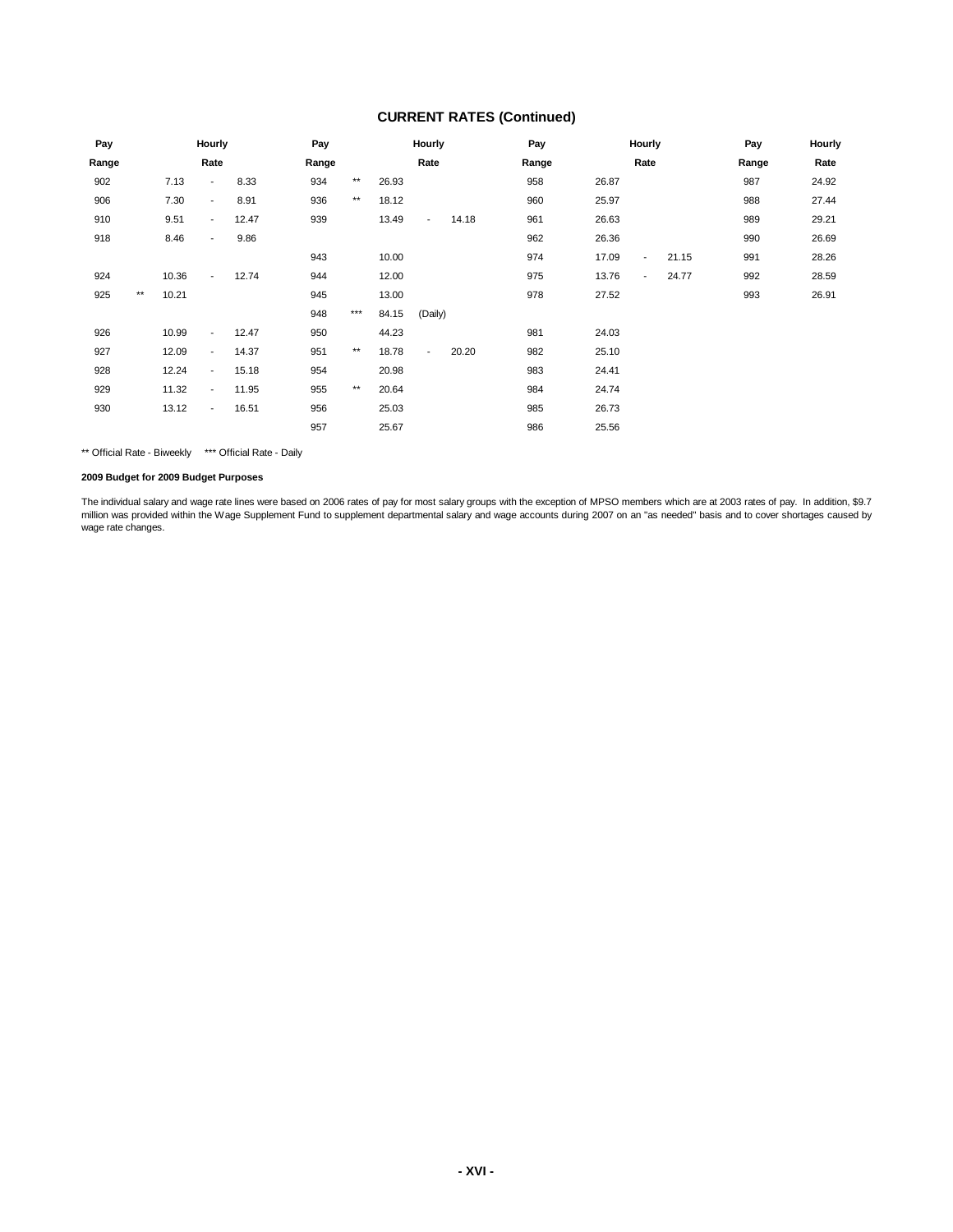## CURRENT RATES (Continued)

| Pay Range | | Hourly Rate | | | Pay Range | | Hourly Rate | | | Pay Range | Hourly Rate | | | Pay Range | Hourly Rate |
|---|---|---|---|---|---|---|---|---|---|---|---|---|---|---|---|
| 902 | | 7.13 | - | 8.33 | 934 | ** | 26.93 | | | 958 | 26.87 | | | 987 | 24.92 |
| 906 | | 7.30 | - | 8.91 | 936 | ** | 18.12 | | | 960 | 25.97 | | | 988 | 27.44 |
| 910 | | 9.51 | - | 12.47 | 939 | | 13.49 | - | 14.18 | 961 | 26.63 | | | 989 | 29.21 |
| 918 | | 8.46 | - | 9.86 | | | | | | 962 | 26.36 | | | 990 | 26.69 |
| | | | | | 943 | | 10.00 | | | 974 | 17.09 | - | 21.15 | 991 | 28.26 |
| 924 | | 10.36 | - | 12.74 | 944 | | 12.00 | | | 975 | 13.76 | - | 24.77 | 992 | 28.59 |
| 925 | ** | 10.21 | | | 945 | | 13.00 | | | 978 | 27.52 | | | 993 | 26.91 |
| | | | | | 948 | *** | 84.15 | (Daily) | | | | | | | |
| 926 | | 10.99 | - | 12.47 | 950 | | 44.23 | | | 981 | 24.03 | | | | |
| 927 | | 12.09 | - | 14.37 | 951 | ** | 18.78 | - | 20.20 | 982 | 25.10 | | | | |
| 928 | | 12.24 | - | 15.18 | 954 | | 20.98 | | | 983 | 24.41 | | | | |
| 929 | | 11.32 | - | 11.95 | 955 | ** | 20.64 | | | 984 | 24.74 | | | | |
| 930 | | 13.12 | - | 16.51 | 956 | | 25.03 | | | 985 | 26.73 | | | | |
| | | | | | 957 | | 25.67 | | | 986 | 25.56 | | | | |

** Official Rate - Biweekly *** Official Rate - Daily

**2009 Budget for 2009 Budget Purposes**

The individual salary and wage rate lines were based on 2006 rates of pay for most salary groups with the exception of MPSO members which are at 2003 rates of pay. In addition, $9.7 million was provided within the Wage Supplement Fund to supplement departmental salary and wage accounts during 2007 on an "as needed" basis and to cover shortages caused by wage rate changes.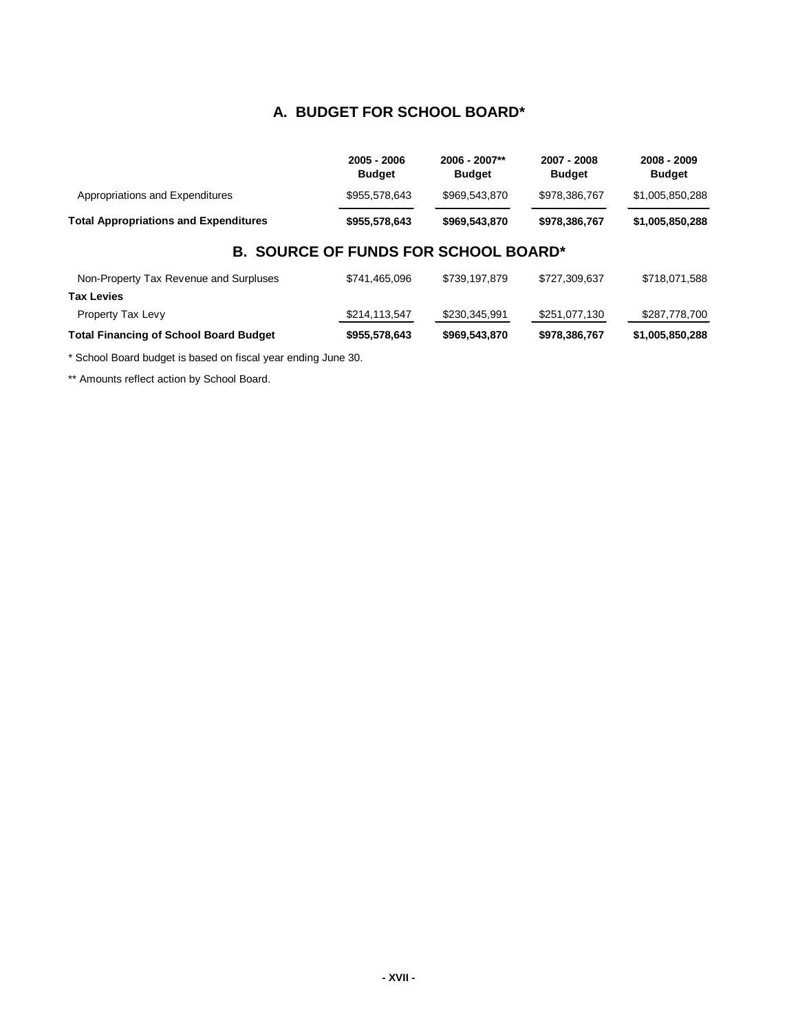## A. BUDGET FOR SCHOOL BOARD*

| | 2005 - 2006 Budget | 2006 - 2007** Budget | 2007 - 2008 Budget | 2008 - 2009 Budget |
|---|---|---|---|---|
| Appropriations and Expenditures | $955,578,643 | $969,543,870 | $978,386,767 | $1,005,850,288 |
| **Total Appropriations and Expenditures** | **$955,578,643** | **$969,543,870** | **$978,386,767** | **$1,005,850,288** |

## B. SOURCE OF FUNDS FOR SCHOOL BOARD*

| | 2005 - 2006 Budget | 2006 - 2007** Budget | 2007 - 2008 Budget | 2008 - 2009 Budget |
|---|---|---|---|---|
| Non-Property Tax Revenue and Surpluses | $741,465,096 | $739,197,879 | $727,309,637 | $718,071,588 |
| **Tax Levies** | | | | |
| Property Tax Levy | $214,113,547 | $230,345,991 | $251,077,130 | $287,778,700 |
| **Total Financing of School Board Budget** | **$955,578,643** | **$969,543,870** | **$978,386,767** | **$1,005,850,288** |

* School Board budget is based on fiscal year ending June 30.

** Amounts reflect action by School Board.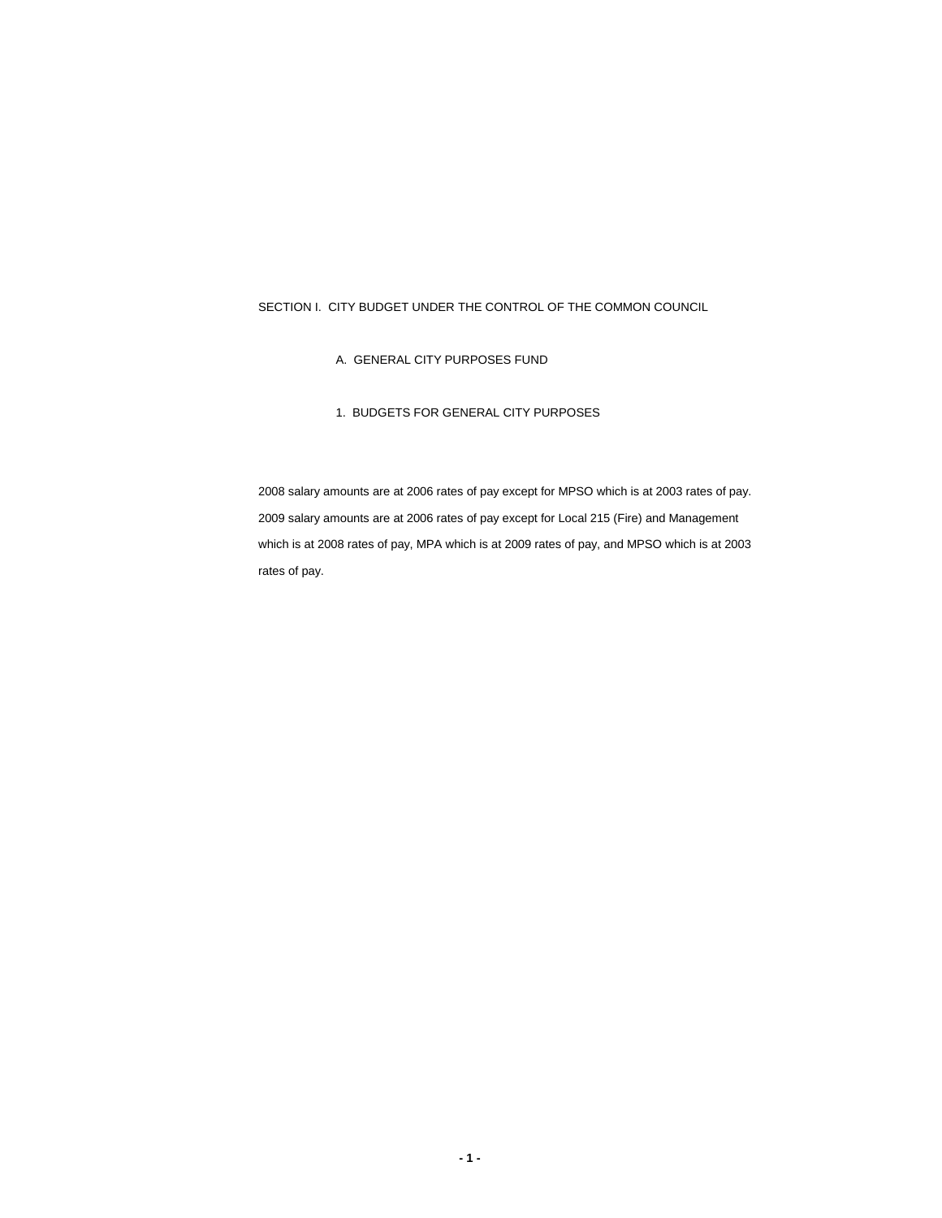# SECTION I. CITY BUDGET UNDER THE CONTROL OF THE COMMON COUNCIL

## A. GENERAL CITY PURPOSES FUND

### 1. BUDGETS FOR GENERAL CITY PURPOSES

2008 salary amounts are at 2006 rates of pay except for MPSO which is at 2003 rates of pay. 2009 salary amounts are at 2006 rates of pay except for Local 215 (Fire) and Management which is at 2008 rates of pay, MPA which is at 2009 rates of pay, and MPSO which is at 2003 rates of pay.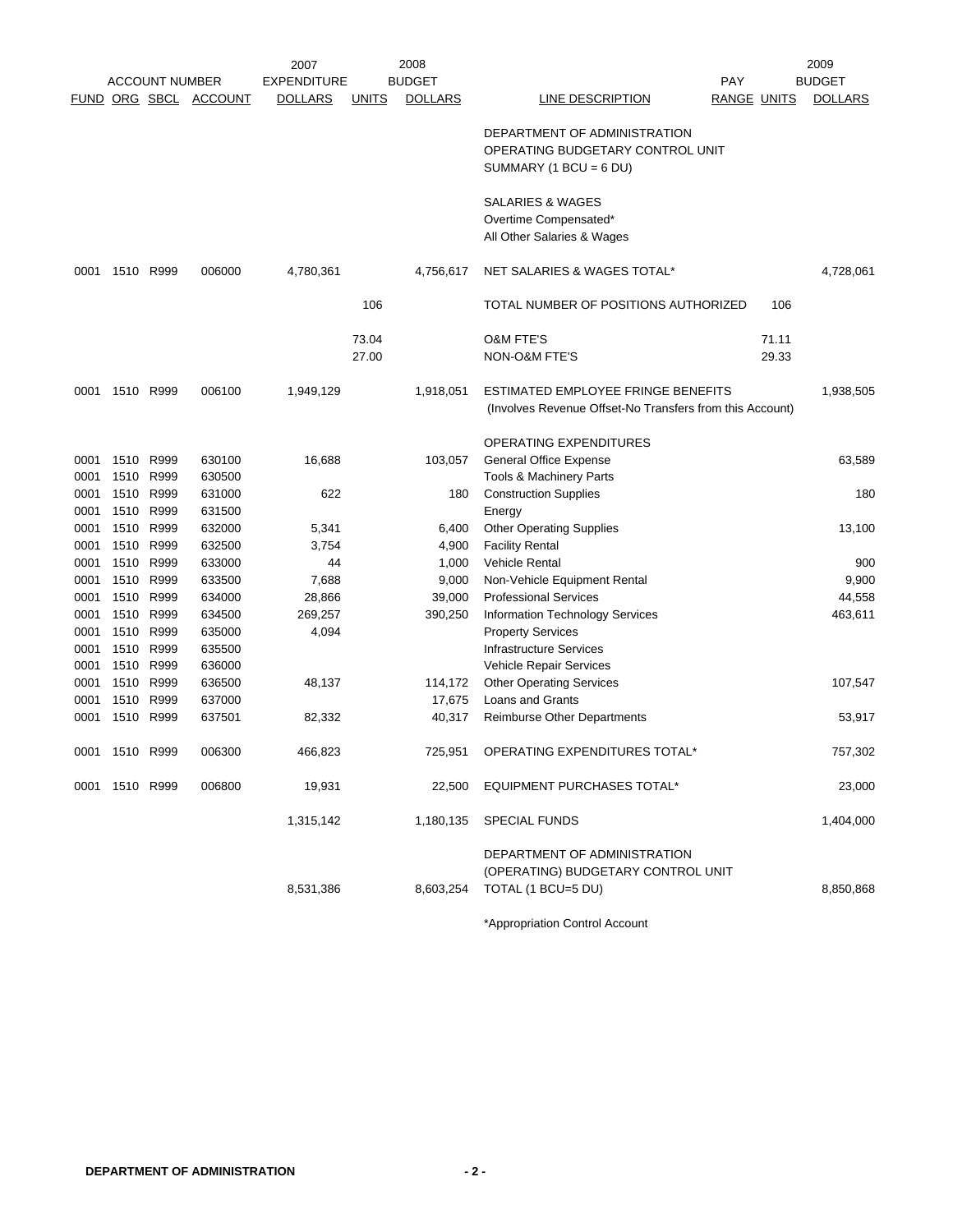| FUND | ORG | SBCL | ACCOUNT | 2007 EXPENDITURE DOLLARS | UNITS | 2008 BUDGET DOLLARS | LINE DESCRIPTION | PAY RANGE | UNITS | 2009 BUDGET DOLLARS |
|---|---|---|---|---|---|---|---|---|---|---|
| | | | | | | | DEPARTMENT OF ADMINISTRATION OPERATING BUDGETARY CONTROL UNIT SUMMARY (1 BCU = 6 DU) | | | |
| | | | | | | | SALARIES & WAGES | | | |
| | | | | | | | Overtime Compensated* | | | |
| | | | | | | | All Other Salaries & Wages | | | |
| 0001 | 1510 | R999 | 006000 | 4,780,361 | | 4,756,617 | NET SALARIES & WAGES TOTAL* | | | 4,728,061 |
| | | | | | 106 | | TOTAL NUMBER OF POSITIONS AUTHORIZED | | 106 | |
| | | | | | 73.04 | | O&M FTE'S | | 71.11 | |
| | | | | | 27.00 | | NON-O&M FTE'S | | 29.33 | |
| 0001 | 1510 | R999 | 006100 | 1,949,129 | | 1,918,051 | ESTIMATED EMPLOYEE FRINGE BENEFITS (Involves Revenue Offset-No Transfers from this Account) | | | 1,938,505 |
| | | | | | | | OPERATING EXPENDITURES | | | |
| 0001 | 1510 | R999 | 630100 | 16,688 | | 103,057 | General Office Expense | | | 63,589 |
| 0001 | 1510 | R999 | 630500 | | | | Tools & Machinery Parts | | | |
| 0001 | 1510 | R999 | 631000 | 622 | | 180 | Construction Supplies | | | 180 |
| 0001 | 1510 | R999 | 631500 | | | | Energy | | | |
| 0001 | 1510 | R999 | 632000 | 5,341 | | 6,400 | Other Operating Supplies | | | 13,100 |
| 0001 | 1510 | R999 | 632500 | 3,754 | | 4,900 | Facility Rental | | | |
| 0001 | 1510 | R999 | 633000 | 44 | | 1,000 | Vehicle Rental | | | 900 |
| 0001 | 1510 | R999 | 633500 | 7,688 | | 9,000 | Non-Vehicle Equipment Rental | | | 9,900 |
| 0001 | 1510 | R999 | 634000 | 28,866 | | 39,000 | Professional Services | | | 44,558 |
| 0001 | 1510 | R999 | 634500 | 269,257 | | 390,250 | Information Technology Services | | | 463,611 |
| 0001 | 1510 | R999 | 635000 | 4,094 | | | Property Services | | | |
| 0001 | 1510 | R999 | 635500 | | | | Infrastructure Services | | | |
| 0001 | 1510 | R999 | 636000 | | | | Vehicle Repair Services | | | |
| 0001 | 1510 | R999 | 636500 | 48,137 | | 114,172 | Other Operating Services | | | 107,547 |
| 0001 | 1510 | R999 | 637000 | | | 17,675 | Loans and Grants | | | |
| 0001 | 1510 | R999 | 637501 | 82,332 | | 40,317 | Reimburse Other Departments | | | 53,917 |
| 0001 | 1510 | R999 | 006300 | 466,823 | | 725,951 | OPERATING EXPENDITURES TOTAL* | | | 757,302 |
| 0001 | 1510 | R999 | 006800 | 19,931 | | 22,500 | EQUIPMENT PURCHASES TOTAL* | | | 23,000 |
| | | | | 1,315,142 | | 1,180,135 | SPECIAL FUNDS | | | 1,404,000 |
| | | | | 8,531,386 | | 8,603,254 | DEPARTMENT OF ADMINISTRATION (OPERATING) BUDGETARY CONTROL UNIT TOTAL (1 BCU=5 DU) | | | 8,850,868 |

*Appropriation Control Account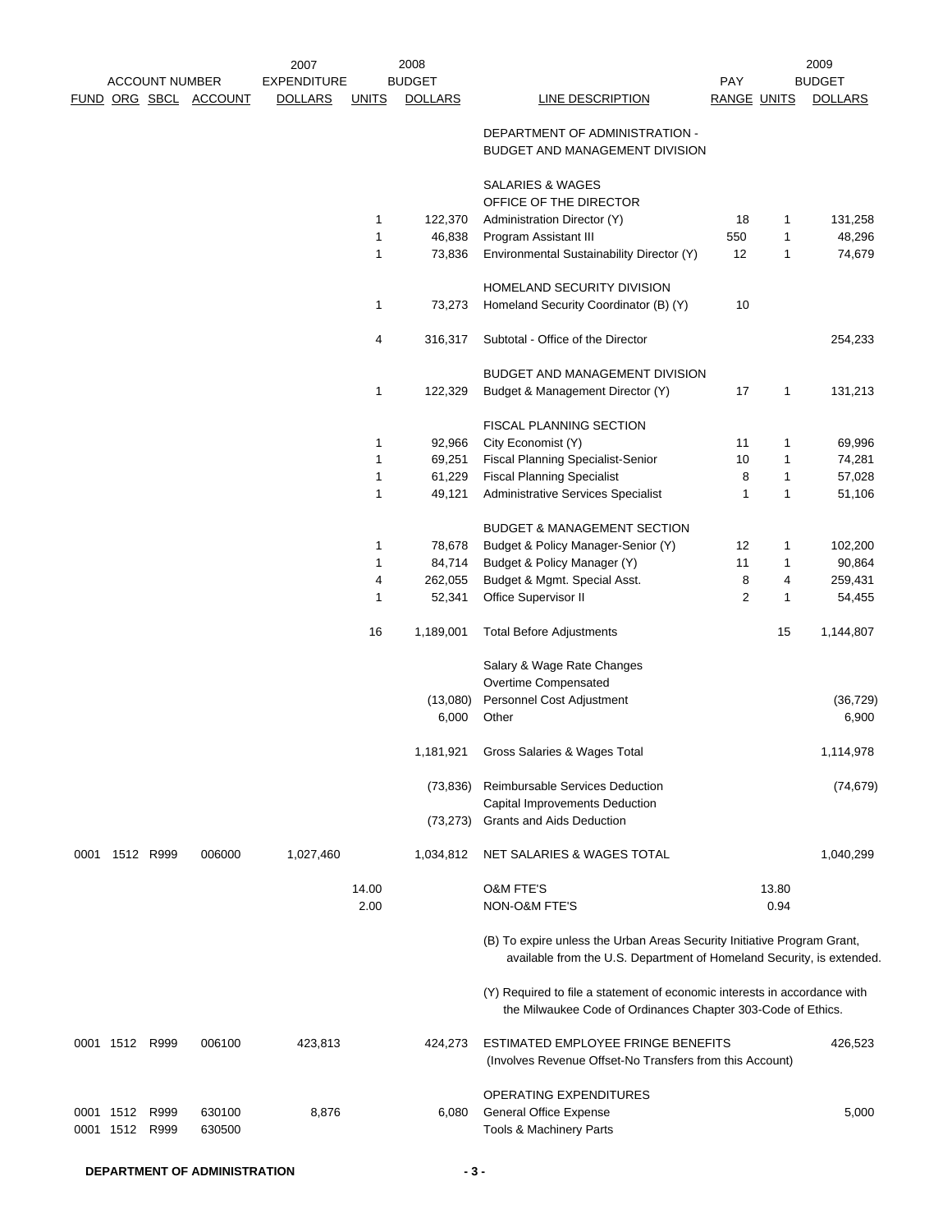| FUND | ORG | SBCL | ACCOUNT | 2007 EXPENDITURE DOLLARS | UNITS | 2008 BUDGET DOLLARS | LINE DESCRIPTION | PAY RANGE | UNITS | 2009 BUDGET DOLLARS |
|---|---|---|---|---|---|---|---|---|---|---|
| | | | | | | | DEPARTMENT OF ADMINISTRATION - BUDGET AND MANAGEMENT DIVISION | | | |
| | | | | | | | SALARIES & WAGES | | | |
| | | | | | | | OFFICE OF THE DIRECTOR | | | |
| | | | | | 1 | 122,370 | Administration Director (Y) | 18 | 1 | 131,258 |
| | | | | | 1 | 46,838 | Program Assistant III | 550 | 1 | 48,296 |
| | | | | | 1 | 73,836 | Environmental Sustainability Director (Y) | 12 | 1 | 74,679 |
| | | | | | | | HOMELAND SECURITY DIVISION | | | |
| | | | | | 1 | 73,273 | Homeland Security Coordinator (B) (Y) | 10 | | |
| | | | | | 4 | 316,317 | Subtotal - Office of the Director | | | 254,233 |
| | | | | | | | BUDGET AND MANAGEMENT DIVISION | | | |
| | | | | | 1 | 122,329 | Budget & Management Director (Y) | 17 | 1 | 131,213 |
| | | | | | | | FISCAL PLANNING SECTION | | | |
| | | | | | 1 | 92,966 | City Economist (Y) | 11 | 1 | 69,996 |
| | | | | | 1 | 69,251 | Fiscal Planning Specialist-Senior | 10 | 1 | 74,281 |
| | | | | | 1 | 61,229 | Fiscal Planning Specialist | 8 | 1 | 57,028 |
| | | | | | 1 | 49,121 | Administrative Services Specialist | 1 | 1 | 51,106 |
| | | | | | | | BUDGET & MANAGEMENT SECTION | | | |
| | | | | | 1 | 78,678 | Budget & Policy Manager-Senior (Y) | 12 | 1 | 102,200 |
| | | | | | 1 | 84,714 | Budget & Policy Manager (Y) | 11 | 1 | 90,864 |
| | | | | | 4 | 262,055 | Budget & Mgmt. Special Asst. | 8 | 4 | 259,431 |
| | | | | | 1 | 52,341 | Office Supervisor II | 2 | 1 | 54,455 |
| | | | | | 16 | 1,189,001 | Total Before Adjustments | | 15 | 1,144,807 |
| | | | | | | | Salary & Wage Rate Changes | | | |
| | | | | | | | Overtime Compensated | | | |
| | | | | | | (13,080) | Personnel Cost Adjustment | | | (36,729) |
| | | | | | | 6,000 | Other | | | 6,900 |
| | | | | | | 1,181,921 | Gross Salaries & Wages Total | | | 1,114,978 |
| | | | | | | (73,836) | Reimbursable Services Deduction | | | (74,679) |
| | | | | | | | Capital Improvements Deduction | | | |
| | | | | | | (73,273) | Grants and Aids Deduction | | | |
| 0001 | 1512 | R999 | 006000 | 1,027,460 | | 1,034,812 | NET SALARIES & WAGES TOTAL | | | 1,040,299 |
| | | | | | 14.00 | | O&M FTE'S | | 13.80 | |
| | | | | | 2.00 | | NON-O&M FTE'S | | 0.94 | |
| | | | | | | | (B) To expire unless the Urban Areas Security Initiative Program Grant, available from the U.S. Department of Homeland Security, is extended. | | | |
| | | | | | | | (Y) Required to file a statement of economic interests in accordance with the Milwaukee Code of Ordinances Chapter 303-Code of Ethics. | | | |
| 0001 | 1512 | R999 | 006100 | 423,813 | | 424,273 | ESTIMATED EMPLOYEE FRINGE BENEFITS (Involves Revenue Offset-No Transfers from this Account) | | | 426,523 |
| | | | | | | | OPERATING EXPENDITURES | | | |
| 0001 | 1512 | R999 | 630100 | 8,876 | | 6,080 | General Office Expense | | | 5,000 |
| 0001 | 1512 | R999 | 630500 | | | | Tools & Machinery Parts | | | |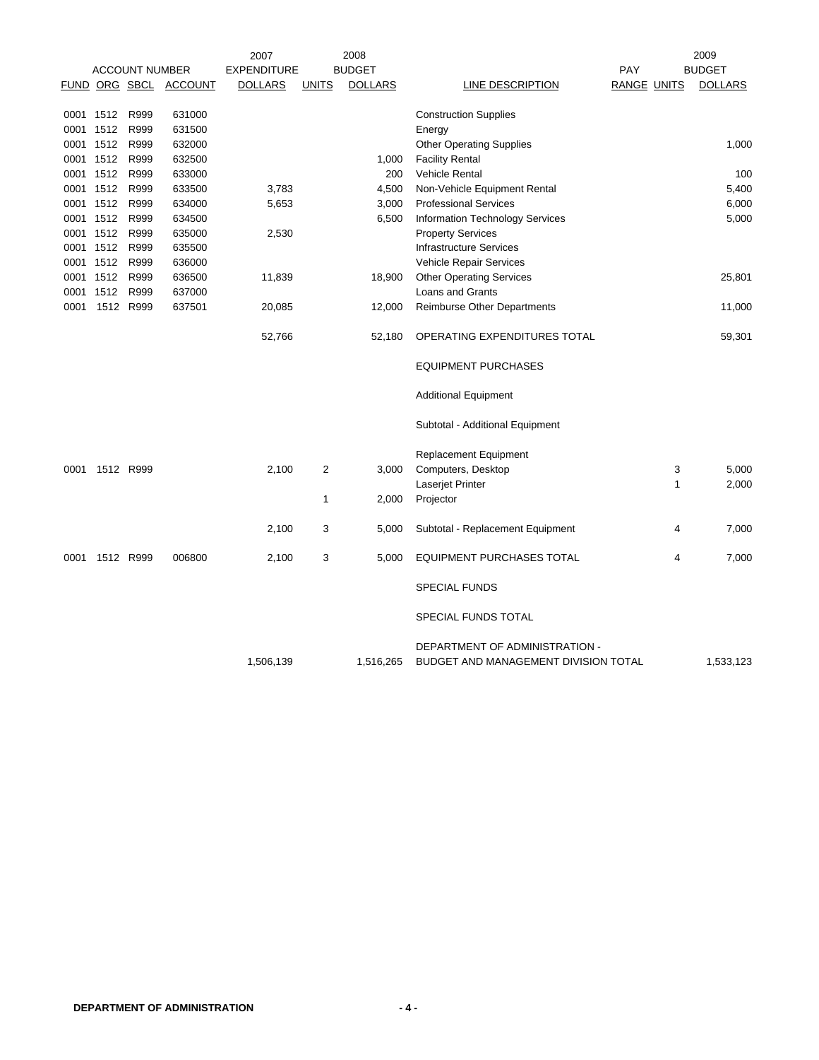| FUND | ORG | SBCL | ACCOUNT | 2007 EXPENDITURE DOLLARS | 2008 BUDGET UNITS | 2008 BUDGET DOLLARS | LINE DESCRIPTION | PAY RANGE | 2009 BUDGET UNITS | 2009 BUDGET DOLLARS |
|---|---|---|---|---|---|---|---|---|---|---|
| 0001 | 1512 | R999 | 631000 | | | | Construction Supplies | | | |
| 0001 | 1512 | R999 | 631500 | | | | Energy | | | |
| 0001 | 1512 | R999 | 632000 | | | | Other Operating Supplies | | | 1,000 |
| 0001 | 1512 | R999 | 632500 | | | 1,000 | Facility Rental | | | |
| 0001 | 1512 | R999 | 633000 | | | 200 | Vehicle Rental | | | 100 |
| 0001 | 1512 | R999 | 633500 | 3,783 | | 4,500 | Non-Vehicle Equipment Rental | | | 5,400 |
| 0001 | 1512 | R999 | 634000 | 5,653 | | 3,000 | Professional Services | | | 6,000 |
| 0001 | 1512 | R999 | 634500 | | | 6,500 | Information Technology Services | | | 5,000 |
| 0001 | 1512 | R999 | 635000 | 2,530 | | | Property Services | | | |
| 0001 | 1512 | R999 | 635500 | | | | Infrastructure Services | | | |
| 0001 | 1512 | R999 | 636000 | | | | Vehicle Repair Services | | | |
| 0001 | 1512 | R999 | 636500 | 11,839 | | 18,900 | Other Operating Services | | | 25,801 |
| 0001 | 1512 | R999 | 637000 | | | | Loans and Grants | | | |
| 0001 | 1512 | R999 | 637501 | 20,085 | | 12,000 | Reimburse Other Departments | | | 11,000 |
| | | | | 52,766 | | 52,180 | OPERATING EXPENDITURES TOTAL | | | 59,301 |
| | | | | | | | EQUIPMENT PURCHASES | | | |
| | | | | | | | Additional Equipment | | | |
| | | | | | | | Subtotal - Additional Equipment | | | |
| | | | | | | | Replacement Equipment | | | |
| 0001 | 1512 | R999 | | 2,100 | 2 | 3,000 | Computers, Desktop | | 3 | 5,000 |
| | | | | | | | Laserjet Printer | | 1 | 2,000 |
| | | | | | 1 | 2,000 | Projector | | | |
| | | | | 2,100 | 3 | 5,000 | Subtotal - Replacement Equipment | | 4 | 7,000 |
| 0001 | 1512 | R999 | 006800 | 2,100 | 3 | 5,000 | EQUIPMENT PURCHASES TOTAL | | 4 | 7,000 |
| | | | | | | | SPECIAL FUNDS | | | |
| | | | | | | | SPECIAL FUNDS TOTAL | | | |
| | | | | 1,506,139 | | 1,516,265 | DEPARTMENT OF ADMINISTRATION - BUDGET AND MANAGEMENT DIVISION TOTAL | | | 1,533,123 |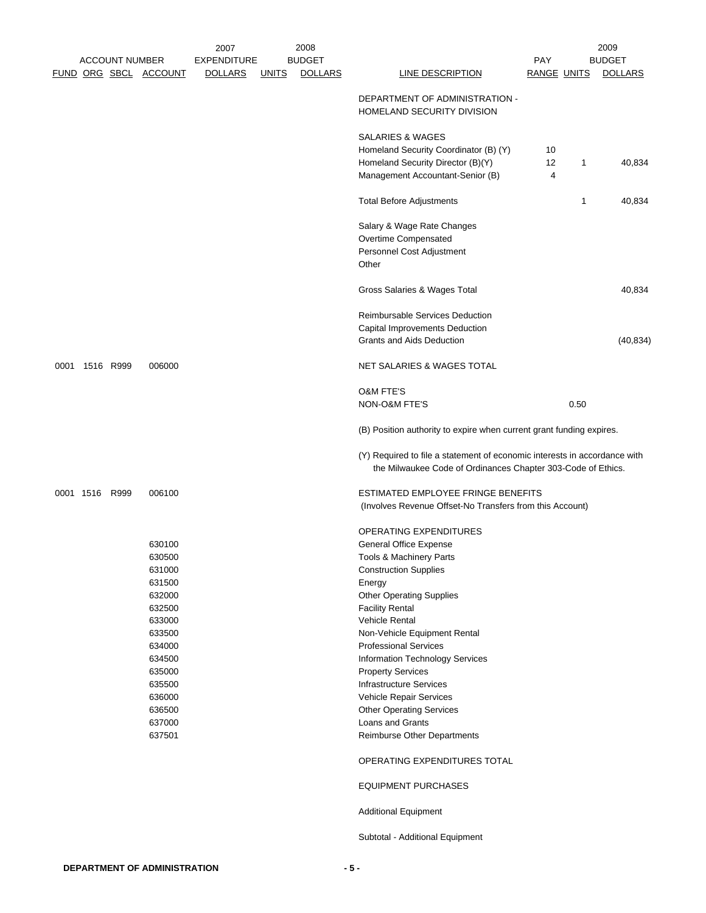| ACCOUNT NUMBER | | | | 2007 EXPENDITURE | 2008 BUDGET | | | PAY | | 2009 BUDGET |
|---|---|---|---|---|---|---|---|---|---|---|
| FUND | ORG | SBCL | ACCOUNT | DOLLARS | UNITS | DOLLARS | LINE DESCRIPTION | RANGE | UNITS | DOLLARS |
| | | | | | | | DEPARTMENT OF ADMINISTRATION - HOMELAND SECURITY DIVISION | | | |
| | | | | | | | SALARIES & WAGES | | | |
| | | | | | | | Homeland Security Coordinator (B) (Y) | 10 | | |
| | | | | | | | Homeland Security Director (B)(Y) | 12 | 1 | 40,834 |
| | | | | | | | Management Accountant-Senior (B) | 4 | | |
| | | | | | | | Total Before Adjustments | | 1 | 40,834 |
| | | | | | | | Salary & Wage Rate Changes | | | |
| | | | | | | | Overtime Compensated | | | |
| | | | | | | | Personnel Cost Adjustment | | | |
| | | | | | | | Other | | | |
| | | | | | | | Gross Salaries & Wages Total | | | 40,834 |
| | | | | | | | Reimbursable Services Deduction | | | |
| | | | | | | | Capital Improvements Deduction | | | |
| | | | | | | | Grants and Aids Deduction | | | (40,834) |
| 0001 | 1516 | R999 | 006000 | | | | NET SALARIES & WAGES TOTAL | | | |
| | | | | | | | O&M FTE'S | | | |
| | | | | | | | NON-O&M FTE'S | | 0.50 | |
| | | | | | | | (B) Position authority to expire when current grant funding expires. | | | |
| | | | | | | | (Y) Required to file a statement of economic interests in accordance with the Milwaukee Code of Ordinances Chapter 303-Code of Ethics. | | | |
| 0001 | 1516 | R999 | 006100 | | | | ESTIMATED EMPLOYEE FRINGE BENEFITS (Involves Revenue Offset-No Transfers from this Account) | | | |
| | | | | | | | OPERATING EXPENDITURES | | | |
| | | | 630100 | | | | General Office Expense | | | |
| | | | 630500 | | | | Tools & Machinery Parts | | | |
| | | | 631000 | | | | Construction Supplies | | | |
| | | | 631500 | | | | Energy | | | |
| | | | 632000 | | | | Other Operating Supplies | | | |
| | | | 632500 | | | | Facility Rental | | | |
| | | | 633000 | | | | Vehicle Rental | | | |
| | | | 633500 | | | | Non-Vehicle Equipment Rental | | | |
| | | | 634000 | | | | Professional Services | | | |
| | | | 634500 | | | | Information Technology Services | | | |
| | | | 635000 | | | | Property Services | | | |
| | | | 635500 | | | | Infrastructure Services | | | |
| | | | 636000 | | | | Vehicle Repair Services | | | |
| | | | 636500 | | | | Other Operating Services | | | |
| | | | 637000 | | | | Loans and Grants | | | |
| | | | 637501 | | | | Reimburse Other Departments | | | |
| | | | | | | | OPERATING EXPENDITURES TOTAL | | | |
| | | | | | | | EQUIPMENT PURCHASES | | | |
| | | | | | | | Additional Equipment | | | |
| | | | | | | | Subtotal - Additional Equipment | | | |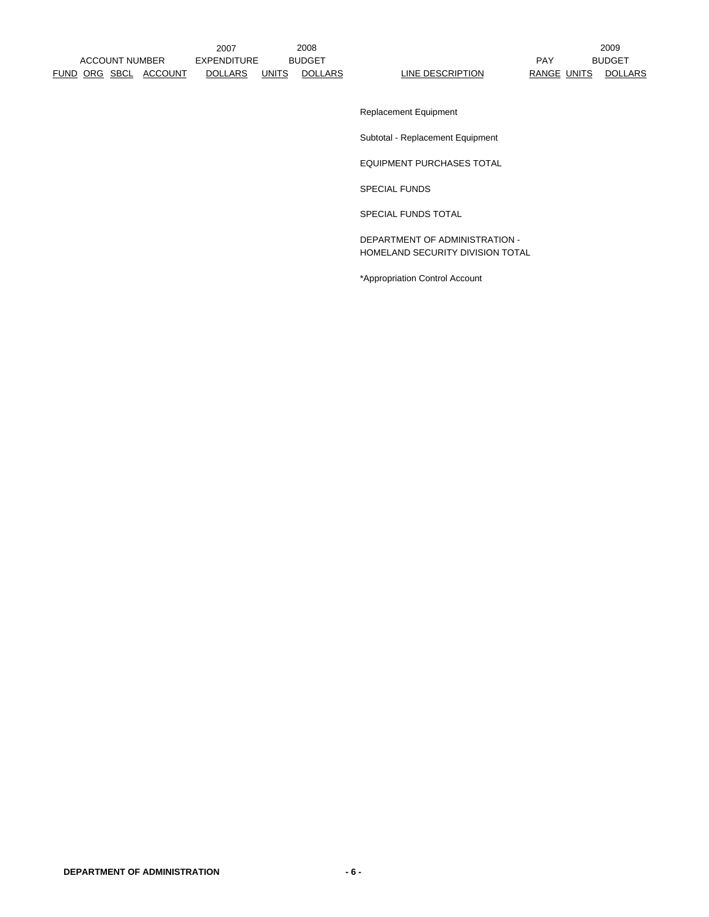| ACCOUNT NUMBER | | | | 2007 EXPENDITURE | 2008 BUDGET | | | 2009 | | BUDGET |
|---|---|---|---|---|---|---|---|---|---|---|
| FUND | ORG | SBCL | ACCOUNT | DOLLARS | UNITS | DOLLARS | LINE DESCRIPTION | PAY RANGE | UNITS | DOLLARS |
| | | | | | | | Replacement Equipment | | | |
| | | | | | | | Subtotal - Replacement Equipment | | | |
| | | | | | | | EQUIPMENT PURCHASES TOTAL | | | |
| | | | | | | | SPECIAL FUNDS | | | |
| | | | | | | | SPECIAL FUNDS TOTAL | | | |
| | | | | | | | DEPARTMENT OF ADMINISTRATION - HOMELAND SECURITY DIVISION TOTAL | | | |
| | | | | | | | *Appropriation Control Account | | | |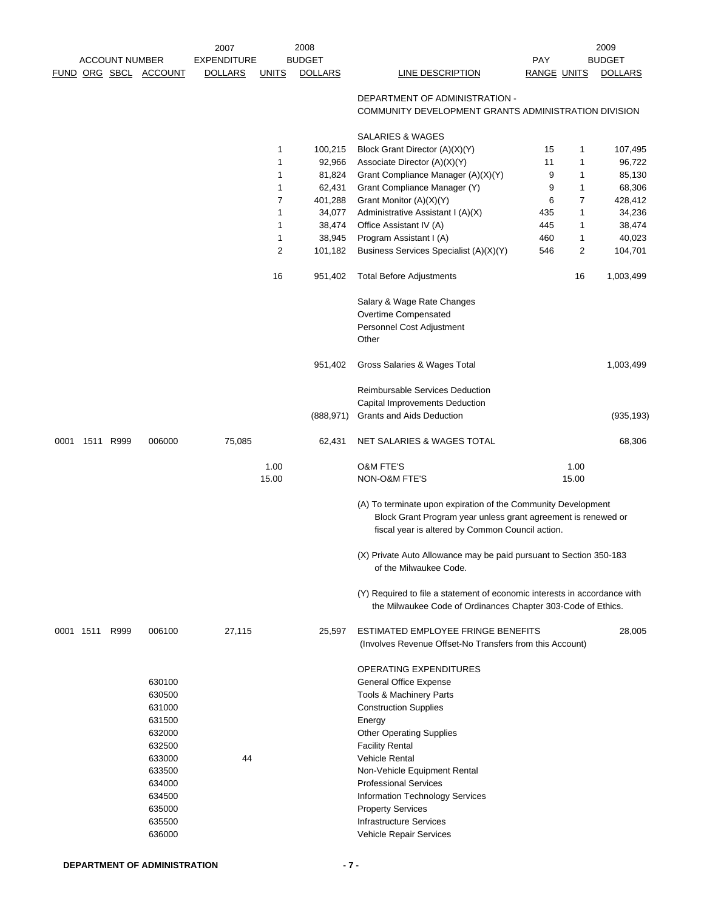| FUND | ORG | SBCL | ACCOUNT | 2007 EXPENDITURE DOLLARS | UNITS | 2008 BUDGET DOLLARS | LINE DESCRIPTION | PAY RANGE | UNITS | 2009 BUDGET DOLLARS |
|---|---|---|---|---|---|---|---|---|---|---|
| | | | | | | | DEPARTMENT OF ADMINISTRATION - COMMUNITY DEVELOPMENT GRANTS ADMINISTRATION DIVISION | | | |
| | | | | | | | SALARIES & WAGES | | | |
| | | | | | 1 | 100,215 | Block Grant Director (A)(X)(Y) | 15 | 1 | 107,495 |
| | | | | | 1 | 92,966 | Associate Director (A)(X)(Y) | 11 | 1 | 96,722 |
| | | | | | 1 | 81,824 | Grant Compliance Manager (A)(X)(Y) | 9 | 1 | 85,130 |
| | | | | | 1 | 62,431 | Grant Compliance Manager (Y) | 9 | 1 | 68,306 |
| | | | | | 7 | 401,288 | Grant Monitor (A)(X)(Y) | 6 | 7 | 428,412 |
| | | | | | 1 | 34,077 | Administrative Assistant I (A)(X) | 435 | 1 | 34,236 |
| | | | | | 1 | 38,474 | Office Assistant IV (A) | 445 | 1 | 38,474 |
| | | | | | 1 | 38,945 | Program Assistant I (A) | 460 | 1 | 40,023 |
| | | | | | 2 | 101,182 | Business Services Specialist (A)(X)(Y) | 546 | 2 | 104,701 |
| | | | | | 16 | 951,402 | Total Before Adjustments | | 16 | 1,003,499 |
| | | | | | | | Salary & Wage Rate Changes | | | |
| | | | | | | | Overtime Compensated | | | |
| | | | | | | | Personnel Cost Adjustment | | | |
| | | | | | | | Other | | | |
| | | | | | | 951,402 | Gross Salaries & Wages Total | | | 1,003,499 |
| | | | | | | | Reimbursable Services Deduction | | | |
| | | | | | | | Capital Improvements Deduction | | | |
| | | | | | | (888,971) | Grants and Aids Deduction | | | (935,193) |
| 0001 | 1511 | R999 | 006000 | 75,085 | | 62,431 | NET SALARIES & WAGES TOTAL | | | 68,306 |
| | | | | | 1.00 | | O&M FTE'S | | 1.00 | |
| | | | | | 15.00 | | NON-O&M FTE'S | | 15.00 | |

(A) To terminate upon expiration of the Community Development Block Grant Program year unless grant agreement is renewed or fiscal year is altered by Common Council action.

(X) Private Auto Allowance may be paid pursuant to Section 350-183 of the Milwaukee Code.

(Y) Required to file a statement of economic interests in accordance with the Milwaukee Code of Ordinances Chapter 303-Code of Ethics.

| FUND | ORG | SBCL | ACCOUNT | 2007 EXPENDITURE DOLLARS | UNITS | 2008 BUDGET DOLLARS | LINE DESCRIPTION | PAY RANGE | UNITS | 2009 BUDGET DOLLARS |
|---|---|---|---|---|---|---|---|---|---|---|
| 0001 | 1511 | R999 | 006100 | 27,115 | | 25,597 | ESTIMATED EMPLOYEE FRINGE BENEFITS (Involves Revenue Offset-No Transfers from this Account) | | | 28,005 |
| | | | | | | | OPERATING EXPENDITURES | | | |
| | | | 630100 | | | | General Office Expense | | | |
| | | | 630500 | | | | Tools & Machinery Parts | | | |
| | | | 631000 | | | | Construction Supplies | | | |
| | | | 631500 | | | | Energy | | | |
| | | | 632000 | | | | Other Operating Supplies | | | |
| | | | 632500 | | | | Facility Rental | | | |
| | | | 633000 | 44 | | | Vehicle Rental | | | |
| | | | 633500 | | | | Non-Vehicle Equipment Rental | | | |
| | | | 634000 | | | | Professional Services | | | |
| | | | 634500 | | | | Information Technology Services | | | |
| | | | 635000 | | | | Property Services | | | |
| | | | 635500 | | | | Infrastructure Services | | | |
| | | | 636000 | | | | Vehicle Repair Services | | | |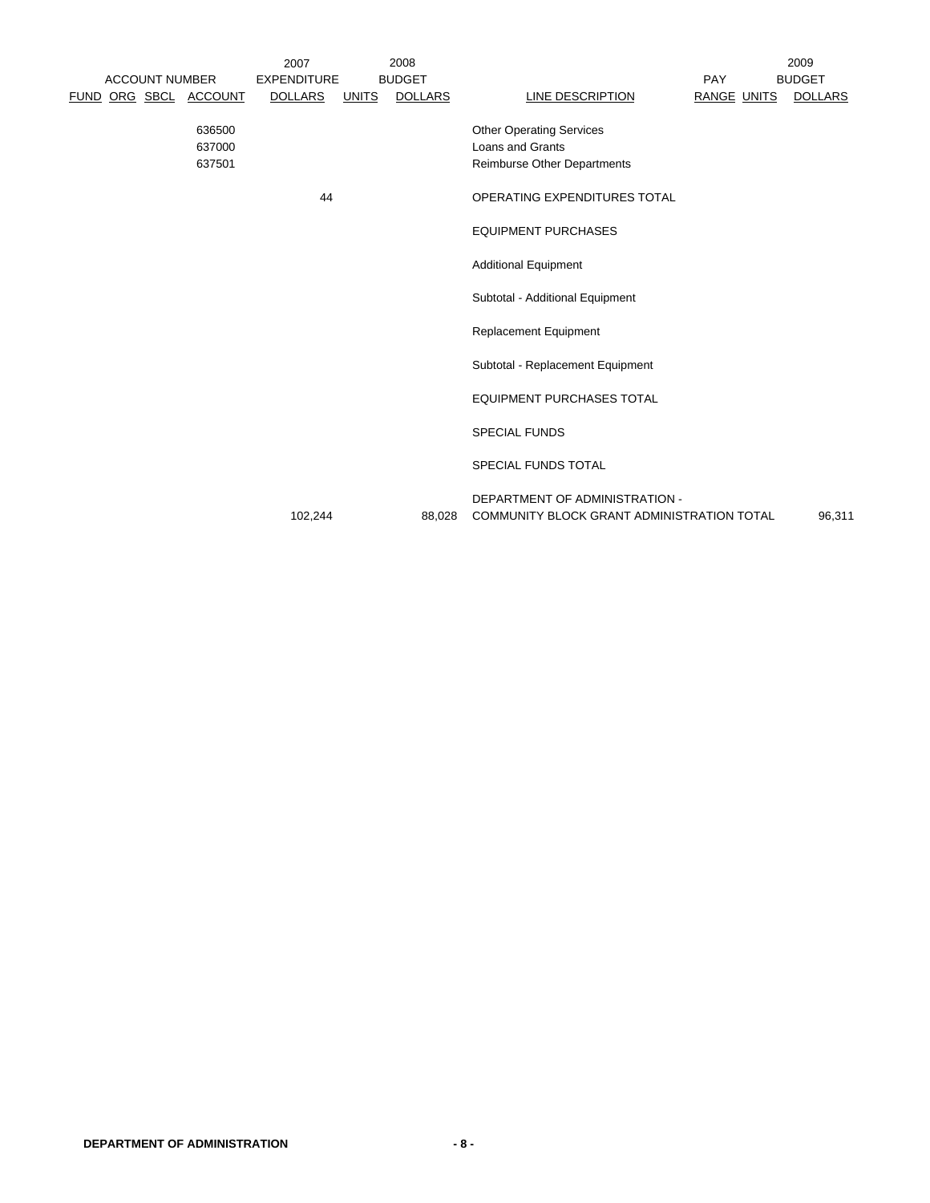| ACCOUNT NUMBER FUND | ORG | SBCL | ACCOUNT | 2007 EXPENDITURE DOLLARS | 2008 BUDGET UNITS | 2008 BUDGET DOLLARS | LINE DESCRIPTION | PAY RANGE | 2009 BUDGET UNITS | 2009 BUDGET DOLLARS |
|---|---|---|---|---|---|---|---|---|---|---|
| | | | 636500 | | | | Other Operating Services | | | |
| | | | 637000 | | | | Loans and Grants | | | |
| | | | 637501 | | | | Reimburse Other Departments | | | |
| | | | | 44 | | | OPERATING EXPENDITURES TOTAL | | | |
| | | | | | | | EQUIPMENT PURCHASES | | | |
| | | | | | | | Additional Equipment | | | |
| | | | | | | | Subtotal - Additional Equipment | | | |
| | | | | | | | Replacement Equipment | | | |
| | | | | | | | Subtotal - Replacement Equipment | | | |
| | | | | | | | EQUIPMENT PURCHASES TOTAL | | | |
| | | | | | | | SPECIAL FUNDS | | | |
| | | | | | | | SPECIAL FUNDS TOTAL | | | |
| | | | | 102,244 | | 88,028 | DEPARTMENT OF ADMINISTRATION - COMMUNITY BLOCK GRANT ADMINISTRATION TOTAL | | | 96,311 |

**DEPARTMENT OF ADMINISTRATION**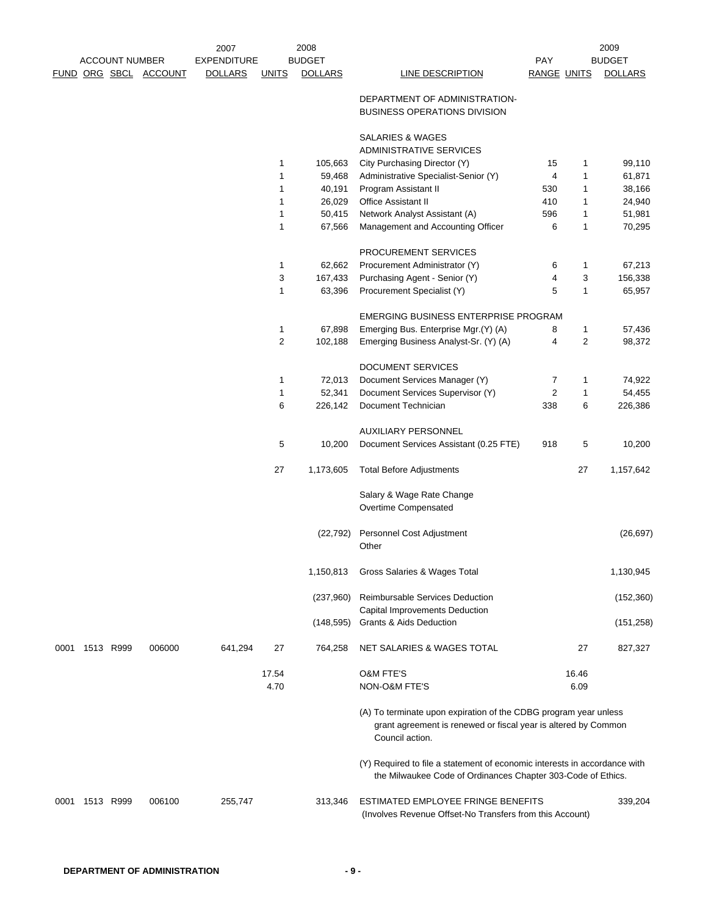| ACCOUNT NUMBER | | | | 2007 EXPENDITURE | 2008 BUDGET | | | PAY | 2009 BUDGET | |
|---|---|---|---|---|---|---|---|---|---|---|
| FUND | ORG | SBCL | ACCOUNT | DOLLARS | UNITS | DOLLARS | LINE DESCRIPTION | RANGE | UNITS | DOLLARS |
| | | | | | | | DEPARTMENT OF ADMINISTRATION-BUSINESS OPERATIONS DIVISION | | | |
| | | | | | | | SALARIES & WAGES | | | |
| | | | | | | | ADMINISTRATIVE SERVICES | | | |
| | | | | | 1 | 105,663 | City Purchasing Director (Y) | 15 | 1 | 99,110 |
| | | | | | 1 | 59,468 | Administrative Specialist-Senior (Y) | 4 | 1 | 61,871 |
| | | | | | 1 | 40,191 | Program Assistant II | 530 | 1 | 38,166 |
| | | | | | 1 | 26,029 | Office Assistant II | 410 | 1 | 24,940 |
| | | | | | 1 | 50,415 | Network Analyst Assistant (A) | 596 | 1 | 51,981 |
| | | | | | 1 | 67,566 | Management and Accounting Officer | 6 | 1 | 70,295 |
| | | | | | | | PROCUREMENT SERVICES | | | |
| | | | | | 1 | 62,662 | Procurement Administrator (Y) | 6 | 1 | 67,213 |
| | | | | | 3 | 167,433 | Purchasing Agent - Senior (Y) | 4 | 3 | 156,338 |
| | | | | | 1 | 63,396 | Procurement Specialist (Y) | 5 | 1 | 65,957 |
| | | | | | | | EMERGING BUSINESS ENTERPRISE PROGRAM | | | |
| | | | | | 1 | 67,898 | Emerging Bus. Enterprise Mgr.(Y) (A) | 8 | 1 | 57,436 |
| | | | | | 2 | 102,188 | Emerging Business Analyst-Sr. (Y) (A) | 4 | 2 | 98,372 |
| | | | | | | | DOCUMENT SERVICES | | | |
| | | | | | 1 | 72,013 | Document Services Manager (Y) | 7 | 1 | 74,922 |
| | | | | | 1 | 52,341 | Document Services Supervisor (Y) | 2 | 1 | 54,455 |
| | | | | | 6 | 226,142 | Document Technician | 338 | 6 | 226,386 |
| | | | | | | | AUXILIARY PERSONNEL | | | |
| | | | | | 5 | 10,200 | Document Services Assistant (0.25 FTE) | 918 | 5 | 10,200 |
| | | | | | 27 | 1,173,605 | Total Before Adjustments | | 27 | 1,157,642 |
| | | | | | | | Salary & Wage Rate Change | | | |
| | | | | | | | Overtime Compensated | | | |
| | | | | | | (22,792) | Personnel Cost Adjustment | | | (26,697) |
| | | | | | | | Other | | | |
| | | | | | | 1,150,813 | Gross Salaries & Wages Total | | | 1,130,945 |
| | | | | | | (237,960) | Reimbursable Services Deduction | | | (152,360) |
| | | | | | | | Capital Improvements Deduction | | | |
| | | | | | | (148,595) | Grants & Aids Deduction | | | (151,258) |
| 0001 | 1513 | R999 | 006000 | 641,294 | 27 | 764,258 | NET SALARIES & WAGES TOTAL | | 27 | 827,327 |
| | | | | | 17.54 | | O&M FTE'S | | 16.46 | |
| | | | | | 4.70 | | NON-O&M FTE'S | | 6.09 | |

(A) To terminate upon expiration of the CDBG program year unless grant agreement is renewed or fiscal year is altered by Common Council action.

(Y) Required to file a statement of economic interests in accordance with the Milwaukee Code of Ordinances Chapter 303-Code of Ethics.

| FUND | ORG | SBCL | ACCOUNT | 2007 EXPENDITURE DOLLARS | 2008 UNITS | 2008 BUDGET DOLLARS | LINE DESCRIPTION | PAY RANGE | 2009 UNITS | 2009 BUDGET DOLLARS |
|---|---|---|---|---|---|---|---|---|---|---|
| 0001 | 1513 | R999 | 006100 | 255,747 | | 313,346 | ESTIMATED EMPLOYEE FRINGE BENEFITS (Involves Revenue Offset-No Transfers from this Account) | | | 339,204 |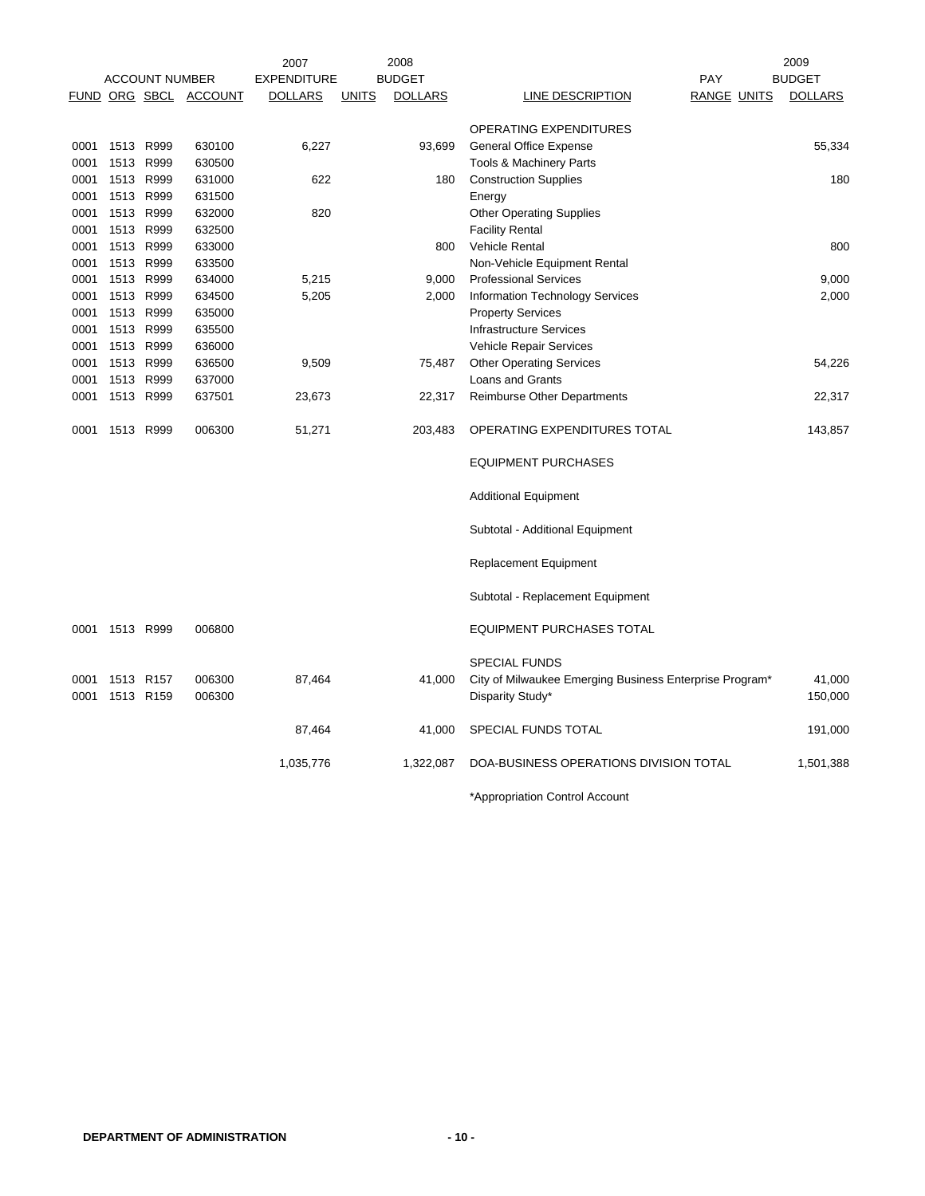| ACCOUNT NUMBER | | | | 2007 EXPENDITURE | 2008 BUDGET | | | PAY | | 2009 BUDGET |
|---|---|---|---|---|---|---|---|---|---|---|
| FUND | ORG | SBCL | ACCOUNT | DOLLARS | UNITS | DOLLARS | LINE DESCRIPTION | RANGE | UNITS | DOLLARS |
| | | | | | | | OPERATING EXPENDITURES | | | |
| 0001 | 1513 | R999 | 630100 | 6,227 | | 93,699 | General Office Expense | | | 55,334 |
| 0001 | 1513 | R999 | 630500 | | | | Tools & Machinery Parts | | | |
| 0001 | 1513 | R999 | 631000 | 622 | | 180 | Construction Supplies | | | 180 |
| 0001 | 1513 | R999 | 631500 | | | | Energy | | | |
| 0001 | 1513 | R999 | 632000 | 820 | | | Other Operating Supplies | | | |
| 0001 | 1513 | R999 | 632500 | | | | Facility Rental | | | |
| 0001 | 1513 | R999 | 633000 | | | 800 | Vehicle Rental | | | 800 |
| 0001 | 1513 | R999 | 633500 | | | | Non-Vehicle Equipment Rental | | | |
| 0001 | 1513 | R999 | 634000 | 5,215 | | 9,000 | Professional Services | | | 9,000 |
| 0001 | 1513 | R999 | 634500 | 5,205 | | 2,000 | Information Technology Services | | | 2,000 |
| 0001 | 1513 | R999 | 635000 | | | | Property Services | | | |
| 0001 | 1513 | R999 | 635500 | | | | Infrastructure Services | | | |
| 0001 | 1513 | R999 | 636000 | | | | Vehicle Repair Services | | | |
| 0001 | 1513 | R999 | 636500 | 9,509 | | 75,487 | Other Operating Services | | | 54,226 |
| 0001 | 1513 | R999 | 637000 | | | | Loans and Grants | | | |
| 0001 | 1513 | R999 | 637501 | 23,673 | | 22,317 | Reimburse Other Departments | | | 22,317 |
| 0001 | 1513 | R999 | 006300 | 51,271 | | 203,483 | OPERATING EXPENDITURES TOTAL | | | 143,857 |
| | | | | | | | EQUIPMENT PURCHASES | | | |
| | | | | | | | Additional Equipment | | | |
| | | | | | | | Subtotal - Additional Equipment | | | |
| | | | | | | | Replacement Equipment | | | |
| | | | | | | | Subtotal - Replacement Equipment | | | |
| 0001 | 1513 | R999 | 006800 | | | | EQUIPMENT PURCHASES TOTAL | | | |
| | | | | | | | SPECIAL FUNDS | | | |
| 0001 | 1513 | R157 | 006300 | 87,464 | | 41,000 | City of Milwaukee Emerging Business Enterprise Program* | | | 41,000 |
| 0001 | 1513 | R159 | 006300 | | | | Disparity Study* | | | 150,000 |
| | | | | 87,464 | | 41,000 | SPECIAL FUNDS TOTAL | | | 191,000 |
| | | | | 1,035,776 | | 1,322,087 | DOA-BUSINESS OPERATIONS DIVISION TOTAL | | | 1,501,388 |

*Appropriation Control Account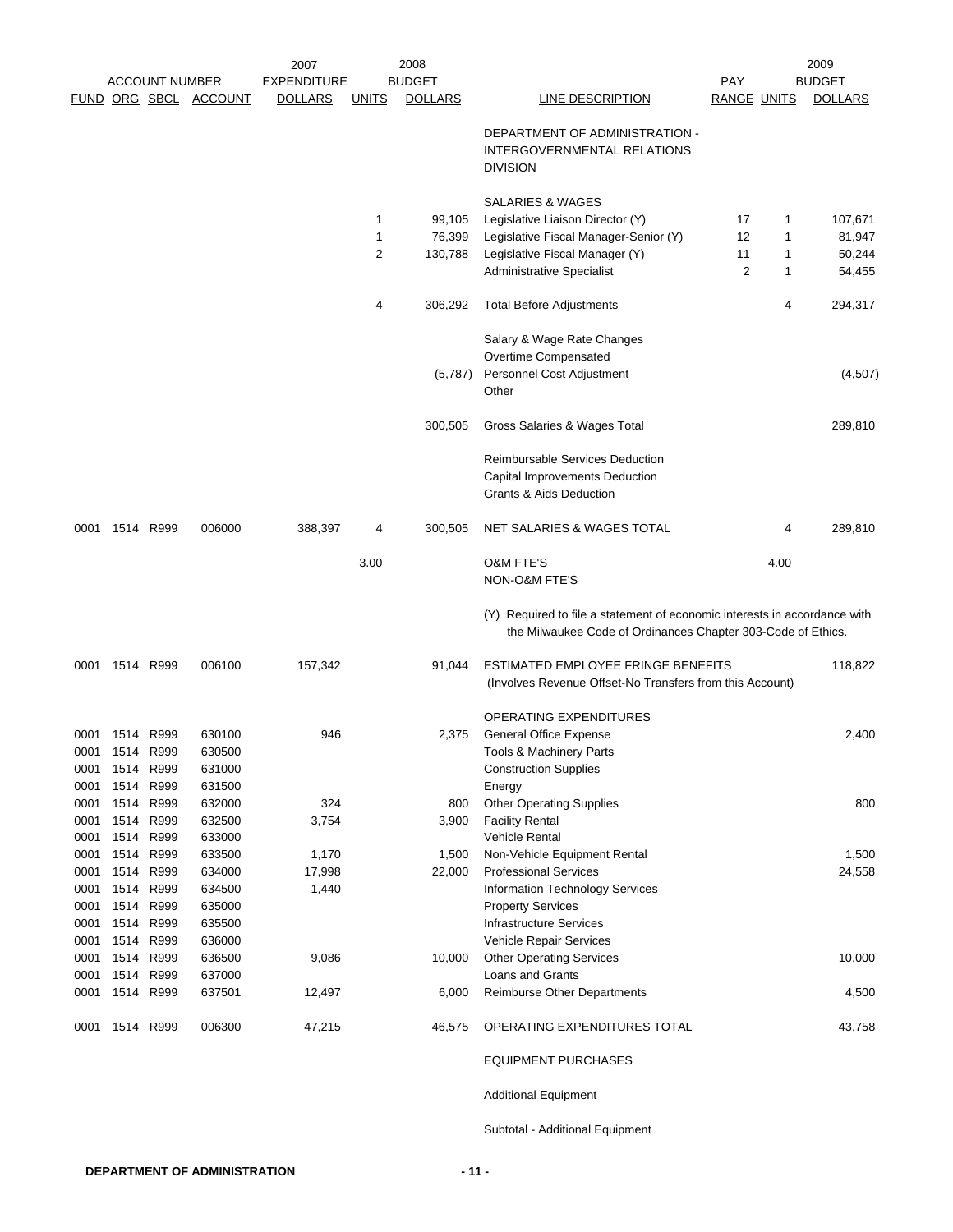| FUND | ORG | SBCL | ACCOUNT | 2007 EXPENDITURE DOLLARS | 2008 UNITS | 2008 BUDGET DOLLARS | LINE DESCRIPTION | PAY RANGE | 2009 UNITS | 2009 BUDGET DOLLARS |
|---|---|---|---|---|---|---|---|---|---|---|
| | | | | | | | DEPARTMENT OF ADMINISTRATION - INTERGOVERNMENTAL RELATIONS DIVISION | | | |
| | | | | | | | SALARIES & WAGES | | | |
| | | | | | 1 | 99,105 | Legislative Liaison Director (Y) | 17 | 1 | 107,671 |
| | | | | | 1 | 76,399 | Legislative Fiscal Manager-Senior (Y) | 12 | 1 | 81,947 |
| | | | | | 2 | 130,788 | Legislative Fiscal Manager (Y) | 11 | 1 | 50,244 |
| | | | | | | | Administrative Specialist | 2 | 1 | 54,455 |
| | | | | | 4 | 306,292 | Total Before Adjustments | | 4 | 294,317 |
| | | | | | | | Salary & Wage Rate Changes | | | |
| | | | | | | | Overtime Compensated | | | |
| | | | | | | (5,787) | Personnel Cost Adjustment | | | (4,507) |
| | | | | | | | Other | | | |
| | | | | | | 300,505 | Gross Salaries & Wages Total | | | 289,810 |
| | | | | | | | Reimbursable Services Deduction | | | |
| | | | | | | | Capital Improvements Deduction | | | |
| | | | | | | | Grants & Aids Deduction | | | |
| 0001 | 1514 | R999 | 006000 | 388,397 | 4 | 300,505 | NET SALARIES & WAGES TOTAL | | 4 | 289,810 |
| | | | | | 3.00 | | O&M FTE'S | | 4.00 | |
| | | | | | | | NON-O&M FTE'S | | | |
| | | | | | | | (Y) Required to file a statement of economic interests in accordance with the Milwaukee Code of Ordinances Chapter 303-Code of Ethics. | | | |
| 0001 | 1514 | R999 | 006100 | 157,342 | | 91,044 | ESTIMATED EMPLOYEE FRINGE BENEFITS (Involves Revenue Offset-No Transfers from this Account) | | | 118,822 |
| | | | | | | | OPERATING EXPENDITURES | | | |
| 0001 | 1514 | R999 | 630100 | 946 | | 2,375 | General Office Expense | | | 2,400 |
| 0001 | 1514 | R999 | 630500 | | | | Tools & Machinery Parts | | | |
| 0001 | 1514 | R999 | 631000 | | | | Construction Supplies | | | |
| 0001 | 1514 | R999 | 631500 | | | | Energy | | | |
| 0001 | 1514 | R999 | 632000 | 324 | | 800 | Other Operating Supplies | | | 800 |
| 0001 | 1514 | R999 | 632500 | 3,754 | | 3,900 | Facility Rental | | | |
| 0001 | 1514 | R999 | 633000 | | | | Vehicle Rental | | | |
| 0001 | 1514 | R999 | 633500 | 1,170 | | 1,500 | Non-Vehicle Equipment Rental | | | 1,500 |
| 0001 | 1514 | R999 | 634000 | 17,998 | | 22,000 | Professional Services | | | 24,558 |
| 0001 | 1514 | R999 | 634500 | 1,440 | | | Information Technology Services | | | |
| 0001 | 1514 | R999 | 635000 | | | | Property Services | | | |
| 0001 | 1514 | R999 | 635500 | | | | Infrastructure Services | | | |
| 0001 | 1514 | R999 | 636000 | | | | Vehicle Repair Services | | | |
| 0001 | 1514 | R999 | 636500 | 9,086 | | 10,000 | Other Operating Services | | | 10,000 |
| 0001 | 1514 | R999 | 637000 | | | | Loans and Grants | | | |
| 0001 | 1514 | R999 | 637501 | 12,497 | | 6,000 | Reimburse Other Departments | | | 4,500 |
| 0001 | 1514 | R999 | 006300 | 47,215 | | 46,575 | OPERATING EXPENDITURES TOTAL | | | 43,758 |
| | | | | | | | EQUIPMENT PURCHASES | | | |
| | | | | | | | Additional Equipment | | | |
| | | | | | | | Subtotal - Additional Equipment | | | |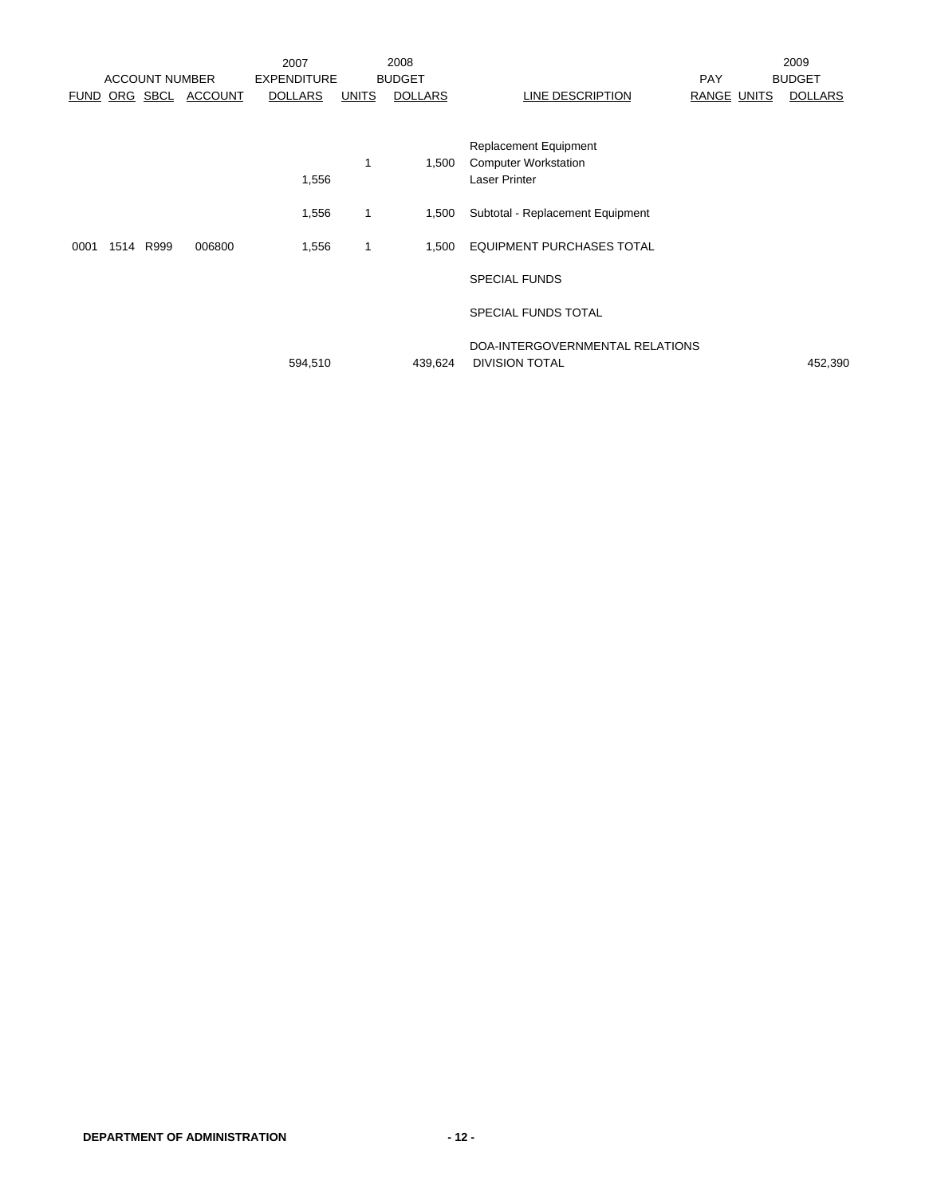| ACCOUNT NUMBER | | | | 2007 EXPENDITURE | 2008 BUDGET | | | PAY | | 2009 BUDGET |
|---|---|---|---|---|---|---|---|---|---|---|
| FUND | ORG | SBCL | ACCOUNT | DOLLARS | UNITS | DOLLARS | LINE DESCRIPTION | RANGE | UNITS | DOLLARS |
| | | | | | | | Replacement Equipment | | | |
| | | | | | 1 | 1,500 | Computer Workstation | | | |
| | | | | 1,556 | | | Laser Printer | | | |
| | | | | 1,556 | 1 | 1,500 | Subtotal - Replacement Equipment | | | |
| 0001 | 1514 | R999 | 006800 | 1,556 | 1 | 1,500 | EQUIPMENT PURCHASES TOTAL | | | |
| | | | | | | | SPECIAL FUNDS | | | |
| | | | | | | | SPECIAL FUNDS TOTAL | | | |
| | | | | 594,510 | | 439,624 | DOA-INTERGOVERNMENTAL RELATIONS DIVISION TOTAL | | | 452,390 |

**DEPARTMENT OF ADMINISTRATION**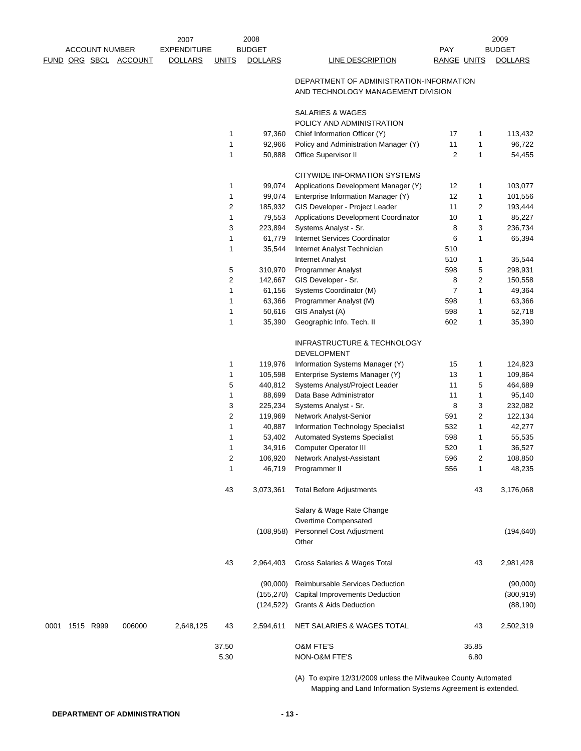| ACCOUNT NUMBER | | | | 2007 EXPENDITURE | | 2008 BUDGET | | PAY | | 2009 BUDGET |
|---|---|---|---|---|---|---|---|---|---|---|
| FUND | ORG | SBCL | ACCOUNT | DOLLARS | UNITS | DOLLARS | LINE DESCRIPTION | RANGE | UNITS | DOLLARS |
| | | | | | | | DEPARTMENT OF ADMINISTRATION-INFORMATION AND TECHNOLOGY MANAGEMENT DIVISION | | | |
| | | | | | | | SALARIES & WAGES | | | |
| | | | | | | | POLICY AND ADMINISTRATION | | | |
| | | | | | 1 | 97,360 | Chief Information Officer (Y) | 17 | 1 | 113,432 |
| | | | | | 1 | 92,966 | Policy and Administration Manager (Y) | 11 | 1 | 96,722 |
| | | | | | 1 | 50,888 | Office Supervisor II | 2 | 1 | 54,455 |
| | | | | | | | CITYWIDE INFORMATION SYSTEMS | | | |
| | | | | | 1 | 99,074 | Applications Development Manager (Y) | 12 | 1 | 103,077 |
| | | | | | 1 | 99,074 | Enterprise Information Manager (Y) | 12 | 1 | 101,556 |
| | | | | | 2 | 185,932 | GIS Developer - Project Leader | 11 | 2 | 193,444 |
| | | | | | 1 | 79,553 | Applications Development Coordinator | 10 | 1 | 85,227 |
| | | | | | 3 | 223,894 | Systems Analyst - Sr. | 8 | 3 | 236,734 |
| | | | | | 1 | 61,779 | Internet Services Coordinator | 6 | 1 | 65,394 |
| | | | | | 1 | 35,544 | Internet Analyst Technician | 510 | | |
| | | | | | | | Internet Analyst | 510 | 1 | 35,544 |
| | | | | | 5 | 310,970 | Programmer Analyst | 598 | 5 | 298,931 |
| | | | | | 2 | 142,667 | GIS Developer - Sr. | 8 | 2 | 150,558 |
| | | | | | 1 | 61,156 | Systems Coordinator (M) | 7 | 1 | 49,364 |
| | | | | | 1 | 63,366 | Programmer Analyst (M) | 598 | 1 | 63,366 |
| | | | | | 1 | 50,616 | GIS Analyst (A) | 598 | 1 | 52,718 |
| | | | | | 1 | 35,390 | Geographic Info. Tech. II | 602 | 1 | 35,390 |
| | | | | | | | INFRASTRUCTURE & TECHNOLOGY DEVELOPMENT | | | |
| | | | | | 1 | 119,976 | Information Systems Manager (Y) | 15 | 1 | 124,823 |
| | | | | | 1 | 105,598 | Enterprise Systems Manager (Y) | 13 | 1 | 109,864 |
| | | | | | 5 | 440,812 | Systems Analyst/Project Leader | 11 | 5 | 464,689 |
| | | | | | 1 | 88,699 | Data Base Administrator | 11 | 1 | 95,140 |
| | | | | | 3 | 225,234 | Systems Analyst - Sr. | 8 | 3 | 232,082 |
| | | | | | 2 | 119,969 | Network Analyst-Senior | 591 | 2 | 122,134 |
| | | | | | 1 | 40,887 | Information Technology Specialist | 532 | 1 | 42,277 |
| | | | | | 1 | 53,402 | Automated Systems Specialist | 598 | 1 | 55,535 |
| | | | | | 1 | 34,916 | Computer Operator III | 520 | 1 | 36,527 |
| | | | | | 2 | 106,920 | Network Analyst-Assistant | 596 | 2 | 108,850 |
| | | | | | 1 | 46,719 | Programmer II | 556 | 1 | 48,235 |
| | | | | | 43 | 3,073,361 | Total Before Adjustments | | 43 | 3,176,068 |
| | | | | | | | Salary & Wage Rate Change | | | |
| | | | | | | | Overtime Compensated | | | |
| | | | | | | (108,958) | Personnel Cost Adjustment | | | (194,640) |
| | | | | | | | Other | | | |
| | | | | | 43 | 2,964,403 | Gross Salaries & Wages Total | | 43 | 2,981,428 |
| | | | | | | (90,000) | Reimbursable Services Deduction | | | (90,000) |
| | | | | | | (155,270) | Capital Improvements Deduction | | | (300,919) |
| | | | | | | (124,522) | Grants & Aids Deduction | | | (88,190) |
| 0001 | 1515 | R999 | 006000 | 2,648,125 | 43 | 2,594,611 | NET SALARIES & WAGES TOTAL | | 43 | 2,502,319 |
| | | | | | 37.50 | | O&M FTE'S | | 35.85 | |
| | | | | | 5.30 | | NON-O&M FTE'S | | 6.80 | |

(A) To expire 12/31/2009 unless the Milwaukee County Automated Mapping and Land Information Systems Agreement is extended.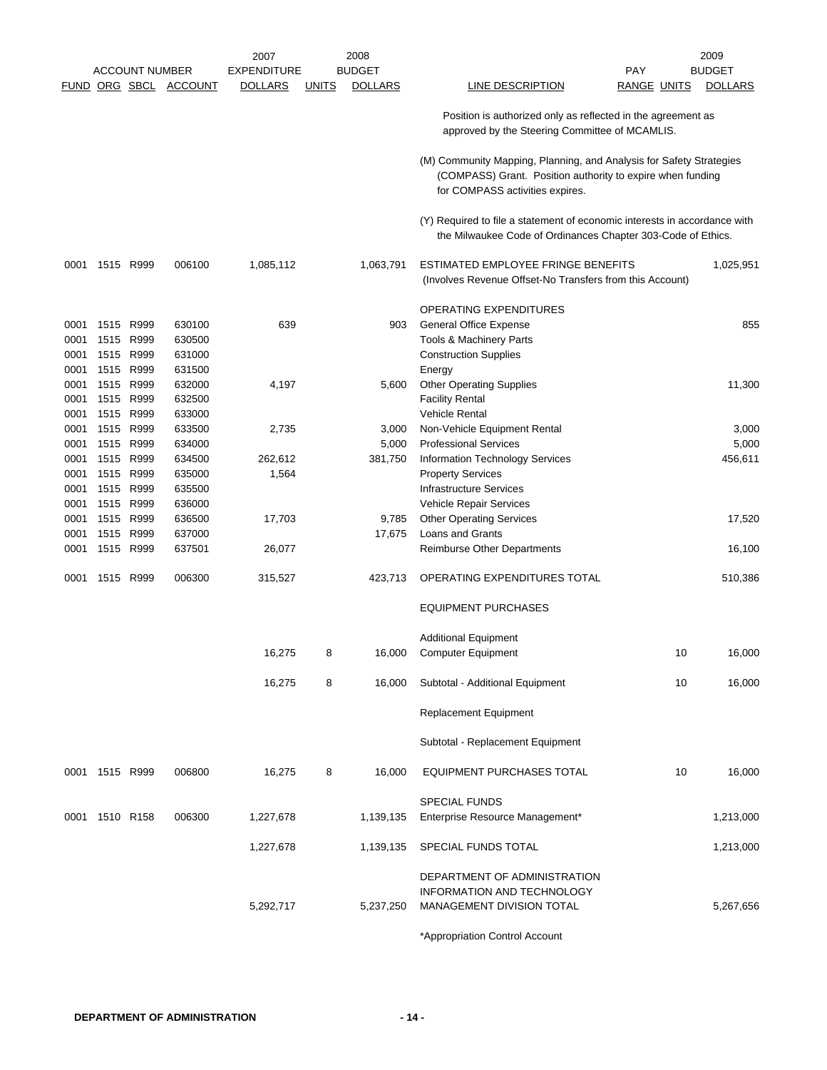| ACCOUNT NUMBER | | | | 2007 EXPENDITURE | 2008 BUDGET | | | PAY | | 2009 BUDGET |
|---|---|---|---|---|---|---|---|---|---|---|
| FUND | ORG | SBCL | ACCOUNT | DOLLARS | UNITS | DOLLARS | LINE DESCRIPTION | RANGE | UNITS | DOLLARS |
| | | | | | | | Position is authorized only as reflected in the agreement as approved by the Steering Committee of MCAMLIS. | | | |
| | | | | | | | (M) Community Mapping, Planning, and Analysis for Safety Strategies (COMPASS) Grant. Position authority to expire when funding for COMPASS activities expires. | | | |
| | | | | | | | (Y) Required to file a statement of economic interests in accordance with the Milwaukee Code of Ordinances Chapter 303-Code of Ethics. | | | |
| 0001 | 1515 | R999 | 006100 | 1,085,112 | | 1,063,791 | ESTIMATED EMPLOYEE FRINGE BENEFITS (Involves Revenue Offset-No Transfers from this Account) | | | 1,025,951 |
| | | | | | | | OPERATING EXPENDITURES | | | |
| 0001 | 1515 | R999 | 630100 | 639 | | 903 | General Office Expense | | | 855 |
| 0001 | 1515 | R999 | 630500 | | | | Tools & Machinery Parts | | | |
| 0001 | 1515 | R999 | 631000 | | | | Construction Supplies | | | |
| 0001 | 1515 | R999 | 631500 | | | | Energy | | | |
| 0001 | 1515 | R999 | 632000 | 4,197 | | 5,600 | Other Operating Supplies | | | 11,300 |
| 0001 | 1515 | R999 | 632500 | | | | Facility Rental | | | |
| 0001 | 1515 | R999 | 633000 | | | | Vehicle Rental | | | |
| 0001 | 1515 | R999 | 633500 | 2,735 | | 3,000 | Non-Vehicle Equipment Rental | | | 3,000 |
| 0001 | 1515 | R999 | 634000 | | | 5,000 | Professional Services | | | 5,000 |
| 0001 | 1515 | R999 | 634500 | 262,612 | | 381,750 | Information Technology Services | | | 456,611 |
| 0001 | 1515 | R999 | 635000 | 1,564 | | | Property Services | | | |
| 0001 | 1515 | R999 | 635500 | | | | Infrastructure Services | | | |
| 0001 | 1515 | R999 | 636000 | | | | Vehicle Repair Services | | | |
| 0001 | 1515 | R999 | 636500 | 17,703 | | 9,785 | Other Operating Services | | | 17,520 |
| 0001 | 1515 | R999 | 637000 | | | 17,675 | Loans and Grants | | | |
| 0001 | 1515 | R999 | 637501 | 26,077 | | | Reimburse Other Departments | | | 16,100 |
| 0001 | 1515 | R999 | 006300 | 315,527 | | 423,713 | OPERATING EXPENDITURES TOTAL | | | 510,386 |
| | | | | | | | EQUIPMENT PURCHASES | | | |
| | | | | | | | Additional Equipment | | | |
| | | | | 16,275 | 8 | 16,000 | Computer Equipment | | 10 | 16,000 |
| | | | | 16,275 | 8 | 16,000 | Subtotal - Additional Equipment | | 10 | 16,000 |
| | | | | | | | Replacement Equipment | | | |
| | | | | | | | Subtotal - Replacement Equipment | | | |
| 0001 | 1515 | R999 | 006800 | 16,275 | 8 | 16,000 | EQUIPMENT PURCHASES TOTAL | | 10 | 16,000 |
| | | | | | | | SPECIAL FUNDS | | | |
| 0001 | 1510 | R158 | 006300 | 1,227,678 | | 1,139,135 | Enterprise Resource Management* | | | 1,213,000 |
| | | | | 1,227,678 | | 1,139,135 | SPECIAL FUNDS TOTAL | | | 1,213,000 |
| | | | | 5,292,717 | | 5,237,250 | DEPARTMENT OF ADMINISTRATION INFORMATION AND TECHNOLOGY MANAGEMENT DIVISION TOTAL | | | 5,267,656 |

*Appropriation Control Account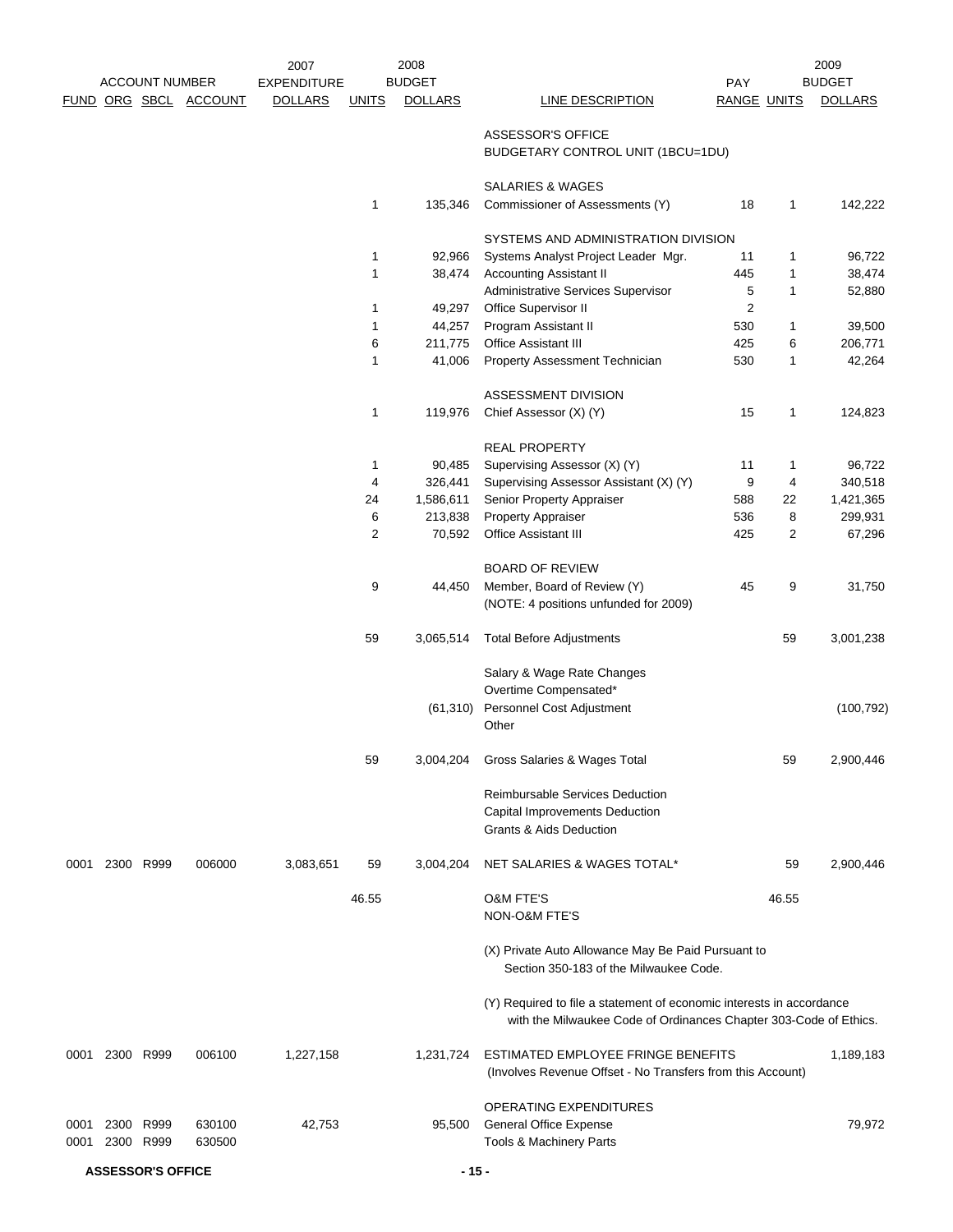| FUND | ORG | SBCL | ACCOUNT | 2007 EXPENDITURE DOLLARS | UNITS | 2008 BUDGET DOLLARS | LINE DESCRIPTION | PAY RANGE | UNITS | 2009 BUDGET DOLLARS |
|---|---|---|---|---|---|---|---|---|---|---|
| | | | | | | | ASSESSOR'S OFFICE | | | |
| | | | | | | | BUDGETARY CONTROL UNIT (1BCU=1DU) | | | |
| | | | | | | | SALARIES & WAGES | | | |
| | | | | | 1 | 135,346 | Commissioner of Assessments (Y) | 18 | 1 | 142,222 |
| | | | | | | | SYSTEMS AND ADMINISTRATION DIVISION | | | |
| | | | | | 1 | 92,966 | Systems Analyst Project Leader Mgr. | 11 | 1 | 96,722 |
| | | | | | 1 | 38,474 | Accounting Assistant II | 445 | 1 | 38,474 |
| | | | | | | | Administrative Services Supervisor | 5 | 1 | 52,880 |
| | | | | | 1 | 49,297 | Office Supervisor II | 2 | | |
| | | | | | 1 | 44,257 | Program Assistant II | 530 | 1 | 39,500 |
| | | | | | 6 | 211,775 | Office Assistant III | 425 | 6 | 206,771 |
| | | | | | 1 | 41,006 | Property Assessment Technician | 530 | 1 | 42,264 |
| | | | | | | | ASSESSMENT DIVISION | | | |
| | | | | | 1 | 119,976 | Chief Assessor (X) (Y) | 15 | 1 | 124,823 |
| | | | | | | | REAL PROPERTY | | | |
| | | | | | 1 | 90,485 | Supervising Assessor (X) (Y) | 11 | 1 | 96,722 |
| | | | | | 4 | 326,441 | Supervising Assessor Assistant (X) (Y) | 9 | 4 | 340,518 |
| | | | | | 24 | 1,586,611 | Senior Property Appraiser | 588 | 22 | 1,421,365 |
| | | | | | 6 | 213,838 | Property Appraiser | 536 | 8 | 299,931 |
| | | | | | 2 | 70,592 | Office Assistant III | 425 | 2 | 67,296 |
| | | | | | | | BOARD OF REVIEW | | | |
| | | | | | 9 | 44,450 | Member, Board of Review (Y) | 45 | 9 | 31,750 |
| | | | | | | | (NOTE: 4 positions unfunded for 2009) | | | |
| | | | | | 59 | 3,065,514 | Total Before Adjustments | | 59 | 3,001,238 |
| | | | | | | | Salary & Wage Rate Changes | | | |
| | | | | | | | Overtime Compensated* | | | |
| | | | | | | (61,310) | Personnel Cost Adjustment | | | (100,792) |
| | | | | | | | Other | | | |
| | | | | | 59 | 3,004,204 | Gross Salaries & Wages Total | | 59 | 2,900,446 |
| | | | | | | | Reimbursable Services Deduction | | | |
| | | | | | | | Capital Improvements Deduction | | | |
| | | | | | | | Grants & Aids Deduction | | | |
| 0001 | 2300 | R999 | 006000 | 3,083,651 | 59 | 3,004,204 | NET SALARIES & WAGES TOTAL* | | 59 | 2,900,446 |
| | | | | | 46.55 | | O&M FTE'S | | 46.55 | |
| | | | | | | | NON-O&M FTE'S | | | |
| | | | | | | | (X) Private Auto Allowance May Be Paid Pursuant to Section 350-183 of the Milwaukee Code. | | | |
| | | | | | | | (Y) Required to file a statement of economic interests in accordance with the Milwaukee Code of Ordinances Chapter 303-Code of Ethics. | | | |
| 0001 | 2300 | R999 | 006100 | 1,227,158 | | 1,231,724 | ESTIMATED EMPLOYEE FRINGE BENEFITS (Involves Revenue Offset - No Transfers from this Account) | | | 1,189,183 |
| | | | | | | | OPERATING EXPENDITURES | | | |
| 0001 | 2300 | R999 | 630100 | 42,753 | | 95,500 | General Office Expense | | | 79,972 |
| 0001 | 2300 | R999 | 630500 | | | | Tools & Machinery Parts | | | |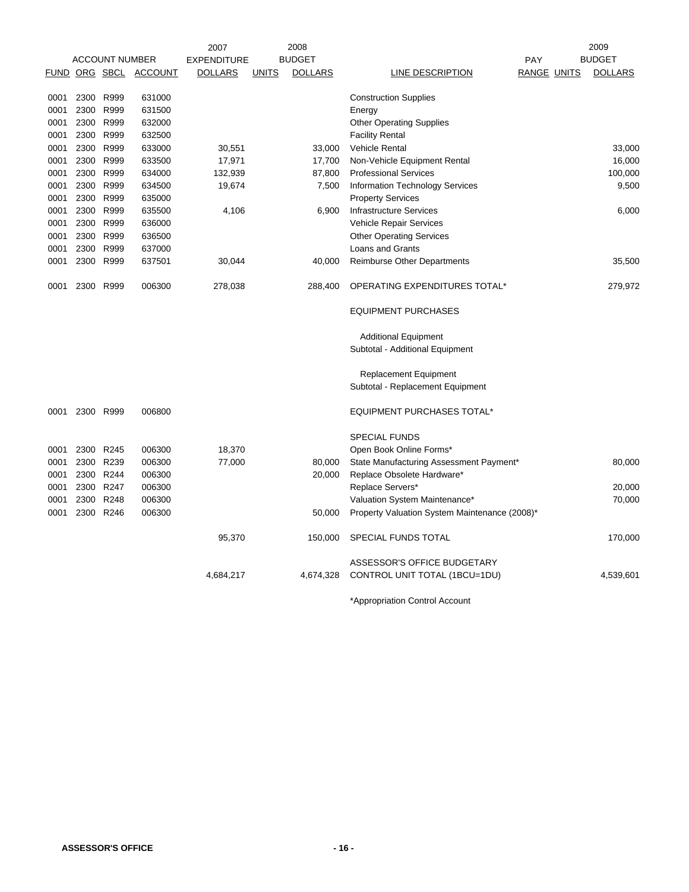| ACCOUNT NUMBER | | | | 2007 EXPENDITURE | 2008 BUDGET | | | PAY | | 2009 BUDGET |
|---|---|---|---|---|---|---|---|---|---|---|
| FUND | ORG | SBCL | ACCOUNT | DOLLARS | UNITS | DOLLARS | LINE DESCRIPTION | RANGE | UNITS | DOLLARS |
| 0001 | 2300 | R999 | 631000 | | | | Construction Supplies | | | |
| 0001 | 2300 | R999 | 631500 | | | | Energy | | | |
| 0001 | 2300 | R999 | 632000 | | | | Other Operating Supplies | | | |
| 0001 | 2300 | R999 | 632500 | | | | Facility Rental | | | |
| 0001 | 2300 | R999 | 633000 | 30,551 | | 33,000 | Vehicle Rental | | | 33,000 |
| 0001 | 2300 | R999 | 633500 | 17,971 | | 17,700 | Non-Vehicle Equipment Rental | | | 16,000 |
| 0001 | 2300 | R999 | 634000 | 132,939 | | 87,800 | Professional Services | | | 100,000 |
| 0001 | 2300 | R999 | 634500 | 19,674 | | 7,500 | Information Technology Services | | | 9,500 |
| 0001 | 2300 | R999 | 635000 | | | | Property Services | | | |
| 0001 | 2300 | R999 | 635500 | 4,106 | | 6,900 | Infrastructure Services | | | 6,000 |
| 0001 | 2300 | R999 | 636000 | | | | Vehicle Repair Services | | | |
| 0001 | 2300 | R999 | 636500 | | | | Other Operating Services | | | |
| 0001 | 2300 | R999 | 637000 | | | | Loans and Grants | | | |
| 0001 | 2300 | R999 | 637501 | 30,044 | | 40,000 | Reimburse Other Departments | | | 35,500 |
| 0001 | 2300 | R999 | 006300 | 278,038 | | 288,400 | OPERATING EXPENDITURES TOTAL* | | | 279,972 |
| | | | | | | | EQUIPMENT PURCHASES | | | |
| | | | | | | | Additional Equipment | | | |
| | | | | | | | Subtotal - Additional Equipment | | | |
| | | | | | | | Replacement Equipment | | | |
| | | | | | | | Subtotal - Replacement Equipment | | | |
| 0001 | 2300 | R999 | 006800 | | | | EQUIPMENT PURCHASES TOTAL* | | | |
| | | | | | | | SPECIAL FUNDS | | | |
| 0001 | 2300 | R245 | 006300 | 18,370 | | | Open Book Online Forms* | | | |
| 0001 | 2300 | R239 | 006300 | 77,000 | | 80,000 | State Manufacturing Assessment Payment* | | | 80,000 |
| 0001 | 2300 | R244 | 006300 | | | 20,000 | Replace Obsolete Hardware* | | | |
| 0001 | 2300 | R247 | 006300 | | | | Replace Servers* | | | 20,000 |
| 0001 | 2300 | R248 | 006300 | | | | Valuation System Maintenance* | | | 70,000 |
| 0001 | 2300 | R246 | 006300 | | | 50,000 | Property Valuation System Maintenance (2008)* | | | |
| | | | | 95,370 | | 150,000 | SPECIAL FUNDS TOTAL | | | 170,000 |
| | | | | 4,684,217 | | 4,674,328 | ASSESSOR'S OFFICE BUDGETARY CONTROL UNIT TOTAL (1BCU=1DU) | | | 4,539,601 |

*Appropriation Control Account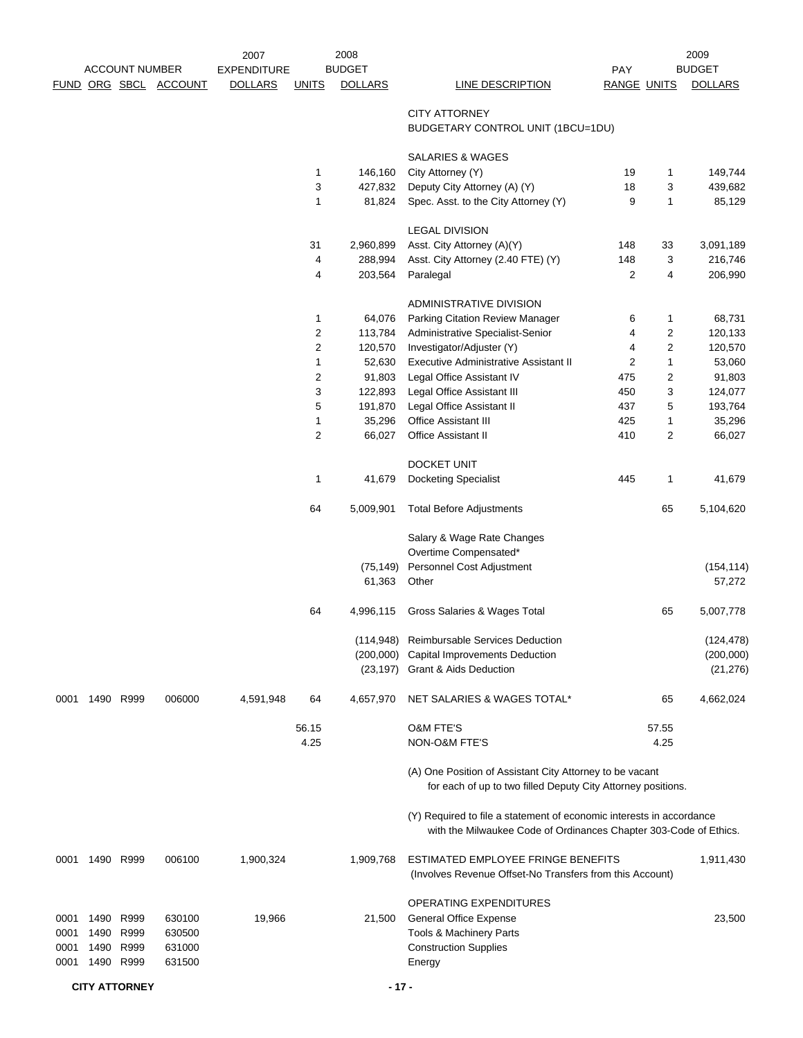| ACCOUNT NUMBER | | | | 2007 EXPENDITURE | 2008 BUDGET | | | | | 2009 BUDGET |
|---|---|---|---|---|---|---|---|---|---|---|
| FUND | ORG | SBCL | ACCOUNT | DOLLARS | UNITS | DOLLARS | LINE DESCRIPTION | PAY RANGE | UNITS | DOLLARS |
| | | | | | | | CITY ATTORNEY | | | |
| | | | | | | | BUDGETARY CONTROL UNIT (1BCU=1DU) | | | |
| | | | | | | | SALARIES & WAGES | | | |
| | | | | | 1 | 146,160 | City Attorney (Y) | 19 | 1 | 149,744 |
| | | | | | 3 | 427,832 | Deputy City Attorney (A) (Y) | 18 | 3 | 439,682 |
| | | | | | 1 | 81,824 | Spec. Asst. to the City Attorney (Y) | 9 | 1 | 85,129 |
| | | | | | | | LEGAL DIVISION | | | |
| | | | | | 31 | 2,960,899 | Asst. City Attorney (A)(Y) | 148 | 33 | 3,091,189 |
| | | | | | 4 | 288,994 | Asst. City Attorney (2.40 FTE) (Y) | 148 | 3 | 216,746 |
| | | | | | 4 | 203,564 | Paralegal | 2 | 4 | 206,990 |
| | | | | | | | ADMINISTRATIVE DIVISION | | | |
| | | | | | 1 | 64,076 | Parking Citation Review Manager | 6 | 1 | 68,731 |
| | | | | | 2 | 113,784 | Administrative Specialist-Senior | 4 | 2 | 120,133 |
| | | | | | 2 | 120,570 | Investigator/Adjuster (Y) | 4 | 2 | 120,570 |
| | | | | | 1 | 52,630 | Executive Administrative Assistant II | 2 | 1 | 53,060 |
| | | | | | 2 | 91,803 | Legal Office Assistant IV | 475 | 2 | 91,803 |
| | | | | | 3 | 122,893 | Legal Office Assistant III | 450 | 3 | 124,077 |
| | | | | | 5 | 191,870 | Legal Office Assistant II | 437 | 5 | 193,764 |
| | | | | | 1 | 35,296 | Office Assistant III | 425 | 1 | 35,296 |
| | | | | | 2 | 66,027 | Office Assistant II | 410 | 2 | 66,027 |
| | | | | | | | DOCKET UNIT | | | |
| | | | | | 1 | 41,679 | Docketing Specialist | 445 | 1 | 41,679 |
| | | | | | 64 | 5,009,901 | Total Before Adjustments | | 65 | 5,104,620 |
| | | | | | | | Salary & Wage Rate Changes | | | |
| | | | | | | | Overtime Compensated* | | | |
| | | | | | | (75,149) | Personnel Cost Adjustment | | | (154,114) |
| | | | | | | 61,363 | Other | | | 57,272 |
| | | | | | 64 | 4,996,115 | Gross Salaries & Wages Total | | 65 | 5,007,778 |
| | | | | | | (114,948) | Reimbursable Services Deduction | | | (124,478) |
| | | | | | | (200,000) | Capital Improvements Deduction | | | (200,000) |
| | | | | | | (23,197) | Grant & Aids Deduction | | | (21,276) |
| 0001 | 1490 | R999 | 006000 | 4,591,948 | 64 | 4,657,970 | NET SALARIES & WAGES TOTAL* | | 65 | 4,662,024 |
| | | | | | 56.15 | | O&M FTE'S | | 57.55 | |
| | | | | | 4.25 | | NON-O&M FTE'S | | 4.25 | |
| | | | | | | | (A) One Position of Assistant City Attorney to be vacant for each of up to two filled Deputy City Attorney positions. | | | |
| | | | | | | | (Y) Required to file a statement of economic interests in accordance with the Milwaukee Code of Ordinances Chapter 303-Code of Ethics. | | | |
| 0001 | 1490 | R999 | 006100 | 1,900,324 | | 1,909,768 | ESTIMATED EMPLOYEE FRINGE BENEFITS (Involves Revenue Offset-No Transfers from this Account) | | | 1,911,430 |
| | | | | | | | OPERATING EXPENDITURES | | | |
| 0001 | 1490 | R999 | 630100 | 19,966 | | 21,500 | General Office Expense | | | 23,500 |
| 0001 | 1490 | R999 | 630500 | | | | Tools & Machinery Parts | | | |
| 0001 | 1490 | R999 | 631000 | | | | Construction Supplies | | | |
| 0001 | 1490 | R999 | 631500 | | | | Energy | | | |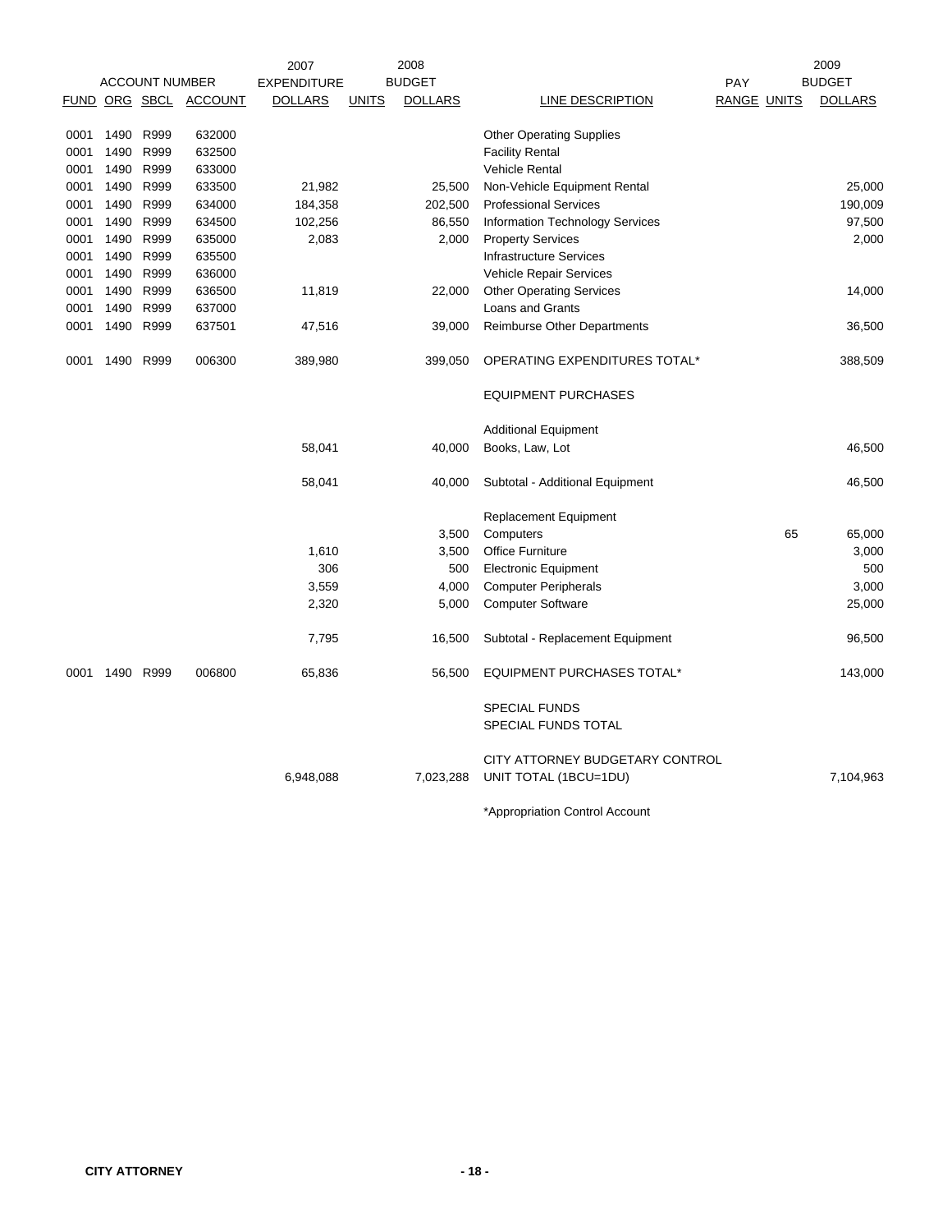| ACCOUNT NUMBER | | | | 2007 EXPENDITURE | 2008 BUDGET | | | PAY | | 2009 BUDGET |
|---|---|---|---|---|---|---|---|---|---|---|
| FUND | ORG | SBCL | ACCOUNT | DOLLARS | UNITS | DOLLARS | LINE DESCRIPTION | RANGE | UNITS | DOLLARS |
| 0001 | 1490 | R999 | 632000 | | | | Other Operating Supplies | | | |
| 0001 | 1490 | R999 | 632500 | | | | Facility Rental | | | |
| 0001 | 1490 | R999 | 633000 | | | | Vehicle Rental | | | |
| 0001 | 1490 | R999 | 633500 | 21,982 | | 25,500 | Non-Vehicle Equipment Rental | | | 25,000 |
| 0001 | 1490 | R999 | 634000 | 184,358 | | 202,500 | Professional Services | | | 190,009 |
| 0001 | 1490 | R999 | 634500 | 102,256 | | 86,550 | Information Technology Services | | | 97,500 |
| 0001 | 1490 | R999 | 635000 | 2,083 | | 2,000 | Property Services | | | 2,000 |
| 0001 | 1490 | R999 | 635500 | | | | Infrastructure Services | | | |
| 0001 | 1490 | R999 | 636000 | | | | Vehicle Repair Services | | | |
| 0001 | 1490 | R999 | 636500 | 11,819 | | 22,000 | Other Operating Services | | | 14,000 |
| 0001 | 1490 | R999 | 637000 | | | | Loans and Grants | | | |
| 0001 | 1490 | R999 | 637501 | 47,516 | | 39,000 | Reimburse Other Departments | | | 36,500 |
| 0001 | 1490 | R999 | 006300 | 389,980 | | 399,050 | OPERATING EXPENDITURES TOTAL* | | | 388,509 |
| | | | | | | | EQUIPMENT PURCHASES | | | |
| | | | | | | | Additional Equipment | | | |
| | | | | 58,041 | | 40,000 | Books, Law, Lot | | | 46,500 |
| | | | | 58,041 | | 40,000 | Subtotal - Additional Equipment | | | 46,500 |
| | | | | | | | Replacement Equipment | | | |
| | | | | | | 3,500 | Computers | | 65 | 65,000 |
| | | | | 1,610 | | 3,500 | Office Furniture | | | 3,000 |
| | | | | 306 | | 500 | Electronic Equipment | | | 500 |
| | | | | 3,559 | | 4,000 | Computer Peripherals | | | 3,000 |
| | | | | 2,320 | | 5,000 | Computer Software | | | 25,000 |
| | | | | 7,795 | | 16,500 | Subtotal - Replacement Equipment | | | 96,500 |
| 0001 | 1490 | R999 | 006800 | 65,836 | | 56,500 | EQUIPMENT PURCHASES TOTAL* | | | 143,000 |
| | | | | | | | SPECIAL FUNDS | | | |
| | | | | | | | SPECIAL FUNDS TOTAL | | | |
| | | | | 6,948,088 | | 7,023,288 | CITY ATTORNEY BUDGETARY CONTROL UNIT TOTAL (1BCU=1DU) | | | 7,104,963 |

*Appropriation Control Account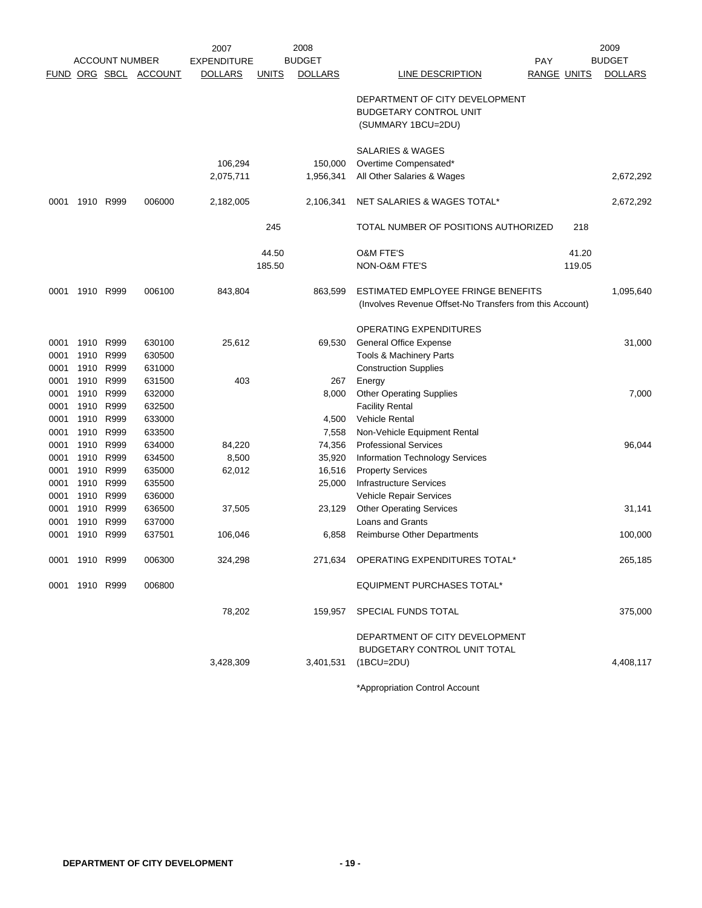| ACCOUNT NUMBER | | | | 2007 EXPENDITURE | 2008 BUDGET | | | PAY | 2009 BUDGET | |
|---|---|---|---|---|---|---|---|---|---|---|
| FUND | ORG | SBCL | ACCOUNT | DOLLARS | UNITS | DOLLARS | LINE DESCRIPTION | RANGE | UNITS | DOLLARS |
| | | | | | | | DEPARTMENT OF CITY DEVELOPMENT BUDGETARY CONTROL UNIT (SUMMARY 1BCU=2DU) | | | |
| | | | | | | | SALARIES & WAGES | | | |
| | | | | 106,294 | | 150,000 | Overtime Compensated* | | | |
| | | | | 2,075,711 | | 1,956,341 | All Other Salaries & Wages | | | 2,672,292 |
| 0001 | 1910 | R999 | 006000 | 2,182,005 | | 2,106,341 | NET SALARIES & WAGES TOTAL* | | | 2,672,292 |
| | | | | | 245 | | TOTAL NUMBER OF POSITIONS AUTHORIZED | | 218 | |
| | | | | | 44.50 | | O&M FTE'S | | 41.20 | |
| | | | | | 185.50 | | NON-O&M FTE'S | | 119.05 | |
| 0001 | 1910 | R999 | 006100 | 843,804 | | 863,599 | ESTIMATED EMPLOYEE FRINGE BENEFITS (Involves Revenue Offset-No Transfers from this Account) | | | 1,095,640 |
| | | | | | | | OPERATING EXPENDITURES | | | |
| 0001 | 1910 | R999 | 630100 | 25,612 | | 69,530 | General Office Expense | | | 31,000 |
| 0001 | 1910 | R999 | 630500 | | | | Tools & Machinery Parts | | | |
| 0001 | 1910 | R999 | 631000 | | | | Construction Supplies | | | |
| 0001 | 1910 | R999 | 631500 | 403 | | 267 | Energy | | | |
| 0001 | 1910 | R999 | 632000 | | | 8,000 | Other Operating Supplies | | | 7,000 |
| 0001 | 1910 | R999 | 632500 | | | | Facility Rental | | | |
| 0001 | 1910 | R999 | 633000 | | | 4,500 | Vehicle Rental | | | |
| 0001 | 1910 | R999 | 633500 | | | 7,558 | Non-Vehicle Equipment Rental | | | |
| 0001 | 1910 | R999 | 634000 | 84,220 | | 74,356 | Professional Services | | | 96,044 |
| 0001 | 1910 | R999 | 634500 | 8,500 | | 35,920 | Information Technology Services | | | |
| 0001 | 1910 | R999 | 635000 | 62,012 | | 16,516 | Property Services | | | |
| 0001 | 1910 | R999 | 635500 | | | 25,000 | Infrastructure Services | | | |
| 0001 | 1910 | R999 | 636000 | | | | Vehicle Repair Services | | | |
| 0001 | 1910 | R999 | 636500 | 37,505 | | 23,129 | Other Operating Services | | | 31,141 |
| 0001 | 1910 | R999 | 637000 | | | | Loans and Grants | | | |
| 0001 | 1910 | R999 | 637501 | 106,046 | | 6,858 | Reimburse Other Departments | | | 100,000 |
| 0001 | 1910 | R999 | 006300 | 324,298 | | 271,634 | OPERATING EXPENDITURES TOTAL* | | | 265,185 |
| 0001 | 1910 | R999 | 006800 | | | | EQUIPMENT PURCHASES TOTAL* | | | |
| | | | | 78,202 | | 159,957 | SPECIAL FUNDS TOTAL | | | 375,000 |
| | | | | 3,428,309 | | 3,401,531 | DEPARTMENT OF CITY DEVELOPMENT BUDGETARY CONTROL UNIT TOTAL (1BCU=2DU) | | | 4,408,117 |

*Appropriation Control Account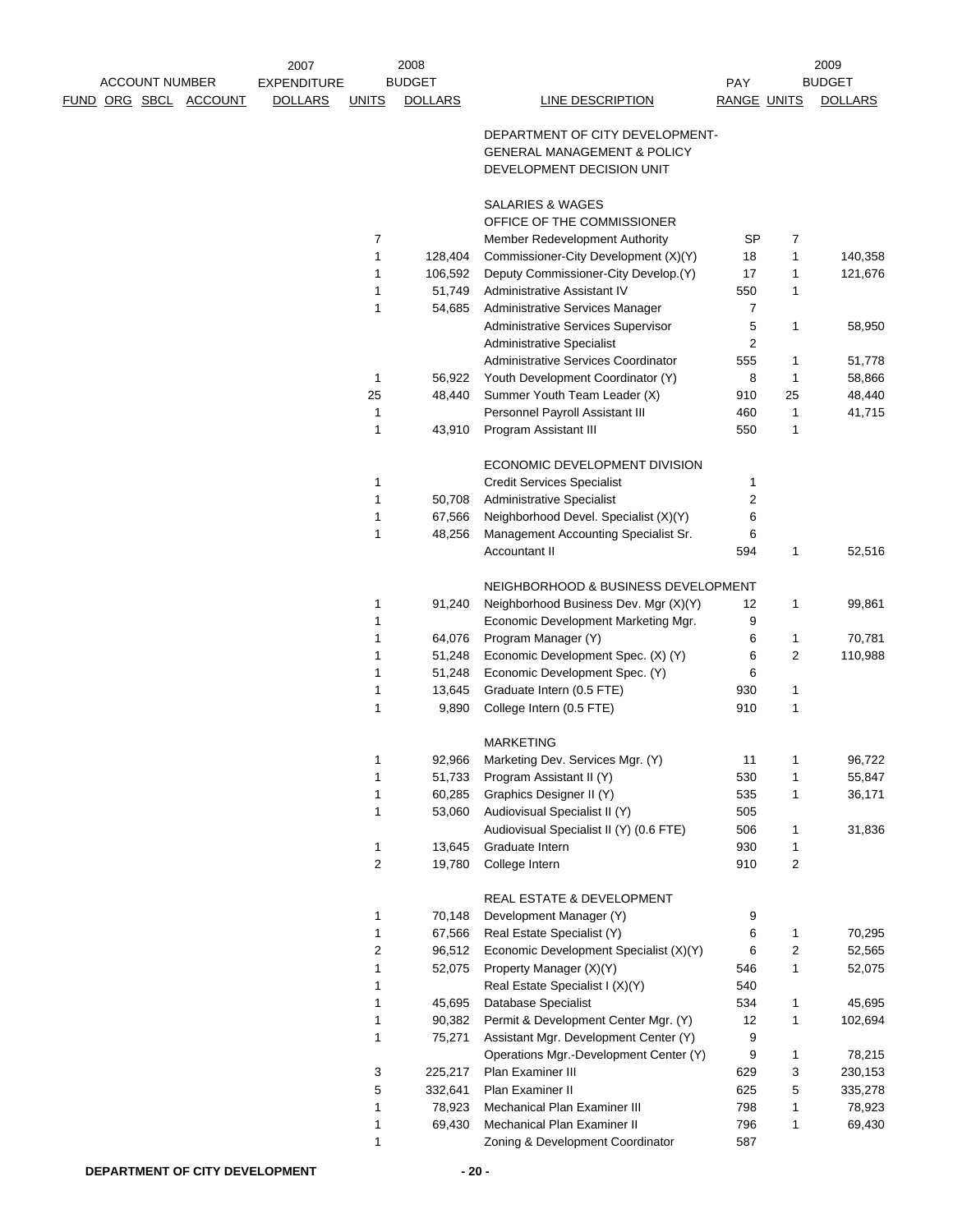| FUND | ORG | SBCL | ACCOUNT | 2007 EXPENDITURE DOLLARS | UNITS | 2008 BUDGET DOLLARS | LINE DESCRIPTION | PAY RANGE | UNITS | 2009 BUDGET DOLLARS |
|---|---|---|---|---|---|---|---|---|---|---|
| | | | | | | | DEPARTMENT OF CITY DEVELOPMENT- GENERAL MANAGEMENT & POLICY DEVELOPMENT DECISION UNIT | | | |
| | | | | | | | SALARIES & WAGES | | | |
| | | | | | | | OFFICE OF THE COMMISSIONER | | | |
| | | | | | 7 | | Member Redevelopment Authority | SP | 7 | |
| | | | | | 1 | 128,404 | Commissioner-City Development (X)(Y) | 18 | 1 | 140,358 |
| | | | | | 1 | 106,592 | Deputy Commissioner-City Develop.(Y) | 17 | 1 | 121,676 |
| | | | | | 1 | 51,749 | Administrative Assistant IV | 550 | 1 | |
| | | | | | 1 | 54,685 | Administrative Services Manager | 7 | | |
| | | | | | | | Administrative Services Supervisor | 5 | 1 | 58,950 |
| | | | | | | | Administrative Specialist | 2 | | |
| | | | | | | | Administrative Services Coordinator | 555 | 1 | 51,778 |
| | | | | | 1 | 56,922 | Youth Development Coordinator (Y) | 8 | 1 | 58,866 |
| | | | | | 25 | 48,440 | Summer Youth Team Leader (X) | 910 | 25 | 48,440 |
| | | | | | 1 | | Personnel Payroll Assistant III | 460 | 1 | 41,715 |
| | | | | | 1 | 43,910 | Program Assistant III | 550 | 1 | |
| | | | | | | | ECONOMIC DEVELOPMENT DIVISION | | | |
| | | | | | 1 | | Credit Services Specialist | 1 | | |
| | | | | | 1 | 50,708 | Administrative Specialist | 2 | | |
| | | | | | 1 | 67,566 | Neighborhood Devel. Specialist (X)(Y) | 6 | | |
| | | | | | 1 | 48,256 | Management Accounting Specialist Sr. | 6 | | |
| | | | | | | | Accountant II | 594 | 1 | 52,516 |
| | | | | | | | NEIGHBORHOOD & BUSINESS DEVELOPMENT | | | |
| | | | | | 1 | 91,240 | Neighborhood Business Dev. Mgr (X)(Y) | 12 | 1 | 99,861 |
| | | | | | 1 | | Economic Development Marketing Mgr. | 9 | | |
| | | | | | 1 | 64,076 | Program Manager (Y) | 6 | 1 | 70,781 |
| | | | | | 1 | 51,248 | Economic Development Spec. (X) (Y) | 6 | 2 | 110,988 |
| | | | | | 1 | 51,248 | Economic Development Spec. (Y) | 6 | | |
| | | | | | 1 | 13,645 | Graduate Intern (0.5 FTE) | 930 | 1 | |
| | | | | | 1 | 9,890 | College Intern (0.5 FTE) | 910 | 1 | |
| | | | | | | | MARKETING | | | |
| | | | | | 1 | 92,966 | Marketing Dev. Services Mgr. (Y) | 11 | 1 | 96,722 |
| | | | | | 1 | 51,733 | Program Assistant II (Y) | 530 | 1 | 55,847 |
| | | | | | 1 | 60,285 | Graphics Designer II (Y) | 535 | 1 | 36,171 |
| | | | | | 1 | 53,060 | Audiovisual Specialist II (Y) | 505 | | |
| | | | | | | | Audiovisual Specialist II (Y) (0.6 FTE) | 506 | 1 | 31,836 |
| | | | | | 1 | 13,645 | Graduate Intern | 930 | 1 | |
| | | | | | 2 | 19,780 | College Intern | 910 | 2 | |
| | | | | | | | REAL ESTATE & DEVELOPMENT | | | |
| | | | | | 1 | 70,148 | Development Manager (Y) | 9 | | |
| | | | | | 1 | 67,566 | Real Estate Specialist (Y) | 6 | 1 | 70,295 |
| | | | | | 2 | 96,512 | Economic Development Specialist (X)(Y) | 6 | 2 | 52,565 |
| | | | | | 1 | 52,075 | Property Manager (X)(Y) | 546 | 1 | 52,075 |
| | | | | | 1 | | Real Estate Specialist I (X)(Y) | 540 | | |
| | | | | | 1 | 45,695 | Database Specialist | 534 | 1 | 45,695 |
| | | | | | 1 | 90,382 | Permit & Development Center Mgr. (Y) | 12 | 1 | 102,694 |
| | | | | | 1 | 75,271 | Assistant Mgr. Development Center (Y) | 9 | | |
| | | | | | | | Operations Mgr.-Development Center (Y) | 9 | 1 | 78,215 |
| | | | | | 3 | 225,217 | Plan Examiner III | 629 | 3 | 230,153 |
| | | | | | 5 | 332,641 | Plan Examiner II | 625 | 5 | 335,278 |
| | | | | | 1 | 78,923 | Mechanical Plan Examiner III | 798 | 1 | 78,923 |
| | | | | | 1 | 69,430 | Mechanical Plan Examiner II | 796 | 1 | 69,430 |
| | | | | | 1 | | Zoning & Development Coordinator | 587 | | |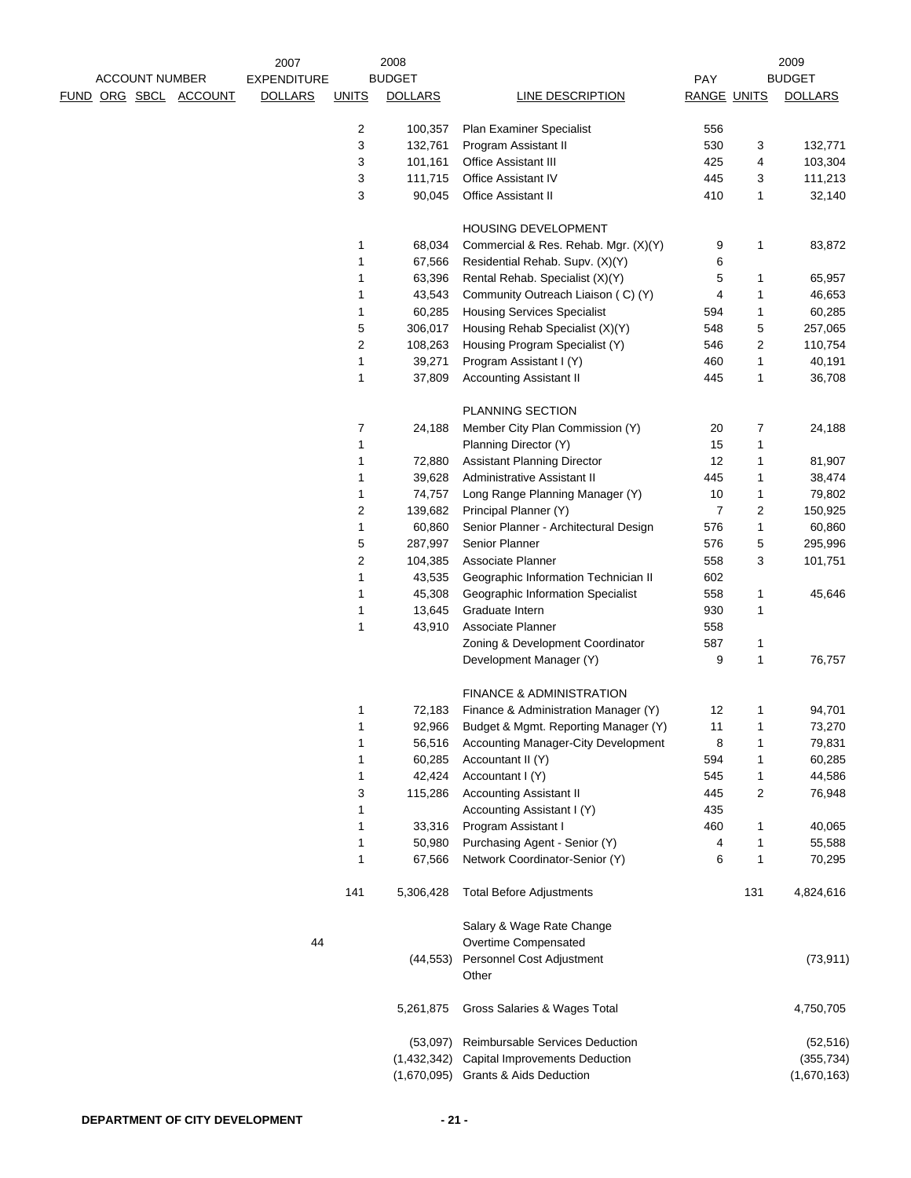| ACCOUNT NUMBER FUND ORG SBCL ACCOUNT | 2007 EXPENDITURE DOLLARS | UNITS | 2008 BUDGET DOLLARS | LINE DESCRIPTION | PAY RANGE | UNITS | 2009 BUDGET DOLLARS |
|---|---|---|---|---|---|---|---|
| | | 2 | 100,357 | Plan Examiner Specialist | 556 | | |
| | | 3 | 132,761 | Program Assistant II | 530 | 3 | 132,771 |
| | | 3 | 101,161 | Office Assistant III | 425 | 4 | 103,304 |
| | | 3 | 111,715 | Office Assistant IV | 445 | 3 | 111,213 |
| | | 3 | 90,045 | Office Assistant II | 410 | 1 | 32,140 |
| | | | | HOUSING DEVELOPMENT | | | |
| | | 1 | 68,034 | Commercial & Res. Rehab. Mgr. (X)(Y) | 9 | 1 | 83,872 |
| | | 1 | 67,566 | Residential Rehab. Supv. (X)(Y) | 6 | | |
| | | 1 | 63,396 | Rental Rehab. Specialist (X)(Y) | 5 | 1 | 65,957 |
| | | 1 | 43,543 | Community Outreach Liaison ( C) (Y) | 4 | 1 | 46,653 |
| | | 1 | 60,285 | Housing Services Specialist | 594 | 1 | 60,285 |
| | | 5 | 306,017 | Housing Rehab Specialist (X)(Y) | 548 | 5 | 257,065 |
| | | 2 | 108,263 | Housing Program Specialist (Y) | 546 | 2 | 110,754 |
| | | 1 | 39,271 | Program Assistant I (Y) | 460 | 1 | 40,191 |
| | | 1 | 37,809 | Accounting Assistant II | 445 | 1 | 36,708 |
| | | | | PLANNING SECTION | | | |
| | | 7 | 24,188 | Member City Plan Commission (Y) | 20 | 7 | 24,188 |
| | | 1 | | Planning Director (Y) | 15 | 1 | |
| | | 1 | 72,880 | Assistant Planning Director | 12 | 1 | 81,907 |
| | | 1 | 39,628 | Administrative Assistant II | 445 | 1 | 38,474 |
| | | 1 | 74,757 | Long Range Planning Manager (Y) | 10 | 1 | 79,802 |
| | | 2 | 139,682 | Principal Planner (Y) | 7 | 2 | 150,925 |
| | | 1 | 60,860 | Senior Planner - Architectural Design | 576 | 1 | 60,860 |
| | | 5 | 287,997 | Senior Planner | 576 | 5 | 295,996 |
| | | 2 | 104,385 | Associate Planner | 558 | 3 | 101,751 |
| | | 1 | 43,535 | Geographic Information Technician II | 602 | | |
| | | 1 | 45,308 | Geographic Information Specialist | 558 | 1 | 45,646 |
| | | 1 | 13,645 | Graduate Intern | 930 | 1 | |
| | | 1 | 43,910 | Associate Planner | 558 | | |
| | | | | Zoning & Development Coordinator | 587 | 1 | |
| | | | | Development Manager (Y) | 9 | 1 | 76,757 |
| | | | | FINANCE & ADMINISTRATION | | | |
| | | 1 | 72,183 | Finance & Administration Manager (Y) | 12 | 1 | 94,701 |
| | | 1 | 92,966 | Budget & Mgmt. Reporting Manager (Y) | 11 | 1 | 73,270 |
| | | 1 | 56,516 | Accounting Manager-City Development | 8 | 1 | 79,831 |
| | | 1 | 60,285 | Accountant II (Y) | 594 | 1 | 60,285 |
| | | 1 | 42,424 | Accountant I (Y) | 545 | 1 | 44,586 |
| | | 3 | 115,286 | Accounting Assistant II | 445 | 2 | 76,948 |
| | | 1 | | Accounting Assistant I (Y) | 435 | | |
| | | 1 | 33,316 | Program Assistant I | 460 | 1 | 40,065 |
| | | 1 | 50,980 | Purchasing Agent - Senior (Y) | 4 | 1 | 55,588 |
| | | 1 | 67,566 | Network Coordinator-Senior (Y) | 6 | 1 | 70,295 |
| | | 141 | 5,306,428 | Total Before Adjustments | | 131 | 4,824,616 |
| | | | | Salary & Wage Rate Change | | | |
| | 44 | | | Overtime Compensated | | | |
| | | | (44,553) | Personnel Cost Adjustment | | | (73,911) |
| | | | | Other | | | |
| | | | 5,261,875 | Gross Salaries & Wages Total | | | 4,750,705 |
| | | | (53,097) | Reimbursable Services Deduction | | | (52,516) |
| | | | (1,432,342) | Capital Improvements Deduction | | | (355,734) |
| | | | (1,670,095) | Grants & Aids Deduction | | | (1,670,163) |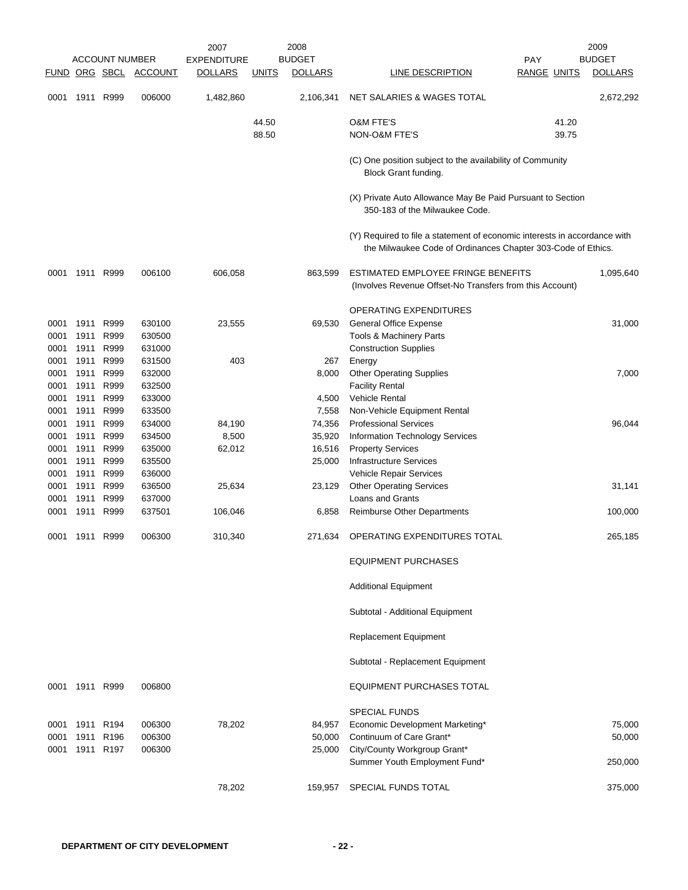| ACCOUNT NUMBER | | | | 2007 EXPENDITURE | 2008 BUDGET | | | PAY | | 2009 BUDGET |
|---|---|---|---|---|---|---|---|---|---|---|
| FUND | ORG | SBCL | ACCOUNT | DOLLARS | UNITS | DOLLARS | LINE DESCRIPTION | RANGE | UNITS | DOLLARS |
| 0001 | 1911 | R999 | 006000 | 1,482,860 | | 2,106,341 | NET SALARIES & WAGES TOTAL | | | 2,672,292 |
| | | | | | 44.50 | | O&M FTE'S | | 41.20 | |
| | | | | | 88.50 | | NON-O&M FTE'S | | 39.75 | |
| | | | | | | | (C) One position subject to the availability of Community Block Grant funding. | | | |
| | | | | | | | (X) Private Auto Allowance May Be Paid Pursuant to Section 350-183 of the Milwaukee Code. | | | |
| | | | | | | | (Y) Required to file a statement of economic interests in accordance with the Milwaukee Code of Ordinances Chapter 303-Code of Ethics. | | | |
| 0001 | 1911 | R999 | 006100 | 606,058 | | 863,599 | ESTIMATED EMPLOYEE FRINGE BENEFITS (Involves Revenue Offset-No Transfers from this Account) | | | 1,095,640 |
| | | | | | | | OPERATING EXPENDITURES | | | |
| 0001 | 1911 | R999 | 630100 | 23,555 | | 69,530 | General Office Expense | | | 31,000 |
| 0001 | 1911 | R999 | 630500 | | | | Tools & Machinery Parts | | | |
| 0001 | 1911 | R999 | 631000 | | | | Construction Supplies | | | |
| 0001 | 1911 | R999 | 631500 | 403 | | 267 | Energy | | | |
| 0001 | 1911 | R999 | 632000 | | | 8,000 | Other Operating Supplies | | | 7,000 |
| 0001 | 1911 | R999 | 632500 | | | | Facility Rental | | | |
| 0001 | 1911 | R999 | 633000 | | | 4,500 | Vehicle Rental | | | |
| 0001 | 1911 | R999 | 633500 | | | 7,558 | Non-Vehicle Equipment Rental | | | |
| 0001 | 1911 | R999 | 634000 | 84,190 | | 74,356 | Professional Services | | | 96,044 |
| 0001 | 1911 | R999 | 634500 | 8,500 | | 35,920 | Information Technology Services | | | |
| 0001 | 1911 | R999 | 635000 | 62,012 | | 16,516 | Property Services | | | |
| 0001 | 1911 | R999 | 635500 | | | 25,000 | Infrastructure Services | | | |
| 0001 | 1911 | R999 | 636000 | | | | Vehicle Repair Services | | | |
| 0001 | 1911 | R999 | 636500 | 25,634 | | 23,129 | Other Operating Services | | | 31,141 |
| 0001 | 1911 | R999 | 637000 | | | | Loans and Grants | | | |
| 0001 | 1911 | R999 | 637501 | 106,046 | | 6,858 | Reimburse Other Departments | | | 100,000 |
| 0001 | 1911 | R999 | 006300 | 310,340 | | 271,634 | OPERATING EXPENDITURES TOTAL | | | 265,185 |
| | | | | | | | EQUIPMENT PURCHASES | | | |
| | | | | | | | Additional Equipment | | | |
| | | | | | | | Subtotal - Additional Equipment | | | |
| | | | | | | | Replacement Equipment | | | |
| | | | | | | | Subtotal - Replacement Equipment | | | |
| 0001 | 1911 | R999 | 006800 | | | | EQUIPMENT PURCHASES TOTAL | | | |
| | | | | | | | SPECIAL FUNDS | | | |
| 0001 | 1911 | R194 | 006300 | 78,202 | | 84,957 | Economic Development Marketing* | | | 75,000 |
| 0001 | 1911 | R196 | 006300 | | | 50,000 | Continuum of Care Grant* | | | 50,000 |
| 0001 | 1911 | R197 | 006300 | | | 25,000 | City/County Workgroup Grant* | | | |
| | | | | | | | Summer Youth Employment Fund* | | | 250,000 |
| | | | | 78,202 | | 159,957 | SPECIAL FUNDS TOTAL | | | 375,000 |

**DEPARTMENT OF CITY DEVELOPMENT**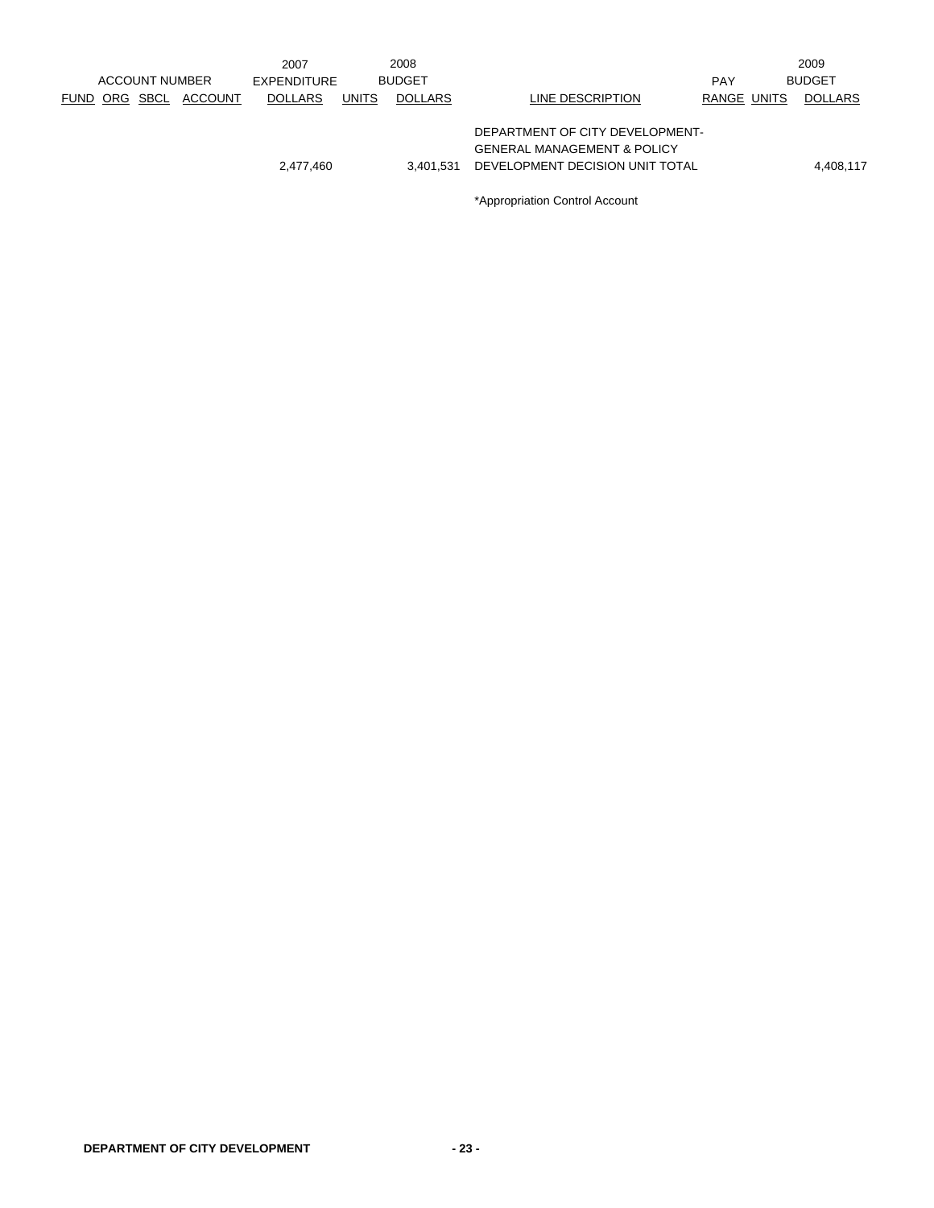| ACCOUNT NUMBER | | | | 2007 EXPENDITURE | 2008 BUDGET | | | | | 2009 BUDGET |
|---|---|---|---|---|---|---|---|---|---|---|
| FUND | ORG | SBCL | ACCOUNT | DOLLARS | UNITS | DOLLARS | LINE DESCRIPTION | PAY RANGE | UNITS | DOLLARS |
| | | | | 2,477,460 | | 3,401,531 | DEPARTMENT OF CITY DEVELOPMENT-GENERAL MANAGEMENT & POLICY DEVELOPMENT DECISION UNIT TOTAL | | | 4,408,117 |

*Appropriation Control Account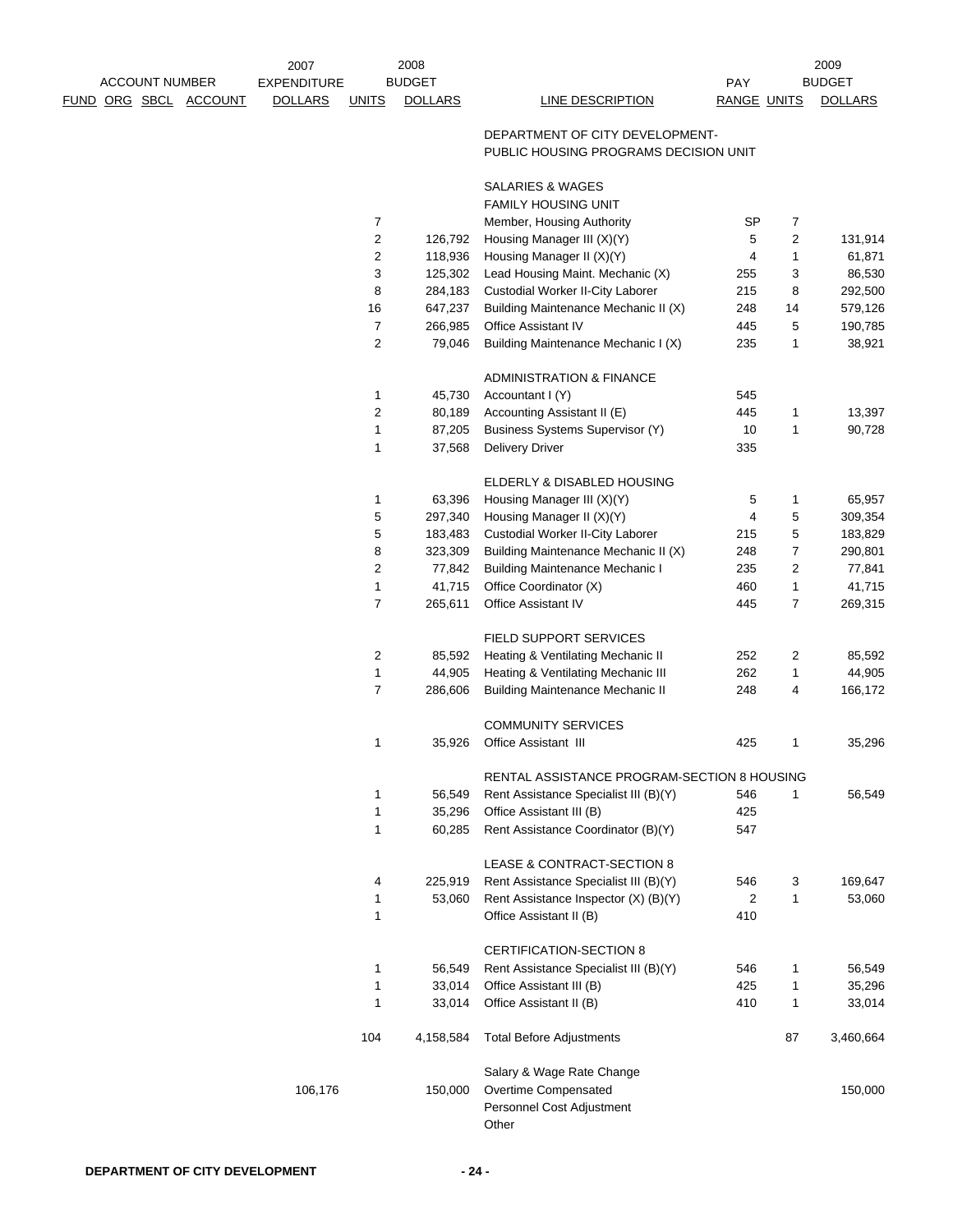| ACCOUNT NUMBER FUND ORG SBCL ACCOUNT | 2007 EXPENDITURE DOLLARS | 2008 UNITS | 2008 BUDGET DOLLARS | LINE DESCRIPTION | PAY RANGE | 2009 UNITS | 2009 BUDGET DOLLARS |
|---|---|---|---|---|---|---|---|
| | | | | DEPARTMENT OF CITY DEVELOPMENT- PUBLIC HOUSING PROGRAMS DECISION UNIT | | | |
| | | | | SALARIES & WAGES | | | |
| | | | | FAMILY HOUSING UNIT | | | |
| | | 7 | | Member, Housing Authority | SP | 7 | |
| | | 2 | 126,792 | Housing Manager III (X)(Y) | 5 | 2 | 131,914 |
| | | 2 | 118,936 | Housing Manager II (X)(Y) | 4 | 1 | 61,871 |
| | | 3 | 125,302 | Lead Housing Maint. Mechanic (X) | 255 | 3 | 86,530 |
| | | 8 | 284,183 | Custodial Worker II-City Laborer | 215 | 8 | 292,500 |
| | | 16 | 647,237 | Building Maintenance Mechanic II (X) | 248 | 14 | 579,126 |
| | | 7 | 266,985 | Office Assistant IV | 445 | 5 | 190,785 |
| | | 2 | 79,046 | Building Maintenance Mechanic I (X) | 235 | 1 | 38,921 |
| | | | | ADMINISTRATION & FINANCE | | | |
| | | 1 | 45,730 | Accountant I (Y) | 545 | | |
| | | 2 | 80,189 | Accounting Assistant II (E) | 445 | 1 | 13,397 |
| | | 1 | 87,205 | Business Systems Supervisor (Y) | 10 | 1 | 90,728 |
| | | 1 | 37,568 | Delivery Driver | 335 | | |
| | | | | ELDERLY & DISABLED HOUSING | | | |
| | | 1 | 63,396 | Housing Manager III (X)(Y) | 5 | 1 | 65,957 |
| | | 5 | 297,340 | Housing Manager II (X)(Y) | 4 | 5 | 309,354 |
| | | 5 | 183,483 | Custodial Worker II-City Laborer | 215 | 5 | 183,829 |
| | | 8 | 323,309 | Building Maintenance Mechanic II (X) | 248 | 7 | 290,801 |
| | | 2 | 77,842 | Building Maintenance Mechanic I | 235 | 2 | 77,841 |
| | | 1 | 41,715 | Office Coordinator (X) | 460 | 1 | 41,715 |
| | | 7 | 265,611 | Office Assistant IV | 445 | 7 | 269,315 |
| | | | | FIELD SUPPORT SERVICES | | | |
| | | 2 | 85,592 | Heating & Ventilating Mechanic II | 252 | 2 | 85,592 |
| | | 1 | 44,905 | Heating & Ventilating Mechanic III | 262 | 1 | 44,905 |
| | | 7 | 286,606 | Building Maintenance Mechanic II | 248 | 4 | 166,172 |
| | | | | COMMUNITY SERVICES | | | |
| | | 1 | 35,926 | Office Assistant III | 425 | 1 | 35,296 |
| | | | | RENTAL ASSISTANCE PROGRAM-SECTION 8 HOUSING | | | |
| | | 1 | 56,549 | Rent Assistance Specialist III (B)(Y) | 546 | 1 | 56,549 |
| | | 1 | 35,296 | Office Assistant III (B) | 425 | | |
| | | 1 | 60,285 | Rent Assistance Coordinator (B)(Y) | 547 | | |
| | | | | LEASE & CONTRACT-SECTION 8 | | | |
| | | 4 | 225,919 | Rent Assistance Specialist III (B)(Y) | 546 | 3 | 169,647 |
| | | 1 | 53,060 | Rent Assistance Inspector (X) (B)(Y) | 2 | 1 | 53,060 |
| | | 1 | | Office Assistant II (B) | 410 | | |
| | | | | CERTIFICATION-SECTION 8 | | | |
| | | 1 | 56,549 | Rent Assistance Specialist III (B)(Y) | 546 | 1 | 56,549 |
| | | 1 | 33,014 | Office Assistant III (B) | 425 | 1 | 35,296 |
| | | 1 | 33,014 | Office Assistant II (B) | 410 | 1 | 33,014 |
| | | 104 | 4,158,584 | Total Before Adjustments | | 87 | 3,460,664 |
| | | | | Salary & Wage Rate Change | | | |
| | 106,176 | | 150,000 | Overtime Compensated | | | 150,000 |
| | | | | Personnel Cost Adjustment | | | |
| | | | | Other | | | |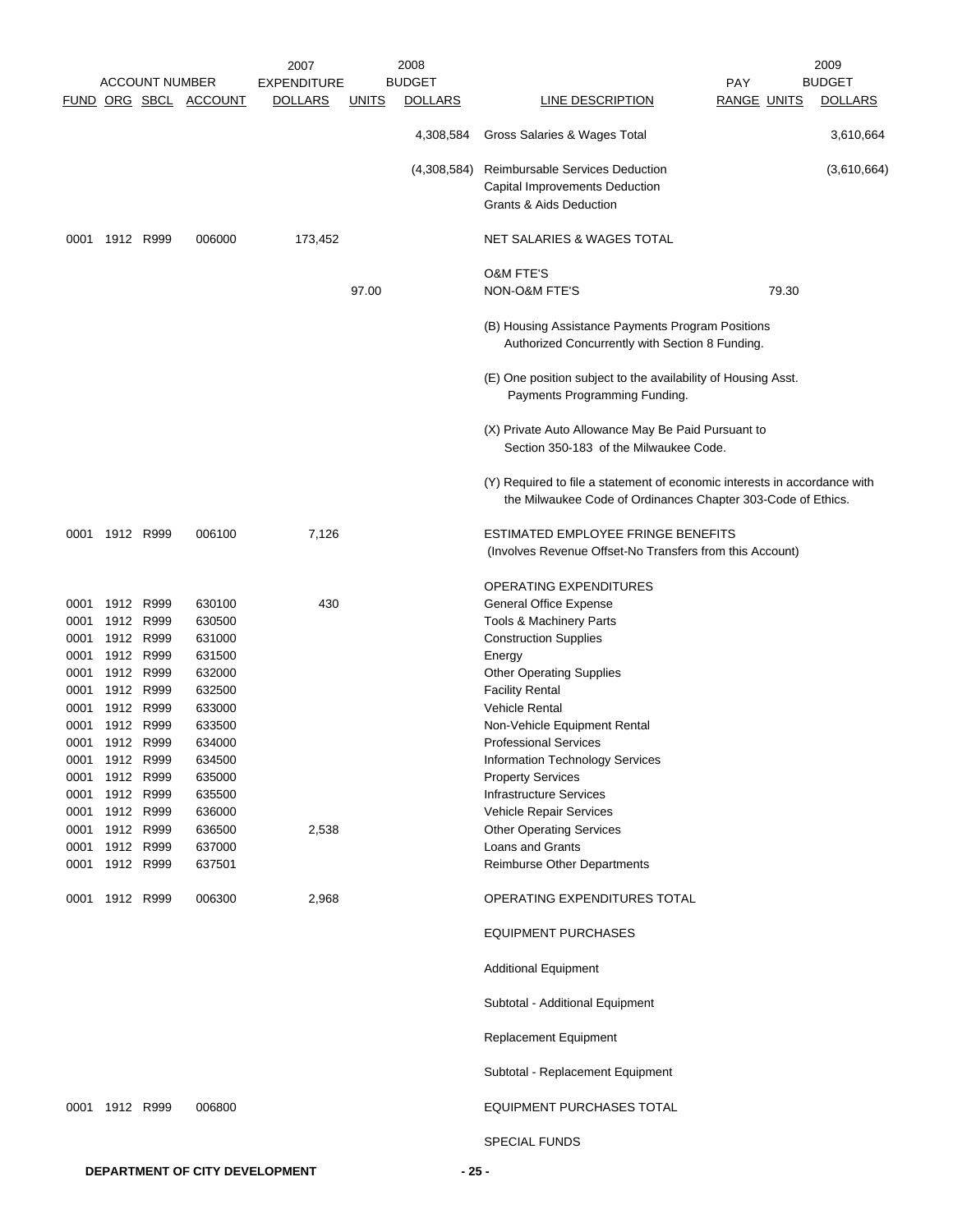| ACCOUNT NUMBER | | | | 2007 EXPENDITURE | 2008 BUDGET | | | PAY | 2009 BUDGET | |
|---|---|---|---|---|---|---|---|---|---|---|
| FUND | ORG | SBCL | ACCOUNT | DOLLARS | UNITS | DOLLARS | LINE DESCRIPTION | RANGE | UNITS | DOLLARS |
| | | | | | | 4,308,584 | Gross Salaries & Wages Total | | | 3,610,664 |
| | | | | | | (4,308,584) | Reimbursable Services Deduction | | | (3,610,664) |
| | | | | | | | Capital Improvements Deduction | | | |
| | | | | | | | Grants & Aids Deduction | | | |
| 0001 | 1912 | R999 | 006000 | 173,452 | | | NET SALARIES & WAGES TOTAL | | | |
| | | | | | | | O&M FTE'S | | | |
| | | | | | 97.00 | | NON-O&M FTE'S | | 79.30 | |
| | | | | | | | (B) Housing Assistance Payments Program Positions Authorized Concurrently with Section 8 Funding. | | | |
| | | | | | | | (E) One position subject to the availability of Housing Asst. Payments Programming Funding. | | | |
| | | | | | | | (X) Private Auto Allowance May Be Paid Pursuant to Section 350-183 of the Milwaukee Code. | | | |
| | | | | | | | (Y) Required to file a statement of economic interests in accordance with the Milwaukee Code of Ordinances Chapter 303-Code of Ethics. | | | |
| 0001 | 1912 | R999 | 006100 | 7,126 | | | ESTIMATED EMPLOYEE FRINGE BENEFITS (Involves Revenue Offset-No Transfers from this Account) | | | |
| | | | | | | | OPERATING EXPENDITURES | | | |
| 0001 | 1912 | R999 | 630100 | 430 | | | General Office Expense | | | |
| 0001 | 1912 | R999 | 630500 | | | | Tools & Machinery Parts | | | |
| 0001 | 1912 | R999 | 631000 | | | | Construction Supplies | | | |
| 0001 | 1912 | R999 | 631500 | | | | Energy | | | |
| 0001 | 1912 | R999 | 632000 | | | | Other Operating Supplies | | | |
| 0001 | 1912 | R999 | 632500 | | | | Facility Rental | | | |
| 0001 | 1912 | R999 | 633000 | | | | Vehicle Rental | | | |
| 0001 | 1912 | R999 | 633500 | | | | Non-Vehicle Equipment Rental | | | |
| 0001 | 1912 | R999 | 634000 | | | | Professional Services | | | |
| 0001 | 1912 | R999 | 634500 | | | | Information Technology Services | | | |
| 0001 | 1912 | R999 | 635000 | | | | Property Services | | | |
| 0001 | 1912 | R999 | 635500 | | | | Infrastructure Services | | | |
| 0001 | 1912 | R999 | 636000 | | | | Vehicle Repair Services | | | |
| 0001 | 1912 | R999 | 636500 | 2,538 | | | Other Operating Services | | | |
| 0001 | 1912 | R999 | 637000 | | | | Loans and Grants | | | |
| 0001 | 1912 | R999 | 637501 | | | | Reimburse Other Departments | | | |
| 0001 | 1912 | R999 | 006300 | 2,968 | | | OPERATING EXPENDITURES TOTAL | | | |
| | | | | | | | EQUIPMENT PURCHASES | | | |
| | | | | | | | Additional Equipment | | | |
| | | | | | | | Subtotal - Additional Equipment | | | |
| | | | | | | | Replacement Equipment | | | |
| | | | | | | | Subtotal - Replacement Equipment | | | |
| 0001 | 1912 | R999 | 006800 | | | | EQUIPMENT PURCHASES TOTAL | | | |
| | | | | | | | SPECIAL FUNDS | | | |

DEPARTMENT OF CITY DEVELOPMENT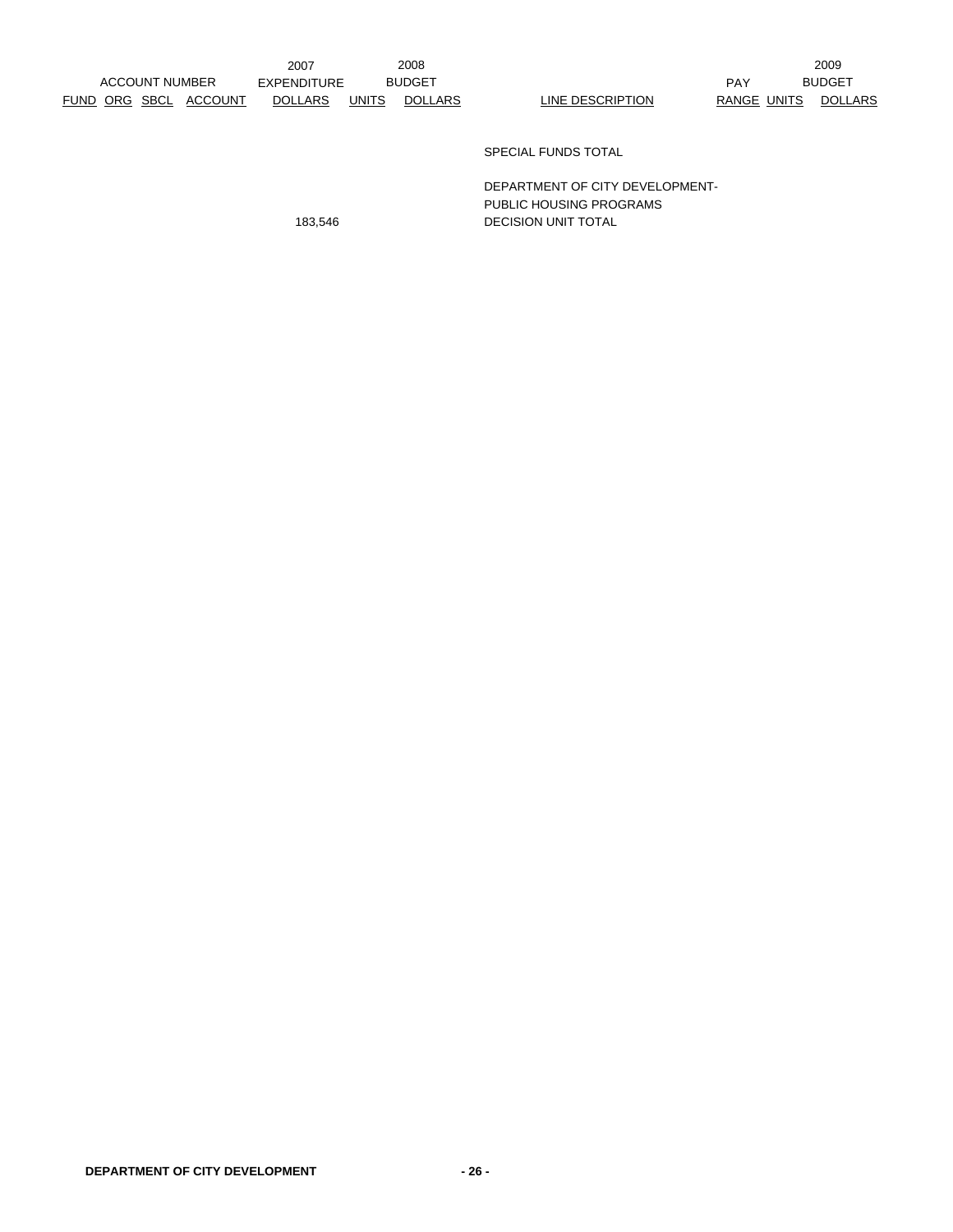| ACCOUNT NUMBER | | | | 2007 EXPENDITURE | 2008 BUDGET | | | | 2009 BUDGET | |
|---|---|---|---|---|---|---|---|---|---|---|
| FUND | ORG | SBCL | ACCOUNT | DOLLARS | UNITS | DOLLARS | LINE DESCRIPTION | PAY RANGE | UNITS | DOLLARS |
| | | | | | | | SPECIAL FUNDS TOTAL | | | |
| | | | | 183,546 | | | DEPARTMENT OF CITY DEVELOPMENT- PUBLIC HOUSING PROGRAMS DECISION UNIT TOTAL | | | |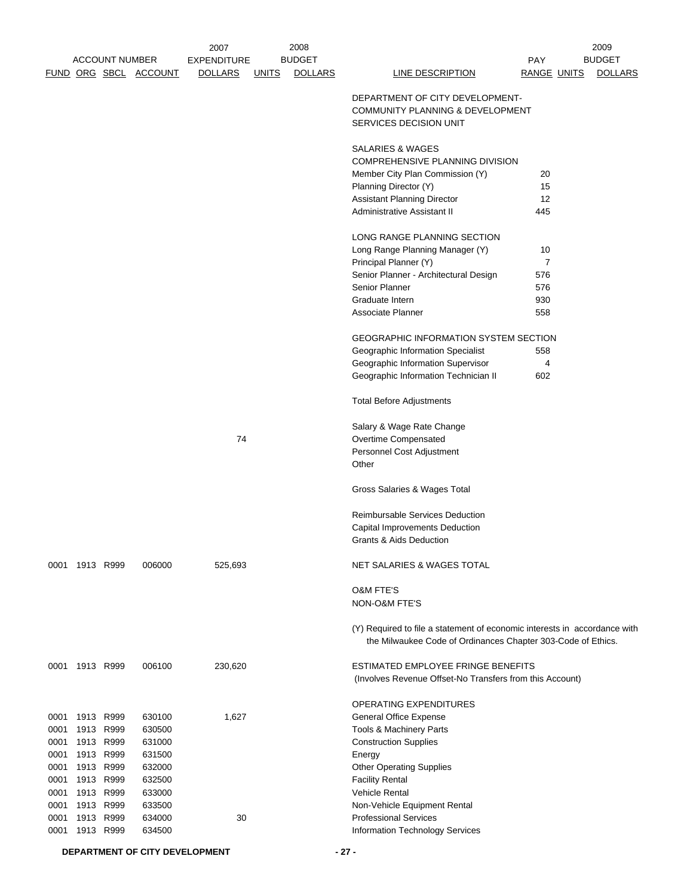| FUND | ORG | SBCL | ACCOUNT | 2007 EXPENDITURE DOLLARS | 2008 BUDGET UNITS | 2008 BUDGET DOLLARS | LINE DESCRIPTION | PAY RANGE | 2009 BUDGET UNITS | 2009 BUDGET DOLLARS |
|---|---|---|---|---|---|---|---|---|---|---|
| | | | | | | | DEPARTMENT OF CITY DEVELOPMENT- COMMUNITY PLANNING & DEVELOPMENT SERVICES DECISION UNIT | | | |
| | | | | | | | SALARIES & WAGES | | | |
| | | | | | | | COMPREHENSIVE PLANNING DIVISION | | | |
| | | | | | | | Member City Plan Commission (Y) | 20 | | |
| | | | | | | | Planning Director (Y) | 15 | | |
| | | | | | | | Assistant Planning Director | 12 | | |
| | | | | | | | Administrative Assistant II | 445 | | |
| | | | | | | | LONG RANGE PLANNING SECTION | | | |
| | | | | | | | Long Range Planning Manager (Y) | 10 | | |
| | | | | | | | Principal Planner (Y) | 7 | | |
| | | | | | | | Senior Planner - Architectural Design | 576 | | |
| | | | | | | | Senior Planner | 576 | | |
| | | | | | | | Graduate Intern | 930 | | |
| | | | | | | | Associate Planner | 558 | | |
| | | | | | | | GEOGRAPHIC INFORMATION SYSTEM SECTION | | | |
| | | | | | | | Geographic Information Specialist | 558 | | |
| | | | | | | | Geographic Information Supervisor | 4 | | |
| | | | | | | | Geographic Information Technician II | 602 | | |
| | | | | | | | Total Before Adjustments | | | |
| | | | | | | | Salary & Wage Rate Change | | | |
| | | | | 74 | | | Overtime Compensated | | | |
| | | | | | | | Personnel Cost Adjustment | | | |
| | | | | | | | Other | | | |
| | | | | | | | Gross Salaries & Wages Total | | | |
| | | | | | | | Reimbursable Services Deduction | | | |
| | | | | | | | Capital Improvements Deduction | | | |
| | | | | | | | Grants & Aids Deduction | | | |
| 0001 | 1913 | R999 | 006000 | 525,693 | | | NET SALARIES & WAGES TOTAL | | | |
| | | | | | | | O&M FTE'S | | | |
| | | | | | | | NON-O&M FTE'S | | | |
| | | | | | | | (Y) Required to file a statement of economic interests in accordance with the Milwaukee Code of Ordinances Chapter 303-Code of Ethics. | | | |
| 0001 | 1913 | R999 | 006100 | 230,620 | | | ESTIMATED EMPLOYEE FRINGE BENEFITS (Involves Revenue Offset-No Transfers from this Account) | | | |
| | | | | | | | OPERATING EXPENDITURES | | | |
| 0001 | 1913 | R999 | 630100 | 1,627 | | | General Office Expense | | | |
| 0001 | 1913 | R999 | 630500 | | | | Tools & Machinery Parts | | | |
| 0001 | 1913 | R999 | 631000 | | | | Construction Supplies | | | |
| 0001 | 1913 | R999 | 631500 | | | | Energy | | | |
| 0001 | 1913 | R999 | 632000 | | | | Other Operating Supplies | | | |
| 0001 | 1913 | R999 | 632500 | | | | Facility Rental | | | |
| 0001 | 1913 | R999 | 633000 | | | | Vehicle Rental | | | |
| 0001 | 1913 | R999 | 633500 | | | | Non-Vehicle Equipment Rental | | | |
| 0001 | 1913 | R999 | 634000 | 30 | | | Professional Services | | | |
| 0001 | 1913 | R999 | 634500 | | | | Information Technology Services | | | |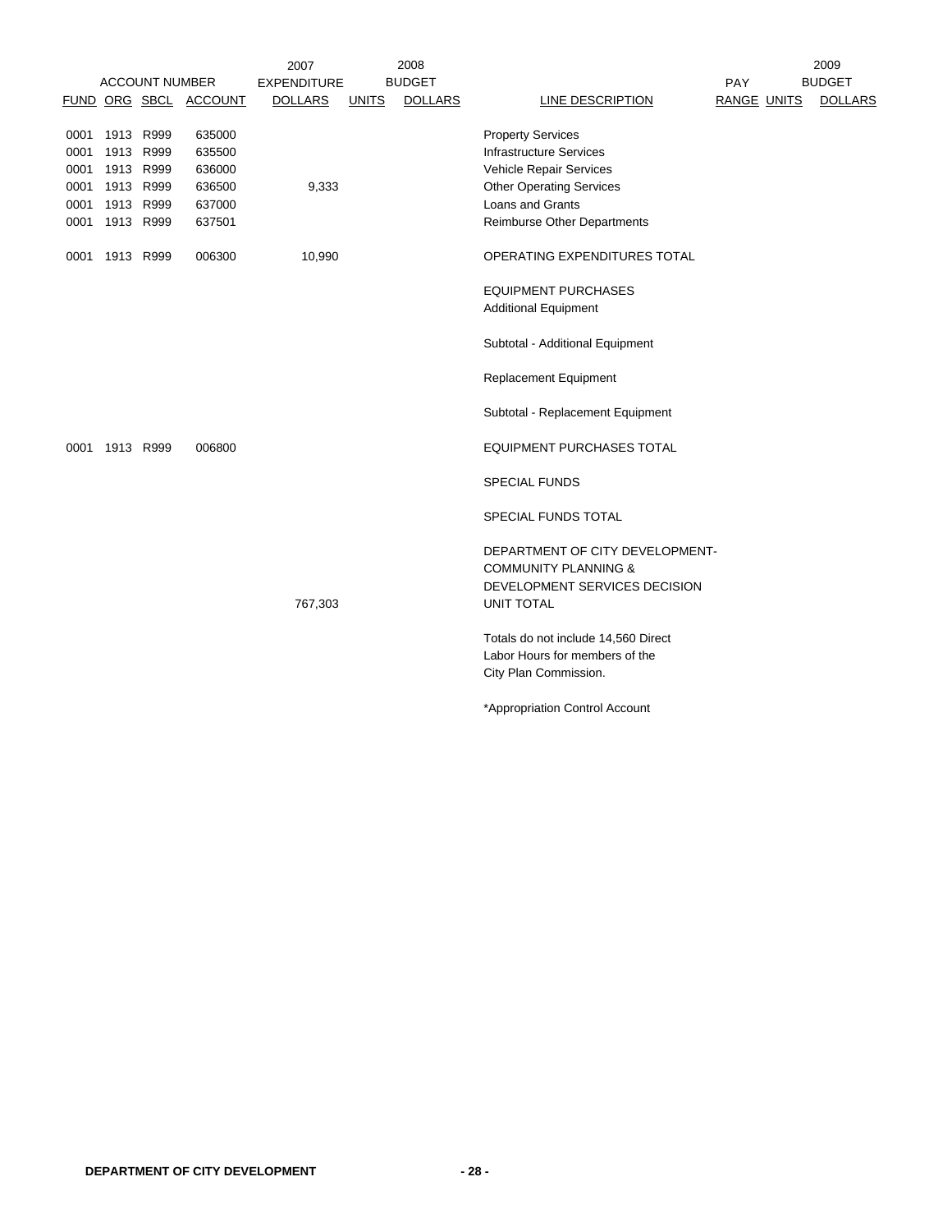| FUND | ORG | SBCL | ACCOUNT | 2007 EXPENDITURE DOLLARS | 2008 BUDGET UNITS | 2008 BUDGET DOLLARS | LINE DESCRIPTION | PAY RANGE | UNITS | 2009 BUDGET DOLLARS |
|---|---|---|---|---|---|---|---|---|---|---|
| 0001 | 1913 | R999 | 635000 | | | | Property Services | | | |
| 0001 | 1913 | R999 | 635500 | | | | Infrastructure Services | | | |
| 0001 | 1913 | R999 | 636000 | | | | Vehicle Repair Services | | | |
| 0001 | 1913 | R999 | 636500 | 9,333 | | | Other Operating Services | | | |
| 0001 | 1913 | R999 | 637000 | | | | Loans and Grants | | | |
| 0001 | 1913 | R999 | 637501 | | | | Reimburse Other Departments | | | |
| 0001 | 1913 | R999 | 006300 | 10,990 | | | OPERATING EXPENDITURES TOTAL | | | |
| | | | | | | | EQUIPMENT PURCHASES | | | |
| | | | | | | | Additional Equipment | | | |
| | | | | | | | Subtotal - Additional Equipment | | | |
| | | | | | | | Replacement Equipment | | | |
| | | | | | | | Subtotal - Replacement Equipment | | | |
| 0001 | 1913 | R999 | 006800 | | | | EQUIPMENT PURCHASES TOTAL | | | |
| | | | | | | | SPECIAL FUNDS | | | |
| | | | | | | | SPECIAL FUNDS TOTAL | | | |
| | | | | 767,303 | | | DEPARTMENT OF CITY DEVELOPMENT-COMMUNITY PLANNING & DEVELOPMENT SERVICES DECISION UNIT TOTAL | | | |

Totals do not include 14,560 Direct Labor Hours for members of the City Plan Commission.

*Appropriation Control Account

**DEPARTMENT OF CITY DEVELOPMENT**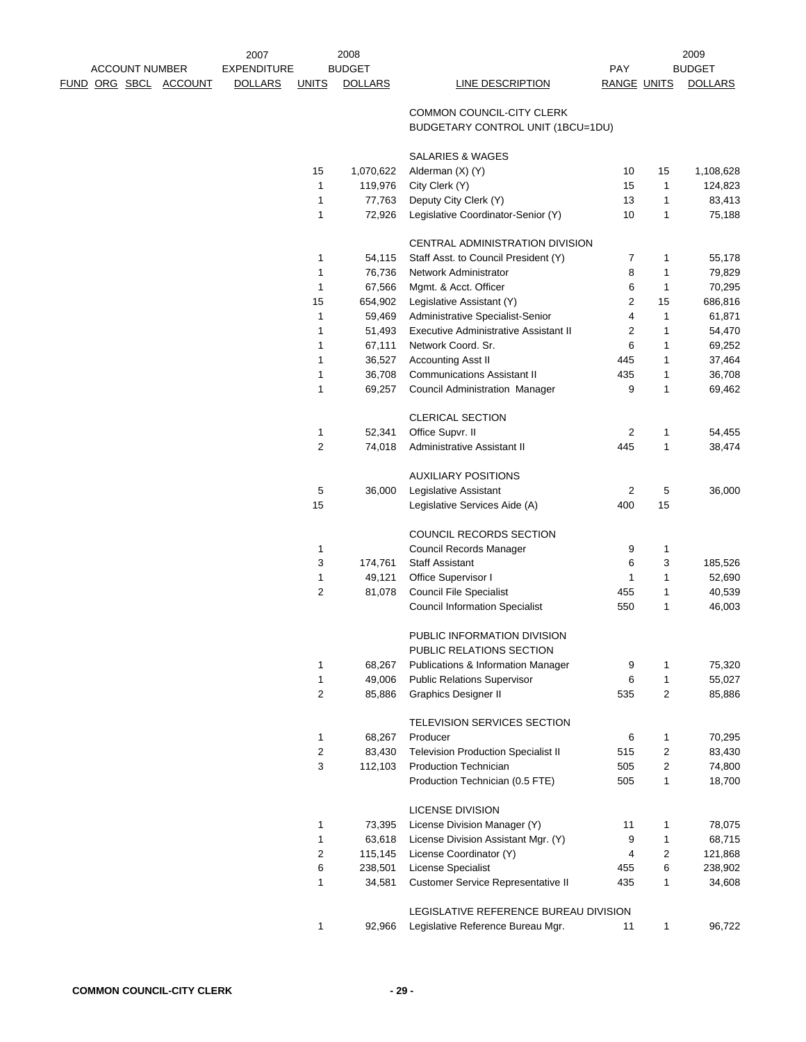| ACCOUNT NUMBER FUND ORG SBCL ACCOUNT | 2007 EXPENDITURE DOLLARS | UNITS | 2008 BUDGET DOLLARS | LINE DESCRIPTION | PAY RANGE | UNITS | 2009 BUDGET DOLLARS |
|---|---|---|---|---|---|---|---|
| | | | | COMMON COUNCIL-CITY CLERK | | | |
| | | | | BUDGETARY CONTROL UNIT (1BCU=1DU) | | | |
| | | | | SALARIES & WAGES | | | |
| | | 15 | 1,070,622 | Alderman (X) (Y) | 10 | 15 | 1,108,628 |
| | | 1 | 119,976 | City Clerk (Y) | 15 | 1 | 124,823 |
| | | 1 | 77,763 | Deputy City Clerk (Y) | 13 | 1 | 83,413 |
| | | 1 | 72,926 | Legislative Coordinator-Senior (Y) | 10 | 1 | 75,188 |
| | | | | CENTRAL ADMINISTRATION DIVISION | | | |
| | | 1 | 54,115 | Staff Asst. to Council President (Y) | 7 | 1 | 55,178 |
| | | 1 | 76,736 | Network Administrator | 8 | 1 | 79,829 |
| | | 1 | 67,566 | Mgmt. & Acct. Officer | 6 | 1 | 70,295 |
| | | 15 | 654,902 | Legislative Assistant (Y) | 2 | 15 | 686,816 |
| | | 1 | 59,469 | Administrative Specialist-Senior | 4 | 1 | 61,871 |
| | | 1 | 51,493 | Executive Administrative Assistant II | 2 | 1 | 54,470 |
| | | 1 | 67,111 | Network Coord. Sr. | 6 | 1 | 69,252 |
| | | 1 | 36,527 | Accounting Asst II | 445 | 1 | 37,464 |
| | | 1 | 36,708 | Communications Assistant II | 435 | 1 | 36,708 |
| | | 1 | 69,257 | Council Administration Manager | 9 | 1 | 69,462 |
| | | | | CLERICAL SECTION | | | |
| | | 1 | 52,341 | Office Supvr. II | 2 | 1 | 54,455 |
| | | 2 | 74,018 | Administrative Assistant II | 445 | 1 | 38,474 |
| | | | | AUXILIARY POSITIONS | | | |
| | | 5 | 36,000 | Legislative Assistant | 2 | 5 | 36,000 |
| | | 15 | | Legislative Services Aide (A) | 400 | 15 | |
| | | | | COUNCIL RECORDS SECTION | | | |
| | | 1 | | Council Records Manager | 9 | 1 | |
| | | 3 | 174,761 | Staff Assistant | 6 | 3 | 185,526 |
| | | 1 | 49,121 | Office Supervisor I | 1 | 1 | 52,690 |
| | | 2 | 81,078 | Council File Specialist | 455 | 1 | 40,539 |
| | | | | Council Information Specialist | 550 | 1 | 46,003 |
| | | | | PUBLIC INFORMATION DIVISION | | | |
| | | | | PUBLIC RELATIONS SECTION | | | |
| | | 1 | 68,267 | Publications & Information Manager | 9 | 1 | 75,320 |
| | | 1 | 49,006 | Public Relations Supervisor | 6 | 1 | 55,027 |
| | | 2 | 85,886 | Graphics Designer II | 535 | 2 | 85,886 |
| | | | | TELEVISION SERVICES SECTION | | | |
| | | 1 | 68,267 | Producer | 6 | 1 | 70,295 |
| | | 2 | 83,430 | Television Production Specialist II | 515 | 2 | 83,430 |
| | | 3 | 112,103 | Production Technician | 505 | 2 | 74,800 |
| | | | | Production Technician (0.5 FTE) | 505 | 1 | 18,700 |
| | | | | LICENSE DIVISION | | | |
| | | 1 | 73,395 | License Division Manager (Y) | 11 | 1 | 78,075 |
| | | 1 | 63,618 | License Division Assistant Mgr. (Y) | 9 | 1 | 68,715 |
| | | 2 | 115,145 | License Coordinator (Y) | 4 | 2 | 121,868 |
| | | 6 | 238,501 | License Specialist | 455 | 6 | 238,902 |
| | | 1 | 34,581 | Customer Service Representative II | 435 | 1 | 34,608 |
| | | | | LEGISLATIVE REFERENCE BUREAU DIVISION | | | |
| | | 1 | 92,966 | Legislative Reference Bureau Mgr. | 11 | 1 | 96,722 |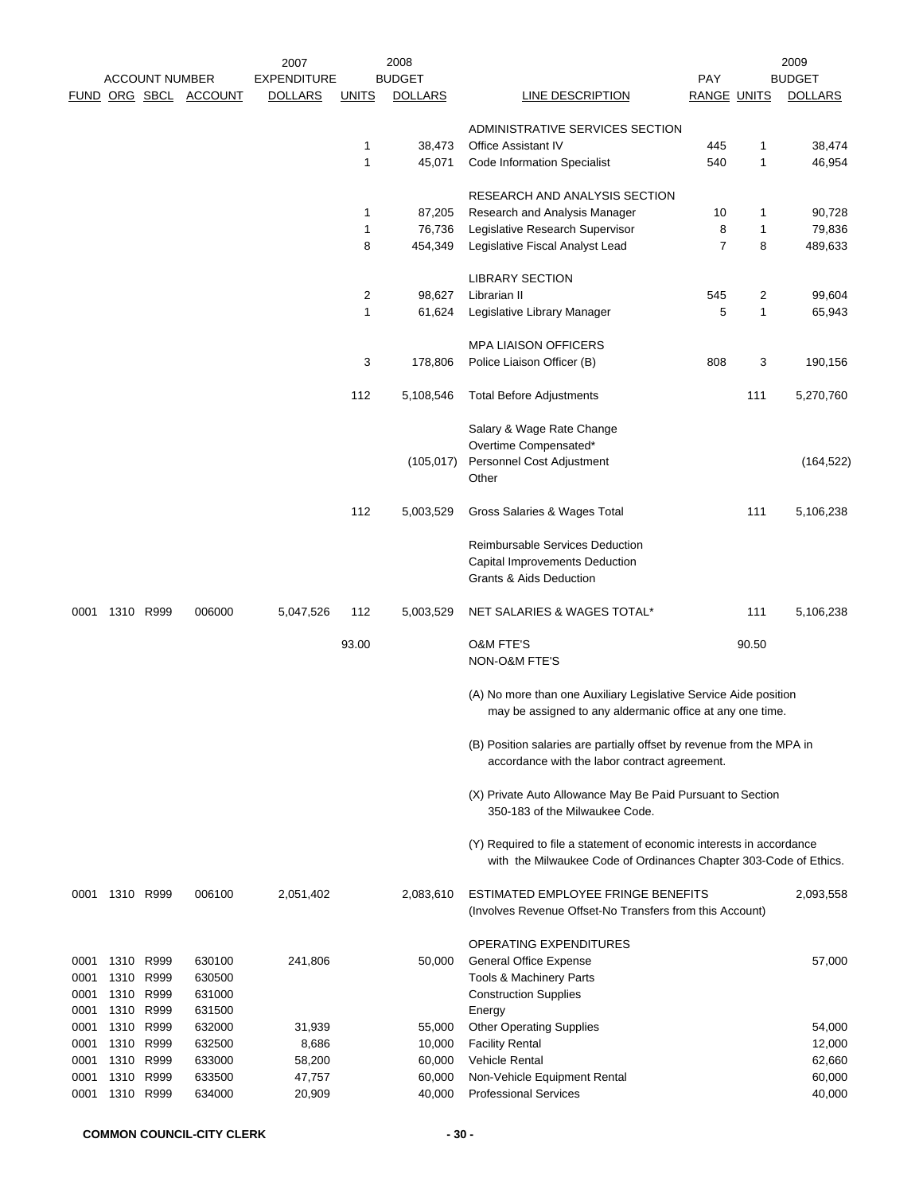| FUND | ORG | SBCL | ACCOUNT | 2007 EXPENDITURE DOLLARS | UNITS | 2008 BUDGET DOLLARS | LINE DESCRIPTION | PAY RANGE | UNITS | 2009 BUDGET DOLLARS |
|---|---|---|---|---|---|---|---|---|---|---|
| | | | | | | | ADMINISTRATIVE SERVICES SECTION | | | |
| | | | | | 1 | 38,473 | Office Assistant IV | 445 | 1 | 38,474 |
| | | | | | 1 | 45,071 | Code Information Specialist | 540 | 1 | 46,954 |
| | | | | | | | RESEARCH AND ANALYSIS SECTION | | | |
| | | | | | 1 | 87,205 | Research and Analysis Manager | 10 | 1 | 90,728 |
| | | | | | 1 | 76,736 | Legislative Research Supervisor | 8 | 1 | 79,836 |
| | | | | | 8 | 454,349 | Legislative Fiscal Analyst Lead | 7 | 8 | 489,633 |
| | | | | | | | LIBRARY SECTION | | | |
| | | | | | 2 | 98,627 | Librarian II | 545 | 2 | 99,604 |
| | | | | | 1 | 61,624 | Legislative Library Manager | 5 | 1 | 65,943 |
| | | | | | | | MPA LIAISON OFFICERS | | | |
| | | | | | 3 | 178,806 | Police Liaison Officer (B) | 808 | 3 | 190,156 |
| | | | | | 112 | 5,108,546 | Total Before Adjustments | | 111 | 5,270,760 |
| | | | | | | | Salary & Wage Rate Change | | | |
| | | | | | | | Overtime Compensated* | | | |
| | | | | | | (105,017) | Personnel Cost Adjustment | | | (164,522) |
| | | | | | | | Other | | | |
| | | | | | 112 | 5,003,529 | Gross Salaries & Wages Total | | 111 | 5,106,238 |
| | | | | | | | Reimbursable Services Deduction | | | |
| | | | | | | | Capital Improvements Deduction | | | |
| | | | | | | | Grants & Aids Deduction | | | |
| 0001 | 1310 | R999 | 006000 | 5,047,526 | 112 | 5,003,529 | NET SALARIES & WAGES TOTAL* | | 111 | 5,106,238 |
| | | | | | 93.00 | | O&M FTE'S | | 90.50 | |
| | | | | | | | NON-O&M FTE'S | | | |
| | | | | | | | (A) No more than one Auxiliary Legislative Service Aide position may be assigned to any aldermanic office at any one time. | | | |
| | | | | | | | (B) Position salaries are partially offset by revenue from the MPA in accordance with the labor contract agreement. | | | |
| | | | | | | | (X) Private Auto Allowance May Be Paid Pursuant to Section 350-183 of the Milwaukee Code. | | | |
| | | | | | | | (Y) Required to file a statement of economic interests in accordance with the Milwaukee Code of Ordinances Chapter 303-Code of Ethics. | | | |
| 0001 | 1310 | R999 | 006100 | 2,051,402 | | 2,083,610 | ESTIMATED EMPLOYEE FRINGE BENEFITS (Involves Revenue Offset-No Transfers from this Account) | | | 2,093,558 |
| | | | | | | | OPERATING EXPENDITURES | | | |
| 0001 | 1310 | R999 | 630100 | 241,806 | | 50,000 | General Office Expense | | | 57,000 |
| 0001 | 1310 | R999 | 630500 | | | | Tools & Machinery Parts | | | |
| 0001 | 1310 | R999 | 631000 | | | | Construction Supplies | | | |
| 0001 | 1310 | R999 | 631500 | | | | Energy | | | |
| 0001 | 1310 | R999 | 632000 | 31,939 | | 55,000 | Other Operating Supplies | | | 54,000 |
| 0001 | 1310 | R999 | 632500 | 8,686 | | 10,000 | Facility Rental | | | 12,000 |
| 0001 | 1310 | R999 | 633000 | 58,200 | | 60,000 | Vehicle Rental | | | 62,660 |
| 0001 | 1310 | R999 | 633500 | 47,757 | | 60,000 | Non-Vehicle Equipment Rental | | | 60,000 |
| 0001 | 1310 | R999 | 634000 | 20,909 | | 40,000 | Professional Services | | | 40,000 |

**COMMON COUNCIL-CITY CLERK**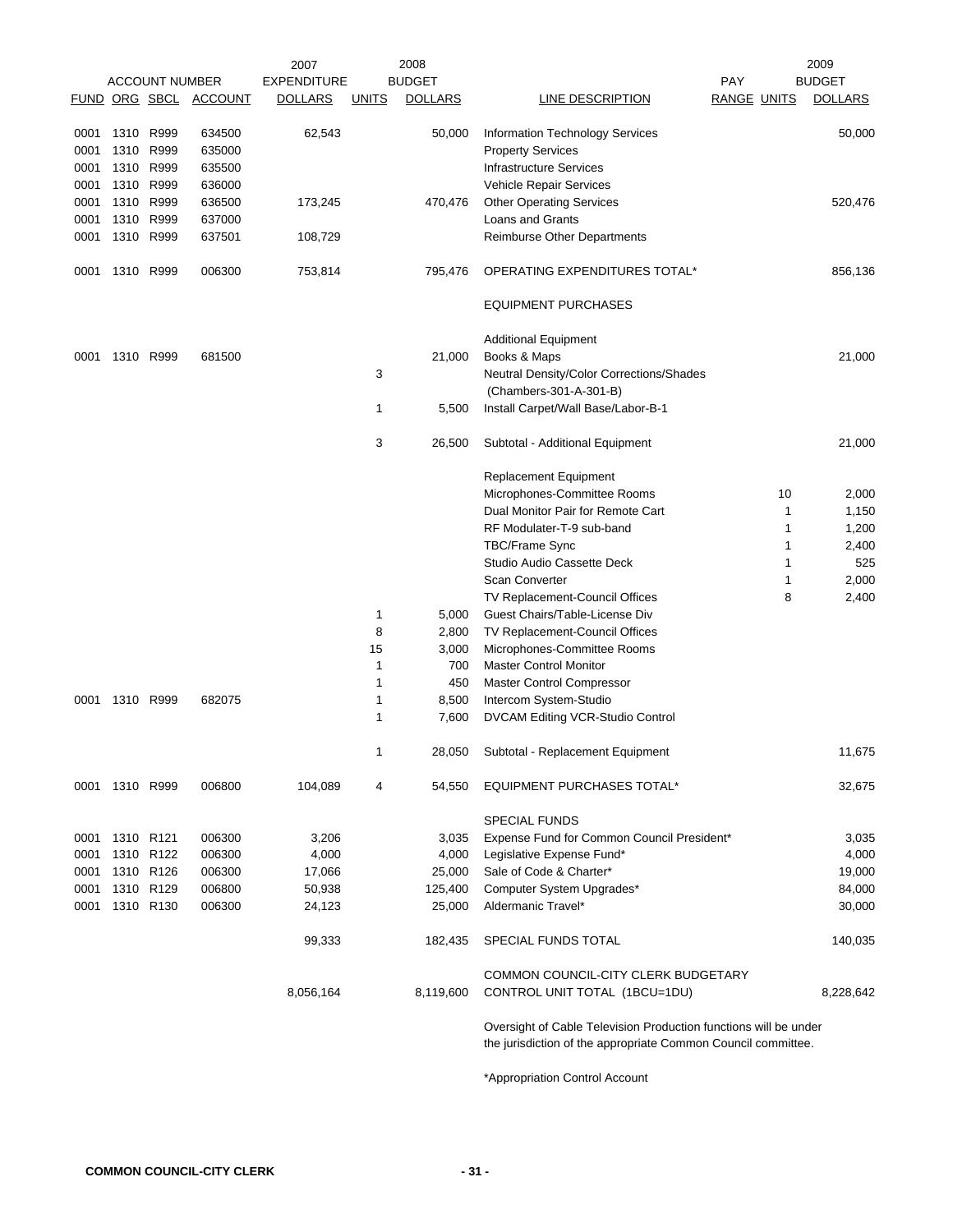| ACCOUNT NUMBER | | | | 2007 EXPENDITURE | | 2008 BUDGET | | PAY | | 2009 BUDGET |
|---|---|---|---|---|---|---|---|---|---|---|
| FUND | ORG | SBCL | ACCOUNT | DOLLARS | UNITS | DOLLARS | LINE DESCRIPTION | RANGE | UNITS | DOLLARS |
| 0001 | 1310 | R999 | 634500 | 62,543 | | 50,000 | Information Technology Services | | | 50,000 |
| 0001 | 1310 | R999 | 635000 | | | | Property Services | | | |
| 0001 | 1310 | R999 | 635500 | | | | Infrastructure Services | | | |
| 0001 | 1310 | R999 | 636000 | | | | Vehicle Repair Services | | | |
| 0001 | 1310 | R999 | 636500 | 173,245 | | 470,476 | Other Operating Services | | | 520,476 |
| 0001 | 1310 | R999 | 637000 | | | | Loans and Grants | | | |
| 0001 | 1310 | R999 | 637501 | 108,729 | | | Reimburse Other Departments | | | |
| 0001 | 1310 | R999 | 006300 | 753,814 | | 795,476 | OPERATING EXPENDITURES TOTAL* | | | 856,136 |
| | | | | | | | EQUIPMENT PURCHASES | | | |
| | | | | | | | Additional Equipment | | | |
| 0001 | 1310 | R999 | 681500 | | | 21,000 | Books & Maps | | | 21,000 |
| | | | | | 3 | | Neutral Density/Color Corrections/Shades (Chambers-301-A-301-B) | | | |
| | | | | | 1 | 5,500 | Install Carpet/Wall Base/Labor-B-1 | | | |
| | | | | | 3 | 26,500 | Subtotal - Additional Equipment | | | 21,000 |
| | | | | | | | Replacement Equipment | | | |
| | | | | | | | Microphones-Committee Rooms | | 10 | 2,000 |
| | | | | | | | Dual Monitor Pair for Remote Cart | | 1 | 1,150 |
| | | | | | | | RF Modulater-T-9 sub-band | | 1 | 1,200 |
| | | | | | | | TBC/Frame Sync | | 1 | 2,400 |
| | | | | | | | Studio Audio Cassette Deck | | 1 | 525 |
| | | | | | | | Scan Converter | | 1 | 2,000 |
| | | | | | | | TV Replacement-Council Offices | | 8 | 2,400 |
| | | | | | 1 | 5,000 | Guest Chairs/Table-License Div | | | |
| | | | | | 8 | 2,800 | TV Replacement-Council Offices | | | |
| | | | | | 15 | 3,000 | Microphones-Committee Rooms | | | |
| | | | | | 1 | 700 | Master Control Monitor | | | |
| | | | | | 1 | 450 | Master Control Compressor | | | |
| 0001 | 1310 | R999 | 682075 | | 1 | 8,500 | Intercom System-Studio | | | |
| | | | | | 1 | 7,600 | DVCAM Editing VCR-Studio Control | | | |
| | | | | | 1 | 28,050 | Subtotal - Replacement Equipment | | | 11,675 |
| 0001 | 1310 | R999 | 006800 | 104,089 | 4 | 54,550 | EQUIPMENT PURCHASES TOTAL* | | | 32,675 |
| | | | | | | | SPECIAL FUNDS | | | |
| 0001 | 1310 | R121 | 006300 | 3,206 | | 3,035 | Expense Fund for Common Council President* | | | 3,035 |
| 0001 | 1310 | R122 | 006300 | 4,000 | | 4,000 | Legislative Expense Fund* | | | 4,000 |
| 0001 | 1310 | R126 | 006300 | 17,066 | | 25,000 | Sale of Code & Charter* | | | 19,000 |
| 0001 | 1310 | R129 | 006800 | 50,938 | | 125,400 | Computer System Upgrades* | | | 84,000 |
| 0001 | 1310 | R130 | 006300 | 24,123 | | 25,000 | Aldermanic Travel* | | | 30,000 |
| | | | | 99,333 | | 182,435 | SPECIAL FUNDS TOTAL | | | 140,035 |
| | | | | 8,056,164 | | 8,119,600 | COMMON COUNCIL-CITY CLERK BUDGETARY CONTROL UNIT TOTAL (1BCU=1DU) | | | 8,228,642 |

Oversight of Cable Television Production functions will be under the jurisdiction of the appropriate Common Council committee.

*Appropriation Control Account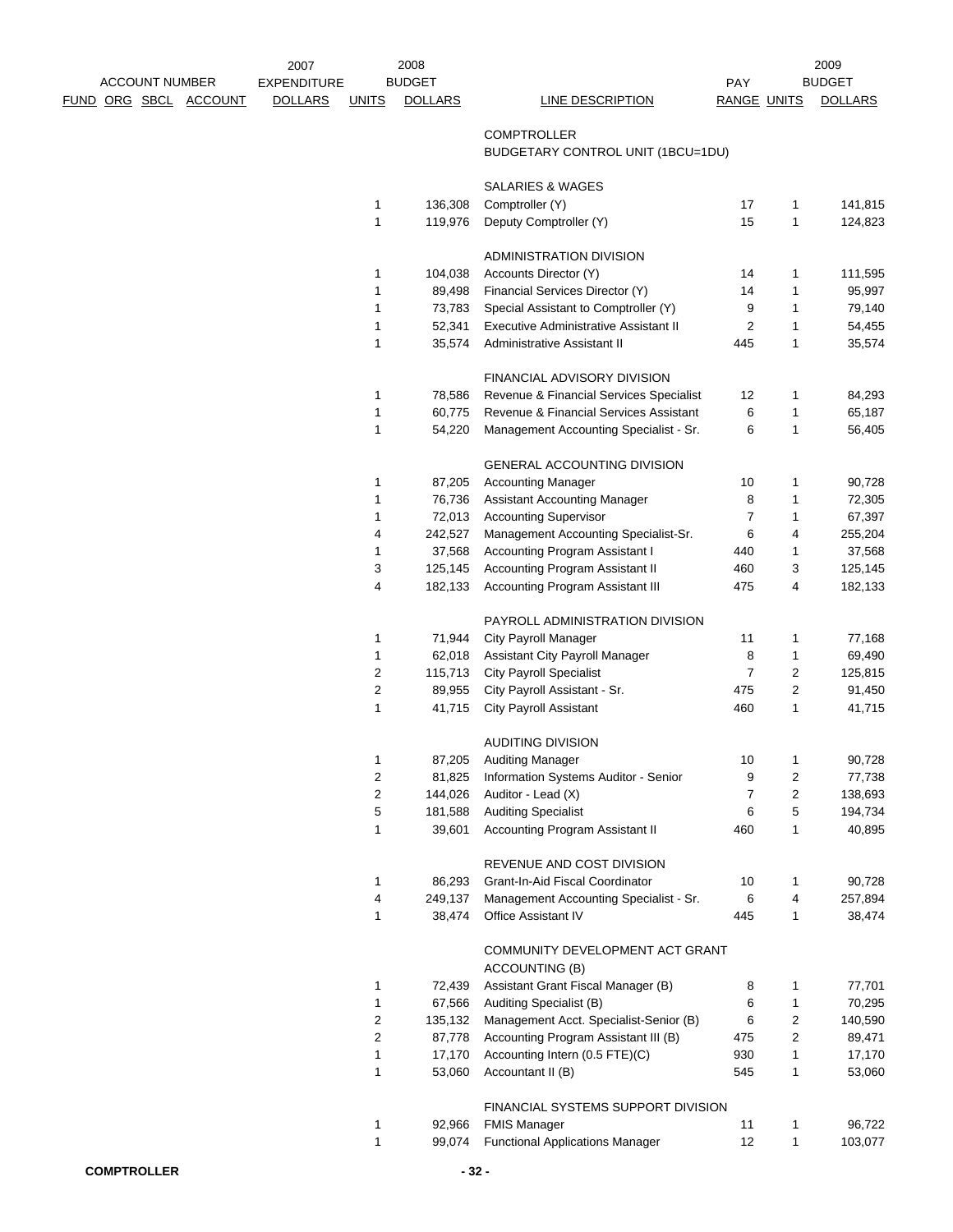| ACCOUNT NUMBER FUND ORG SBCL ACCOUNT | 2007 EXPENDITURE DOLLARS | UNITS | 2008 BUDGET DOLLARS | LINE DESCRIPTION | PAY RANGE | UNITS | 2009 BUDGET DOLLARS |
|---|---|---|---|---|---|---|---|
| | | | | COMPTROLLER | | | |
| | | | | BUDGETARY CONTROL UNIT (1BCU=1DU) | | | |
| | | | | SALARIES & WAGES | | | |
| | | 1 | 136,308 | Comptroller (Y) | 17 | 1 | 141,815 |
| | | 1 | 119,976 | Deputy Comptroller (Y) | 15 | 1 | 124,823 |
| | | | | ADMINISTRATION DIVISION | | | |
| | | 1 | 104,038 | Accounts Director (Y) | 14 | 1 | 111,595 |
| | | 1 | 89,498 | Financial Services Director (Y) | 14 | 1 | 95,997 |
| | | 1 | 73,783 | Special Assistant to Comptroller (Y) | 9 | 1 | 79,140 |
| | | 1 | 52,341 | Executive Administrative Assistant II | 2 | 1 | 54,455 |
| | | 1 | 35,574 | Administrative Assistant II | 445 | 1 | 35,574 |
| | | | | FINANCIAL ADVISORY DIVISION | | | |
| | | 1 | 78,586 | Revenue & Financial Services Specialist | 12 | 1 | 84,293 |
| | | 1 | 60,775 | Revenue & Financial Services Assistant | 6 | 1 | 65,187 |
| | | 1 | 54,220 | Management Accounting Specialist - Sr. | 6 | 1 | 56,405 |
| | | | | GENERAL ACCOUNTING DIVISION | | | |
| | | 1 | 87,205 | Accounting Manager | 10 | 1 | 90,728 |
| | | 1 | 76,736 | Assistant Accounting Manager | 8 | 1 | 72,305 |
| | | 1 | 72,013 | Accounting Supervisor | 7 | 1 | 67,397 |
| | | 4 | 242,527 | Management Accounting Specialist-Sr. | 6 | 4 | 255,204 |
| | | 1 | 37,568 | Accounting Program Assistant I | 440 | 1 | 37,568 |
| | | 3 | 125,145 | Accounting Program Assistant II | 460 | 3 | 125,145 |
| | | 4 | 182,133 | Accounting Program Assistant III | 475 | 4 | 182,133 |
| | | | | PAYROLL ADMINISTRATION DIVISION | | | |
| | | 1 | 71,944 | City Payroll Manager | 11 | 1 | 77,168 |
| | | 1 | 62,018 | Assistant City Payroll Manager | 8 | 1 | 69,490 |
| | | 2 | 115,713 | City Payroll Specialist | 7 | 2 | 125,815 |
| | | 2 | 89,955 | City Payroll Assistant - Sr. | 475 | 2 | 91,450 |
| | | 1 | 41,715 | City Payroll Assistant | 460 | 1 | 41,715 |
| | | | | AUDITING DIVISION | | | |
| | | 1 | 87,205 | Auditing Manager | 10 | 1 | 90,728 |
| | | 2 | 81,825 | Information Systems Auditor - Senior | 9 | 2 | 77,738 |
| | | 2 | 144,026 | Auditor - Lead (X) | 7 | 2 | 138,693 |
| | | 5 | 181,588 | Auditing Specialist | 6 | 5 | 194,734 |
| | | 1 | 39,601 | Accounting Program Assistant II | 460 | 1 | 40,895 |
| | | | | REVENUE AND COST DIVISION | | | |
| | | 1 | 86,293 | Grant-In-Aid Fiscal Coordinator | 10 | 1 | 90,728 |
| | | 4 | 249,137 | Management Accounting Specialist - Sr. | 6 | 4 | 257,894 |
| | | 1 | 38,474 | Office Assistant IV | 445 | 1 | 38,474 |
| | | | | COMMUNITY DEVELOPMENT ACT GRANT ACCOUNTING (B) | | | |
| | | 1 | 72,439 | Assistant Grant Fiscal Manager (B) | 8 | 1 | 77,701 |
| | | 1 | 67,566 | Auditing Specialist (B) | 6 | 1 | 70,295 |
| | | 2 | 135,132 | Management Acct. Specialist-Senior (B) | 6 | 2 | 140,590 |
| | | 2 | 87,778 | Accounting Program Assistant III (B) | 475 | 2 | 89,471 |
| | | 1 | 17,170 | Accounting Intern (0.5 FTE)(C) | 930 | 1 | 17,170 |
| | | 1 | 53,060 | Accountant II (B) | 545 | 1 | 53,060 |
| | | | | FINANCIAL SYSTEMS SUPPORT DIVISION | | | |
| | | 1 | 92,966 | FMIS Manager | 11 | 1 | 96,722 |
| | | 1 | 99,074 | Functional Applications Manager | 12 | 1 | 103,077 |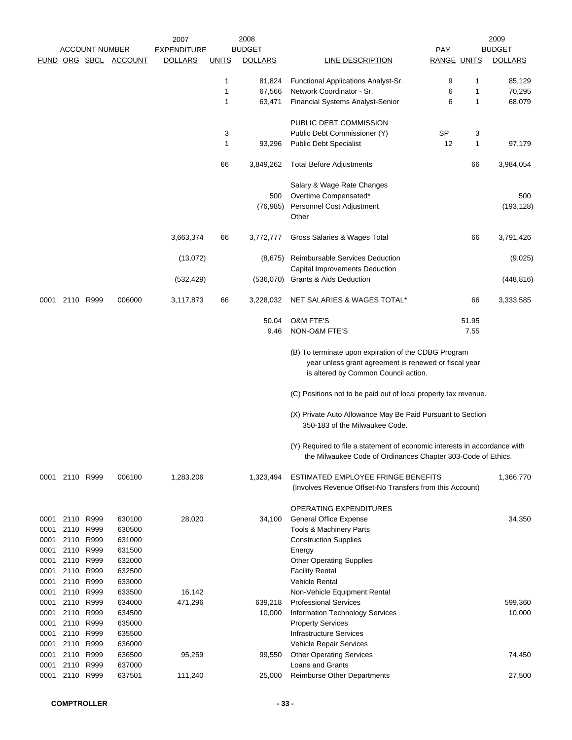| FUND | ORG | SBCL | ACCOUNT | 2007 EXPENDITURE DOLLARS | UNITS | 2008 BUDGET DOLLARS | LINE DESCRIPTION | PAY RANGE | UNITS | 2009 BUDGET DOLLARS |
|---|---|---|---|---|---|---|---|---|---|---|
| | | | | | 1 | 81,824 | Functional Applications Analyst-Sr. | 9 | 1 | 85,129 |
| | | | | | 1 | 67,566 | Network Coordinator - Sr. | 6 | 1 | 70,295 |
| | | | | | 1 | 63,471 | Financial Systems Analyst-Senior | 6 | 1 | 68,079 |
| | | | | | | | PUBLIC DEBT COMMISSION | | | |
| | | | | | 3 | | Public Debt Commissioner (Y) | SP | 3 | |
| | | | | | 1 | 93,296 | Public Debt Specialist | 12 | 1 | 97,179 |
| | | | | | 66 | 3,849,262 | Total Before Adjustments | | 66 | 3,984,054 |
| | | | | | | | Salary & Wage Rate Changes | | | |
| | | | | | | 500 | Overtime Compensated* | | | 500 |
| | | | | | | (76,985) | Personnel Cost Adjustment | | | (193,128) |
| | | | | | | | Other | | | |
| | | | | 3,663,374 | 66 | 3,772,777 | Gross Salaries & Wages Total | | 66 | 3,791,426 |
| | | | | (13,072) | | (8,675) | Reimbursable Services Deduction | | | (9,025) |
| | | | | | | | Capital Improvements Deduction | | | |
| | | | | (532,429) | | (536,070) | Grants & Aids Deduction | | | (448,816) |
| 0001 | 2110 | R999 | 006000 | 3,117,873 | 66 | 3,228,032 | NET SALARIES & WAGES TOTAL* | | 66 | 3,333,585 |
| | | | | | | 50.04 | O&M FTE'S | | 51.95 | |
| | | | | | | 9.46 | NON-O&M FTE'S | | 7.55 | |

(B) To terminate upon expiration of the CDBG Program year unless grant agreement is renewed or fiscal year is altered by Common Council action.

(C) Positions not to be paid out of local property tax revenue.

(X) Private Auto Allowance May Be Paid Pursuant to Section 350-183 of the Milwaukee Code.

(Y) Required to file a statement of economic interests in accordance with the Milwaukee Code of Ordinances Chapter 303-Code of Ethics.

| FUND | ORG | SBCL | ACCOUNT | 2007 EXPENDITURE DOLLARS | UNITS | 2008 BUDGET DOLLARS | LINE DESCRIPTION | PAY RANGE | UNITS | 2009 BUDGET DOLLARS |
|---|---|---|---|---|---|---|---|---|---|---|
| 0001 | 2110 | R999 | 006100 | 1,283,206 | | 1,323,494 | ESTIMATED EMPLOYEE FRINGE BENEFITS (Involves Revenue Offset-No Transfers from this Account) | | | 1,366,770 |
| | | | | | | | OPERATING EXPENDITURES | | | |
| 0001 | 2110 | R999 | 630100 | 28,020 | | 34,100 | General Office Expense | | | 34,350 |
| 0001 | 2110 | R999 | 630500 | | | | Tools & Machinery Parts | | | |
| 0001 | 2110 | R999 | 631000 | | | | Construction Supplies | | | |
| 0001 | 2110 | R999 | 631500 | | | | Energy | | | |
| 0001 | 2110 | R999 | 632000 | | | | Other Operating Supplies | | | |
| 0001 | 2110 | R999 | 632500 | | | | Facility Rental | | | |
| 0001 | 2110 | R999 | 633000 | | | | Vehicle Rental | | | |
| 0001 | 2110 | R999 | 633500 | 16,142 | | | Non-Vehicle Equipment Rental | | | |
| 0001 | 2110 | R999 | 634000 | 471,296 | | 639,218 | Professional Services | | | 599,360 |
| 0001 | 2110 | R999 | 634500 | | | 10,000 | Information Technology Services | | | 10,000 |
| 0001 | 2110 | R999 | 635000 | | | | Property Services | | | |
| 0001 | 2110 | R999 | 635500 | | | | Infrastructure Services | | | |
| 0001 | 2110 | R999 | 636000 | | | | Vehicle Repair Services | | | |
| 0001 | 2110 | R999 | 636500 | 95,259 | | 99,550 | Other Operating Services | | | 74,450 |
| 0001 | 2110 | R999 | 637000 | | | | Loans and Grants | | | |
| 0001 | 2110 | R999 | 637501 | 111,240 | | 25,000 | Reimburse Other Departments | | | 27,500 |

**COMPTROLLER**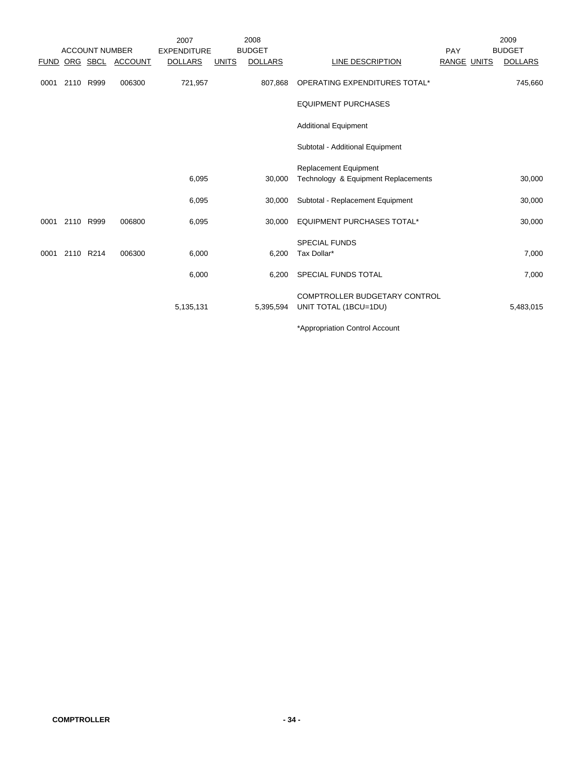| ACCOUNT NUMBER | | | | 2007 EXPENDITURE | 2008 BUDGET | | | PAY | | 2009 BUDGET |
|---|---|---|---|---|---|---|---|---|---|---|
| FUND | ORG | SBCL | ACCOUNT | DOLLARS | UNITS | DOLLARS | LINE DESCRIPTION | RANGE | UNITS | DOLLARS |
| 0001 | 2110 | R999 | 006300 | 721,957 | | 807,868 | OPERATING EXPENDITURES TOTAL* | | | 745,660 |
| | | | | | | | EQUIPMENT PURCHASES | | | |
| | | | | | | | Additional Equipment | | | |
| | | | | | | | Subtotal - Additional Equipment | | | |
| | | | | | | | Replacement Equipment | | | |
| | | | | 6,095 | | 30,000 | Technology & Equipment Replacements | | | 30,000 |
| | | | | 6,095 | | 30,000 | Subtotal - Replacement Equipment | | | 30,000 |
| 0001 | 2110 | R999 | 006800 | 6,095 | | 30,000 | EQUIPMENT PURCHASES TOTAL* | | | 30,000 |
| | | | | | | | SPECIAL FUNDS | | | |
| 0001 | 2110 | R214 | 006300 | 6,000 | | 6,200 | Tax Dollar* | | | 7,000 |
| | | | | 6,000 | | 6,200 | SPECIAL FUNDS TOTAL | | | 7,000 |
| | | | | 5,135,131 | | 5,395,594 | COMPTROLLER BUDGETARY CONTROL UNIT TOTAL (1BCU=1DU) | | | 5,483,015 |

*Appropriation Control Account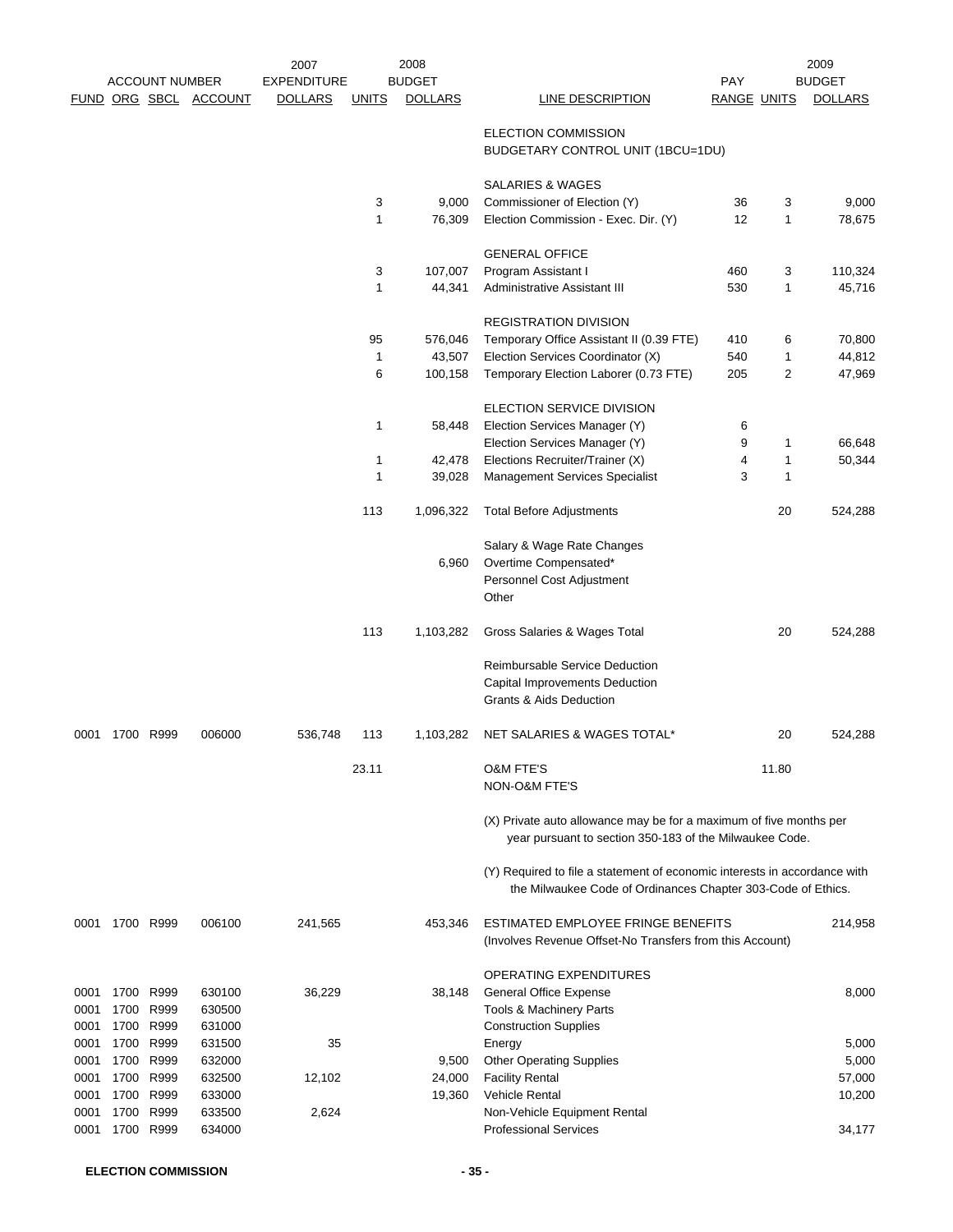| ACCOUNT NUMBER | | | | 2007 EXPENDITURE | 2008 BUDGET | | | PAY | | 2009 BUDGET |
|---|---|---|---|---|---|---|---|---|---|---|
| FUND | ORG | SBCL | ACCOUNT | DOLLARS | UNITS | DOLLARS | LINE DESCRIPTION | RANGE | UNITS | DOLLARS |
| | | | | | | | ELECTION COMMISSION | | | |
| | | | | | | | BUDGETARY CONTROL UNIT (1BCU=1DU) | | | |
| | | | | | | | SALARIES & WAGES | | | |
| | | | | | 3 | 9,000 | Commissioner of Election (Y) | 36 | 3 | 9,000 |
| | | | | | 1 | 76,309 | Election Commission - Exec. Dir. (Y) | 12 | 1 | 78,675 |
| | | | | | | | GENERAL OFFICE | | | |
| | | | | | 3 | 107,007 | Program Assistant I | 460 | 3 | 110,324 |
| | | | | | 1 | 44,341 | Administrative Assistant III | 530 | 1 | 45,716 |
| | | | | | | | REGISTRATION DIVISION | | | |
| | | | | | 95 | 576,046 | Temporary Office Assistant II (0.39 FTE) | 410 | 6 | 70,800 |
| | | | | | 1 | 43,507 | Election Services Coordinator (X) | 540 | 1 | 44,812 |
| | | | | | 6 | 100,158 | Temporary Election Laborer (0.73 FTE) | 205 | 2 | 47,969 |
| | | | | | | | ELECTION SERVICE DIVISION | | | |
| | | | | | 1 | 58,448 | Election Services Manager (Y) | 6 | | |
| | | | | | | | Election Services Manager (Y) | 9 | 1 | 66,648 |
| | | | | | 1 | 42,478 | Elections Recruiter/Trainer (X) | 4 | 1 | 50,344 |
| | | | | | 1 | 39,028 | Management Services Specialist | 3 | 1 | |
| | | | | | 113 | 1,096,322 | Total Before Adjustments | | 20 | 524,288 |
| | | | | | | | Salary & Wage Rate Changes | | | |
| | | | | | | 6,960 | Overtime Compensated* | | | |
| | | | | | | | Personnel Cost Adjustment | | | |
| | | | | | | | Other | | | |
| | | | | | 113 | 1,103,282 | Gross Salaries & Wages Total | | 20 | 524,288 |
| | | | | | | | Reimbursable Service Deduction | | | |
| | | | | | | | Capital Improvements Deduction | | | |
| | | | | | | | Grants & Aids Deduction | | | |
| 0001 | 1700 | R999 | 006000 | 536,748 | 113 | 1,103,282 | NET SALARIES & WAGES TOTAL* | | 20 | 524,288 |
| | | | | | 23.11 | | O&M FTE'S | | 11.80 | |
| | | | | | | | NON-O&M FTE'S | | | |

(X) Private auto allowance may be for a maximum of five months per year pursuant to section 350-183 of the Milwaukee Code.

(Y) Required to file a statement of economic interests in accordance with the Milwaukee Code of Ordinances Chapter 303-Code of Ethics.

| FUND | ORG | SBCL | ACCOUNT | 2007 EXPENDITURE DOLLARS | UNITS | 2008 BUDGET DOLLARS | LINE DESCRIPTION | RANGE | UNITS | 2009 BUDGET DOLLARS |
|---|---|---|---|---|---|---|---|---|---|---|
| 0001 | 1700 | R999 | 006100 | 241,565 | | 453,346 | ESTIMATED EMPLOYEE FRINGE BENEFITS (Involves Revenue Offset-No Transfers from this Account) | | | 214,958 |
| | | | | | | | OPERATING EXPENDITURES | | | |
| 0001 | 1700 | R999 | 630100 | 36,229 | | 38,148 | General Office Expense | | | 8,000 |
| 0001 | 1700 | R999 | 630500 | | | | Tools & Machinery Parts | | | |
| 0001 | 1700 | R999 | 631000 | | | | Construction Supplies | | | |
| 0001 | 1700 | R999 | 631500 | 35 | | | Energy | | | 5,000 |
| 0001 | 1700 | R999 | 632000 | | | 9,500 | Other Operating Supplies | | | 5,000 |
| 0001 | 1700 | R999 | 632500 | 12,102 | | 24,000 | Facility Rental | | | 57,000 |
| 0001 | 1700 | R999 | 633000 | | | 19,360 | Vehicle Rental | | | 10,200 |
| 0001 | 1700 | R999 | 633500 | 2,624 | | | Non-Vehicle Equipment Rental | | | |
| 0001 | 1700 | R999 | 634000 | | | | Professional Services | | | 34,177 |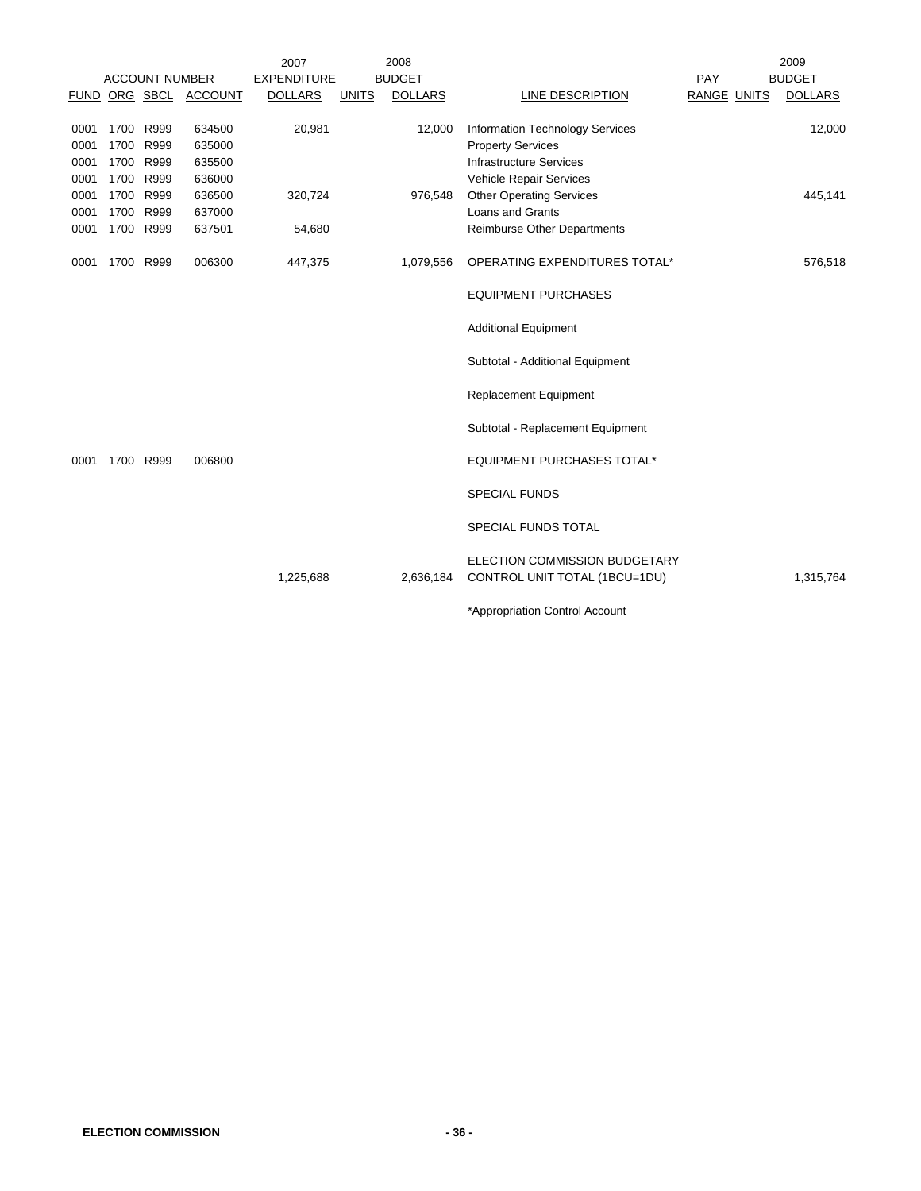| ACCOUNT NUMBER | | | | 2007 EXPENDITURE | 2008 BUDGET | | | PAY | | 2009 BUDGET |
|---|---|---|---|---|---|---|---|---|---|---|
| FUND | ORG | SBCL | ACCOUNT | DOLLARS | UNITS | DOLLARS | LINE DESCRIPTION | RANGE | UNITS | DOLLARS |
| 0001 | 1700 | R999 | 634500 | 20,981 | | 12,000 | Information Technology Services | | | 12,000 |
| 0001 | 1700 | R999 | 635000 | | | | Property Services | | | |
| 0001 | 1700 | R999 | 635500 | | | | Infrastructure Services | | | |
| 0001 | 1700 | R999 | 636000 | | | | Vehicle Repair Services | | | |
| 0001 | 1700 | R999 | 636500 | 320,724 | | 976,548 | Other Operating Services | | | 445,141 |
| 0001 | 1700 | R999 | 637000 | | | | Loans and Grants | | | |
| 0001 | 1700 | R999 | 637501 | 54,680 | | | Reimburse Other Departments | | | |
| 0001 | 1700 | R999 | 006300 | 447,375 | | 1,079,556 | OPERATING EXPENDITURES TOTAL* | | | 576,518 |
| | | | | | | | EQUIPMENT PURCHASES | | | |
| | | | | | | | Additional Equipment | | | |
| | | | | | | | Subtotal - Additional Equipment | | | |
| | | | | | | | Replacement Equipment | | | |
| | | | | | | | Subtotal - Replacement Equipment | | | |
| 0001 | 1700 | R999 | 006800 | | | | EQUIPMENT PURCHASES TOTAL* | | | |
| | | | | | | | SPECIAL FUNDS | | | |
| | | | | | | | SPECIAL FUNDS TOTAL | | | |
| | | | | 1,225,688 | | 2,636,184 | ELECTION COMMISSION BUDGETARY CONTROL UNIT TOTAL (1BCU=1DU) | | | 1,315,764 |

*Appropriation Control Account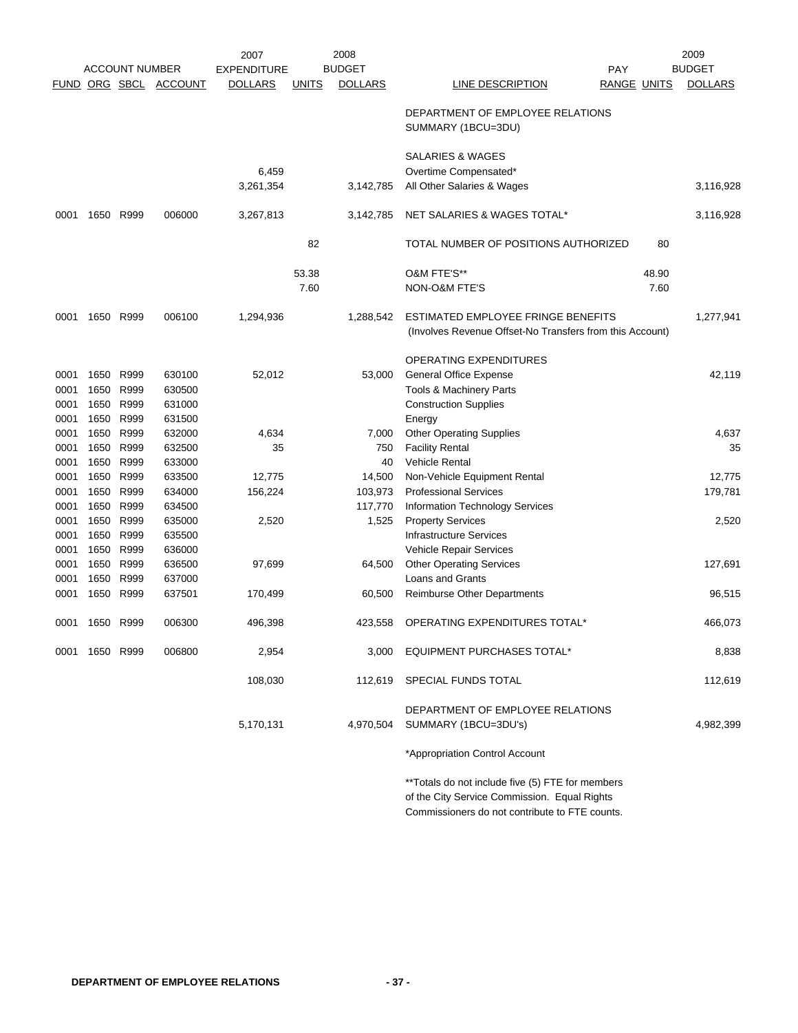| ACCOUNT NUMBER | | | | 2007 EXPENDITURE | 2008 BUDGET | | | | | 2009 BUDGET |
|---|---|---|---|---|---|---|---|---|---|---|
| FUND | ORG | SBCL | ACCOUNT | DOLLARS | UNITS | DOLLARS | LINE DESCRIPTION | PAY RANGE | UNITS | DOLLARS |
| | | | | | | | DEPARTMENT OF EMPLOYEE RELATIONS SUMMARY (1BCU=3DU) | | | |
| | | | | | | | SALARIES & WAGES | | | |
| | | | | 6,459 | | | Overtime Compensated* | | | |
| | | | | 3,261,354 | | 3,142,785 | All Other Salaries & Wages | | | 3,116,928 |
| 0001 | 1650 | R999 | 006000 | 3,267,813 | | 3,142,785 | NET SALARIES & WAGES TOTAL* | | | 3,116,928 |
| | | | | | 82 | | TOTAL NUMBER OF POSITIONS AUTHORIZED | | 80 | |
| | | | | | 53.38 | | O&M FTE'S** | | 48.90 | |
| | | | | | 7.60 | | NON-O&M FTE'S | | 7.60 | |
| 0001 | 1650 | R999 | 006100 | 1,294,936 | | 1,288,542 | ESTIMATED EMPLOYEE FRINGE BENEFITS (Involves Revenue Offset-No Transfers from this Account) | | | 1,277,941 |
| | | | | | | | OPERATING EXPENDITURES | | | |
| 0001 | 1650 | R999 | 630100 | 52,012 | | 53,000 | General Office Expense | | | 42,119 |
| 0001 | 1650 | R999 | 630500 | | | | Tools & Machinery Parts | | | |
| 0001 | 1650 | R999 | 631000 | | | | Construction Supplies | | | |
| 0001 | 1650 | R999 | 631500 | | | | Energy | | | |
| 0001 | 1650 | R999 | 632000 | 4,634 | | 7,000 | Other Operating Supplies | | | 4,637 |
| 0001 | 1650 | R999 | 632500 | 35 | | 750 | Facility Rental | | | 35 |
| 0001 | 1650 | R999 | 633000 | | | 40 | Vehicle Rental | | | |
| 0001 | 1650 | R999 | 633500 | 12,775 | | 14,500 | Non-Vehicle Equipment Rental | | | 12,775 |
| 0001 | 1650 | R999 | 634000 | 156,224 | | 103,973 | Professional Services | | | 179,781 |
| 0001 | 1650 | R999 | 634500 | | | 117,770 | Information Technology Services | | | |
| 0001 | 1650 | R999 | 635000 | 2,520 | | 1,525 | Property Services | | | 2,520 |
| 0001 | 1650 | R999 | 635500 | | | | Infrastructure Services | | | |
| 0001 | 1650 | R999 | 636000 | | | | Vehicle Repair Services | | | |
| 0001 | 1650 | R999 | 636500 | 97,699 | | 64,500 | Other Operating Services | | | 127,691 |
| 0001 | 1650 | R999 | 637000 | | | | Loans and Grants | | | |
| 0001 | 1650 | R999 | 637501 | 170,499 | | 60,500 | Reimburse Other Departments | | | 96,515 |
| 0001 | 1650 | R999 | 006300 | 496,398 | | 423,558 | OPERATING EXPENDITURES TOTAL* | | | 466,073 |
| 0001 | 1650 | R999 | 006800 | 2,954 | | 3,000 | EQUIPMENT PURCHASES TOTAL* | | | 8,838 |
| | | | | 108,030 | | 112,619 | SPECIAL FUNDS TOTAL | | | 112,619 |
| | | | | 5,170,131 | | 4,970,504 | DEPARTMENT OF EMPLOYEE RELATIONS SUMMARY (1BCU=3DU's) | | | 4,982,399 |

*Appropriation Control Account

**Totals do not include five (5) FTE for members of the City Service Commission. Equal Rights Commissioners do not contribute to FTE counts.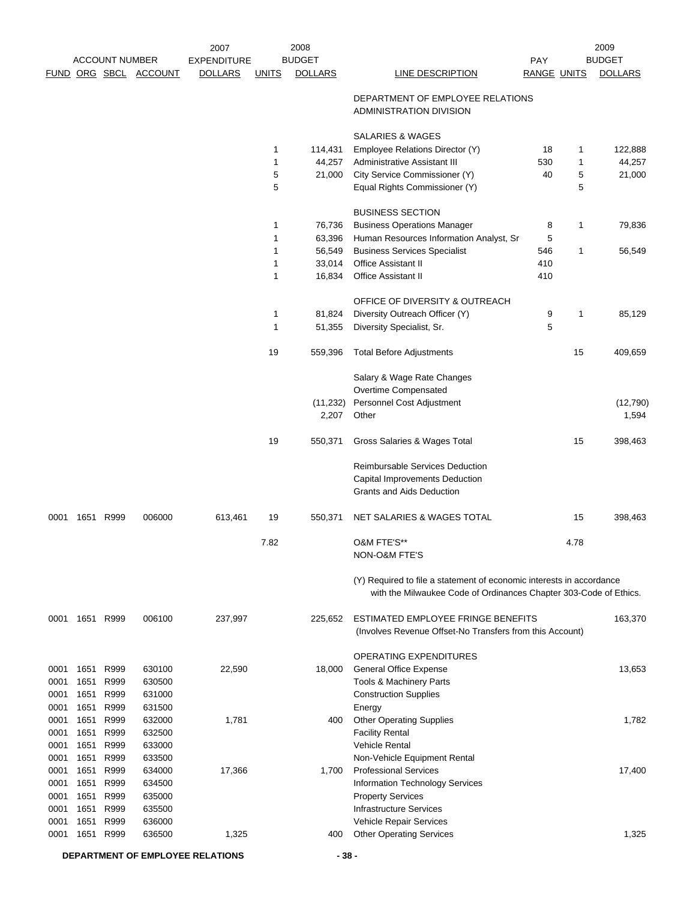| ACCOUNT NUMBER | | | | 2007 EXPENDITURE | 2008 BUDGET | | | PAY | 2009 BUDGET | |
|---|---|---|---|---|---|---|---|---|---|---|
| FUND | ORG | SBCL | ACCOUNT | DOLLARS | UNITS | DOLLARS | LINE DESCRIPTION | RANGE | UNITS | DOLLARS |
| | | | | | | | DEPARTMENT OF EMPLOYEE RELATIONS ADMINISTRATION DIVISION | | | |
| | | | | | | | SALARIES & WAGES | | | |
| | | | | | 1 | 114,431 | Employee Relations Director (Y) | 18 | 1 | 122,888 |
| | | | | | 1 | 44,257 | Administrative Assistant III | 530 | 1 | 44,257 |
| | | | | | 5 | 21,000 | City Service Commissioner (Y) | 40 | 5 | 21,000 |
| | | | | | 5 | | Equal Rights Commissioner (Y) | | 5 | |
| | | | | | | | BUSINESS SECTION | | | |
| | | | | | 1 | 76,736 | Business Operations Manager | 8 | 1 | 79,836 |
| | | | | | 1 | 63,396 | Human Resources Information Analyst, Sr | 5 | | |
| | | | | | 1 | 56,549 | Business Services Specialist | 546 | 1 | 56,549 |
| | | | | | 1 | 33,014 | Office Assistant II | 410 | | |
| | | | | | 1 | 16,834 | Office Assistant II | 410 | | |
| | | | | | | | OFFICE OF DIVERSITY & OUTREACH | | | |
| | | | | | 1 | 81,824 | Diversity Outreach Officer (Y) | 9 | 1 | 85,129 |
| | | | | | 1 | 51,355 | Diversity Specialist, Sr. | 5 | | |
| | | | | | 19 | 559,396 | Total Before Adjustments | | 15 | 409,659 |
| | | | | | | | Salary & Wage Rate Changes | | | |
| | | | | | | | Overtime Compensated | | | |
| | | | | | | (11,232) | Personnel Cost Adjustment | | | (12,790) |
| | | | | | | 2,207 | Other | | | 1,594 |
| | | | | | 19 | 550,371 | Gross Salaries & Wages Total | | 15 | 398,463 |
| | | | | | | | Reimbursable Services Deduction | | | |
| | | | | | | | Capital Improvements Deduction | | | |
| | | | | | | | Grants and Aids Deduction | | | |
| 0001 | 1651 | R999 | 006000 | 613,461 | 19 | 550,371 | NET SALARIES & WAGES TOTAL | | 15 | 398,463 |
| | | | | | 7.82 | | O&M FTE'S** | | 4.78 | |
| | | | | | | | NON-O&M FTE'S | | | |
| | | | | | | | (Y) Required to file a statement of economic interests in accordance with the Milwaukee Code of Ordinances Chapter 303-Code of Ethics. | | | |
| 0001 | 1651 | R999 | 006100 | 237,997 | | 225,652 | ESTIMATED EMPLOYEE FRINGE BENEFITS (Involves Revenue Offset-No Transfers from this Account) | | | 163,370 |
| | | | | | | | OPERATING EXPENDITURES | | | |
| 0001 | 1651 | R999 | 630100 | 22,590 | | 18,000 | General Office Expense | | | 13,653 |
| 0001 | 1651 | R999 | 630500 | | | | Tools & Machinery Parts | | | |
| 0001 | 1651 | R999 | 631000 | | | | Construction Supplies | | | |
| 0001 | 1651 | R999 | 631500 | | | | Energy | | | |
| 0001 | 1651 | R999 | 632000 | 1,781 | | 400 | Other Operating Supplies | | | 1,782 |
| 0001 | 1651 | R999 | 632500 | | | | Facility Rental | | | |
| 0001 | 1651 | R999 | 633000 | | | | Vehicle Rental | | | |
| 0001 | 1651 | R999 | 633500 | | | | Non-Vehicle Equipment Rental | | | |
| 0001 | 1651 | R999 | 634000 | 17,366 | | 1,700 | Professional Services | | | 17,400 |
| 0001 | 1651 | R999 | 634500 | | | | Information Technology Services | | | |
| 0001 | 1651 | R999 | 635000 | | | | Property Services | | | |
| 0001 | 1651 | R999 | 635500 | | | | Infrastructure Services | | | |
| 0001 | 1651 | R999 | 636000 | | | | Vehicle Repair Services | | | |
| 0001 | 1651 | R999 | 636500 | 1,325 | | 400 | Other Operating Services | | | 1,325 |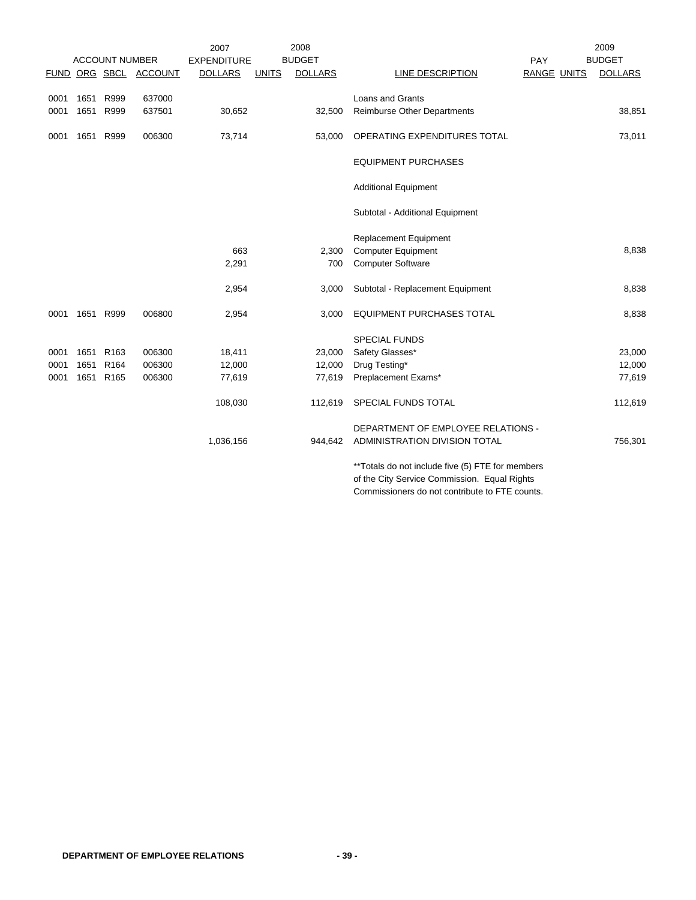| FUND | ORG | SBCL | ACCOUNT | 2007 EXPENDITURE DOLLARS | 2008 BUDGET UNITS | 2008 BUDGET DOLLARS | LINE DESCRIPTION | PAY RANGE | 2009 UNITS | 2009 BUDGET DOLLARS |
|---|---|---|---|---|---|---|---|---|---|---|
| 0001 | 1651 | R999 | 637000 | | | | Loans and Grants | | | |
| 0001 | 1651 | R999 | 637501 | 30,652 | | 32,500 | Reimburse Other Departments | | | 38,851 |
| 0001 | 1651 | R999 | 006300 | 73,714 | | 53,000 | OPERATING EXPENDITURES TOTAL | | | 73,011 |
| | | | | | | | EQUIPMENT PURCHASES | | | |
| | | | | | | | Additional Equipment | | | |
| | | | | | | | Subtotal - Additional Equipment | | | |
| | | | | | | | Replacement Equipment | | | |
| | | | | 663 | | 2,300 | Computer Equipment | | | 8,838 |
| | | | | 2,291 | | 700 | Computer Software | | | |
| | | | | 2,954 | | 3,000 | Subtotal - Replacement Equipment | | | 8,838 |
| 0001 | 1651 | R999 | 006800 | 2,954 | | 3,000 | EQUIPMENT PURCHASES TOTAL | | | 8,838 |
| | | | | | | | SPECIAL FUNDS | | | |
| 0001 | 1651 | R163 | 006300 | 18,411 | | 23,000 | Safety Glasses* | | | 23,000 |
| 0001 | 1651 | R164 | 006300 | 12,000 | | 12,000 | Drug Testing* | | | 12,000 |
| 0001 | 1651 | R165 | 006300 | 77,619 | | 77,619 | Preplacement Exams* | | | 77,619 |
| | | | | 108,030 | | 112,619 | SPECIAL FUNDS TOTAL | | | 112,619 |
| | | | | 1,036,156 | | 944,642 | DEPARTMENT OF EMPLOYEE RELATIONS - ADMINISTRATION DIVISION TOTAL | | | 756,301 |

**Totals do not include five (5) FTE for members of the City Service Commission. Equal Rights Commissioners do not contribute to FTE counts.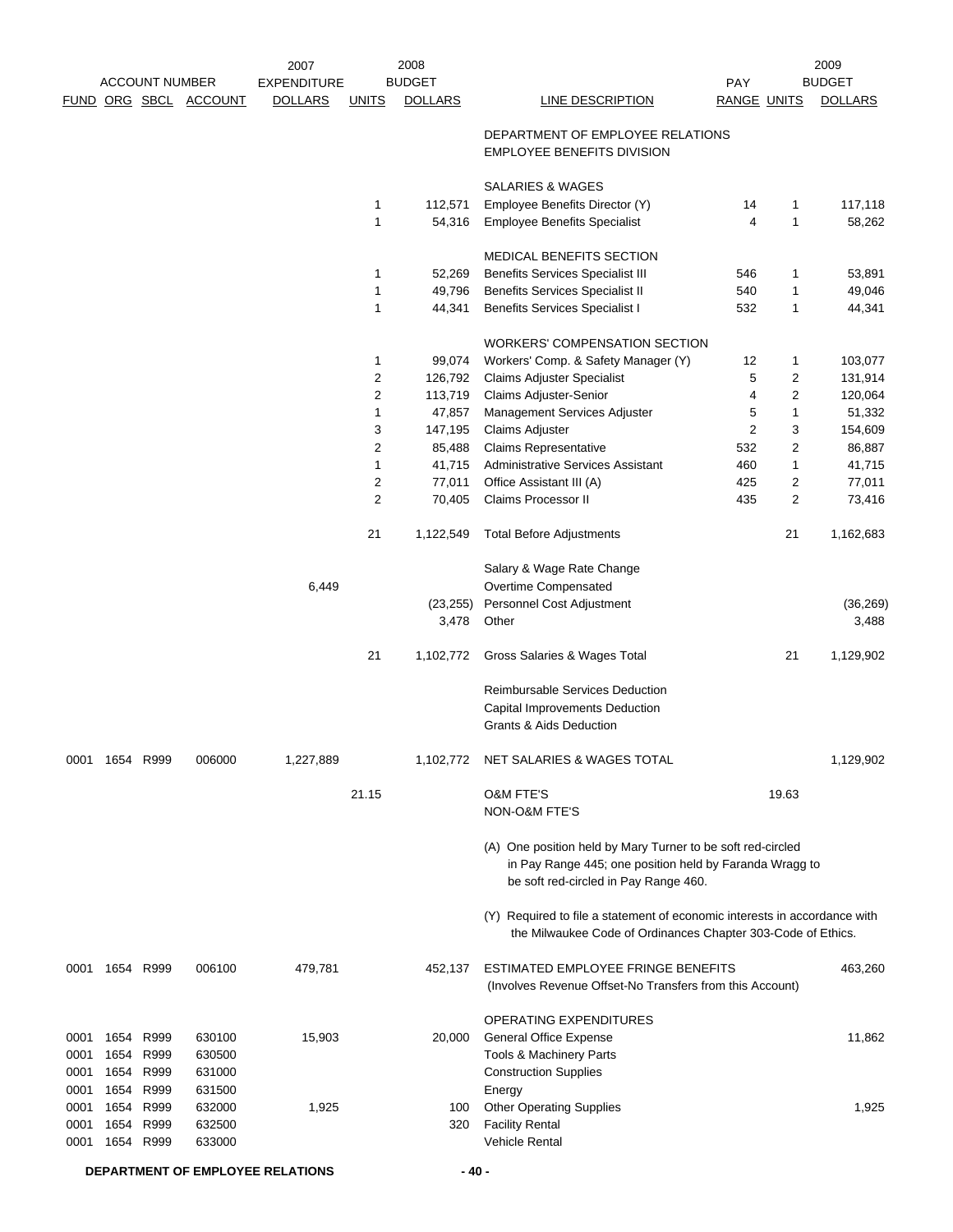| FUND | ORG | SBCL | ACCOUNT | 2007 EXPENDITURE DOLLARS | 2008 UNITS | 2008 BUDGET DOLLARS | LINE DESCRIPTION | PAY RANGE | 2009 UNITS | 2009 BUDGET DOLLARS |
|---|---|---|---|---|---|---|---|---|---|---|
| | | | | | | | DEPARTMENT OF EMPLOYEE RELATIONS | | | |
| | | | | | | | EMPLOYEE BENEFITS DIVISION | | | |
| | | | | | | | SALARIES & WAGES | | | |
| | | | | | 1 | 112,571 | Employee Benefits Director (Y) | 14 | 1 | 117,118 |
| | | | | | 1 | 54,316 | Employee Benefits Specialist | 4 | 1 | 58,262 |
| | | | | | | | MEDICAL BENEFITS SECTION | | | |
| | | | | | 1 | 52,269 | Benefits Services Specialist III | 546 | 1 | 53,891 |
| | | | | | 1 | 49,796 | Benefits Services Specialist II | 540 | 1 | 49,046 |
| | | | | | 1 | 44,341 | Benefits Services Specialist I | 532 | 1 | 44,341 |
| | | | | | | | WORKERS' COMPENSATION SECTION | | | |
| | | | | | 1 | 99,074 | Workers' Comp. & Safety Manager (Y) | 12 | 1 | 103,077 |
| | | | | | 2 | 126,792 | Claims Adjuster Specialist | 5 | 2 | 131,914 |
| | | | | | 2 | 113,719 | Claims Adjuster-Senior | 4 | 2 | 120,064 |
| | | | | | 1 | 47,857 | Management Services Adjuster | 5 | 1 | 51,332 |
| | | | | | 3 | 147,195 | Claims Adjuster | 2 | 3 | 154,609 |
| | | | | | 2 | 85,488 | Claims Representative | 532 | 2 | 86,887 |
| | | | | | 1 | 41,715 | Administrative Services Assistant | 460 | 1 | 41,715 |
| | | | | | 2 | 77,011 | Office Assistant III (A) | 425 | 2 | 77,011 |
| | | | | | 2 | 70,405 | Claims Processor II | 435 | 2 | 73,416 |
| | | | | | 21 | 1,122,549 | Total Before Adjustments | | 21 | 1,162,683 |
| | | | | | | | Salary & Wage Rate Change | | | |
| | | | | 6,449 | | | Overtime Compensated | | | |
| | | | | | | (23,255) | Personnel Cost Adjustment | | | (36,269) |
| | | | | | | 3,478 | Other | | | 3,488 |
| | | | | | 21 | 1,102,772 | Gross Salaries & Wages Total | | 21 | 1,129,902 |
| | | | | | | | Reimbursable Services Deduction | | | |
| | | | | | | | Capital Improvements Deduction | | | |
| | | | | | | | Grants & Aids Deduction | | | |
| 0001 | 1654 | R999 | 006000 | 1,227,889 | | 1,102,772 | NET SALARIES & WAGES TOTAL | | | 1,129,902 |
| | | | | | 21.15 | | O&M FTE'S | | 19.63 | |
| | | | | | | | NON-O&M FTE'S | | | |

(A) One position held by Mary Turner to be soft red-circled in Pay Range 445; one position held by Faranda Wragg to be soft red-circled in Pay Range 460.

(Y) Required to file a statement of economic interests in accordance with the Milwaukee Code of Ordinances Chapter 303-Code of Ethics.

| FUND | ORG | SBCL | ACCOUNT | 2007 EXPENDITURE DOLLARS | 2008 UNITS | 2008 BUDGET DOLLARS | LINE DESCRIPTION | PAY RANGE | 2009 UNITS | 2009 BUDGET DOLLARS |
|---|---|---|---|---|---|---|---|---|---|---|
| 0001 | 1654 | R999 | 006100 | 479,781 | | 452,137 | ESTIMATED EMPLOYEE FRINGE BENEFITS (Involves Revenue Offset-No Transfers from this Account) | | | 463,260 |
| | | | | | | | OPERATING EXPENDITURES | | | |
| 0001 | 1654 | R999 | 630100 | 15,903 | | 20,000 | General Office Expense | | | 11,862 |
| 0001 | 1654 | R999 | 630500 | | | | Tools & Machinery Parts | | | |
| 0001 | 1654 | R999 | 631000 | | | | Construction Supplies | | | |
| 0001 | 1654 | R999 | 631500 | | | | Energy | | | |
| 0001 | 1654 | R999 | 632000 | 1,925 | | 100 | Other Operating Supplies | | | 1,925 |
| 0001 | 1654 | R999 | 632500 | | | 320 | Facility Rental | | | |
| 0001 | 1654 | R999 | 633000 | | | | Vehicle Rental | | | |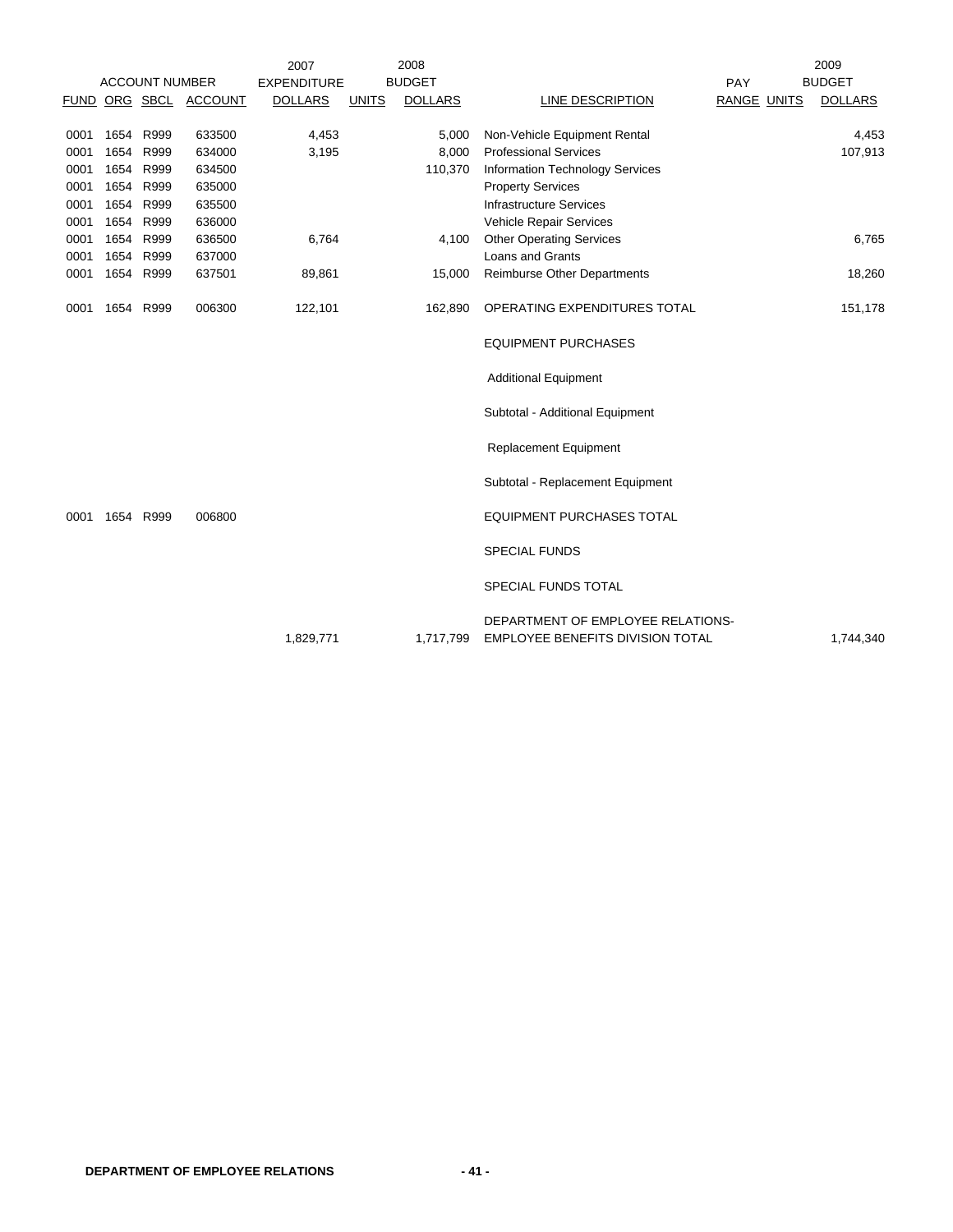| ACCOUNT NUMBER | | | | 2007 EXPENDITURE | 2008 BUDGET | | | PAY | | 2009 BUDGET |
|---|---|---|---|---|---|---|---|---|---|---|
| FUND | ORG | SBCL | ACCOUNT | DOLLARS | UNITS | DOLLARS | LINE DESCRIPTION | RANGE | UNITS | DOLLARS |
| 0001 | 1654 | R999 | 633500 | 4,453 | | 5,000 | Non-Vehicle Equipment Rental | | | 4,453 |
| 0001 | 1654 | R999 | 634000 | 3,195 | | 8,000 | Professional Services | | | 107,913 |
| 0001 | 1654 | R999 | 634500 | | | 110,370 | Information Technology Services | | | |
| 0001 | 1654 | R999 | 635000 | | | | Property Services | | | |
| 0001 | 1654 | R999 | 635500 | | | | Infrastructure Services | | | |
| 0001 | 1654 | R999 | 636000 | | | | Vehicle Repair Services | | | |
| 0001 | 1654 | R999 | 636500 | 6,764 | | 4,100 | Other Operating Services | | | 6,765 |
| 0001 | 1654 | R999 | 637000 | | | | Loans and Grants | | | |
| 0001 | 1654 | R999 | 637501 | 89,861 | | 15,000 | Reimburse Other Departments | | | 18,260 |
| 0001 | 1654 | R999 | 006300 | 122,101 | | 162,890 | OPERATING EXPENDITURES TOTAL | | | 151,178 |
| | | | | | | | EQUIPMENT PURCHASES | | | |
| | | | | | | | Additional Equipment | | | |
| | | | | | | | Subtotal - Additional Equipment | | | |
| | | | | | | | Replacement Equipment | | | |
| | | | | | | | Subtotal - Replacement Equipment | | | |
| 0001 | 1654 | R999 | 006800 | | | | EQUIPMENT PURCHASES TOTAL | | | |
| | | | | | | | SPECIAL FUNDS | | | |
| | | | | | | | SPECIAL FUNDS TOTAL | | | |
| | | | | 1,829,771 | | 1,717,799 | DEPARTMENT OF EMPLOYEE RELATIONS-EMPLOYEE BENEFITS DIVISION TOTAL | | | 1,744,340 |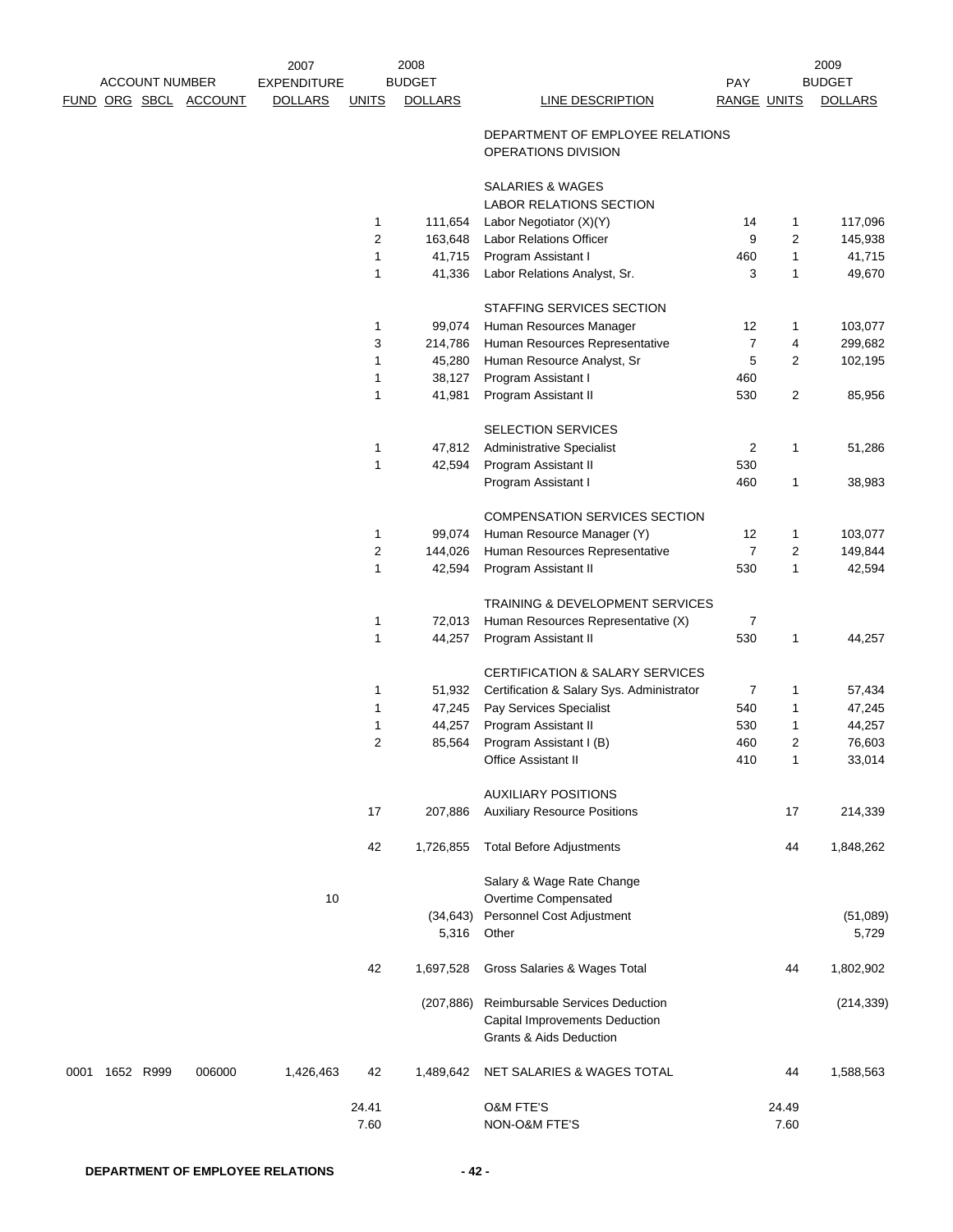| ACCOUNT NUMBER | | | | 2007 EXPENDITURE | 2008 BUDGET | | | PAY | 2009 BUDGET | |
|---|---|---|---|---|---|---|---|---|---|---|
| FUND | ORG | SBCL | ACCOUNT | DOLLARS | UNITS | DOLLARS | LINE DESCRIPTION | RANGE | UNITS | DOLLARS |
| | | | | | | | DEPARTMENT OF EMPLOYEE RELATIONS | | | |
| | | | | | | | OPERATIONS DIVISION | | | |
| | | | | | | | SALARIES & WAGES | | | |
| | | | | | | | LABOR RELATIONS SECTION | | | |
| | | | | | 1 | 111,654 | Labor Negotiator (X)(Y) | 14 | 1 | 117,096 |
| | | | | | 2 | 163,648 | Labor Relations Officer | 9 | 2 | 145,938 |
| | | | | | 1 | 41,715 | Program Assistant I | 460 | 1 | 41,715 |
| | | | | | 1 | 41,336 | Labor Relations Analyst, Sr. | 3 | 1 | 49,670 |
| | | | | | | | STAFFING SERVICES SECTION | | | |
| | | | | | 1 | 99,074 | Human Resources Manager | 12 | 1 | 103,077 |
| | | | | | 3 | 214,786 | Human Resources Representative | 7 | 4 | 299,682 |
| | | | | | 1 | 45,280 | Human Resource Analyst, Sr | 5 | 2 | 102,195 |
| | | | | | 1 | 38,127 | Program Assistant I | 460 | | |
| | | | | | 1 | 41,981 | Program Assistant II | 530 | 2 | 85,956 |
| | | | | | | | SELECTION SERVICES | | | |
| | | | | | 1 | 47,812 | Administrative Specialist | 2 | 1 | 51,286 |
| | | | | | 1 | 42,594 | Program Assistant II | 530 | | |
| | | | | | | | Program Assistant I | 460 | 1 | 38,983 |
| | | | | | | | COMPENSATION SERVICES SECTION | | | |
| | | | | | 1 | 99,074 | Human Resource Manager (Y) | 12 | 1 | 103,077 |
| | | | | | 2 | 144,026 | Human Resources Representative | 7 | 2 | 149,844 |
| | | | | | 1 | 42,594 | Program Assistant II | 530 | 1 | 42,594 |
| | | | | | | | TRAINING & DEVELOPMENT SERVICES | | | |
| | | | | | 1 | 72,013 | Human Resources Representative (X) | 7 | | |
| | | | | | 1 | 44,257 | Program Assistant II | 530 | 1 | 44,257 |
| | | | | | | | CERTIFICATION & SALARY SERVICES | | | |
| | | | | | 1 | 51,932 | Certification & Salary Sys. Administrator | 7 | 1 | 57,434 |
| | | | | | 1 | 47,245 | Pay Services Specialist | 540 | 1 | 47,245 |
| | | | | | 1 | 44,257 | Program Assistant II | 530 | 1 | 44,257 |
| | | | | | 2 | 85,564 | Program Assistant I (B) | 460 | 2 | 76,603 |
| | | | | | | | Office Assistant II | 410 | 1 | 33,014 |
| | | | | | | | AUXILIARY POSITIONS | | | |
| | | | | | 17 | 207,886 | Auxiliary Resource Positions | | 17 | 214,339 |
| | | | | | 42 | 1,726,855 | Total Before Adjustments | | 44 | 1,848,262 |
| | | | | | | | Salary & Wage Rate Change | | | |
| | | | | 10 | | | Overtime Compensated | | | |
| | | | | | | (34,643) | Personnel Cost Adjustment | | | (51,089) |
| | | | | | | 5,316 | Other | | | 5,729 |
| | | | | | 42 | 1,697,528 | Gross Salaries & Wages Total | | 44 | 1,802,902 |
| | | | | | | (207,886) | Reimbursable Services Deduction | | | (214,339) |
| | | | | | | | Capital Improvements Deduction | | | |
| | | | | | | | Grants & Aids Deduction | | | |
| 0001 | 1652 | R999 | 006000 | 1,426,463 | 42 | 1,489,642 | NET SALARIES & WAGES TOTAL | | 44 | 1,588,563 |
| | | | | | 24.41 | | O&M FTE'S | | 24.49 | |
| | | | | | 7.60 | | NON-O&M FTE'S | | 7.60 | |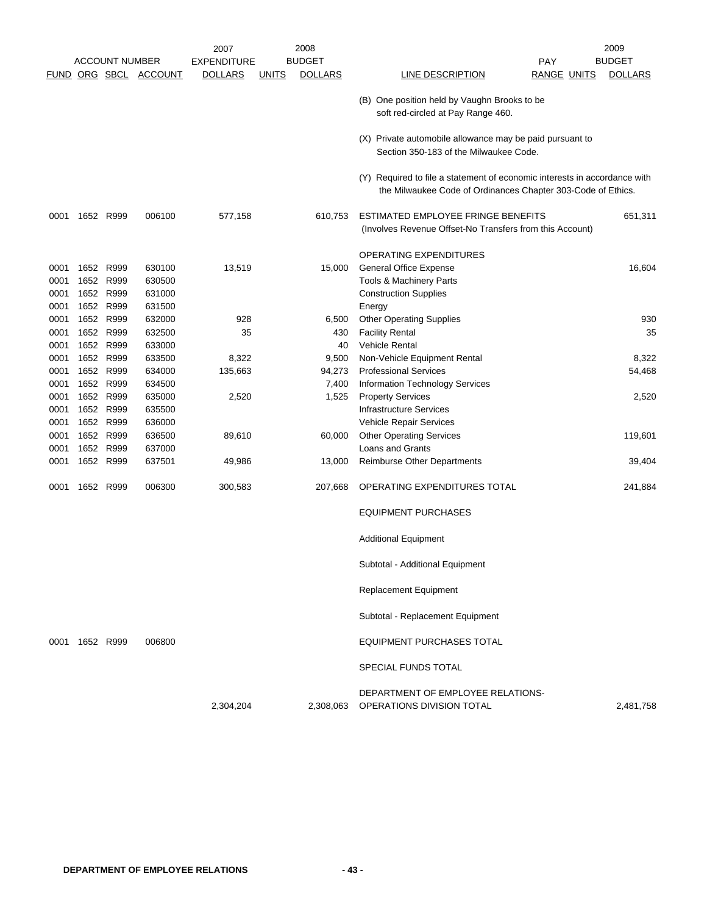| ACCOUNT NUMBER | | | | 2007 EXPENDITURE | 2008 BUDGET | | | PAY | | 2009 BUDGET |
|---|---|---|---|---|---|---|---|---|---|---|
| FUND | ORG | SBCL | ACCOUNT | DOLLARS | UNITS | DOLLARS | LINE DESCRIPTION | RANGE | UNITS | DOLLARS |
| | | | | | | | (B) One position held by Vaughn Brooks to be soft red-circled at Pay Range 460. | | | |
| | | | | | | | (X) Private automobile allowance may be paid pursuant to Section 350-183 of the Milwaukee Code. | | | |
| | | | | | | | (Y) Required to file a statement of economic interests in accordance with the Milwaukee Code of Ordinances Chapter 303-Code of Ethics. | | | |
| 0001 | 1652 | R999 | 006100 | 577,158 | | 610,753 | ESTIMATED EMPLOYEE FRINGE BENEFITS (Involves Revenue Offset-No Transfers from this Account) | | | 651,311 |
| | | | | | | | OPERATING EXPENDITURES | | | |
| 0001 | 1652 | R999 | 630100 | 13,519 | | 15,000 | General Office Expense | | | 16,604 |
| 0001 | 1652 | R999 | 630500 | | | | Tools & Machinery Parts | | | |
| 0001 | 1652 | R999 | 631000 | | | | Construction Supplies | | | |
| 0001 | 1652 | R999 | 631500 | | | | Energy | | | |
| 0001 | 1652 | R999 | 632000 | 928 | | 6,500 | Other Operating Supplies | | | 930 |
| 0001 | 1652 | R999 | 632500 | 35 | | 430 | Facility Rental | | | 35 |
| 0001 | 1652 | R999 | 633000 | | | 40 | Vehicle Rental | | | |
| 0001 | 1652 | R999 | 633500 | 8,322 | | 9,500 | Non-Vehicle Equipment Rental | | | 8,322 |
| 0001 | 1652 | R999 | 634000 | 135,663 | | 94,273 | Professional Services | | | 54,468 |
| 0001 | 1652 | R999 | 634500 | | | 7,400 | Information Technology Services | | | |
| 0001 | 1652 | R999 | 635000 | 2,520 | | 1,525 | Property Services | | | 2,520 |
| 0001 | 1652 | R999 | 635500 | | | | Infrastructure Services | | | |
| 0001 | 1652 | R999 | 636000 | | | | Vehicle Repair Services | | | |
| 0001 | 1652 | R999 | 636500 | 89,610 | | 60,000 | Other Operating Services | | | 119,601 |
| 0001 | 1652 | R999 | 637000 | | | | Loans and Grants | | | |
| 0001 | 1652 | R999 | 637501 | 49,986 | | 13,000 | Reimburse Other Departments | | | 39,404 |
| 0001 | 1652 | R999 | 006300 | 300,583 | | 207,668 | OPERATING EXPENDITURES TOTAL | | | 241,884 |
| | | | | | | | EQUIPMENT PURCHASES | | | |
| | | | | | | | Additional Equipment | | | |
| | | | | | | | Subtotal - Additional Equipment | | | |
| | | | | | | | Replacement Equipment | | | |
| | | | | | | | Subtotal - Replacement Equipment | | | |
| 0001 | 1652 | R999 | 006800 | | | | EQUIPMENT PURCHASES TOTAL | | | |
| | | | | | | | SPECIAL FUNDS TOTAL | | | |
| | | | | 2,304,204 | | 2,308,063 | DEPARTMENT OF EMPLOYEE RELATIONS-OPERATIONS DIVISION TOTAL | | | 2,481,758 |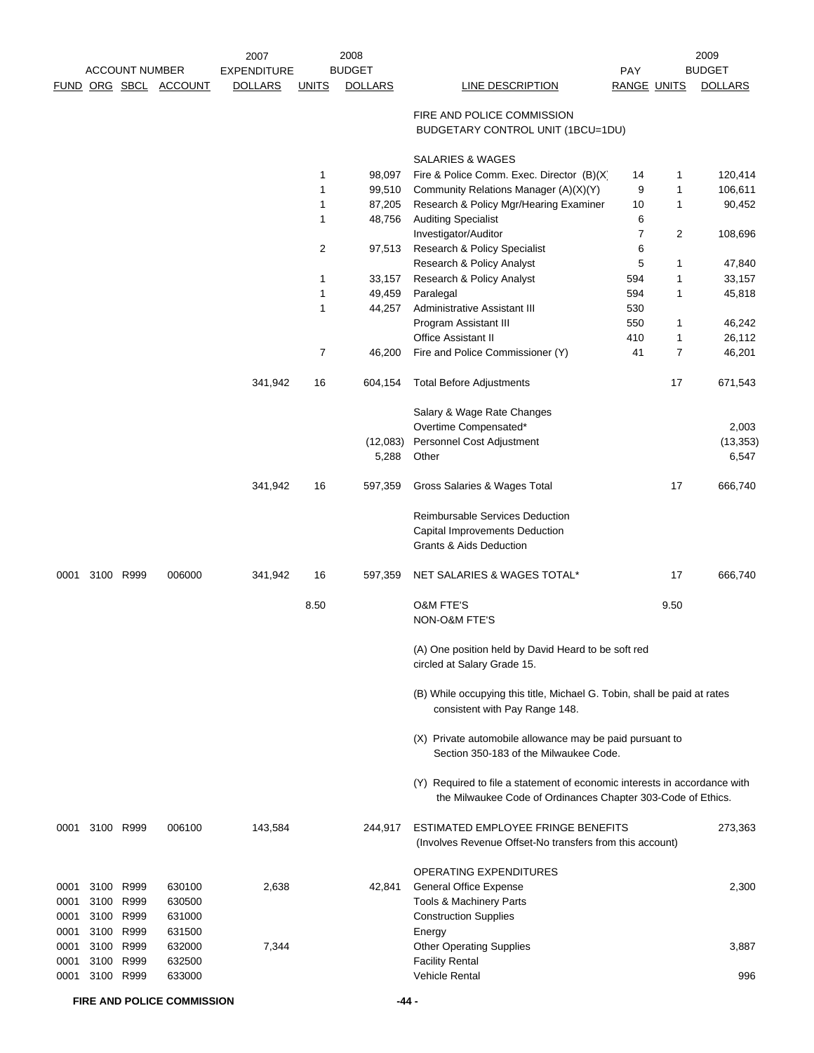| ACCOUNT NUMBER | | | | 2007 EXPENDITURE | 2008 BUDGET | | | PAY | 2009 BUDGET | |
|---|---|---|---|---|---|---|---|---|---|---|
| FUND | ORG | SBCL | ACCOUNT | DOLLARS | UNITS | DOLLARS | LINE DESCRIPTION | RANGE | UNITS | DOLLARS |
| | | | | | | | FIRE AND POLICE COMMISSION | | | |
| | | | | | | | BUDGETARY CONTROL UNIT (1BCU=1DU) | | | |
| | | | | | | | SALARIES & WAGES | | | |
| | | | | | 1 | 98,097 | Fire & Police Comm. Exec. Director (B)(X) | 14 | 1 | 120,414 |
| | | | | | 1 | 99,510 | Community Relations Manager (A)(X)(Y) | 9 | 1 | 106,611 |
| | | | | | 1 | 87,205 | Research & Policy Mgr/Hearing Examiner | 10 | 1 | 90,452 |
| | | | | | 1 | 48,756 | Auditing Specialist | 6 | | |
| | | | | | | | Investigator/Auditor | 7 | 2 | 108,696 |
| | | | | | 2 | 97,513 | Research & Policy Specialist | 6 | | |
| | | | | | | | Research & Policy Analyst | 5 | 1 | 47,840 |
| | | | | | 1 | 33,157 | Research & Policy Analyst | 594 | 1 | 33,157 |
| | | | | | 1 | 49,459 | Paralegal | 594 | 1 | 45,818 |
| | | | | | 1 | 44,257 | Administrative Assistant III | 530 | | |
| | | | | | | | Program Assistant III | 550 | 1 | 46,242 |
| | | | | | | | Office Assistant II | 410 | 1 | 26,112 |
| | | | | | 7 | 46,200 | Fire and Police Commissioner (Y) | 41 | 7 | 46,201 |
| | | | | 341,942 | 16 | 604,154 | Total Before Adjustments | | 17 | 671,543 |
| | | | | | | | Salary & Wage Rate Changes | | | |
| | | | | | | | Overtime Compensated* | | | 2,003 |
| | | | | | | (12,083) | Personnel Cost Adjustment | | | (13,353) |
| | | | | | | 5,288 | Other | | | 6,547 |
| | | | | 341,942 | 16 | 597,359 | Gross Salaries & Wages Total | | 17 | 666,740 |
| | | | | | | | Reimbursable Services Deduction | | | |
| | | | | | | | Capital Improvements Deduction | | | |
| | | | | | | | Grants & Aids Deduction | | | |
| 0001 | 3100 | R999 | 006000 | 341,942 | 16 | 597,359 | NET SALARIES & WAGES TOTAL* | | 17 | 666,740 |
| | | | | | 8.50 | | O&M FTE'S | | 9.50 | |
| | | | | | | | NON-O&M FTE'S | | | |

(A) One position held by David Heard to be soft red circled at Salary Grade 15.

(B) While occupying this title, Michael G. Tobin, shall be paid at rates consistent with Pay Range 148.

(X) Private automobile allowance may be paid pursuant to Section 350-183 of the Milwaukee Code.

(Y) Required to file a statement of economic interests in accordance with the Milwaukee Code of Ordinances Chapter 303-Code of Ethics.

| FUND | ORG | SBCL | ACCOUNT | 2007 EXPENDITURE DOLLARS | 2008 UNITS | 2008 BUDGET DOLLARS | LINE DESCRIPTION | PAY RANGE | 2009 UNITS | 2009 BUDGET DOLLARS |
|---|---|---|---|---|---|---|---|---|---|---|
| 0001 | 3100 | R999 | 006100 | 143,584 | | 244,917 | ESTIMATED EMPLOYEE FRINGE BENEFITS (Involves Revenue Offset-No transfers from this account) | | | 273,363 |
| | | | | | | | OPERATING EXPENDITURES | | | |
| 0001 | 3100 | R999 | 630100 | 2,638 | | 42,841 | General Office Expense | | | 2,300 |
| 0001 | 3100 | R999 | 630500 | | | | Tools & Machinery Parts | | | |
| 0001 | 3100 | R999 | 631000 | | | | Construction Supplies | | | |
| 0001 | 3100 | R999 | 631500 | | | | Energy | | | |
| 0001 | 3100 | R999 | 632000 | 7,344 | | | Other Operating Supplies | | | 3,887 |
| 0001 | 3100 | R999 | 632500 | | | | Facility Rental | | | |
| 0001 | 3100 | R999 | 633000 | | | | Vehicle Rental | | | 996 |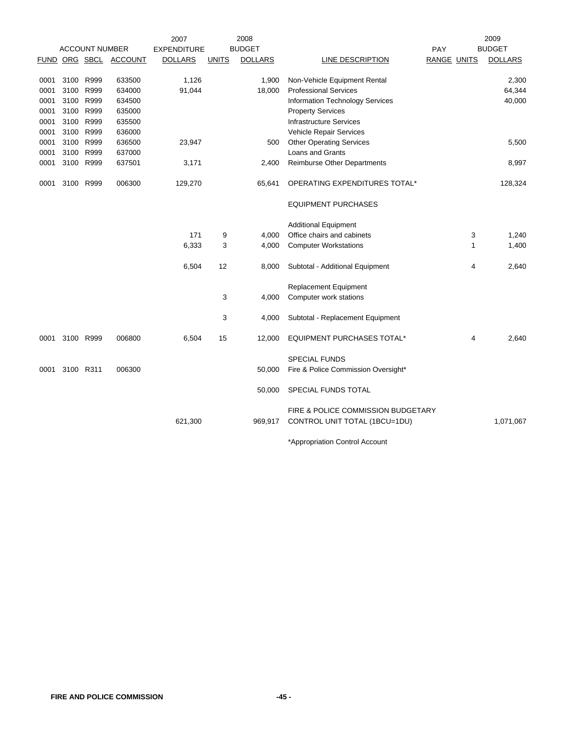| ACCOUNT NUMBER | | | | 2007 EXPENDITURE | 2008 BUDGET | | | PAY | | 2009 BUDGET |
|---|---|---|---|---|---|---|---|---|---|---|
| FUND | ORG | SBCL | ACCOUNT | DOLLARS | UNITS | DOLLARS | LINE DESCRIPTION | RANGE | UNITS | DOLLARS |
| 0001 | 3100 | R999 | 633500 | 1,126 | | 1,900 | Non-Vehicle Equipment Rental | | | 2,300 |
| 0001 | 3100 | R999 | 634000 | 91,044 | | 18,000 | Professional Services | | | 64,344 |
| 0001 | 3100 | R999 | 634500 | | | | Information Technology Services | | | 40,000 |
| 0001 | 3100 | R999 | 635000 | | | | Property Services | | | |
| 0001 | 3100 | R999 | 635500 | | | | Infrastructure Services | | | |
| 0001 | 3100 | R999 | 636000 | | | | Vehicle Repair Services | | | |
| 0001 | 3100 | R999 | 636500 | 23,947 | | 500 | Other Operating Services | | | 5,500 |
| 0001 | 3100 | R999 | 637000 | | | | Loans and Grants | | | |
| 0001 | 3100 | R999 | 637501 | 3,171 | | 2,400 | Reimburse Other Departments | | | 8,997 |
| 0001 | 3100 | R999 | 006300 | 129,270 | | 65,641 | OPERATING EXPENDITURES TOTAL* | | | 128,324 |
| | | | | | | | EQUIPMENT PURCHASES | | | |
| | | | | | | | Additional Equipment | | | |
| | | | | 171 | 9 | 4,000 | Office chairs and cabinets | | 3 | 1,240 |
| | | | | 6,333 | 3 | 4,000 | Computer Workstations | | 1 | 1,400 |
| | | | | 6,504 | 12 | 8,000 | Subtotal - Additional Equipment | | 4 | 2,640 |
| | | | | | | | Replacement Equipment | | | |
| | | | | | 3 | 4,000 | Computer work stations | | | |
| | | | | | 3 | 4,000 | Subtotal - Replacement Equipment | | | |
| 0001 | 3100 | R999 | 006800 | 6,504 | 15 | 12,000 | EQUIPMENT PURCHASES TOTAL* | | 4 | 2,640 |
| | | | | | | | SPECIAL FUNDS | | | |
| 0001 | 3100 | R311 | 006300 | | | 50,000 | Fire & Police Commission Oversight* | | | |
| | | | | | | 50,000 | SPECIAL FUNDS TOTAL | | | |
| | | | | 621,300 | | 969,917 | FIRE & POLICE COMMISSION BUDGETARY CONTROL UNIT TOTAL (1BCU=1DU) | | | 1,071,067 |

*Appropriation Control Account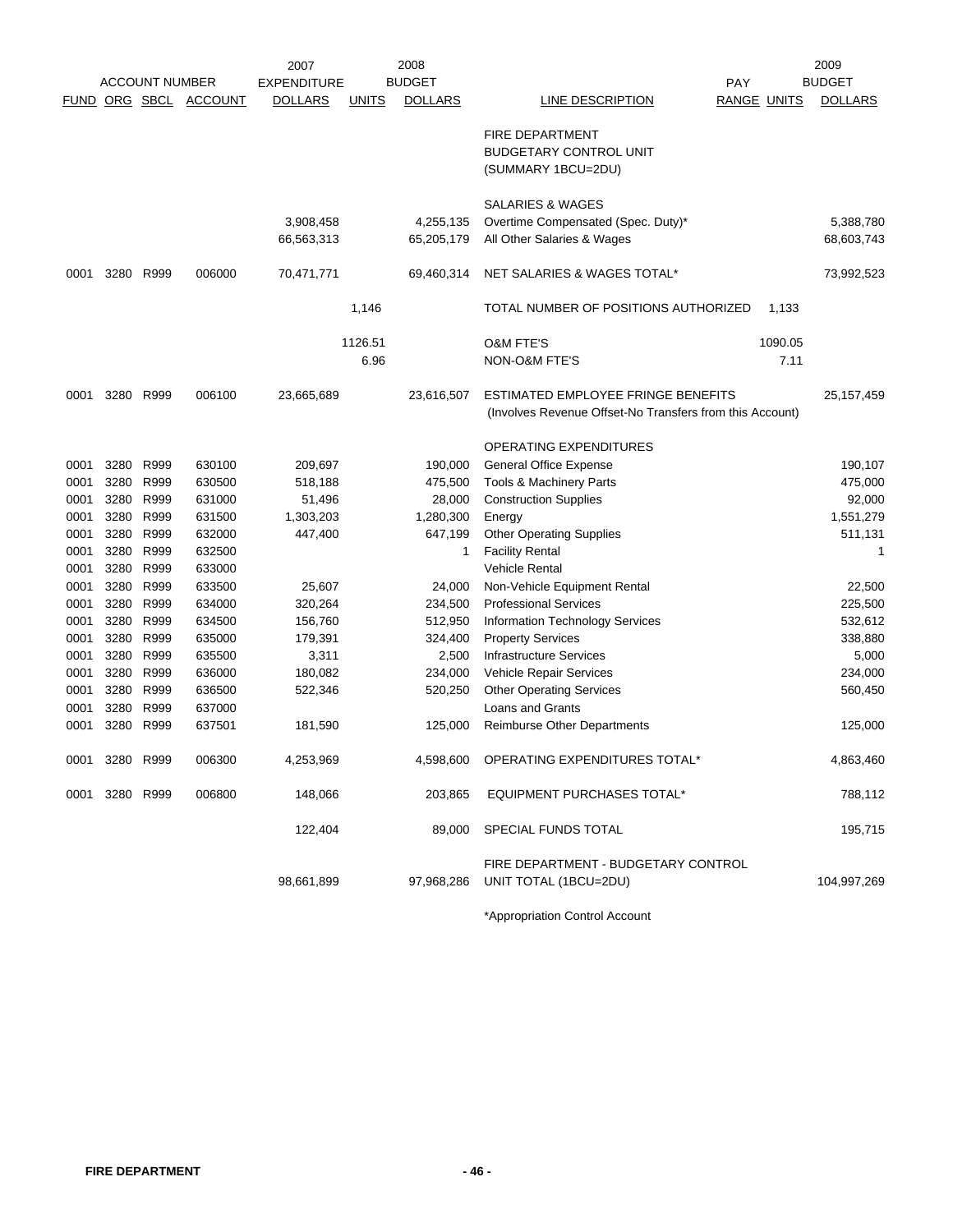| ACCOUNT NUMBER | | | | 2007 EXPENDITURE | 2008 BUDGET | | | PAY | | 2009 BUDGET |
|---|---|---|---|---|---|---|---|---|---|---|
| FUND | ORG | SBCL | ACCOUNT | DOLLARS | UNITS | DOLLARS | LINE DESCRIPTION | RANGE | UNITS | DOLLARS |
| | | | | | | | FIRE DEPARTMENT<br>BUDGETARY CONTROL UNIT<br>(SUMMARY 1BCU=2DU) | | | |
| | | | | | | | SALARIES & WAGES | | | |
| | | | | 3,908,458 | | 4,255,135 | Overtime Compensated (Spec. Duty)* | | | 5,388,780 |
| | | | | 66,563,313 | | 65,205,179 | All Other Salaries & Wages | | | 68,603,743 |
| 0001 | 3280 | R999 | 006000 | 70,471,771 | | 69,460,314 | NET SALARIES & WAGES TOTAL* | | | 73,992,523 |
| | | | | | 1,146 | | TOTAL NUMBER OF POSITIONS AUTHORIZED | | 1,133 | |
| | | | | | 1126.51 | | O&M FTE'S | | 1090.05 | |
| | | | | | 6.96 | | NON-O&M FTE'S | | 7.11 | |
| 0001 | 3280 | R999 | 006100 | 23,665,689 | | 23,616,507 | ESTIMATED EMPLOYEE FRINGE BENEFITS<br>(Involves Revenue Offset-No Transfers from this Account) | | | 25,157,459 |
| | | | | | | | OPERATING EXPENDITURES | | | |
| 0001 | 3280 | R999 | 630100 | 209,697 | | 190,000 | General Office Expense | | | 190,107 |
| 0001 | 3280 | R999 | 630500 | 518,188 | | 475,500 | Tools & Machinery Parts | | | 475,000 |
| 0001 | 3280 | R999 | 631000 | 51,496 | | 28,000 | Construction Supplies | | | 92,000 |
| 0001 | 3280 | R999 | 631500 | 1,303,203 | | 1,280,300 | Energy | | | 1,551,279 |
| 0001 | 3280 | R999 | 632000 | 447,400 | | 647,199 | Other Operating Supplies | | | 511,131 |
| 0001 | 3280 | R999 | 632500 | | | 1 | Facility Rental | | | 1 |
| 0001 | 3280 | R999 | 633000 | | | | Vehicle Rental | | | |
| 0001 | 3280 | R999 | 633500 | 25,607 | | 24,000 | Non-Vehicle Equipment Rental | | | 22,500 |
| 0001 | 3280 | R999 | 634000 | 320,264 | | 234,500 | Professional Services | | | 225,500 |
| 0001 | 3280 | R999 | 634500 | 156,760 | | 512,950 | Information Technology Services | | | 532,612 |
| 0001 | 3280 | R999 | 635000 | 179,391 | | 324,400 | Property Services | | | 338,880 |
| 0001 | 3280 | R999 | 635500 | 3,311 | | 2,500 | Infrastructure Services | | | 5,000 |
| 0001 | 3280 | R999 | 636000 | 180,082 | | 234,000 | Vehicle Repair Services | | | 234,000 |
| 0001 | 3280 | R999 | 636500 | 522,346 | | 520,250 | Other Operating Services | | | 560,450 |
| 0001 | 3280 | R999 | 637000 | | | | Loans and Grants | | | |
| 0001 | 3280 | R999 | 637501 | 181,590 | | 125,000 | Reimburse Other Departments | | | 125,000 |
| 0001 | 3280 | R999 | 006300 | 4,253,969 | | 4,598,600 | OPERATING EXPENDITURES TOTAL* | | | 4,863,460 |
| 0001 | 3280 | R999 | 006800 | 148,066 | | 203,865 | EQUIPMENT PURCHASES TOTAL* | | | 788,112 |
| | | | | 122,404 | | 89,000 | SPECIAL FUNDS TOTAL | | | 195,715 |
| | | | | 98,661,899 | | 97,968,286 | FIRE DEPARTMENT - BUDGETARY CONTROL UNIT TOTAL (1BCU=2DU) | | | 104,997,269 |

*Appropriation Control Account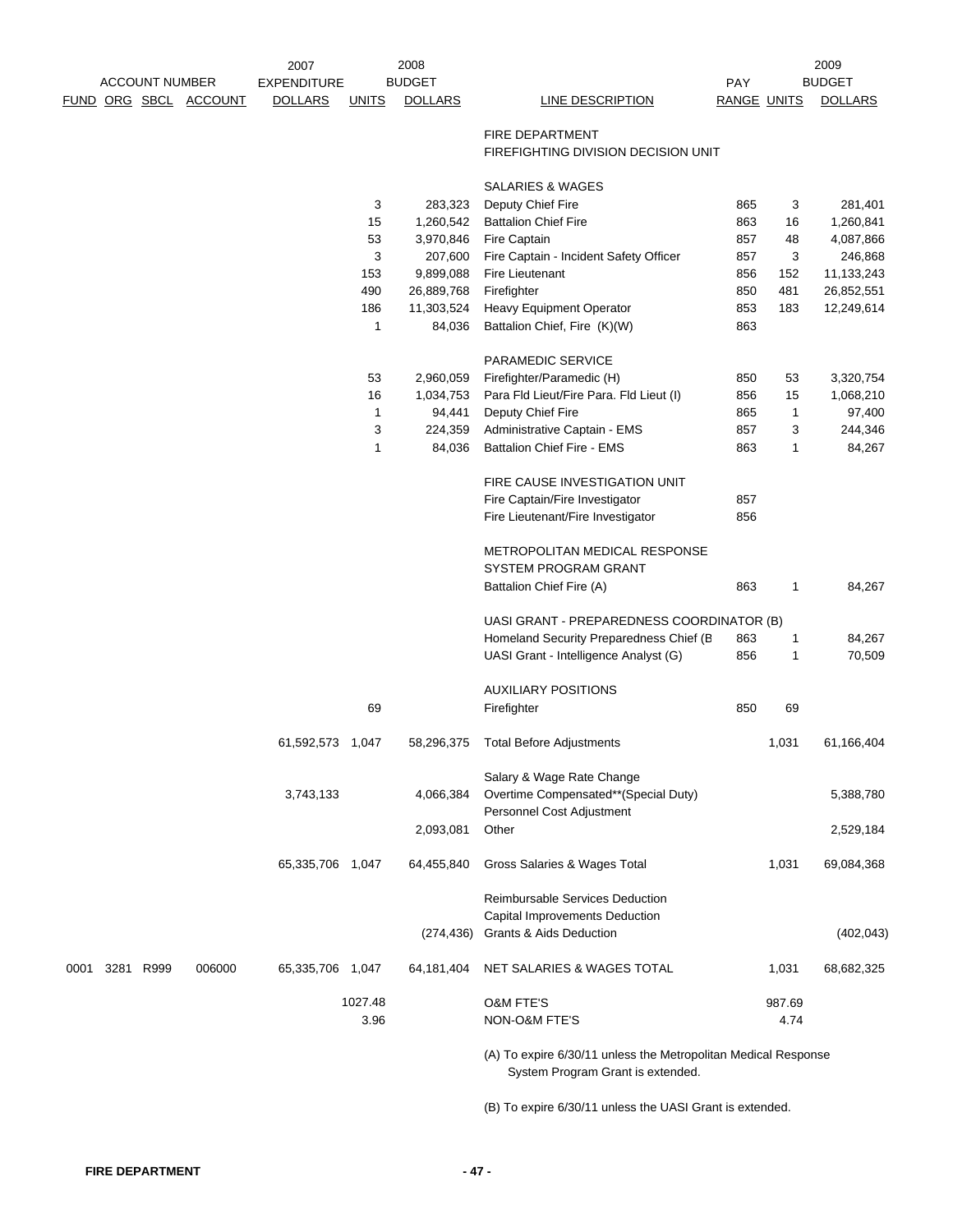| ACCOUNT NUMBER FUND | ORG | SBCL | ACCOUNT | 2007 EXPENDITURE DOLLARS | UNITS | 2008 BUDGET DOLLARS | LINE DESCRIPTION | PAY RANGE | UNITS | 2009 BUDGET DOLLARS |
|---|---|---|---|---|---|---|---|---|---|---|
| | | | | | | | FIRE DEPARTMENT | | | |
| | | | | | | | FIREFIGHTING DIVISION DECISION UNIT | | | |
| | | | | | | | SALARIES & WAGES | | | |
| | | | | | 3 | 283,323 | Deputy Chief Fire | 865 | 3 | 281,401 |
| | | | | | 15 | 1,260,542 | Battalion Chief Fire | 863 | 16 | 1,260,841 |
| | | | | | 53 | 3,970,846 | Fire Captain | 857 | 48 | 4,087,866 |
| | | | | | 3 | 207,600 | Fire Captain - Incident Safety Officer | 857 | 3 | 246,868 |
| | | | | | 153 | 9,899,088 | Fire Lieutenant | 856 | 152 | 11,133,243 |
| | | | | | 490 | 26,889,768 | Firefighter | 850 | 481 | 26,852,551 |
| | | | | | 186 | 11,303,524 | Heavy Equipment Operator | 853 | 183 | 12,249,614 |
| | | | | | 1 | 84,036 | Battalion Chief, Fire (K)(W) | 863 | | |
| | | | | | | | PARAMEDIC SERVICE | | | |
| | | | | | 53 | 2,960,059 | Firefighter/Paramedic (H) | 850 | 53 | 3,320,754 |
| | | | | | 16 | 1,034,753 | Para Fld Lieut/Fire Para. Fld Lieut (I) | 856 | 15 | 1,068,210 |
| | | | | | 1 | 94,441 | Deputy Chief Fire | 865 | 1 | 97,400 |
| | | | | | 3 | 224,359 | Administrative Captain - EMS | 857 | 3 | 244,346 |
| | | | | | 1 | 84,036 | Battalion Chief Fire - EMS | 863 | 1 | 84,267 |
| | | | | | | | FIRE CAUSE INVESTIGATION UNIT | | | |
| | | | | | | | Fire Captain/Fire Investigator | 857 | | |
| | | | | | | | Fire Lieutenant/Fire Investigator | 856 | | |
| | | | | | | | METROPOLITAN MEDICAL RESPONSE SYSTEM PROGRAM GRANT | | | |
| | | | | | | | Battalion Chief Fire (A) | 863 | 1 | 84,267 |
| | | | | | | | UASI GRANT - PREPAREDNESS COORDINATOR (B) | | | |
| | | | | | | | Homeland Security Preparedness Chief (B | 863 | 1 | 84,267 |
| | | | | | | | UASI Grant - Intelligence Analyst (G) | 856 | 1 | 70,509 |
| | | | | | | | AUXILIARY POSITIONS | | | |
| | | | | | 69 | | Firefighter | 850 | 69 | |
| | | | | 61,592,573 | 1,047 | 58,296,375 | Total Before Adjustments | | 1,031 | 61,166,404 |
| | | | | | | | Salary & Wage Rate Change | | | |
| | | | | 3,743,133 | | 4,066,384 | Overtime Compensated**(Special Duty) | | | 5,388,780 |
| | | | | | | | Personnel Cost Adjustment | | | |
| | | | | | | 2,093,081 | Other | | | 2,529,184 |
| | | | | 65,335,706 | 1,047 | 64,455,840 | Gross Salaries & Wages Total | | 1,031 | 69,084,368 |
| | | | | | | | Reimbursable Services Deduction | | | |
| | | | | | | | Capital Improvements Deduction | | | |
| | | | | | | (274,436) | Grants & Aids Deduction | | | (402,043) |
| 0001 | 3281 | R999 | 006000 | 65,335,706 | 1,047 | 64,181,404 | NET SALARIES & WAGES TOTAL | | 1,031 | 68,682,325 |
| | | | | | 1027.48 | | O&M FTE'S | | 987.69 | |
| | | | | | 3.96 | | NON-O&M FTE'S | | 4.74 | |

(A) To expire 6/30/11 unless the Metropolitan Medical Response System Program Grant is extended.

(B) To expire 6/30/11 unless the UASI Grant is extended.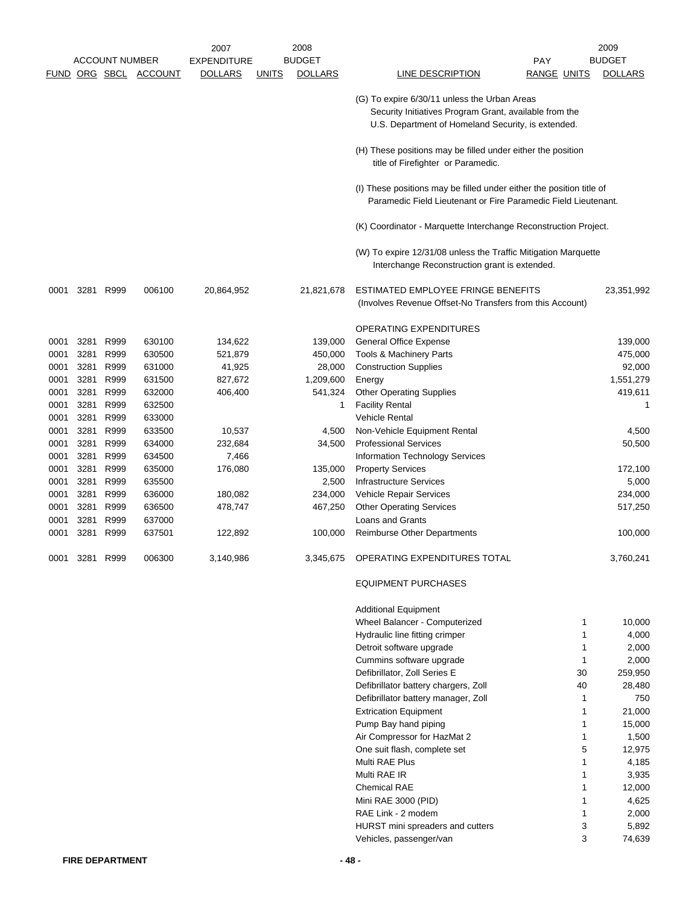| FUND | ORG | SBCL | ACCOUNT | 2007 EXPENDITURE DOLLARS | UNITS | 2008 BUDGET DOLLARS | LINE DESCRIPTION | PAY RANGE | UNITS | 2009 BUDGET DOLLARS |
|---|---|---|---|---|---|---|---|---|---|---|
| | | | | | | | (G) To expire 6/30/11 unless the Urban Areas Security Initiatives Program Grant, available from the U.S. Department of Homeland Security, is extended. | | | |
| | | | | | | | (H) These positions may be filled under either the position title of Firefighter or Paramedic. | | | |
| | | | | | | | (I) These positions may be filled under either the position title of Paramedic Field Lieutenant or Fire Paramedic Field Lieutenant. | | | |
| | | | | | | | (K) Coordinator - Marquette Interchange Reconstruction Project. | | | |
| | | | | | | | (W) To expire 12/31/08 unless the Traffic Mitigation Marquette Interchange Reconstruction grant is extended. | | | |
| 0001 | 3281 | R999 | 006100 | 20,864,952 | | 21,821,678 | ESTIMATED EMPLOYEE FRINGE BENEFITS (Involves Revenue Offset-No Transfers from this Account) | | | 23,351,992 |
| | | | | | | | OPERATING EXPENDITURES | | | |
| 0001 | 3281 | R999 | 630100 | 134,622 | | 139,000 | General Office Expense | | | 139,000 |
| 0001 | 3281 | R999 | 630500 | 521,879 | | 450,000 | Tools & Machinery Parts | | | 475,000 |
| 0001 | 3281 | R999 | 631000 | 41,925 | | 28,000 | Construction Supplies | | | 92,000 |
| 0001 | 3281 | R999 | 631500 | 827,672 | | 1,209,600 | Energy | | | 1,551,279 |
| 0001 | 3281 | R999 | 632000 | 406,400 | | 541,324 | Other Operating Supplies | | | 419,611 |
| 0001 | 3281 | R999 | 632500 | | | 1 | Facility Rental | | | 1 |
| 0001 | 3281 | R999 | 633000 | | | | Vehicle Rental | | | |
| 0001 | 3281 | R999 | 633500 | 10,537 | | 4,500 | Non-Vehicle Equipment Rental | | | 4,500 |
| 0001 | 3281 | R999 | 634000 | 232,684 | | 34,500 | Professional Services | | | 50,500 |
| 0001 | 3281 | R999 | 634500 | 7,466 | | | Information Technology Services | | | |
| 0001 | 3281 | R999 | 635000 | 176,080 | | 135,000 | Property Services | | | 172,100 |
| 0001 | 3281 | R999 | 635500 | | | 2,500 | Infrastructure Services | | | 5,000 |
| 0001 | 3281 | R999 | 636000 | 180,082 | | 234,000 | Vehicle Repair Services | | | 234,000 |
| 0001 | 3281 | R999 | 636500 | 478,747 | | 467,250 | Other Operating Services | | | 517,250 |
| 0001 | 3281 | R999 | 637000 | | | | Loans and Grants | | | |
| 0001 | 3281 | R999 | 637501 | 122,892 | | 100,000 | Reimburse Other Departments | | | 100,000 |
| 0001 | 3281 | R999 | 006300 | 3,140,986 | | 3,345,675 | OPERATING EXPENDITURES TOTAL | | | 3,760,241 |
| | | | | | | | EQUIPMENT PURCHASES | | | |
| | | | | | | | Additional Equipment | | | |
| | | | | | | | Wheel Balancer - Computerized | | 1 | 10,000 |
| | | | | | | | Hydraulic line fitting crimper | | 1 | 4,000 |
| | | | | | | | Detroit software upgrade | | 1 | 2,000 |
| | | | | | | | Cummins software upgrade | | 1 | 2,000 |
| | | | | | | | Defibrillator, Zoll Series E | | 30 | 259,950 |
| | | | | | | | Defibrillator battery chargers, Zoll | | 40 | 28,480 |
| | | | | | | | Defibrillator battery manager, Zoll | | 1 | 750 |
| | | | | | | | Extrication Equipment | | 1 | 21,000 |
| | | | | | | | Pump Bay hand piping | | 1 | 15,000 |
| | | | | | | | Air Compressor for HazMat 2 | | 1 | 1,500 |
| | | | | | | | One suit flash, complete set | | 5 | 12,975 |
| | | | | | | | Multi RAE Plus | | 1 | 4,185 |
| | | | | | | | Multi RAE IR | | 1 | 3,935 |
| | | | | | | | Chemical RAE | | 1 | 12,000 |
| | | | | | | | Mini RAE 3000 (PID) | | 1 | 4,625 |
| | | | | | | | RAE Link - 2 modem | | 1 | 2,000 |
| | | | | | | | HURST mini spreaders and cutters | | 3 | 5,892 |
| | | | | | | | Vehicles, passenger/van | | 3 | 74,639 |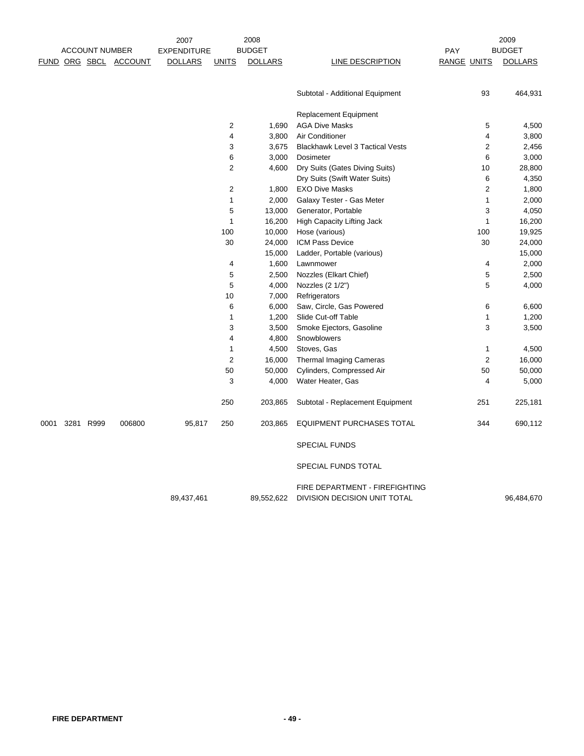| ACCOUNT NUMBER | | | | 2007 EXPENDITURE | 2008 BUDGET | | | PAY | 2009 BUDGET | |
|---|---|---|---|---|---|---|---|---|---|---|
| FUND | ORG | SBCL | ACCOUNT | DOLLARS | UNITS | DOLLARS | LINE DESCRIPTION | RANGE | UNITS | DOLLARS |
| | | | | | | | Subtotal - Additional Equipment | | 93 | 464,931 |
| | | | | | | | Replacement Equipment | | | |
| | | | | | 2 | 1,690 | AGA Dive Masks | | 5 | 4,500 |
| | | | | | 4 | 3,800 | Air Conditioner | | 4 | 3,800 |
| | | | | | 3 | 3,675 | Blackhawk Level 3 Tactical Vests | | 2 | 2,456 |
| | | | | | 6 | 3,000 | Dosimeter | | 6 | 3,000 |
| | | | | | 2 | 4,600 | Dry Suits (Gates Diving Suits) | | 10 | 28,800 |
| | | | | | | | Dry Suits (Swift Water Suits) | | 6 | 4,350 |
| | | | | | 2 | 1,800 | EXO Dive Masks | | 2 | 1,800 |
| | | | | | 1 | 2,000 | Galaxy Tester - Gas Meter | | 1 | 2,000 |
| | | | | | 5 | 13,000 | Generator, Portable | | 3 | 4,050 |
| | | | | | 1 | 16,200 | High Capacity Lifting Jack | | 1 | 16,200 |
| | | | | | 100 | 10,000 | Hose (various) | | 100 | 19,925 |
| | | | | | 30 | 24,000 | ICM Pass Device | | 30 | 24,000 |
| | | | | | | 15,000 | Ladder, Portable (various) | | | 15,000 |
| | | | | | 4 | 1,600 | Lawnmower | | 4 | 2,000 |
| | | | | | 5 | 2,500 | Nozzles (Elkart Chief) | | 5 | 2,500 |
| | | | | | 5 | 4,000 | Nozzles (2 1/2") | | 5 | 4,000 |
| | | | | | 10 | 7,000 | Refrigerators | | | |
| | | | | | 6 | 6,000 | Saw, Circle, Gas Powered | | 6 | 6,600 |
| | | | | | 1 | 1,200 | Slide Cut-off Table | | 1 | 1,200 |
| | | | | | 3 | 3,500 | Smoke Ejectors, Gasoline | | 3 | 3,500 |
| | | | | | 4 | 4,800 | Snowblowers | | | |
| | | | | | 1 | 4,500 | Stoves, Gas | | 1 | 4,500 |
| | | | | | 2 | 16,000 | Thermal Imaging Cameras | | 2 | 16,000 |
| | | | | | 50 | 50,000 | Cylinders, Compressed Air | | 50 | 50,000 |
| | | | | | 3 | 4,000 | Water Heater, Gas | | 4 | 5,000 |
| | | | | | 250 | 203,865 | Subtotal - Replacement Equipment | | 251 | 225,181 |
| 0001 | 3281 | R999 | 006800 | 95,817 | 250 | 203,865 | EQUIPMENT PURCHASES TOTAL | | 344 | 690,112 |
| | | | | | | | SPECIAL FUNDS | | | |
| | | | | | | | SPECIAL FUNDS TOTAL | | | |
| | | | | 89,437,461 | | 89,552,622 | FIRE DEPARTMENT - FIREFIGHTING DIVISION DECISION UNIT TOTAL | | | 96,484,670 |

FIRE DEPARTMENT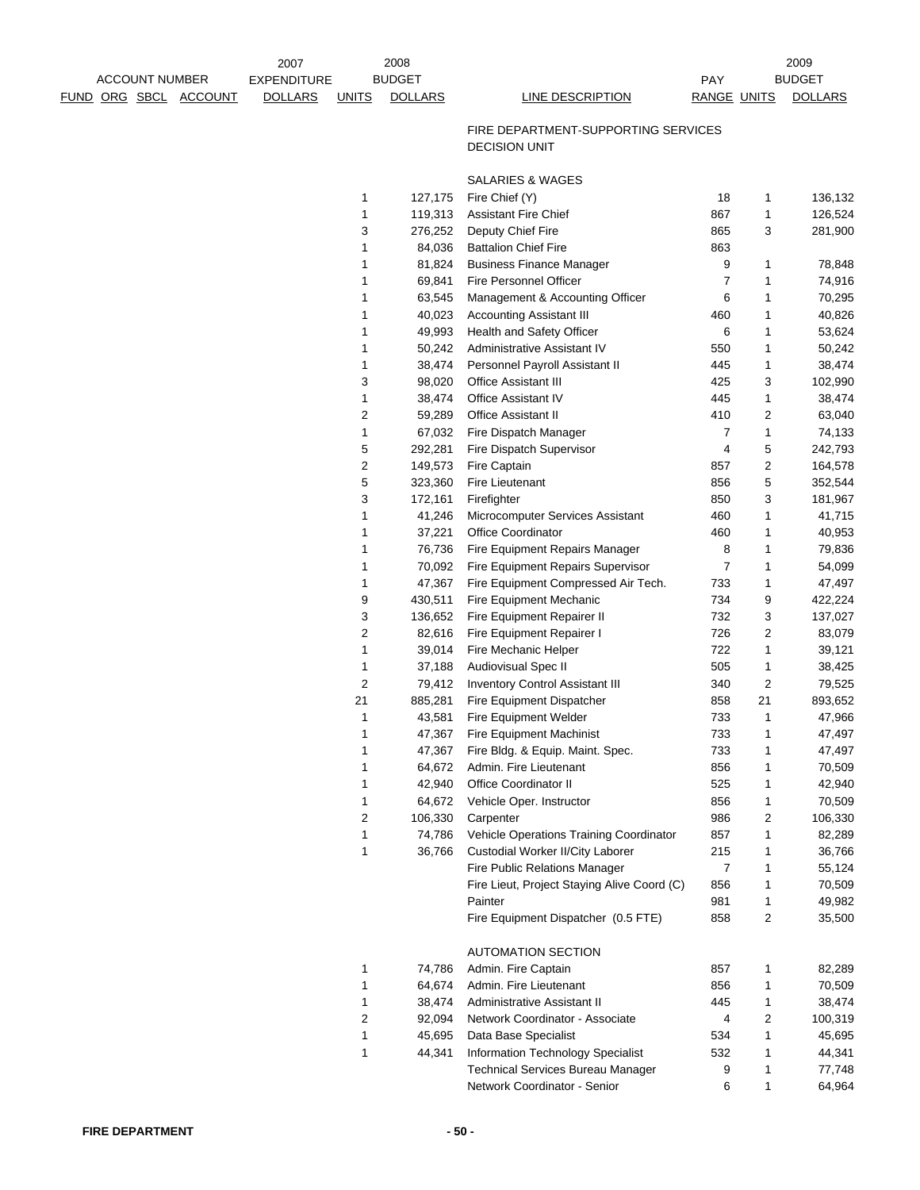| ACCOUNT NUMBER | | | | 2007 EXPENDITURE | 2008 BUDGET | | | PAY | | 2009 BUDGET |
|---|---|---|---|---|---|---|---|---|---|---|
| FUND | ORG | SBCL | ACCOUNT | DOLLARS | UNITS | DOLLARS | LINE DESCRIPTION | RANGE | UNITS | DOLLARS |
| | | | | | | | FIRE DEPARTMENT-SUPPORTING SERVICES DECISION UNIT | | | |
| | | | | | | | SALARIES & WAGES | | | |
| | | | | | 1 | 127,175 | Fire Chief (Y) | 18 | 1 | 136,132 |
| | | | | | 1 | 119,313 | Assistant Fire Chief | 867 | 1 | 126,524 |
| | | | | | 3 | 276,252 | Deputy Chief Fire | 865 | 3 | 281,900 |
| | | | | | 1 | 84,036 | Battalion Chief Fire | 863 | | |
| | | | | | 1 | 81,824 | Business Finance Manager | 9 | 1 | 78,848 |
| | | | | | 1 | 69,841 | Fire Personnel Officer | 7 | 1 | 74,916 |
| | | | | | 1 | 63,545 | Management & Accounting Officer | 6 | 1 | 70,295 |
| | | | | | 1 | 40,023 | Accounting Assistant III | 460 | 1 | 40,826 |
| | | | | | 1 | 49,993 | Health and Safety Officer | 6 | 1 | 53,624 |
| | | | | | 1 | 50,242 | Administrative Assistant IV | 550 | 1 | 50,242 |
| | | | | | 1 | 38,474 | Personnel Payroll Assistant II | 445 | 1 | 38,474 |
| | | | | | 3 | 98,020 | Office Assistant III | 425 | 3 | 102,990 |
| | | | | | 1 | 38,474 | Office Assistant IV | 445 | 1 | 38,474 |
| | | | | | 2 | 59,289 | Office Assistant II | 410 | 2 | 63,040 |
| | | | | | 1 | 67,032 | Fire Dispatch Manager | 7 | 1 | 74,133 |
| | | | | | 5 | 292,281 | Fire Dispatch Supervisor | 4 | 5 | 242,793 |
| | | | | | 2 | 149,573 | Fire Captain | 857 | 2 | 164,578 |
| | | | | | 5 | 323,360 | Fire Lieutenant | 856 | 5 | 352,544 |
| | | | | | 3 | 172,161 | Firefighter | 850 | 3 | 181,967 |
| | | | | | 1 | 41,246 | Microcomputer Services Assistant | 460 | 1 | 41,715 |
| | | | | | 1 | 37,221 | Office Coordinator | 460 | 1 | 40,953 |
| | | | | | 1 | 76,736 | Fire Equipment Repairs Manager | 8 | 1 | 79,836 |
| | | | | | 1 | 70,092 | Fire Equipment Repairs Supervisor | 7 | 1 | 54,099 |
| | | | | | 1 | 47,367 | Fire Equipment Compressed Air Tech. | 733 | 1 | 47,497 |
| | | | | | 9 | 430,511 | Fire Equipment Mechanic | 734 | 9 | 422,224 |
| | | | | | 3 | 136,652 | Fire Equipment Repairer II | 732 | 3 | 137,027 |
| | | | | | 2 | 82,616 | Fire Equipment Repairer I | 726 | 2 | 83,079 |
| | | | | | 1 | 39,014 | Fire Mechanic Helper | 722 | 1 | 39,121 |
| | | | | | 1 | 37,188 | Audiovisual Spec II | 505 | 1 | 38,425 |
| | | | | | 2 | 79,412 | Inventory Control Assistant III | 340 | 2 | 79,525 |
| | | | | | 21 | 885,281 | Fire Equipment Dispatcher | 858 | 21 | 893,652 |
| | | | | | 1 | 43,581 | Fire Equipment Welder | 733 | 1 | 47,966 |
| | | | | | 1 | 47,367 | Fire Equipment Machinist | 733 | 1 | 47,497 |
| | | | | | 1 | 47,367 | Fire Bldg. & Equip. Maint. Spec. | 733 | 1 | 47,497 |
| | | | | | 1 | 64,672 | Admin. Fire Lieutenant | 856 | 1 | 70,509 |
| | | | | | 1 | 42,940 | Office Coordinator II | 525 | 1 | 42,940 |
| | | | | | 1 | 64,672 | Vehicle Oper. Instructor | 856 | 1 | 70,509 |
| | | | | | 2 | 106,330 | Carpenter | 986 | 2 | 106,330 |
| | | | | | 1 | 74,786 | Vehicle Operations Training Coordinator | 857 | 1 | 82,289 |
| | | | | | 1 | 36,766 | Custodial Worker II/City Laborer | 215 | 1 | 36,766 |
| | | | | | | | Fire Public Relations Manager | 7 | 1 | 55,124 |
| | | | | | | | Fire Lieut, Project Staying Alive Coord (C) | 856 | 1 | 70,509 |
| | | | | | | | Painter | 981 | 1 | 49,982 |
| | | | | | | | Fire Equipment Dispatcher (0.5 FTE) | 858 | 2 | 35,500 |
| | | | | | | | AUTOMATION SECTION | | | |
| | | | | | 1 | 74,786 | Admin. Fire Captain | 857 | 1 | 82,289 |
| | | | | | 1 | 64,674 | Admin. Fire Lieutenant | 856 | 1 | 70,509 |
| | | | | | 1 | 38,474 | Administrative Assistant II | 445 | 1 | 38,474 |
| | | | | | 2 | 92,094 | Network Coordinator - Associate | 4 | 2 | 100,319 |
| | | | | | 1 | 45,695 | Data Base Specialist | 534 | 1 | 45,695 |
| | | | | | 1 | 44,341 | Information Technology Specialist | 532 | 1 | 44,341 |
| | | | | | | | Technical Services Bureau Manager | 9 | 1 | 77,748 |
| | | | | | | | Network Coordinator - Senior | 6 | 1 | 64,964 |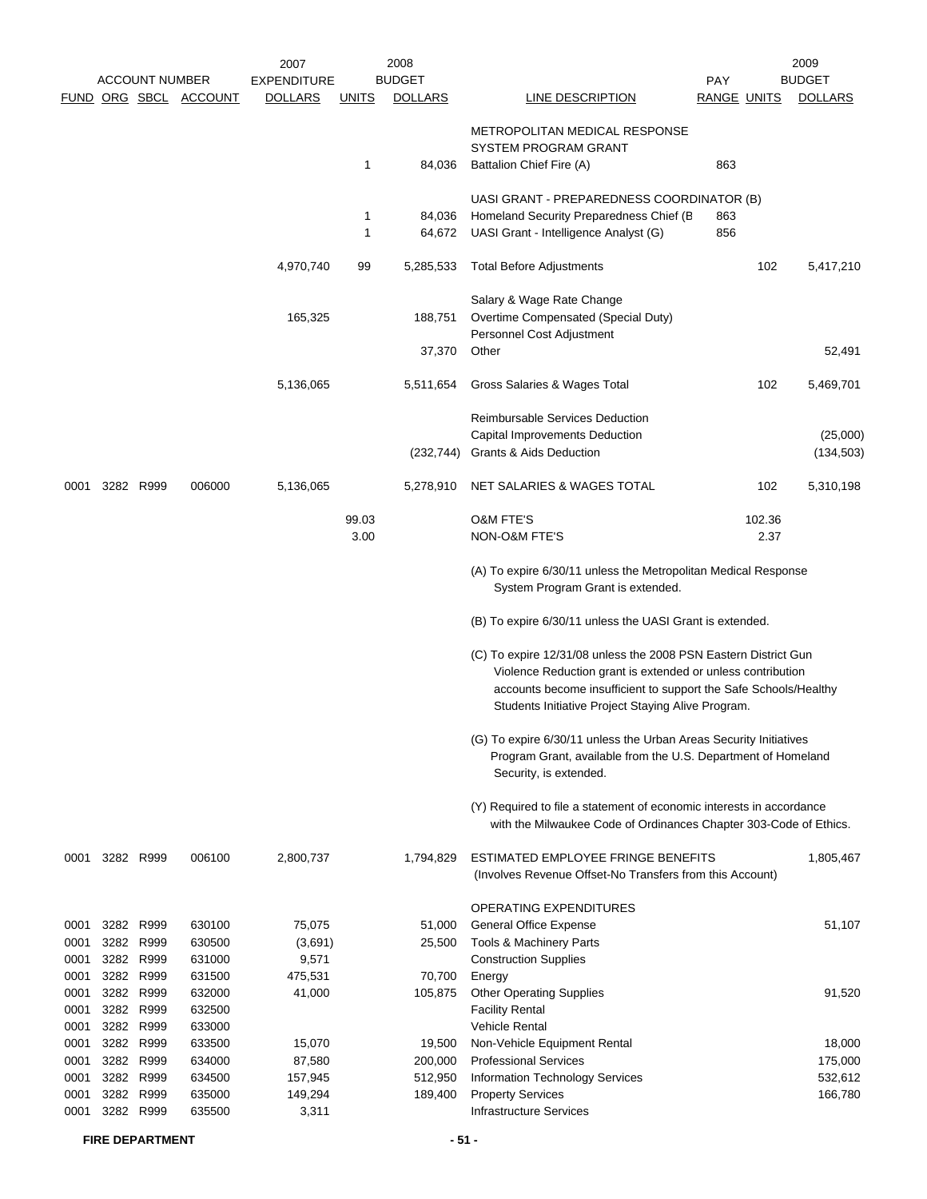| ACCOUNT NUMBER | | | | 2007 EXPENDITURE | 2008 BUDGET | | | | 2009 BUDGET | |
|---|---|---|---|---|---|---|---|---|---|---|
| FUND | ORG | SBCL | ACCOUNT | DOLLARS | UNITS | DOLLARS | LINE DESCRIPTION | PAY RANGE | UNITS | DOLLARS |
| | | | | | | | METROPOLITAN MEDICAL RESPONSE SYSTEM PROGRAM GRANT | | | |
| | | | | | 1 | 84,036 | Battalion Chief Fire (A) | 863 | | |
| | | | | | | | UASI GRANT - PREPAREDNESS COORDINATOR (B) | | | |
| | | | | | 1 | 84,036 | Homeland Security Preparedness Chief (B | 863 | | |
| | | | | | 1 | 64,672 | UASI Grant - Intelligence Analyst (G) | 856 | | |
| | | | | 4,970,740 | 99 | 5,285,533 | Total Before Adjustments | | 102 | 5,417,210 |
| | | | | | | | Salary & Wage Rate Change | | | |
| | | | | 165,325 | | 188,751 | Overtime Compensated (Special Duty) | | | |
| | | | | | | | Personnel Cost Adjustment | | | |
| | | | | | | 37,370 | Other | | | 52,491 |
| | | | | 5,136,065 | | 5,511,654 | Gross Salaries & Wages Total | | 102 | 5,469,701 |
| | | | | | | | Reimbursable Services Deduction | | | |
| | | | | | | | Capital Improvements Deduction | | | (25,000) |
| | | | | | | (232,744) | Grants & Aids Deduction | | | (134,503) |
| 0001 | 3282 | R999 | 006000 | 5,136,065 | | 5,278,910 | NET SALARIES & WAGES TOTAL | | 102 | 5,310,198 |
| | | | | | 99.03 | | O&M FTE'S | | 102.36 | |
| | | | | | 3.00 | | NON-O&M FTE'S | | 2.37 | |

(A) To expire 6/30/11 unless the Metropolitan Medical Response System Program Grant is extended.

(B) To expire 6/30/11 unless the UASI Grant is extended.

(C) To expire 12/31/08 unless the 2008 PSN Eastern District Gun Violence Reduction grant is extended or unless contribution accounts become insufficient to support the Safe Schools/Healthy Students Initiative Project Staying Alive Program.

(G) To expire 6/30/11 unless the Urban Areas Security Initiatives Program Grant, available from the U.S. Department of Homeland Security, is extended.

(Y) Required to file a statement of economic interests in accordance with the Milwaukee Code of Ordinances Chapter 303-Code of Ethics.

| FUND | ORG | SBCL | ACCOUNT | 2007 EXPENDITURE DOLLARS | 2008 UNITS | 2008 BUDGET DOLLARS | LINE DESCRIPTION | PAY RANGE | UNITS | 2009 BUDGET DOLLARS |
|---|---|---|---|---|---|---|---|---|---|---|
| 0001 | 3282 | R999 | 006100 | 2,800,737 | | 1,794,829 | ESTIMATED EMPLOYEE FRINGE BENEFITS (Involves Revenue Offset-No Transfers from this Account) | | | 1,805,467 |
| | | | | | | | OPERATING EXPENDITURES | | | |
| 0001 | 3282 | R999 | 630100 | 75,075 | | 51,000 | General Office Expense | | | 51,107 |
| 0001 | 3282 | R999 | 630500 | (3,691) | | 25,500 | Tools & Machinery Parts | | | |
| 0001 | 3282 | R999 | 631000 | 9,571 | | | Construction Supplies | | | |
| 0001 | 3282 | R999 | 631500 | 475,531 | | 70,700 | Energy | | | |
| 0001 | 3282 | R999 | 632000 | 41,000 | | 105,875 | Other Operating Supplies | | | 91,520 |
| 0001 | 3282 | R999 | 632500 | | | | Facility Rental | | | |
| 0001 | 3282 | R999 | 633000 | | | | Vehicle Rental | | | |
| 0001 | 3282 | R999 | 633500 | 15,070 | | 19,500 | Non-Vehicle Equipment Rental | | | 18,000 |
| 0001 | 3282 | R999 | 634000 | 87,580 | | 200,000 | Professional Services | | | 175,000 |
| 0001 | 3282 | R999 | 634500 | 157,945 | | 512,950 | Information Technology Services | | | 532,612 |
| 0001 | 3282 | R999 | 635000 | 149,294 | | 189,400 | Property Services | | | 166,780 |
| 0001 | 3282 | R999 | 635500 | 3,311 | | | Infrastructure Services | | | |

**FIRE DEPARTMENT**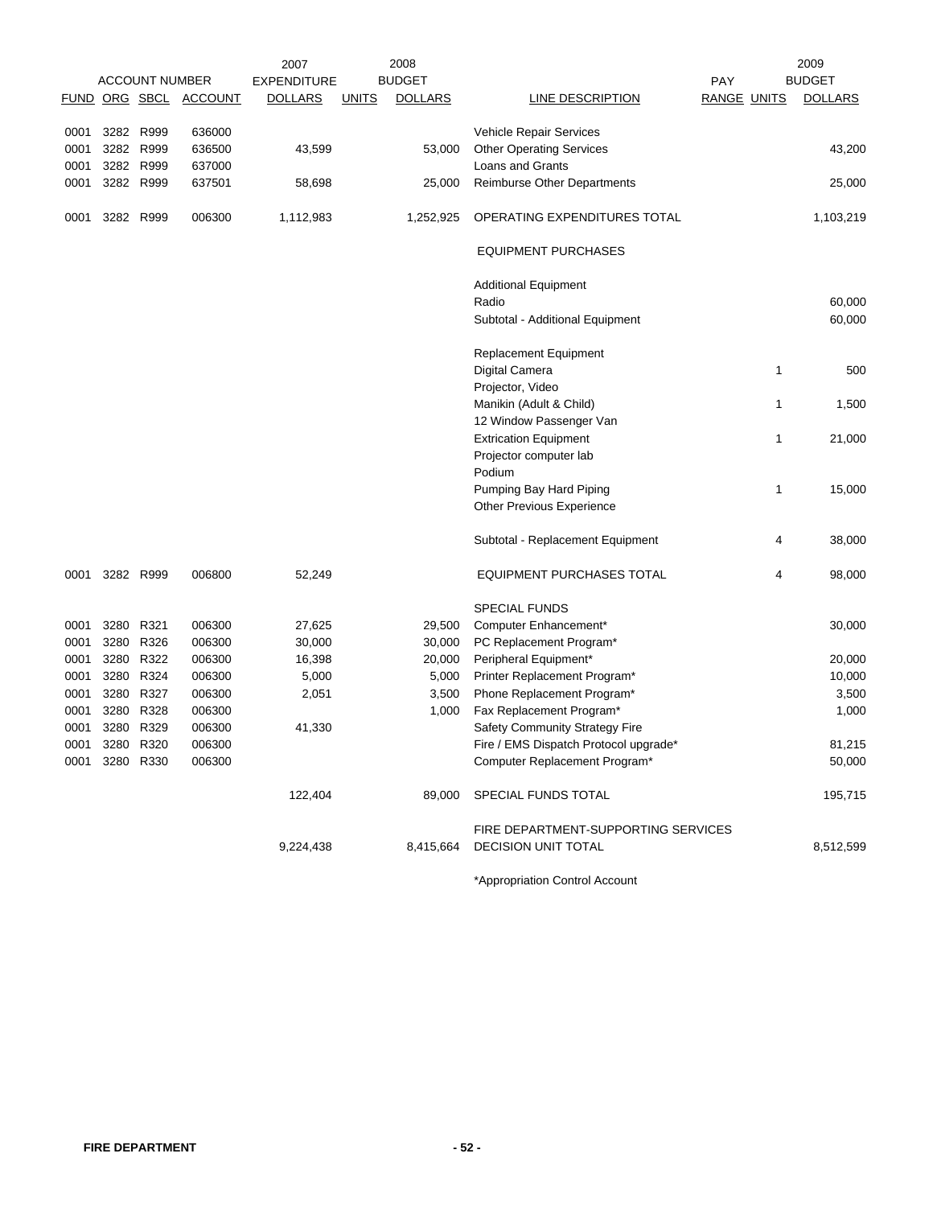| ACCOUNT NUMBER | | | | 2007 EXPENDITURE | 2008 BUDGET | | | PAY | | 2009 BUDGET |
|---|---|---|---|---|---|---|---|---|---|---|
| FUND | ORG | SBCL | ACCOUNT | DOLLARS | UNITS | DOLLARS | LINE DESCRIPTION | RANGE | UNITS | DOLLARS |
| 0001 | 3282 | R999 | 636000 | | | | Vehicle Repair Services | | | |
| 0001 | 3282 | R999 | 636500 | 43,599 | | 53,000 | Other Operating Services | | | 43,200 |
| 0001 | 3282 | R999 | 637000 | | | | Loans and Grants | | | |
| 0001 | 3282 | R999 | 637501 | 58,698 | | 25,000 | Reimburse Other Departments | | | 25,000 |
| 0001 | 3282 | R999 | 006300 | 1,112,983 | | 1,252,925 | OPERATING EXPENDITURES TOTAL | | | 1,103,219 |
| | | | | | | | EQUIPMENT PURCHASES | | | |
| | | | | | | | Additional Equipment | | | |
| | | | | | | | Radio | | | 60,000 |
| | | | | | | | Subtotal - Additional Equipment | | | 60,000 |
| | | | | | | | Replacement Equipment | | | |
| | | | | | | | Digital Camera | | 1 | 500 |
| | | | | | | | Projector, Video | | | |
| | | | | | | | Manikin (Adult & Child) | | 1 | 1,500 |
| | | | | | | | 12 Window Passenger Van | | | |
| | | | | | | | Extrication Equipment | | 1 | 21,000 |
| | | | | | | | Projector computer lab | | | |
| | | | | | | | Podium | | | |
| | | | | | | | Pumping Bay Hard Piping | | 1 | 15,000 |
| | | | | | | | Other Previous Experience | | | |
| | | | | | | | Subtotal - Replacement Equipment | | 4 | 38,000 |
| 0001 | 3282 | R999 | 006800 | 52,249 | | | EQUIPMENT PURCHASES TOTAL | | 4 | 98,000 |
| | | | | | | | SPECIAL FUNDS | | | |
| 0001 | 3280 | R321 | 006300 | 27,625 | | 29,500 | Computer Enhancement* | | | 30,000 |
| 0001 | 3280 | R326 | 006300 | 30,000 | | 30,000 | PC Replacement Program* | | | |
| 0001 | 3280 | R322 | 006300 | 16,398 | | 20,000 | Peripheral Equipment* | | | 20,000 |
| 0001 | 3280 | R324 | 006300 | 5,000 | | 5,000 | Printer Replacement Program* | | | 10,000 |
| 0001 | 3280 | R327 | 006300 | 2,051 | | 3,500 | Phone Replacement Program* | | | 3,500 |
| 0001 | 3280 | R328 | 006300 | | | 1,000 | Fax Replacement Program* | | | 1,000 |
| 0001 | 3280 | R329 | 006300 | 41,330 | | | Safety Community Strategy Fire | | | |
| 0001 | 3280 | R320 | 006300 | | | | Fire / EMS Dispatch Protocol upgrade* | | | 81,215 |
| 0001 | 3280 | R330 | 006300 | | | | Computer Replacement Program* | | | 50,000 |
| | | | | 122,404 | | 89,000 | SPECIAL FUNDS TOTAL | | | 195,715 |
| | | | | 9,224,438 | | 8,415,664 | FIRE DEPARTMENT-SUPPORTING SERVICES DECISION UNIT TOTAL | | | 8,512,599 |

*Appropriation Control Account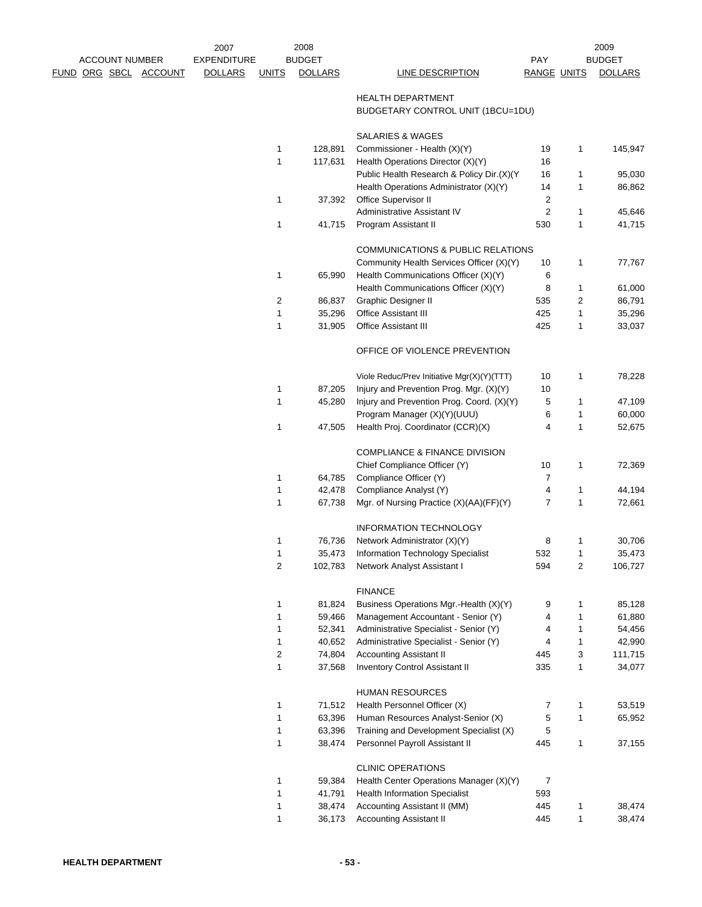| ACCOUNT NUMBER FUND ORG SBCL ACCOUNT | 2007 EXPENDITURE DOLLARS | UNITS | 2008 BUDGET DOLLARS | LINE DESCRIPTION | PAY RANGE | UNITS | 2009 BUDGET DOLLARS |
|---|---|---|---|---|---|---|---|
| | | | | HEALTH DEPARTMENT | | | |
| | | | | BUDGETARY CONTROL UNIT (1BCU=1DU) | | | |
| | | | | SALARIES & WAGES | | | |
| | | 1 | 128,891 | Commissioner - Health (X)(Y) | 19 | 1 | 145,947 |
| | | 1 | 117,631 | Health Operations Director (X)(Y) | 16 | | |
| | | | | Public Health Research & Policy Dir.(X)(Y | 16 | 1 | 95,030 |
| | | | | Health Operations Administrator (X)(Y) | 14 | 1 | 86,862 |
| | | 1 | 37,392 | Office Supervisor II | 2 | | |
| | | | | Administrative Assistant IV | 2 | 1 | 45,646 |
| | | 1 | 41,715 | Program Assistant II | 530 | 1 | 41,715 |
| | | | | COMMUNICATIONS & PUBLIC RELATIONS | | | |
| | | | | Community Health Services Officer (X)(Y) | 10 | 1 | 77,767 |
| | | 1 | 65,990 | Health Communications Officer (X)(Y) | 6 | | |
| | | | | Health Communications Officer (X)(Y) | 8 | 1 | 61,000 |
| | | 2 | 86,837 | Graphic Designer II | 535 | 2 | 86,791 |
| | | 1 | 35,296 | Office Assistant III | 425 | 1 | 35,296 |
| | | 1 | 31,905 | Office Assistant III | 425 | 1 | 33,037 |
| | | | | OFFICE OF VIOLENCE PREVENTION | | | |
| | | | | Viole Reduc/Prev Initiative Mgr(X)(Y)(TTT) | 10 | 1 | 78,228 |
| | | 1 | 87,205 | Injury and Prevention Prog. Mgr. (X)(Y) | 10 | | |
| | | 1 | 45,280 | Injury and Prevention Prog. Coord. (X)(Y) | 5 | 1 | 47,109 |
| | | | | Program Manager (X)(Y)(UUU) | 6 | 1 | 60,000 |
| | | 1 | 47,505 | Health Proj. Coordinator (CCR)(X) | 4 | 1 | 52,675 |
| | | | | COMPLIANCE & FINANCE DIVISION | | | |
| | | | | Chief Compliance Officer (Y) | 10 | 1 | 72,369 |
| | | 1 | 64,785 | Compliance Officer (Y) | 7 | | |
| | | 1 | 42,478 | Compliance Analyst (Y) | 4 | 1 | 44,194 |
| | | 1 | 67,738 | Mgr. of Nursing Practice (X)(AA)(FF)(Y) | 7 | 1 | 72,661 |
| | | | | INFORMATION TECHNOLOGY | | | |
| | | 1 | 76,736 | Network Administrator (X)(Y) | 8 | 1 | 30,706 |
| | | 1 | 35,473 | Information Technology Specialist | 532 | 1 | 35,473 |
| | | 2 | 102,783 | Network Analyst Assistant I | 594 | 2 | 106,727 |
| | | | | FINANCE | | | |
| | | 1 | 81,824 | Business Operations Mgr.-Health (X)(Y) | 9 | 1 | 85,128 |
| | | 1 | 59,466 | Management Accountant - Senior (Y) | 4 | 1 | 61,880 |
| | | 1 | 52,341 | Administrative Specialist - Senior (Y) | 4 | 1 | 54,456 |
| | | 1 | 40,652 | Administrative Specialist - Senior (Y) | 4 | 1 | 42,990 |
| | | 2 | 74,804 | Accounting Assistant II | 445 | 3 | 111,715 |
| | | 1 | 37,568 | Inventory Control Assistant II | 335 | 1 | 34,077 |
| | | | | HUMAN RESOURCES | | | |
| | | 1 | 71,512 | Health Personnel Officer (X) | 7 | 1 | 53,519 |
| | | 1 | 63,396 | Human Resources Analyst-Senior (X) | 5 | 1 | 65,952 |
| | | 1 | 63,396 | Training and Development Specialist (X) | 5 | | |
| | | 1 | 38,474 | Personnel Payroll Assistant II | 445 | 1 | 37,155 |
| | | | | CLINIC OPERATIONS | | | |
| | | 1 | 59,384 | Health Center Operations Manager (X)(Y) | 7 | | |
| | | 1 | 41,791 | Health Information Specialist | 593 | | |
| | | 1 | 38,474 | Accounting Assistant II (MM) | 445 | 1 | 38,474 |
| | | 1 | 36,173 | Accounting Assistant II | 445 | 1 | 38,474 |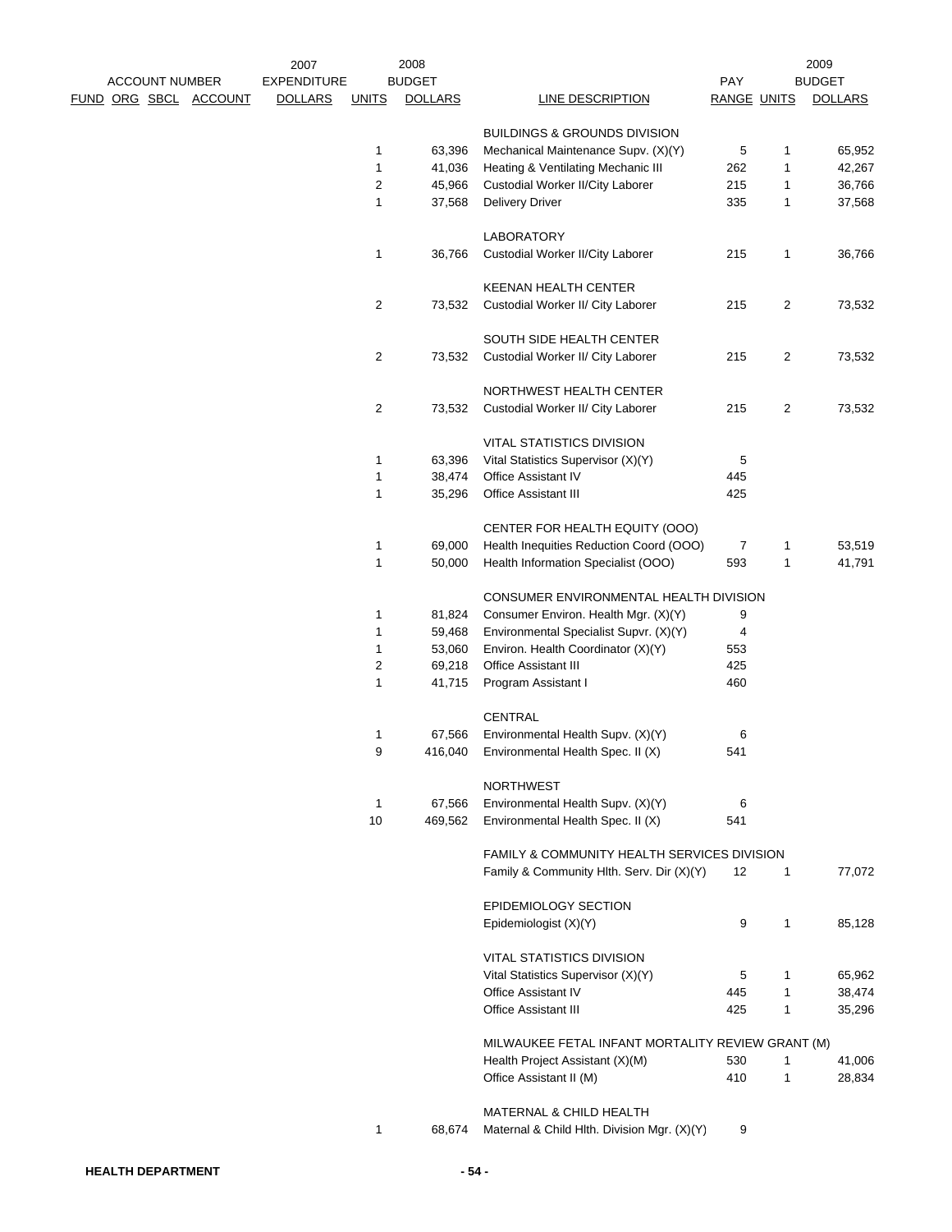| FUND | ORG | SBCL | ACCOUNT | 2007 EXPENDITURE DOLLARS | UNITS | 2008 BUDGET DOLLARS | LINE DESCRIPTION | PAY RANGE | UNITS | 2009 BUDGET DOLLARS |
|---|---|---|---|---|---|---|---|---|---|---|
| | | | | | | | BUILDINGS & GROUNDS DIVISION | | | |
| | | | | | 1 | 63,396 | Mechanical Maintenance Supv. (X)(Y) | 5 | 1 | 65,952 |
| | | | | | 1 | 41,036 | Heating & Ventilating Mechanic III | 262 | 1 | 42,267 |
| | | | | | 2 | 45,966 | Custodial Worker II/City Laborer | 215 | 1 | 36,766 |
| | | | | | 1 | 37,568 | Delivery Driver | 335 | 1 | 37,568 |
| | | | | | | | LABORATORY | | | |
| | | | | | 1 | 36,766 | Custodial Worker II/City Laborer | 215 | 1 | 36,766 |
| | | | | | | | KEENAN HEALTH CENTER | | | |
| | | | | | 2 | 73,532 | Custodial Worker II/ City Laborer | 215 | 2 | 73,532 |
| | | | | | | | SOUTH SIDE HEALTH CENTER | | | |
| | | | | | 2 | 73,532 | Custodial Worker II/ City Laborer | 215 | 2 | 73,532 |
| | | | | | | | NORTHWEST HEALTH CENTER | | | |
| | | | | | 2 | 73,532 | Custodial Worker II/ City Laborer | 215 | 2 | 73,532 |
| | | | | | | | VITAL STATISTICS DIVISION | | | |
| | | | | | 1 | 63,396 | Vital Statistics Supervisor (X)(Y) | 5 | | |
| | | | | | 1 | 38,474 | Office Assistant IV | 445 | | |
| | | | | | 1 | 35,296 | Office Assistant III | 425 | | |
| | | | | | | | CENTER FOR HEALTH EQUITY (OOO) | | | |
| | | | | | 1 | 69,000 | Health Inequities Reduction Coord (OOO) | 7 | 1 | 53,519 |
| | | | | | 1 | 50,000 | Health Information Specialist (OOO) | 593 | 1 | 41,791 |
| | | | | | | | CONSUMER ENVIRONMENTAL HEALTH DIVISION | | | |
| | | | | | 1 | 81,824 | Consumer Environ. Health Mgr. (X)(Y) | 9 | | |
| | | | | | 1 | 59,468 | Environmental Specialist Supvr. (X)(Y) | 4 | | |
| | | | | | 1 | 53,060 | Environ. Health Coordinator (X)(Y) | 553 | | |
| | | | | | 2 | 69,218 | Office Assistant III | 425 | | |
| | | | | | 1 | 41,715 | Program Assistant I | 460 | | |
| | | | | | | | CENTRAL | | | |
| | | | | | 1 | 67,566 | Environmental Health Supv. (X)(Y) | 6 | | |
| | | | | | 9 | 416,040 | Environmental Health Spec. II (X) | 541 | | |
| | | | | | | | NORTHWEST | | | |
| | | | | | 1 | 67,566 | Environmental Health Supv. (X)(Y) | 6 | | |
| | | | | | 10 | 469,562 | Environmental Health Spec. II (X) | 541 | | |
| | | | | | | | FAMILY & COMMUNITY HEALTH SERVICES DIVISION | | | |
| | | | | | | | Family & Community Hlth. Serv. Dir (X)(Y) | 12 | 1 | 77,072 |
| | | | | | | | EPIDEMIOLOGY SECTION | | | |
| | | | | | | | Epidemiologist (X)(Y) | 9 | 1 | 85,128 |
| | | | | | | | VITAL STATISTICS DIVISION | | | |
| | | | | | | | Vital Statistics Supervisor (X)(Y) | 5 | 1 | 65,962 |
| | | | | | | | Office Assistant IV | 445 | 1 | 38,474 |
| | | | | | | | Office Assistant III | 425 | 1 | 35,296 |
| | | | | | | | MILWAUKEE FETAL INFANT MORTALITY REVIEW GRANT (M) | | | |
| | | | | | | | Health Project Assistant (X)(M) | 530 | 1 | 41,006 |
| | | | | | | | Office Assistant II (M) | 410 | 1 | 28,834 |
| | | | | | | | MATERNAL & CHILD HEALTH | | | |
| | | | | | 1 | 68,674 | Maternal & Child Hlth. Division Mgr. (X)(Y) | 9 | | |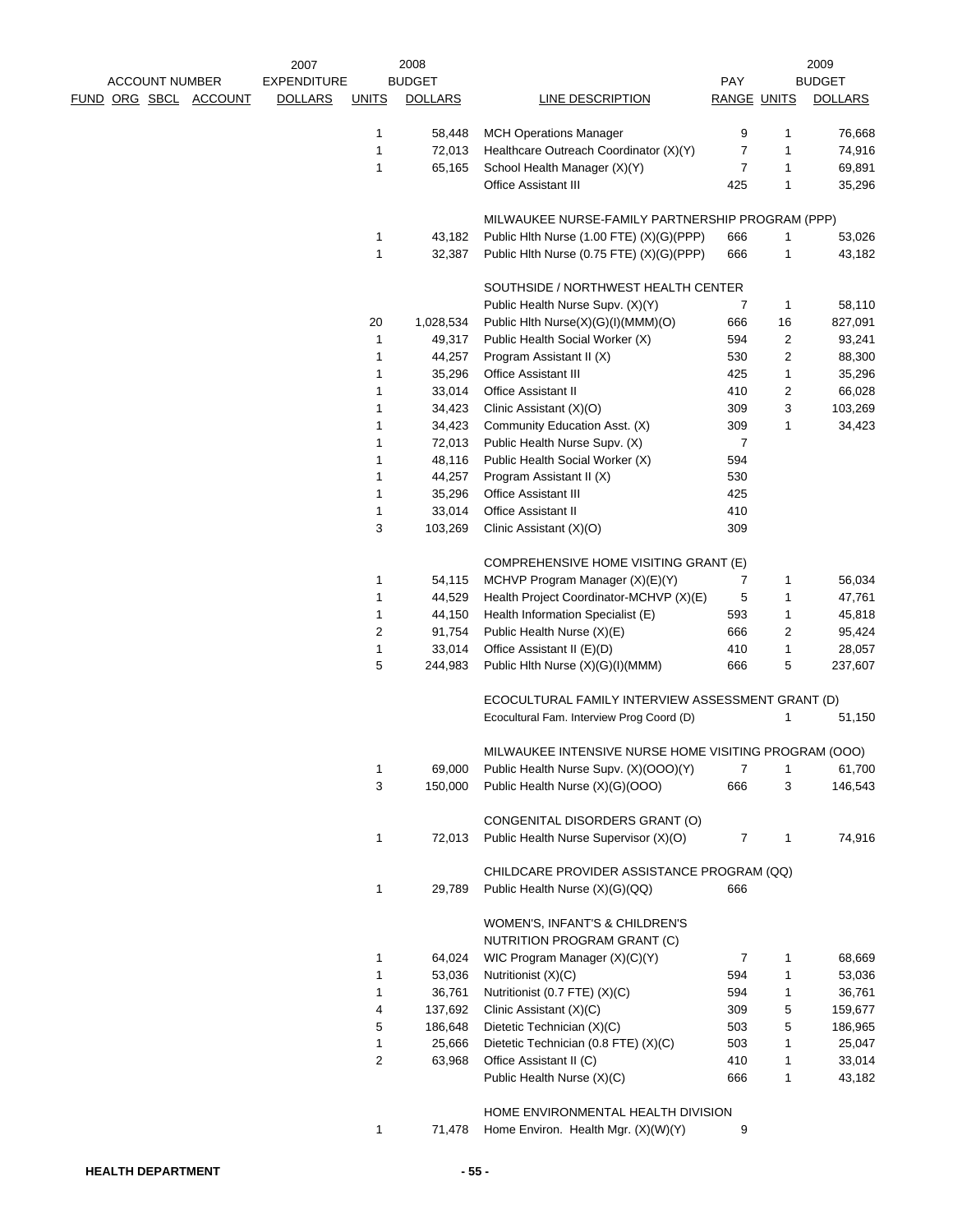| FUND | ORG | SBCL | ACCOUNT | 2007 EXPENDITURE DOLLARS | UNITS | 2008 BUDGET DOLLARS | LINE DESCRIPTION | PAY RANGE | UNITS | 2009 BUDGET DOLLARS |
|---|---|---|---|---|---|---|---|---|---|---|
| | | | | | 1 | 58,448 | MCH Operations Manager | 9 | 1 | 76,668 |
| | | | | | 1 | 72,013 | Healthcare Outreach Coordinator (X)(Y) | 7 | 1 | 74,916 |
| | | | | | 1 | 65,165 | School Health Manager (X)(Y) | 7 | 1 | 69,891 |
| | | | | | | | Office Assistant III | 425 | 1 | 35,296 |
| | | | | | | | MILWAUKEE NURSE-FAMILY PARTNERSHIP PROGRAM (PPP) | | | |
| | | | | | 1 | 43,182 | Public Hlth Nurse (1.00 FTE) (X)(G)(PPP) | 666 | 1 | 53,026 |
| | | | | | 1 | 32,387 | Public Hlth Nurse (0.75 FTE) (X)(G)(PPP) | 666 | 1 | 43,182 |
| | | | | | | | SOUTHSIDE / NORTHWEST HEALTH CENTER | | | |
| | | | | | | | Public Health Nurse Supv. (X)(Y) | 7 | 1 | 58,110 |
| | | | | | 20 | 1,028,534 | Public Hlth Nurse(X)(G)(I)(MMM)(O) | 666 | 16 | 827,091 |
| | | | | | 1 | 49,317 | Public Health Social Worker (X) | 594 | 2 | 93,241 |
| | | | | | 1 | 44,257 | Program Assistant II (X) | 530 | 2 | 88,300 |
| | | | | | 1 | 35,296 | Office Assistant III | 425 | 1 | 35,296 |
| | | | | | 1 | 33,014 | Office Assistant II | 410 | 2 | 66,028 |
| | | | | | 1 | 34,423 | Clinic Assistant (X)(O) | 309 | 3 | 103,269 |
| | | | | | 1 | 34,423 | Community Education Asst. (X) | 309 | 1 | 34,423 |
| | | | | | 1 | 72,013 | Public Health Nurse Supv. (X) | 7 | | |
| | | | | | 1 | 48,116 | Public Health Social Worker (X) | 594 | | |
| | | | | | 1 | 44,257 | Program Assistant II (X) | 530 | | |
| | | | | | 1 | 35,296 | Office Assistant III | 425 | | |
| | | | | | 1 | 33,014 | Office Assistant II | 410 | | |
| | | | | | 3 | 103,269 | Clinic Assistant (X)(O) | 309 | | |
| | | | | | | | COMPREHENSIVE HOME VISITING GRANT (E) | | | |
| | | | | | 1 | 54,115 | MCHVP Program Manager (X)(E)(Y) | 7 | 1 | 56,034 |
| | | | | | 1 | 44,529 | Health Project Coordinator-MCHVP (X)(E) | 5 | 1 | 47,761 |
| | | | | | 1 | 44,150 | Health Information Specialist (E) | 593 | 1 | 45,818 |
| | | | | | 2 | 91,754 | Public Health Nurse (X)(E) | 666 | 2 | 95,424 |
| | | | | | 1 | 33,014 | Office Assistant II (E)(D) | 410 | 1 | 28,057 |
| | | | | | 5 | 244,983 | Public Hlth Nurse (X)(G)(I)(MMM) | 666 | 5 | 237,607 |
| | | | | | | | ECOCULTURAL FAMILY INTERVIEW ASSESSMENT GRANT (D) | | | |
| | | | | | | | Ecocultural Fam. Interview Prog Coord (D) | | 1 | 51,150 |
| | | | | | | | MILWAUKEE INTENSIVE NURSE HOME VISITING PROGRAM (OOO) | | | |
| | | | | | 1 | 69,000 | Public Health Nurse Supv. (X)(OOO)(Y) | 7 | 1 | 61,700 |
| | | | | | 3 | 150,000 | Public Health Nurse (X)(G)(OOO) | 666 | 3 | 146,543 |
| | | | | | | | CONGENITAL DISORDERS GRANT (O) | | | |
| | | | | | 1 | 72,013 | Public Health Nurse Supervisor (X)(O) | 7 | 1 | 74,916 |
| | | | | | | | CHILDCARE PROVIDER ASSISTANCE PROGRAM (QQ) | | | |
| | | | | | 1 | 29,789 | Public Health Nurse (X)(G)(QQ) | 666 | | |
| | | | | | | | WOMEN'S, INFANT'S & CHILDREN'S NUTRITION PROGRAM GRANT (C) | | | |
| | | | | | 1 | 64,024 | WIC Program Manager (X)(C)(Y) | 7 | 1 | 68,669 |
| | | | | | 1 | 53,036 | Nutritionist (X)(C) | 594 | 1 | 53,036 |
| | | | | | 1 | 36,761 | Nutritionist (0.7 FTE) (X)(C) | 594 | 1 | 36,761 |
| | | | | | 4 | 137,692 | Clinic Assistant (X)(C) | 309 | 5 | 159,677 |
| | | | | | 5 | 186,648 | Dietetic Technician (X)(C) | 503 | 5 | 186,965 |
| | | | | | 1 | 25,666 | Dietetic Technician (0.8 FTE) (X)(C) | 503 | 1 | 25,047 |
| | | | | | 2 | 63,968 | Office Assistant II (C) | 410 | 1 | 33,014 |
| | | | | | | | Public Health Nurse (X)(C) | 666 | 1 | 43,182 |
| | | | | | | | HOME ENVIRONMENTAL HEALTH DIVISION | | | |
| | | | | | 1 | 71,478 | Home Environ. Health Mgr. (X)(W)(Y) | 9 | | |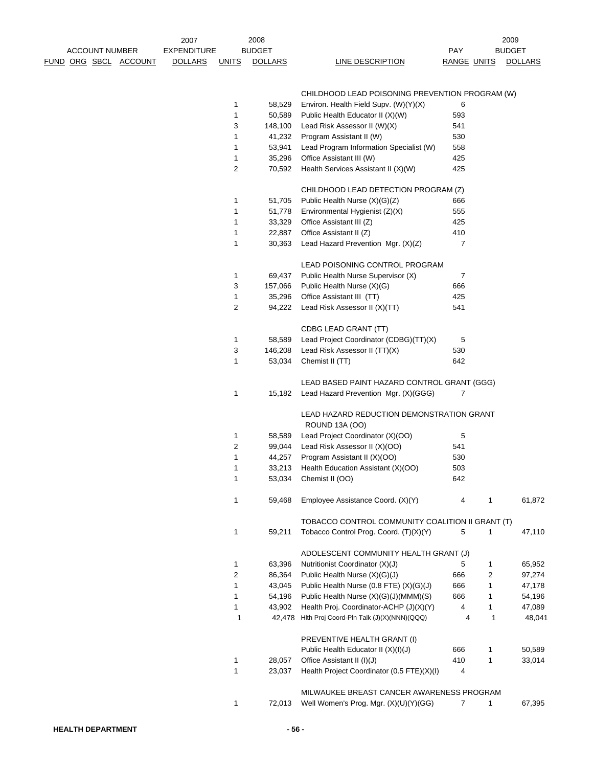| FUND | ORG | SBCL | ACCOUNT | 2007 EXPENDITURE DOLLARS | UNITS | 2008 BUDGET DOLLARS | LINE DESCRIPTION | PAY RANGE | UNITS | 2009 BUDGET DOLLARS |
|---|---|---|---|---|---|---|---|---|---|---|
| | | | | | | | CHILDHOOD LEAD POISONING PREVENTION PROGRAM (W) | | | |
| | | | | | 1 | 58,529 | Environ. Health Field Supv. (W)(Y)(X) | 6 | | |
| | | | | | 1 | 50,589 | Public Health Educator II (X)(W) | 593 | | |
| | | | | | 3 | 148,100 | Lead Risk Assessor II (W)(X) | 541 | | |
| | | | | | 1 | 41,232 | Program Assistant II (W) | 530 | | |
| | | | | | 1 | 53,941 | Lead Program Information Specialist (W) | 558 | | |
| | | | | | 1 | 35,296 | Office Assistant III (W) | 425 | | |
| | | | | | 2 | 70,592 | Health Services Assistant II (X)(W) | 425 | | |
| | | | | | | | CHILDHOOD LEAD DETECTION PROGRAM (Z) | | | |
| | | | | | 1 | 51,705 | Public Health Nurse (X)(G)(Z) | 666 | | |
| | | | | | 1 | 51,778 | Environmental Hygienist (Z)(X) | 555 | | |
| | | | | | 1 | 33,329 | Office Assistant III (Z) | 425 | | |
| | | | | | 1 | 22,887 | Office Assistant II (Z) | 410 | | |
| | | | | | 1 | 30,363 | Lead Hazard Prevention Mgr. (X)(Z) | 7 | | |
| | | | | | | | LEAD POISONING CONTROL PROGRAM | | | |
| | | | | | 1 | 69,437 | Public Health Nurse Supervisor (X) | 7 | | |
| | | | | | 3 | 157,066 | Public Health Nurse (X)(G) | 666 | | |
| | | | | | 1 | 35,296 | Office Assistant III (TT) | 425 | | |
| | | | | | 2 | 94,222 | Lead Risk Assessor II (X)(TT) | 541 | | |
| | | | | | | | CDBG LEAD GRANT (TT) | | | |
| | | | | | 1 | 58,589 | Lead Project Coordinator (CDBG)(TT)(X) | 5 | | |
| | | | | | 3 | 146,208 | Lead Risk Assessor II (TT)(X) | 530 | | |
| | | | | | 1 | 53,034 | Chemist II (TT) | 642 | | |
| | | | | | | | LEAD BASED PAINT HAZARD CONTROL GRANT (GGG) | | | |
| | | | | | 1 | 15,182 | Lead Hazard Prevention Mgr. (X)(GGG) | 7 | | |
| | | | | | | | LEAD HAZARD REDUCTION DEMONSTRATION GRANT ROUND 13A (OO) | | | |
| | | | | | 1 | 58,589 | Lead Project Coordinator (X)(OO) | 5 | | |
| | | | | | 2 | 99,044 | Lead Risk Assessor II (X)(OO) | 541 | | |
| | | | | | 1 | 44,257 | Program Assistant II (X)(OO) | 530 | | |
| | | | | | 1 | 33,213 | Health Education Assistant (X)(OO) | 503 | | |
| | | | | | 1 | 53,034 | Chemist II (OO) | 642 | | |
| | | | | | 1 | 59,468 | Employee Assistance Coord. (X)(Y) | 4 | 1 | 61,872 |
| | | | | | | | TOBACCO CONTROL COMMUNITY COALITION II GRANT (T) | | | |
| | | | | | 1 | 59,211 | Tobacco Control Prog. Coord. (T)(X)(Y) | 5 | 1 | 47,110 |
| | | | | | | | ADOLESCENT COMMUNITY HEALTH GRANT (J) | | | |
| | | | | | 1 | 63,396 | Nutritionist Coordinator (X)(J) | 5 | 1 | 65,952 |
| | | | | | 2 | 86,364 | Public Health Nurse (X)(G)(J) | 666 | 2 | 97,274 |
| | | | | | 1 | 43,045 | Public Health Nurse (0.8 FTE) (X)(G)(J) | 666 | 1 | 47,178 |
| | | | | | 1 | 54,196 | Public Health Nurse (X)(G)(J)(MMM)(S) | 666 | 1 | 54,196 |
| | | | | | 1 | 43,902 | Health Proj. Coordinator-ACHP (J)(X)(Y) | 4 | 1 | 47,089 |
| | | | | | 1 | 42,478 | Hlth Proj Coord-Pln Talk (J)(X)(NNN)(QQQ) | 4 | 1 | 48,041 |
| | | | | | | | PREVENTIVE HEALTH GRANT (I) | | | |
| | | | | | | | Public Health Educator II (X)(I)(J) | 666 | 1 | 50,589 |
| | | | | | 1 | 28,057 | Office Assistant II (I)(J) | 410 | 1 | 33,014 |
| | | | | | 1 | 23,037 | Health Project Coordinator (0.5 FTE)(X)(I) | 4 | | |
| | | | | | | | MILWAUKEE BREAST CANCER AWARENESS PROGRAM | | | |
| | | | | | 1 | 72,013 | Well Women's Prog. Mgr. (X)(U)(Y)(GG) | 7 | 1 | 67,395 |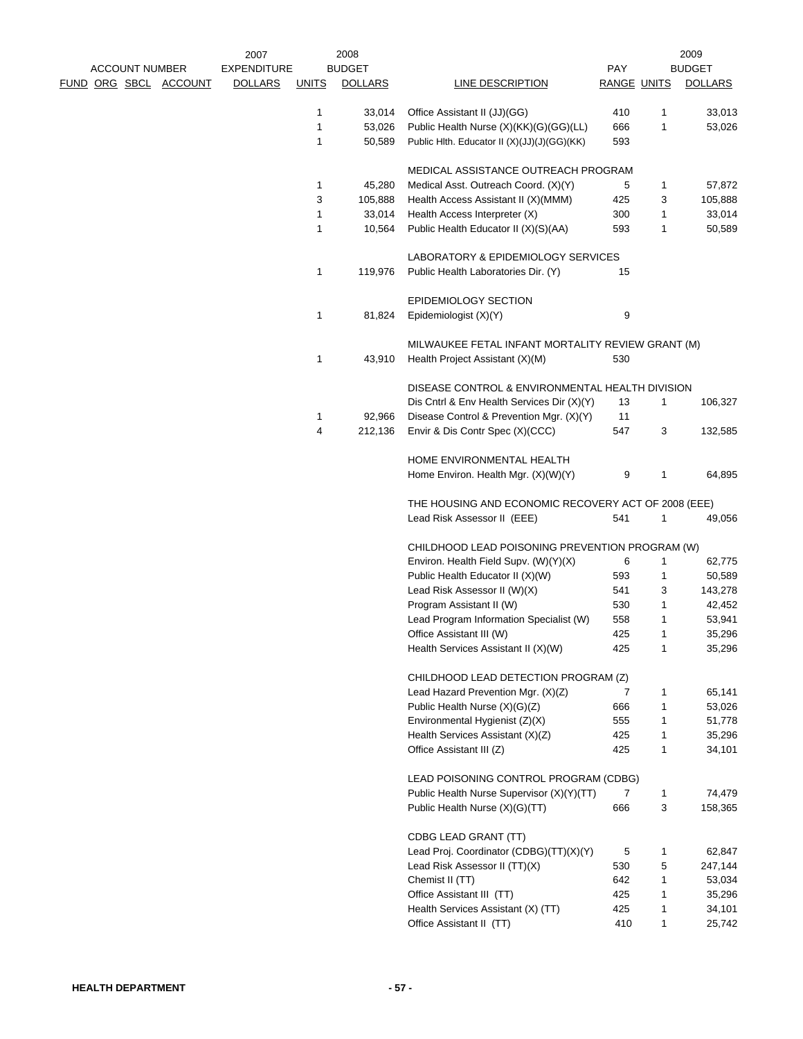| ACCOUNT NUMBER FUND ORG SBCL ACCOUNT | 2007 EXPENDITURE DOLLARS | 2008 BUDGET UNITS | 2008 BUDGET DOLLARS | LINE DESCRIPTION | PAY RANGE | 2009 BUDGET UNITS | 2009 BUDGET DOLLARS |
|---|---|---|---|---|---|---|---|
| | | 1 | 33,014 | Office Assistant II (JJ)(GG) | 410 | 1 | 33,013 |
| | | 1 | 53,026 | Public Health Nurse (X)(KK)(G)(GG)(LL) | 666 | 1 | 53,026 |
| | | 1 | 50,589 | Public Hlth. Educator II (X)(JJ)(J)(GG)(KK) | 593 | | |
| | | | | MEDICAL ASSISTANCE OUTREACH PROGRAM | | | |
| | | 1 | 45,280 | Medical Asst. Outreach Coord. (X)(Y) | 5 | 1 | 57,872 |
| | | 3 | 105,888 | Health Access Assistant II (X)(MMM) | 425 | 3 | 105,888 |
| | | 1 | 33,014 | Health Access Interpreter (X) | 300 | 1 | 33,014 |
| | | 1 | 10,564 | Public Health Educator II (X)(S)(AA) | 593 | 1 | 50,589 |
| | | | | LABORATORY & EPIDEMIOLOGY SERVICES | | | |
| | | 1 | 119,976 | Public Health Laboratories Dir. (Y) | 15 | | |
| | | | | EPIDEMIOLOGY SECTION | | | |
| | | 1 | 81,824 | Epidemiologist (X)(Y) | 9 | | |
| | | | | MILWAUKEE FETAL INFANT MORTALITY REVIEW GRANT (M) | | | |
| | | 1 | 43,910 | Health Project Assistant (X)(M) | 530 | | |
| | | | | DISEASE CONTROL & ENVIRONMENTAL HEALTH DIVISION | | | |
| | | | | Dis Cntrl & Env Health Services Dir (X)(Y) | 13 | 1 | 106,327 |
| | | 1 | 92,966 | Disease Control & Prevention Mgr. (X)(Y) | 11 | | |
| | | 4 | 212,136 | Envir & Dis Contr Spec (X)(CCC) | 547 | 3 | 132,585 |
| | | | | HOME ENVIRONMENTAL HEALTH | | | |
| | | | | Home Environ. Health Mgr. (X)(W)(Y) | 9 | 1 | 64,895 |
| | | | | THE HOUSING AND ECONOMIC RECOVERY ACT OF 2008 (EEE) | | | |
| | | | | Lead Risk Assessor II (EEE) | 541 | 1 | 49,056 |
| | | | | CHILDHOOD LEAD POISONING PREVENTION PROGRAM (W) | | | |
| | | | | Environ. Health Field Supv. (W)(Y)(X) | 6 | 1 | 62,775 |
| | | | | Public Health Educator II (X)(W) | 593 | 1 | 50,589 |
| | | | | Lead Risk Assessor II (W)(X) | 541 | 3 | 143,278 |
| | | | | Program Assistant II (W) | 530 | 1 | 42,452 |
| | | | | Lead Program Information Specialist (W) | 558 | 1 | 53,941 |
| | | | | Office Assistant III (W) | 425 | 1 | 35,296 |
| | | | | Health Services Assistant II (X)(W) | 425 | 1 | 35,296 |
| | | | | CHILDHOOD LEAD DETECTION PROGRAM (Z) | | | |
| | | | | Lead Hazard Prevention Mgr. (X)(Z) | 7 | 1 | 65,141 |
| | | | | Public Health Nurse (X)(G)(Z) | 666 | 1 | 53,026 |
| | | | | Environmental Hygienist (Z)(X) | 555 | 1 | 51,778 |
| | | | | Health Services Assistant (X)(Z) | 425 | 1 | 35,296 |
| | | | | Office Assistant III (Z) | 425 | 1 | 34,101 |
| | | | | LEAD POISONING CONTROL PROGRAM (CDBG) | | | |
| | | | | Public Health Nurse Supervisor (X)(Y)(TT) | 7 | 1 | 74,479 |
| | | | | Public Health Nurse (X)(G)(TT) | 666 | 3 | 158,365 |
| | | | | CDBG LEAD GRANT (TT) | | | |
| | | | | Lead Proj. Coordinator (CDBG)(TT)(X)(Y) | 5 | 1 | 62,847 |
| | | | | Lead Risk Assessor II (TT)(X) | 530 | 5 | 247,144 |
| | | | | Chemist II (TT) | 642 | 1 | 53,034 |
| | | | | Office Assistant III (TT) | 425 | 1 | 35,296 |
| | | | | Health Services Assistant (X) (TT) | 425 | 1 | 34,101 |
| | | | | Office Assistant II (TT) | 410 | 1 | 25,742 |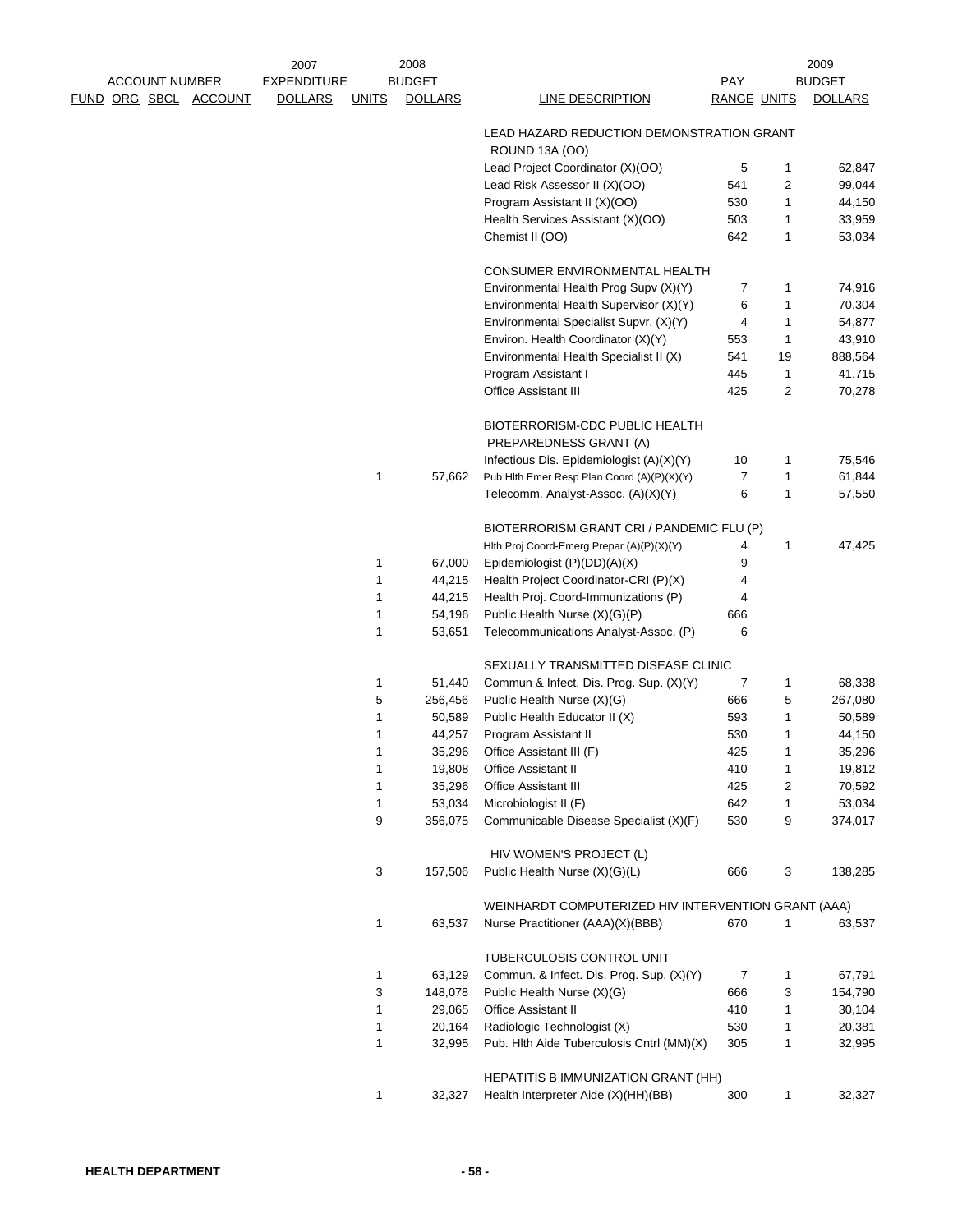| ACCOUNT NUMBER FUND ORG SBCL ACCOUNT | 2007 EXPENDITURE DOLLARS | 2008 UNITS | 2008 BUDGET DOLLARS | LINE DESCRIPTION | PAY RANGE | 2009 UNITS | 2009 BUDGET DOLLARS |
|---|---|---|---|---|---|---|---|
| | | | | LEAD HAZARD REDUCTION DEMONSTRATION GRANT ROUND 13A (OO) | | | |
| | | | | Lead Project Coordinator (X)(OO) | 5 | 1 | 62,847 |
| | | | | Lead Risk Assessor II (X)(OO) | 541 | 2 | 99,044 |
| | | | | Program Assistant II (X)(OO) | 530 | 1 | 44,150 |
| | | | | Health Services Assistant (X)(OO) | 503 | 1 | 33,959 |
| | | | | Chemist II (OO) | 642 | 1 | 53,034 |
| | | | | CONSUMER ENVIRONMENTAL HEALTH | | | |
| | | | | Environmental Health Prog Supv (X)(Y) | 7 | 1 | 74,916 |
| | | | | Environmental Health Supervisor (X)(Y) | 6 | 1 | 70,304 |
| | | | | Environmental Specialist Supvr. (X)(Y) | 4 | 1 | 54,877 |
| | | | | Environ. Health Coordinator (X)(Y) | 553 | 1 | 43,910 |
| | | | | Environmental Health Specialist II (X) | 541 | 19 | 888,564 |
| | | | | Program Assistant I | 445 | 1 | 41,715 |
| | | | | Office Assistant III | 425 | 2 | 70,278 |
| | | | | BIOTERRORISM-CDC PUBLIC HEALTH PREPAREDNESS GRANT (A) | | | |
| | | | | Infectious Dis. Epidemiologist (A)(X)(Y) | 10 | 1 | 75,546 |
| | | 1 | 57,662 | Pub Hlth Emer Resp Plan Coord (A)(P)(X)(Y) | 7 | 1 | 61,844 |
| | | | | Telecomm. Analyst-Assoc. (A)(X)(Y) | 6 | 1 | 57,550 |
| | | | | BIOTERRORISM GRANT CRI / PANDEMIC FLU (P) | | | |
| | | | | Hlth Proj Coord-Emerg Prepar (A)(P)(X)(Y) | 4 | 1 | 47,425 |
| | | 1 | 67,000 | Epidemiologist (P)(DD)(A)(X) | 9 | | |
| | | 1 | 44,215 | Health Project Coordinator-CRI (P)(X) | 4 | | |
| | | 1 | 44,215 | Health Proj. Coord-Immunizations (P) | 4 | | |
| | | 1 | 54,196 | Public Health Nurse (X)(G)(P) | 666 | | |
| | | 1 | 53,651 | Telecommunications Analyst-Assoc. (P) | 6 | | |
| | | | | SEXUALLY TRANSMITTED DISEASE CLINIC | | | |
| | | 1 | 51,440 | Commun & Infect. Dis. Prog. Sup. (X)(Y) | 7 | 1 | 68,338 |
| | | 5 | 256,456 | Public Health Nurse (X)(G) | 666 | 5 | 267,080 |
| | | 1 | 50,589 | Public Health Educator II (X) | 593 | 1 | 50,589 |
| | | 1 | 44,257 | Program Assistant II | 530 | 1 | 44,150 |
| | | 1 | 35,296 | Office Assistant III (F) | 425 | 1 | 35,296 |
| | | 1 | 19,808 | Office Assistant II | 410 | 1 | 19,812 |
| | | 1 | 35,296 | Office Assistant III | 425 | 2 | 70,592 |
| | | 1 | 53,034 | Microbiologist II (F) | 642 | 1 | 53,034 |
| | | 9 | 356,075 | Communicable Disease Specialist (X)(F) | 530 | 9 | 374,017 |
| | | | | HIV WOMEN'S PROJECT (L) | | | |
| | | 3 | 157,506 | Public Health Nurse (X)(G)(L) | 666 | 3 | 138,285 |
| | | | | WEINHARDT COMPUTERIZED HIV INTERVENTION GRANT (AAA) | | | |
| | | 1 | 63,537 | Nurse Practitioner (AAA)(X)(BBB) | 670 | 1 | 63,537 |
| | | | | TUBERCULOSIS CONTROL UNIT | | | |
| | | 1 | 63,129 | Commun. & Infect. Dis. Prog. Sup. (X)(Y) | 7 | 1 | 67,791 |
| | | 3 | 148,078 | Public Health Nurse (X)(G) | 666 | 3 | 154,790 |
| | | 1 | 29,065 | Office Assistant II | 410 | 1 | 30,104 |
| | | 1 | 20,164 | Radiologic Technologist (X) | 530 | 1 | 20,381 |
| | | 1 | 32,995 | Pub. Hlth Aide Tuberculosis Cntrl (MM)(X) | 305 | 1 | 32,995 |
| | | | | HEPATITIS B IMMUNIZATION GRANT (HH) | | | |
| | | 1 | 32,327 | Health Interpreter Aide (X)(HH)(BB) | 300 | 1 | 32,327 |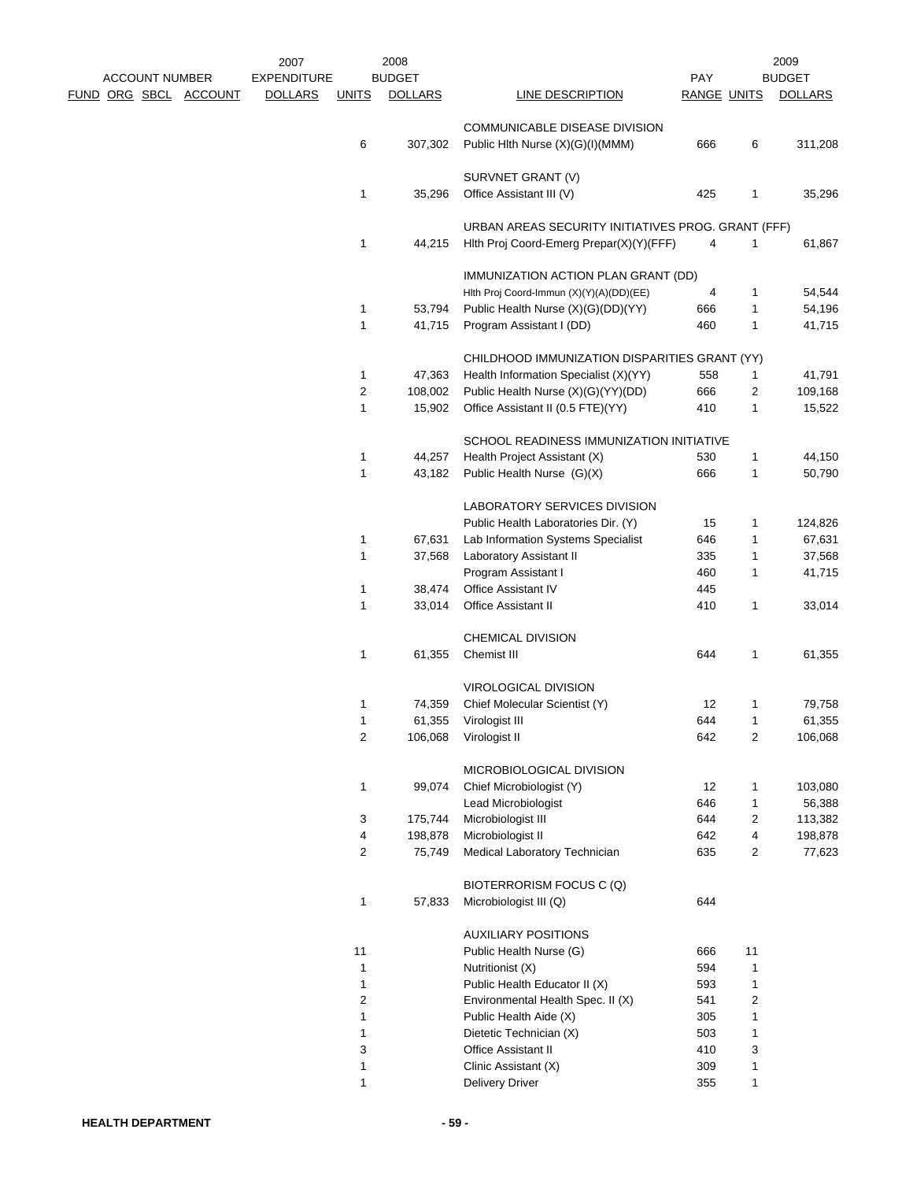| ACCOUNT NUMBER FUND ORG SBCL ACCOUNT | 2007 EXPENDITURE DOLLARS | 2008 BUDGET UNITS | 2008 BUDGET DOLLARS | LINE DESCRIPTION | PAY RANGE | 2009 BUDGET UNITS | 2009 BUDGET DOLLARS |
|---|---|---|---|---|---|---|---|
| | | | | COMMUNICABLE DISEASE DIVISION | | | |
| | | 6 | 307,302 | Public Hlth Nurse (X)(G)(I)(MMM) | 666 | 6 | 311,208 |
| | | | | SURVNET GRANT (V) | | | |
| | | 1 | 35,296 | Office Assistant III (V) | 425 | 1 | 35,296 |
| | | | | URBAN AREAS SECURITY INITIATIVES PROG. GRANT (FFF) | | | |
| | | 1 | 44,215 | Hlth Proj Coord-Emerg Prepar(X)(Y)(FFF) | 4 | 1 | 61,867 |
| | | | | IMMUNIZATION ACTION PLAN GRANT (DD) | | | |
| | | | | Hlth Proj Coord-Immun (X)(Y)(A)(DD)(EE) | 4 | 1 | 54,544 |
| | | 1 | 53,794 | Public Health Nurse (X)(G)(DD)(YY) | 666 | 1 | 54,196 |
| | | 1 | 41,715 | Program Assistant I (DD) | 460 | 1 | 41,715 |
| | | | | CHILDHOOD IMMUNIZATION DISPARITIES GRANT (YY) | | | |
| | | 1 | 47,363 | Health Information Specialist (X)(YY) | 558 | 1 | 41,791 |
| | | 2 | 108,002 | Public Health Nurse (X)(G)(YY)(DD) | 666 | 2 | 109,168 |
| | | 1 | 15,902 | Office Assistant II (0.5 FTE)(YY) | 410 | 1 | 15,522 |
| | | | | SCHOOL READINESS IMMUNIZATION INITIATIVE | | | |
| | | 1 | 44,257 | Health Project Assistant (X) | 530 | 1 | 44,150 |
| | | 1 | 43,182 | Public Health Nurse (G)(X) | 666 | 1 | 50,790 |
| | | | | LABORATORY SERVICES DIVISION | | | |
| | | | | Public Health Laboratories Dir. (Y) | 15 | 1 | 124,826 |
| | | 1 | 67,631 | Lab Information Systems Specialist | 646 | 1 | 67,631 |
| | | 1 | 37,568 | Laboratory Assistant II | 335 | 1 | 37,568 |
| | | | | Program Assistant I | 460 | 1 | 41,715 |
| | | 1 | 38,474 | Office Assistant IV | 445 | | |
| | | 1 | 33,014 | Office Assistant II | 410 | 1 | 33,014 |
| | | | | CHEMICAL DIVISION | | | |
| | | 1 | 61,355 | Chemist III | 644 | 1 | 61,355 |
| | | | | VIROLOGICAL DIVISION | | | |
| | | 1 | 74,359 | Chief Molecular Scientist (Y) | 12 | 1 | 79,758 |
| | | 1 | 61,355 | Virologist III | 644 | 1 | 61,355 |
| | | 2 | 106,068 | Virologist II | 642 | 2 | 106,068 |
| | | | | MICROBIOLOGICAL DIVISION | | | |
| | | 1 | 99,074 | Chief Microbiologist (Y) | 12 | 1 | 103,080 |
| | | | | Lead Microbiologist | 646 | 1 | 56,388 |
| | | 3 | 175,744 | Microbiologist III | 644 | 2 | 113,382 |
| | | 4 | 198,878 | Microbiologist II | 642 | 4 | 198,878 |
| | | 2 | 75,749 | Medical Laboratory Technician | 635 | 2 | 77,623 |
| | | | | BIOTERRORISM FOCUS C (Q) | | | |
| | | 1 | 57,833 | Microbiologist III (Q) | 644 | | |
| | | | | AUXILIARY POSITIONS | | | |
| | | 11 | | Public Health Nurse (G) | 666 | 11 | |
| | | 1 | | Nutritionist (X) | 594 | 1 | |
| | | 1 | | Public Health Educator II (X) | 593 | 1 | |
| | | 2 | | Environmental Health Spec. II (X) | 541 | 2 | |
| | | 1 | | Public Health Aide (X) | 305 | 1 | |
| | | 1 | | Dietetic Technician (X) | 503 | 1 | |
| | | 3 | | Office Assistant II | 410 | 3 | |
| | | 1 | | Clinic Assistant (X) | 309 | 1 | |
| | | 1 | | Delivery Driver | 355 | 1 | |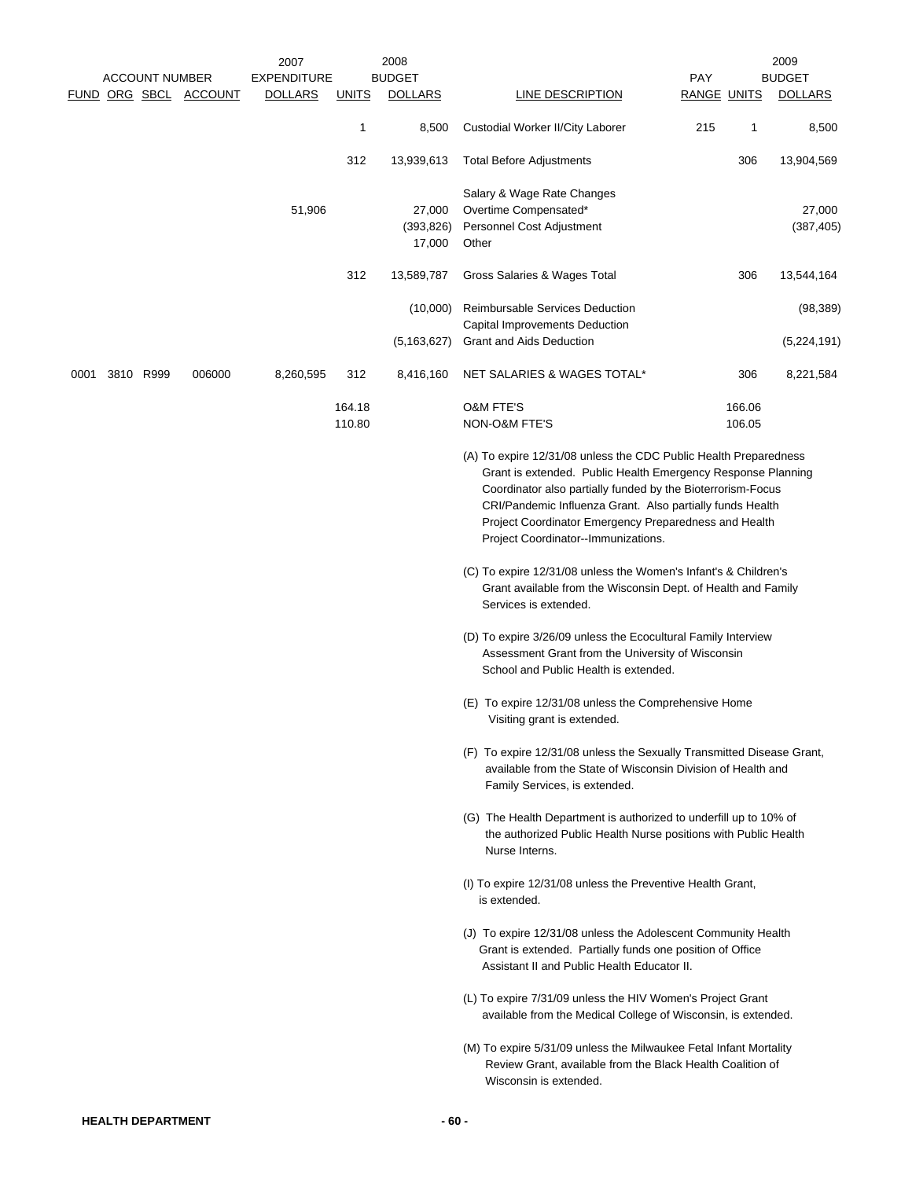| FUND | ORG | SBCL | ACCOUNT | 2007 EXPENDITURE DOLLARS | UNITS | 2008 BUDGET DOLLARS | LINE DESCRIPTION | PAY RANGE | UNITS | 2009 BUDGET DOLLARS |
|---|---|---|---|---|---|---|---|---|---|---|
| | | | | | 1 | 8,500 | Custodial Worker II/City Laborer | 215 | 1 | 8,500 |
| | | | | | 312 | 13,939,613 | Total Before Adjustments | | 306 | 13,904,569 |
| | | | | | | | Salary & Wage Rate Changes | | | |
| | | | | 51,906 | | 27,000 | Overtime Compensated* | | | 27,000 |
| | | | | | | (393,826) | Personnel Cost Adjustment | | | (387,405) |
| | | | | | | 17,000 | Other | | | |
| | | | | | 312 | 13,589,787 | Gross Salaries & Wages Total | | 306 | 13,544,164 |
| | | | | | | (10,000) | Reimbursable Services Deduction | | | (98,389) |
| | | | | | | | Capital Improvements Deduction | | | |
| | | | | | | (5,163,627) | Grant and Aids Deduction | | | (5,224,191) |
| 0001 | 3810 | R999 | 006000 | 8,260,595 | 312 | 8,416,160 | NET SALARIES & WAGES TOTAL* | | 306 | 8,221,584 |
| | | | | | 164.18 | | O&M FTE'S | | 166.06 | |
| | | | | | 110.80 | | NON-O&M FTE'S | | 106.05 | |

(A) To expire 12/31/08 unless the CDC Public Health Preparedness Grant is extended. Public Health Emergency Response Planning Coordinator also partially funded by the Bioterrorism-Focus CRI/Pandemic Influenza Grant. Also partially funds Health Project Coordinator Emergency Preparedness and Health Project Coordinator--Immunizations.

(C) To expire 12/31/08 unless the Women's Infant's & Children's Grant available from the Wisconsin Dept. of Health and Family Services is extended.

(D) To expire 3/26/09 unless the Ecocultural Family Interview Assessment Grant from the University of Wisconsin School and Public Health is extended.

(E) To expire 12/31/08 unless the Comprehensive Home Visiting grant is extended.

(F) To expire 12/31/08 unless the Sexually Transmitted Disease Grant, available from the State of Wisconsin Division of Health and Family Services, is extended.

(G) The Health Department is authorized to underfill up to 10% of the authorized Public Health Nurse positions with Public Health Nurse Interns.

(I) To expire 12/31/08 unless the Preventive Health Grant, is extended.

(J) To expire 12/31/08 unless the Adolescent Community Health Grant is extended. Partially funds one position of Office Assistant II and Public Health Educator II.

(L) To expire 7/31/09 unless the HIV Women's Project Grant available from the Medical College of Wisconsin, is extended.

(M) To expire 5/31/09 unless the Milwaukee Fetal Infant Mortality Review Grant, available from the Black Health Coalition of Wisconsin is extended.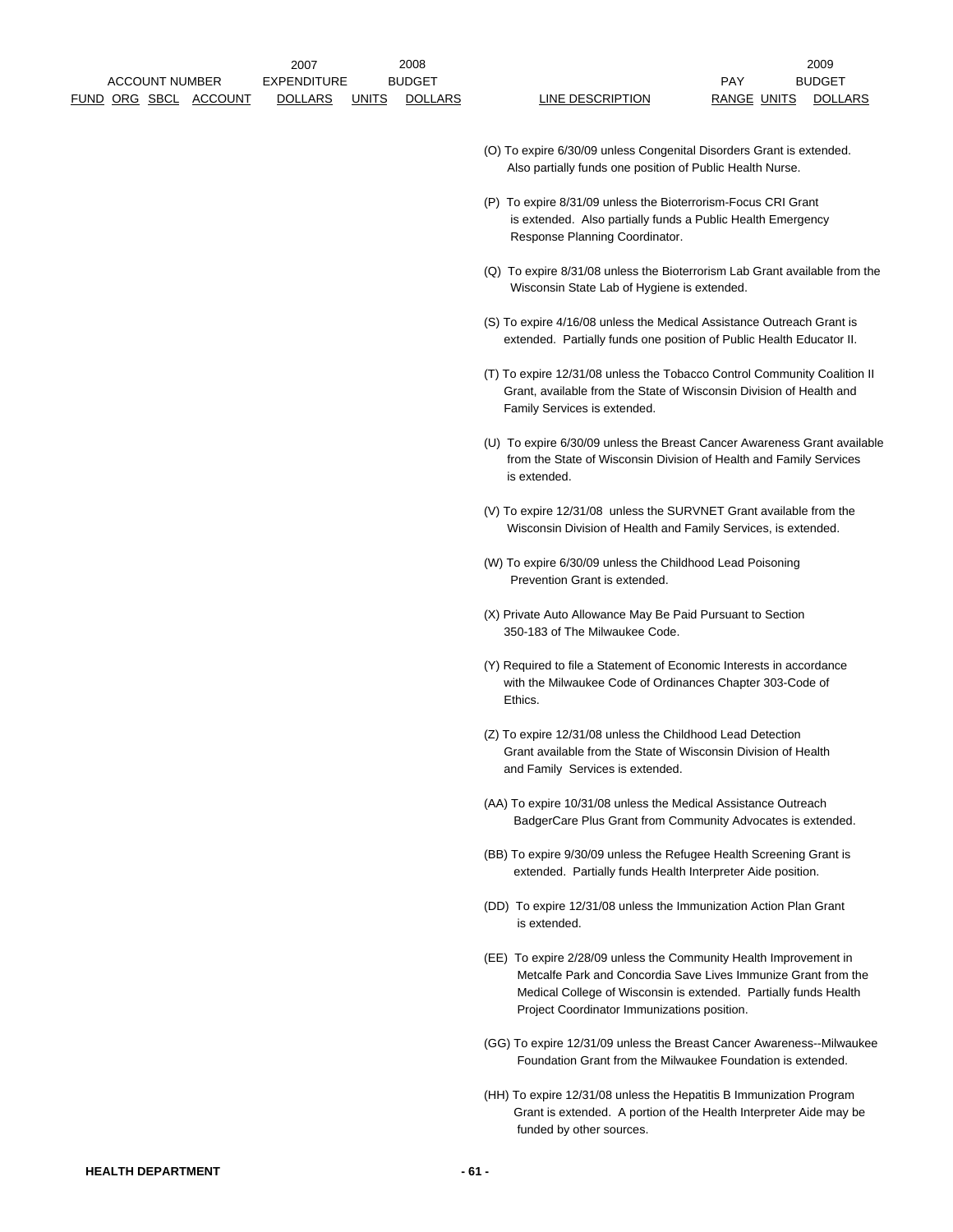| ACCOUNT NUMBER FUND ORG SBCL ACCOUNT | 2007 EXPENDITURE DOLLARS | 2008 BUDGET UNITS | 2008 BUDGET DOLLARS | LINE DESCRIPTION | PAY RANGE | 2009 BUDGET UNITS | 2009 BUDGET DOLLARS |
|---|---|---|---|---|---|---|---|

(O) To expire 6/30/09 unless Congenital Disorders Grant is extended. Also partially funds one position of Public Health Nurse.

(P) To expire 8/31/09 unless the Bioterrorism-Focus CRI Grant is extended. Also partially funds a Public Health Emergency Response Planning Coordinator.

(Q) To expire 8/31/08 unless the Bioterrorism Lab Grant available from the Wisconsin State Lab of Hygiene is extended.

(S) To expire 4/16/08 unless the Medical Assistance Outreach Grant is extended. Partially funds one position of Public Health Educator II.

(T) To expire 12/31/08 unless the Tobacco Control Community Coalition II Grant, available from the State of Wisconsin Division of Health and Family Services is extended.

(U) To expire 6/30/09 unless the Breast Cancer Awareness Grant available from the State of Wisconsin Division of Health and Family Services is extended.

(V) To expire 12/31/08 unless the SURVNET Grant available from the Wisconsin Division of Health and Family Services, is extended.

(W) To expire 6/30/09 unless the Childhood Lead Poisoning Prevention Grant is extended.

(X) Private Auto Allowance May Be Paid Pursuant to Section 350-183 of The Milwaukee Code.

(Y) Required to file a Statement of Economic Interests in accordance with the Milwaukee Code of Ordinances Chapter 303-Code of Ethics.

(Z) To expire 12/31/08 unless the Childhood Lead Detection Grant available from the State of Wisconsin Division of Health and Family Services is extended.

(AA) To expire 10/31/08 unless the Medical Assistance Outreach BadgerCare Plus Grant from Community Advocates is extended.

(BB) To expire 9/30/09 unless the Refugee Health Screening Grant is extended. Partially funds Health Interpreter Aide position.

(DD) To expire 12/31/08 unless the Immunization Action Plan Grant is extended.

(EE) To expire 2/28/09 unless the Community Health Improvement in Metcalfe Park and Concordia Save Lives Immunize Grant from the Medical College of Wisconsin is extended. Partially funds Health Project Coordinator Immunizations position.

(GG) To expire 12/31/09 unless the Breast Cancer Awareness--Milwaukee Foundation Grant from the Milwaukee Foundation is extended.

(HH) To expire 12/31/08 unless the Hepatitis B Immunization Program Grant is extended. A portion of the Health Interpreter Aide may be funded by other sources.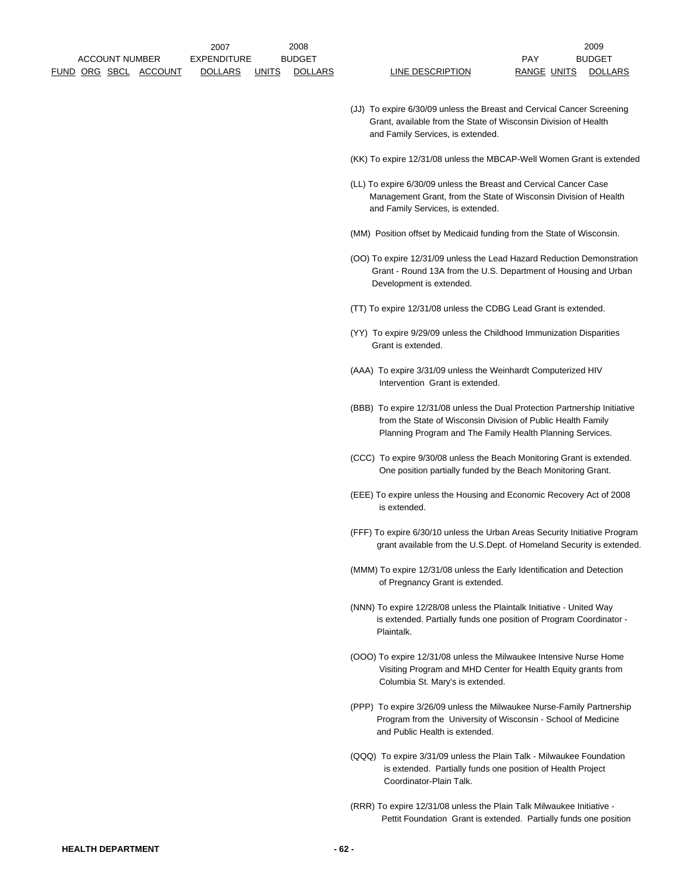| ACCOUNT NUMBER FUND ORG SBCL ACCOUNT | 2007 EXPENDITURE DOLLARS | 2008 BUDGET UNITS | 2008 BUDGET DOLLARS | LINE DESCRIPTION | PAY RANGE | 2009 BUDGET UNITS | 2009 BUDGET DOLLARS |
|---|---|---|---|---|---|---|---|

(JJ) To expire 6/30/09 unless the Breast and Cervical Cancer Screening Grant, available from the State of Wisconsin Division of Health and Family Services, is extended.

(KK) To expire 12/31/08 unless the MBCAP-Well Women Grant is extended

(LL) To expire 6/30/09 unless the Breast and Cervical Cancer Case Management Grant, from the State of Wisconsin Division of Health and Family Services, is extended.

(MM) Position offset by Medicaid funding from the State of Wisconsin.

(OO) To expire 12/31/09 unless the Lead Hazard Reduction Demonstration Grant - Round 13A from the U.S. Department of Housing and Urban Development is extended.

(TT) To expire 12/31/08 unless the CDBG Lead Grant is extended.

(YY) To expire 9/29/09 unless the Childhood Immunization Disparities Grant is extended.

(AAA) To expire 3/31/09 unless the Weinhardt Computerized HIV Intervention Grant is extended.

(BBB) To expire 12/31/08 unless the Dual Protection Partnership Initiative from the State of Wisconsin Division of Public Health Family Planning Program and The Family Health Planning Services.

(CCC) To expire 9/30/08 unless the Beach Monitoring Grant is extended. One position partially funded by the Beach Monitoring Grant.

(EEE) To expire unless the Housing and Economic Recovery Act of 2008 is extended.

(FFF) To expire 6/30/10 unless the Urban Areas Security Initiative Program grant available from the U.S.Dept. of Homeland Security is extended.

(MMM) To expire 12/31/08 unless the Early Identification and Detection of Pregnancy Grant is extended.

(NNN) To expire 12/28/08 unless the Plaintalk Initiative - United Way is extended. Partially funds one position of Program Coordinator - Plaintalk.

(OOO) To expire 12/31/08 unless the Milwaukee Intensive Nurse Home Visiting Program and MHD Center for Health Equity grants from Columbia St. Mary's is extended.

(PPP) To expire 3/26/09 unless the Milwaukee Nurse-Family Partnership Program from the University of Wisconsin - School of Medicine and Public Health is extended.

(QQQ) To expire 3/31/09 unless the Plain Talk - Milwaukee Foundation is extended. Partially funds one position of Health Project Coordinator-Plain Talk.

(RRR) To expire 12/31/08 unless the Plain Talk Milwaukee Initiative - Pettit Foundation Grant is extended. Partially funds one position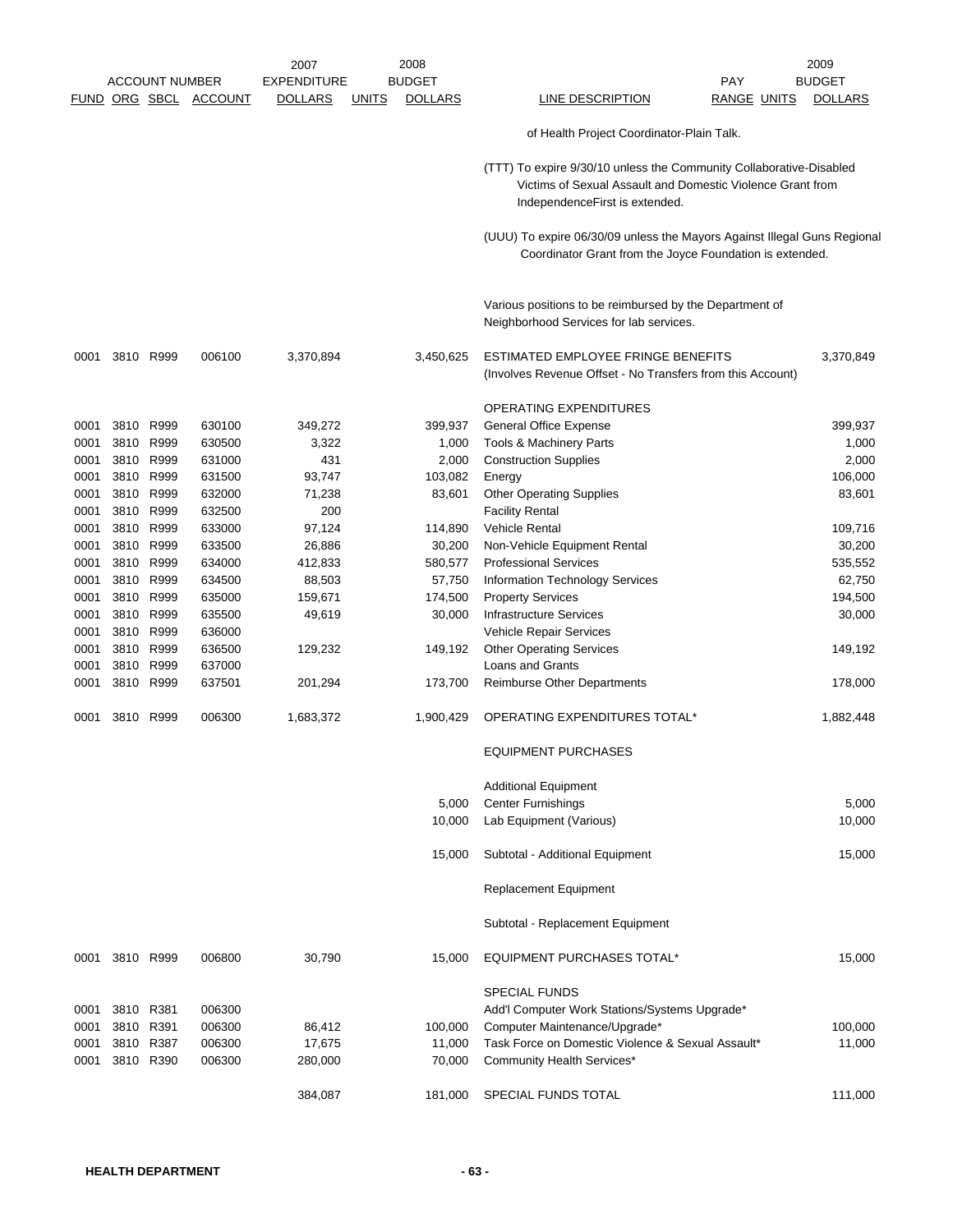| ACCOUNT NUMBER | | | | 2007 EXPENDITURE | | 2008 BUDGET | | PAY | | 2009 BUDGET |
|---|---|---|---|---|---|---|---|---|---|---|
| FUND | ORG | SBCL | ACCOUNT | DOLLARS | UNITS | DOLLARS | LINE DESCRIPTION | RANGE | UNITS | DOLLARS |
| | | | | | | | of Health Project Coordinator-Plain Talk. | | | |
| | | | | | | | (TTT) To expire 9/30/10 unless the Community Collaborative-Disabled Victims of Sexual Assault and Domestic Violence Grant from IndependenceFirst is extended. | | | |
| | | | | | | | (UUU) To expire 06/30/09 unless the Mayors Against Illegal Guns Regional Coordinator Grant from the Joyce Foundation is extended. | | | |
| | | | | | | | Various positions to be reimbursed by the Department of Neighborhood Services for lab services. | | | |
| 0001 | 3810 | R999 | 006100 | 3,370,894 | | 3,450,625 | ESTIMATED EMPLOYEE FRINGE BENEFITS (Involves Revenue Offset - No Transfers from this Account) | | | 3,370,849 |
| | | | | | | | OPERATING EXPENDITURES | | | |
| 0001 | 3810 | R999 | 630100 | 349,272 | | 399,937 | General Office Expense | | | 399,937 |
| 0001 | 3810 | R999 | 630500 | 3,322 | | 1,000 | Tools & Machinery Parts | | | 1,000 |
| 0001 | 3810 | R999 | 631000 | 431 | | 2,000 | Construction Supplies | | | 2,000 |
| 0001 | 3810 | R999 | 631500 | 93,747 | | 103,082 | Energy | | | 106,000 |
| 0001 | 3810 | R999 | 632000 | 71,238 | | 83,601 | Other Operating Supplies | | | 83,601 |
| 0001 | 3810 | R999 | 632500 | 200 | | | Facility Rental | | | |
| 0001 | 3810 | R999 | 633000 | 97,124 | | 114,890 | Vehicle Rental | | | 109,716 |
| 0001 | 3810 | R999 | 633500 | 26,886 | | 30,200 | Non-Vehicle Equipment Rental | | | 30,200 |
| 0001 | 3810 | R999 | 634000 | 412,833 | | 580,577 | Professional Services | | | 535,552 |
| 0001 | 3810 | R999 | 634500 | 88,503 | | 57,750 | Information Technology Services | | | 62,750 |
| 0001 | 3810 | R999 | 635000 | 159,671 | | 174,500 | Property Services | | | 194,500 |
| 0001 | 3810 | R999 | 635500 | 49,619 | | 30,000 | Infrastructure Services | | | 30,000 |
| 0001 | 3810 | R999 | 636000 | | | | Vehicle Repair Services | | | |
| 0001 | 3810 | R999 | 636500 | 129,232 | | 149,192 | Other Operating Services | | | 149,192 |
| 0001 | 3810 | R999 | 637000 | | | | Loans and Grants | | | |
| 0001 | 3810 | R999 | 637501 | 201,294 | | 173,700 | Reimburse Other Departments | | | 178,000 |
| 0001 | 3810 | R999 | 006300 | 1,683,372 | | 1,900,429 | OPERATING EXPENDITURES TOTAL* | | | 1,882,448 |
| | | | | | | | EQUIPMENT PURCHASES | | | |
| | | | | | | | Additional Equipment | | | |
| | | | | | | 5,000 | Center Furnishings | | | 5,000 |
| | | | | | | 10,000 | Lab Equipment (Various) | | | 10,000 |
| | | | | | | 15,000 | Subtotal - Additional Equipment | | | 15,000 |
| | | | | | | | Replacement Equipment | | | |
| | | | | | | | Subtotal - Replacement Equipment | | | |
| 0001 | 3810 | R999 | 006800 | 30,790 | | 15,000 | EQUIPMENT PURCHASES TOTAL* | | | 15,000 |
| | | | | | | | SPECIAL FUNDS | | | |
| 0001 | 3810 | R381 | 006300 | | | | Add'l Computer Work Stations/Systems Upgrade* | | | |
| 0001 | 3810 | R391 | 006300 | 86,412 | | 100,000 | Computer Maintenance/Upgrade* | | | 100,000 |
| 0001 | 3810 | R387 | 006300 | 17,675 | | 11,000 | Task Force on Domestic Violence & Sexual Assault* | | | 11,000 |
| 0001 | 3810 | R390 | 006300 | 280,000 | | 70,000 | Community Health Services* | | | |
| | | | | 384,087 | | 181,000 | SPECIAL FUNDS TOTAL | | | 111,000 |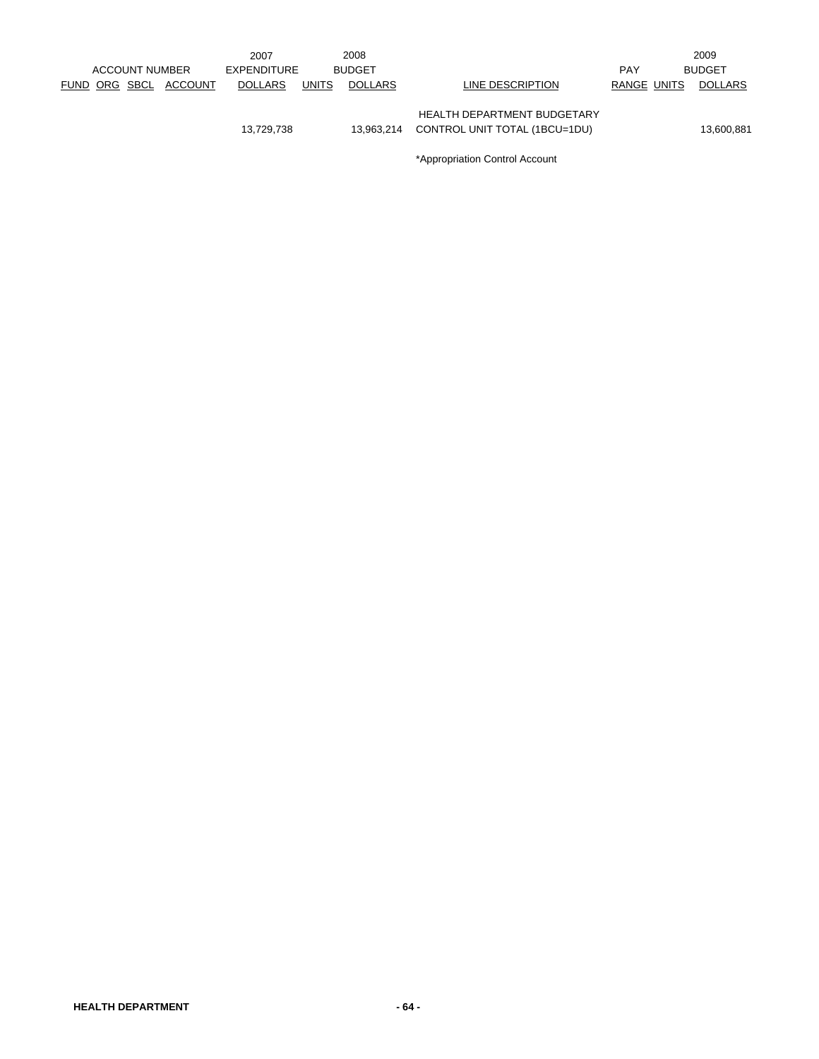| ACCOUNT NUMBER | | | | 2007 EXPENDITURE | 2008 BUDGET | | | PAY | | 2009 BUDGET |
|---|---|---|---|---|---|---|---|---|---|---|
| FUND | ORG | SBCL | ACCOUNT | DOLLARS | UNITS | DOLLARS | LINE DESCRIPTION | RANGE | UNITS | DOLLARS |
| | | | | 13,729,738 | | 13,963,214 | HEALTH DEPARTMENT BUDGETARY CONTROL UNIT TOTAL (1BCU=1DU) | | | 13,600,881 |

*Appropriation Control Account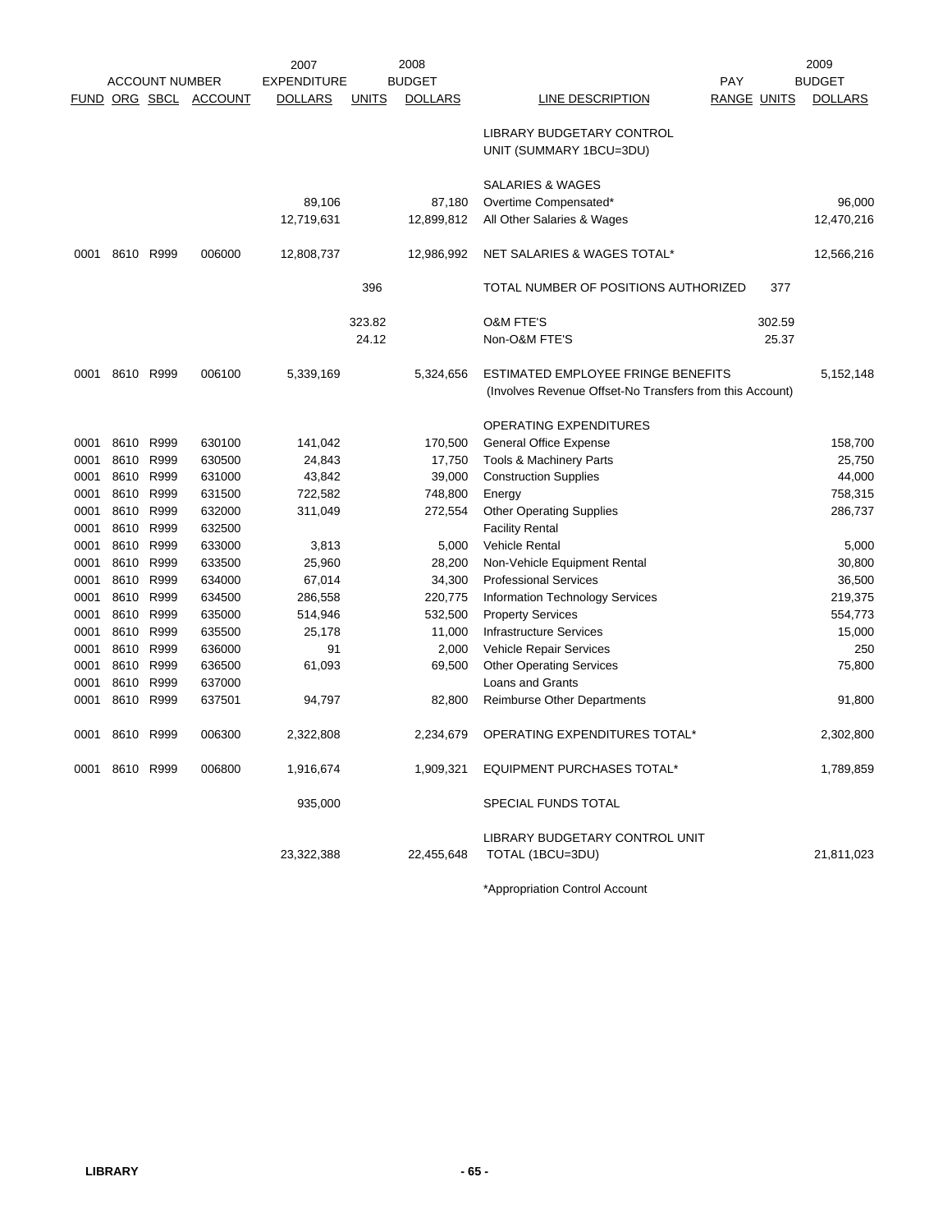| ACCOUNT NUMBER | | | | 2007 EXPENDITURE | 2008 BUDGET | | | PAY | | 2009 BUDGET |
|---|---|---|---|---|---|---|---|---|---|---|
| FUND | ORG | SBCL | ACCOUNT | DOLLARS | UNITS | DOLLARS | LINE DESCRIPTION | RANGE | UNITS | DOLLARS |
| | | | | | | | LIBRARY BUDGETARY CONTROL UNIT (SUMMARY 1BCU=3DU) | | | |
| | | | | | | | SALARIES & WAGES | | | |
| | | | | 89,106 | | 87,180 | Overtime Compensated* | | | 96,000 |
| | | | | 12,719,631 | | 12,899,812 | All Other Salaries & Wages | | | 12,470,216 |
| 0001 | 8610 | R999 | 006000 | 12,808,737 | | 12,986,992 | NET SALARIES & WAGES TOTAL* | | | 12,566,216 |
| | | | | | 396 | | TOTAL NUMBER OF POSITIONS AUTHORIZED | | 377 | |
| | | | | | 323.82 | | O&M FTE'S | | 302.59 | |
| | | | | | 24.12 | | Non-O&M FTE'S | | 25.37 | |
| 0001 | 8610 | R999 | 006100 | 5,339,169 | | 5,324,656 | ESTIMATED EMPLOYEE FRINGE BENEFITS (Involves Revenue Offset-No Transfers from this Account) | | | 5,152,148 |
| | | | | | | | OPERATING EXPENDITURES | | | |
| 0001 | 8610 | R999 | 630100 | 141,042 | | 170,500 | General Office Expense | | | 158,700 |
| 0001 | 8610 | R999 | 630500 | 24,843 | | 17,750 | Tools & Machinery Parts | | | 25,750 |
| 0001 | 8610 | R999 | 631000 | 43,842 | | 39,000 | Construction Supplies | | | 44,000 |
| 0001 | 8610 | R999 | 631500 | 722,582 | | 748,800 | Energy | | | 758,315 |
| 0001 | 8610 | R999 | 632000 | 311,049 | | 272,554 | Other Operating Supplies | | | 286,737 |
| 0001 | 8610 | R999 | 632500 | | | | Facility Rental | | | |
| 0001 | 8610 | R999 | 633000 | 3,813 | | 5,000 | Vehicle Rental | | | 5,000 |
| 0001 | 8610 | R999 | 633500 | 25,960 | | 28,200 | Non-Vehicle Equipment Rental | | | 30,800 |
| 0001 | 8610 | R999 | 634000 | 67,014 | | 34,300 | Professional Services | | | 36,500 |
| 0001 | 8610 | R999 | 634500 | 286,558 | | 220,775 | Information Technology Services | | | 219,375 |
| 0001 | 8610 | R999 | 635000 | 514,946 | | 532,500 | Property Services | | | 554,773 |
| 0001 | 8610 | R999 | 635500 | 25,178 | | 11,000 | Infrastructure Services | | | 15,000 |
| 0001 | 8610 | R999 | 636000 | 91 | | 2,000 | Vehicle Repair Services | | | 250 |
| 0001 | 8610 | R999 | 636500 | 61,093 | | 69,500 | Other Operating Services | | | 75,800 |
| 0001 | 8610 | R999 | 637000 | | | | Loans and Grants | | | |
| 0001 | 8610 | R999 | 637501 | 94,797 | | 82,800 | Reimburse Other Departments | | | 91,800 |
| 0001 | 8610 | R999 | 006300 | 2,322,808 | | 2,234,679 | OPERATING EXPENDITURES TOTAL* | | | 2,302,800 |
| 0001 | 8610 | R999 | 006800 | 1,916,674 | | 1,909,321 | EQUIPMENT PURCHASES TOTAL* | | | 1,789,859 |
| | | | | 935,000 | | | SPECIAL FUNDS TOTAL | | | |
| | | | | 23,322,388 | | 22,455,648 | LIBRARY BUDGETARY CONTROL UNIT TOTAL (1BCU=3DU) | | | 21,811,023 |

*Appropriation Control Account

LIBRARY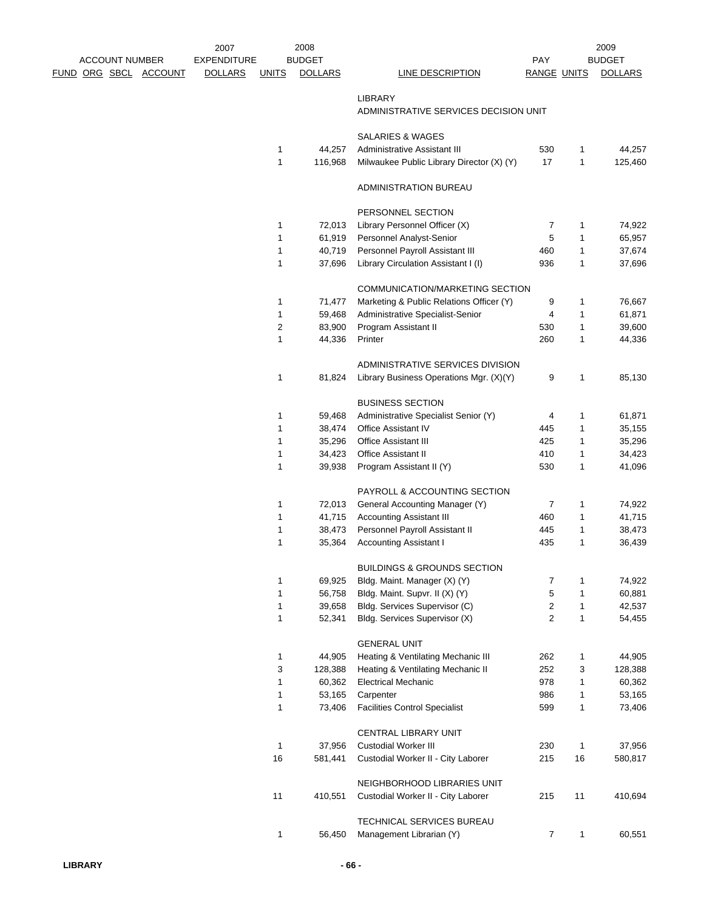| ACCOUNT NUMBER | | | | 2007 EXPENDITURE | 2008 BUDGET | | | PAY | | 2009 BUDGET |
|---|---|---|---|---|---|---|---|---|---|---|
| FUND | ORG | SBCL | ACCOUNT | DOLLARS | UNITS | DOLLARS | LINE DESCRIPTION | RANGE | UNITS | DOLLARS |
| | | | | | | | LIBRARY | | | |
| | | | | | | | ADMINISTRATIVE SERVICES DECISION UNIT | | | |
| | | | | | | | SALARIES & WAGES | | | |
| | | | | | 1 | 44,257 | Administrative Assistant III | 530 | 1 | 44,257 |
| | | | | | 1 | 116,968 | Milwaukee Public Library Director (X) (Y) | 17 | 1 | 125,460 |
| | | | | | | | ADMINISTRATION BUREAU | | | |
| | | | | | | | PERSONNEL SECTION | | | |
| | | | | | 1 | 72,013 | Library Personnel Officer (X) | 7 | 1 | 74,922 |
| | | | | | 1 | 61,919 | Personnel Analyst-Senior | 5 | 1 | 65,957 |
| | | | | | 1 | 40,719 | Personnel Payroll Assistant III | 460 | 1 | 37,674 |
| | | | | | 1 | 37,696 | Library Circulation Assistant I (I) | 936 | 1 | 37,696 |
| | | | | | | | COMMUNICATION/MARKETING SECTION | | | |
| | | | | | 1 | 71,477 | Marketing & Public Relations Officer (Y) | 9 | 1 | 76,667 |
| | | | | | 1 | 59,468 | Administrative Specialist-Senior | 4 | 1 | 61,871 |
| | | | | | 2 | 83,900 | Program Assistant II | 530 | 1 | 39,600 |
| | | | | | 1 | 44,336 | Printer | 260 | 1 | 44,336 |
| | | | | | | | ADMINISTRATIVE SERVICES DIVISION | | | |
| | | | | | 1 | 81,824 | Library Business Operations Mgr. (X)(Y) | 9 | 1 | 85,130 |
| | | | | | | | BUSINESS SECTION | | | |
| | | | | | 1 | 59,468 | Administrative Specialist Senior (Y) | 4 | 1 | 61,871 |
| | | | | | 1 | 38,474 | Office Assistant IV | 445 | 1 | 35,155 |
| | | | | | 1 | 35,296 | Office Assistant III | 425 | 1 | 35,296 |
| | | | | | 1 | 34,423 | Office Assistant II | 410 | 1 | 34,423 |
| | | | | | 1 | 39,938 | Program Assistant II (Y) | 530 | 1 | 41,096 |
| | | | | | | | PAYROLL & ACCOUNTING SECTION | | | |
| | | | | | 1 | 72,013 | General Accounting Manager (Y) | 7 | 1 | 74,922 |
| | | | | | 1 | 41,715 | Accounting Assistant III | 460 | 1 | 41,715 |
| | | | | | 1 | 38,473 | Personnel Payroll Assistant II | 445 | 1 | 38,473 |
| | | | | | 1 | 35,364 | Accounting Assistant I | 435 | 1 | 36,439 |
| | | | | | | | BUILDINGS & GROUNDS SECTION | | | |
| | | | | | 1 | 69,925 | Bldg. Maint. Manager (X) (Y) | 7 | 1 | 74,922 |
| | | | | | 1 | 56,758 | Bldg. Maint. Supvr. II (X) (Y) | 5 | 1 | 60,881 |
| | | | | | 1 | 39,658 | Bldg. Services Supervisor (C) | 2 | 1 | 42,537 |
| | | | | | 1 | 52,341 | Bldg. Services Supervisor (X) | 2 | 1 | 54,455 |
| | | | | | | | GENERAL UNIT | | | |
| | | | | | 1 | 44,905 | Heating & Ventilating Mechanic III | 262 | 1 | 44,905 |
| | | | | | 3 | 128,388 | Heating & Ventilating Mechanic II | 252 | 3 | 128,388 |
| | | | | | 1 | 60,362 | Electrical Mechanic | 978 | 1 | 60,362 |
| | | | | | 1 | 53,165 | Carpenter | 986 | 1 | 53,165 |
| | | | | | 1 | 73,406 | Facilities Control Specialist | 599 | 1 | 73,406 |
| | | | | | | | CENTRAL LIBRARY UNIT | | | |
| | | | | | 1 | 37,956 | Custodial Worker III | 230 | 1 | 37,956 |
| | | | | | 16 | 581,441 | Custodial Worker II - City Laborer | 215 | 16 | 580,817 |
| | | | | | | | NEIGHBORHOOD LIBRARIES UNIT | | | |
| | | | | | 11 | 410,551 | Custodial Worker II - City Laborer | 215 | 11 | 410,694 |
| | | | | | | | TECHNICAL SERVICES BUREAU | | | |
| | | | | | 1 | 56,450 | Management Librarian (Y) | 7 | 1 | 60,551 |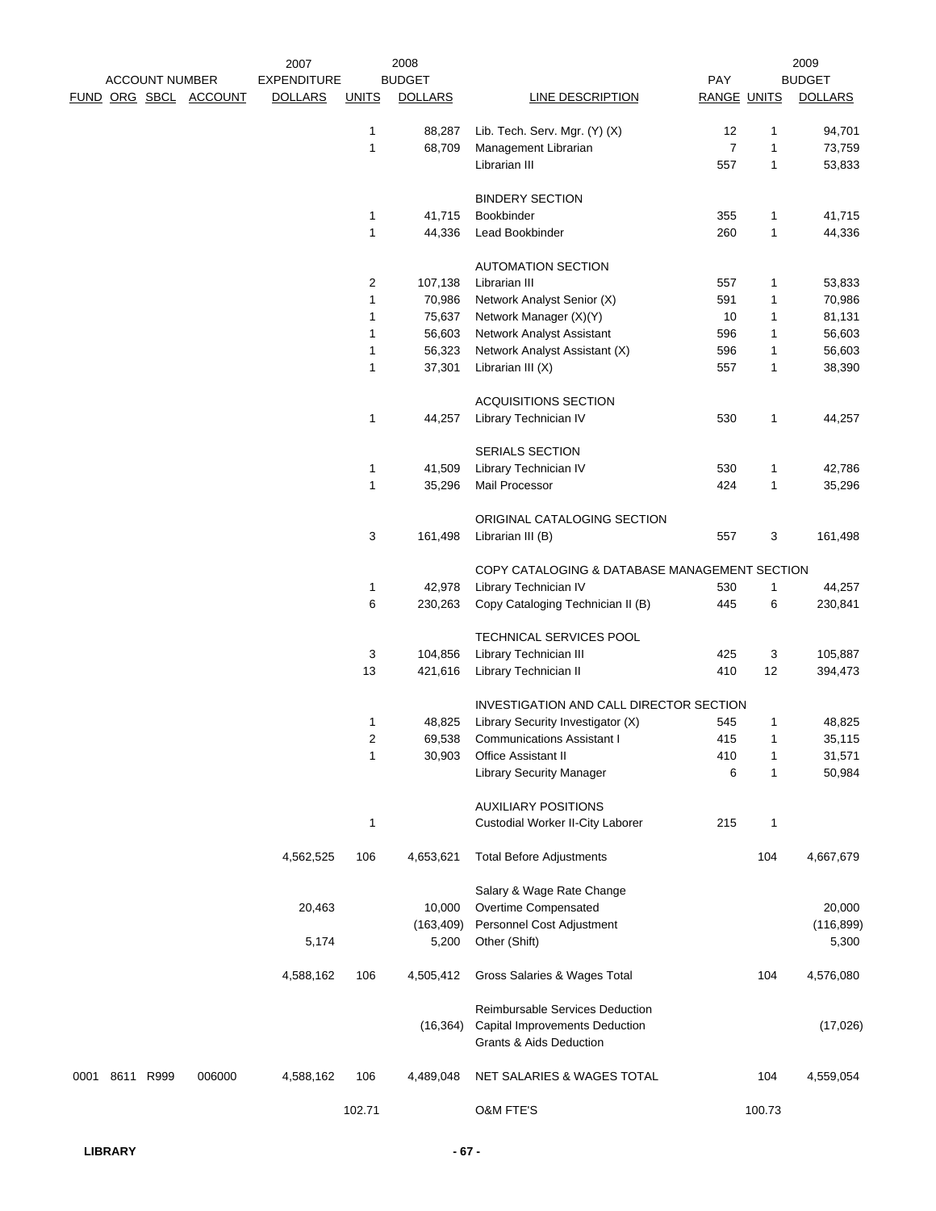| ACCOUNT NUMBER FUND | ORG | SBCL | ACCOUNT | 2007 EXPENDITURE DOLLARS | UNITS | 2008 BUDGET DOLLARS | LINE DESCRIPTION | PAY RANGE | UNITS | 2009 BUDGET DOLLARS |
|---|---|---|---|---|---|---|---|---|---|---|
| | | | | | 1 | 88,287 | Lib. Tech. Serv. Mgr. (Y) (X) | 12 | 1 | 94,701 |
| | | | | | 1 | 68,709 | Management Librarian | 7 | 1 | 73,759 |
| | | | | | | | Librarian III | 557 | 1 | 53,833 |
| | | | | | | | BINDERY SECTION | | | |
| | | | | | 1 | 41,715 | Bookbinder | 355 | 1 | 41,715 |
| | | | | | 1 | 44,336 | Lead Bookbinder | 260 | 1 | 44,336 |
| | | | | | | | AUTOMATION SECTION | | | |
| | | | | | 2 | 107,138 | Librarian III | 557 | 1 | 53,833 |
| | | | | | 1 | 70,986 | Network Analyst Senior (X) | 591 | 1 | 70,986 |
| | | | | | 1 | 75,637 | Network Manager (X)(Y) | 10 | 1 | 81,131 |
| | | | | | 1 | 56,603 | Network Analyst Assistant | 596 | 1 | 56,603 |
| | | | | | 1 | 56,323 | Network Analyst Assistant (X) | 596 | 1 | 56,603 |
| | | | | | 1 | 37,301 | Librarian III (X) | 557 | 1 | 38,390 |
| | | | | | | | ACQUISITIONS SECTION | | | |
| | | | | | 1 | 44,257 | Library Technician IV | 530 | 1 | 44,257 |
| | | | | | | | SERIALS SECTION | | | |
| | | | | | 1 | 41,509 | Library Technician IV | 530 | 1 | 42,786 |
| | | | | | 1 | 35,296 | Mail Processor | 424 | 1 | 35,296 |
| | | | | | | | ORIGINAL CATALOGING SECTION | | | |
| | | | | | 3 | 161,498 | Librarian III (B) | 557 | 3 | 161,498 |
| | | | | | | | COPY CATALOGING & DATABASE MANAGEMENT SECTION | | | |
| | | | | | 1 | 42,978 | Library Technician IV | 530 | 1 | 44,257 |
| | | | | | 6 | 230,263 | Copy Cataloging Technician II (B) | 445 | 6 | 230,841 |
| | | | | | | | TECHNICAL SERVICES POOL | | | |
| | | | | | 3 | 104,856 | Library Technician III | 425 | 3 | 105,887 |
| | | | | | 13 | 421,616 | Library Technician II | 410 | 12 | 394,473 |
| | | | | | | | INVESTIGATION AND CALL DIRECTOR SECTION | | | |
| | | | | | 1 | 48,825 | Library Security Investigator (X) | 545 | 1 | 48,825 |
| | | | | | 2 | 69,538 | Communications Assistant I | 415 | 1 | 35,115 |
| | | | | | 1 | 30,903 | Office Assistant II | 410 | 1 | 31,571 |
| | | | | | | | Library Security Manager | 6 | 1 | 50,984 |
| | | | | | | | AUXILIARY POSITIONS | | | |
| | | | | | 1 | | Custodial Worker II-City Laborer | 215 | 1 | |
| | | | | 4,562,525 | 106 | 4,653,621 | Total Before Adjustments | | 104 | 4,667,679 |
| | | | | | | | Salary & Wage Rate Change | | | |
| | | | | 20,463 | | 10,000 | Overtime Compensated | | | 20,000 |
| | | | | | | (163,409) | Personnel Cost Adjustment | | | (116,899) |
| | | | | 5,174 | | 5,200 | Other (Shift) | | | 5,300 |
| | | | | 4,588,162 | 106 | 4,505,412 | Gross Salaries & Wages Total | | 104 | 4,576,080 |
| | | | | | | | Reimbursable Services Deduction | | | |
| | | | | | | (16,364) | Capital Improvements Deduction | | | (17,026) |
| | | | | | | | Grants & Aids Deduction | | | |
| 0001 | 8611 | R999 | 006000 | 4,588,162 | 106 | 4,489,048 | NET SALARIES & WAGES TOTAL | | 104 | 4,559,054 |
| | | | | | 102.71 | | O&M FTE'S | | 100.73 | |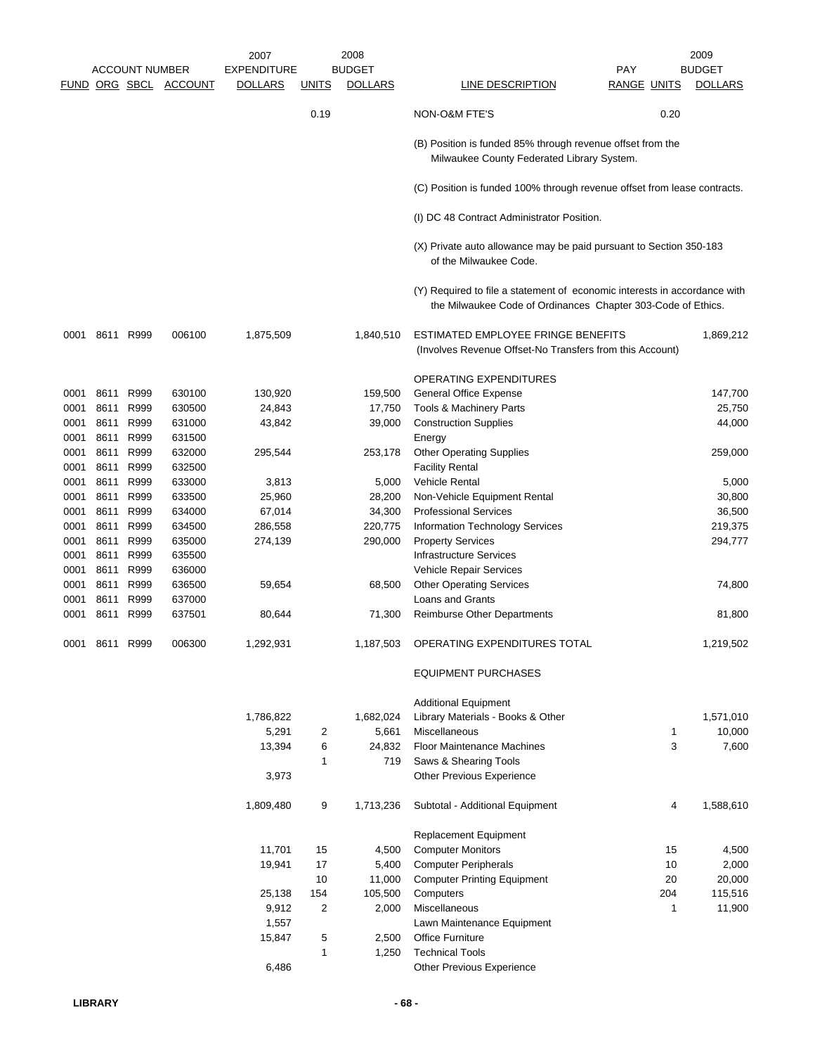| FUND | ORG | SBCL | ACCOUNT | 2007 EXPENDITURE DOLLARS | 2008 UNITS | 2008 BUDGET DOLLARS | LINE DESCRIPTION | PAY RANGE | 2009 UNITS | 2009 BUDGET DOLLARS |
|---|---|---|---|---|---|---|---|---|---|---|
| | | | | | 0.19 | | NON-O&M FTE'S | | 0.20 | |
| | | | | | | | (B) Position is funded 85% through revenue offset from the Milwaukee County Federated Library System. | | | |
| | | | | | | | (C) Position is funded 100% through revenue offset from lease contracts. | | | |
| | | | | | | | (I) DC 48 Contract Administrator Position. | | | |
| | | | | | | | (X) Private auto allowance may be paid pursuant to Section 350-183 of the Milwaukee Code. | | | |
| | | | | | | | (Y) Required to file a statement of economic interests in accordance with the Milwaukee Code of Ordinances Chapter 303-Code of Ethics. | | | |
| 0001 | 8611 | R999 | 006100 | 1,875,509 | | 1,840,510 | ESTIMATED EMPLOYEE FRINGE BENEFITS (Involves Revenue Offset-No Transfers from this Account) | | | 1,869,212 |
| | | | | | | | OPERATING EXPENDITURES | | | |
| 0001 | 8611 | R999 | 630100 | 130,920 | | 159,500 | General Office Expense | | | 147,700 |
| 0001 | 8611 | R999 | 630500 | 24,843 | | 17,750 | Tools & Machinery Parts | | | 25,750 |
| 0001 | 8611 | R999 | 631000 | 43,842 | | 39,000 | Construction Supplies | | | 44,000 |
| 0001 | 8611 | R999 | 631500 | | | | Energy | | | |
| 0001 | 8611 | R999 | 632000 | 295,544 | | 253,178 | Other Operating Supplies | | | 259,000 |
| 0001 | 8611 | R999 | 632500 | | | | Facility Rental | | | |
| 0001 | 8611 | R999 | 633000 | 3,813 | | 5,000 | Vehicle Rental | | | 5,000 |
| 0001 | 8611 | R999 | 633500 | 25,960 | | 28,200 | Non-Vehicle Equipment Rental | | | 30,800 |
| 0001 | 8611 | R999 | 634000 | 67,014 | | 34,300 | Professional Services | | | 36,500 |
| 0001 | 8611 | R999 | 634500 | 286,558 | | 220,775 | Information Technology Services | | | 219,375 |
| 0001 | 8611 | R999 | 635000 | 274,139 | | 290,000 | Property Services | | | 294,777 |
| 0001 | 8611 | R999 | 635500 | | | | Infrastructure Services | | | |
| 0001 | 8611 | R999 | 636000 | | | | Vehicle Repair Services | | | |
| 0001 | 8611 | R999 | 636500 | 59,654 | | 68,500 | Other Operating Services | | | 74,800 |
| 0001 | 8611 | R999 | 637000 | | | | Loans and Grants | | | |
| 0001 | 8611 | R999 | 637501 | 80,644 | | 71,300 | Reimburse Other Departments | | | 81,800 |
| 0001 | 8611 | R999 | 006300 | 1,292,931 | | 1,187,503 | OPERATING EXPENDITURES TOTAL | | | 1,219,502 |
| | | | | | | | EQUIPMENT PURCHASES | | | |
| | | | | | | | Additional Equipment | | | |
| | | | | 1,786,822 | | 1,682,024 | Library Materials - Books & Other | | | 1,571,010 |
| | | | | 5,291 | 2 | 5,661 | Miscellaneous | | 1 | 10,000 |
| | | | | 13,394 | 6 | 24,832 | Floor Maintenance Machines | | 3 | 7,600 |
| | | | | | 1 | 719 | Saws & Shearing Tools | | | |
| | | | | 3,973 | | | Other Previous Experience | | | |
| | | | | 1,809,480 | 9 | 1,713,236 | Subtotal - Additional Equipment | | 4 | 1,588,610 |
| | | | | | | | Replacement Equipment | | | |
| | | | | 11,701 | 15 | 4,500 | Computer Monitors | | 15 | 4,500 |
| | | | | 19,941 | 17 | 5,400 | Computer Peripherals | | 10 | 2,000 |
| | | | | | 10 | 11,000 | Computer Printing Equipment | | 20 | 20,000 |
| | | | | 25,138 | 154 | 105,500 | Computers | | 204 | 115,516 |
| | | | | 9,912 | 2 | 2,000 | Miscellaneous | | 1 | 11,900 |
| | | | | 1,557 | | | Lawn Maintenance Equipment | | | |
| | | | | 15,847 | 5 | 2,500 | Office Furniture | | | |
| | | | | | 1 | 1,250 | Technical Tools | | | |
| | | | | 6,486 | | | Other Previous Experience | | | |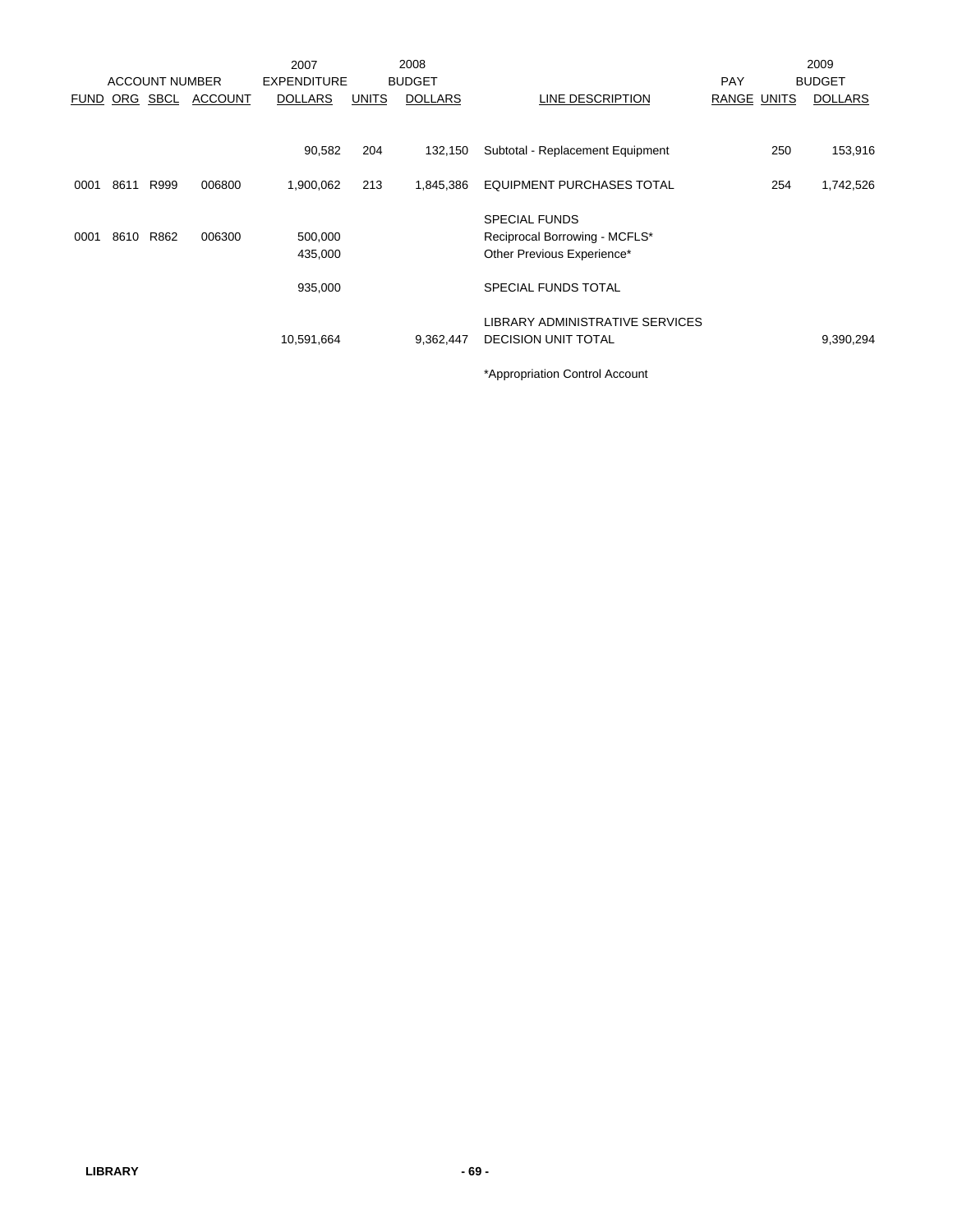| ACCOUNT NUMBER | | | | 2007 EXPENDITURE | 2008 BUDGET | | | PAY | 2009 BUDGET | |
|---|---|---|---|---|---|---|---|---|---|---|
| FUND | ORG | SBCL | ACCOUNT | DOLLARS | UNITS | DOLLARS | LINE DESCRIPTION | RANGE | UNITS | DOLLARS |
| | | | | 90,582 | 204 | 132,150 | Subtotal - Replacement Equipment | | 250 | 153,916 |
| 0001 | 8611 | R999 | 006800 | 1,900,062 | 213 | 1,845,386 | EQUIPMENT PURCHASES TOTAL | | 254 | 1,742,526 |
| | | | | | | | SPECIAL FUNDS | | | |
| 0001 | 8610 | R862 | 006300 | 500,000 | | | Reciprocal Borrowing - MCFLS* | | | |
| | | | | 435,000 | | | Other Previous Experience* | | | |
| | | | | 935,000 | | | SPECIAL FUNDS TOTAL | | | |
| | | | | 10,591,664 | | 9,362,447 | LIBRARY ADMINISTRATIVE SERVICES DECISION UNIT TOTAL | | | 9,390,294 |

*Appropriation Control Account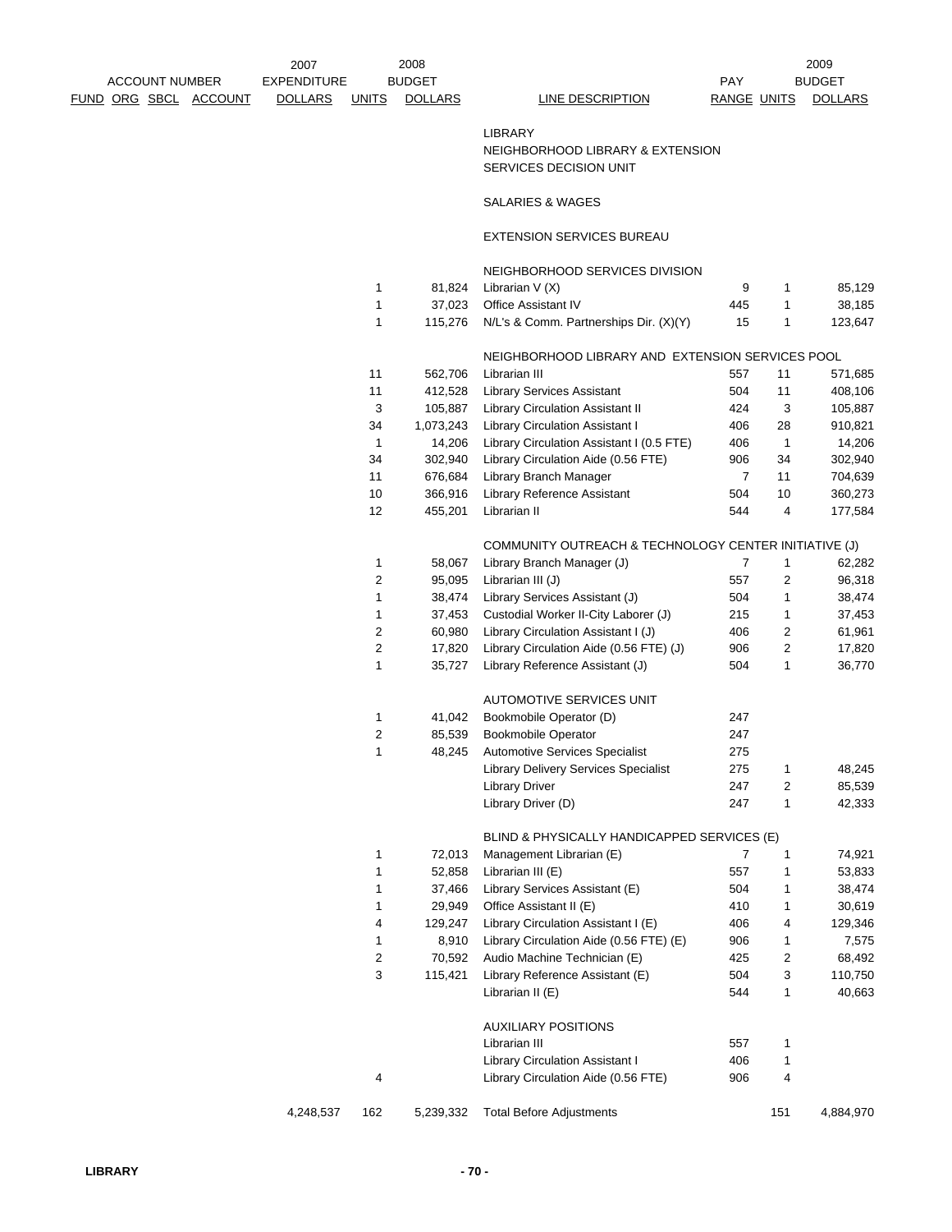| ACCOUNT NUMBER FUND ORG SBCL ACCOUNT | 2007 EXPENDITURE DOLLARS | UNITS | 2008 BUDGET DOLLARS | LINE DESCRIPTION | PAY RANGE | UNITS | 2009 BUDGET DOLLARS |
|---|---|---|---|---|---|---|---|
| | | | | LIBRARY | | | |
| | | | | NEIGHBORHOOD LIBRARY & EXTENSION SERVICES DECISION UNIT | | | |
| | | | | SALARIES & WAGES | | | |
| | | | | EXTENSION SERVICES BUREAU | | | |
| | | | | NEIGHBORHOOD SERVICES DIVISION | | | |
| | | 1 | 81,824 | Librarian V (X) | 9 | 1 | 85,129 |
| | | 1 | 37,023 | Office Assistant IV | 445 | 1 | 38,185 |
| | | 1 | 115,276 | N/L's & Comm. Partnerships Dir. (X)(Y) | 15 | 1 | 123,647 |
| | | | | NEIGHBORHOOD LIBRARY AND EXTENSION SERVICES POOL | | | |
| | | 11 | 562,706 | Librarian III | 557 | 11 | 571,685 |
| | | 11 | 412,528 | Library Services Assistant | 504 | 11 | 408,106 |
| | | 3 | 105,887 | Library Circulation Assistant II | 424 | 3 | 105,887 |
| | | 34 | 1,073,243 | Library Circulation Assistant I | 406 | 28 | 910,821 |
| | | 1 | 14,206 | Library Circulation Assistant I (0.5 FTE) | 406 | 1 | 14,206 |
| | | 34 | 302,940 | Library Circulation Aide (0.56 FTE) | 906 | 34 | 302,940 |
| | | 11 | 676,684 | Library Branch Manager | 7 | 11 | 704,639 |
| | | 10 | 366,916 | Library Reference Assistant | 504 | 10 | 360,273 |
| | | 12 | 455,201 | Librarian II | 544 | 4 | 177,584 |
| | | | | COMMUNITY OUTREACH & TECHNOLOGY CENTER INITIATIVE (J) | | | |
| | | 1 | 58,067 | Library Branch Manager (J) | 7 | 1 | 62,282 |
| | | 2 | 95,095 | Librarian III (J) | 557 | 2 | 96,318 |
| | | 1 | 38,474 | Library Services Assistant (J) | 504 | 1 | 38,474 |
| | | 1 | 37,453 | Custodial Worker II-City Laborer (J) | 215 | 1 | 37,453 |
| | | 2 | 60,980 | Library Circulation Assistant I (J) | 406 | 2 | 61,961 |
| | | 2 | 17,820 | Library Circulation Aide (0.56 FTE) (J) | 906 | 2 | 17,820 |
| | | 1 | 35,727 | Library Reference Assistant (J) | 504 | 1 | 36,770 |
| | | | | AUTOMOTIVE SERVICES UNIT | | | |
| | | 1 | 41,042 | Bookmobile Operator (D) | 247 | | |
| | | 2 | 85,539 | Bookmobile Operator | 247 | | |
| | | 1 | 48,245 | Automotive Services Specialist | 275 | | |
| | | | | Library Delivery Services Specialist | 275 | 1 | 48,245 |
| | | | | Library Driver | 247 | 2 | 85,539 |
| | | | | Library Driver (D) | 247 | 1 | 42,333 |
| | | | | BLIND & PHYSICALLY HANDICAPPED SERVICES (E) | | | |
| | | 1 | 72,013 | Management Librarian (E) | 7 | 1 | 74,921 |
| | | 1 | 52,858 | Librarian III (E) | 557 | 1 | 53,833 |
| | | 1 | 37,466 | Library Services Assistant (E) | 504 | 1 | 38,474 |
| | | 1 | 29,949 | Office Assistant II (E) | 410 | 1 | 30,619 |
| | | 4 | 129,247 | Library Circulation Assistant I (E) | 406 | 4 | 129,346 |
| | | 1 | 8,910 | Library Circulation Aide (0.56 FTE) (E) | 906 | 1 | 7,575 |
| | | 2 | 70,592 | Audio Machine Technician (E) | 425 | 2 | 68,492 |
| | | 3 | 115,421 | Library Reference Assistant (E) | 504 | 3 | 110,750 |
| | | | | Librarian II (E) | 544 | 1 | 40,663 |
| | | | | AUXILIARY POSITIONS | | | |
| | | | | Librarian III | 557 | 1 | |
| | | | | Library Circulation Assistant I | 406 | 1 | |
| | | 4 | | Library Circulation Aide (0.56 FTE) | 906 | 4 | |
| | 4,248,537 | 162 | 5,239,332 | Total Before Adjustments | | 151 | 4,884,970 |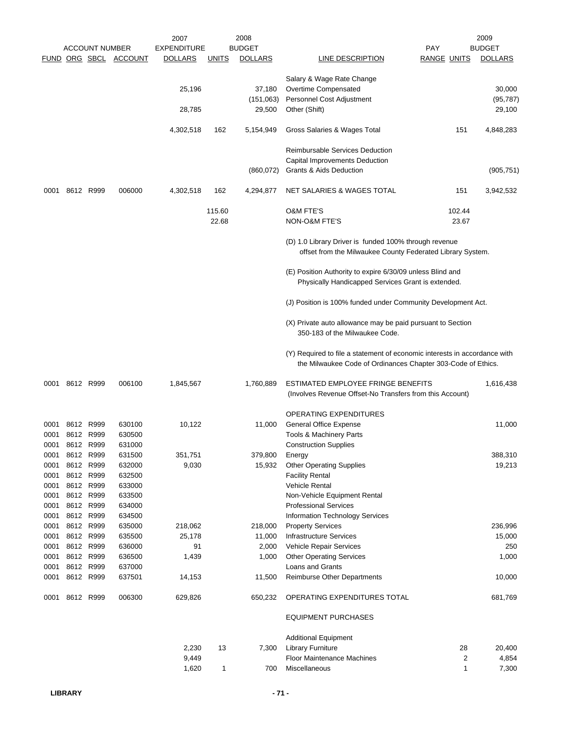| FUND | ORG | SBCL | ACCOUNT | 2007 EXPENDITURE DOLLARS | 2008 BUDGET UNITS | 2008 BUDGET DOLLARS | LINE DESCRIPTION | PAY RANGE | 2009 BUDGET UNITS | 2009 BUDGET DOLLARS |
|---|---|---|---|---|---|---|---|---|---|---|
| | | | | | | | Salary & Wage Rate Change | | | |
| | | | | 25,196 | | 37,180 | Overtime Compensated | | | 30,000 |
| | | | | | | (151,063) | Personnel Cost Adjustment | | | (95,787) |
| | | | | 28,785 | | 29,500 | Other (Shift) | | | 29,100 |
| | | | | 4,302,518 | 162 | 5,154,949 | Gross Salaries & Wages Total | | 151 | 4,848,283 |
| | | | | | | | Reimbursable Services Deduction | | | |
| | | | | | | | Capital Improvements Deduction | | | |
| | | | | | | (860,072) | Grants & Aids Deduction | | | (905,751) |
| 0001 | 8612 | R999 | 006000 | 4,302,518 | 162 | 4,294,877 | NET SALARIES & WAGES TOTAL | | 151 | 3,942,532 |
| | | | | | 115.60 | | O&M FTE'S | | 102.44 | |
| | | | | | 22.68 | | NON-O&M FTE'S | | 23.67 | |

(D) 1.0 Library Driver is funded 100% through revenue offset from the Milwaukee County Federated Library System.

(E) Position Authority to expire 6/30/09 unless Blind and Physically Handicapped Services Grant is extended.

(J) Position is 100% funded under Community Development Act.

(X) Private auto allowance may be paid pursuant to Section 350-183 of the Milwaukee Code.

(Y) Required to file a statement of economic interests in accordance with the Milwaukee Code of Ordinances Chapter 303-Code of Ethics.

| FUND | ORG | SBCL | ACCOUNT | 2007 EXPENDITURE DOLLARS | 2008 BUDGET UNITS | 2008 BUDGET DOLLARS | LINE DESCRIPTION | PAY RANGE | 2009 BUDGET UNITS | 2009 BUDGET DOLLARS |
|---|---|---|---|---|---|---|---|---|---|---|
| 0001 | 8612 | R999 | 006100 | 1,845,567 | | 1,760,889 | ESTIMATED EMPLOYEE FRINGE BENEFITS (Involves Revenue Offset-No Transfers from this Account) | | | 1,616,438 |
| | | | | | | | OPERATING EXPENDITURES | | | |
| 0001 | 8612 | R999 | 630100 | 10,122 | | 11,000 | General Office Expense | | | 11,000 |
| 0001 | 8612 | R999 | 630500 | | | | Tools & Machinery Parts | | | |
| 0001 | 8612 | R999 | 631000 | | | | Construction Supplies | | | |
| 0001 | 8612 | R999 | 631500 | 351,751 | | 379,800 | Energy | | | 388,310 |
| 0001 | 8612 | R999 | 632000 | 9,030 | | 15,932 | Other Operating Supplies | | | 19,213 |
| 0001 | 8612 | R999 | 632500 | | | | Facility Rental | | | |
| 0001 | 8612 | R999 | 633000 | | | | Vehicle Rental | | | |
| 0001 | 8612 | R999 | 633500 | | | | Non-Vehicle Equipment Rental | | | |
| 0001 | 8612 | R999 | 634000 | | | | Professional Services | | | |
| 0001 | 8612 | R999 | 634500 | | | | Information Technology Services | | | |
| 0001 | 8612 | R999 | 635000 | 218,062 | | 218,000 | Property Services | | | 236,996 |
| 0001 | 8612 | R999 | 635500 | 25,178 | | 11,000 | Infrastructure Services | | | 15,000 |
| 0001 | 8612 | R999 | 636000 | 91 | | 2,000 | Vehicle Repair Services | | | 250 |
| 0001 | 8612 | R999 | 636500 | 1,439 | | 1,000 | Other Operating Services | | | 1,000 |
| 0001 | 8612 | R999 | 637000 | | | | Loans and Grants | | | |
| 0001 | 8612 | R999 | 637501 | 14,153 | | 11,500 | Reimburse Other Departments | | | 10,000 |
| 0001 | 8612 | R999 | 006300 | 629,826 | | 650,232 | OPERATING EXPENDITURES TOTAL | | | 681,769 |
| | | | | | | | EQUIPMENT PURCHASES | | | |
| | | | | | | | Additional Equipment | | | |
| | | | | 2,230 | 13 | 7,300 | Library Furniture | | 28 | 20,400 |
| | | | | 9,449 | | | Floor Maintenance Machines | | 2 | 4,854 |
| | | | | 1,620 | 1 | 700 | Miscellaneous | | 1 | 7,300 |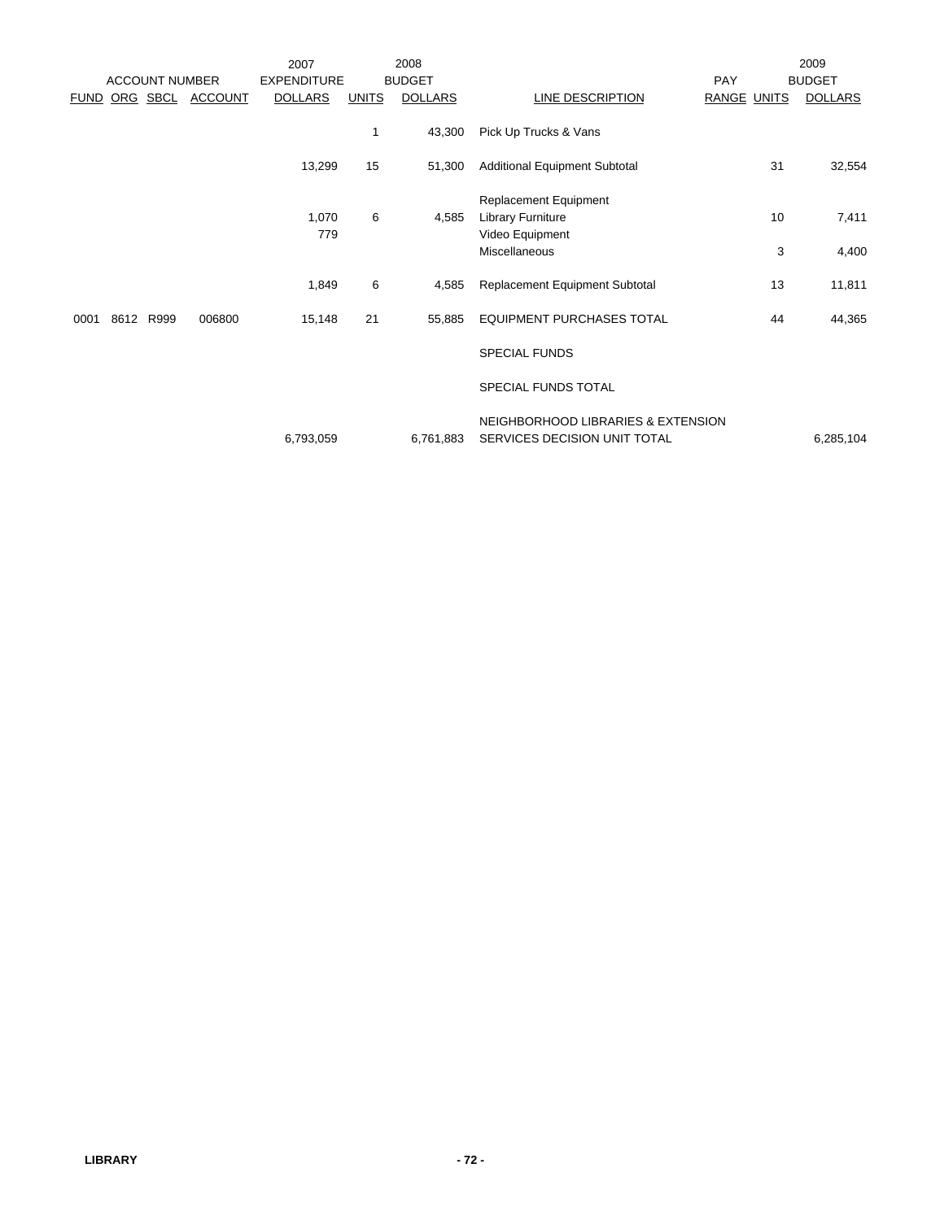| ACCOUNT NUMBER | | | | 2007 EXPENDITURE | 2008 BUDGET | | | PAY | 2009 BUDGET | |
|---|---|---|---|---|---|---|---|---|---|---|
| FUND | ORG | SBCL | ACCOUNT | DOLLARS | UNITS | DOLLARS | LINE DESCRIPTION | RANGE | UNITS | DOLLARS |
| | | | | | 1 | 43,300 | Pick Up Trucks & Vans | | | |
| | | | | 13,299 | 15 | 51,300 | Additional Equipment Subtotal | | 31 | 32,554 |
| | | | | | | | Replacement Equipment | | | |
| | | | | 1,070 | 6 | 4,585 | Library Furniture | | 10 | 7,411 |
| | | | | 779 | | | Video Equipment | | | |
| | | | | | | | Miscellaneous | | 3 | 4,400 |
| | | | | 1,849 | 6 | 4,585 | Replacement Equipment Subtotal | | 13 | 11,811 |
| 0001 | 8612 | R999 | 006800 | 15,148 | 21 | 55,885 | EQUIPMENT PURCHASES TOTAL | | 44 | 44,365 |
| | | | | | | | SPECIAL FUNDS | | | |
| | | | | | | | SPECIAL FUNDS TOTAL | | | |
| | | | | 6,793,059 | | 6,761,883 | NEIGHBORHOOD LIBRARIES & EXTENSION SERVICES DECISION UNIT TOTAL | | | 6,285,104 |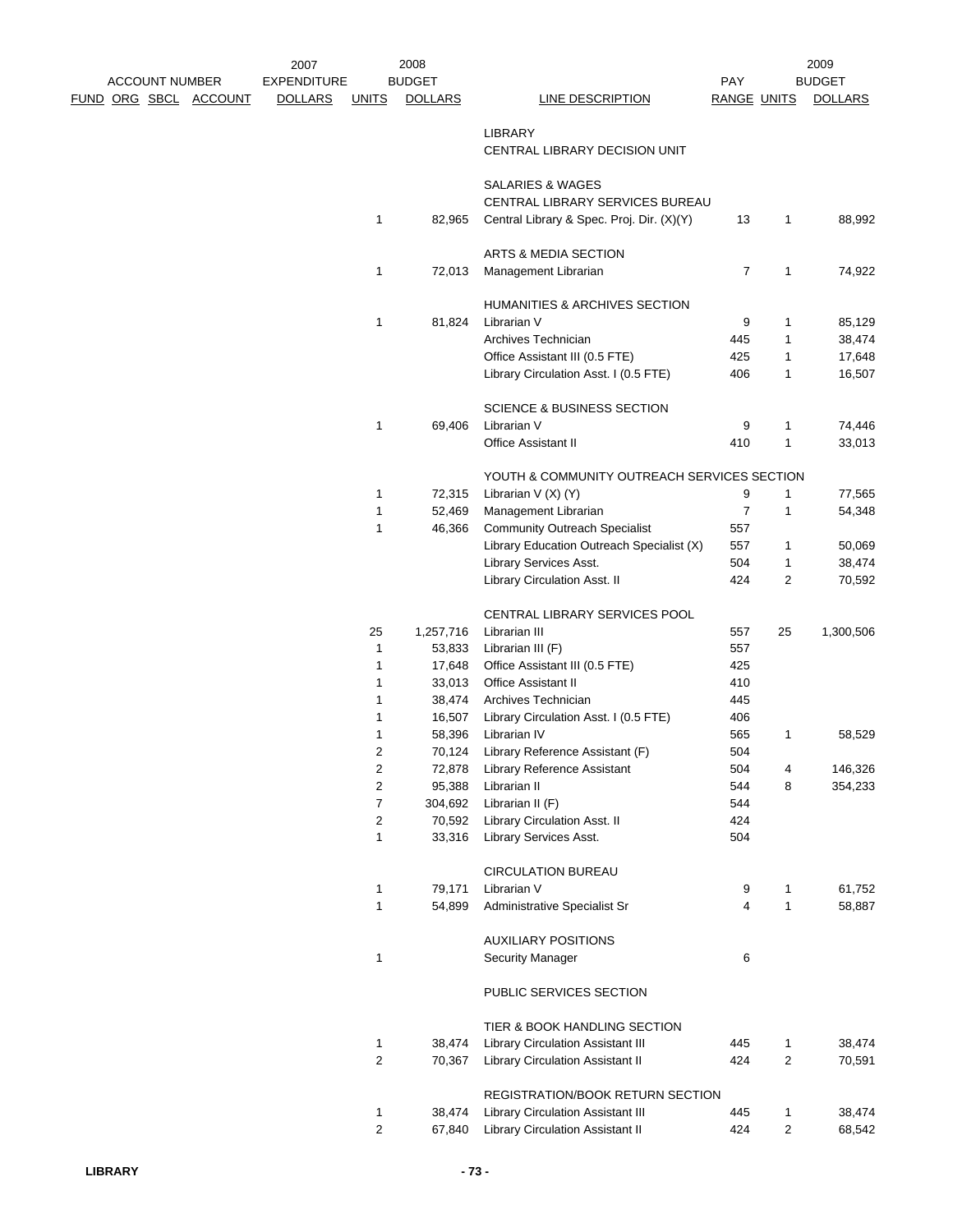| ACCOUNT NUMBER FUND ORG SBCL ACCOUNT | 2007 EXPENDITURE DOLLARS | UNITS | 2008 BUDGET DOLLARS | LINE DESCRIPTION | PAY RANGE | UNITS | 2009 BUDGET DOLLARS |
|---|---|---|---|---|---|---|---|
| | | | | LIBRARY | | | |
| | | | | CENTRAL LIBRARY DECISION UNIT | | | |
| | | | | SALARIES & WAGES | | | |
| | | | | CENTRAL LIBRARY SERVICES BUREAU | | | |
| | | 1 | 82,965 | Central Library & Spec. Proj. Dir. (X)(Y) | 13 | 1 | 88,992 |
| | | | | ARTS & MEDIA SECTION | | | |
| | | 1 | 72,013 | Management Librarian | 7 | 1 | 74,922 |
| | | | | HUMANITIES & ARCHIVES SECTION | | | |
| | | 1 | 81,824 | Librarian V | 9 | 1 | 85,129 |
| | | | | Archives Technician | 445 | 1 | 38,474 |
| | | | | Office Assistant III (0.5 FTE) | 425 | 1 | 17,648 |
| | | | | Library Circulation Asst. I (0.5 FTE) | 406 | 1 | 16,507 |
| | | | | SCIENCE & BUSINESS SECTION | | | |
| | | 1 | 69,406 | Librarian V | 9 | 1 | 74,446 |
| | | | | Office Assistant II | 410 | 1 | 33,013 |
| | | | | YOUTH & COMMUNITY OUTREACH SERVICES SECTION | | | |
| | | 1 | 72,315 | Librarian V (X) (Y) | 9 | 1 | 77,565 |
| | | 1 | 52,469 | Management Librarian | 7 | 1 | 54,348 |
| | | 1 | 46,366 | Community Outreach Specialist | 557 | | |
| | | | | Library Education Outreach Specialist (X) | 557 | 1 | 50,069 |
| | | | | Library Services Asst. | 504 | 1 | 38,474 |
| | | | | Library Circulation Asst. II | 424 | 2 | 70,592 |
| | | | | CENTRAL LIBRARY SERVICES POOL | | | |
| | | 25 | 1,257,716 | Librarian III | 557 | 25 | 1,300,506 |
| | | 1 | 53,833 | Librarian III (F) | 557 | | |
| | | 1 | 17,648 | Office Assistant III (0.5 FTE) | 425 | | |
| | | 1 | 33,013 | Office Assistant II | 410 | | |
| | | 1 | 38,474 | Archives Technician | 445 | | |
| | | 1 | 16,507 | Library Circulation Asst. I (0.5 FTE) | 406 | | |
| | | 1 | 58,396 | Librarian IV | 565 | 1 | 58,529 |
| | | 2 | 70,124 | Library Reference Assistant (F) | 504 | | |
| | | 2 | 72,878 | Library Reference Assistant | 504 | 4 | 146,326 |
| | | 2 | 95,388 | Librarian II | 544 | 8 | 354,233 |
| | | 7 | 304,692 | Librarian II (F) | 544 | | |
| | | 2 | 70,592 | Library Circulation Asst. II | 424 | | |
| | | 1 | 33,316 | Library Services Asst. | 504 | | |
| | | | | CIRCULATION BUREAU | | | |
| | | 1 | 79,171 | Librarian V | 9 | 1 | 61,752 |
| | | 1 | 54,899 | Administrative Specialist Sr | 4 | 1 | 58,887 |
| | | | | AUXILIARY POSITIONS | | | |
| | | 1 | | Security Manager | 6 | | |
| | | | | PUBLIC SERVICES SECTION | | | |
| | | | | TIER & BOOK HANDLING SECTION | | | |
| | | 1 | 38,474 | Library Circulation Assistant III | 445 | 1 | 38,474 |
| | | 2 | 70,367 | Library Circulation Assistant II | 424 | 2 | 70,591 |
| | | | | REGISTRATION/BOOK RETURN SECTION | | | |
| | | 1 | 38,474 | Library Circulation Assistant III | 445 | 1 | 38,474 |
| | | 2 | 67,840 | Library Circulation Assistant II | 424 | 2 | 68,542 |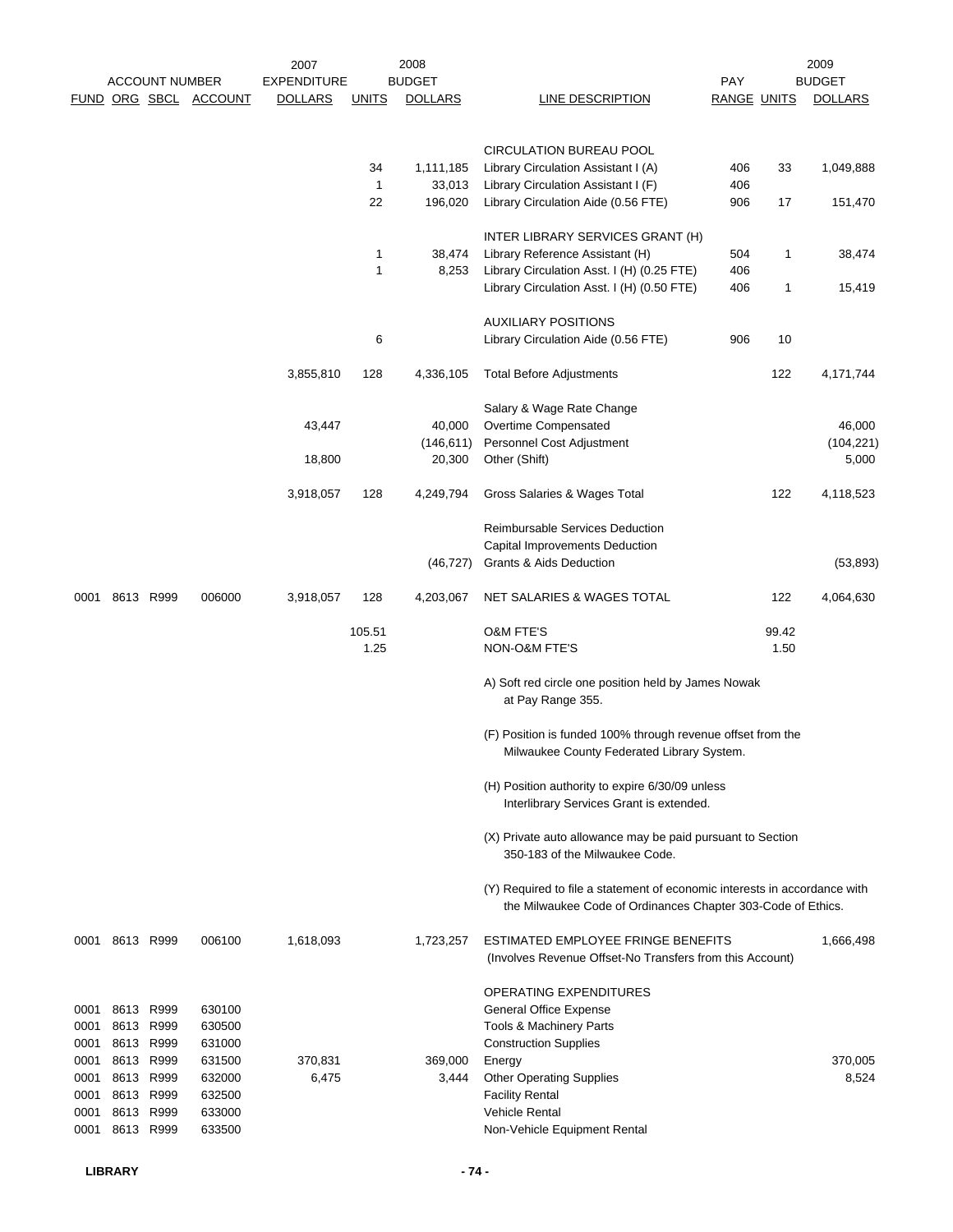| FUND | ORG | SBCL | ACCOUNT | 2007 EXPENDITURE DOLLARS | 2008 BUDGET UNITS | 2008 BUDGET DOLLARS | LINE DESCRIPTION | PAY RANGE | 2009 BUDGET UNITS | 2009 BUDGET DOLLARS |
|---|---|---|---|---|---|---|---|---|---|---|
| | | | | | | | CIRCULATION BUREAU POOL | | | |
| | | | | | 34 | 1,111,185 | Library Circulation Assistant I (A) | 406 | 33 | 1,049,888 |
| | | | | | 1 | 33,013 | Library Circulation Assistant I (F) | 406 | | |
| | | | | | 22 | 196,020 | Library Circulation Aide (0.56 FTE) | 906 | 17 | 151,470 |
| | | | | | | | INTER LIBRARY SERVICES GRANT (H) | | | |
| | | | | | 1 | 38,474 | Library Reference Assistant (H) | 504 | 1 | 38,474 |
| | | | | | 1 | 8,253 | Library Circulation Asst. I (H) (0.25 FTE) | 406 | | |
| | | | | | | | Library Circulation Asst. I (H) (0.50 FTE) | 406 | 1 | 15,419 |
| | | | | | | | AUXILIARY POSITIONS | | | |
| | | | | | 6 | | Library Circulation Aide (0.56 FTE) | 906 | 10 | |
| | | | | 3,855,810 | 128 | 4,336,105 | Total Before Adjustments | | 122 | 4,171,744 |
| | | | | | | | Salary & Wage Rate Change | | | |
| | | | | 43,447 | | 40,000 | Overtime Compensated | | | 46,000 |
| | | | | | | (146,611) | Personnel Cost Adjustment | | | (104,221) |
| | | | | 18,800 | | 20,300 | Other (Shift) | | | 5,000 |
| | | | | 3,918,057 | 128 | 4,249,794 | Gross Salaries & Wages Total | | 122 | 4,118,523 |
| | | | | | | | Reimbursable Services Deduction | | | |
| | | | | | | | Capital Improvements Deduction | | | |
| | | | | | | (46,727) | Grants & Aids Deduction | | | (53,893) |
| 0001 | 8613 | R999 | 006000 | 3,918,057 | 128 | 4,203,067 | NET SALARIES & WAGES TOTAL | | 122 | 4,064,630 |
| | | | | | 105.51 | | O&M FTE'S | | 99.42 | |
| | | | | | 1.25 | | NON-O&M FTE'S | | 1.50 | |

A) Soft red circle one position held by James Nowak at Pay Range 355.

(F) Position is funded 100% through revenue offset from the Milwaukee County Federated Library System.

(H) Position authority to expire 6/30/09 unless Interlibrary Services Grant is extended.

(X) Private auto allowance may be paid pursuant to Section 350-183 of the Milwaukee Code.

(Y) Required to file a statement of economic interests in accordance with the Milwaukee Code of Ordinances Chapter 303-Code of Ethics.

| FUND | ORG | SBCL | ACCOUNT | 2007 EXPENDITURE DOLLARS | 2008 BUDGET UNITS | 2008 BUDGET DOLLARS | LINE DESCRIPTION | PAY RANGE | 2009 BUDGET UNITS | 2009 BUDGET DOLLARS |
|---|---|---|---|---|---|---|---|---|---|---|
| 0001 | 8613 | R999 | 006100 | 1,618,093 | | 1,723,257 | ESTIMATED EMPLOYEE FRINGE BENEFITS (Involves Revenue Offset-No Transfers from this Account) | | | 1,666,498 |
| | | | | | | | OPERATING EXPENDITURES | | | |
| 0001 | 8613 | R999 | 630100 | | | | General Office Expense | | | |
| 0001 | 8613 | R999 | 630500 | | | | Tools & Machinery Parts | | | |
| 0001 | 8613 | R999 | 631000 | | | | Construction Supplies | | | |
| 0001 | 8613 | R999 | 631500 | 370,831 | | 369,000 | Energy | | | 370,005 |
| 0001 | 8613 | R999 | 632000 | 6,475 | | 3,444 | Other Operating Supplies | | | 8,524 |
| 0001 | 8613 | R999 | 632500 | | | | Facility Rental | | | |
| 0001 | 8613 | R999 | 633000 | | | | Vehicle Rental | | | |
| 0001 | 8613 | R999 | 633500 | | | | Non-Vehicle Equipment Rental | | | |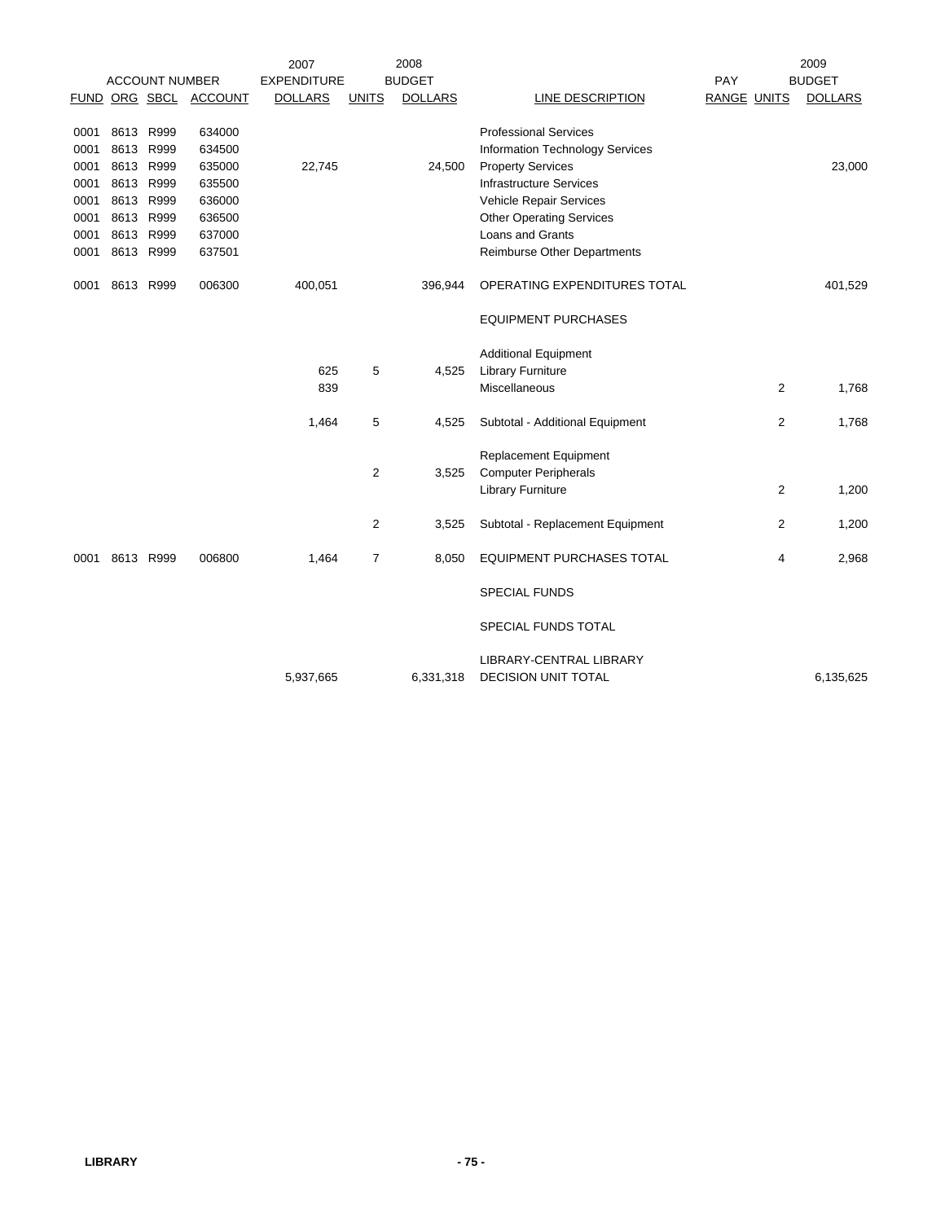| ACCOUNT NUMBER | | | | 2007 EXPENDITURE | 2008 BUDGET | | | PAY | 2009 BUDGET | |
|---|---|---|---|---|---|---|---|---|---|---|
| FUND | ORG | SBCL | ACCOUNT | DOLLARS | UNITS | DOLLARS | LINE DESCRIPTION | RANGE | UNITS | DOLLARS |
| 0001 | 8613 | R999 | 634000 | | | | Professional Services | | | |
| 0001 | 8613 | R999 | 634500 | | | | Information Technology Services | | | |
| 0001 | 8613 | R999 | 635000 | 22,745 | | 24,500 | Property Services | | | 23,000 |
| 0001 | 8613 | R999 | 635500 | | | | Infrastructure Services | | | |
| 0001 | 8613 | R999 | 636000 | | | | Vehicle Repair Services | | | |
| 0001 | 8613 | R999 | 636500 | | | | Other Operating Services | | | |
| 0001 | 8613 | R999 | 637000 | | | | Loans and Grants | | | |
| 0001 | 8613 | R999 | 637501 | | | | Reimburse Other Departments | | | |
| 0001 | 8613 | R999 | 006300 | 400,051 | | 396,944 | OPERATING EXPENDITURES TOTAL | | | 401,529 |
| | | | | | | | EQUIPMENT PURCHASES | | | |
| | | | | | | | Additional Equipment | | | |
| | | | | 625 | 5 | 4,525 | Library Furniture | | | |
| | | | | 839 | | | Miscellaneous | | 2 | 1,768 |
| | | | | 1,464 | 5 | 4,525 | Subtotal - Additional Equipment | | 2 | 1,768 |
| | | | | | | | Replacement Equipment | | | |
| | | | | | 2 | 3,525 | Computer Peripherals | | | |
| | | | | | | | Library Furniture | | 2 | 1,200 |
| | | | | | 2 | 3,525 | Subtotal - Replacement Equipment | | 2 | 1,200 |
| 0001 | 8613 | R999 | 006800 | 1,464 | 7 | 8,050 | EQUIPMENT PURCHASES TOTAL | | 4 | 2,968 |
| | | | | | | | SPECIAL FUNDS | | | |
| | | | | | | | SPECIAL FUNDS TOTAL | | | |
| | | | | 5,937,665 | | 6,331,318 | LIBRARY-CENTRAL LIBRARY DECISION UNIT TOTAL | | | 6,135,625 |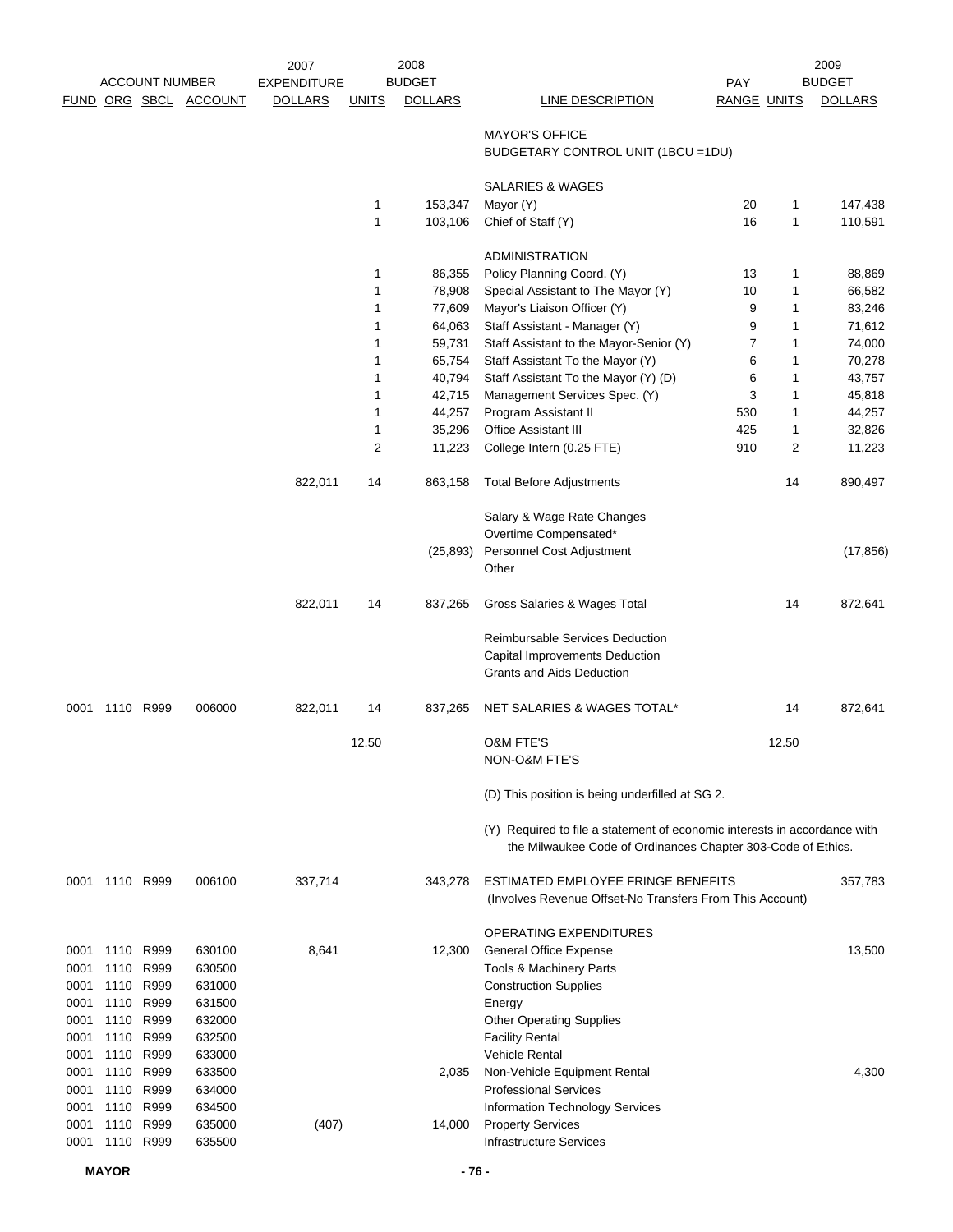| ACCOUNT NUMBER | | | | 2007 EXPENDITURE | 2008 BUDGET | | | | | 2009 BUDGET |
|---|---|---|---|---|---|---|---|---|---|---|
| FUND | ORG | SBCL | ACCOUNT | DOLLARS | UNITS | DOLLARS | LINE DESCRIPTION | PAY RANGE | UNITS | DOLLARS |
| | | | | | | | MAYOR'S OFFICE | | | |
| | | | | | | | BUDGETARY CONTROL UNIT (1BCU =1DU) | | | |
| | | | | | | | SALARIES & WAGES | | | |
| | | | | | 1 | 153,347 | Mayor (Y) | 20 | 1 | 147,438 |
| | | | | | 1 | 103,106 | Chief of Staff (Y) | 16 | 1 | 110,591 |
| | | | | | | | ADMINISTRATION | | | |
| | | | | | 1 | 86,355 | Policy Planning Coord. (Y) | 13 | 1 | 88,869 |
| | | | | | 1 | 78,908 | Special Assistant to The Mayor (Y) | 10 | 1 | 66,582 |
| | | | | | 1 | 77,609 | Mayor's Liaison Officer (Y) | 9 | 1 | 83,246 |
| | | | | | 1 | 64,063 | Staff Assistant - Manager (Y) | 9 | 1 | 71,612 |
| | | | | | 1 | 59,731 | Staff Assistant to the Mayor-Senior (Y) | 7 | 1 | 74,000 |
| | | | | | 1 | 65,754 | Staff Assistant To the Mayor (Y) | 6 | 1 | 70,278 |
| | | | | | 1 | 40,794 | Staff Assistant To the Mayor (Y) (D) | 6 | 1 | 43,757 |
| | | | | | 1 | 42,715 | Management Services Spec. (Y) | 3 | 1 | 45,818 |
| | | | | | 1 | 44,257 | Program Assistant II | 530 | 1 | 44,257 |
| | | | | | 1 | 35,296 | Office Assistant III | 425 | 1 | 32,826 |
| | | | | | 2 | 11,223 | College Intern (0.25 FTE) | 910 | 2 | 11,223 |
| | | | | 822,011 | 14 | 863,158 | Total Before Adjustments | | 14 | 890,497 |
| | | | | | | | Salary & Wage Rate Changes | | | |
| | | | | | | | Overtime Compensated* | | | |
| | | | | | | (25,893) | Personnel Cost Adjustment | | | (17,856) |
| | | | | | | | Other | | | |
| | | | | 822,011 | 14 | 837,265 | Gross Salaries & Wages Total | | 14 | 872,641 |
| | | | | | | | Reimbursable Services Deduction | | | |
| | | | | | | | Capital Improvements Deduction | | | |
| | | | | | | | Grants and Aids Deduction | | | |
| 0001 | 1110 | R999 | 006000 | 822,011 | 14 | 837,265 | NET SALARIES & WAGES TOTAL* | | 14 | 872,641 |
| | | | | | 12.50 | | O&M FTE'S | | 12.50 | |
| | | | | | | | NON-O&M FTE'S | | | |
| | | | | | | | (D) This position is being underfilled at SG 2. | | | |
| | | | | | | | (Y) Required to file a statement of economic interests in accordance with the Milwaukee Code of Ordinances Chapter 303-Code of Ethics. | | | |
| 0001 | 1110 | R999 | 006100 | 337,714 | | 343,278 | ESTIMATED EMPLOYEE FRINGE BENEFITS (Involves Revenue Offset-No Transfers From This Account) | | | 357,783 |
| | | | | | | | OPERATING EXPENDITURES | | | |
| 0001 | 1110 | R999 | 630100 | 8,641 | | 12,300 | General Office Expense | | | 13,500 |
| 0001 | 1110 | R999 | 630500 | | | | Tools & Machinery Parts | | | |
| 0001 | 1110 | R999 | 631000 | | | | Construction Supplies | | | |
| 0001 | 1110 | R999 | 631500 | | | | Energy | | | |
| 0001 | 1110 | R999 | 632000 | | | | Other Operating Supplies | | | |
| 0001 | 1110 | R999 | 632500 | | | | Facility Rental | | | |
| 0001 | 1110 | R999 | 633000 | | | | Vehicle Rental | | | |
| 0001 | 1110 | R999 | 633500 | | | 2,035 | Non-Vehicle Equipment Rental | | | 4,300 |
| 0001 | 1110 | R999 | 634000 | | | | Professional Services | | | |
| 0001 | 1110 | R999 | 634500 | | | | Information Technology Services | | | |
| 0001 | 1110 | R999 | 635000 | (407) | | 14,000 | Property Services | | | |
| 0001 | 1110 | R999 | 635500 | | | | Infrastructure Services | | | |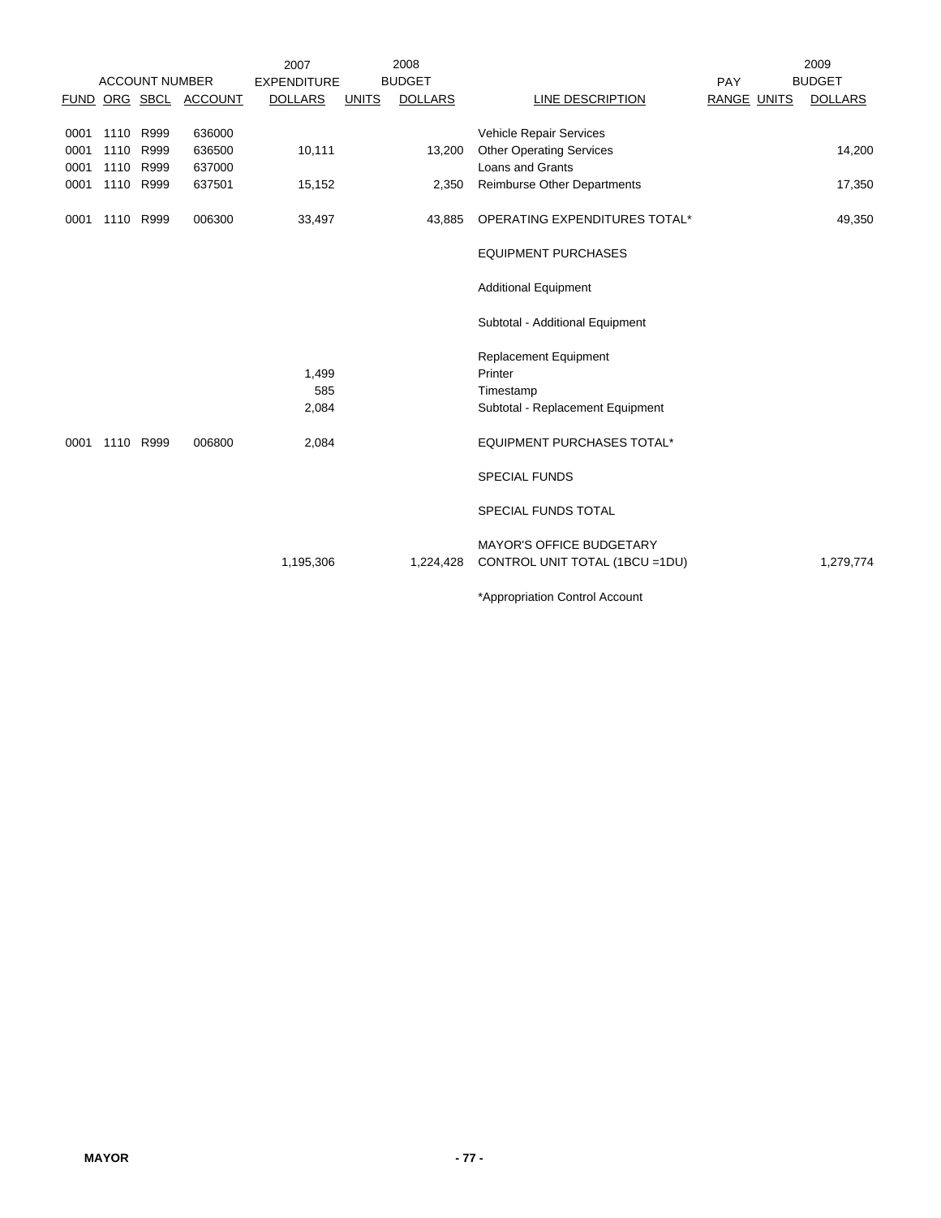| ACCOUNT NUMBER | | | | 2007 EXPENDITURE | 2008 BUDGET | | | PAY | | 2009 BUDGET |
|---|---|---|---|---|---|---|---|---|---|---|
| FUND | ORG | SBCL | ACCOUNT | DOLLARS | UNITS | DOLLARS | LINE DESCRIPTION | RANGE | UNITS | DOLLARS |
| 0001 | 1110 | R999 | 636000 | | | | Vehicle Repair Services | | | |
| 0001 | 1110 | R999 | 636500 | 10,111 | | 13,200 | Other Operating Services | | | 14,200 |
| 0001 | 1110 | R999 | 637000 | | | | Loans and Grants | | | |
| 0001 | 1110 | R999 | 637501 | 15,152 | | 2,350 | Reimburse Other Departments | | | 17,350 |
| 0001 | 1110 | R999 | 006300 | 33,497 | | 43,885 | OPERATING EXPENDITURES TOTAL* | | | 49,350 |
| | | | | | | | EQUIPMENT PURCHASES | | | |
| | | | | | | | Additional Equipment | | | |
| | | | | | | | Subtotal - Additional Equipment | | | |
| | | | | | | | Replacement Equipment | | | |
| | | | | 1,499 | | | Printer | | | |
| | | | | 585 | | | Timestamp | | | |
| | | | | 2,084 | | | Subtotal - Replacement Equipment | | | |
| 0001 | 1110 | R999 | 006800 | 2,084 | | | EQUIPMENT PURCHASES TOTAL* | | | |
| | | | | | | | SPECIAL FUNDS | | | |
| | | | | | | | SPECIAL FUNDS TOTAL | | | |
| | | | | 1,195,306 | | 1,224,428 | MAYOR'S OFFICE BUDGETARY CONTROL UNIT TOTAL (1BCU =1DU) | | | 1,279,774 |

*Appropriation Control Account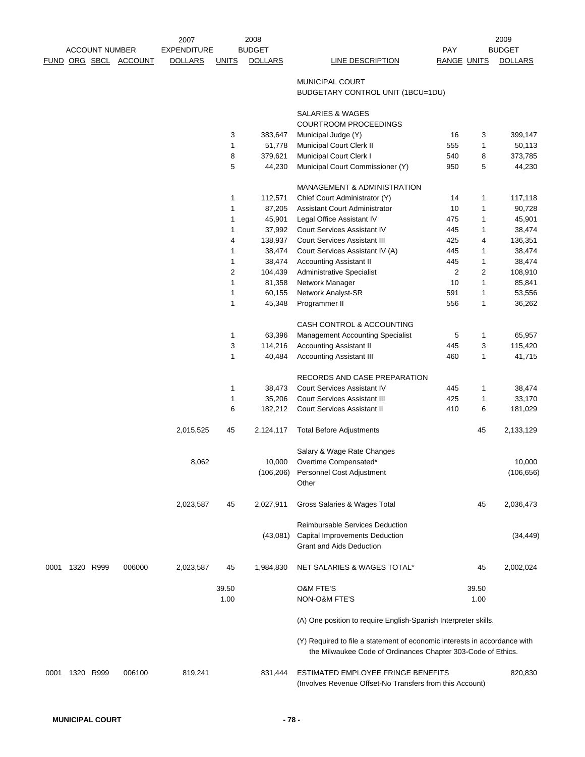| ACCOUNT NUMBER | | | | 2007 | 2008 | | | | | 2009 |
|---|---|---|---|---|---|---|---|---|---|---|
| FUND | ORG | SBCL | ACCOUNT | EXPENDITURE DOLLARS | UNITS | BUDGET DOLLARS | LINE DESCRIPTION | PAY RANGE | UNITS | BUDGET DOLLARS |
| | | | | | | | MUNICIPAL COURT | | | |
| | | | | | | | BUDGETARY CONTROL UNIT (1BCU=1DU) | | | |
| | | | | | | | SALARIES & WAGES | | | |
| | | | | | | | COURTROOM PROCEEDINGS | | | |
| | | | | | 3 | 383,647 | Municipal Judge (Y) | 16 | 3 | 399,147 |
| | | | | | 1 | 51,778 | Municipal Court Clerk II | 555 | 1 | 50,113 |
| | | | | | 8 | 379,621 | Municipal Court Clerk I | 540 | 8 | 373,785 |
| | | | | | 5 | 44,230 | Municipal Court Commissioner (Y) | 950 | 5 | 44,230 |
| | | | | | | | MANAGEMENT & ADMINISTRATION | | | |
| | | | | | 1 | 112,571 | Chief Court Administrator (Y) | 14 | 1 | 117,118 |
| | | | | | 1 | 87,205 | Assistant Court Administrator | 10 | 1 | 90,728 |
| | | | | | 1 | 45,901 | Legal Office Assistant IV | 475 | 1 | 45,901 |
| | | | | | 1 | 37,992 | Court Services Assistant IV | 445 | 1 | 38,474 |
| | | | | | 4 | 138,937 | Court Services Assistant III | 425 | 4 | 136,351 |
| | | | | | 1 | 38,474 | Court Services Assistant IV (A) | 445 | 1 | 38,474 |
| | | | | | 1 | 38,474 | Accounting Assistant II | 445 | 1 | 38,474 |
| | | | | | 2 | 104,439 | Administrative Specialist | 2 | 2 | 108,910 |
| | | | | | 1 | 81,358 | Network Manager | 10 | 1 | 85,841 |
| | | | | | 1 | 60,155 | Network Analyst-SR | 591 | 1 | 53,556 |
| | | | | | 1 | 45,348 | Programmer II | 556 | 1 | 36,262 |
| | | | | | | | CASH CONTROL & ACCOUNTING | | | |
| | | | | | 1 | 63,396 | Management Accounting Specialist | 5 | 1 | 65,957 |
| | | | | | 3 | 114,216 | Accounting Assistant II | 445 | 3 | 115,420 |
| | | | | | 1 | 40,484 | Accounting Assistant III | 460 | 1 | 41,715 |
| | | | | | | | RECORDS AND CASE PREPARATION | | | |
| | | | | | 1 | 38,473 | Court Services Assistant IV | 445 | 1 | 38,474 |
| | | | | | 1 | 35,206 | Court Services Assistant III | 425 | 1 | 33,170 |
| | | | | | 6 | 182,212 | Court Services Assistant II | 410 | 6 | 181,029 |
| | | | | 2,015,525 | 45 | 2,124,117 | Total Before Adjustments | | 45 | 2,133,129 |
| | | | | | | | Salary & Wage Rate Changes | | | |
| | | | | 8,062 | | 10,000 | Overtime Compensated* | | | 10,000 |
| | | | | | | (106,206) | Personnel Cost Adjustment | | | (106,656) |
| | | | | | | | Other | | | |
| | | | | 2,023,587 | 45 | 2,027,911 | Gross Salaries & Wages Total | | 45 | 2,036,473 |
| | | | | | | | Reimbursable Services Deduction | | | |
| | | | | | | (43,081) | Capital Improvements Deduction | | | (34,449) |
| | | | | | | | Grant and Aids Deduction | | | |
| 0001 | 1320 | R999 | 006000 | 2,023,587 | 45 | 1,984,830 | NET SALARIES & WAGES TOTAL* | | 45 | 2,002,024 |
| | | | | | 39.50 | | O&M FTE'S | | 39.50 | |
| | | | | | 1.00 | | NON-O&M FTE'S | | 1.00 | |
| 0001 | 1320 | R999 | 006100 | 819,241 | | 831,444 | ESTIMATED EMPLOYEE FRINGE BENEFITS (Involves Revenue Offset-No Transfers from this Account) | | | 820,830 |

(A) One position to require English-Spanish Interpreter skills.

(Y) Required to file a statement of economic interests in accordance with the Milwaukee Code of Ordinances Chapter 303-Code of Ethics.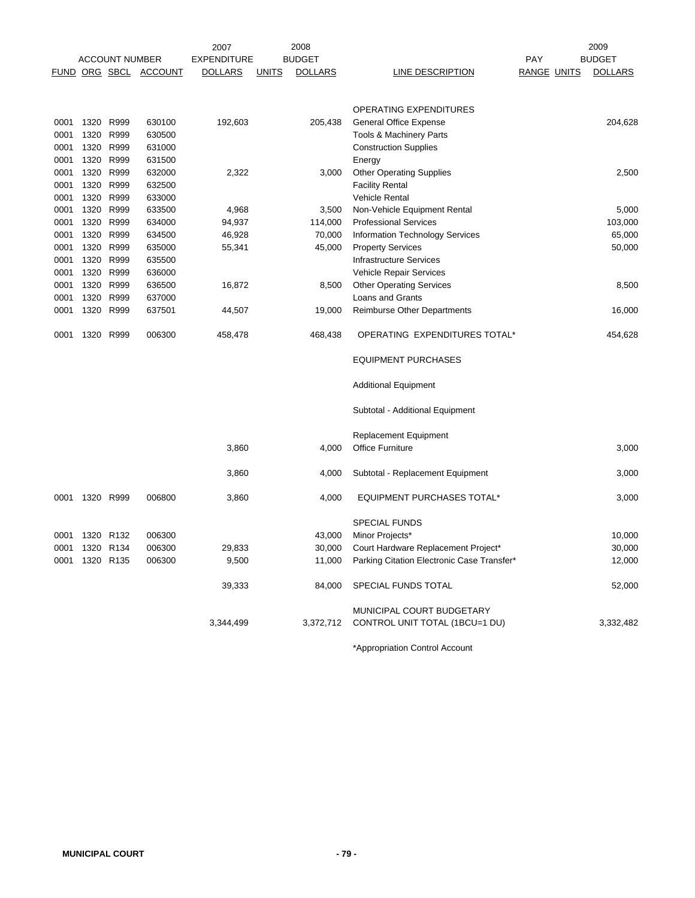| FUND | ORG | SBCL | ACCOUNT | 2007 EXPENDITURE DOLLARS | 2008 BUDGET UNITS | 2008 BUDGET DOLLARS | LINE DESCRIPTION | PAY RANGE | UNITS | 2009 BUDGET DOLLARS |
|---|---|---|---|---|---|---|---|---|---|---|
| | | | | | | | OPERATING EXPENDITURES | | | |
| 0001 | 1320 | R999 | 630100 | 192,603 | | 205,438 | General Office Expense | | | 204,628 |
| 0001 | 1320 | R999 | 630500 | | | | Tools & Machinery Parts | | | |
| 0001 | 1320 | R999 | 631000 | | | | Construction Supplies | | | |
| 0001 | 1320 | R999 | 631500 | | | | Energy | | | |
| 0001 | 1320 | R999 | 632000 | 2,322 | | 3,000 | Other Operating Supplies | | | 2,500 |
| 0001 | 1320 | R999 | 632500 | | | | Facility Rental | | | |
| 0001 | 1320 | R999 | 633000 | | | | Vehicle Rental | | | |
| 0001 | 1320 | R999 | 633500 | 4,968 | | 3,500 | Non-Vehicle Equipment Rental | | | 5,000 |
| 0001 | 1320 | R999 | 634000 | 94,937 | | 114,000 | Professional Services | | | 103,000 |
| 0001 | 1320 | R999 | 634500 | 46,928 | | 70,000 | Information Technology Services | | | 65,000 |
| 0001 | 1320 | R999 | 635000 | 55,341 | | 45,000 | Property Services | | | 50,000 |
| 0001 | 1320 | R999 | 635500 | | | | Infrastructure Services | | | |
| 0001 | 1320 | R999 | 636000 | | | | Vehicle Repair Services | | | |
| 0001 | 1320 | R999 | 636500 | 16,872 | | 8,500 | Other Operating Services | | | 8,500 |
| 0001 | 1320 | R999 | 637000 | | | | Loans and Grants | | | |
| 0001 | 1320 | R999 | 637501 | 44,507 | | 19,000 | Reimburse Other Departments | | | 16,000 |
| 0001 | 1320 | R999 | 006300 | 458,478 | | 468,438 | OPERATING EXPENDITURES TOTAL* | | | 454,628 |
| | | | | | | | EQUIPMENT PURCHASES | | | |
| | | | | | | | Additional Equipment | | | |
| | | | | | | | Subtotal - Additional Equipment | | | |
| | | | | | | | Replacement Equipment | | | |
| | | | | 3,860 | | 4,000 | Office Furniture | | | 3,000 |
| | | | | 3,860 | | 4,000 | Subtotal - Replacement Equipment | | | 3,000 |
| 0001 | 1320 | R999 | 006800 | 3,860 | | 4,000 | EQUIPMENT PURCHASES TOTAL* | | | 3,000 |
| | | | | | | | SPECIAL FUNDS | | | |
| 0001 | 1320 | R132 | 006300 | | | 43,000 | Minor Projects* | | | 10,000 |
| 0001 | 1320 | R134 | 006300 | 29,833 | | 30,000 | Court Hardware Replacement Project* | | | 30,000 |
| 0001 | 1320 | R135 | 006300 | 9,500 | | 11,000 | Parking Citation Electronic Case Transfer* | | | 12,000 |
| | | | | 39,333 | | 84,000 | SPECIAL FUNDS TOTAL | | | 52,000 |
| | | | | 3,344,499 | | 3,372,712 | MUNICIPAL COURT BUDGETARY CONTROL UNIT TOTAL (1BCU=1 DU) | | | 3,332,482 |

*Appropriation Control Account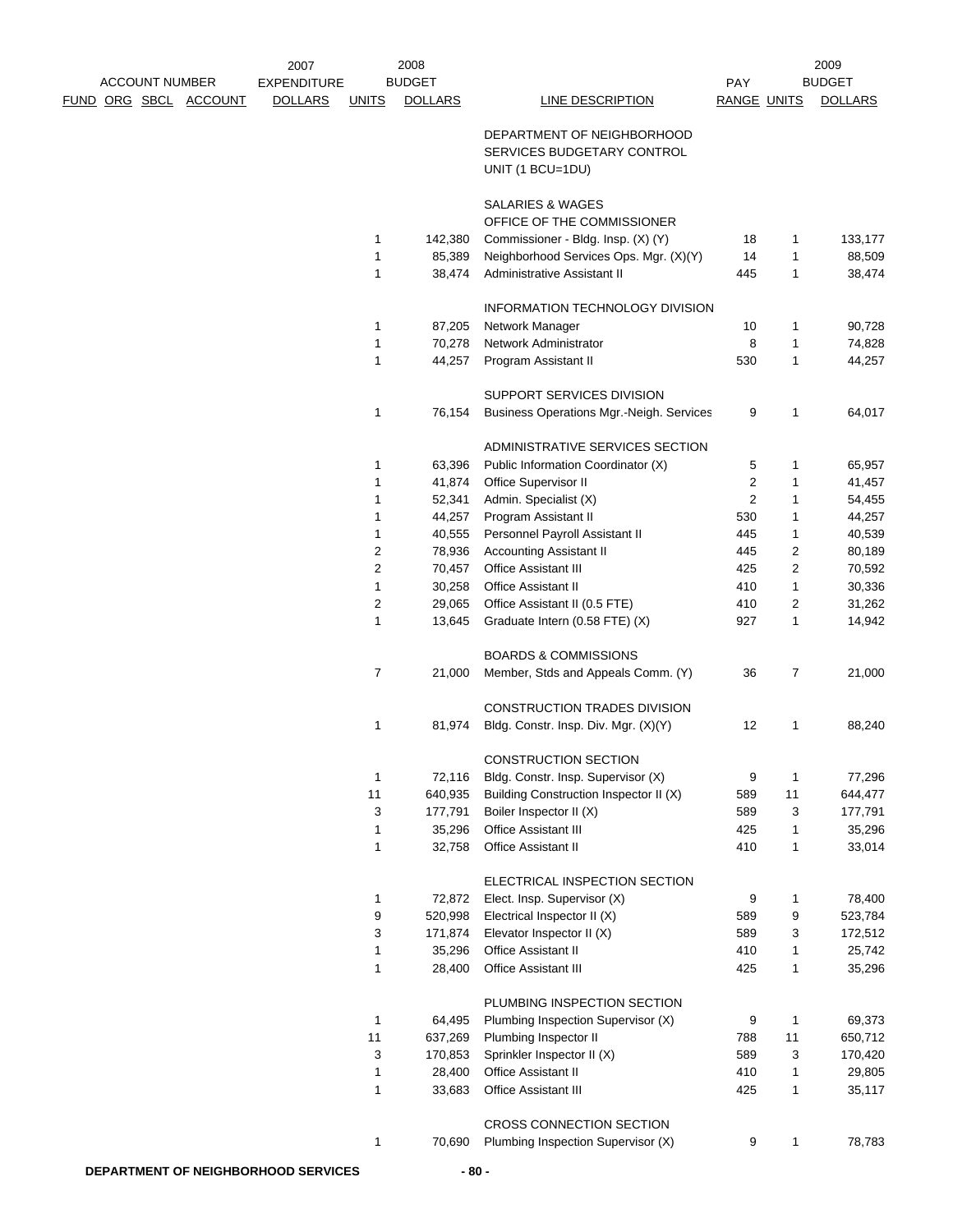| ACCOUNT NUMBER FUND | ORG | SBCL | ACCOUNT | 2007 EXPENDITURE DOLLARS | UNITS | 2008 BUDGET DOLLARS | LINE DESCRIPTION | PAY RANGE | UNITS | 2009 BUDGET DOLLARS |
|---|---|---|---|---|---|---|---|---|---|---|
| | | | | | | | DEPARTMENT OF NEIGHBORHOOD SERVICES BUDGETARY CONTROL UNIT (1 BCU=1DU) | | | |
| | | | | | | | SALARIES & WAGES | | | |
| | | | | | | | OFFICE OF THE COMMISSIONER | | | |
| | | | | | 1 | 142,380 | Commissioner - Bldg. Insp. (X) (Y) | 18 | 1 | 133,177 |
| | | | | | 1 | 85,389 | Neighborhood Services Ops. Mgr. (X)(Y) | 14 | 1 | 88,509 |
| | | | | | 1 | 38,474 | Administrative Assistant II | 445 | 1 | 38,474 |
| | | | | | | | INFORMATION TECHNOLOGY DIVISION | | | |
| | | | | | 1 | 87,205 | Network Manager | 10 | 1 | 90,728 |
| | | | | | 1 | 70,278 | Network Administrator | 8 | 1 | 74,828 |
| | | | | | 1 | 44,257 | Program Assistant II | 530 | 1 | 44,257 |
| | | | | | | | SUPPORT SERVICES DIVISION | | | |
| | | | | | 1 | 76,154 | Business Operations Mgr.-Neigh. Services | 9 | 1 | 64,017 |
| | | | | | | | ADMINISTRATIVE SERVICES SECTION | | | |
| | | | | | 1 | 63,396 | Public Information Coordinator (X) | 5 | 1 | 65,957 |
| | | | | | 1 | 41,874 | Office Supervisor II | 2 | 1 | 41,457 |
| | | | | | 1 | 52,341 | Admin. Specialist (X) | 2 | 1 | 54,455 |
| | | | | | 1 | 44,257 | Program Assistant II | 530 | 1 | 44,257 |
| | | | | | 1 | 40,555 | Personnel Payroll Assistant II | 445 | 1 | 40,539 |
| | | | | | 2 | 78,936 | Accounting Assistant II | 445 | 2 | 80,189 |
| | | | | | 2 | 70,457 | Office Assistant III | 425 | 2 | 70,592 |
| | | | | | 1 | 30,258 | Office Assistant II | 410 | 1 | 30,336 |
| | | | | | 2 | 29,065 | Office Assistant II (0.5 FTE) | 410 | 2 | 31,262 |
| | | | | | 1 | 13,645 | Graduate Intern (0.58 FTE) (X) | 927 | 1 | 14,942 |
| | | | | | | | BOARDS & COMMISSIONS | | | |
| | | | | | 7 | 21,000 | Member, Stds and Appeals Comm. (Y) | 36 | 7 | 21,000 |
| | | | | | | | CONSTRUCTION TRADES DIVISION | | | |
| | | | | | 1 | 81,974 | Bldg. Constr. Insp. Div. Mgr. (X)(Y) | 12 | 1 | 88,240 |
| | | | | | | | CONSTRUCTION SECTION | | | |
| | | | | | 1 | 72,116 | Bldg. Constr. Insp. Supervisor (X) | 9 | 1 | 77,296 |
| | | | | | 11 | 640,935 | Building Construction Inspector II (X) | 589 | 11 | 644,477 |
| | | | | | 3 | 177,791 | Boiler Inspector II (X) | 589 | 3 | 177,791 |
| | | | | | 1 | 35,296 | Office Assistant III | 425 | 1 | 35,296 |
| | | | | | 1 | 32,758 | Office Assistant II | 410 | 1 | 33,014 |
| | | | | | | | ELECTRICAL INSPECTION SECTION | | | |
| | | | | | 1 | 72,872 | Elect. Insp. Supervisor (X) | 9 | 1 | 78,400 |
| | | | | | 9 | 520,998 | Electrical Inspector II (X) | 589 | 9 | 523,784 |
| | | | | | 3 | 171,874 | Elevator Inspector II (X) | 589 | 3 | 172,512 |
| | | | | | 1 | 35,296 | Office Assistant II | 410 | 1 | 25,742 |
| | | | | | 1 | 28,400 | Office Assistant III | 425 | 1 | 35,296 |
| | | | | | | | PLUMBING INSPECTION SECTION | | | |
| | | | | | 1 | 64,495 | Plumbing Inspection Supervisor (X) | 9 | 1 | 69,373 |
| | | | | | 11 | 637,269 | Plumbing Inspector II | 788 | 11 | 650,712 |
| | | | | | 3 | 170,853 | Sprinkler Inspector II (X) | 589 | 3 | 170,420 |
| | | | | | 1 | 28,400 | Office Assistant II | 410 | 1 | 29,805 |
| | | | | | 1 | 33,683 | Office Assistant III | 425 | 1 | 35,117 |
| | | | | | | | CROSS CONNECTION SECTION | | | |
| | | | | | 1 | 70,690 | Plumbing Inspection Supervisor (X) | 9 | 1 | 78,783 |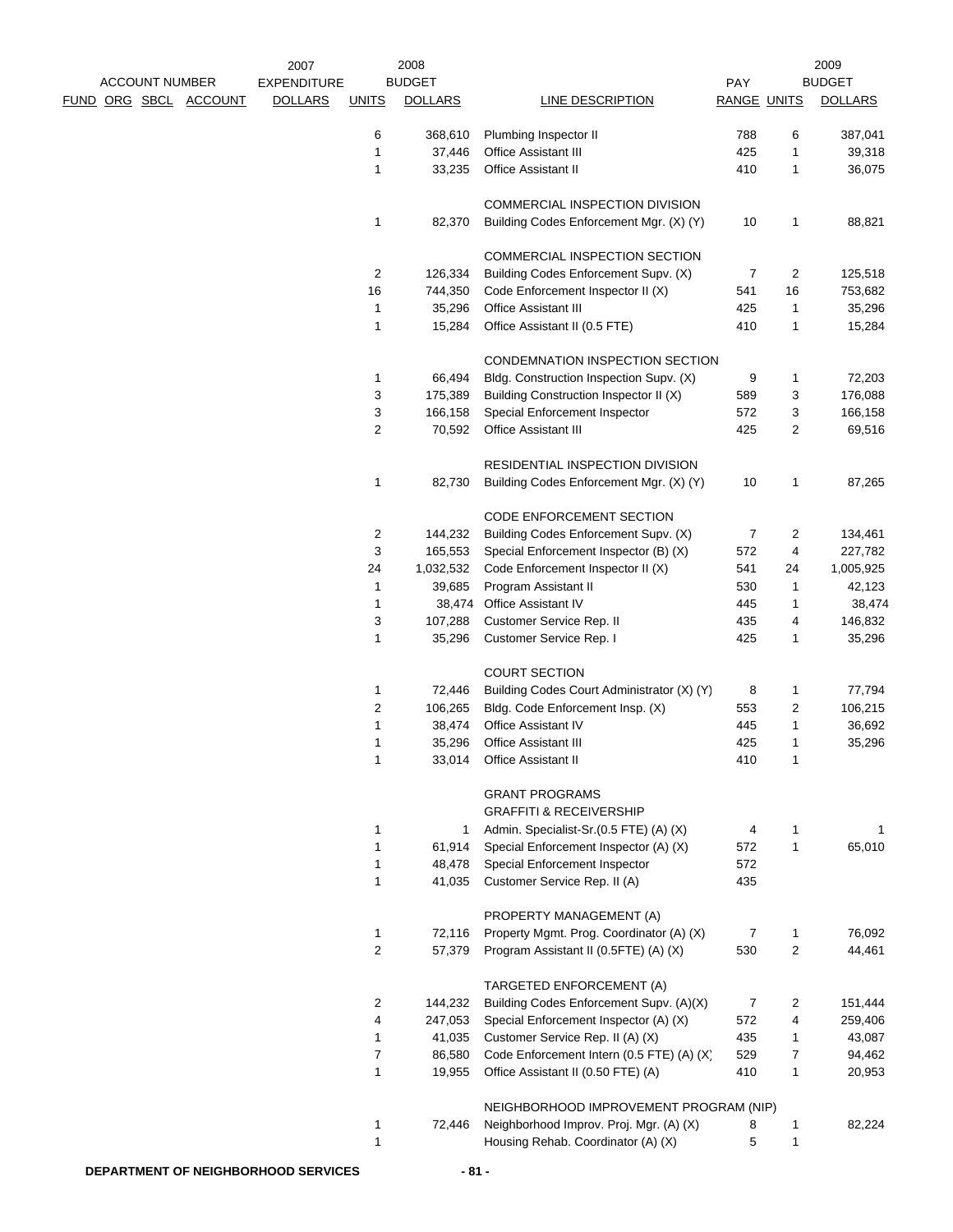| ACCOUNT NUMBER FUND | ORG | SBCL | ACCOUNT | 2007 EXPENDITURE DOLLARS | UNITS | 2008 BUDGET DOLLARS | LINE DESCRIPTION | PAY RANGE | UNITS | 2009 BUDGET DOLLARS |
|---|---|---|---|---|---|---|---|---|---|---|
| | | | | | 6 | 368,610 | Plumbing Inspector II | 788 | 6 | 387,041 |
| | | | | | 1 | 37,446 | Office Assistant III | 425 | 1 | 39,318 |
| | | | | | 1 | 33,235 | Office Assistant II | 410 | 1 | 36,075 |
| | | | | | | | COMMERCIAL INSPECTION DIVISION | | | |
| | | | | | 1 | 82,370 | Building Codes Enforcement Mgr. (X) (Y) | 10 | 1 | 88,821 |
| | | | | | | | COMMERCIAL INSPECTION SECTION | | | |
| | | | | | 2 | 126,334 | Building Codes Enforcement Supv. (X) | 7 | 2 | 125,518 |
| | | | | | 16 | 744,350 | Code Enforcement Inspector II (X) | 541 | 16 | 753,682 |
| | | | | | 1 | 35,296 | Office Assistant III | 425 | 1 | 35,296 |
| | | | | | 1 | 15,284 | Office Assistant II (0.5 FTE) | 410 | 1 | 15,284 |
| | | | | | | | CONDEMNATION INSPECTION SECTION | | | |
| | | | | | 1 | 66,494 | Bldg. Construction Inspection Supv. (X) | 9 | 1 | 72,203 |
| | | | | | 3 | 175,389 | Building Construction Inspector II (X) | 589 | 3 | 176,088 |
| | | | | | 3 | 166,158 | Special Enforcement Inspector | 572 | 3 | 166,158 |
| | | | | | 2 | 70,592 | Office Assistant III | 425 | 2 | 69,516 |
| | | | | | | | RESIDENTIAL INSPECTION DIVISION | | | |
| | | | | | 1 | 82,730 | Building Codes Enforcement Mgr. (X) (Y) | 10 | 1 | 87,265 |
| | | | | | | | CODE ENFORCEMENT SECTION | | | |
| | | | | | 2 | 144,232 | Building Codes Enforcement Supv. (X) | 7 | 2 | 134,461 |
| | | | | | 3 | 165,553 | Special Enforcement Inspector (B) (X) | 572 | 4 | 227,782 |
| | | | | | 24 | 1,032,532 | Code Enforcement Inspector II (X) | 541 | 24 | 1,005,925 |
| | | | | | 1 | 39,685 | Program Assistant II | 530 | 1 | 42,123 |
| | | | | | 1 | 38,474 | Office Assistant IV | 445 | 1 | 38,474 |
| | | | | | 3 | 107,288 | Customer Service Rep. II | 435 | 4 | 146,832 |
| | | | | | 1 | 35,296 | Customer Service Rep. I | 425 | 1 | 35,296 |
| | | | | | | | COURT SECTION | | | |
| | | | | | 1 | 72,446 | Building Codes Court Administrator (X) (Y) | 8 | 1 | 77,794 |
| | | | | | 2 | 106,265 | Bldg. Code Enforcement Insp. (X) | 553 | 2 | 106,215 |
| | | | | | 1 | 38,474 | Office Assistant IV | 445 | 1 | 36,692 |
| | | | | | 1 | 35,296 | Office Assistant III | 425 | 1 | 35,296 |
| | | | | | 1 | 33,014 | Office Assistant II | 410 | 1 | |
| | | | | | | | GRANT PROGRAMS | | | |
| | | | | | | | GRAFFITI & RECEIVERSHIP | | | |
| | | | | | 1 | 1 | Admin. Specialist-Sr.(0.5 FTE) (A) (X) | 4 | 1 | 1 |
| | | | | | 1 | 61,914 | Special Enforcement Inspector (A) (X) | 572 | 1 | 65,010 |
| | | | | | 1 | 48,478 | Special Enforcement Inspector | 572 | | |
| | | | | | 1 | 41,035 | Customer Service Rep. II (A) | 435 | | |
| | | | | | | | PROPERTY MANAGEMENT (A) | | | |
| | | | | | 1 | 72,116 | Property Mgmt. Prog. Coordinator (A) (X) | 7 | 1 | 76,092 |
| | | | | | 2 | 57,379 | Program Assistant II (0.5FTE) (A) (X) | 530 | 2 | 44,461 |
| | | | | | | | TARGETED ENFORCEMENT (A) | | | |
| | | | | | 2 | 144,232 | Building Codes Enforcement Supv. (A)(X) | 7 | 2 | 151,444 |
| | | | | | 4 | 247,053 | Special Enforcement Inspector (A) (X) | 572 | 4 | 259,406 |
| | | | | | 1 | 41,035 | Customer Service Rep. II (A) (X) | 435 | 1 | 43,087 |
| | | | | | 7 | 86,580 | Code Enforcement Intern (0.5 FTE) (A) (X) | 529 | 7 | 94,462 |
| | | | | | 1 | 19,955 | Office Assistant II (0.50 FTE) (A) | 410 | 1 | 20,953 |
| | | | | | | | NEIGHBORHOOD IMPROVEMENT PROGRAM (NIP) | | | |
| | | | | | 1 | 72,446 | Neighborhood Improv. Proj. Mgr. (A) (X) | 8 | 1 | 82,224 |
| | | | | | 1 | | Housing Rehab. Coordinator (A) (X) | 5 | 1 | |

DEPARTMENT OF NEIGHBORHOOD SERVICES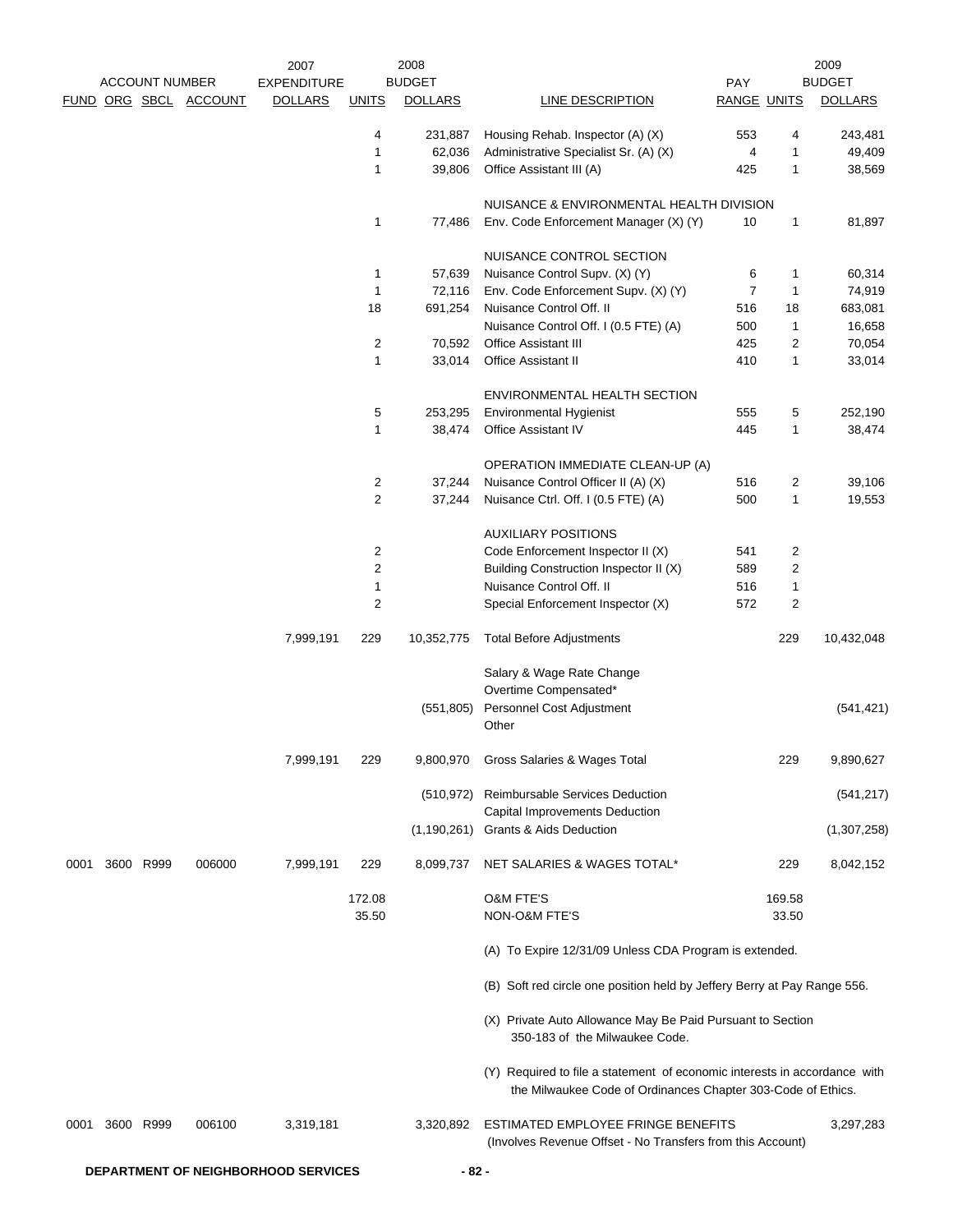| FUND | ORG | SBCL | ACCOUNT | 2007 EXPENDITURE DOLLARS | UNITS | 2008 BUDGET DOLLARS | LINE DESCRIPTION | PAY RANGE | UNITS | 2009 BUDGET DOLLARS |
|---|---|---|---|---|---|---|---|---|---|---|
| | | | | | 4 | 231,887 | Housing Rehab. Inspector (A) (X) | 553 | 4 | 243,481 |
| | | | | | 1 | 62,036 | Administrative Specialist Sr. (A) (X) | 4 | 1 | 49,409 |
| | | | | | 1 | 39,806 | Office Assistant III (A) | 425 | 1 | 38,569 |
| | | | | | | | NUISANCE & ENVIRONMENTAL HEALTH DIVISION | | | |
| | | | | | 1 | 77,486 | Env. Code Enforcement Manager (X) (Y) | 10 | 1 | 81,897 |
| | | | | | | | NUISANCE CONTROL SECTION | | | |
| | | | | | 1 | 57,639 | Nuisance Control Supv. (X) (Y) | 6 | 1 | 60,314 |
| | | | | | 1 | 72,116 | Env. Code Enforcement Supv. (X) (Y) | 7 | 1 | 74,919 |
| | | | | | 18 | 691,254 | Nuisance Control Off. II | 516 | 18 | 683,081 |
| | | | | | | | Nuisance Control Off. I (0.5 FTE) (A) | 500 | 1 | 16,658 |
| | | | | | 2 | 70,592 | Office Assistant III | 425 | 2 | 70,054 |
| | | | | | 1 | 33,014 | Office Assistant II | 410 | 1 | 33,014 |
| | | | | | | | ENVIRONMENTAL HEALTH SECTION | | | |
| | | | | | 5 | 253,295 | Environmental Hygienist | 555 | 5 | 252,190 |
| | | | | | 1 | 38,474 | Office Assistant IV | 445 | 1 | 38,474 |
| | | | | | | | OPERATION IMMEDIATE CLEAN-UP (A) | | | |
| | | | | | 2 | 37,244 | Nuisance Control Officer II (A) (X) | 516 | 2 | 39,106 |
| | | | | | 2 | 37,244 | Nuisance Ctrl. Off. I (0.5 FTE) (A) | 500 | 1 | 19,553 |
| | | | | | | | AUXILIARY POSITIONS | | | |
| | | | | | 2 | | Code Enforcement Inspector II (X) | 541 | 2 | |
| | | | | | 2 | | Building Construction Inspector II (X) | 589 | 2 | |
| | | | | | 1 | | Nuisance Control Off. II | 516 | 1 | |
| | | | | | 2 | | Special Enforcement Inspector (X) | 572 | 2 | |
| | | | | 7,999,191 | 229 | 10,352,775 | Total Before Adjustments | | 229 | 10,432,048 |
| | | | | | | | Salary & Wage Rate Change | | | |
| | | | | | | | Overtime Compensated* | | | |
| | | | | | | (551,805) | Personnel Cost Adjustment | | | (541,421) |
| | | | | | | | Other | | | |
| | | | | 7,999,191 | 229 | 9,800,970 | Gross Salaries & Wages Total | | 229 | 9,890,627 |
| | | | | | | (510,972) | Reimbursable Services Deduction | | | (541,217) |
| | | | | | | | Capital Improvements Deduction | | | |
| | | | | | | (1,190,261) | Grants & Aids Deduction | | | (1,307,258) |
| 0001 | 3600 | R999 | 006000 | 7,999,191 | 229 | 8,099,737 | NET SALARIES & WAGES TOTAL* | | 229 | 8,042,152 |
| | | | | | 172.08 | | O&M FTE'S | | 169.58 | |
| | | | | | 35.50 | | NON-O&M FTE'S | | 33.50 | |

(A) To Expire 12/31/09 Unless CDA Program is extended.

(B) Soft red circle one position held by Jeffery Berry at Pay Range 556.

(X) Private Auto Allowance May Be Paid Pursuant to Section 350-183 of the Milwaukee Code.

(Y) Required to file a statement of economic interests in accordance with the Milwaukee Code of Ordinances Chapter 303-Code of Ethics.

| FUND | ORG | SBCL | ACCOUNT | 2007 EXPENDITURE DOLLARS | UNITS | 2008 BUDGET DOLLARS | LINE DESCRIPTION | PAY RANGE | UNITS | 2009 BUDGET DOLLARS |
|---|---|---|---|---|---|---|---|---|---|---|
| 0001 | 3600 | R999 | 006100 | 3,319,181 | | 3,320,892 | ESTIMATED EMPLOYEE FRINGE BENEFITS (Involves Revenue Offset - No Transfers from this Account) | | | 3,297,283 |

DEPARTMENT OF NEIGHBORHOOD SERVICES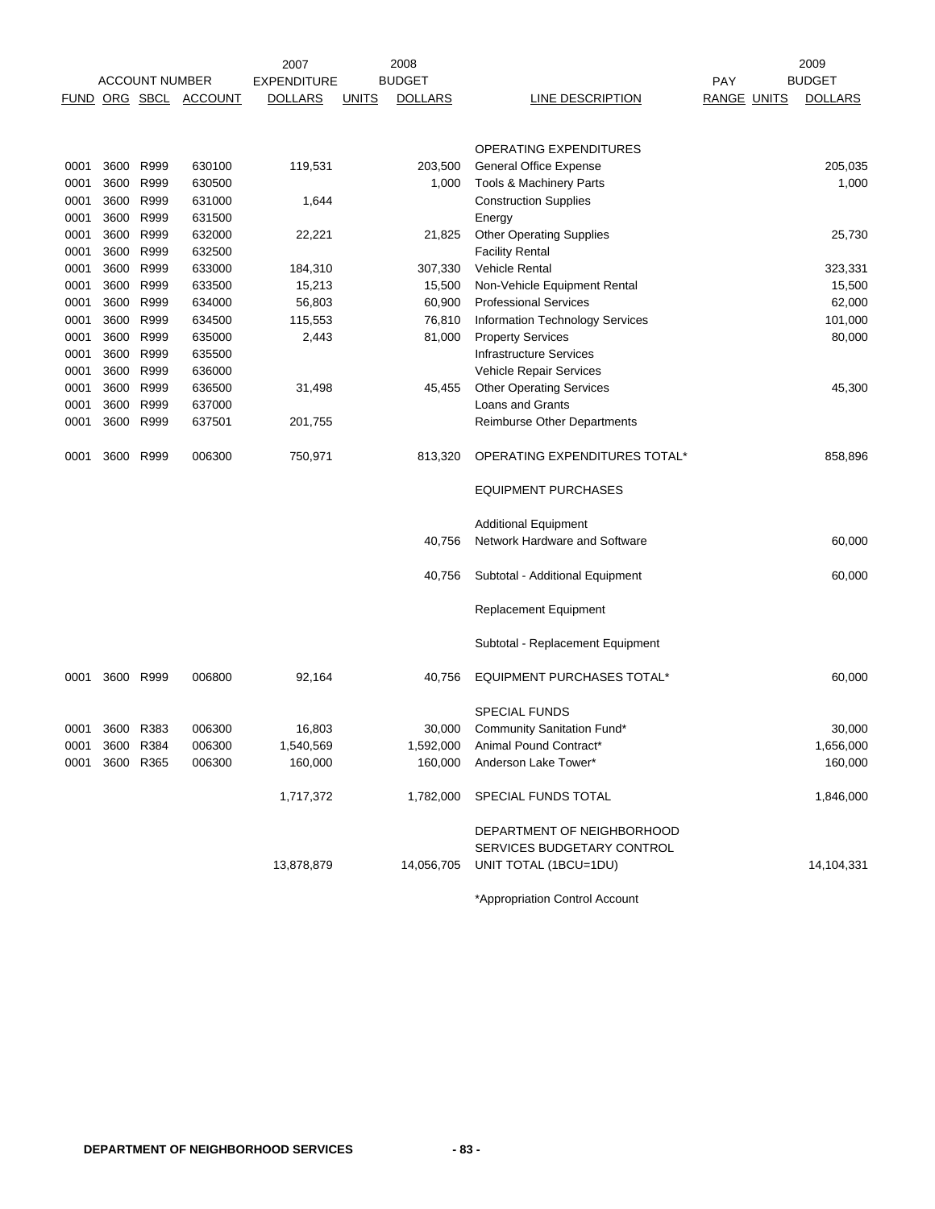| ACCOUNT NUMBER | | | | 2007 EXPENDITURE | | 2008 BUDGET | | PAY | | 2009 BUDGET |
|---|---|---|---|---|---|---|---|---|---|---|
| FUND | ORG | SBCL | ACCOUNT | DOLLARS | UNITS | DOLLARS | LINE DESCRIPTION | RANGE | UNITS | DOLLARS |
| | | | | | | | OPERATING EXPENDITURES | | | |
| 0001 | 3600 | R999 | 630100 | 119,531 | | 203,500 | General Office Expense | | | 205,035 |
| 0001 | 3600 | R999 | 630500 | | | 1,000 | Tools & Machinery Parts | | | 1,000 |
| 0001 | 3600 | R999 | 631000 | 1,644 | | | Construction Supplies | | | |
| 0001 | 3600 | R999 | 631500 | | | | Energy | | | |
| 0001 | 3600 | R999 | 632000 | 22,221 | | 21,825 | Other Operating Supplies | | | 25,730 |
| 0001 | 3600 | R999 | 632500 | | | | Facility Rental | | | |
| 0001 | 3600 | R999 | 633000 | 184,310 | | 307,330 | Vehicle Rental | | | 323,331 |
| 0001 | 3600 | R999 | 633500 | 15,213 | | 15,500 | Non-Vehicle Equipment Rental | | | 15,500 |
| 0001 | 3600 | R999 | 634000 | 56,803 | | 60,900 | Professional Services | | | 62,000 |
| 0001 | 3600 | R999 | 634500 | 115,553 | | 76,810 | Information Technology Services | | | 101,000 |
| 0001 | 3600 | R999 | 635000 | 2,443 | | 81,000 | Property Services | | | 80,000 |
| 0001 | 3600 | R999 | 635500 | | | | Infrastructure Services | | | |
| 0001 | 3600 | R999 | 636000 | | | | Vehicle Repair Services | | | |
| 0001 | 3600 | R999 | 636500 | 31,498 | | 45,455 | Other Operating Services | | | 45,300 |
| 0001 | 3600 | R999 | 637000 | | | | Loans and Grants | | | |
| 0001 | 3600 | R999 | 637501 | 201,755 | | | Reimburse Other Departments | | | |
| 0001 | 3600 | R999 | 006300 | 750,971 | | 813,320 | OPERATING EXPENDITURES TOTAL* | | | 858,896 |
| | | | | | | | EQUIPMENT PURCHASES | | | |
| | | | | | | | Additional Equipment | | | |
| | | | | | | 40,756 | Network Hardware and Software | | | 60,000 |
| | | | | | | 40,756 | Subtotal - Additional Equipment | | | 60,000 |
| | | | | | | | Replacement Equipment | | | |
| | | | | | | | Subtotal - Replacement Equipment | | | |
| 0001 | 3600 | R999 | 006800 | 92,164 | | 40,756 | EQUIPMENT PURCHASES TOTAL* | | | 60,000 |
| | | | | | | | SPECIAL FUNDS | | | |
| 0001 | 3600 | R383 | 006300 | 16,803 | | 30,000 | Community Sanitation Fund* | | | 30,000 |
| 0001 | 3600 | R384 | 006300 | 1,540,569 | | 1,592,000 | Animal Pound Contract* | | | 1,656,000 |
| 0001 | 3600 | R365 | 006300 | 160,000 | | 160,000 | Anderson Lake Tower* | | | 160,000 |
| | | | | 1,717,372 | | 1,782,000 | SPECIAL FUNDS TOTAL | | | 1,846,000 |
| | | | | 13,878,879 | | 14,056,705 | DEPARTMENT OF NEIGHBORHOOD SERVICES BUDGETARY CONTROL UNIT TOTAL (1BCU=1DU) | | | 14,104,331 |

*Appropriation Control Account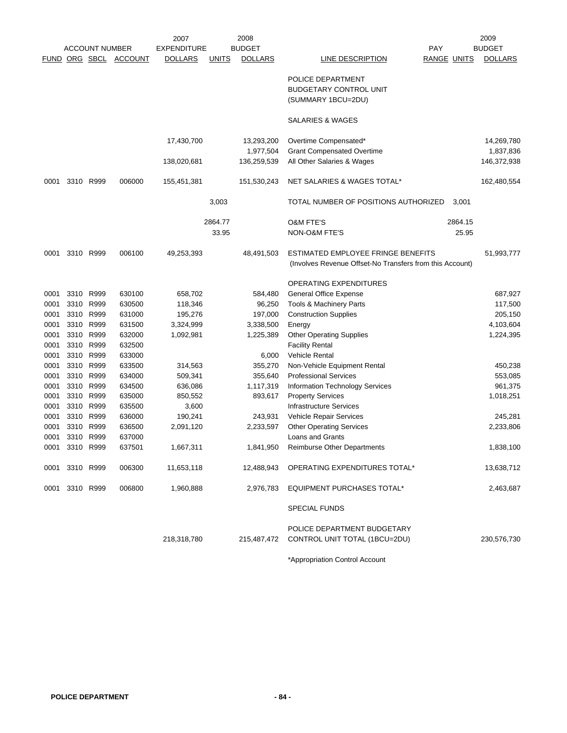| FUND | ORG | SBCL | ACCOUNT | 2007 EXPENDITURE DOLLARS | 2008 BUDGET UNITS | 2008 BUDGET DOLLARS | LINE DESCRIPTION | PAY RANGE | 2009 UNITS | 2009 BUDGET DOLLARS |
|---|---|---|---|---|---|---|---|---|---|---|
| | | | | | | | POLICE DEPARTMENT | | | |
| | | | | | | | BUDGETARY CONTROL UNIT | | | |
| | | | | | | | (SUMMARY 1BCU=2DU) | | | |
| | | | | | | | SALARIES & WAGES | | | |
| | | | | 17,430,700 | | 13,293,200 | Overtime Compensated* | | | 14,269,780 |
| | | | | | | 1,977,504 | Grant Compensated Overtime | | | 1,837,836 |
| | | | | 138,020,681 | | 136,259,539 | All Other Salaries & Wages | | | 146,372,938 |
| 0001 | 3310 | R999 | 006000 | 155,451,381 | | 151,530,243 | NET SALARIES & WAGES TOTAL* | | | 162,480,554 |
| | | | | | 3,003 | | TOTAL NUMBER OF POSITIONS AUTHORIZED | | 3,001 | |
| | | | | | 2864.77 | | O&M FTE'S | | 2864.15 | |
| | | | | | 33.95 | | NON-O&M FTE'S | | 25.95 | |
| 0001 | 3310 | R999 | 006100 | 49,253,393 | | 48,491,503 | ESTIMATED EMPLOYEE FRINGE BENEFITS (Involves Revenue Offset-No Transfers from this Account) | | | 51,993,777 |
| | | | | | | | OPERATING EXPENDITURES | | | |
| 0001 | 3310 | R999 | 630100 | 658,702 | | 584,480 | General Office Expense | | | 687,927 |
| 0001 | 3310 | R999 | 630500 | 118,346 | | 96,250 | Tools & Machinery Parts | | | 117,500 |
| 0001 | 3310 | R999 | 631000 | 195,276 | | 197,000 | Construction Supplies | | | 205,150 |
| 0001 | 3310 | R999 | 631500 | 3,324,999 | | 3,338,500 | Energy | | | 4,103,604 |
| 0001 | 3310 | R999 | 632000 | 1,092,981 | | 1,225,389 | Other Operating Supplies | | | 1,224,395 |
| 0001 | 3310 | R999 | 632500 | | | | Facility Rental | | | |
| 0001 | 3310 | R999 | 633000 | | | 6,000 | Vehicle Rental | | | |
| 0001 | 3310 | R999 | 633500 | 314,563 | | 355,270 | Non-Vehicle Equipment Rental | | | 450,238 |
| 0001 | 3310 | R999 | 634000 | 509,341 | | 355,640 | Professional Services | | | 553,085 |
| 0001 | 3310 | R999 | 634500 | 636,086 | | 1,117,319 | Information Technology Services | | | 961,375 |
| 0001 | 3310 | R999 | 635000 | 850,552 | | 893,617 | Property Services | | | 1,018,251 |
| 0001 | 3310 | R999 | 635500 | 3,600 | | | Infrastructure Services | | | |
| 0001 | 3310 | R999 | 636000 | 190,241 | | 243,931 | Vehicle Repair Services | | | 245,281 |
| 0001 | 3310 | R999 | 636500 | 2,091,120 | | 2,233,597 | Other Operating Services | | | 2,233,806 |
| 0001 | 3310 | R999 | 637000 | | | | Loans and Grants | | | |
| 0001 | 3310 | R999 | 637501 | 1,667,311 | | 1,841,950 | Reimburse Other Departments | | | 1,838,100 |
| 0001 | 3310 | R999 | 006300 | 11,653,118 | | 12,488,943 | OPERATING EXPENDITURES TOTAL* | | | 13,638,712 |
| 0001 | 3310 | R999 | 006800 | 1,960,888 | | 2,976,783 | EQUIPMENT PURCHASES TOTAL* | | | 2,463,687 |
| | | | | | | | SPECIAL FUNDS | | | |
| | | | | 218,318,780 | | 215,487,472 | POLICE DEPARTMENT BUDGETARY CONTROL UNIT TOTAL (1BCU=2DU) | | | 230,576,730 |

*Appropriation Control Account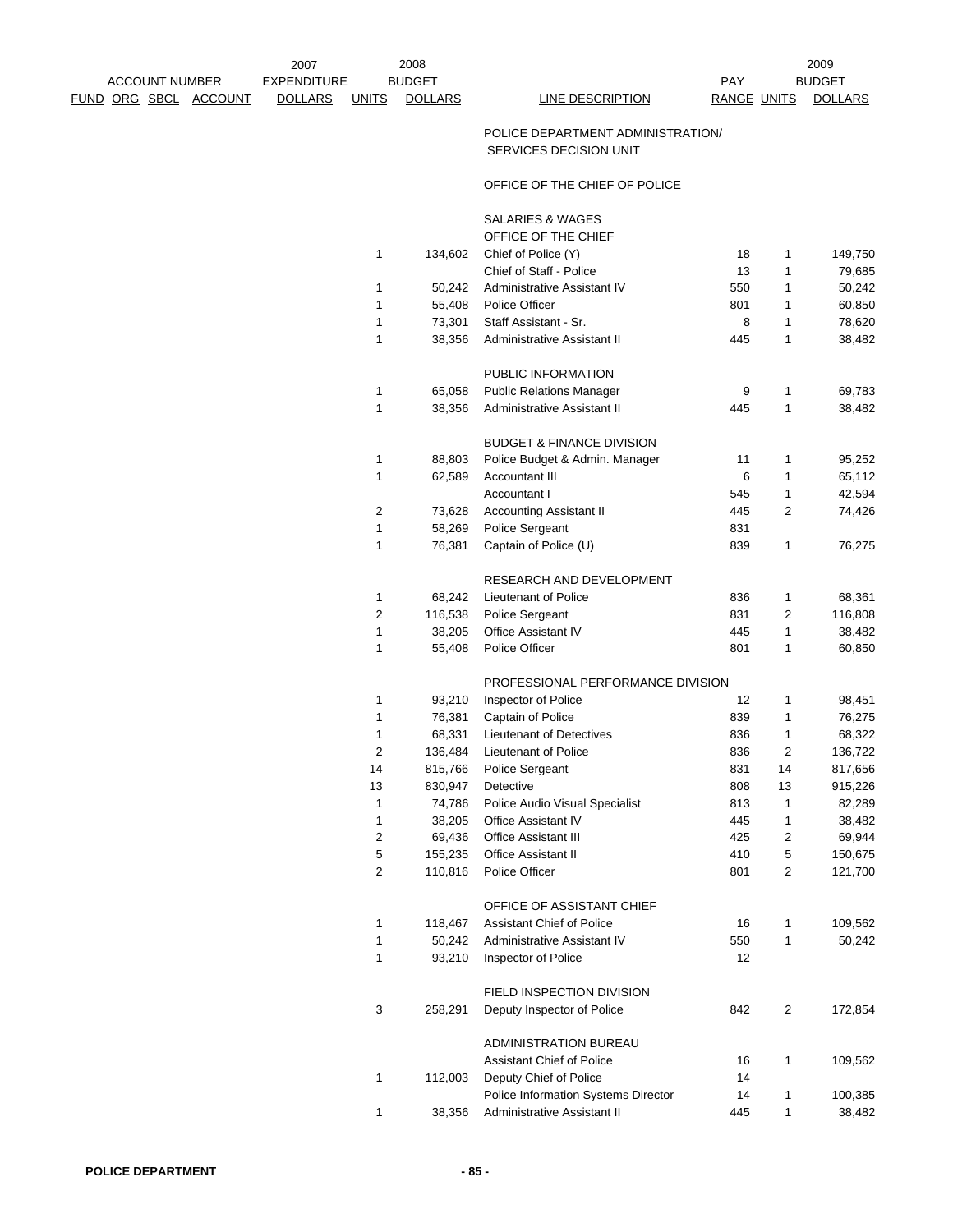| FUND | ORG | SBCL | ACCOUNT | 2007 EXPENDITURE DOLLARS | 2008 BUDGET UNITS | 2008 BUDGET DOLLARS | LINE DESCRIPTION | PAY RANGE | 2009 UNITS | 2009 BUDGET DOLLARS |
|---|---|---|---|---|---|---|---|---|---|---|
| | | | | | | | POLICE DEPARTMENT ADMINISTRATION/ SERVICES DECISION UNIT | | | |
| | | | | | | | OFFICE OF THE CHIEF OF POLICE | | | |
| | | | | | | | SALARIES & WAGES | | | |
| | | | | | | | OFFICE OF THE CHIEF | | | |
| | | | | | 1 | 134,602 | Chief of Police (Y) | 18 | 1 | 149,750 |
| | | | | | | | Chief of Staff - Police | 13 | 1 | 79,685 |
| | | | | | 1 | 50,242 | Administrative Assistant IV | 550 | 1 | 50,242 |
| | | | | | 1 | 55,408 | Police Officer | 801 | 1 | 60,850 |
| | | | | | 1 | 73,301 | Staff Assistant - Sr. | 8 | 1 | 78,620 |
| | | | | | 1 | 38,356 | Administrative Assistant II | 445 | 1 | 38,482 |
| | | | | | | | PUBLIC INFORMATION | | | |
| | | | | | 1 | 65,058 | Public Relations Manager | 9 | 1 | 69,783 |
| | | | | | 1 | 38,356 | Administrative Assistant II | 445 | 1 | 38,482 |
| | | | | | | | BUDGET & FINANCE DIVISION | | | |
| | | | | | 1 | 88,803 | Police Budget & Admin. Manager | 11 | 1 | 95,252 |
| | | | | | 1 | 62,589 | Accountant III | 6 | 1 | 65,112 |
| | | | | | | | Accountant I | 545 | 1 | 42,594 |
| | | | | | 2 | 73,628 | Accounting Assistant II | 445 | 2 | 74,426 |
| | | | | | 1 | 58,269 | Police Sergeant | 831 | | |
| | | | | | 1 | 76,381 | Captain of Police (U) | 839 | 1 | 76,275 |
| | | | | | | | RESEARCH AND DEVELOPMENT | | | |
| | | | | | 1 | 68,242 | Lieutenant of Police | 836 | 1 | 68,361 |
| | | | | | 2 | 116,538 | Police Sergeant | 831 | 2 | 116,808 |
| | | | | | 1 | 38,205 | Office Assistant IV | 445 | 1 | 38,482 |
| | | | | | 1 | 55,408 | Police Officer | 801 | 1 | 60,850 |
| | | | | | | | PROFESSIONAL PERFORMANCE DIVISION | | | |
| | | | | | 1 | 93,210 | Inspector of Police | 12 | 1 | 98,451 |
| | | | | | 1 | 76,381 | Captain of Police | 839 | 1 | 76,275 |
| | | | | | 1 | 68,331 | Lieutenant of Detectives | 836 | 1 | 68,322 |
| | | | | | 2 | 136,484 | Lieutenant of Police | 836 | 2 | 136,722 |
| | | | | | 14 | 815,766 | Police Sergeant | 831 | 14 | 817,656 |
| | | | | | 13 | 830,947 | Detective | 808 | 13 | 915,226 |
| | | | | | 1 | 74,786 | Police Audio Visual Specialist | 813 | 1 | 82,289 |
| | | | | | 1 | 38,205 | Office Assistant IV | 445 | 1 | 38,482 |
| | | | | | 2 | 69,436 | Office Assistant III | 425 | 2 | 69,944 |
| | | | | | 5 | 155,235 | Office Assistant II | 410 | 5 | 150,675 |
| | | | | | 2 | 110,816 | Police Officer | 801 | 2 | 121,700 |
| | | | | | | | OFFICE OF ASSISTANT CHIEF | | | |
| | | | | | 1 | 118,467 | Assistant Chief of Police | 16 | 1 | 109,562 |
| | | | | | 1 | 50,242 | Administrative Assistant IV | 550 | 1 | 50,242 |
| | | | | | 1 | 93,210 | Inspector of Police | 12 | | |
| | | | | | | | FIELD INSPECTION DIVISION | | | |
| | | | | | 3 | 258,291 | Deputy Inspector of Police | 842 | 2 | 172,854 |
| | | | | | | | ADMINISTRATION BUREAU | | | |
| | | | | | | | Assistant Chief of Police | 16 | 1 | 109,562 |
| | | | | | 1 | 112,003 | Deputy Chief of Police | 14 | | |
| | | | | | | | Police Information Systems Director | 14 | 1 | 100,385 |
| | | | | | 1 | 38,356 | Administrative Assistant II | 445 | 1 | 38,482 |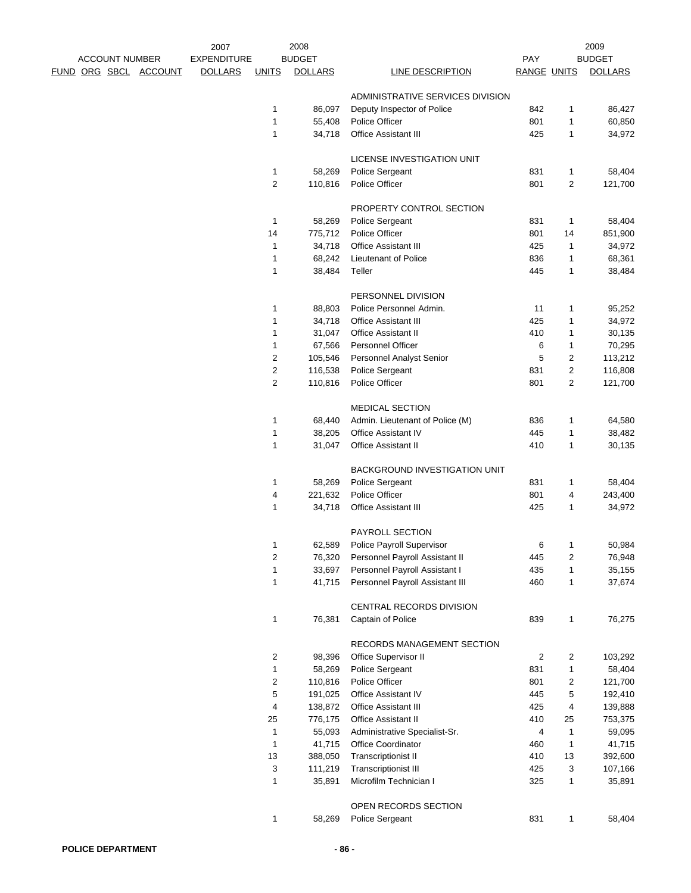| ACCOUNT NUMBER FUND ORG SBCL ACCOUNT | 2007 EXPENDITURE DOLLARS | 2008 BUDGET UNITS | 2008 BUDGET DOLLARS | LINE DESCRIPTION | PAY RANGE | 2009 BUDGET UNITS | 2009 BUDGET DOLLARS |
|---|---|---|---|---|---|---|---|
| | | | | ADMINISTRATIVE SERVICES DIVISION | | | |
| | | 1 | 86,097 | Deputy Inspector of Police | 842 | 1 | 86,427 |
| | | 1 | 55,408 | Police Officer | 801 | 1 | 60,850 |
| | | 1 | 34,718 | Office Assistant III | 425 | 1 | 34,972 |
| | | | | LICENSE INVESTIGATION UNIT | | | |
| | | 1 | 58,269 | Police Sergeant | 831 | 1 | 58,404 |
| | | 2 | 110,816 | Police Officer | 801 | 2 | 121,700 |
| | | | | PROPERTY CONTROL SECTION | | | |
| | | 1 | 58,269 | Police Sergeant | 831 | 1 | 58,404 |
| | | 14 | 775,712 | Police Officer | 801 | 14 | 851,900 |
| | | 1 | 34,718 | Office Assistant III | 425 | 1 | 34,972 |
| | | 1 | 68,242 | Lieutenant of Police | 836 | 1 | 68,361 |
| | | 1 | 38,484 | Teller | 445 | 1 | 38,484 |
| | | | | PERSONNEL DIVISION | | | |
| | | 1 | 88,803 | Police Personnel Admin. | 11 | 1 | 95,252 |
| | | 1 | 34,718 | Office Assistant III | 425 | 1 | 34,972 |
| | | 1 | 31,047 | Office Assistant II | 410 | 1 | 30,135 |
| | | 1 | 67,566 | Personnel Officer | 6 | 1 | 70,295 |
| | | 2 | 105,546 | Personnel Analyst Senior | 5 | 2 | 113,212 |
| | | 2 | 116,538 | Police Sergeant | 831 | 2 | 116,808 |
| | | 2 | 110,816 | Police Officer | 801 | 2 | 121,700 |
| | | | | MEDICAL SECTION | | | |
| | | 1 | 68,440 | Admin. Lieutenant of Police (M) | 836 | 1 | 64,580 |
| | | 1 | 38,205 | Office Assistant IV | 445 | 1 | 38,482 |
| | | 1 | 31,047 | Office Assistant II | 410 | 1 | 30,135 |
| | | | | BACKGROUND INVESTIGATION UNIT | | | |
| | | 1 | 58,269 | Police Sergeant | 831 | 1 | 58,404 |
| | | 4 | 221,632 | Police Officer | 801 | 4 | 243,400 |
| | | 1 | 34,718 | Office Assistant III | 425 | 1 | 34,972 |
| | | | | PAYROLL SECTION | | | |
| | | 1 | 62,589 | Police Payroll Supervisor | 6 | 1 | 50,984 |
| | | 2 | 76,320 | Personnel Payroll Assistant II | 445 | 2 | 76,948 |
| | | 1 | 33,697 | Personnel Payroll Assistant I | 435 | 1 | 35,155 |
| | | 1 | 41,715 | Personnel Payroll Assistant III | 460 | 1 | 37,674 |
| | | | | CENTRAL RECORDS DIVISION | | | |
| | | 1 | 76,381 | Captain of Police | 839 | 1 | 76,275 |
| | | | | RECORDS MANAGEMENT SECTION | | | |
| | | 2 | 98,396 | Office Supervisor II | 2 | 2 | 103,292 |
| | | 1 | 58,269 | Police Sergeant | 831 | 1 | 58,404 |
| | | 2 | 110,816 | Police Officer | 801 | 2 | 121,700 |
| | | 5 | 191,025 | Office Assistant IV | 445 | 5 | 192,410 |
| | | 4 | 138,872 | Office Assistant III | 425 | 4 | 139,888 |
| | | 25 | 776,175 | Office Assistant II | 410 | 25 | 753,375 |
| | | 1 | 55,093 | Administrative Specialist-Sr. | 4 | 1 | 59,095 |
| | | 1 | 41,715 | Office Coordinator | 460 | 1 | 41,715 |
| | | 13 | 388,050 | Transcriptionist II | 410 | 13 | 392,600 |
| | | 3 | 111,219 | Transcriptionist III | 425 | 3 | 107,166 |
| | | 1 | 35,891 | Microfilm Technician I | 325 | 1 | 35,891 |
| | | | | OPEN RECORDS SECTION | | | |
| | | 1 | 58,269 | Police Sergeant | 831 | 1 | 58,404 |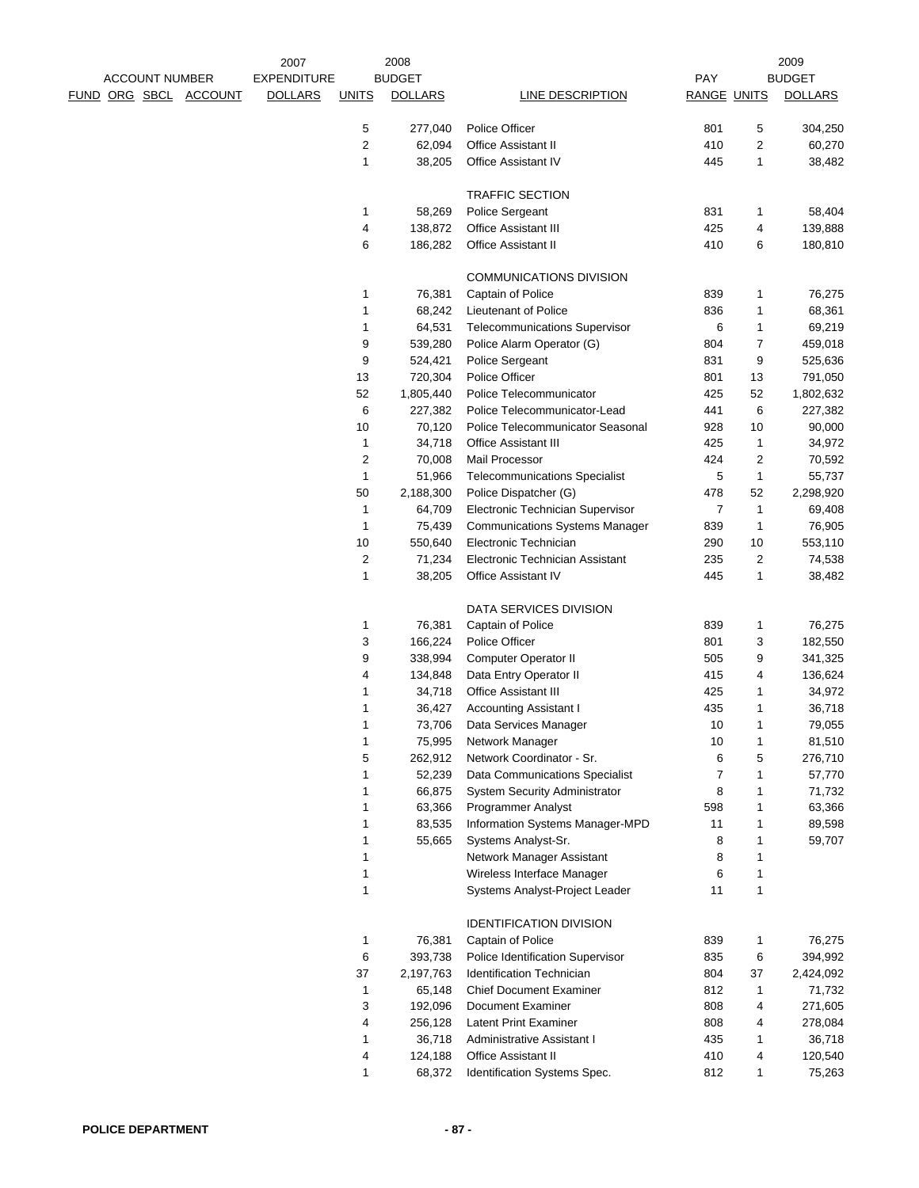| ACCOUNT NUMBER FUND ORG SBCL ACCOUNT | 2007 EXPENDITURE DOLLARS | UNITS | 2008 BUDGET DOLLARS | LINE DESCRIPTION | PAY RANGE | UNITS | 2009 BUDGET DOLLARS |
|---|---|---|---|---|---|---|---|
| | | 5 | 277,040 | Police Officer | 801 | 5 | 304,250 |
| | | 2 | 62,094 | Office Assistant II | 410 | 2 | 60,270 |
| | | 1 | 38,205 | Office Assistant IV | 445 | 1 | 38,482 |
| | | | | TRAFFIC SECTION | | | |
| | | 1 | 58,269 | Police Sergeant | 831 | 1 | 58,404 |
| | | 4 | 138,872 | Office Assistant III | 425 | 4 | 139,888 |
| | | 6 | 186,282 | Office Assistant II | 410 | 6 | 180,810 |
| | | | | COMMUNICATIONS DIVISION | | | |
| | | 1 | 76,381 | Captain of Police | 839 | 1 | 76,275 |
| | | 1 | 68,242 | Lieutenant of Police | 836 | 1 | 68,361 |
| | | 1 | 64,531 | Telecommunications Supervisor | 6 | 1 | 69,219 |
| | | 9 | 539,280 | Police Alarm Operator (G) | 804 | 7 | 459,018 |
| | | 9 | 524,421 | Police Sergeant | 831 | 9 | 525,636 |
| | | 13 | 720,304 | Police Officer | 801 | 13 | 791,050 |
| | | 52 | 1,805,440 | Police Telecommunicator | 425 | 52 | 1,802,632 |
| | | 6 | 227,382 | Police Telecommunicator-Lead | 441 | 6 | 227,382 |
| | | 10 | 70,120 | Police Telecommunicator Seasonal | 928 | 10 | 90,000 |
| | | 1 | 34,718 | Office Assistant III | 425 | 1 | 34,972 |
| | | 2 | 70,008 | Mail Processor | 424 | 2 | 70,592 |
| | | 1 | 51,966 | Telecommunications Specialist | 5 | 1 | 55,737 |
| | | 50 | 2,188,300 | Police Dispatcher (G) | 478 | 52 | 2,298,920 |
| | | 1 | 64,709 | Electronic Technician Supervisor | 7 | 1 | 69,408 |
| | | 1 | 75,439 | Communications Systems Manager | 839 | 1 | 76,905 |
| | | 10 | 550,640 | Electronic Technician | 290 | 10 | 553,110 |
| | | 2 | 71,234 | Electronic Technician Assistant | 235 | 2 | 74,538 |
| | | 1 | 38,205 | Office Assistant IV | 445 | 1 | 38,482 |
| | | | | DATA SERVICES DIVISION | | | |
| | | 1 | 76,381 | Captain of Police | 839 | 1 | 76,275 |
| | | 3 | 166,224 | Police Officer | 801 | 3 | 182,550 |
| | | 9 | 338,994 | Computer Operator II | 505 | 9 | 341,325 |
| | | 4 | 134,848 | Data Entry Operator II | 415 | 4 | 136,624 |
| | | 1 | 34,718 | Office Assistant III | 425 | 1 | 34,972 |
| | | 1 | 36,427 | Accounting Assistant I | 435 | 1 | 36,718 |
| | | 1 | 73,706 | Data Services Manager | 10 | 1 | 79,055 |
| | | 1 | 75,995 | Network Manager | 10 | 1 | 81,510 |
| | | 5 | 262,912 | Network Coordinator - Sr. | 6 | 5 | 276,710 |
| | | 1 | 52,239 | Data Communications Specialist | 7 | 1 | 57,770 |
| | | 1 | 66,875 | System Security Administrator | 8 | 1 | 71,732 |
| | | 1 | 63,366 | Programmer Analyst | 598 | 1 | 63,366 |
| | | 1 | 83,535 | Information Systems Manager-MPD | 11 | 1 | 89,598 |
| | | 1 | 55,665 | Systems Analyst-Sr. | 8 | 1 | 59,707 |
| | | 1 | | Network Manager Assistant | 8 | 1 | |
| | | 1 | | Wireless Interface Manager | 6 | 1 | |
| | | 1 | | Systems Analyst-Project Leader | 11 | 1 | |
| | | | | IDENTIFICATION DIVISION | | | |
| | | 1 | 76,381 | Captain of Police | 839 | 1 | 76,275 |
| | | 6 | 393,738 | Police Identification Supervisor | 835 | 6 | 394,992 |
| | | 37 | 2,197,763 | Identification Technician | 804 | 37 | 2,424,092 |
| | | 1 | 65,148 | Chief Document Examiner | 812 | 1 | 71,732 |
| | | 3 | 192,096 | Document Examiner | 808 | 4 | 271,605 |
| | | 4 | 256,128 | Latent Print Examiner | 808 | 4 | 278,084 |
| | | 1 | 36,718 | Administrative Assistant I | 435 | 1 | 36,718 |
| | | 4 | 124,188 | Office Assistant II | 410 | 4 | 120,540 |
| | | 1 | 68,372 | Identification Systems Spec. | 812 | 1 | 75,263 |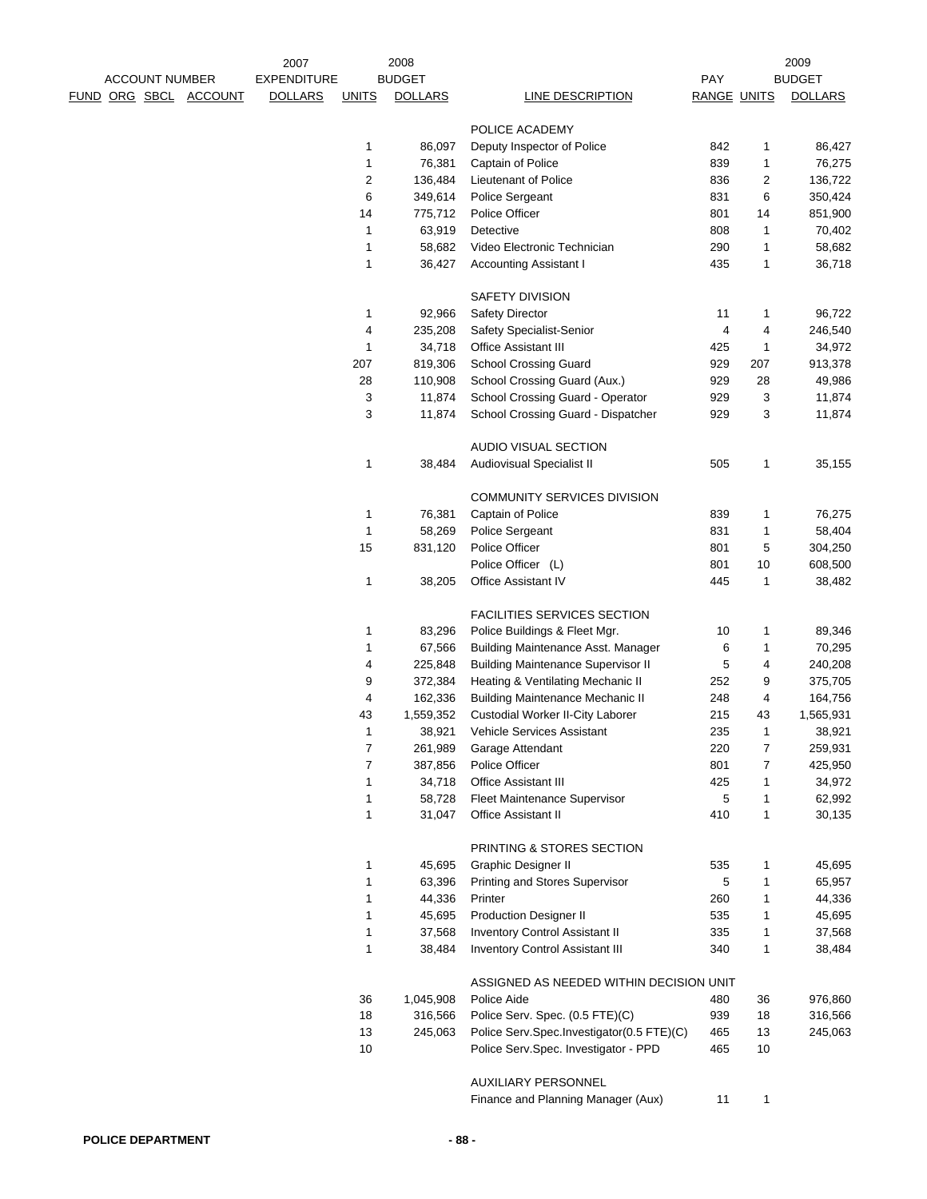| ACCOUNT NUMBER FUND ORG SBCL ACCOUNT | 2007 EXPENDITURE DOLLARS | 2008 UNITS | 2008 BUDGET DOLLARS | LINE DESCRIPTION | PAY RANGE | UNITS | 2009 BUDGET DOLLARS |
|---|---|---|---|---|---|---|---|
| | | | | POLICE ACADEMY | | | |
| | | 1 | 86,097 | Deputy Inspector of Police | 842 | 1 | 86,427 |
| | | 1 | 76,381 | Captain of Police | 839 | 1 | 76,275 |
| | | 2 | 136,484 | Lieutenant of Police | 836 | 2 | 136,722 |
| | | 6 | 349,614 | Police Sergeant | 831 | 6 | 350,424 |
| | | 14 | 775,712 | Police Officer | 801 | 14 | 851,900 |
| | | 1 | 63,919 | Detective | 808 | 1 | 70,402 |
| | | 1 | 58,682 | Video Electronic Technician | 290 | 1 | 58,682 |
| | | 1 | 36,427 | Accounting Assistant I | 435 | 1 | 36,718 |
| | | | | SAFETY DIVISION | | | |
| | | 1 | 92,966 | Safety Director | 11 | 1 | 96,722 |
| | | 4 | 235,208 | Safety Specialist-Senior | 4 | 4 | 246,540 |
| | | 1 | 34,718 | Office Assistant III | 425 | 1 | 34,972 |
| | | 207 | 819,306 | School Crossing Guard | 929 | 207 | 913,378 |
| | | 28 | 110,908 | School Crossing Guard (Aux.) | 929 | 28 | 49,986 |
| | | 3 | 11,874 | School Crossing Guard - Operator | 929 | 3 | 11,874 |
| | | 3 | 11,874 | School Crossing Guard - Dispatcher | 929 | 3 | 11,874 |
| | | | | AUDIO VISUAL SECTION | | | |
| | | 1 | 38,484 | Audiovisual Specialist II | 505 | 1 | 35,155 |
| | | | | COMMUNITY SERVICES DIVISION | | | |
| | | 1 | 76,381 | Captain of Police | 839 | 1 | 76,275 |
| | | 1 | 58,269 | Police Sergeant | 831 | 1 | 58,404 |
| | | 15 | 831,120 | Police Officer | 801 | 5 | 304,250 |
| | | | | Police Officer (L) | 801 | 10 | 608,500 |
| | | 1 | 38,205 | Office Assistant IV | 445 | 1 | 38,482 |
| | | | | FACILITIES SERVICES SECTION | | | |
| | | 1 | 83,296 | Police Buildings & Fleet Mgr. | 10 | 1 | 89,346 |
| | | 1 | 67,566 | Building Maintenance Asst. Manager | 6 | 1 | 70,295 |
| | | 4 | 225,848 | Building Maintenance Supervisor II | 5 | 4 | 240,208 |
| | | 9 | 372,384 | Heating & Ventilating Mechanic II | 252 | 9 | 375,705 |
| | | 4 | 162,336 | Building Maintenance Mechanic II | 248 | 4 | 164,756 |
| | | 43 | 1,559,352 | Custodial Worker II-City Laborer | 215 | 43 | 1,565,931 |
| | | 1 | 38,921 | Vehicle Services Assistant | 235 | 1 | 38,921 |
| | | 7 | 261,989 | Garage Attendant | 220 | 7 | 259,931 |
| | | 7 | 387,856 | Police Officer | 801 | 7 | 425,950 |
| | | 1 | 34,718 | Office Assistant III | 425 | 1 | 34,972 |
| | | 1 | 58,728 | Fleet Maintenance Supervisor | 5 | 1 | 62,992 |
| | | 1 | 31,047 | Office Assistant II | 410 | 1 | 30,135 |
| | | | | PRINTING & STORES SECTION | | | |
| | | 1 | 45,695 | Graphic Designer II | 535 | 1 | 45,695 |
| | | 1 | 63,396 | Printing and Stores Supervisor | 5 | 1 | 65,957 |
| | | 1 | 44,336 | Printer | 260 | 1 | 44,336 |
| | | 1 | 45,695 | Production Designer II | 535 | 1 | 45,695 |
| | | 1 | 37,568 | Inventory Control Assistant II | 335 | 1 | 37,568 |
| | | 1 | 38,484 | Inventory Control Assistant III | 340 | 1 | 38,484 |
| | | | | ASSIGNED AS NEEDED WITHIN DECISION UNIT | | | |
| | | 36 | 1,045,908 | Police Aide | 480 | 36 | 976,860 |
| | | 18 | 316,566 | Police Serv. Spec. (0.5 FTE)(C) | 939 | 18 | 316,566 |
| | | 13 | 245,063 | Police Serv.Spec.Investigator(0.5 FTE)(C) | 465 | 13 | 245,063 |
| | | 10 | | Police Serv.Spec. Investigator - PPD | 465 | 10 | |
| | | | | AUXILIARY PERSONNEL | | | |
| | | | | Finance and Planning Manager (Aux) | 11 | 1 | |

POLICE DEPARTMENT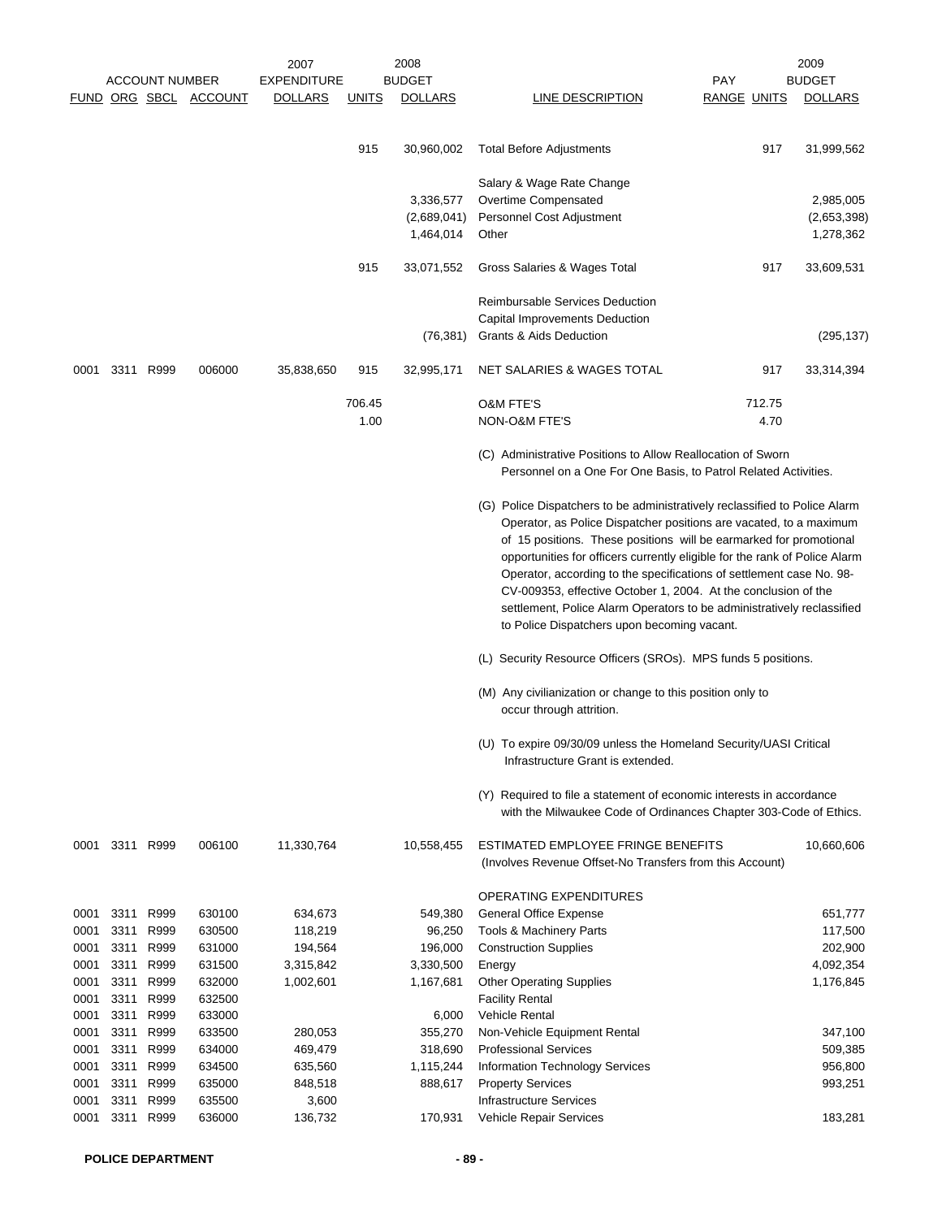| ACCOUNT NUMBER | | | | 2007 EXPENDITURE | 2008 BUDGET | | | PAY | | 2009 BUDGET |
|---|---|---|---|---|---|---|---|---|---|---|
| FUND | ORG | SBCL | ACCOUNT | DOLLARS | UNITS | DOLLARS | LINE DESCRIPTION | RANGE | UNITS | DOLLARS |
| | | | | | 915 | 30,960,002 | Total Before Adjustments | | 917 | 31,999,562 |
| | | | | | | | Salary & Wage Rate Change | | | |
| | | | | | | 3,336,577 | Overtime Compensated | | | 2,985,005 |
| | | | | | | (2,689,041) | Personnel Cost Adjustment | | | (2,653,398) |
| | | | | | | 1,464,014 | Other | | | 1,278,362 |
| | | | | | 915 | 33,071,552 | Gross Salaries & Wages Total | | 917 | 33,609,531 |
| | | | | | | | Reimbursable Services Deduction | | | |
| | | | | | | | Capital Improvements Deduction | | | |
| | | | | | | (76,381) | Grants & Aids Deduction | | | (295,137) |
| 0001 | 3311 | R999 | 006000 | 35,838,650 | 915 | 32,995,171 | NET SALARIES & WAGES TOTAL | | 917 | 33,314,394 |
| | | | | | 706.45 | | O&M FTE'S | | 712.75 | |
| | | | | | 1.00 | | NON-O&M FTE'S | | 4.70 | |

(C) Administrative Positions to Allow Reallocation of Sworn Personnel on a One For One Basis, to Patrol Related Activities.

(G) Police Dispatchers to be administratively reclassified to Police Alarm Operator, as Police Dispatcher positions are vacated, to a maximum of 15 positions. These positions will be earmarked for promotional opportunities for officers currently eligible for the rank of Police Alarm Operator, according to the specifications of settlement case No. 98-CV-009353, effective October 1, 2004. At the conclusion of the settlement, Police Alarm Operators to be administratively reclassified to Police Dispatchers upon becoming vacant.

(L) Security Resource Officers (SROs). MPS funds 5 positions.

(M) Any civilianization or change to this position only to occur through attrition.

(U) To expire 09/30/09 unless the Homeland Security/UASI Critical Infrastructure Grant is extended.

(Y) Required to file a statement of economic interests in accordance with the Milwaukee Code of Ordinances Chapter 303-Code of Ethics.

| FUND | ORG | SBCL | ACCOUNT | 2007 EXPENDITURE DOLLARS | 2008 BUDGET DOLLARS | LINE DESCRIPTION | 2009 BUDGET DOLLARS |
|---|---|---|---|---|---|---|---|
| 0001 | 3311 | R999 | 006100 | 11,330,764 | 10,558,455 | ESTIMATED EMPLOYEE FRINGE BENEFITS (Involves Revenue Offset-No Transfers from this Account) | 10,660,606 |
| | | | | | | OPERATING EXPENDITURES | |
| 0001 | 3311 | R999 | 630100 | 634,673 | 549,380 | General Office Expense | 651,777 |
| 0001 | 3311 | R999 | 630500 | 118,219 | 96,250 | Tools & Machinery Parts | 117,500 |
| 0001 | 3311 | R999 | 631000 | 194,564 | 196,000 | Construction Supplies | 202,900 |
| 0001 | 3311 | R999 | 631500 | 3,315,842 | 3,330,500 | Energy | 4,092,354 |
| 0001 | 3311 | R999 | 632000 | 1,002,601 | 1,167,681 | Other Operating Supplies | 1,176,845 |
| 0001 | 3311 | R999 | 632500 | | | Facility Rental | |
| 0001 | 3311 | R999 | 633000 | | 6,000 | Vehicle Rental | |
| 0001 | 3311 | R999 | 633500 | 280,053 | 355,270 | Non-Vehicle Equipment Rental | 347,100 |
| 0001 | 3311 | R999 | 634000 | 469,479 | 318,690 | Professional Services | 509,385 |
| 0001 | 3311 | R999 | 634500 | 635,560 | 1,115,244 | Information Technology Services | 956,800 |
| 0001 | 3311 | R999 | 635000 | 848,518 | 888,617 | Property Services | 993,251 |
| 0001 | 3311 | R999 | 635500 | 3,600 | | Infrastructure Services | |
| 0001 | 3311 | R999 | 636000 | 136,732 | 170,931 | Vehicle Repair Services | 183,281 |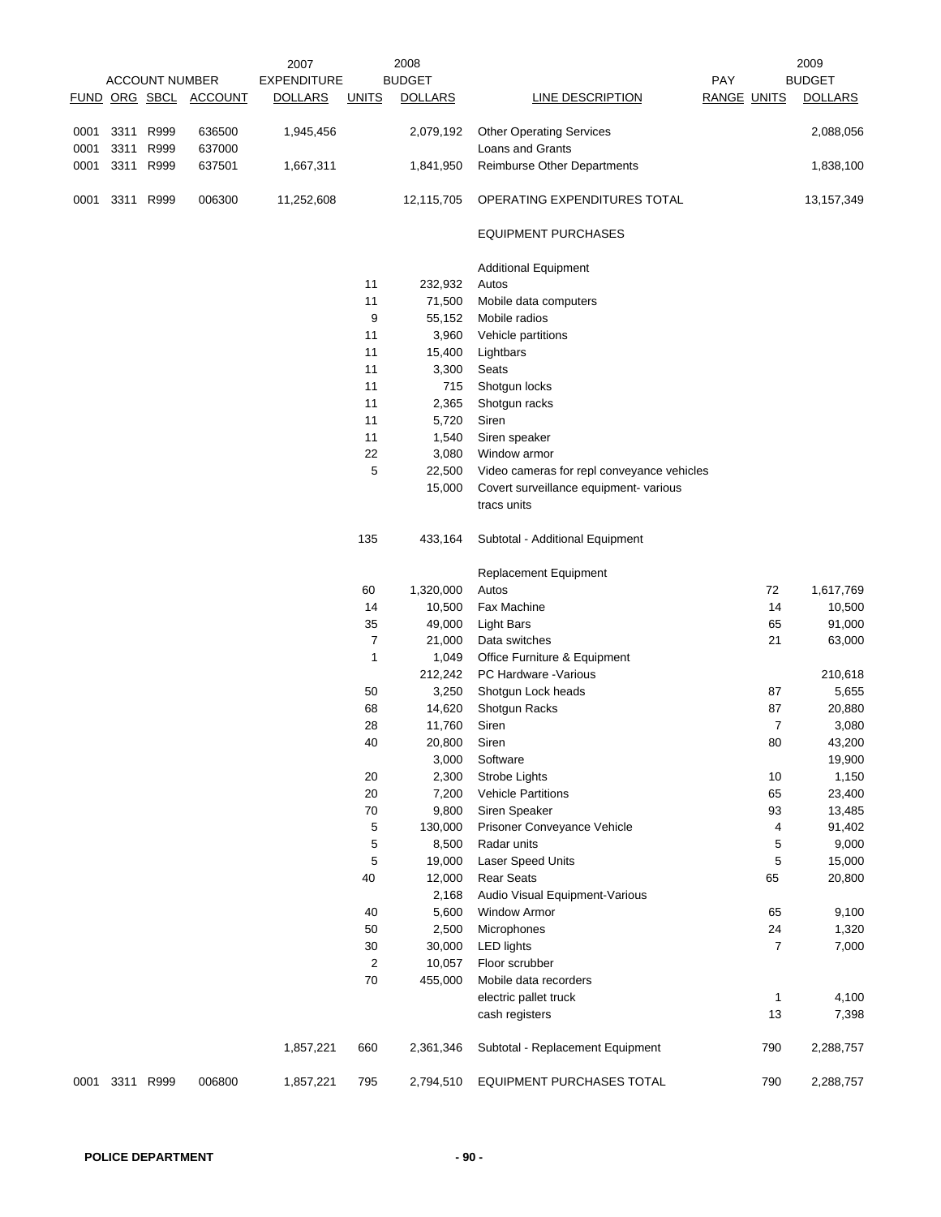| ACCOUNT NUMBER | | | | 2007 EXPENDITURE | 2008 BUDGET | | | PAY | | 2009 BUDGET |
|---|---|---|---|---|---|---|---|---|---|---|
| FUND | ORG | SBCL | ACCOUNT | DOLLARS | UNITS | DOLLARS | LINE DESCRIPTION | RANGE | UNITS | DOLLARS |
| 0001 | 3311 | R999 | 636500 | 1,945,456 | | 2,079,192 | Other Operating Services | | | 2,088,056 |
| 0001 | 3311 | R999 | 637000 | | | | Loans and Grants | | | |
| 0001 | 3311 | R999 | 637501 | 1,667,311 | | 1,841,950 | Reimburse Other Departments | | | 1,838,100 |
| 0001 | 3311 | R999 | 006300 | 11,252,608 | | 12,115,705 | OPERATING EXPENDITURES TOTAL | | | 13,157,349 |
| | | | | | | | EQUIPMENT PURCHASES | | | |
| | | | | | | | Additional Equipment | | | |
| | | | | | 11 | 232,932 | Autos | | | |
| | | | | | 11 | 71,500 | Mobile data computers | | | |
| | | | | | 9 | 55,152 | Mobile radios | | | |
| | | | | | 11 | 3,960 | Vehicle partitions | | | |
| | | | | | 11 | 15,400 | Lightbars | | | |
| | | | | | 11 | 3,300 | Seats | | | |
| | | | | | 11 | 715 | Shotgun locks | | | |
| | | | | | 11 | 2,365 | Shotgun racks | | | |
| | | | | | 11 | 5,720 | Siren | | | |
| | | | | | 11 | 1,540 | Siren speaker | | | |
| | | | | | 22 | 3,080 | Window armor | | | |
| | | | | | 5 | 22,500 | Video cameras for repl conveyance vehicles | | | |
| | | | | | | 15,000 | Covert surveillance equipment- various tracs units | | | |
| | | | | | 135 | 433,164 | Subtotal - Additional Equipment | | | |
| | | | | | | | Replacement Equipment | | | |
| | | | | | 60 | 1,320,000 | Autos | | 72 | 1,617,769 |
| | | | | | 14 | 10,500 | Fax Machine | | 14 | 10,500 |
| | | | | | 35 | 49,000 | Light Bars | | 65 | 91,000 |
| | | | | | 7 | 21,000 | Data switches | | 21 | 63,000 |
| | | | | | 1 | 1,049 | Office Furniture & Equipment | | | |
| | | | | | | 212,242 | PC Hardware -Various | | | 210,618 |
| | | | | | 50 | 3,250 | Shotgun Lock heads | | 87 | 5,655 |
| | | | | | 68 | 14,620 | Shotgun Racks | | 87 | 20,880 |
| | | | | | 28 | 11,760 | Siren | | 7 | 3,080 |
| | | | | | 40 | 20,800 | Siren | | 80 | 43,200 |
| | | | | | | 3,000 | Software | | | 19,900 |
| | | | | | 20 | 2,300 | Strobe Lights | | 10 | 1,150 |
| | | | | | 20 | 7,200 | Vehicle Partitions | | 65 | 23,400 |
| | | | | | 70 | 9,800 | Siren Speaker | | 93 | 13,485 |
| | | | | | 5 | 130,000 | Prisoner Conveyance Vehicle | | 4 | 91,402 |
| | | | | | 5 | 8,500 | Radar units | | 5 | 9,000 |
| | | | | | 5 | 19,000 | Laser Speed Units | | 5 | 15,000 |
| | | | | | 40 | 12,000 | Rear Seats | | 65 | 20,800 |
| | | | | | | 2,168 | Audio Visual Equipment-Various | | | |
| | | | | | 40 | 5,600 | Window Armor | | 65 | 9,100 |
| | | | | | 50 | 2,500 | Microphones | | 24 | 1,320 |
| | | | | | 30 | 30,000 | LED lights | | 7 | 7,000 |
| | | | | | 2 | 10,057 | Floor scrubber | | | |
| | | | | | 70 | 455,000 | Mobile data recorders | | | |
| | | | | | | | electric pallet truck | | 1 | 4,100 |
| | | | | | | | cash registers | | 13 | 7,398 |
| | | | | 1,857,221 | 660 | 2,361,346 | Subtotal - Replacement Equipment | | 790 | 2,288,757 |
| 0001 | 3311 | R999 | 006800 | 1,857,221 | 795 | 2,794,510 | EQUIPMENT PURCHASES TOTAL | | 790 | 2,288,757 |

POLICE DEPARTMENT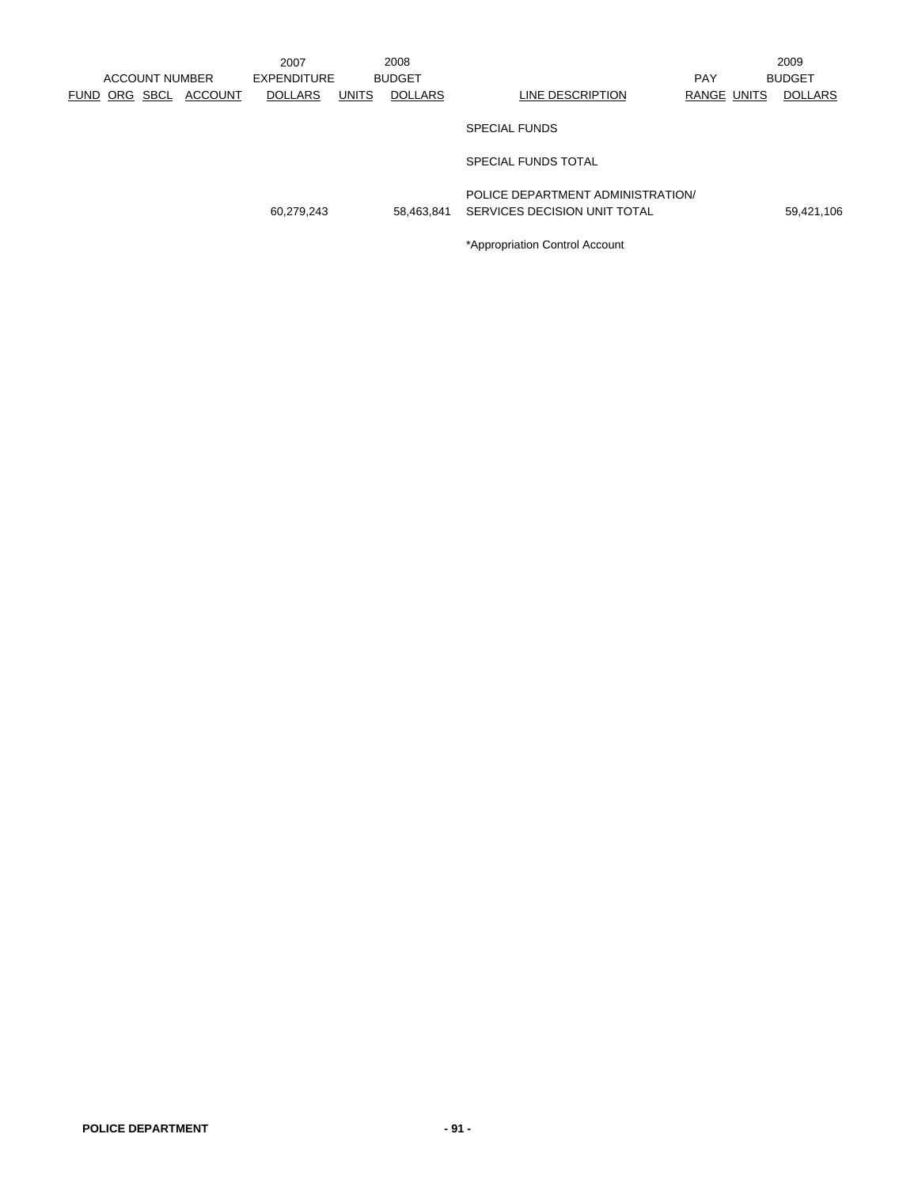| ACCOUNT NUMBER FUND ORG SBCL ACCOUNT | 2007 EXPENDITURE DOLLARS | UNITS | 2008 BUDGET DOLLARS | LINE DESCRIPTION | PAY RANGE | UNITS | 2009 BUDGET DOLLARS |
|---|---|---|---|---|---|---|---|
| | | | | SPECIAL FUNDS | | | |
| | | | | SPECIAL FUNDS TOTAL | | | |
| | 60,279,243 | | 58,463,841 | POLICE DEPARTMENT ADMINISTRATION/ SERVICES DECISION UNIT TOTAL | | | 59,421,106 |
| | | | | *Appropriation Control Account | | | |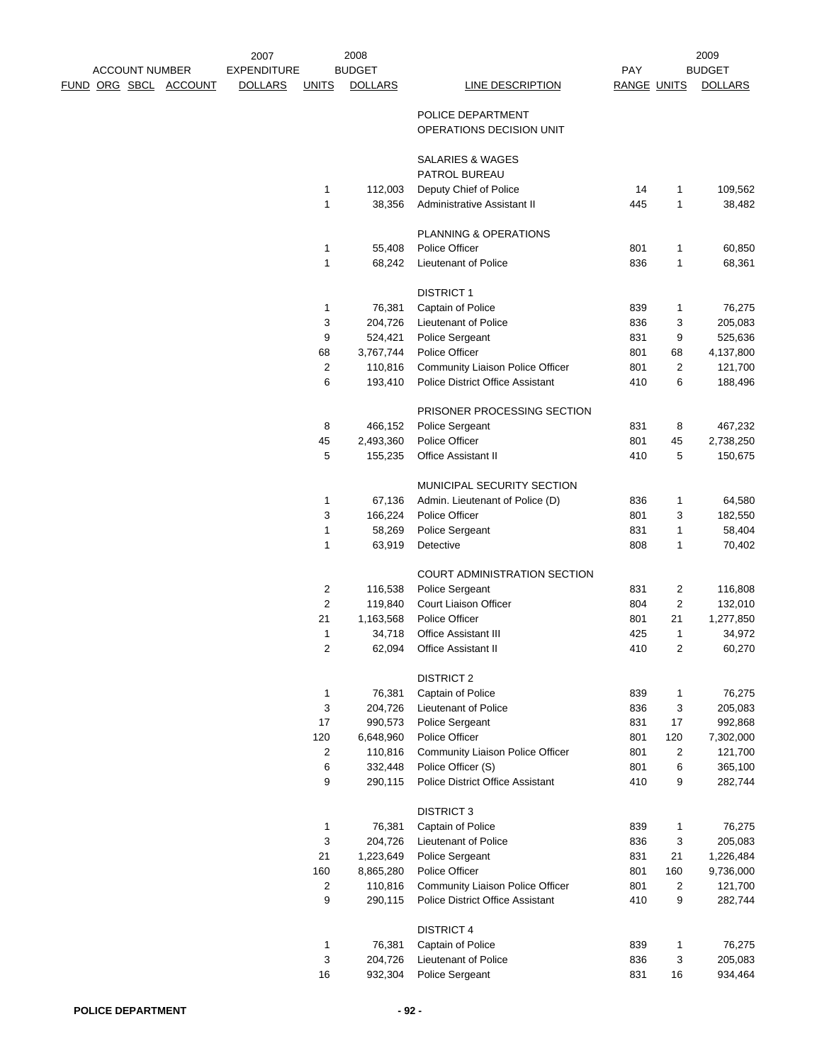| ACCOUNT NUMBER FUND ORG SBCL ACCOUNT | 2007 EXPENDITURE DOLLARS | 2008 UNITS | 2008 BUDGET DOLLARS | LINE DESCRIPTION | PAY RANGE | UNITS | 2009 BUDGET DOLLARS |
|---|---|---|---|---|---|---|---|
| | | | | POLICE DEPARTMENT | | | |
| | | | | OPERATIONS DECISION UNIT | | | |
| | | | | | | | |
| | | | | SALARIES & WAGES | | | |
| | | | | PATROL BUREAU | | | |
| | | 1 | 112,003 | Deputy Chief of Police | 14 | 1 | 109,562 |
| | | 1 | 38,356 | Administrative Assistant II | 445 | 1 | 38,482 |
| | | | | | | | |
| | | | | PLANNING & OPERATIONS | | | |
| | | 1 | 55,408 | Police Officer | 801 | 1 | 60,850 |
| | | 1 | 68,242 | Lieutenant of Police | 836 | 1 | 68,361 |
| | | | | | | | |
| | | | | DISTRICT 1 | | | |
| | | 1 | 76,381 | Captain of Police | 839 | 1 | 76,275 |
| | | 3 | 204,726 | Lieutenant of Police | 836 | 3 | 205,083 |
| | | 9 | 524,421 | Police Sergeant | 831 | 9 | 525,636 |
| | | 68 | 3,767,744 | Police Officer | 801 | 68 | 4,137,800 |
| | | 2 | 110,816 | Community Liaison Police Officer | 801 | 2 | 121,700 |
| | | 6 | 193,410 | Police District Office Assistant | 410 | 6 | 188,496 |
| | | | | | | | |
| | | | | PRISONER PROCESSING SECTION | | | |
| | | 8 | 466,152 | Police Sergeant | 831 | 8 | 467,232 |
| | | 45 | 2,493,360 | Police Officer | 801 | 45 | 2,738,250 |
| | | 5 | 155,235 | Office Assistant II | 410 | 5 | 150,675 |
| | | | | | | | |
| | | | | MUNICIPAL SECURITY SECTION | | | |
| | | 1 | 67,136 | Admin. Lieutenant of Police (D) | 836 | 1 | 64,580 |
| | | 3 | 166,224 | Police Officer | 801 | 3 | 182,550 |
| | | 1 | 58,269 | Police Sergeant | 831 | 1 | 58,404 |
| | | 1 | 63,919 | Detective | 808 | 1 | 70,402 |
| | | | | | | | |
| | | | | COURT ADMINISTRATION SECTION | | | |
| | | 2 | 116,538 | Police Sergeant | 831 | 2 | 116,808 |
| | | 2 | 119,840 | Court Liaison Officer | 804 | 2 | 132,010 |
| | | 21 | 1,163,568 | Police Officer | 801 | 21 | 1,277,850 |
| | | 1 | 34,718 | Office Assistant III | 425 | 1 | 34,972 |
| | | 2 | 62,094 | Office Assistant II | 410 | 2 | 60,270 |
| | | | | | | | |
| | | | | DISTRICT 2 | | | |
| | | 1 | 76,381 | Captain of Police | 839 | 1 | 76,275 |
| | | 3 | 204,726 | Lieutenant of Police | 836 | 3 | 205,083 |
| | | 17 | 990,573 | Police Sergeant | 831 | 17 | 992,868 |
| | | 120 | 6,648,960 | Police Officer | 801 | 120 | 7,302,000 |
| | | 2 | 110,816 | Community Liaison Police Officer | 801 | 2 | 121,700 |
| | | 6 | 332,448 | Police Officer (S) | 801 | 6 | 365,100 |
| | | 9 | 290,115 | Police District Office Assistant | 410 | 9 | 282,744 |
| | | | | | | | |
| | | | | DISTRICT 3 | | | |
| | | 1 | 76,381 | Captain of Police | 839 | 1 | 76,275 |
| | | 3 | 204,726 | Lieutenant of Police | 836 | 3 | 205,083 |
| | | 21 | 1,223,649 | Police Sergeant | 831 | 21 | 1,226,484 |
| | | 160 | 8,865,280 | Police Officer | 801 | 160 | 9,736,000 |
| | | 2 | 110,816 | Community Liaison Police Officer | 801 | 2 | 121,700 |
| | | 9 | 290,115 | Police District Office Assistant | 410 | 9 | 282,744 |
| | | | | | | | |
| | | | | DISTRICT 4 | | | |
| | | 1 | 76,381 | Captain of Police | 839 | 1 | 76,275 |
| | | 3 | 204,726 | Lieutenant of Police | 836 | 3 | 205,083 |
| | | 16 | 932,304 | Police Sergeant | 831 | 16 | 934,464 |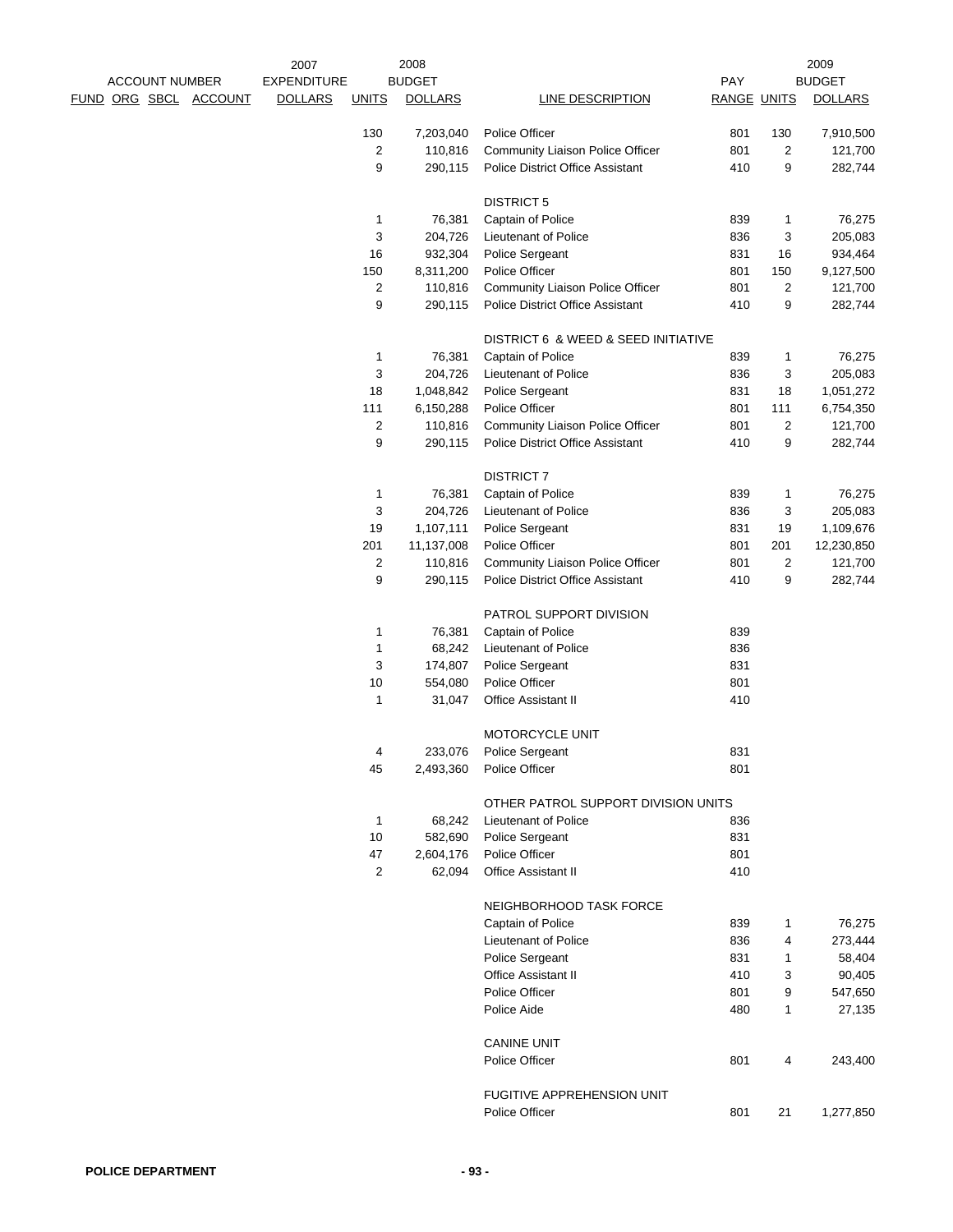| ACCOUNT NUMBER FUND ORG SBCL ACCOUNT | 2007 EXPENDITURE DOLLARS | 2008 BUDGET UNITS | 2008 BUDGET DOLLARS | LINE DESCRIPTION | PAY RANGE | 2009 BUDGET UNITS | 2009 BUDGET DOLLARS |
|---|---|---|---|---|---|---|---|
| | | 130 | 7,203,040 | Police Officer | 801 | 130 | 7,910,500 |
| | | 2 | 110,816 | Community Liaison Police Officer | 801 | 2 | 121,700 |
| | | 9 | 290,115 | Police District Office Assistant | 410 | 9 | 282,744 |
| | | | | DISTRICT 5 | | | |
| | | 1 | 76,381 | Captain of Police | 839 | 1 | 76,275 |
| | | 3 | 204,726 | Lieutenant of Police | 836 | 3 | 205,083 |
| | | 16 | 932,304 | Police Sergeant | 831 | 16 | 934,464 |
| | | 150 | 8,311,200 | Police Officer | 801 | 150 | 9,127,500 |
| | | 2 | 110,816 | Community Liaison Police Officer | 801 | 2 | 121,700 |
| | | 9 | 290,115 | Police District Office Assistant | 410 | 9 | 282,744 |
| | | | | DISTRICT 6 & WEED & SEED INITIATIVE | | | |
| | | 1 | 76,381 | Captain of Police | 839 | 1 | 76,275 |
| | | 3 | 204,726 | Lieutenant of Police | 836 | 3 | 205,083 |
| | | 18 | 1,048,842 | Police Sergeant | 831 | 18 | 1,051,272 |
| | | 111 | 6,150,288 | Police Officer | 801 | 111 | 6,754,350 |
| | | 2 | 110,816 | Community Liaison Police Officer | 801 | 2 | 121,700 |
| | | 9 | 290,115 | Police District Office Assistant | 410 | 9 | 282,744 |
| | | | | DISTRICT 7 | | | |
| | | 1 | 76,381 | Captain of Police | 839 | 1 | 76,275 |
| | | 3 | 204,726 | Lieutenant of Police | 836 | 3 | 205,083 |
| | | 19 | 1,107,111 | Police Sergeant | 831 | 19 | 1,109,676 |
| | | 201 | 11,137,008 | Police Officer | 801 | 201 | 12,230,850 |
| | | 2 | 110,816 | Community Liaison Police Officer | 801 | 2 | 121,700 |
| | | 9 | 290,115 | Police District Office Assistant | 410 | 9 | 282,744 |
| | | | | PATROL SUPPORT DIVISION | | | |
| | | 1 | 76,381 | Captain of Police | 839 | | |
| | | 1 | 68,242 | Lieutenant of Police | 836 | | |
| | | 3 | 174,807 | Police Sergeant | 831 | | |
| | | 10 | 554,080 | Police Officer | 801 | | |
| | | 1 | 31,047 | Office Assistant II | 410 | | |
| | | | | MOTORCYCLE UNIT | | | |
| | | 4 | 233,076 | Police Sergeant | 831 | | |
| | | 45 | 2,493,360 | Police Officer | 801 | | |
| | | | | OTHER PATROL SUPPORT DIVISION UNITS | | | |
| | | 1 | 68,242 | Lieutenant of Police | 836 | | |
| | | 10 | 582,690 | Police Sergeant | 831 | | |
| | | 47 | 2,604,176 | Police Officer | 801 | | |
| | | 2 | 62,094 | Office Assistant II | 410 | | |
| | | | | NEIGHBORHOOD TASK FORCE | | | |
| | | | | Captain of Police | 839 | 1 | 76,275 |
| | | | | Lieutenant of Police | 836 | 4 | 273,444 |
| | | | | Police Sergeant | 831 | 1 | 58,404 |
| | | | | Office Assistant II | 410 | 3 | 90,405 |
| | | | | Police Officer | 801 | 9 | 547,650 |
| | | | | Police Aide | 480 | 1 | 27,135 |
| | | | | CANINE UNIT | | | |
| | | | | Police Officer | 801 | 4 | 243,400 |
| | | | | FUGITIVE APPREHENSION UNIT | | | |
| | | | | Police Officer | 801 | 21 | 1,277,850 |

POLICE DEPARTMENT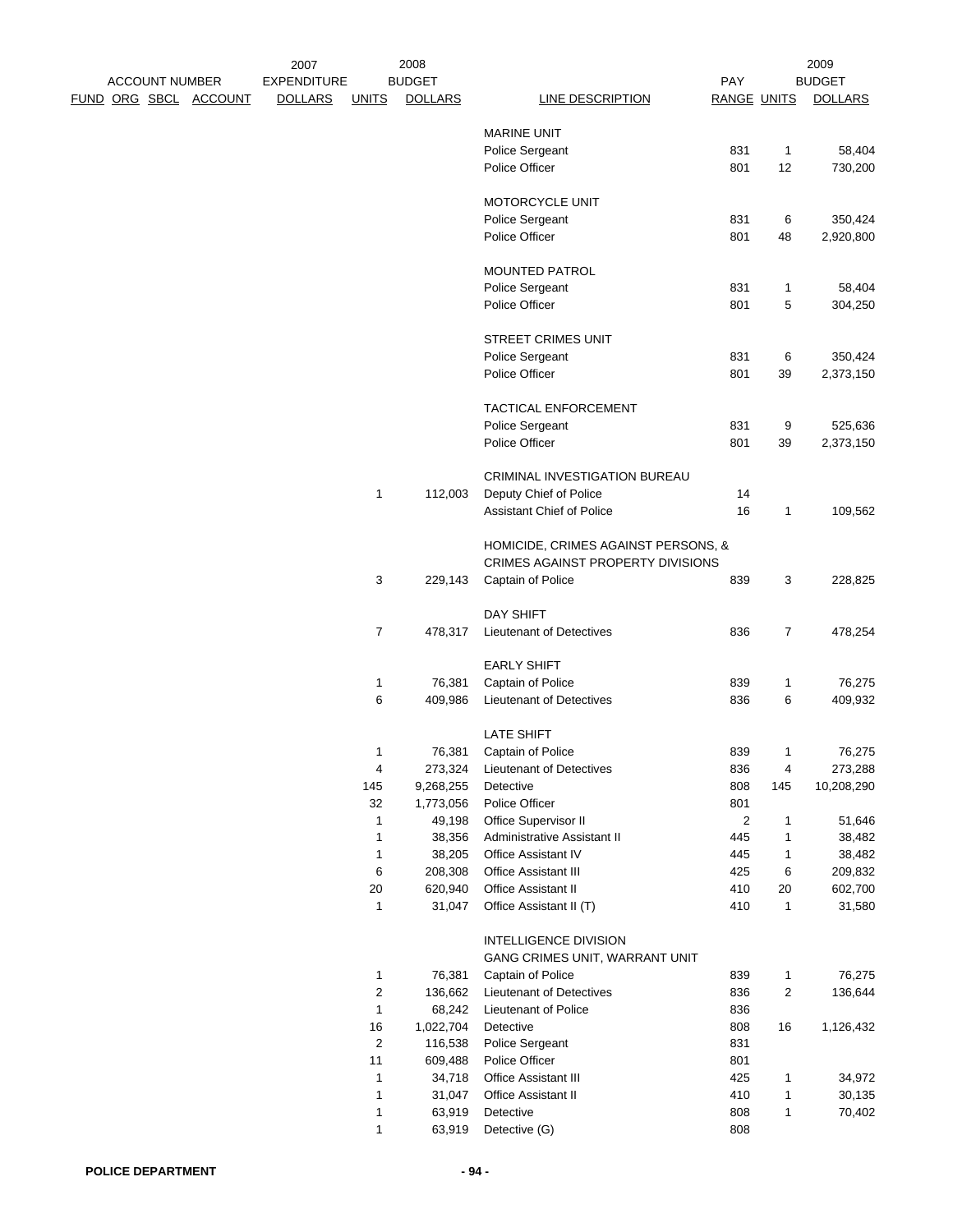| ACCOUNT NUMBER FUND ORG SBCL ACCOUNT | 2007 EXPENDITURE DOLLARS | 2008 UNITS | 2008 BUDGET DOLLARS | LINE DESCRIPTION | PAY RANGE | 2009 UNITS | 2009 BUDGET DOLLARS |
|---|---|---|---|---|---|---|---|
| | | | | MARINE UNIT | | | |
| | | | | Police Sergeant | 831 | 1 | 58,404 |
| | | | | Police Officer | 801 | 12 | 730,200 |
| | | | | MOTORCYCLE UNIT | | | |
| | | | | Police Sergeant | 831 | 6 | 350,424 |
| | | | | Police Officer | 801 | 48 | 2,920,800 |
| | | | | MOUNTED PATROL | | | |
| | | | | Police Sergeant | 831 | 1 | 58,404 |
| | | | | Police Officer | 801 | 5 | 304,250 |
| | | | | STREET CRIMES UNIT | | | |
| | | | | Police Sergeant | 831 | 6 | 350,424 |
| | | | | Police Officer | 801 | 39 | 2,373,150 |
| | | | | TACTICAL ENFORCEMENT | | | |
| | | | | Police Sergeant | 831 | 9 | 525,636 |
| | | | | Police Officer | 801 | 39 | 2,373,150 |
| | | | | CRIMINAL INVESTIGATION BUREAU | | | |
| | | 1 | 112,003 | Deputy Chief of Police | 14 | | |
| | | | | Assistant Chief of Police | 16 | 1 | 109,562 |
| | | | | HOMICIDE, CRIMES AGAINST PERSONS, & CRIMES AGAINST PROPERTY DIVISIONS | | | |
| | | 3 | 229,143 | Captain of Police | 839 | 3 | 228,825 |
| | | | | DAY SHIFT | | | |
| | | 7 | 478,317 | Lieutenant of Detectives | 836 | 7 | 478,254 |
| | | | | EARLY SHIFT | | | |
| | | 1 | 76,381 | Captain of Police | 839 | 1 | 76,275 |
| | | 6 | 409,986 | Lieutenant of Detectives | 836 | 6 | 409,932 |
| | | | | LATE SHIFT | | | |
| | | 1 | 76,381 | Captain of Police | 839 | 1 | 76,275 |
| | | 4 | 273,324 | Lieutenant of Detectives | 836 | 4 | 273,288 |
| | | 145 | 9,268,255 | Detective | 808 | 145 | 10,208,290 |
| | | 32 | 1,773,056 | Police Officer | 801 | | |
| | | 1 | 49,198 | Office Supervisor II | 2 | 1 | 51,646 |
| | | 1 | 38,356 | Administrative Assistant II | 445 | 1 | 38,482 |
| | | 1 | 38,205 | Office Assistant IV | 445 | 1 | 38,482 |
| | | 6 | 208,308 | Office Assistant III | 425 | 6 | 209,832 |
| | | 20 | 620,940 | Office Assistant II | 410 | 20 | 602,700 |
| | | 1 | 31,047 | Office Assistant II (T) | 410 | 1 | 31,580 |
| | | | | INTELLIGENCE DIVISION | | | |
| | | | | GANG CRIMES UNIT, WARRANT UNIT | | | |
| | | 1 | 76,381 | Captain of Police | 839 | 1 | 76,275 |
| | | 2 | 136,662 | Lieutenant of Detectives | 836 | 2 | 136,644 |
| | | 1 | 68,242 | Lieutenant of Police | 836 | | |
| | | 16 | 1,022,704 | Detective | 808 | 16 | 1,126,432 |
| | | 2 | 116,538 | Police Sergeant | 831 | | |
| | | 11 | 609,488 | Police Officer | 801 | | |
| | | 1 | 34,718 | Office Assistant III | 425 | 1 | 34,972 |
| | | 1 | 31,047 | Office Assistant II | 410 | 1 | 30,135 |
| | | 1 | 63,919 | Detective | 808 | 1 | 70,402 |
| | | 1 | 63,919 | Detective (G) | 808 | | |

POLICE DEPARTMENT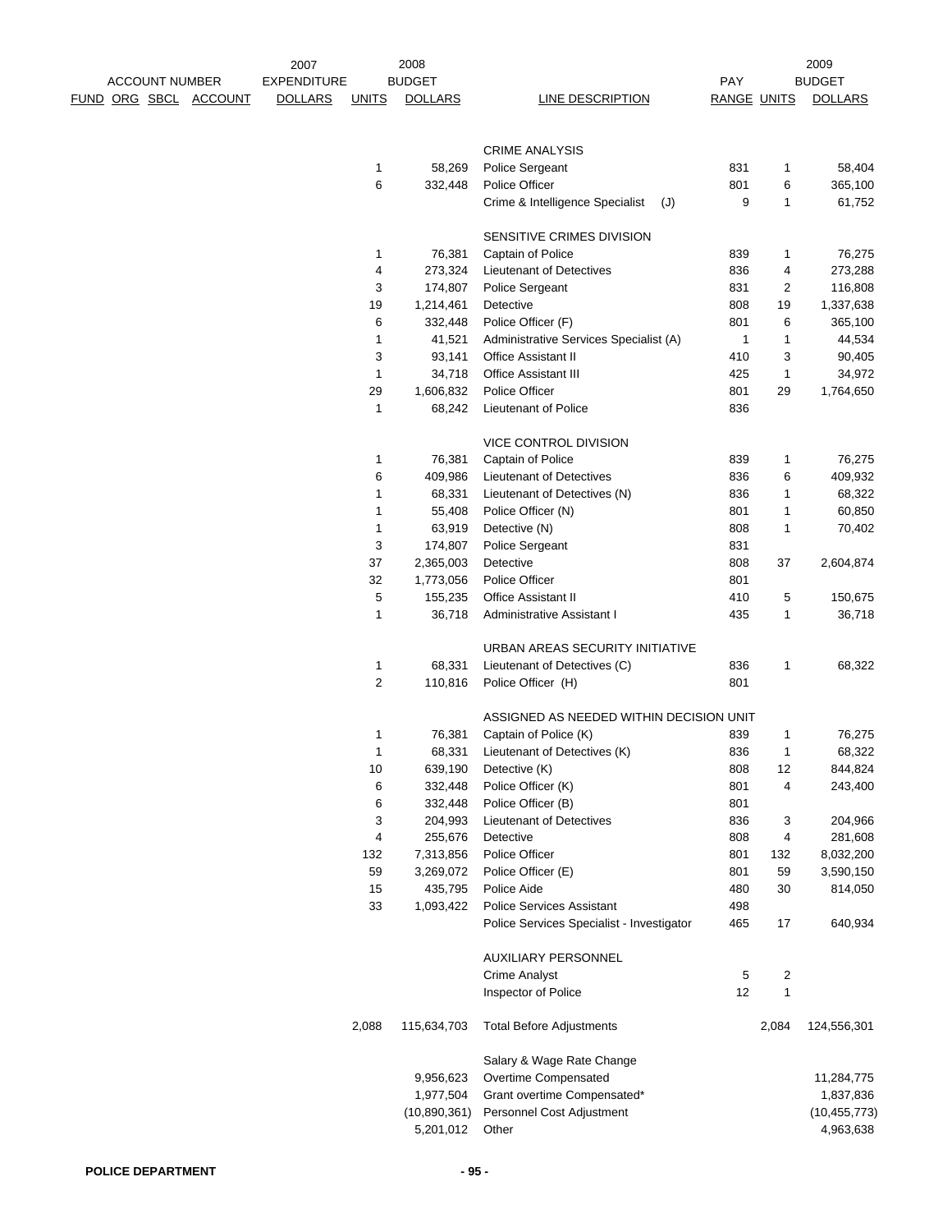| ACCOUNT NUMBER FUND ORG SBCL ACCOUNT | 2007 EXPENDITURE DOLLARS | 2008 UNITS | 2008 BUDGET DOLLARS | LINE DESCRIPTION | PAY RANGE | 2009 UNITS | 2009 BUDGET DOLLARS |
|---|---|---|---|---|---|---|---|
| | | | | CRIME ANALYSIS | | | |
| | | 1 | 58,269 | Police Sergeant | 831 | 1 | 58,404 |
| | | 6 | 332,448 | Police Officer | 801 | 6 | 365,100 |
| | | | | Crime & Intelligence Specialist (J) | 9 | 1 | 61,752 |
| | | | | SENSITIVE CRIMES DIVISION | | | |
| | | 1 | 76,381 | Captain of Police | 839 | 1 | 76,275 |
| | | 4 | 273,324 | Lieutenant of Detectives | 836 | 4 | 273,288 |
| | | 3 | 174,807 | Police Sergeant | 831 | 2 | 116,808 |
| | | 19 | 1,214,461 | Detective | 808 | 19 | 1,337,638 |
| | | 6 | 332,448 | Police Officer (F) | 801 | 6 | 365,100 |
| | | 1 | 41,521 | Administrative Services Specialist (A) | 1 | 1 | 44,534 |
| | | 3 | 93,141 | Office Assistant II | 410 | 3 | 90,405 |
| | | 1 | 34,718 | Office Assistant III | 425 | 1 | 34,972 |
| | | 29 | 1,606,832 | Police Officer | 801 | 29 | 1,764,650 |
| | | 1 | 68,242 | Lieutenant of Police | 836 | | |
| | | | | VICE CONTROL DIVISION | | | |
| | | 1 | 76,381 | Captain of Police | 839 | 1 | 76,275 |
| | | 6 | 409,986 | Lieutenant of Detectives | 836 | 6 | 409,932 |
| | | 1 | 68,331 | Lieutenant of Detectives (N) | 836 | 1 | 68,322 |
| | | 1 | 55,408 | Police Officer (N) | 801 | 1 | 60,850 |
| | | 1 | 63,919 | Detective (N) | 808 | 1 | 70,402 |
| | | 3 | 174,807 | Police Sergeant | 831 | | |
| | | 37 | 2,365,003 | Detective | 808 | 37 | 2,604,874 |
| | | 32 | 1,773,056 | Police Officer | 801 | | |
| | | 5 | 155,235 | Office Assistant II | 410 | 5 | 150,675 |
| | | 1 | 36,718 | Administrative Assistant I | 435 | 1 | 36,718 |
| | | | | URBAN AREAS SECURITY INITIATIVE | | | |
| | | 1 | 68,331 | Lieutenant of Detectives (C) | 836 | 1 | 68,322 |
| | | 2 | 110,816 | Police Officer (H) | 801 | | |
| | | | | ASSIGNED AS NEEDED WITHIN DECISION UNIT | | | |
| | | 1 | 76,381 | Captain of Police (K) | 839 | 1 | 76,275 |
| | | 1 | 68,331 | Lieutenant of Detectives (K) | 836 | 1 | 68,322 |
| | | 10 | 639,190 | Detective (K) | 808 | 12 | 844,824 |
| | | 6 | 332,448 | Police Officer (K) | 801 | 4 | 243,400 |
| | | 6 | 332,448 | Police Officer (B) | 801 | | |
| | | 3 | 204,993 | Lieutenant of Detectives | 836 | 3 | 204,966 |
| | | 4 | 255,676 | Detective | 808 | 4 | 281,608 |
| | | 132 | 7,313,856 | Police Officer | 801 | 132 | 8,032,200 |
| | | 59 | 3,269,072 | Police Officer (E) | 801 | 59 | 3,590,150 |
| | | 15 | 435,795 | Police Aide | 480 | 30 | 814,050 |
| | | 33 | 1,093,422 | Police Services Assistant | 498 | | |
| | | | | Police Services Specialist - Investigator | 465 | 17 | 640,934 |
| | | | | AUXILIARY PERSONNEL | | | |
| | | | | Crime Analyst | 5 | 2 | |
| | | | | Inspector of Police | 12 | 1 | |
| | | 2,088 | 115,634,703 | Total Before Adjustments | | 2,084 | 124,556,301 |
| | | | | Salary & Wage Rate Change | | | |
| | | | 9,956,623 | Overtime Compensated | | | 11,284,775 |
| | | | 1,977,504 | Grant overtime Compensated* | | | 1,837,836 |
| | | | (10,890,361) | Personnel Cost Adjustment | | | (10,455,773) |
| | | | 5,201,012 | Other | | | 4,963,638 |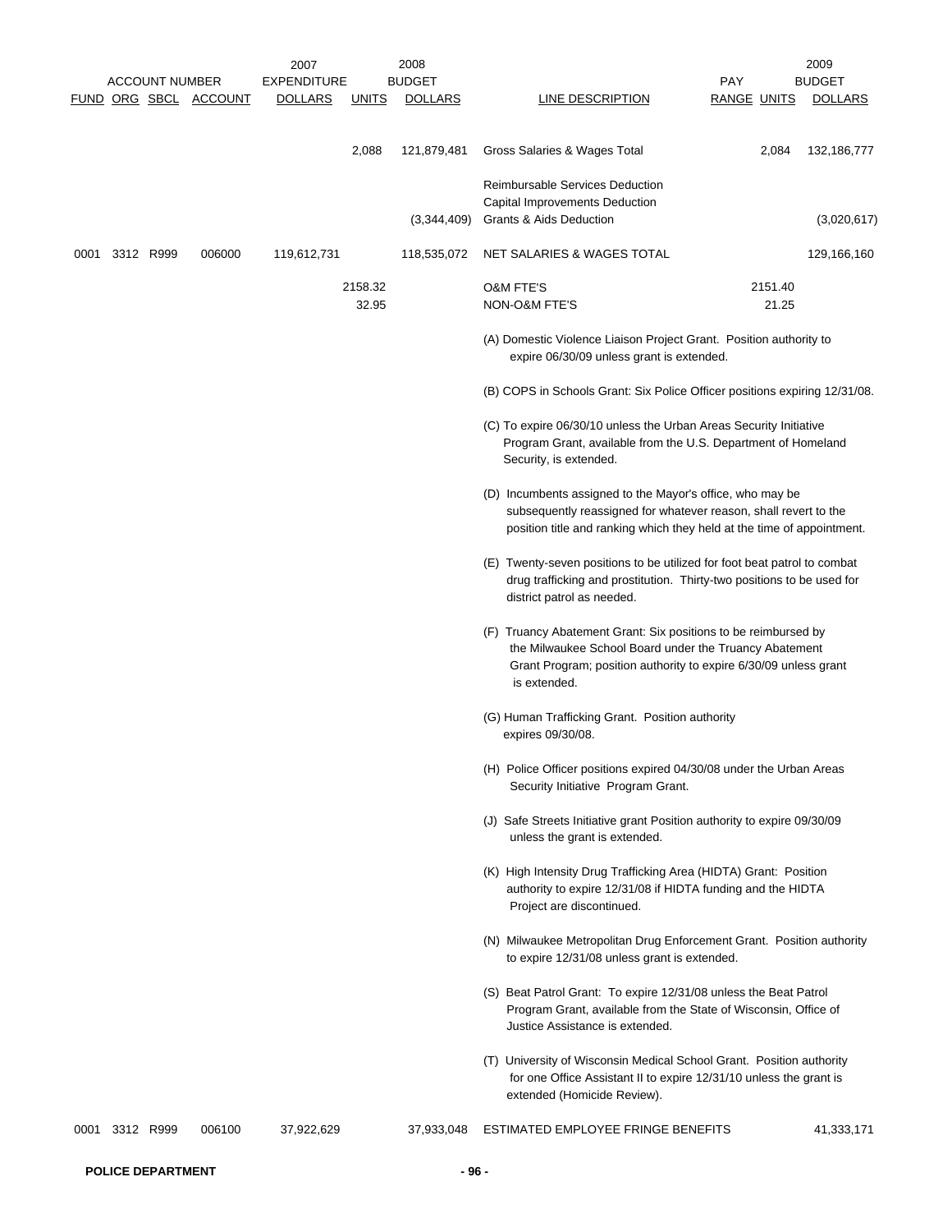| ACCOUNT NUMBER | | | | 2007 EXPENDITURE | 2008 BUDGET | | | PAY | | 2009 BUDGET |
|---|---|---|---|---|---|---|---|---|---|---|
| FUND | ORG | SBCL | ACCOUNT | DOLLARS | UNITS | DOLLARS | LINE DESCRIPTION | RANGE | UNITS | DOLLARS |
| | | | | | 2,088 | 121,879,481 | Gross Salaries & Wages Total | | 2,084 | 132,186,777 |
| | | | | | | | Reimbursable Services Deduction | | | |
| | | | | | | | Capital Improvements Deduction | | | |
| | | | | | | (3,344,409) | Grants & Aids Deduction | | | (3,020,617) |
| 0001 | 3312 | R999 | 006000 | 119,612,731 | | 118,535,072 | NET SALARIES & WAGES TOTAL | | | 129,166,160 |
| | | | | | 2158.32 | | O&M FTE'S | | 2151.40 | |
| | | | | | 32.95 | | NON-O&M FTE'S | | 21.25 | |

(A) Domestic Violence Liaison Project Grant. Position authority to expire 06/30/09 unless grant is extended.

(B) COPS in Schools Grant: Six Police Officer positions expiring 12/31/08.

(C) To expire 06/30/10 unless the Urban Areas Security Initiative Program Grant, available from the U.S. Department of Homeland Security, is extended.

(D) Incumbents assigned to the Mayor's office, who may be subsequently reassigned for whatever reason, shall revert to the position title and ranking which they held at the time of appointment.

(E) Twenty-seven positions to be utilized for foot beat patrol to combat drug trafficking and prostitution. Thirty-two positions to be used for district patrol as needed.

(F) Truancy Abatement Grant: Six positions to be reimbursed by the Milwaukee School Board under the Truancy Abatement Grant Program; position authority to expire 6/30/09 unless grant is extended.

(G) Human Trafficking Grant. Position authority expires 09/30/08.

(H) Police Officer positions expired 04/30/08 under the Urban Areas Security Initiative Program Grant.

(J) Safe Streets Initiative grant Position authority to expire 09/30/09 unless the grant is extended.

(K) High Intensity Drug Trafficking Area (HIDTA) Grant: Position authority to expire 12/31/08 if HIDTA funding and the HIDTA Project are discontinued.

(N) Milwaukee Metropolitan Drug Enforcement Grant. Position authority to expire 12/31/08 unless grant is extended.

(S) Beat Patrol Grant: To expire 12/31/08 unless the Beat Patrol Program Grant, available from the State of Wisconsin, Office of Justice Assistance is extended.

(T) University of Wisconsin Medical School Grant. Position authority for one Office Assistant II to expire 12/31/10 unless the grant is extended (Homicide Review).

| FUND | ORG | SBCL | ACCOUNT | 2007 EXPENDITURE DOLLARS | UNITS | 2008 BUDGET DOLLARS | LINE DESCRIPTION | RANGE | UNITS | 2009 BUDGET DOLLARS |
|---|---|---|---|---|---|---|---|---|---|---|
| 0001 | 3312 | R999 | 006100 | 37,922,629 | | 37,933,048 | ESTIMATED EMPLOYEE FRINGE BENEFITS | | | 41,333,171 |

POLICE DEPARTMENT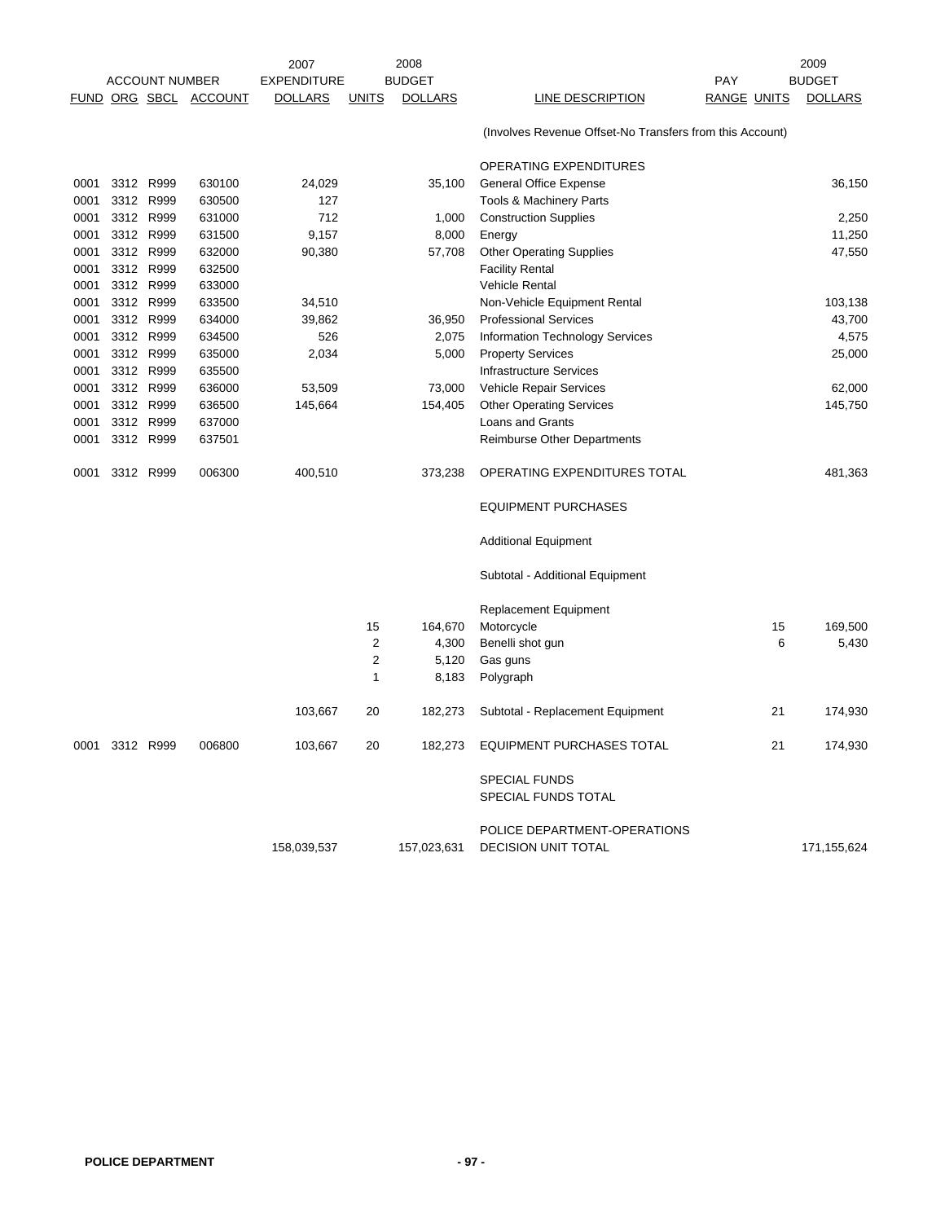| FUND | ORG | SBCL | ACCOUNT | 2007 EXPENDITURE DOLLARS | 2008 UNITS | 2008 BUDGET DOLLARS | LINE DESCRIPTION | PAY RANGE | UNITS | 2009 BUDGET DOLLARS |
|---|---|---|---|---|---|---|---|---|---|---|
| | | | | | | | (Involves Revenue Offset-No Transfers from this Account) | | | |
| | | | | | | | OPERATING EXPENDITURES | | | |
| 0001 | 3312 | R999 | 630100 | 24,029 | | 35,100 | General Office Expense | | | 36,150 |
| 0001 | 3312 | R999 | 630500 | 127 | | | Tools & Machinery Parts | | | |
| 0001 | 3312 | R999 | 631000 | 712 | | 1,000 | Construction Supplies | | | 2,250 |
| 0001 | 3312 | R999 | 631500 | 9,157 | | 8,000 | Energy | | | 11,250 |
| 0001 | 3312 | R999 | 632000 | 90,380 | | 57,708 | Other Operating Supplies | | | 47,550 |
| 0001 | 3312 | R999 | 632500 | | | | Facility Rental | | | |
| 0001 | 3312 | R999 | 633000 | | | | Vehicle Rental | | | |
| 0001 | 3312 | R999 | 633500 | 34,510 | | | Non-Vehicle Equipment Rental | | | 103,138 |
| 0001 | 3312 | R999 | 634000 | 39,862 | | 36,950 | Professional Services | | | 43,700 |
| 0001 | 3312 | R999 | 634500 | 526 | | 2,075 | Information Technology Services | | | 4,575 |
| 0001 | 3312 | R999 | 635000 | 2,034 | | 5,000 | Property Services | | | 25,000 |
| 0001 | 3312 | R999 | 635500 | | | | Infrastructure Services | | | |
| 0001 | 3312 | R999 | 636000 | 53,509 | | 73,000 | Vehicle Repair Services | | | 62,000 |
| 0001 | 3312 | R999 | 636500 | 145,664 | | 154,405 | Other Operating Services | | | 145,750 |
| 0001 | 3312 | R999 | 637000 | | | | Loans and Grants | | | |
| 0001 | 3312 | R999 | 637501 | | | | Reimburse Other Departments | | | |
| 0001 | 3312 | R999 | 006300 | 400,510 | | 373,238 | OPERATING EXPENDITURES TOTAL | | | 481,363 |
| | | | | | | | EQUIPMENT PURCHASES | | | |
| | | | | | | | Additional Equipment | | | |
| | | | | | | | Subtotal - Additional Equipment | | | |
| | | | | | | | Replacement Equipment | | | |
| | | | | | 15 | 164,670 | Motorcycle | | 15 | 169,500 |
| | | | | | 2 | 4,300 | Benelli shot gun | | 6 | 5,430 |
| | | | | | 2 | 5,120 | Gas guns | | | |
| | | | | | 1 | 8,183 | Polygraph | | | |
| | | | | 103,667 | 20 | 182,273 | Subtotal - Replacement Equipment | | 21 | 174,930 |
| 0001 | 3312 | R999 | 006800 | 103,667 | 20 | 182,273 | EQUIPMENT PURCHASES TOTAL | | 21 | 174,930 |
| | | | | | | | SPECIAL FUNDS | | | |
| | | | | | | | SPECIAL FUNDS TOTAL | | | |
| | | | | | | | POLICE DEPARTMENT-OPERATIONS | | | |
| | | | | 158,039,537 | | 157,023,631 | DECISION UNIT TOTAL | | | 171,155,624 |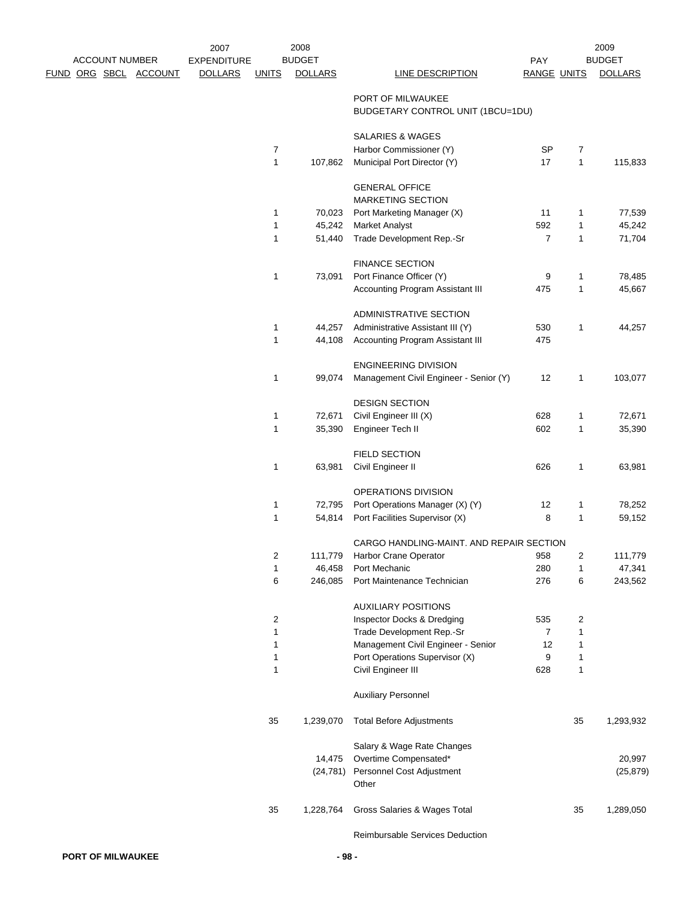| FUND | ORG | SBCL | ACCOUNT | 2007 EXPENDITURE DOLLARS | 2008 UNITS | 2008 BUDGET DOLLARS | LINE DESCRIPTION | PAY RANGE | 2009 UNITS | 2009 BUDGET DOLLARS |
|---|---|---|---|---|---|---|---|---|---|---|
| | | | | | | | PORT OF MILWAUKEE | | | |
| | | | | | | | BUDGETARY CONTROL UNIT (1BCU=1DU) | | | |
| | | | | | | | SALARIES & WAGES | | | |
| | | | | | 7 | | Harbor Commissioner (Y) | SP | 7 | |
| | | | | | 1 | 107,862 | Municipal Port Director (Y) | 17 | 1 | 115,833 |
| | | | | | | | GENERAL OFFICE | | | |
| | | | | | | | MARKETING SECTION | | | |
| | | | | | 1 | 70,023 | Port Marketing Manager (X) | 11 | 1 | 77,539 |
| | | | | | 1 | 45,242 | Market Analyst | 592 | 1 | 45,242 |
| | | | | | 1 | 51,440 | Trade Development Rep.-Sr | 7 | 1 | 71,704 |
| | | | | | | | FINANCE SECTION | | | |
| | | | | | 1 | 73,091 | Port Finance Officer (Y) | 9 | 1 | 78,485 |
| | | | | | | | Accounting Program Assistant III | 475 | 1 | 45,667 |
| | | | | | | | ADMINISTRATIVE SECTION | | | |
| | | | | | 1 | 44,257 | Administrative Assistant III (Y) | 530 | 1 | 44,257 |
| | | | | | 1 | 44,108 | Accounting Program Assistant III | 475 | | |
| | | | | | | | ENGINEERING DIVISION | | | |
| | | | | | 1 | 99,074 | Management Civil Engineer - Senior (Y) | 12 | 1 | 103,077 |
| | | | | | | | DESIGN SECTION | | | |
| | | | | | 1 | 72,671 | Civil Engineer III (X) | 628 | 1 | 72,671 |
| | | | | | 1 | 35,390 | Engineer Tech II | 602 | 1 | 35,390 |
| | | | | | | | FIELD SECTION | | | |
| | | | | | 1 | 63,981 | Civil Engineer II | 626 | 1 | 63,981 |
| | | | | | | | OPERATIONS DIVISION | | | |
| | | | | | 1 | 72,795 | Port Operations Manager (X) (Y) | 12 | 1 | 78,252 |
| | | | | | 1 | 54,814 | Port Facilities Supervisor (X) | 8 | 1 | 59,152 |
| | | | | | | | CARGO HANDLING-MAINT. AND REPAIR SECTION | | | |
| | | | | | 2 | 111,779 | Harbor Crane Operator | 958 | 2 | 111,779 |
| | | | | | 1 | 46,458 | Port Mechanic | 280 | 1 | 47,341 |
| | | | | | 6 | 246,085 | Port Maintenance Technician | 276 | 6 | 243,562 |
| | | | | | | | AUXILIARY POSITIONS | | | |
| | | | | | 2 | | Inspector Docks & Dredging | 535 | 2 | |
| | | | | | 1 | | Trade Development Rep.-Sr | 7 | 1 | |
| | | | | | 1 | | Management Civil Engineer - Senior | 12 | 1 | |
| | | | | | 1 | | Port Operations Supervisor (X) | 9 | 1 | |
| | | | | | 1 | | Civil Engineer III | 628 | 1 | |
| | | | | | | | Auxiliary Personnel | | | |
| | | | | | 35 | 1,239,070 | Total Before Adjustments | | 35 | 1,293,932 |
| | | | | | | | Salary & Wage Rate Changes | | | |
| | | | | | | 14,475 | Overtime Compensated* | | | 20,997 |
| | | | | | | (24,781) | Personnel Cost Adjustment | | | (25,879) |
| | | | | | | | Other | | | |
| | | | | | 35 | 1,228,764 | Gross Salaries & Wages Total | | 35 | 1,289,050 |
| | | | | | | | Reimbursable Services Deduction | | | |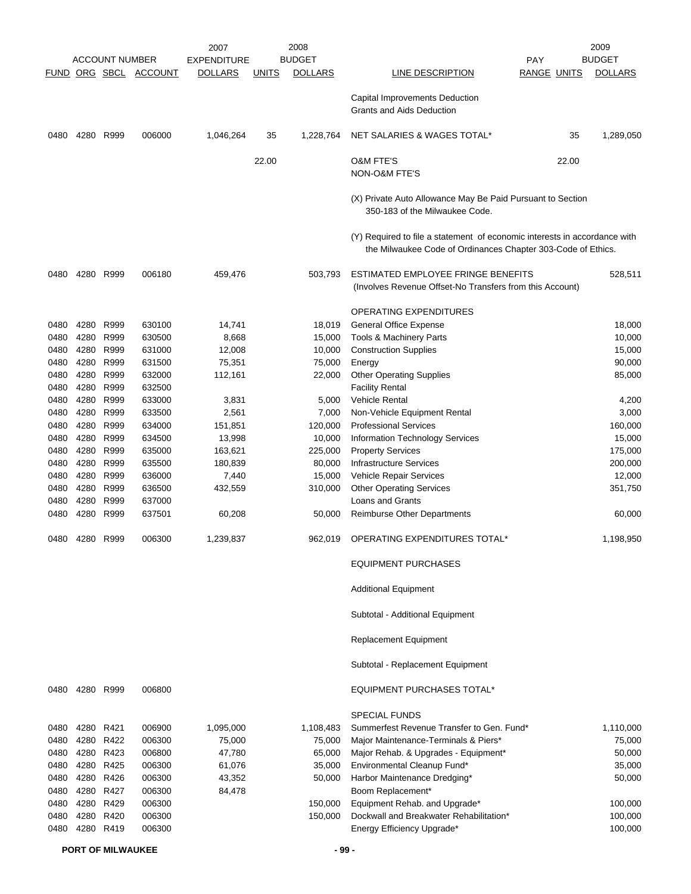| ACCOUNT NUMBER | | | | 2007 EXPENDITURE | 2008 BUDGET | | | PAY | 2009 BUDGET | |
|---|---|---|---|---|---|---|---|---|---|---|
| FUND | ORG | SBCL | ACCOUNT | DOLLARS | UNITS | DOLLARS | LINE DESCRIPTION | RANGE | UNITS | DOLLARS |
| | | | | | | | Capital Improvements Deduction | | | |
| | | | | | | | Grants and Aids Deduction | | | |
| 0480 | 4280 | R999 | 006000 | 1,046,264 | 35 | 1,228,764 | NET SALARIES & WAGES TOTAL* | | 35 | 1,289,050 |
| | | | | | 22.00 | | O&M FTE'S | | 22.00 | |
| | | | | | | | NON-O&M FTE'S | | | |
| | | | | | | | (X) Private Auto Allowance May Be Paid Pursuant to Section 350-183 of the Milwaukee Code. | | | |
| | | | | | | | (Y) Required to file a statement of economic interests in accordance with the Milwaukee Code of Ordinances Chapter 303-Code of Ethics. | | | |
| 0480 | 4280 | R999 | 006180 | 459,476 | | 503,793 | ESTIMATED EMPLOYEE FRINGE BENEFITS (Involves Revenue Offset-No Transfers from this Account) | | | 528,511 |
| | | | | | | | OPERATING EXPENDITURES | | | |
| 0480 | 4280 | R999 | 630100 | 14,741 | | 18,019 | General Office Expense | | | 18,000 |
| 0480 | 4280 | R999 | 630500 | 8,668 | | 15,000 | Tools & Machinery Parts | | | 10,000 |
| 0480 | 4280 | R999 | 631000 | 12,008 | | 10,000 | Construction Supplies | | | 15,000 |
| 0480 | 4280 | R999 | 631500 | 75,351 | | 75,000 | Energy | | | 90,000 |
| 0480 | 4280 | R999 | 632000 | 112,161 | | 22,000 | Other Operating Supplies | | | 85,000 |
| 0480 | 4280 | R999 | 632500 | | | | Facility Rental | | | |
| 0480 | 4280 | R999 | 633000 | 3,831 | | 5,000 | Vehicle Rental | | | 4,200 |
| 0480 | 4280 | R999 | 633500 | 2,561 | | 7,000 | Non-Vehicle Equipment Rental | | | 3,000 |
| 0480 | 4280 | R999 | 634000 | 151,851 | | 120,000 | Professional Services | | | 160,000 |
| 0480 | 4280 | R999 | 634500 | 13,998 | | 10,000 | Information Technology Services | | | 15,000 |
| 0480 | 4280 | R999 | 635000 | 163,621 | | 225,000 | Property Services | | | 175,000 |
| 0480 | 4280 | R999 | 635500 | 180,839 | | 80,000 | Infrastructure Services | | | 200,000 |
| 0480 | 4280 | R999 | 636000 | 7,440 | | 15,000 | Vehicle Repair Services | | | 12,000 |
| 0480 | 4280 | R999 | 636500 | 432,559 | | 310,000 | Other Operating Services | | | 351,750 |
| 0480 | 4280 | R999 | 637000 | | | | Loans and Grants | | | |
| 0480 | 4280 | R999 | 637501 | 60,208 | | 50,000 | Reimburse Other Departments | | | 60,000 |
| 0480 | 4280 | R999 | 006300 | 1,239,837 | | 962,019 | OPERATING EXPENDITURES TOTAL* | | | 1,198,950 |
| | | | | | | | EQUIPMENT PURCHASES | | | |
| | | | | | | | Additional Equipment | | | |
| | | | | | | | Subtotal - Additional Equipment | | | |
| | | | | | | | Replacement Equipment | | | |
| | | | | | | | Subtotal - Replacement Equipment | | | |
| 0480 | 4280 | R999 | 006800 | | | | EQUIPMENT PURCHASES TOTAL* | | | |
| | | | | | | | SPECIAL FUNDS | | | |
| 0480 | 4280 | R421 | 006900 | 1,095,000 | | 1,108,483 | Summerfest Revenue Transfer to Gen. Fund* | | | 1,110,000 |
| 0480 | 4280 | R422 | 006300 | 75,000 | | 75,000 | Major Maintenance-Terminals & Piers* | | | 75,000 |
| 0480 | 4280 | R423 | 006800 | 47,780 | | 65,000 | Major Rehab. & Upgrades - Equipment* | | | 50,000 |
| 0480 | 4280 | R425 | 006300 | 61,076 | | 35,000 | Environmental Cleanup Fund* | | | 35,000 |
| 0480 | 4280 | R426 | 006300 | 43,352 | | 50,000 | Harbor Maintenance Dredging* | | | 50,000 |
| 0480 | 4280 | R427 | 006300 | 84,478 | | | Boom Replacement* | | | |
| 0480 | 4280 | R429 | 006300 | | | 150,000 | Equipment Rehab. and Upgrade* | | | 100,000 |
| 0480 | 4280 | R420 | 006300 | | | 150,000 | Dockwall and Breakwater Rehabilitation* | | | 100,000 |
| 0480 | 4280 | R419 | 006300 | | | | Energy Efficiency Upgrade* | | | 100,000 |

PORT OF MILWAUKEE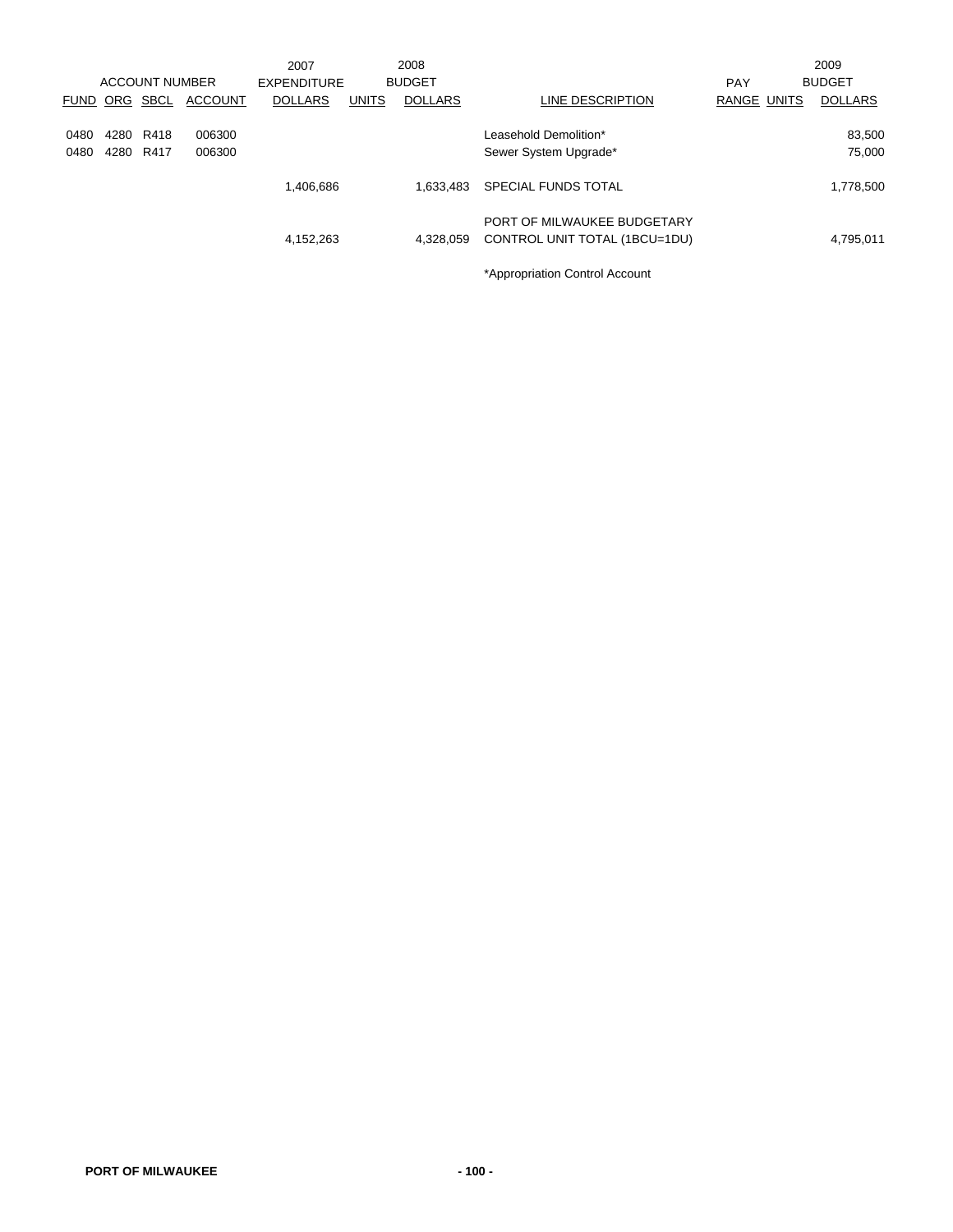| ACCOUNT NUMBER | | | | 2007 EXPENDITURE | 2008 BUDGET | | | PAY | | 2009 BUDGET |
|---|---|---|---|---|---|---|---|---|---|---|
| FUND | ORG | SBCL | ACCOUNT | DOLLARS | UNITS | DOLLARS | LINE DESCRIPTION | RANGE | UNITS | DOLLARS |
| 0480 | 4280 | R418 | 006300 | | | | Leasehold Demolition* | | | 83,500 |
| 0480 | 4280 | R417 | 006300 | | | | Sewer System Upgrade* | | | 75,000 |
| | | | | 1,406,686 | | 1,633,483 | SPECIAL FUNDS TOTAL | | | 1,778,500 |
| | | | | 4,152,263 | | 4,328,059 | PORT OF MILWAUKEE BUDGETARY CONTROL UNIT TOTAL (1BCU=1DU) | | | 4,795,011 |

*Appropriation Control Account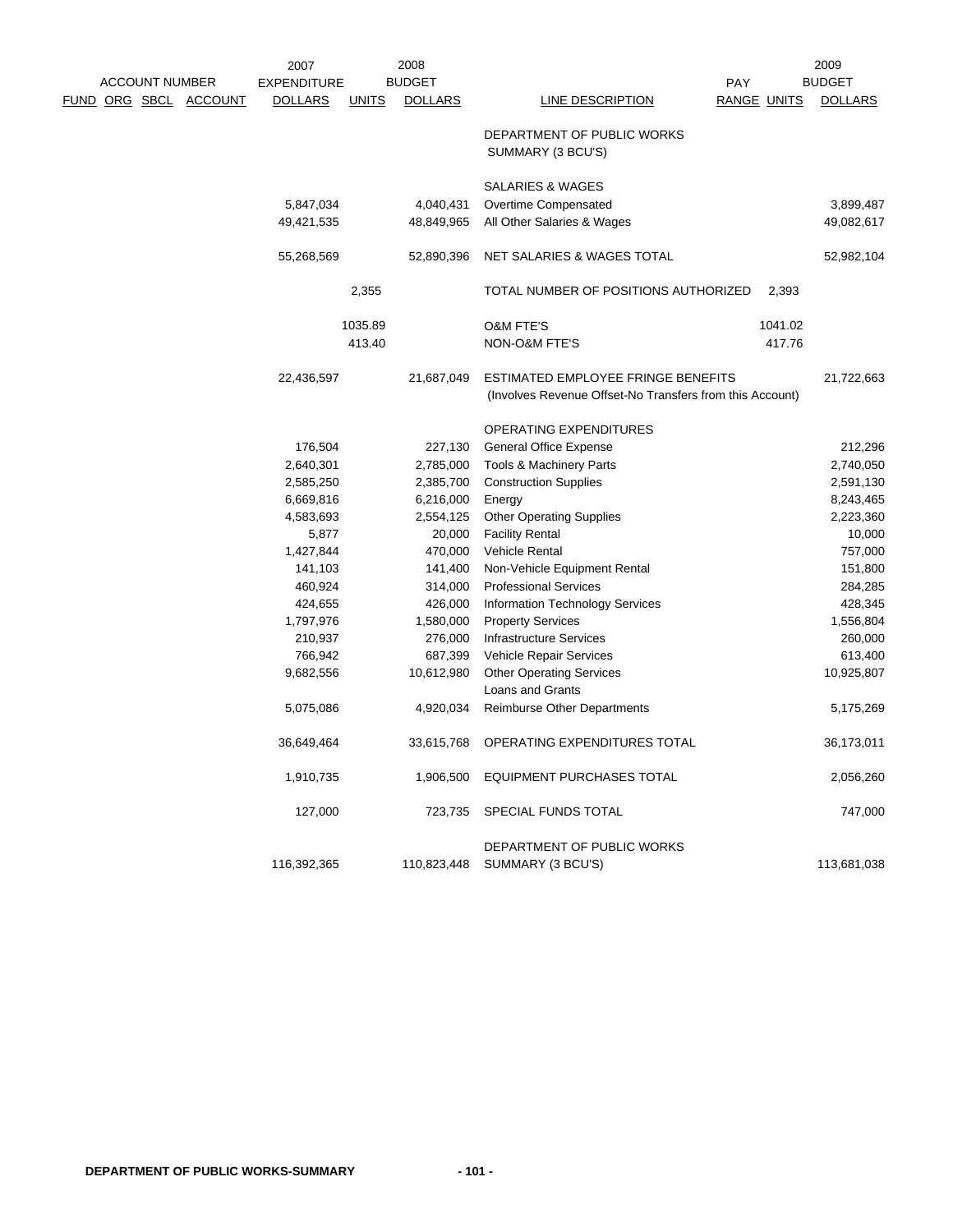| ACCOUNT NUMBER FUND ORG SBCL ACCOUNT | 2007 EXPENDITURE DOLLARS | UNITS | 2008 BUDGET DOLLARS | LINE DESCRIPTION | PAY RANGE | UNITS | 2009 BUDGET DOLLARS |
|---|---|---|---|---|---|---|---|
| | | | | DEPARTMENT OF PUBLIC WORKS SUMMARY (3 BCU'S) | | | |
| | | | | SALARIES & WAGES | | | |
| | 5,847,034 | | 4,040,431 | Overtime Compensated | | | 3,899,487 |
| | 49,421,535 | | 48,849,965 | All Other Salaries & Wages | | | 49,082,617 |
| | 55,268,569 | | 52,890,396 | NET SALARIES & WAGES TOTAL | | | 52,982,104 |
| | | 2,355 | | TOTAL NUMBER OF POSITIONS AUTHORIZED | | 2,393 | |
| | | 1035.89 | | O&M FTE'S | | 1041.02 | |
| | | 413.40 | | NON-O&M FTE'S | | 417.76 | |
| | 22,436,597 | | 21,687,049 | ESTIMATED EMPLOYEE FRINGE BENEFITS (Involves Revenue Offset-No Transfers from this Account) | | | 21,722,663 |
| | | | | OPERATING EXPENDITURES | | | |
| | 176,504 | | 227,130 | General Office Expense | | | 212,296 |
| | 2,640,301 | | 2,785,000 | Tools & Machinery Parts | | | 2,740,050 |
| | 2,585,250 | | 2,385,700 | Construction Supplies | | | 2,591,130 |
| | 6,669,816 | | 6,216,000 | Energy | | | 8,243,465 |
| | 4,583,693 | | 2,554,125 | Other Operating Supplies | | | 2,223,360 |
| | 5,877 | | 20,000 | Facility Rental | | | 10,000 |
| | 1,427,844 | | 470,000 | Vehicle Rental | | | 757,000 |
| | 141,103 | | 141,400 | Non-Vehicle Equipment Rental | | | 151,800 |
| | 460,924 | | 314,000 | Professional Services | | | 284,285 |
| | 424,655 | | 426,000 | Information Technology Services | | | 428,345 |
| | 1,797,976 | | 1,580,000 | Property Services | | | 1,556,804 |
| | 210,937 | | 276,000 | Infrastructure Services | | | 260,000 |
| | 766,942 | | 687,399 | Vehicle Repair Services | | | 613,400 |
| | 9,682,556 | | 10,612,980 | Other Operating Services | | | 10,925,807 |
| | | | | Loans and Grants | | | |
| | 5,075,086 | | 4,920,034 | Reimburse Other Departments | | | 5,175,269 |
| | 36,649,464 | | 33,615,768 | OPERATING EXPENDITURES TOTAL | | | 36,173,011 |
| | 1,910,735 | | 1,906,500 | EQUIPMENT PURCHASES TOTAL | | | 2,056,260 |
| | 127,000 | | 723,735 | SPECIAL FUNDS TOTAL | | | 747,000 |
| | 116,392,365 | | 110,823,448 | DEPARTMENT OF PUBLIC WORKS SUMMARY (3 BCU'S) | | | 113,681,038 |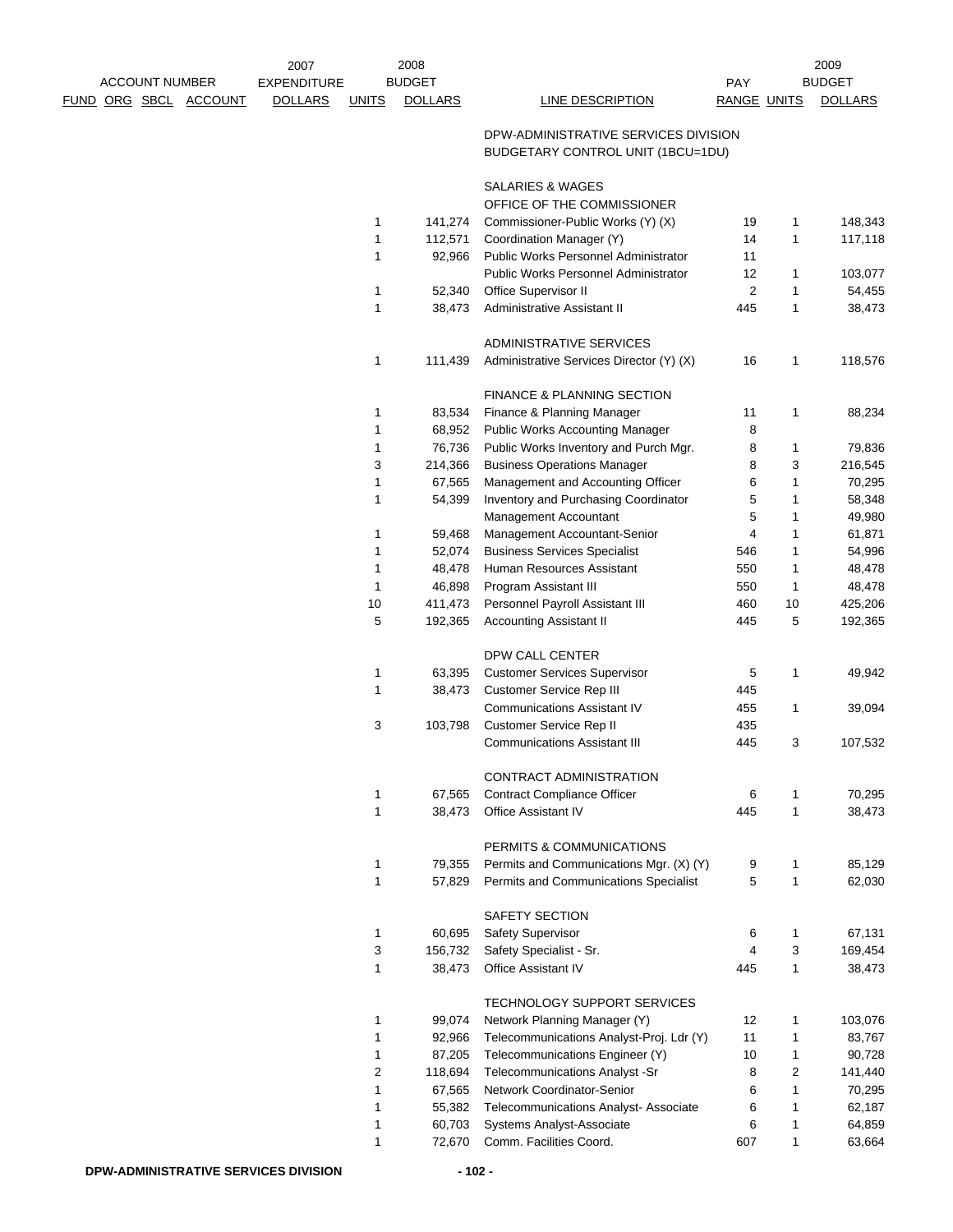| ACCOUNT NUMBER FUND ORG SBCL ACCOUNT | 2007 EXPENDITURE DOLLARS | UNITS | 2008 BUDGET DOLLARS | LINE DESCRIPTION | PAY RANGE | UNITS | 2009 BUDGET DOLLARS |
|---|---|---|---|---|---|---|---|
| | | | | DPW-ADMINISTRATIVE SERVICES DIVISION | | | |
| | | | | BUDGETARY CONTROL UNIT (1BCU=1DU) | | | |
| | | | | SALARIES & WAGES | | | |
| | | | | OFFICE OF THE COMMISSIONER | | | |
| | | 1 | 141,274 | Commissioner-Public Works (Y) (X) | 19 | 1 | 148,343 |
| | | 1 | 112,571 | Coordination Manager (Y) | 14 | 1 | 117,118 |
| | | 1 | 92,966 | Public Works Personnel Administrator | 11 | | |
| | | | | Public Works Personnel Administrator | 12 | 1 | 103,077 |
| | | 1 | 52,340 | Office Supervisor II | 2 | 1 | 54,455 |
| | | 1 | 38,473 | Administrative Assistant II | 445 | 1 | 38,473 |
| | | | | ADMINISTRATIVE SERVICES | | | |
| | | 1 | 111,439 | Administrative Services Director (Y) (X) | 16 | 1 | 118,576 |
| | | | | FINANCE & PLANNING SECTION | | | |
| | | 1 | 83,534 | Finance & Planning Manager | 11 | 1 | 88,234 |
| | | 1 | 68,952 | Public Works Accounting Manager | 8 | | |
| | | 1 | 76,736 | Public Works Inventory and Purch Mgr. | 8 | 1 | 79,836 |
| | | 3 | 214,366 | Business Operations Manager | 8 | 3 | 216,545 |
| | | 1 | 67,565 | Management and Accounting Officer | 6 | 1 | 70,295 |
| | | 1 | 54,399 | Inventory and Purchasing Coordinator | 5 | 1 | 58,348 |
| | | | | Management Accountant | 5 | 1 | 49,980 |
| | | 1 | 59,468 | Management Accountant-Senior | 4 | 1 | 61,871 |
| | | 1 | 52,074 | Business Services Specialist | 546 | 1 | 54,996 |
| | | 1 | 48,478 | Human Resources Assistant | 550 | 1 | 48,478 |
| | | 1 | 46,898 | Program Assistant III | 550 | 1 | 48,478 |
| | | 10 | 411,473 | Personnel Payroll Assistant III | 460 | 10 | 425,206 |
| | | 5 | 192,365 | Accounting Assistant II | 445 | 5 | 192,365 |
| | | | | DPW CALL CENTER | | | |
| | | 1 | 63,395 | Customer Services Supervisor | 5 | 1 | 49,942 |
| | | 1 | 38,473 | Customer Service Rep III | 445 | | |
| | | | | Communications Assistant IV | 455 | 1 | 39,094 |
| | | 3 | 103,798 | Customer Service Rep II | 435 | | |
| | | | | Communications Assistant III | 445 | 3 | 107,532 |
| | | | | CONTRACT ADMINISTRATION | | | |
| | | 1 | 67,565 | Contract Compliance Officer | 6 | 1 | 70,295 |
| | | 1 | 38,473 | Office Assistant IV | 445 | 1 | 38,473 |
| | | | | PERMITS & COMMUNICATIONS | | | |
| | | 1 | 79,355 | Permits and Communications Mgr. (X) (Y) | 9 | 1 | 85,129 |
| | | 1 | 57,829 | Permits and Communications Specialist | 5 | 1 | 62,030 |
| | | | | SAFETY SECTION | | | |
| | | 1 | 60,695 | Safety Supervisor | 6 | 1 | 67,131 |
| | | 3 | 156,732 | Safety Specialist - Sr. | 4 | 3 | 169,454 |
| | | 1 | 38,473 | Office Assistant IV | 445 | 1 | 38,473 |
| | | | | TECHNOLOGY SUPPORT SERVICES | | | |
| | | 1 | 99,074 | Network Planning Manager (Y) | 12 | 1 | 103,076 |
| | | 1 | 92,966 | Telecommunications Analyst-Proj. Ldr (Y) | 11 | 1 | 83,767 |
| | | 1 | 87,205 | Telecommunications Engineer (Y) | 10 | 1 | 90,728 |
| | | 2 | 118,694 | Telecommunications Analyst -Sr | 8 | 2 | 141,440 |
| | | 1 | 67,565 | Network Coordinator-Senior | 6 | 1 | 70,295 |
| | | 1 | 55,382 | Telecommunications Analyst- Associate | 6 | 1 | 62,187 |
| | | 1 | 60,703 | Systems Analyst-Associate | 6 | 1 | 64,859 |
| | | 1 | 72,670 | Comm. Facilities Coord. | 607 | 1 | 63,664 |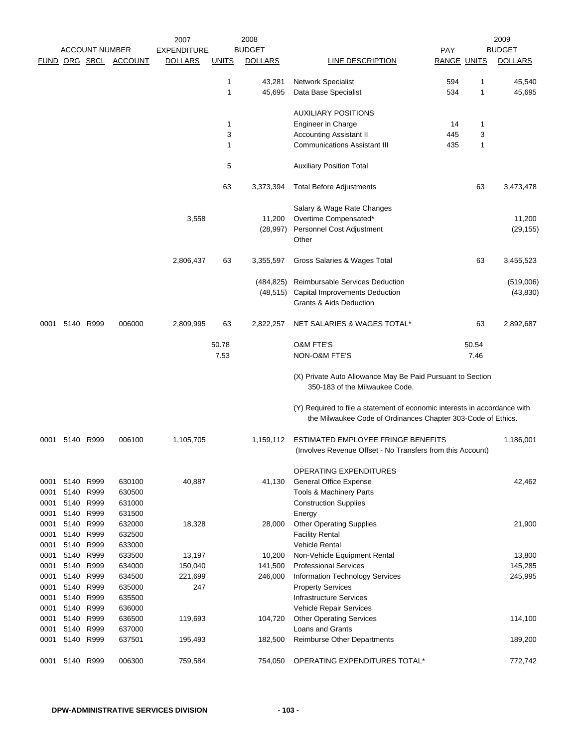| ACCOUNT NUMBER | | | | 2007 EXPENDITURE | 2008 BUDGET | | | PAY | 2009 BUDGET | |
|---|---|---|---|---|---|---|---|---|---|---|
| FUND | ORG | SBCL | ACCOUNT | DOLLARS | UNITS | DOLLARS | LINE DESCRIPTION | RANGE | UNITS | DOLLARS |
| | | | | | 1 | 43,281 | Network Specialist | 594 | 1 | 45,540 |
| | | | | | 1 | 45,695 | Data Base Specialist | 534 | 1 | 45,695 |
| | | | | | | | AUXILIARY POSITIONS | | | |
| | | | | | 1 | | Engineer in Charge | 14 | 1 | |
| | | | | | 3 | | Accounting Assistant II | 445 | 3 | |
| | | | | | 1 | | Communications Assistant III | 435 | 1 | |
| | | | | | 5 | | Auxiliary Position Total | | | |
| | | | | | 63 | 3,373,394 | Total Before Adjustments | | 63 | 3,473,478 |
| | | | | | | | Salary & Wage Rate Changes | | | |
| | | | | 3,558 | | 11,200 | Overtime Compensated* | | | 11,200 |
| | | | | | | (28,997) | Personnel Cost Adjustment | | | (29,155) |
| | | | | | | | Other | | | |
| | | | | 2,806,437 | 63 | 3,355,597 | Gross Salaries & Wages Total | | 63 | 3,455,523 |
| | | | | | | (484,825) | Reimbursable Services Deduction | | | (519,006) |
| | | | | | | (48,515) | Capital Improvements Deduction | | | (43,830) |
| | | | | | | | Grants & Aids Deduction | | | |
| 0001 | 5140 | R999 | 006000 | 2,809,995 | 63 | 2,822,257 | NET SALARIES & WAGES TOTAL* | | 63 | 2,892,687 |
| | | | | | 50.78 | | O&M FTE'S | | 50.54 | |
| | | | | | 7.53 | | NON-O&M FTE'S | | 7.46 | |
| | | | | | | | (X) Private Auto Allowance May Be Paid Pursuant to Section 350-183 of the Milwaukee Code. | | | |
| | | | | | | | (Y) Required to file a statement of economic interests in accordance with the Milwaukee Code of Ordinances Chapter 303-Code of Ethics. | | | |
| 0001 | 5140 | R999 | 006100 | 1,105,705 | | 1,159,112 | ESTIMATED EMPLOYEE FRINGE BENEFITS (Involves Revenue Offset - No Transfers from this Account) | | | 1,186,001 |
| | | | | | | | OPERATING EXPENDITURES | | | |
| 0001 | 5140 | R999 | 630100 | 40,887 | | 41,130 | General Office Expense | | | 42,462 |
| 0001 | 5140 | R999 | 630500 | | | | Tools & Machinery Parts | | | |
| 0001 | 5140 | R999 | 631000 | | | | Construction Supplies | | | |
| 0001 | 5140 | R999 | 631500 | | | | Energy | | | |
| 0001 | 5140 | R999 | 632000 | 18,328 | | 28,000 | Other Operating Supplies | | | 21,900 |
| 0001 | 5140 | R999 | 632500 | | | | Facility Rental | | | |
| 0001 | 5140 | R999 | 633000 | | | | Vehicle Rental | | | |
| 0001 | 5140 | R999 | 633500 | 13,197 | | 10,200 | Non-Vehicle Equipment Rental | | | 13,800 |
| 0001 | 5140 | R999 | 634000 | 150,040 | | 141,500 | Professional Services | | | 145,285 |
| 0001 | 5140 | R999 | 634500 | 221,699 | | 246,000 | Information Technology Services | | | 245,995 |
| 0001 | 5140 | R999 | 635000 | 247 | | | Property Services | | | |
| 0001 | 5140 | R999 | 635500 | | | | Infrastructure Services | | | |
| 0001 | 5140 | R999 | 636000 | | | | Vehicle Repair Services | | | |
| 0001 | 5140 | R999 | 636500 | 119,693 | | 104,720 | Other Operating Services | | | 114,100 |
| 0001 | 5140 | R999 | 637000 | | | | Loans and Grants | | | |
| 0001 | 5140 | R999 | 637501 | 195,493 | | 182,500 | Reimburse Other Departments | | | 189,200 |
| 0001 | 5140 | R999 | 006300 | 759,584 | | 754,050 | OPERATING EXPENDITURES TOTAL* | | | 772,742 |

DPW-ADMINISTRATIVE SERVICES DIVISION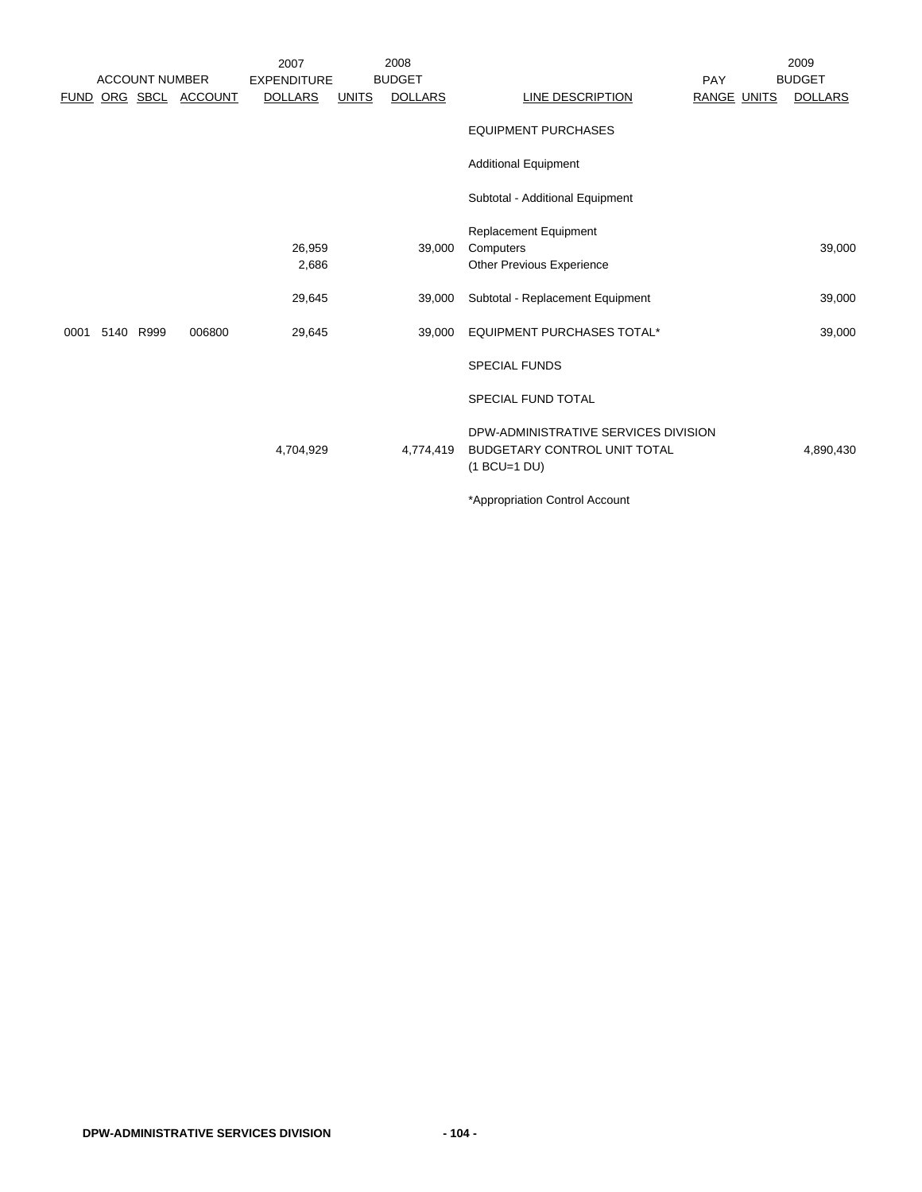| FUND | ORG | SBCL | ACCOUNT | 2007 EXPENDITURE DOLLARS | 2008 BUDGET UNITS | 2008 BUDGET DOLLARS | LINE DESCRIPTION | PAY RANGE | 2009 BUDGET UNITS | 2009 BUDGET DOLLARS |
|---|---|---|---|---|---|---|---|---|---|---|
| | | | | | | | EQUIPMENT PURCHASES | | | |
| | | | | | | | Additional Equipment | | | |
| | | | | | | | Subtotal - Additional Equipment | | | |
| | | | | | | | Replacement Equipment | | | |
| | | | | 26,959 | | 39,000 | Computers | | | 39,000 |
| | | | | 2,686 | | | Other Previous Experience | | | |
| | | | | 29,645 | | 39,000 | Subtotal - Replacement Equipment | | | 39,000 |
| 0001 | 5140 | R999 | 006800 | 29,645 | | 39,000 | EQUIPMENT PURCHASES TOTAL* | | | 39,000 |
| | | | | | | | SPECIAL FUNDS | | | |
| | | | | | | | SPECIAL FUND TOTAL | | | |
| | | | | 4,704,929 | | 4,774,419 | DPW-ADMINISTRATIVE SERVICES DIVISION BUDGETARY CONTROL UNIT TOTAL (1 BCU=1 DU) | | | 4,890,430 |

*Appropriation Control Account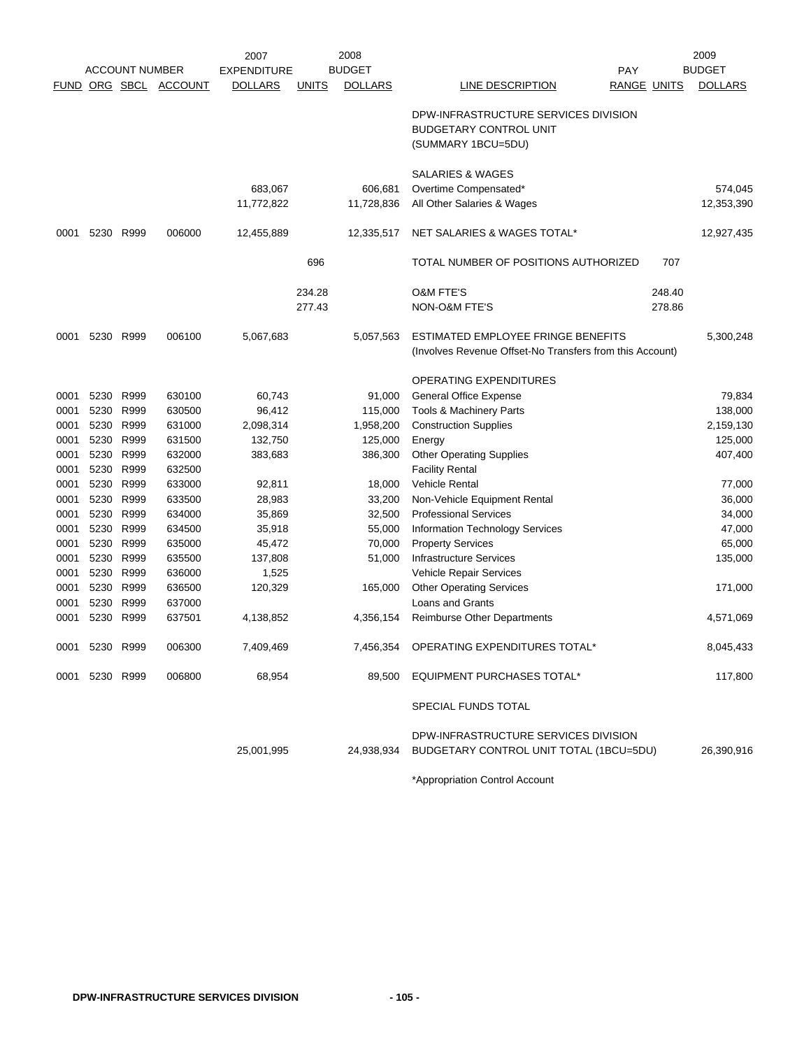| ACCOUNT NUMBER | | | | 2007 EXPENDITURE | 2008 BUDGET | | | | 2009 BUDGET | |
|---|---|---|---|---|---|---|---|---|---|---|
| FUND | ORG | SBCL | ACCOUNT | DOLLARS | UNITS | DOLLARS | LINE DESCRIPTION | PAY RANGE | UNITS | DOLLARS |
| | | | | | | | DPW-INFRASTRUCTURE SERVICES DIVISION BUDGETARY CONTROL UNIT (SUMMARY 1BCU=5DU) | | | |
| | | | | | | | SALARIES & WAGES | | | |
| | | | | 683,067 | | 606,681 | Overtime Compensated* | | | 574,045 |
| | | | | 11,772,822 | | 11,728,836 | All Other Salaries & Wages | | | 12,353,390 |
| 0001 | 5230 | R999 | 006000 | 12,455,889 | | 12,335,517 | NET SALARIES & WAGES TOTAL* | | | 12,927,435 |
| | | | | | 696 | | TOTAL NUMBER OF POSITIONS AUTHORIZED | | 707 | |
| | | | | | 234.28 | | O&M FTE'S | | 248.40 | |
| | | | | | 277.43 | | NON-O&M FTE'S | | 278.86 | |
| 0001 | 5230 | R999 | 006100 | 5,067,683 | | 5,057,563 | ESTIMATED EMPLOYEE FRINGE BENEFITS (Involves Revenue Offset-No Transfers from this Account) | | | 5,300,248 |
| | | | | | | | OPERATING EXPENDITURES | | | |
| 0001 | 5230 | R999 | 630100 | 60,743 | | 91,000 | General Office Expense | | | 79,834 |
| 0001 | 5230 | R999 | 630500 | 96,412 | | 115,000 | Tools & Machinery Parts | | | 138,000 |
| 0001 | 5230 | R999 | 631000 | 2,098,314 | | 1,958,200 | Construction Supplies | | | 2,159,130 |
| 0001 | 5230 | R999 | 631500 | 132,750 | | 125,000 | Energy | | | 125,000 |
| 0001 | 5230 | R999 | 632000 | 383,683 | | 386,300 | Other Operating Supplies | | | 407,400 |
| 0001 | 5230 | R999 | 632500 | | | | Facility Rental | | | |
| 0001 | 5230 | R999 | 633000 | 92,811 | | 18,000 | Vehicle Rental | | | 77,000 |
| 0001 | 5230 | R999 | 633500 | 28,983 | | 33,200 | Non-Vehicle Equipment Rental | | | 36,000 |
| 0001 | 5230 | R999 | 634000 | 35,869 | | 32,500 | Professional Services | | | 34,000 |
| 0001 | 5230 | R999 | 634500 | 35,918 | | 55,000 | Information Technology Services | | | 47,000 |
| 0001 | 5230 | R999 | 635000 | 45,472 | | 70,000 | Property Services | | | 65,000 |
| 0001 | 5230 | R999 | 635500 | 137,808 | | 51,000 | Infrastructure Services | | | 135,000 |
| 0001 | 5230 | R999 | 636000 | 1,525 | | | Vehicle Repair Services | | | |
| 0001 | 5230 | R999 | 636500 | 120,329 | | 165,000 | Other Operating Services | | | 171,000 |
| 0001 | 5230 | R999 | 637000 | | | | Loans and Grants | | | |
| 0001 | 5230 | R999 | 637501 | 4,138,852 | | 4,356,154 | Reimburse Other Departments | | | 4,571,069 |
| 0001 | 5230 | R999 | 006300 | 7,409,469 | | 7,456,354 | OPERATING EXPENDITURES TOTAL* | | | 8,045,433 |
| 0001 | 5230 | R999 | 006800 | 68,954 | | 89,500 | EQUIPMENT PURCHASES TOTAL* | | | 117,800 |
| | | | | | | | SPECIAL FUNDS TOTAL | | | |
| | | | | 25,001,995 | | 24,938,934 | DPW-INFRASTRUCTURE SERVICES DIVISION BUDGETARY CONTROL UNIT TOTAL (1BCU=5DU) | | | 26,390,916 |

*Appropriation Control Account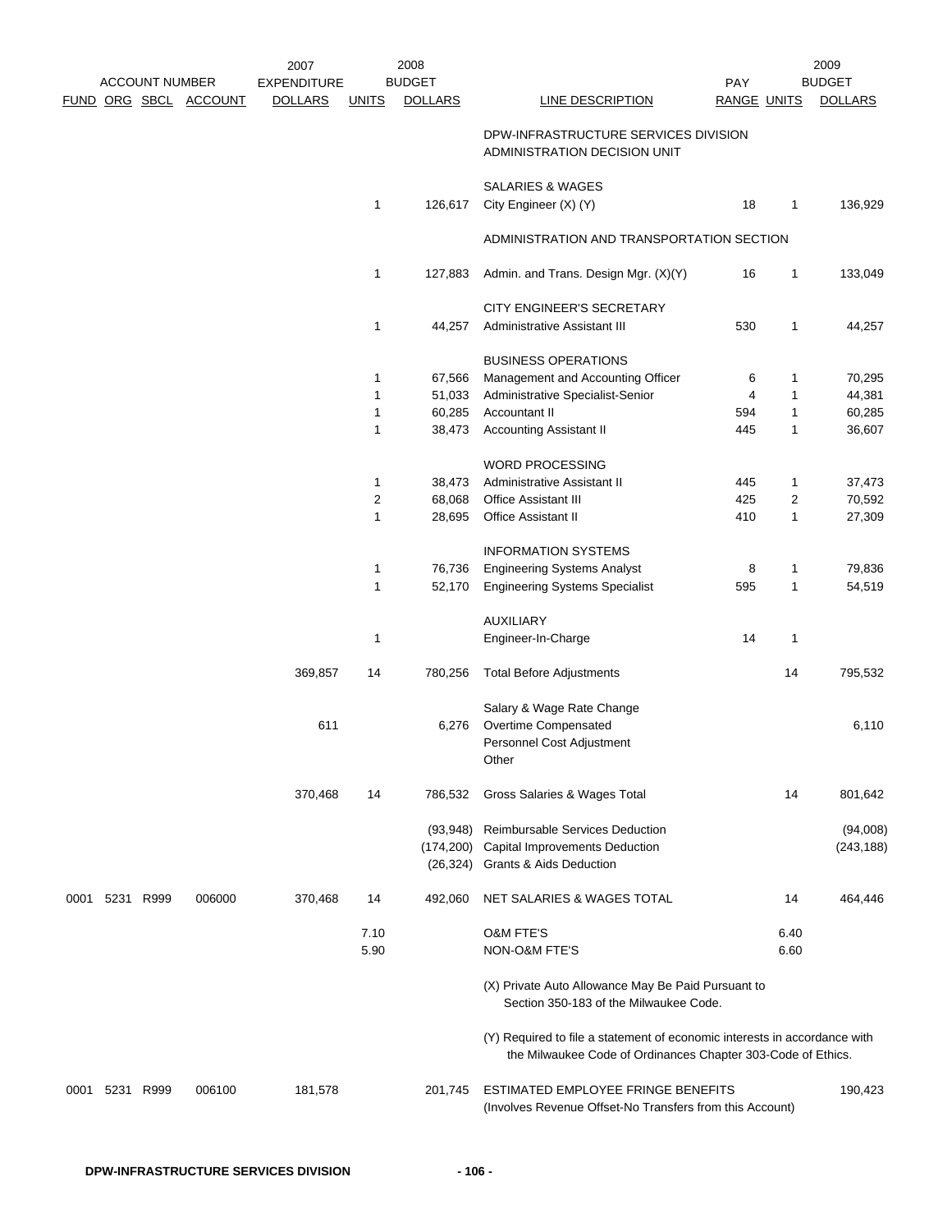| ACCOUNT NUMBER FUND | ORG | SBCL | ACCOUNT | 2007 EXPENDITURE DOLLARS | UNITS | 2008 BUDGET DOLLARS | LINE DESCRIPTION | PAY RANGE | UNITS | 2009 BUDGET DOLLARS |
|---|---|---|---|---|---|---|---|---|---|---|
| | | | | | | | DPW-INFRASTRUCTURE SERVICES DIVISION ADMINISTRATION DECISION UNIT | | | |
| | | | | | | | SALARIES & WAGES | | | |
| | | | | | 1 | 126,617 | City Engineer (X) (Y) | 18 | 1 | 136,929 |
| | | | | | | | ADMINISTRATION AND TRANSPORTATION SECTION | | | |
| | | | | | 1 | 127,883 | Admin. and Trans. Design Mgr. (X)(Y) | 16 | 1 | 133,049 |
| | | | | | | | CITY ENGINEER'S SECRETARY | | | |
| | | | | | 1 | 44,257 | Administrative Assistant III | 530 | 1 | 44,257 |
| | | | | | | | BUSINESS OPERATIONS | | | |
| | | | | | 1 | 67,566 | Management and Accounting Officer | 6 | 1 | 70,295 |
| | | | | | 1 | 51,033 | Administrative Specialist-Senior | 4 | 1 | 44,381 |
| | | | | | 1 | 60,285 | Accountant II | 594 | 1 | 60,285 |
| | | | | | 1 | 38,473 | Accounting Assistant II | 445 | 1 | 36,607 |
| | | | | | | | WORD PROCESSING | | | |
| | | | | | 1 | 38,473 | Administrative Assistant II | 445 | 1 | 37,473 |
| | | | | | 2 | 68,068 | Office Assistant III | 425 | 2 | 70,592 |
| | | | | | 1 | 28,695 | Office Assistant II | 410 | 1 | 27,309 |
| | | | | | | | INFORMATION SYSTEMS | | | |
| | | | | | 1 | 76,736 | Engineering Systems Analyst | 8 | 1 | 79,836 |
| | | | | | 1 | 52,170 | Engineering Systems Specialist | 595 | 1 | 54,519 |
| | | | | | | | AUXILIARY | | | |
| | | | | | 1 | | Engineer-In-Charge | 14 | 1 | |
| | | | | 369,857 | 14 | 780,256 | Total Before Adjustments | | 14 | 795,532 |
| | | | | | | | Salary & Wage Rate Change | | | |
| | | | | 611 | | 6,276 | Overtime Compensated | | | 6,110 |
| | | | | | | | Personnel Cost Adjustment | | | |
| | | | | | | | Other | | | |
| | | | | 370,468 | 14 | 786,532 | Gross Salaries & Wages Total | | 14 | 801,642 |
| | | | | | | (93,948) | Reimbursable Services Deduction | | | (94,008) |
| | | | | | | (174,200) | Capital Improvements Deduction | | | (243,188) |
| | | | | | | (26,324) | Grants & Aids Deduction | | | |
| 0001 | 5231 | R999 | 006000 | 370,468 | 14 | 492,060 | NET SALARIES & WAGES TOTAL | | 14 | 464,446 |
| | | | | | 7.10 | | O&M FTE'S | | 6.40 | |
| | | | | | 5.90 | | NON-O&M FTE'S | | 6.60 | |
| | | | | | | | (X) Private Auto Allowance May Be Paid Pursuant to Section 350-183 of the Milwaukee Code. | | | |
| | | | | | | | (Y) Required to file a statement of economic interests in accordance with the Milwaukee Code of Ordinances Chapter 303-Code of Ethics. | | | |
| 0001 | 5231 | R999 | 006100 | 181,578 | | 201,745 | ESTIMATED EMPLOYEE FRINGE BENEFITS (Involves Revenue Offset-No Transfers from this Account) | | | 190,423 |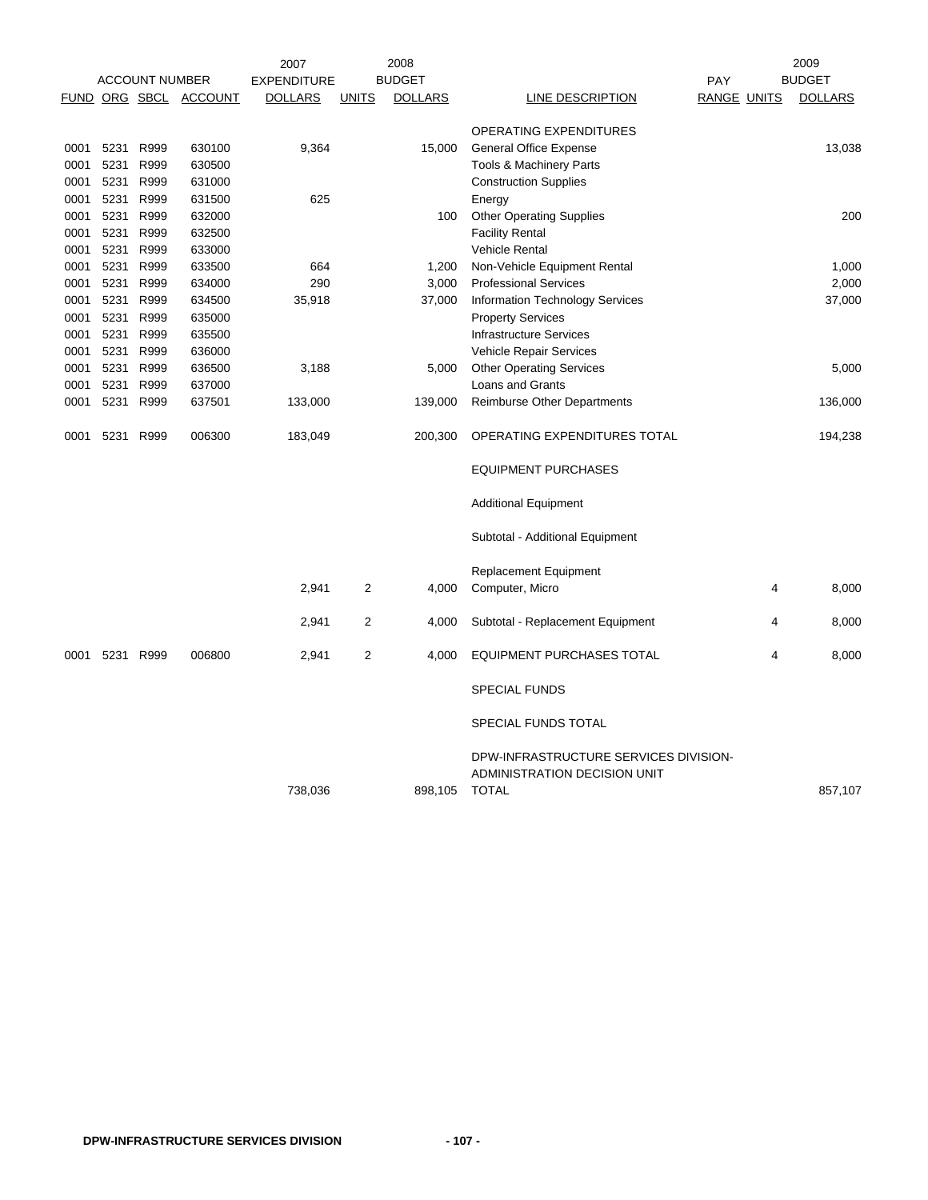| ACCOUNT NUMBER | | | | 2007 EXPENDITURE | 2008 BUDGET | | | | | 2009 BUDGET |
|---|---|---|---|---|---|---|---|---|---|---|
| FUND | ORG | SBCL | ACCOUNT | DOLLARS | UNITS | DOLLARS | LINE DESCRIPTION | PAY RANGE | UNITS | DOLLARS |
| | | | | | | | OPERATING EXPENDITURES | | | |
| 0001 | 5231 | R999 | 630100 | 9,364 | | 15,000 | General Office Expense | | | 13,038 |
| 0001 | 5231 | R999 | 630500 | | | | Tools & Machinery Parts | | | |
| 0001 | 5231 | R999 | 631000 | | | | Construction Supplies | | | |
| 0001 | 5231 | R999 | 631500 | 625 | | | Energy | | | |
| 0001 | 5231 | R999 | 632000 | | | 100 | Other Operating Supplies | | | 200 |
| 0001 | 5231 | R999 | 632500 | | | | Facility Rental | | | |
| 0001 | 5231 | R999 | 633000 | | | | Vehicle Rental | | | |
| 0001 | 5231 | R999 | 633500 | 664 | | 1,200 | Non-Vehicle Equipment Rental | | | 1,000 |
| 0001 | 5231 | R999 | 634000 | 290 | | 3,000 | Professional Services | | | 2,000 |
| 0001 | 5231 | R999 | 634500 | 35,918 | | 37,000 | Information Technology Services | | | 37,000 |
| 0001 | 5231 | R999 | 635000 | | | | Property Services | | | |
| 0001 | 5231 | R999 | 635500 | | | | Infrastructure Services | | | |
| 0001 | 5231 | R999 | 636000 | | | | Vehicle Repair Services | | | |
| 0001 | 5231 | R999 | 636500 | 3,188 | | 5,000 | Other Operating Services | | | 5,000 |
| 0001 | 5231 | R999 | 637000 | | | | Loans and Grants | | | |
| 0001 | 5231 | R999 | 637501 | 133,000 | | 139,000 | Reimburse Other Departments | | | 136,000 |
| 0001 | 5231 | R999 | 006300 | 183,049 | | 200,300 | OPERATING EXPENDITURES TOTAL | | | 194,238 |
| | | | | | | | EQUIPMENT PURCHASES | | | |
| | | | | | | | Additional Equipment | | | |
| | | | | | | | Subtotal - Additional Equipment | | | |
| | | | | | | | Replacement Equipment | | | |
| | | | | 2,941 | 2 | 4,000 | Computer, Micro | | 4 | 8,000 |
| | | | | 2,941 | 2 | 4,000 | Subtotal - Replacement Equipment | | 4 | 8,000 |
| 0001 | 5231 | R999 | 006800 | 2,941 | 2 | 4,000 | EQUIPMENT PURCHASES TOTAL | | 4 | 8,000 |
| | | | | | | | SPECIAL FUNDS | | | |
| | | | | | | | SPECIAL FUNDS TOTAL | | | |
| | | | | 738,036 | | 898,105 | DPW-INFRASTRUCTURE SERVICES DIVISION-ADMINISTRATION DECISION UNIT TOTAL | | | 857,107 |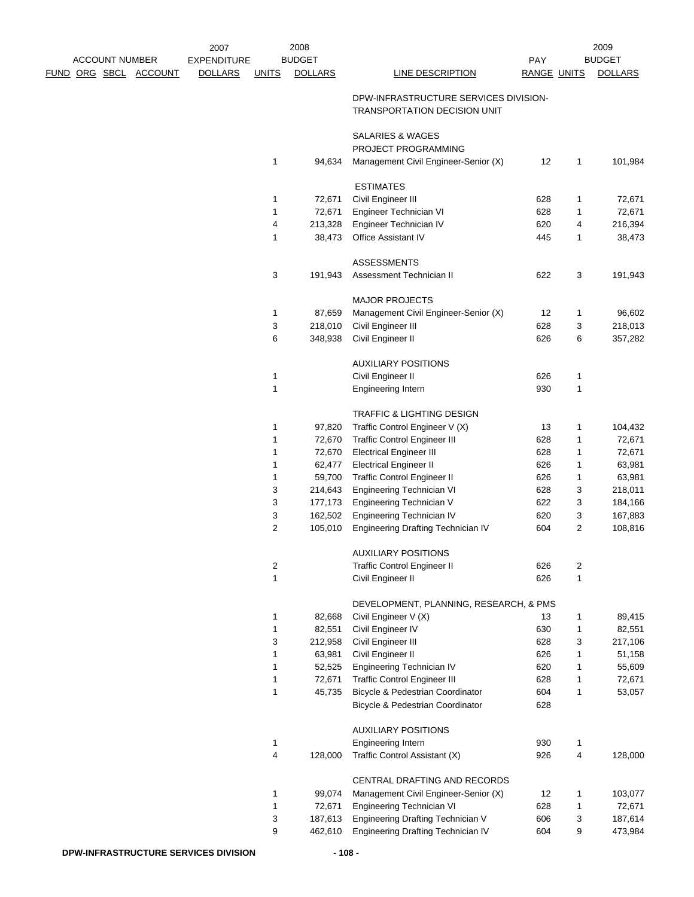| FUND | ORG | SBCL | ACCOUNT | 2007 EXPENDITURE DOLLARS | 2008 BUDGET UNITS | 2008 BUDGET DOLLARS | LINE DESCRIPTION | PAY RANGE | 2009 BUDGET UNITS | 2009 BUDGET DOLLARS |
|---|---|---|---|---|---|---|---|---|---|---|
| | | | | | | | DPW-INFRASTRUCTURE SERVICES DIVISION-TRANSPORTATION DECISION UNIT | | | |
| | | | | | | | SALARIES & WAGES | | | |
| | | | | | | | PROJECT PROGRAMMING | | | |
| | | | | | 1 | 94,634 | Management Civil Engineer-Senior (X) | 12 | 1 | 101,984 |
| | | | | | | | ESTIMATES | | | |
| | | | | | 1 | 72,671 | Civil Engineer III | 628 | 1 | 72,671 |
| | | | | | 1 | 72,671 | Engineer Technician VI | 628 | 1 | 72,671 |
| | | | | | 4 | 213,328 | Engineer Technician IV | 620 | 4 | 216,394 |
| | | | | | 1 | 38,473 | Office Assistant IV | 445 | 1 | 38,473 |
| | | | | | | | ASSESSMENTS | | | |
| | | | | | 3 | 191,943 | Assessment Technician II | 622 | 3 | 191,943 |
| | | | | | | | MAJOR PROJECTS | | | |
| | | | | | 1 | 87,659 | Management Civil Engineer-Senior (X) | 12 | 1 | 96,602 |
| | | | | | 3 | 218,010 | Civil Engineer III | 628 | 3 | 218,013 |
| | | | | | 6 | 348,938 | Civil Engineer II | 626 | 6 | 357,282 |
| | | | | | | | AUXILIARY POSITIONS | | | |
| | | | | | 1 | | Civil Engineer II | 626 | 1 | |
| | | | | | 1 | | Engineering Intern | 930 | 1 | |
| | | | | | | | TRAFFIC & LIGHTING DESIGN | | | |
| | | | | | 1 | 97,820 | Traffic Control Engineer V (X) | 13 | 1 | 104,432 |
| | | | | | 1 | 72,670 | Traffic Control Engineer III | 628 | 1 | 72,671 |
| | | | | | 1 | 72,670 | Electrical Engineer III | 628 | 1 | 72,671 |
| | | | | | 1 | 62,477 | Electrical Engineer II | 626 | 1 | 63,981 |
| | | | | | 1 | 59,700 | Traffic Control Engineer II | 626 | 1 | 63,981 |
| | | | | | 3 | 214,643 | Engineering Technician VI | 628 | 3 | 218,011 |
| | | | | | 3 | 177,173 | Engineering Technician V | 622 | 3 | 184,166 |
| | | | | | 3 | 162,502 | Engineering Technician IV | 620 | 3 | 167,883 |
| | | | | | 2 | 105,010 | Engineering Drafting Technician IV | 604 | 2 | 108,816 |
| | | | | | | | AUXILIARY POSITIONS | | | |
| | | | | | 2 | | Traffic Control Engineer II | 626 | 2 | |
| | | | | | 1 | | Civil Engineer II | 626 | 1 | |
| | | | | | | | DEVELOPMENT, PLANNING, RESEARCH, & PMS | | | |
| | | | | | 1 | 82,668 | Civil Engineer V (X) | 13 | 1 | 89,415 |
| | | | | | 1 | 82,551 | Civil Engineer IV | 630 | 1 | 82,551 |
| | | | | | 3 | 212,958 | Civil Engineer III | 628 | 3 | 217,106 |
| | | | | | 1 | 63,981 | Civil Engineer II | 626 | 1 | 51,158 |
| | | | | | 1 | 52,525 | Engineering Technician IV | 620 | 1 | 55,609 |
| | | | | | 1 | 72,671 | Traffic Control Engineer III | 628 | 1 | 72,671 |
| | | | | | 1 | 45,735 | Bicycle & Pedestrian Coordinator | 604 | 1 | 53,057 |
| | | | | | | | Bicycle & Pedestrian Coordinator | 628 | | |
| | | | | | | | AUXILIARY POSITIONS | | | |
| | | | | | 1 | | Engineering Intern | 930 | 1 | |
| | | | | | 4 | 128,000 | Traffic Control Assistant (X) | 926 | 4 | 128,000 |
| | | | | | | | CENTRAL DRAFTING AND RECORDS | | | |
| | | | | | 1 | 99,074 | Management Civil Engineer-Senior (X) | 12 | 1 | 103,077 |
| | | | | | 1 | 72,671 | Engineering Technician VI | 628 | 1 | 72,671 |
| | | | | | 3 | 187,613 | Engineering Drafting Technician V | 606 | 3 | 187,614 |
| | | | | | 9 | 462,610 | Engineering Drafting Technician IV | 604 | 9 | 473,984 |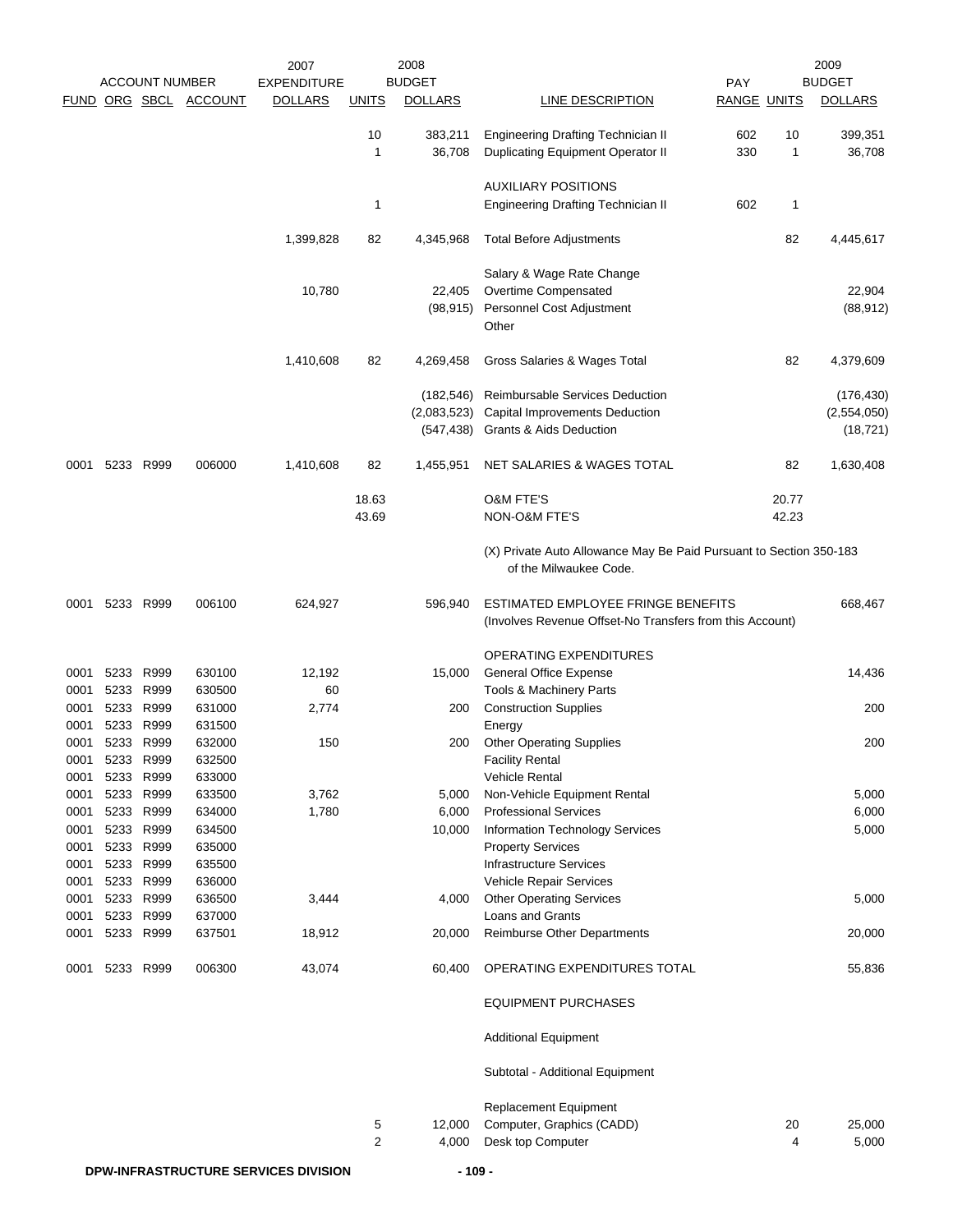| FUND | ORG | SBCL | ACCOUNT | 2007 EXPENDITURE DOLLARS | 2008 BUDGET UNITS | 2008 BUDGET DOLLARS | LINE DESCRIPTION | PAY RANGE | 2009 BUDGET UNITS | 2009 BUDGET DOLLARS |
|---|---|---|---|---|---|---|---|---|---|---|
| | | | | | 10 | 383,211 | Engineering Drafting Technician II | 602 | 10 | 399,351 |
| | | | | | 1 | 36,708 | Duplicating Equipment Operator II | 330 | 1 | 36,708 |
| | | | | | | | AUXILIARY POSITIONS | | | |
| | | | | | 1 | | Engineering Drafting Technician II | 602 | 1 | |
| | | | | 1,399,828 | 82 | 4,345,968 | Total Before Adjustments | | 82 | 4,445,617 |
| | | | | | | | Salary & Wage Rate Change | | | |
| | | | | 10,780 | | 22,405 | Overtime Compensated | | | 22,904 |
| | | | | | | (98,915) | Personnel Cost Adjustment | | | (88,912) |
| | | | | | | | Other | | | |
| | | | | 1,410,608 | 82 | 4,269,458 | Gross Salaries & Wages Total | | 82 | 4,379,609 |
| | | | | | | (182,546) | Reimbursable Services Deduction | | | (176,430) |
| | | | | | | (2,083,523) | Capital Improvements Deduction | | | (2,554,050) |
| | | | | | | (547,438) | Grants & Aids Deduction | | | (18,721) |
| 0001 | 5233 | R999 | 006000 | 1,410,608 | 82 | 1,455,951 | NET SALARIES & WAGES TOTAL | | 82 | 1,630,408 |
| | | | | | 18.63 | | O&M FTE'S | | 20.77 | |
| | | | | | 43.69 | | NON-O&M FTE'S | | 42.23 | |
| | | | | | | | (X) Private Auto Allowance May Be Paid Pursuant to Section 350-183 of the Milwaukee Code. | | | |
| 0001 | 5233 | R999 | 006100 | 624,927 | | 596,940 | ESTIMATED EMPLOYEE FRINGE BENEFITS (Involves Revenue Offset-No Transfers from this Account) | | | 668,467 |
| | | | | | | | OPERATING EXPENDITURES | | | |
| 0001 | 5233 | R999 | 630100 | 12,192 | | 15,000 | General Office Expense | | | 14,436 |
| 0001 | 5233 | R999 | 630500 | 60 | | | Tools & Machinery Parts | | | |
| 0001 | 5233 | R999 | 631000 | 2,774 | | 200 | Construction Supplies | | | 200 |
| 0001 | 5233 | R999 | 631500 | | | | Energy | | | |
| 0001 | 5233 | R999 | 632000 | 150 | | 200 | Other Operating Supplies | | | 200 |
| 0001 | 5233 | R999 | 632500 | | | | Facility Rental | | | |
| 0001 | 5233 | R999 | 633000 | | | | Vehicle Rental | | | |
| 0001 | 5233 | R999 | 633500 | 3,762 | | 5,000 | Non-Vehicle Equipment Rental | | | 5,000 |
| 0001 | 5233 | R999 | 634000 | 1,780 | | 6,000 | Professional Services | | | 6,000 |
| 0001 | 5233 | R999 | 634500 | | | 10,000 | Information Technology Services | | | 5,000 |
| 0001 | 5233 | R999 | 635000 | | | | Property Services | | | |
| 0001 | 5233 | R999 | 635500 | | | | Infrastructure Services | | | |
| 0001 | 5233 | R999 | 636000 | | | | Vehicle Repair Services | | | |
| 0001 | 5233 | R999 | 636500 | 3,444 | | 4,000 | Other Operating Services | | | 5,000 |
| 0001 | 5233 | R999 | 637000 | | | | Loans and Grants | | | |
| 0001 | 5233 | R999 | 637501 | 18,912 | | 20,000 | Reimburse Other Departments | | | 20,000 |
| 0001 | 5233 | R999 | 006300 | 43,074 | | 60,400 | OPERATING EXPENDITURES TOTAL | | | 55,836 |
| | | | | | | | EQUIPMENT PURCHASES | | | |
| | | | | | | | Additional Equipment | | | |
| | | | | | | | Subtotal - Additional Equipment | | | |
| | | | | | | | Replacement Equipment | | | |
| | | | | | 5 | 12,000 | Computer, Graphics (CADD) | | 20 | 25,000 |
| | | | | | 2 | 4,000 | Desk top Computer | | 4 | 5,000 |

DPW-INFRASTRUCTURE SERVICES DIVISION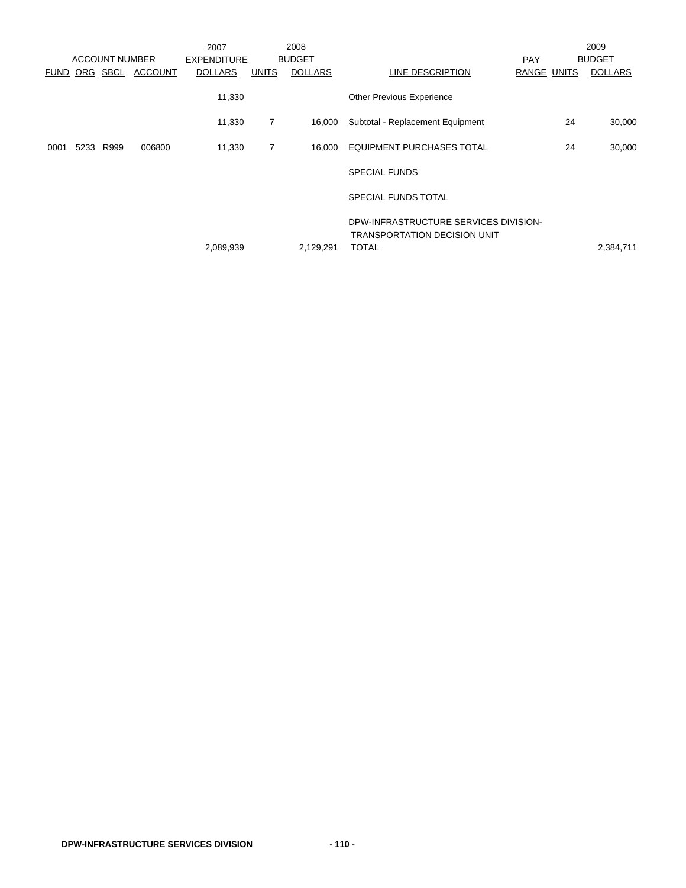| ACCOUNT NUMBER | | | | 2007 EXPENDITURE | 2008 BUDGET | | | PAY | 2009 BUDGET | |
|---|---|---|---|---|---|---|---|---|---|---|
| FUND | ORG | SBCL | ACCOUNT | DOLLARS | UNITS | DOLLARS | LINE DESCRIPTION | RANGE | UNITS | DOLLARS |
| | | | | 11,330 | | | Other Previous Experience | | | |
| | | | | 11,330 | 7 | 16,000 | Subtotal - Replacement Equipment | | 24 | 30,000 |
| 0001 | 5233 | R999 | 006800 | 11,330 | 7 | 16,000 | EQUIPMENT PURCHASES TOTAL | | 24 | 30,000 |
| | | | | | | | SPECIAL FUNDS | | | |
| | | | | | | | SPECIAL FUNDS TOTAL | | | |
| | | | | 2,089,939 | | 2,129,291 | DPW-INFRASTRUCTURE SERVICES DIVISION- TRANSPORTATION DECISION UNIT TOTAL | | | 2,384,711 |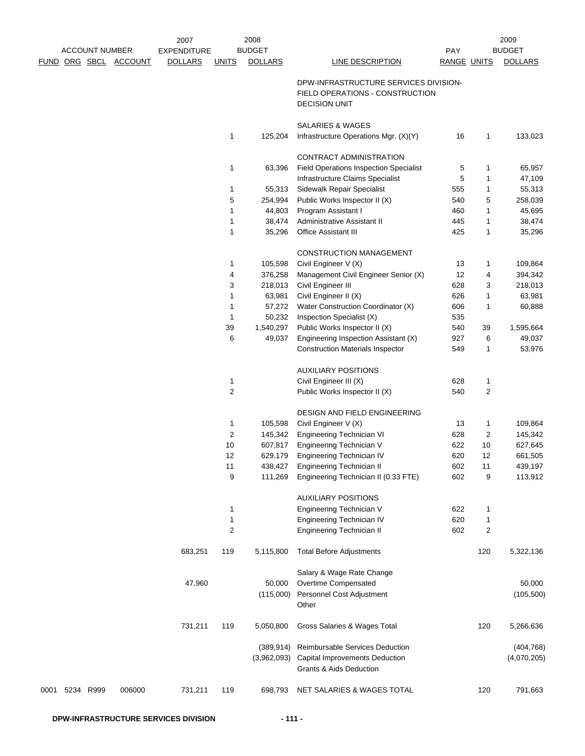| ACCOUNT NUMBER FUND | ORG | SBCL | ACCOUNT | 2007 EXPENDITURE DOLLARS | 2008 BUDGET UNITS | 2008 BUDGET DOLLARS | LINE DESCRIPTION | PAY RANGE | 2009 BUDGET UNITS | 2009 BUDGET DOLLARS |
|---|---|---|---|---|---|---|---|---|---|---|
| | | | | | | | DPW-INFRASTRUCTURE SERVICES DIVISION- FIELD OPERATIONS - CONSTRUCTION DECISION UNIT | | | |
| | | | | | | | SALARIES & WAGES | | | |
| | | | | | 1 | 125,204 | Infrastructure Operations Mgr. (X)(Y) | 16 | 1 | 133,023 |
| | | | | | | | CONTRACT ADMINISTRATION | | | |
| | | | | | 1 | 63,396 | Field Operations Inspection Specialist | 5 | 1 | 65,957 |
| | | | | | | | Infrastructure Claims Specialist | 5 | 1 | 47,109 |
| | | | | | 1 | 55,313 | Sidewalk Repair Specialist | 555 | 1 | 55,313 |
| | | | | | 5 | 254,994 | Public Works Inspector II (X) | 540 | 5 | 258,039 |
| | | | | | 1 | 44,803 | Program Assistant I | 460 | 1 | 45,695 |
| | | | | | 1 | 38,474 | Administrative Assistant II | 445 | 1 | 38,474 |
| | | | | | 1 | 35,296 | Office Assistant III | 425 | 1 | 35,296 |
| | | | | | | | CONSTRUCTION MANAGEMENT | | | |
| | | | | | 1 | 105,598 | Civil Engineer V (X) | 13 | 1 | 109,864 |
| | | | | | 4 | 376,258 | Management Civil Engineer Senior (X) | 12 | 4 | 394,342 |
| | | | | | 3 | 218,013 | Civil Engineer III | 628 | 3 | 218,013 |
| | | | | | 1 | 63,981 | Civil Engineer II (X) | 626 | 1 | 63,981 |
| | | | | | 1 | 57,272 | Water Construction Coordinator (X) | 606 | 1 | 60,888 |
| | | | | | 1 | 50,232 | Inspection Specialist (X) | 535 | | |
| | | | | | 39 | 1,540,297 | Public Works Inspector II (X) | 540 | 39 | 1,595,664 |
| | | | | | 6 | 49,037 | Engineering Inspection Assistant (X) | 927 | 6 | 49,037 |
| | | | | | | | Construction Materials Inspector | 549 | 1 | 53,976 |
| | | | | | | | AUXILIARY POSITIONS | | | |
| | | | | | 1 | | Civil Engineer III (X) | 628 | 1 | |
| | | | | | 2 | | Public Works Inspector II (X) | 540 | 2 | |
| | | | | | | | DESIGN AND FIELD ENGINEERING | | | |
| | | | | | 1 | 105,598 | Civil Engineer V (X) | 13 | 1 | 109,864 |
| | | | | | 2 | 145,342 | Engineering Technician VI | 628 | 2 | 145,342 |
| | | | | | 10 | 607,817 | Engineering Technician V | 622 | 10 | 627,645 |
| | | | | | 12 | 629,179 | Engineering Technician IV | 620 | 12 | 661,505 |
| | | | | | 11 | 438,427 | Engineering Technician II | 602 | 11 | 439,197 |
| | | | | | 9 | 111,269 | Engineering Technician II (0.33 FTE) | 602 | 9 | 113,912 |
| | | | | | | | AUXILIARY POSITIONS | | | |
| | | | | | 1 | | Engineering Technician V | 622 | 1 | |
| | | | | | 1 | | Engineering Technician IV | 620 | 1 | |
| | | | | | 2 | | Engineering Technician II | 602 | 2 | |
| | | | | 683,251 | 119 | 5,115,800 | Total Before Adjustments | | 120 | 5,322,136 |
| | | | | | | | Salary & Wage Rate Change | | | |
| | | | | 47,960 | | 50,000 | Overtime Compensated | | | 50,000 |
| | | | | | | (115,000) | Personnel Cost Adjustment | | | (105,500) |
| | | | | | | | Other | | | |
| | | | | 731,211 | 119 | 5,050,800 | Gross Salaries & Wages Total | | 120 | 5,266,636 |
| | | | | | | (389,914) | Reimbursable Services Deduction | | | (404,768) |
| | | | | | | (3,962,093) | Capital Improvements Deduction | | | (4,070,205) |
| | | | | | | | Grants & Aids Deduction | | | |
| 0001 | 5234 | R999 | 006000 | 731,211 | 119 | 698,793 | NET SALARIES & WAGES TOTAL | | 120 | 791,663 |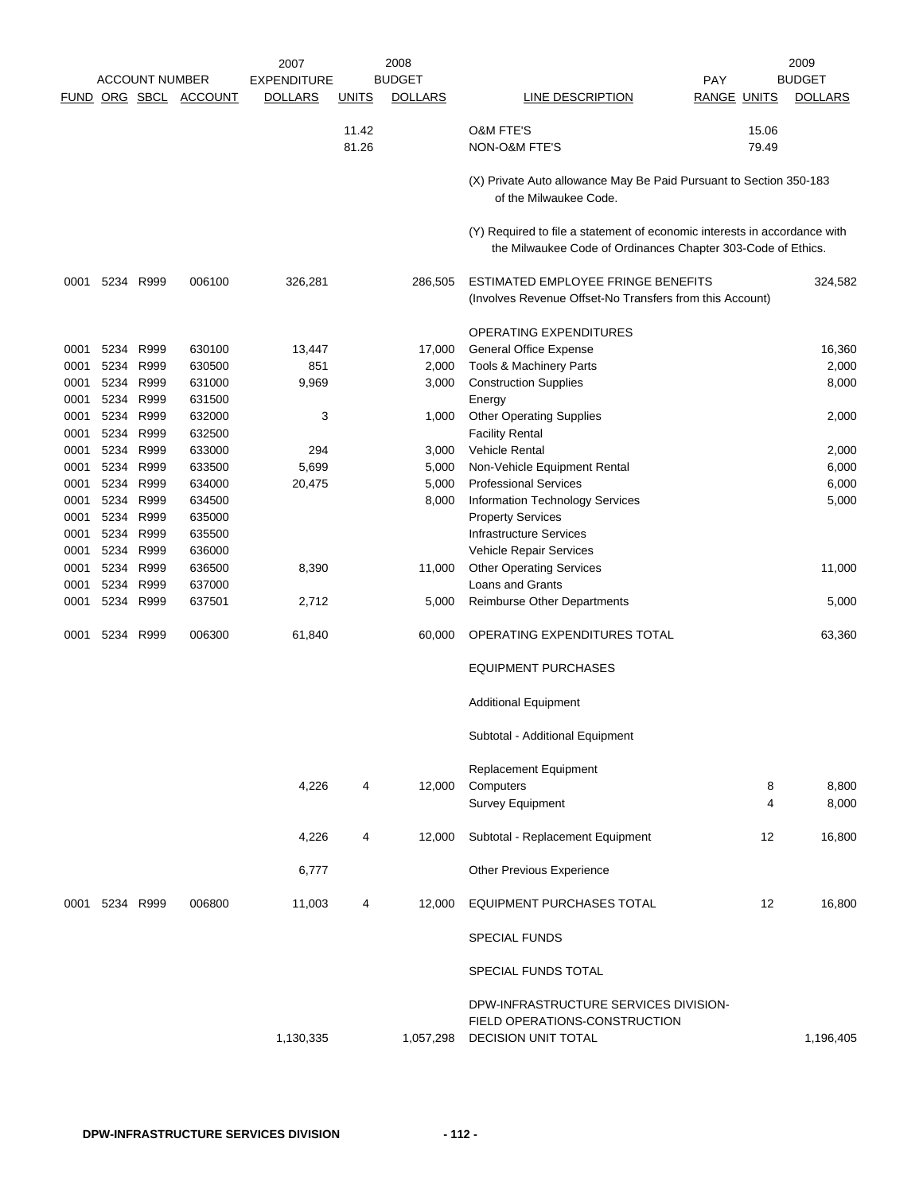| ACCOUNT NUMBER | | | | 2007 EXPENDITURE | 2008 BUDGET | | | PAY | 2009 BUDGET | |
|---|---|---|---|---|---|---|---|---|---|---|
| FUND | ORG | SBCL | ACCOUNT | DOLLARS | UNITS | DOLLARS | LINE DESCRIPTION | RANGE | UNITS | DOLLARS |
| | | | | | 11.42 | | O&M FTE'S | | 15.06 | |
| | | | | | 81.26 | | NON-O&M FTE'S | | 79.49 | |
| | | | | | | | (X) Private Auto allowance May Be Paid Pursuant to Section 350-183 of the Milwaukee Code. | | | |
| | | | | | | | (Y) Required to file a statement of economic interests in accordance with the Milwaukee Code of Ordinances Chapter 303-Code of Ethics. | | | |
| 0001 | 5234 | R999 | 006100 | 326,281 | | 286,505 | ESTIMATED EMPLOYEE FRINGE BENEFITS (Involves Revenue Offset-No Transfers from this Account) | | | 324,582 |
| | | | | | | | OPERATING EXPENDITURES | | | |
| 0001 | 5234 | R999 | 630100 | 13,447 | | 17,000 | General Office Expense | | | 16,360 |
| 0001 | 5234 | R999 | 630500 | 851 | | 2,000 | Tools & Machinery Parts | | | 2,000 |
| 0001 | 5234 | R999 | 631000 | 9,969 | | 3,000 | Construction Supplies | | | 8,000 |
| 0001 | 5234 | R999 | 631500 | | | | Energy | | | |
| 0001 | 5234 | R999 | 632000 | 3 | | 1,000 | Other Operating Supplies | | | 2,000 |
| 0001 | 5234 | R999 | 632500 | | | | Facility Rental | | | |
| 0001 | 5234 | R999 | 633000 | 294 | | 3,000 | Vehicle Rental | | | 2,000 |
| 0001 | 5234 | R999 | 633500 | 5,699 | | 5,000 | Non-Vehicle Equipment Rental | | | 6,000 |
| 0001 | 5234 | R999 | 634000 | 20,475 | | 5,000 | Professional Services | | | 6,000 |
| 0001 | 5234 | R999 | 634500 | | | 8,000 | Information Technology Services | | | 5,000 |
| 0001 | 5234 | R999 | 635000 | | | | Property Services | | | |
| 0001 | 5234 | R999 | 635500 | | | | Infrastructure Services | | | |
| 0001 | 5234 | R999 | 636000 | | | | Vehicle Repair Services | | | |
| 0001 | 5234 | R999 | 636500 | 8,390 | | 11,000 | Other Operating Services | | | 11,000 |
| 0001 | 5234 | R999 | 637000 | | | | Loans and Grants | | | |
| 0001 | 5234 | R999 | 637501 | 2,712 | | 5,000 | Reimburse Other Departments | | | 5,000 |
| 0001 | 5234 | R999 | 006300 | 61,840 | | 60,000 | OPERATING EXPENDITURES TOTAL | | | 63,360 |
| | | | | | | | EQUIPMENT PURCHASES | | | |
| | | | | | | | Additional Equipment | | | |
| | | | | | | | Subtotal - Additional Equipment | | | |
| | | | | | | | Replacement Equipment | | | |
| | | | | 4,226 | 4 | 12,000 | Computers | | 8 | 8,800 |
| | | | | | | | Survey Equipment | | 4 | 8,000 |
| | | | | 4,226 | 4 | 12,000 | Subtotal - Replacement Equipment | | 12 | 16,800 |
| | | | | 6,777 | | | Other Previous Experience | | | |
| 0001 | 5234 | R999 | 006800 | 11,003 | 4 | 12,000 | EQUIPMENT PURCHASES TOTAL | | 12 | 16,800 |
| | | | | | | | SPECIAL FUNDS | | | |
| | | | | | | | SPECIAL FUNDS TOTAL | | | |
| | | | | 1,130,335 | | 1,057,298 | DPW-INFRASTRUCTURE SERVICES DIVISION-FIELD OPERATIONS-CONSTRUCTION DECISION UNIT TOTAL | | | 1,196,405 |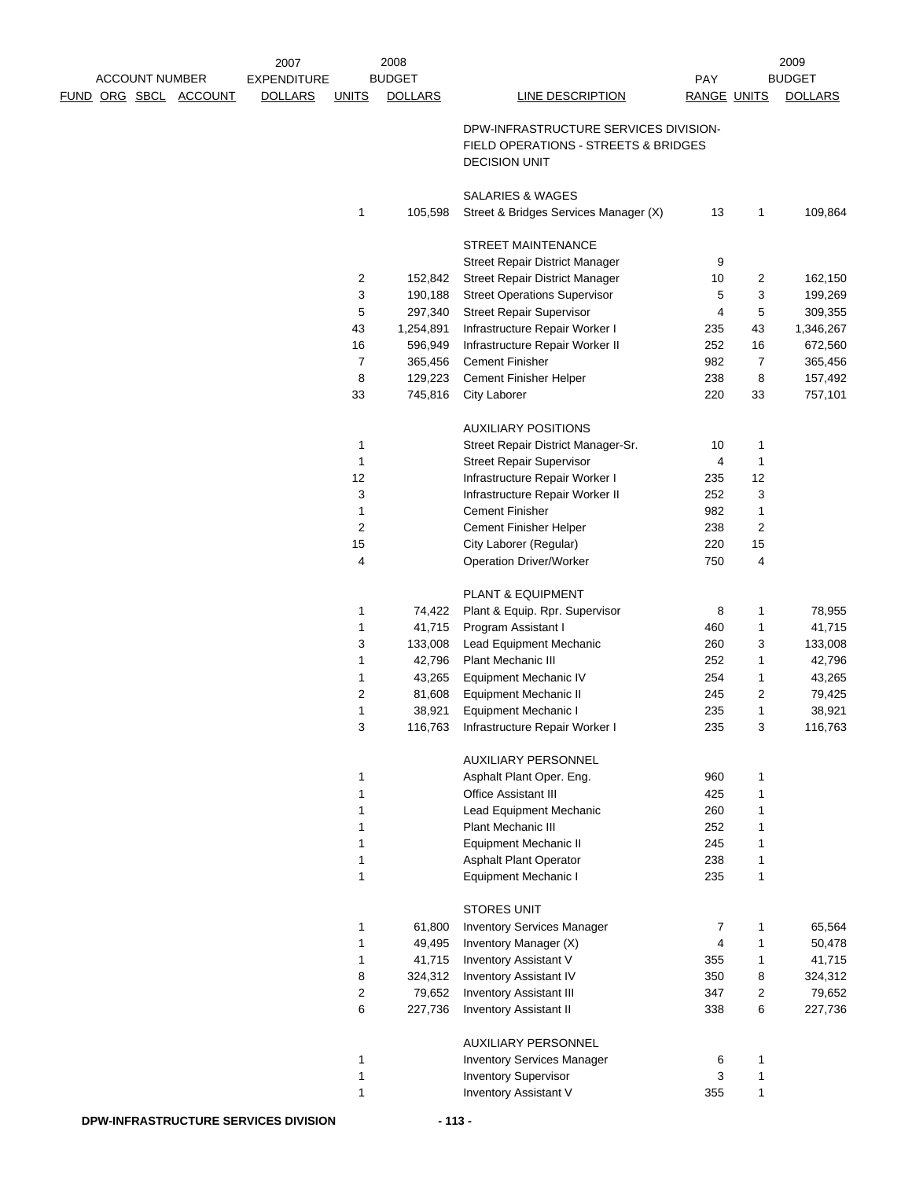| ACCOUNT NUMBER FUND ORG SBCL ACCOUNT | 2007 EXPENDITURE DOLLARS | UNITS | 2008 BUDGET DOLLARS | LINE DESCRIPTION | PAY RANGE | UNITS | 2009 BUDGET DOLLARS |
|---|---|---|---|---|---|---|---|
| | | | | DPW-INFRASTRUCTURE SERVICES DIVISION- FIELD OPERATIONS - STREETS & BRIDGES DECISION UNIT | | | |
| | | | | SALARIES & WAGES | | | |
| | | 1 | 105,598 | Street & Bridges Services Manager (X) | 13 | 1 | 109,864 |
| | | | | STREET MAINTENANCE | | | |
| | | | | Street Repair District Manager | 9 | | |
| | | 2 | 152,842 | Street Repair District Manager | 10 | 2 | 162,150 |
| | | 3 | 190,188 | Street Operations Supervisor | 5 | 3 | 199,269 |
| | | 5 | 297,340 | Street Repair Supervisor | 4 | 5 | 309,355 |
| | | 43 | 1,254,891 | Infrastructure Repair Worker I | 235 | 43 | 1,346,267 |
| | | 16 | 596,949 | Infrastructure Repair Worker II | 252 | 16 | 672,560 |
| | | 7 | 365,456 | Cement Finisher | 982 | 7 | 365,456 |
| | | 8 | 129,223 | Cement Finisher Helper | 238 | 8 | 157,492 |
| | | 33 | 745,816 | City Laborer | 220 | 33 | 757,101 |
| | | | | AUXILIARY POSITIONS | | | |
| | | 1 | | Street Repair District Manager-Sr. | 10 | 1 | |
| | | 1 | | Street Repair Supervisor | 4 | 1 | |
| | | 12 | | Infrastructure Repair Worker I | 235 | 12 | |
| | | 3 | | Infrastructure Repair Worker II | 252 | 3 | |
| | | 1 | | Cement Finisher | 982 | 1 | |
| | | 2 | | Cement Finisher Helper | 238 | 2 | |
| | | 15 | | City Laborer (Regular) | 220 | 15 | |
| | | 4 | | Operation Driver/Worker | 750 | 4 | |
| | | | | PLANT & EQUIPMENT | | | |
| | | 1 | 74,422 | Plant & Equip. Rpr. Supervisor | 8 | 1 | 78,955 |
| | | 1 | 41,715 | Program Assistant I | 460 | 1 | 41,715 |
| | | 3 | 133,008 | Lead Equipment Mechanic | 260 | 3 | 133,008 |
| | | 1 | 42,796 | Plant Mechanic III | 252 | 1 | 42,796 |
| | | 1 | 43,265 | Equipment Mechanic IV | 254 | 1 | 43,265 |
| | | 2 | 81,608 | Equipment Mechanic II | 245 | 2 | 79,425 |
| | | 1 | 38,921 | Equipment Mechanic I | 235 | 1 | 38,921 |
| | | 3 | 116,763 | Infrastructure Repair Worker I | 235 | 3 | 116,763 |
| | | | | AUXILIARY PERSONNEL | | | |
| | | 1 | | Asphalt Plant Oper. Eng. | 960 | 1 | |
| | | 1 | | Office Assistant III | 425 | 1 | |
| | | 1 | | Lead Equipment Mechanic | 260 | 1 | |
| | | 1 | | Plant Mechanic III | 252 | 1 | |
| | | 1 | | Equipment Mechanic II | 245 | 1 | |
| | | 1 | | Asphalt Plant Operator | 238 | 1 | |
| | | 1 | | Equipment Mechanic I | 235 | 1 | |
| | | | | STORES UNIT | | | |
| | | 1 | 61,800 | Inventory Services Manager | 7 | 1 | 65,564 |
| | | 1 | 49,495 | Inventory Manager (X) | 4 | 1 | 50,478 |
| | | 1 | 41,715 | Inventory Assistant V | 355 | 1 | 41,715 |
| | | 8 | 324,312 | Inventory Assistant IV | 350 | 8 | 324,312 |
| | | 2 | 79,652 | Inventory Assistant III | 347 | 2 | 79,652 |
| | | 6 | 227,736 | Inventory Assistant II | 338 | 6 | 227,736 |
| | | | | AUXILIARY PERSONNEL | | | |
| | | 1 | | Inventory Services Manager | 6 | 1 | |
| | | 1 | | Inventory Supervisor | 3 | 1 | |
| | | 1 | | Inventory Assistant V | 355 | 1 | |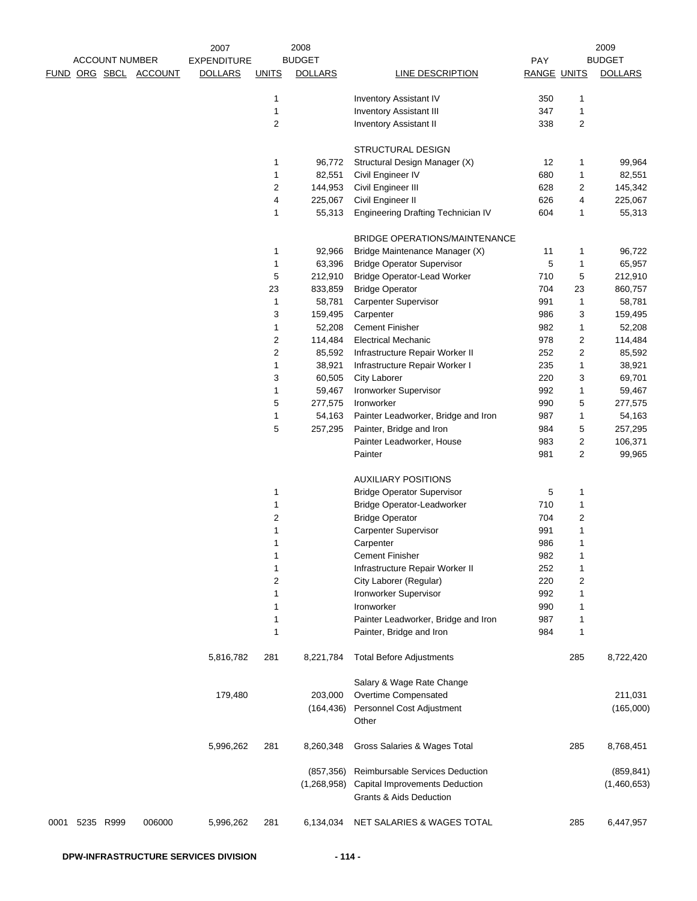| ACCOUNT NUMBER FUND | ORG | SBCL | ACCOUNT | 2007 EXPENDITURE DOLLARS | UNITS | 2008 BUDGET DOLLARS | LINE DESCRIPTION | PAY RANGE | UNITS | 2009 BUDGET DOLLARS |
|---|---|---|---|---|---|---|---|---|---|---|
| | | | | | 1 | | Inventory Assistant IV | 350 | 1 | |
| | | | | | 1 | | Inventory Assistant III | 347 | 1 | |
| | | | | | 2 | | Inventory Assistant II | 338 | 2 | |
| | | | | | | | STRUCTURAL DESIGN | | | |
| | | | | | 1 | 96,772 | Structural Design Manager (X) | 12 | 1 | 99,964 |
| | | | | | 1 | 82,551 | Civil Engineer IV | 680 | 1 | 82,551 |
| | | | | | 2 | 144,953 | Civil Engineer III | 628 | 2 | 145,342 |
| | | | | | 4 | 225,067 | Civil Engineer II | 626 | 4 | 225,067 |
| | | | | | 1 | 55,313 | Engineering Drafting Technician IV | 604 | 1 | 55,313 |
| | | | | | | | BRIDGE OPERATIONS/MAINTENANCE | | | |
| | | | | | 1 | 92,966 | Bridge Maintenance Manager (X) | 11 | 1 | 96,722 |
| | | | | | 1 | 63,396 | Bridge Operator Supervisor | 5 | 1 | 65,957 |
| | | | | | 5 | 212,910 | Bridge Operator-Lead Worker | 710 | 5 | 212,910 |
| | | | | | 23 | 833,859 | Bridge Operator | 704 | 23 | 860,757 |
| | | | | | 1 | 58,781 | Carpenter Supervisor | 991 | 1 | 58,781 |
| | | | | | 3 | 159,495 | Carpenter | 986 | 3 | 159,495 |
| | | | | | 1 | 52,208 | Cement Finisher | 982 | 1 | 52,208 |
| | | | | | 2 | 114,484 | Electrical Mechanic | 978 | 2 | 114,484 |
| | | | | | 2 | 85,592 | Infrastructure Repair Worker II | 252 | 2 | 85,592 |
| | | | | | 1 | 38,921 | Infrastructure Repair Worker I | 235 | 1 | 38,921 |
| | | | | | 3 | 60,505 | City Laborer | 220 | 3 | 69,701 |
| | | | | | 1 | 59,467 | Ironworker Supervisor | 992 | 1 | 59,467 |
| | | | | | 5 | 277,575 | Ironworker | 990 | 5 | 277,575 |
| | | | | | 1 | 54,163 | Painter Leadworker, Bridge and Iron | 987 | 1 | 54,163 |
| | | | | | 5 | 257,295 | Painter, Bridge and Iron | 984 | 5 | 257,295 |
| | | | | | | | Painter Leadworker, House | 983 | 2 | 106,371 |
| | | | | | | | Painter | 981 | 2 | 99,965 |
| | | | | | | | AUXILIARY POSITIONS | | | |
| | | | | | 1 | | Bridge Operator Supervisor | 5 | 1 | |
| | | | | | 1 | | Bridge Operator-Leadworker | 710 | 1 | |
| | | | | | 2 | | Bridge Operator | 704 | 2 | |
| | | | | | 1 | | Carpenter Supervisor | 991 | 1 | |
| | | | | | 1 | | Carpenter | 986 | 1 | |
| | | | | | 1 | | Cement Finisher | 982 | 1 | |
| | | | | | 1 | | Infrastructure Repair Worker II | 252 | 1 | |
| | | | | | 2 | | City Laborer (Regular) | 220 | 2 | |
| | | | | | 1 | | Ironworker Supervisor | 992 | 1 | |
| | | | | | 1 | | Ironworker | 990 | 1 | |
| | | | | | 1 | | Painter Leadworker, Bridge and Iron | 987 | 1 | |
| | | | | | 1 | | Painter, Bridge and Iron | 984 | 1 | |
| | | | | 5,816,782 | 281 | 8,221,784 | Total Before Adjustments | | 285 | 8,722,420 |
| | | | | | | | Salary & Wage Rate Change | | | |
| | | | | 179,480 | | 203,000 | Overtime Compensated | | | 211,031 |
| | | | | | | (164,436) | Personnel Cost Adjustment | | | (165,000) |
| | | | | | | | Other | | | |
| | | | | 5,996,262 | 281 | 8,260,348 | Gross Salaries & Wages Total | | 285 | 8,768,451 |
| | | | | | | (857,356) | Reimbursable Services Deduction | | | (859,841) |
| | | | | | | (1,268,958) | Capital Improvements Deduction | | | (1,460,653) |
| | | | | | | | Grants & Aids Deduction | | | |
| 0001 | 5235 | R999 | 006000 | 5,996,262 | 281 | 6,134,034 | NET SALARIES & WAGES TOTAL | | 285 | 6,447,957 |

DPW-INFRASTRUCTURE SERVICES DIVISION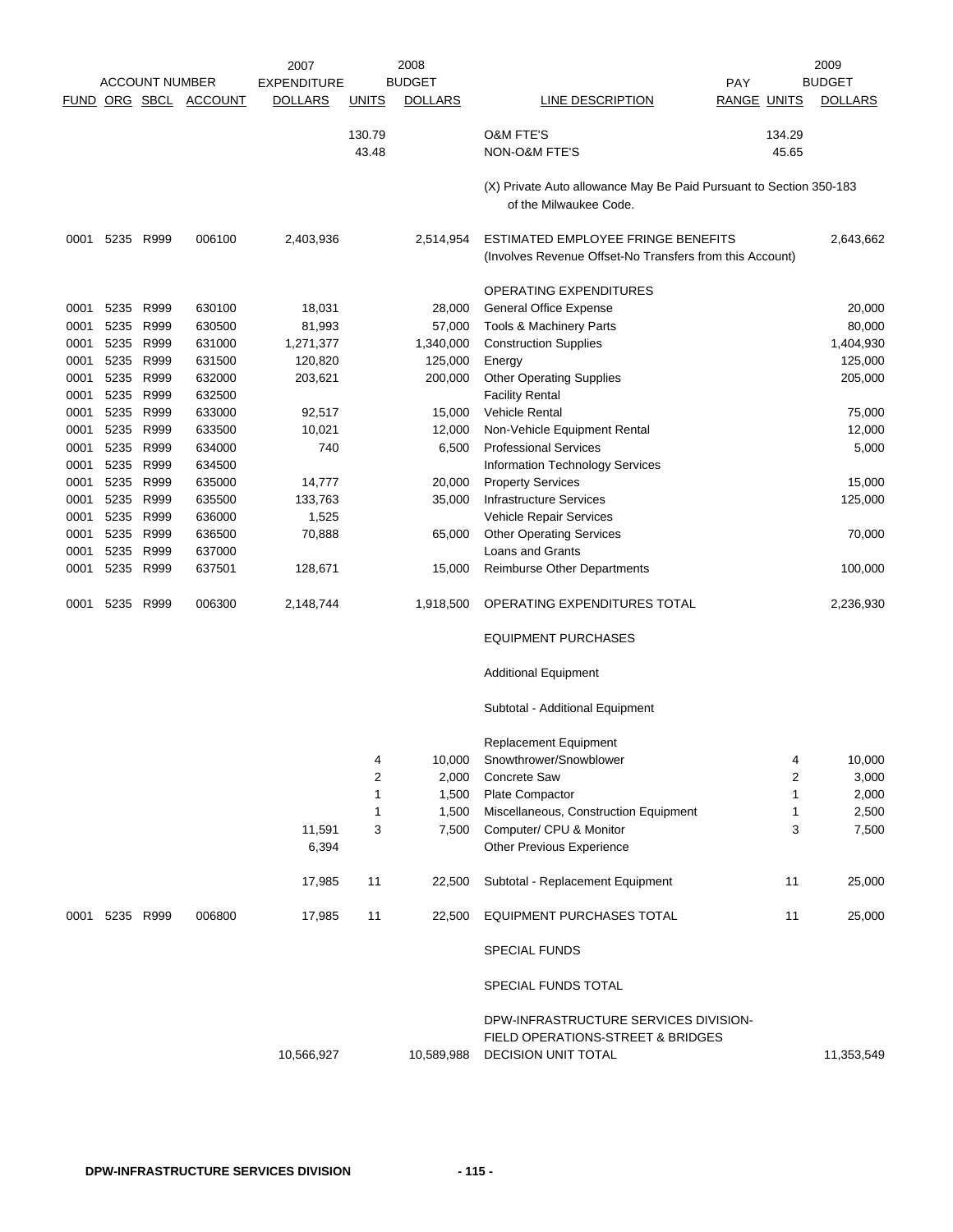| ACCOUNT NUMBER | | | | 2007 EXPENDITURE | 2008 BUDGET | | | PAY | 2009 BUDGET | |
|---|---|---|---|---|---|---|---|---|---|---|
| FUND | ORG | SBCL | ACCOUNT | DOLLARS | UNITS | DOLLARS | LINE DESCRIPTION | RANGE | UNITS | DOLLARS |
| | | | | | 130.79 | | O&M FTE'S | | 134.29 | |
| | | | | | 43.48 | | NON-O&M FTE'S | | 45.65 | |
| | | | | | | | (X) Private Auto allowance May Be Paid Pursuant to Section 350-183 of the Milwaukee Code. | | | |
| 0001 | 5235 | R999 | 006100 | 2,403,936 | | 2,514,954 | ESTIMATED EMPLOYEE FRINGE BENEFITS (Involves Revenue Offset-No Transfers from this Account) | | | 2,643,662 |
| | | | | | | | OPERATING EXPENDITURES | | | |
| 0001 | 5235 | R999 | 630100 | 18,031 | | 28,000 | General Office Expense | | | 20,000 |
| 0001 | 5235 | R999 | 630500 | 81,993 | | 57,000 | Tools & Machinery Parts | | | 80,000 |
| 0001 | 5235 | R999 | 631000 | 1,271,377 | | 1,340,000 | Construction Supplies | | | 1,404,930 |
| 0001 | 5235 | R999 | 631500 | 120,820 | | 125,000 | Energy | | | 125,000 |
| 0001 | 5235 | R999 | 632000 | 203,621 | | 200,000 | Other Operating Supplies | | | 205,000 |
| 0001 | 5235 | R999 | 632500 | | | | Facility Rental | | | |
| 0001 | 5235 | R999 | 633000 | 92,517 | | 15,000 | Vehicle Rental | | | 75,000 |
| 0001 | 5235 | R999 | 633500 | 10,021 | | 12,000 | Non-Vehicle Equipment Rental | | | 12,000 |
| 0001 | 5235 | R999 | 634000 | 740 | | 6,500 | Professional Services | | | 5,000 |
| 0001 | 5235 | R999 | 634500 | | | | Information Technology Services | | | |
| 0001 | 5235 | R999 | 635000 | 14,777 | | 20,000 | Property Services | | | 15,000 |
| 0001 | 5235 | R999 | 635500 | 133,763 | | 35,000 | Infrastructure Services | | | 125,000 |
| 0001 | 5235 | R999 | 636000 | 1,525 | | | Vehicle Repair Services | | | |
| 0001 | 5235 | R999 | 636500 | 70,888 | | 65,000 | Other Operating Services | | | 70,000 |
| 0001 | 5235 | R999 | 637000 | | | | Loans and Grants | | | |
| 0001 | 5235 | R999 | 637501 | 128,671 | | 15,000 | Reimburse Other Departments | | | 100,000 |
| 0001 | 5235 | R999 | 006300 | 2,148,744 | | 1,918,500 | OPERATING EXPENDITURES TOTAL | | | 2,236,930 |
| | | | | | | | EQUIPMENT PURCHASES | | | |
| | | | | | | | Additional Equipment | | | |
| | | | | | | | Subtotal - Additional Equipment | | | |
| | | | | | | | Replacement Equipment | | | |
| | | | | | 4 | 10,000 | Snowthrower/Snowblower | | 4 | 10,000 |
| | | | | | 2 | 2,000 | Concrete Saw | | 2 | 3,000 |
| | | | | | 1 | 1,500 | Plate Compactor | | 1 | 2,000 |
| | | | | | 1 | 1,500 | Miscellaneous, Construction Equipment | | 1 | 2,500 |
| | | | | 11,591 | 3 | 7,500 | Computer/ CPU & Monitor | | 3 | 7,500 |
| | | | | 6,394 | | | Other Previous Experience | | | |
| | | | | 17,985 | 11 | 22,500 | Subtotal - Replacement Equipment | | 11 | 25,000 |
| 0001 | 5235 | R999 | 006800 | 17,985 | 11 | 22,500 | EQUIPMENT PURCHASES TOTAL | | 11 | 25,000 |
| | | | | | | | SPECIAL FUNDS | | | |
| | | | | | | | SPECIAL FUNDS TOTAL | | | |
| | | | | 10,566,927 | | 10,589,988 | DPW-INFRASTRUCTURE SERVICES DIVISION-FIELD OPERATIONS-STREET & BRIDGES DECISION UNIT TOTAL | | | 11,353,549 |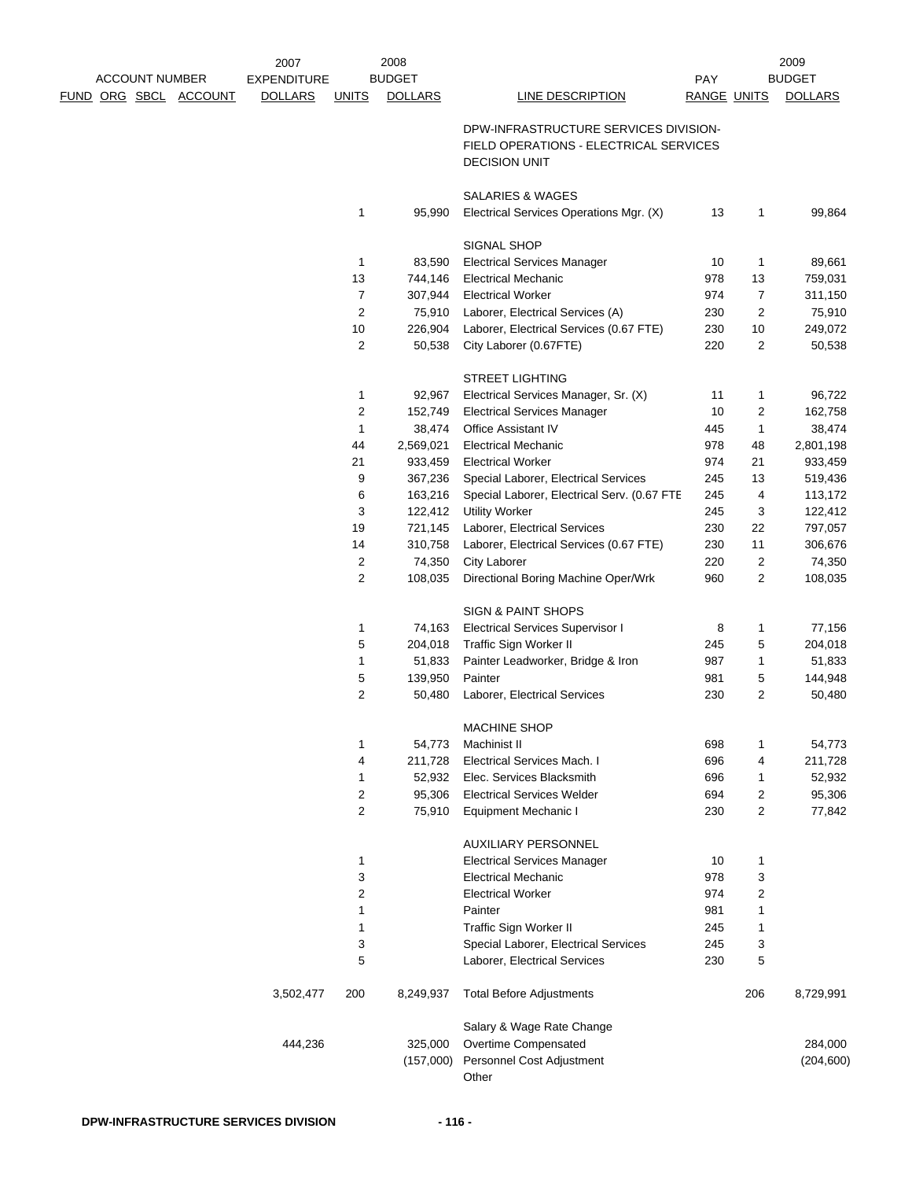| ACCOUNT NUMBER FUND ORG SBCL ACCOUNT | 2007 EXPENDITURE DOLLARS | 2008 BUDGET UNITS | 2008 BUDGET DOLLARS | LINE DESCRIPTION | PAY RANGE | 2009 BUDGET UNITS | 2009 BUDGET DOLLARS |
|---|---|---|---|---|---|---|---|
| | | | | DPW-INFRASTRUCTURE SERVICES DIVISION-FIELD OPERATIONS - ELECTRICAL SERVICES DECISION UNIT | | | |
| | | | | SALARIES & WAGES | | | |
| | | 1 | 95,990 | Electrical Services Operations Mgr. (X) | 13 | 1 | 99,864 |
| | | | | SIGNAL SHOP | | | |
| | | 1 | 83,590 | Electrical Services Manager | 10 | 1 | 89,661 |
| | | 13 | 744,146 | Electrical Mechanic | 978 | 13 | 759,031 |
| | | 7 | 307,944 | Electrical Worker | 974 | 7 | 311,150 |
| | | 2 | 75,910 | Laborer, Electrical Services (A) | 230 | 2 | 75,910 |
| | | 10 | 226,904 | Laborer, Electrical Services (0.67 FTE) | 230 | 10 | 249,072 |
| | | 2 | 50,538 | City Laborer (0.67FTE) | 220 | 2 | 50,538 |
| | | | | STREET LIGHTING | | | |
| | | 1 | 92,967 | Electrical Services Manager, Sr. (X) | 11 | 1 | 96,722 |
| | | 2 | 152,749 | Electrical Services Manager | 10 | 2 | 162,758 |
| | | 1 | 38,474 | Office Assistant IV | 445 | 1 | 38,474 |
| | | 44 | 2,569,021 | Electrical Mechanic | 978 | 48 | 2,801,198 |
| | | 21 | 933,459 | Electrical Worker | 974 | 21 | 933,459 |
| | | 9 | 367,236 | Special Laborer, Electrical Services | 245 | 13 | 519,436 |
| | | 6 | 163,216 | Special Laborer, Electrical Serv. (0.67 FTE | 245 | 4 | 113,172 |
| | | 3 | 122,412 | Utility Worker | 245 | 3 | 122,412 |
| | | 19 | 721,145 | Laborer, Electrical Services | 230 | 22 | 797,057 |
| | | 14 | 310,758 | Laborer, Electrical Services (0.67 FTE) | 230 | 11 | 306,676 |
| | | 2 | 74,350 | City Laborer | 220 | 2 | 74,350 |
| | | 2 | 108,035 | Directional Boring Machine Oper/Wrk | 960 | 2 | 108,035 |
| | | | | SIGN & PAINT SHOPS | | | |
| | | 1 | 74,163 | Electrical Services Supervisor I | 8 | 1 | 77,156 |
| | | 5 | 204,018 | Traffic Sign Worker II | 245 | 5 | 204,018 |
| | | 1 | 51,833 | Painter Leadworker, Bridge & Iron | 987 | 1 | 51,833 |
| | | 5 | 139,950 | Painter | 981 | 5 | 144,948 |
| | | 2 | 50,480 | Laborer, Electrical Services | 230 | 2 | 50,480 |
| | | | | MACHINE SHOP | | | |
| | | 1 | 54,773 | Machinist II | 698 | 1 | 54,773 |
| | | 4 | 211,728 | Electrical Services Mach. I | 696 | 4 | 211,728 |
| | | 1 | 52,932 | Elec. Services Blacksmith | 696 | 1 | 52,932 |
| | | 2 | 95,306 | Electrical Services Welder | 694 | 2 | 95,306 |
| | | 2 | 75,910 | Equipment Mechanic I | 230 | 2 | 77,842 |
| | | | | AUXILIARY PERSONNEL | | | |
| | | 1 | | Electrical Services Manager | 10 | 1 | |
| | | 3 | | Electrical Mechanic | 978 | 3 | |
| | | 2 | | Electrical Worker | 974 | 2 | |
| | | 1 | | Painter | 981 | 1 | |
| | | 1 | | Traffic Sign Worker II | 245 | 1 | |
| | | 3 | | Special Laborer, Electrical Services | 245 | 3 | |
| | | 5 | | Laborer, Electrical Services | 230 | 5 | |
| | 3,502,477 | 200 | 8,249,937 | Total Before Adjustments | | 206 | 8,729,991 |
| | | | | Salary & Wage Rate Change | | | |
| | 444,236 | | 325,000 | Overtime Compensated | | | 284,000 |
| | | | (157,000) | Personnel Cost Adjustment | | | (204,600) |
| | | | | Other | | | |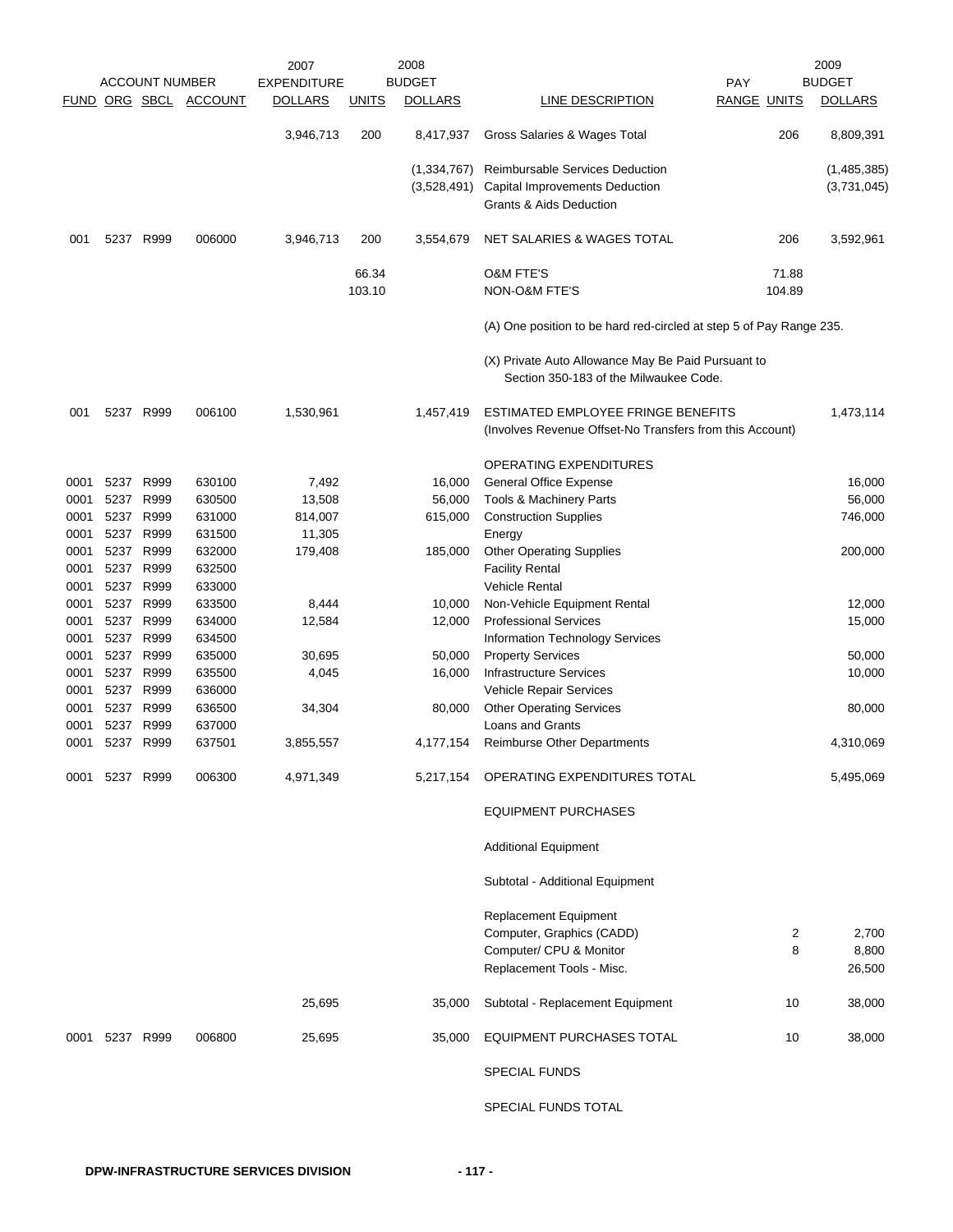| FUND | ORG | SBCL | ACCOUNT | 2007 EXPENDITURE DOLLARS | UNITS | 2008 BUDGET DOLLARS | LINE DESCRIPTION | PAY RANGE | UNITS | 2009 BUDGET DOLLARS |
|---|---|---|---|---|---|---|---|---|---|---|
| | | | | 3,946,713 | 200 | 8,417,937 | Gross Salaries & Wages Total | | 206 | 8,809,391 |
| | | | | | | (1,334,767) | Reimbursable Services Deduction | | | (1,485,385) |
| | | | | | | (3,528,491) | Capital Improvements Deduction | | | (3,731,045) |
| | | | | | | | Grants & Aids Deduction | | | |
| 001 | 5237 | R999 | 006000 | 3,946,713 | 200 | 3,554,679 | NET SALARIES & WAGES TOTAL | | 206 | 3,592,961 |
| | | | | | 66.34 | | O&M FTE'S | | 71.88 | |
| | | | | | 103.10 | | NON-O&M FTE'S | | 104.89 | |
| | | | | | | | (A) One position to be hard red-circled at step 5 of Pay Range 235. | | | |
| | | | | | | | (X) Private Auto Allowance May Be Paid Pursuant to Section 350-183 of the Milwaukee Code. | | | |
| 001 | 5237 | R999 | 006100 | 1,530,961 | | 1,457,419 | ESTIMATED EMPLOYEE FRINGE BENEFITS (Involves Revenue Offset-No Transfers from this Account) | | | 1,473,114 |
| | | | | | | | OPERATING EXPENDITURES | | | |
| 0001 | 5237 | R999 | 630100 | 7,492 | | 16,000 | General Office Expense | | | 16,000 |
| 0001 | 5237 | R999 | 630500 | 13,508 | | 56,000 | Tools & Machinery Parts | | | 56,000 |
| 0001 | 5237 | R999 | 631000 | 814,007 | | 615,000 | Construction Supplies | | | 746,000 |
| 0001 | 5237 | R999 | 631500 | 11,305 | | | Energy | | | |
| 0001 | 5237 | R999 | 632000 | 179,408 | | 185,000 | Other Operating Supplies | | | 200,000 |
| 0001 | 5237 | R999 | 632500 | | | | Facility Rental | | | |
| 0001 | 5237 | R999 | 633000 | | | | Vehicle Rental | | | |
| 0001 | 5237 | R999 | 633500 | 8,444 | | 10,000 | Non-Vehicle Equipment Rental | | | 12,000 |
| 0001 | 5237 | R999 | 634000 | 12,584 | | 12,000 | Professional Services | | | 15,000 |
| 0001 | 5237 | R999 | 634500 | | | | Information Technology Services | | | |
| 0001 | 5237 | R999 | 635000 | 30,695 | | 50,000 | Property Services | | | 50,000 |
| 0001 | 5237 | R999 | 635500 | 4,045 | | 16,000 | Infrastructure Services | | | 10,000 |
| 0001 | 5237 | R999 | 636000 | | | | Vehicle Repair Services | | | |
| 0001 | 5237 | R999 | 636500 | 34,304 | | 80,000 | Other Operating Services | | | 80,000 |
| 0001 | 5237 | R999 | 637000 | | | | Loans and Grants | | | |
| 0001 | 5237 | R999 | 637501 | 3,855,557 | | 4,177,154 | Reimburse Other Departments | | | 4,310,069 |
| 0001 | 5237 | R999 | 006300 | 4,971,349 | | 5,217,154 | OPERATING EXPENDITURES TOTAL | | | 5,495,069 |
| | | | | | | | EQUIPMENT PURCHASES | | | |
| | | | | | | | Additional Equipment | | | |
| | | | | | | | Subtotal - Additional Equipment | | | |
| | | | | | | | Replacement Equipment | | | |
| | | | | | | | Computer, Graphics (CADD) | | 2 | 2,700 |
| | | | | | | | Computer/ CPU & Monitor | | 8 | 8,800 |
| | | | | | | | Replacement Tools - Misc. | | | 26,500 |
| | | | | 25,695 | | 35,000 | Subtotal - Replacement Equipment | | 10 | 38,000 |
| 0001 | 5237 | R999 | 006800 | 25,695 | | 35,000 | EQUIPMENT PURCHASES TOTAL | | 10 | 38,000 |
| | | | | | | | SPECIAL FUNDS | | | |
| | | | | | | | SPECIAL FUNDS TOTAL | | | |

DPW-INFRASTRUCTURE SERVICES DIVISION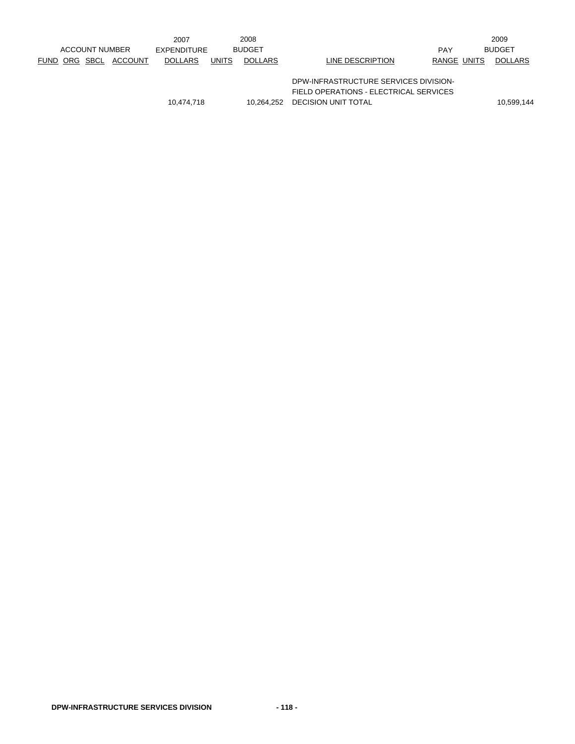| ACCOUNT NUMBER | | | | 2007 EXPENDITURE | 2008 BUDGET | | | PAY | | 2009 BUDGET |
|---|---|---|---|---|---|---|---|---|---|---|
| FUND | ORG | SBCL | ACCOUNT | DOLLARS | UNITS | DOLLARS | LINE DESCRIPTION | RANGE | UNITS | DOLLARS |
| | | | | | | | DPW-INFRASTRUCTURE SERVICES DIVISION- FIELD OPERATIONS - ELECTRICAL SERVICES | | | |
| | | | | 10,474,718 | | 10,264,252 | DECISION UNIT TOTAL | | | 10,599,144 |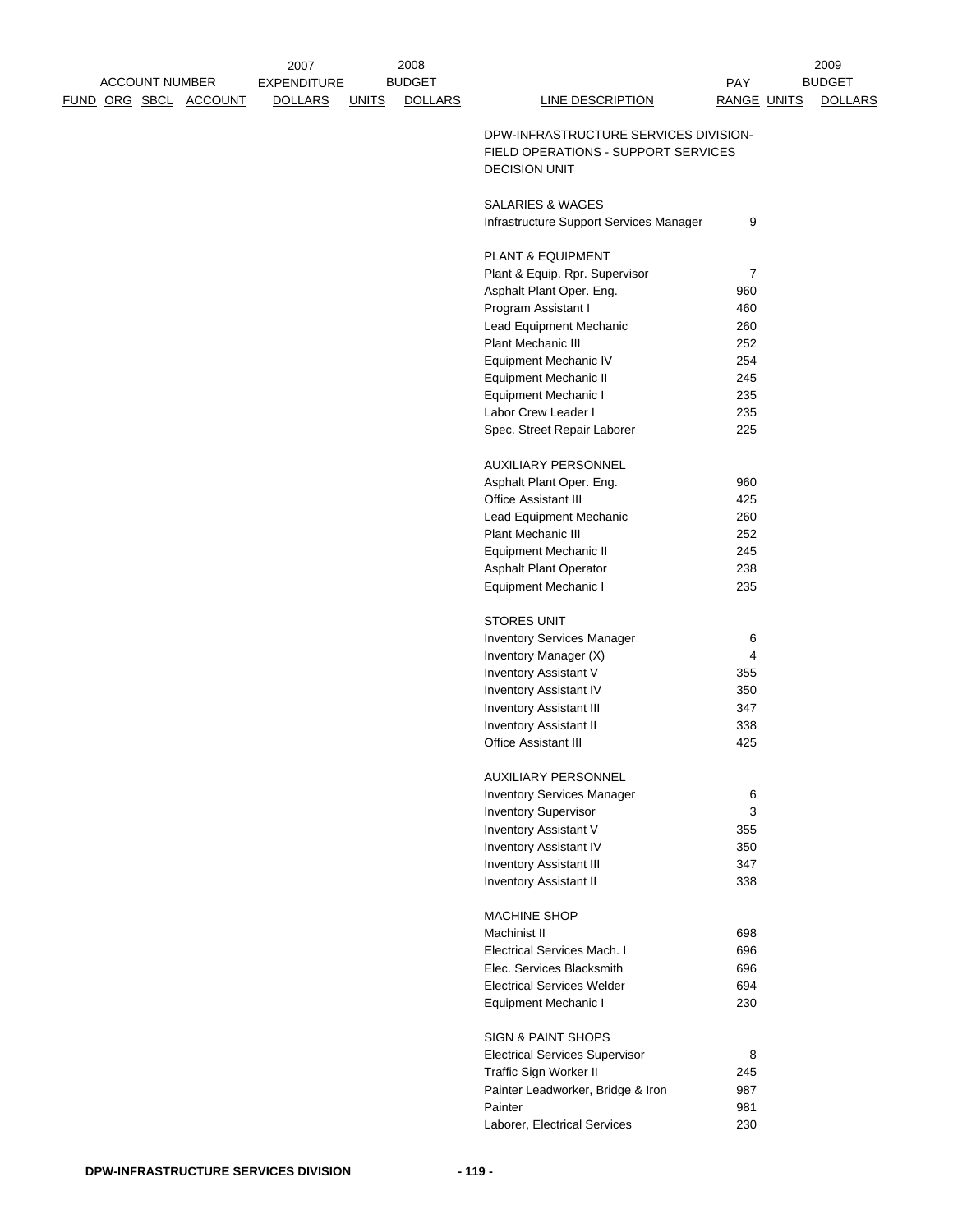| ACCOUNT NUMBER FUND ORG SBCL ACCOUNT | 2007 EXPENDITURE DOLLARS | 2008 BUDGET UNITS | 2008 BUDGET DOLLARS | LINE DESCRIPTION | PAY RANGE | 2009 BUDGET UNITS | 2009 BUDGET DOLLARS |
|---|---|---|---|---|---|---|---|
| | | | | DPW-INFRASTRUCTURE SERVICES DIVISION-FIELD OPERATIONS - SUPPORT SERVICES DECISION UNIT | | | |
| | | | | SALARIES & WAGES | | | |
| | | | | Infrastructure Support Services Manager | 9 | | |
| | | | | PLANT & EQUIPMENT | | | |
| | | | | Plant & Equip. Rpr. Supervisor | 7 | | |
| | | | | Asphalt Plant Oper. Eng. | 960 | | |
| | | | | Program Assistant I | 460 | | |
| | | | | Lead Equipment Mechanic | 260 | | |
| | | | | Plant Mechanic III | 252 | | |
| | | | | Equipment Mechanic IV | 254 | | |
| | | | | Equipment Mechanic II | 245 | | |
| | | | | Equipment Mechanic I | 235 | | |
| | | | | Labor Crew Leader I | 235 | | |
| | | | | Spec. Street Repair Laborer | 225 | | |
| | | | | AUXILIARY PERSONNEL | | | |
| | | | | Asphalt Plant Oper. Eng. | 960 | | |
| | | | | Office Assistant III | 425 | | |
| | | | | Lead Equipment Mechanic | 260 | | |
| | | | | Plant Mechanic III | 252 | | |
| | | | | Equipment Mechanic II | 245 | | |
| | | | | Asphalt Plant Operator | 238 | | |
| | | | | Equipment Mechanic I | 235 | | |
| | | | | STORES UNIT | | | |
| | | | | Inventory Services Manager | 6 | | |
| | | | | Inventory Manager (X) | 4 | | |
| | | | | Inventory Assistant V | 355 | | |
| | | | | Inventory Assistant IV | 350 | | |
| | | | | Inventory Assistant III | 347 | | |
| | | | | Inventory Assistant II | 338 | | |
| | | | | Office Assistant III | 425 | | |
| | | | | AUXILIARY PERSONNEL | | | |
| | | | | Inventory Services Manager | 6 | | |
| | | | | Inventory Supervisor | 3 | | |
| | | | | Inventory Assistant V | 355 | | |
| | | | | Inventory Assistant IV | 350 | | |
| | | | | Inventory Assistant III | 347 | | |
| | | | | Inventory Assistant II | 338 | | |
| | | | | MACHINE SHOP | | | |
| | | | | Machinist II | 698 | | |
| | | | | Electrical Services Mach. I | 696 | | |
| | | | | Elec. Services Blacksmith | 696 | | |
| | | | | Electrical Services Welder | 694 | | |
| | | | | Equipment Mechanic I | 230 | | |
| | | | | SIGN & PAINT SHOPS | | | |
| | | | | Electrical Services Supervisor | 8 | | |
| | | | | Traffic Sign Worker II | 245 | | |
| | | | | Painter Leadworker, Bridge & Iron | 987 | | |
| | | | | Painter | 981 | | |
| | | | | Laborer, Electrical Services | 230 | | |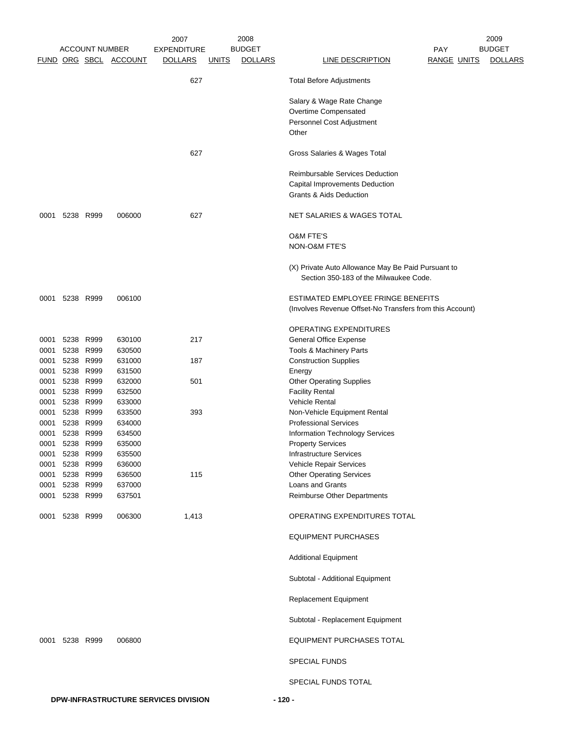| ACCOUNT NUMBER | | | | 2007 EXPENDITURE | 2008 BUDGET | | | PAY | 2009 BUDGET | |
|---|---|---|---|---|---|---|---|---|---|---|
| FUND | ORG | SBCL | ACCOUNT | DOLLARS | UNITS | DOLLARS | LINE DESCRIPTION | RANGE | UNITS | DOLLARS |
| | | | | 627 | | | Total Before Adjustments | | | |
| | | | | | | | Salary & Wage Rate Change | | | |
| | | | | | | | Overtime Compensated | | | |
| | | | | | | | Personnel Cost Adjustment | | | |
| | | | | | | | Other | | | |
| | | | | 627 | | | Gross Salaries & Wages Total | | | |
| | | | | | | | Reimbursable Services Deduction | | | |
| | | | | | | | Capital Improvements Deduction | | | |
| | | | | | | | Grants & Aids Deduction | | | |
| 0001 | 5238 | R999 | 006000 | 627 | | | NET SALARIES & WAGES TOTAL | | | |
| | | | | | | | O&M FTE'S | | | |
| | | | | | | | NON-O&M FTE'S | | | |
| | | | | | | | (X) Private Auto Allowance May Be Paid Pursuant to Section 350-183 of the Milwaukee Code. | | | |
| 0001 | 5238 | R999 | 006100 | | | | ESTIMATED EMPLOYEE FRINGE BENEFITS (Involves Revenue Offset-No Transfers from this Account) | | | |
| | | | | | | | OPERATING EXPENDITURES | | | |
| 0001 | 5238 | R999 | 630100 | 217 | | | General Office Expense | | | |
| 0001 | 5238 | R999 | 630500 | | | | Tools & Machinery Parts | | | |
| 0001 | 5238 | R999 | 631000 | 187 | | | Construction Supplies | | | |
| 0001 | 5238 | R999 | 631500 | | | | Energy | | | |
| 0001 | 5238 | R999 | 632000 | 501 | | | Other Operating Supplies | | | |
| 0001 | 5238 | R999 | 632500 | | | | Facility Rental | | | |
| 0001 | 5238 | R999 | 633000 | | | | Vehicle Rental | | | |
| 0001 | 5238 | R999 | 633500 | 393 | | | Non-Vehicle Equipment Rental | | | |
| 0001 | 5238 | R999 | 634000 | | | | Professional Services | | | |
| 0001 | 5238 | R999 | 634500 | | | | Information Technology Services | | | |
| 0001 | 5238 | R999 | 635000 | | | | Property Services | | | |
| 0001 | 5238 | R999 | 635500 | | | | Infrastructure Services | | | |
| 0001 | 5238 | R999 | 636000 | | | | Vehicle Repair Services | | | |
| 0001 | 5238 | R999 | 636500 | 115 | | | Other Operating Services | | | |
| 0001 | 5238 | R999 | 637000 | | | | Loans and Grants | | | |
| 0001 | 5238 | R999 | 637501 | | | | Reimburse Other Departments | | | |
| 0001 | 5238 | R999 | 006300 | 1,413 | | | OPERATING EXPENDITURES TOTAL | | | |
| | | | | | | | EQUIPMENT PURCHASES | | | |
| | | | | | | | Additional Equipment | | | |
| | | | | | | | Subtotal - Additional Equipment | | | |
| | | | | | | | Replacement Equipment | | | |
| | | | | | | | Subtotal - Replacement Equipment | | | |
| 0001 | 5238 | R999 | 006800 | | | | EQUIPMENT PURCHASES TOTAL | | | |
| | | | | | | | SPECIAL FUNDS | | | |
| | | | | | | | SPECIAL FUNDS TOTAL | | | |

**DPW-INFRASTRUCTURE SERVICES DIVISION**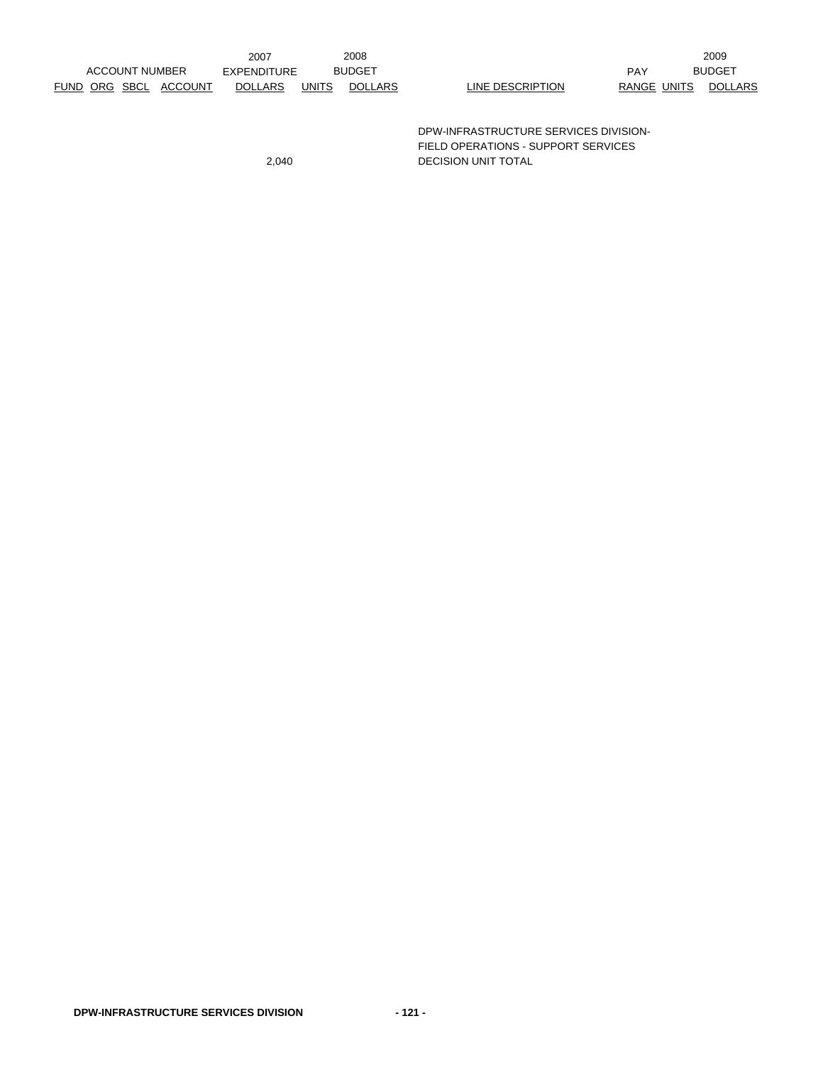| ACCOUNT NUMBER | | | | 2007 EXPENDITURE | 2008 BUDGET | | | | | 2009 BUDGET |
|---|---|---|---|---|---|---|---|---|---|---|
| FUND | ORG | SBCL | ACCOUNT | DOLLARS | UNITS | DOLLARS | LINE DESCRIPTION | PAY RANGE | UNITS | DOLLARS |
| | | | | 2,040 | | | DPW-INFRASTRUCTURE SERVICES DIVISION- FIELD OPERATIONS - SUPPORT SERVICES DECISION UNIT TOTAL | | | |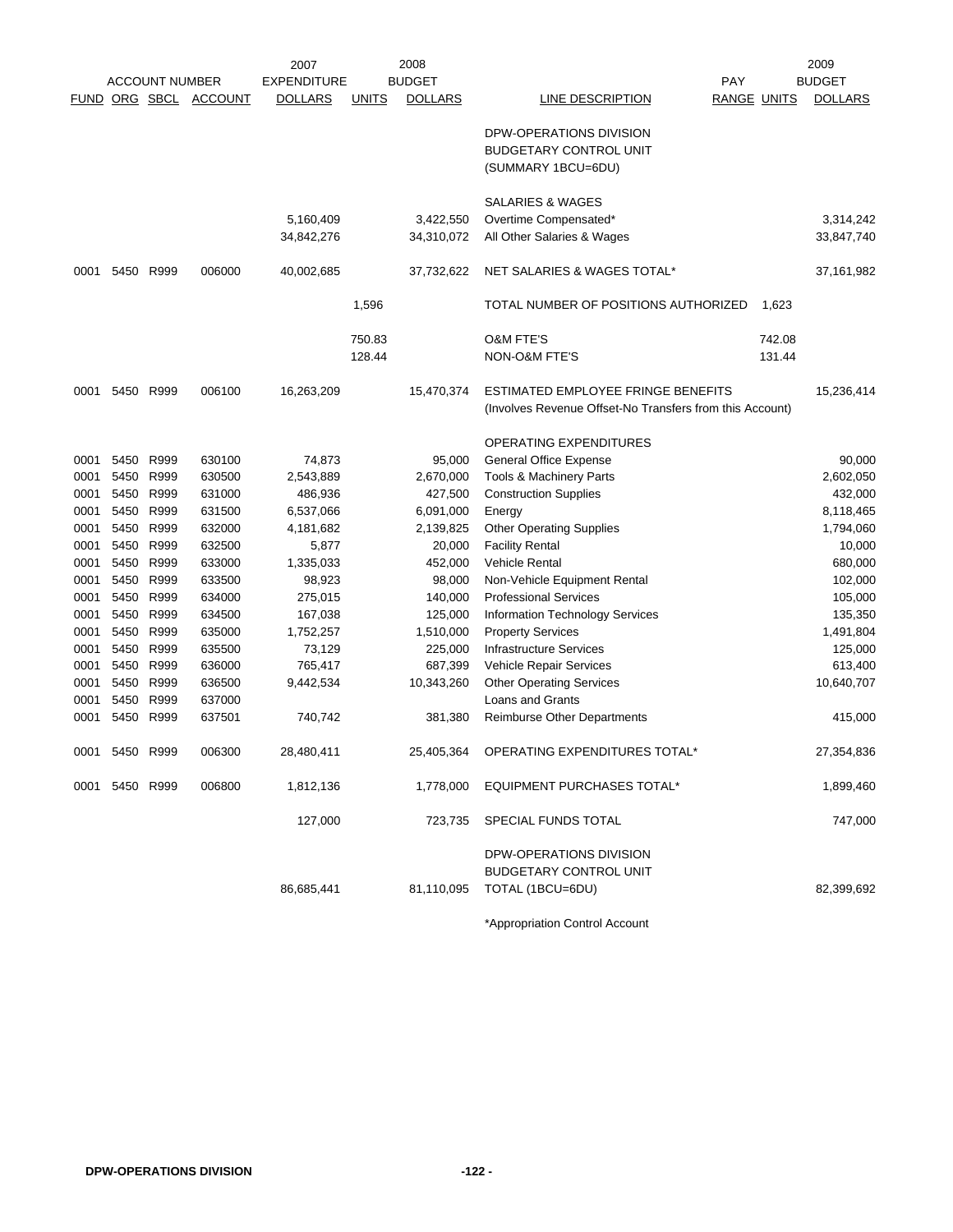| FUND | ORG | SBCL | ACCOUNT | 2007 EXPENDITURE DOLLARS | 2008 UNITS | 2008 BUDGET DOLLARS | LINE DESCRIPTION | PAY RANGE | 2009 UNITS | 2009 BUDGET DOLLARS |
|---|---|---|---|---|---|---|---|---|---|---|
| | | | | | | | DPW-OPERATIONS DIVISION BUDGETARY CONTROL UNIT (SUMMARY 1BCU=6DU) | | | |
| | | | | | | | SALARIES & WAGES | | | |
| | | | | 5,160,409 | | 3,422,550 | Overtime Compensated* | | | 3,314,242 |
| | | | | 34,842,276 | | 34,310,072 | All Other Salaries & Wages | | | 33,847,740 |
| 0001 | 5450 | R999 | 006000 | 40,002,685 | | 37,732,622 | NET SALARIES & WAGES TOTAL* | | | 37,161,982 |
| | | | | | 1,596 | | TOTAL NUMBER OF POSITIONS AUTHORIZED | | 1,623 | |
| | | | | | 750.83 | | O&M FTE'S | | 742.08 | |
| | | | | | 128.44 | | NON-O&M FTE'S | | 131.44 | |
| 0001 | 5450 | R999 | 006100 | 16,263,209 | | 15,470,374 | ESTIMATED EMPLOYEE FRINGE BENEFITS (Involves Revenue Offset-No Transfers from this Account) | | | 15,236,414 |
| | | | | | | | OPERATING EXPENDITURES | | | |
| 0001 | 5450 | R999 | 630100 | 74,873 | | 95,000 | General Office Expense | | | 90,000 |
| 0001 | 5450 | R999 | 630500 | 2,543,889 | | 2,670,000 | Tools & Machinery Parts | | | 2,602,050 |
| 0001 | 5450 | R999 | 631000 | 486,936 | | 427,500 | Construction Supplies | | | 432,000 |
| 0001 | 5450 | R999 | 631500 | 6,537,066 | | 6,091,000 | Energy | | | 8,118,465 |
| 0001 | 5450 | R999 | 632000 | 4,181,682 | | 2,139,825 | Other Operating Supplies | | | 1,794,060 |
| 0001 | 5450 | R999 | 632500 | 5,877 | | 20,000 | Facility Rental | | | 10,000 |
| 0001 | 5450 | R999 | 633000 | 1,335,033 | | 452,000 | Vehicle Rental | | | 680,000 |
| 0001 | 5450 | R999 | 633500 | 98,923 | | 98,000 | Non-Vehicle Equipment Rental | | | 102,000 |
| 0001 | 5450 | R999 | 634000 | 275,015 | | 140,000 | Professional Services | | | 105,000 |
| 0001 | 5450 | R999 | 634500 | 167,038 | | 125,000 | Information Technology Services | | | 135,350 |
| 0001 | 5450 | R999 | 635000 | 1,752,257 | | 1,510,000 | Property Services | | | 1,491,804 |
| 0001 | 5450 | R999 | 635500 | 73,129 | | 225,000 | Infrastructure Services | | | 125,000 |
| 0001 | 5450 | R999 | 636000 | 765,417 | | 687,399 | Vehicle Repair Services | | | 613,400 |
| 0001 | 5450 | R999 | 636500 | 9,442,534 | | 10,343,260 | Other Operating Services | | | 10,640,707 |
| 0001 | 5450 | R999 | 637000 | | | | Loans and Grants | | | |
| 0001 | 5450 | R999 | 637501 | 740,742 | | 381,380 | Reimburse Other Departments | | | 415,000 |
| 0001 | 5450 | R999 | 006300 | 28,480,411 | | 25,405,364 | OPERATING EXPENDITURES TOTAL* | | | 27,354,836 |
| 0001 | 5450 | R999 | 006800 | 1,812,136 | | 1,778,000 | EQUIPMENT PURCHASES TOTAL* | | | 1,899,460 |
| | | | | 127,000 | | 723,735 | SPECIAL FUNDS TOTAL | | | 747,000 |
| | | | | 86,685,441 | | 81,110,095 | DPW-OPERATIONS DIVISION BUDGETARY CONTROL UNIT TOTAL (1BCU=6DU) | | | 82,399,692 |

*Appropriation Control Account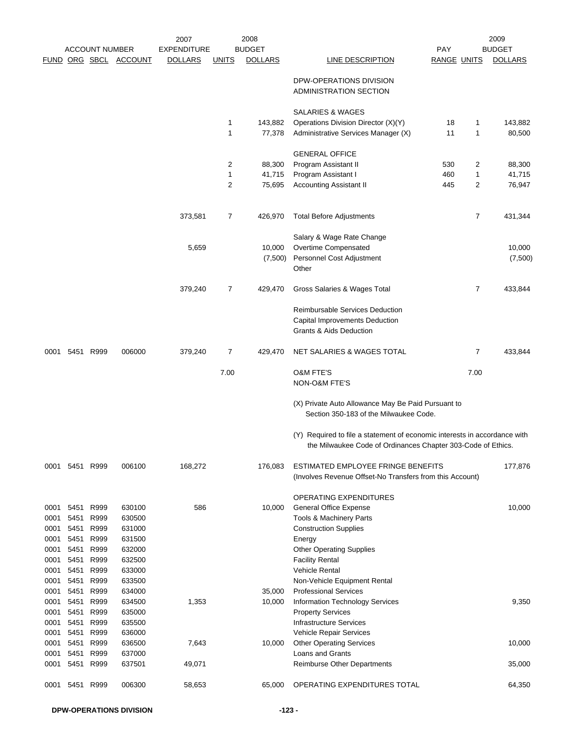| FUND | ORG | SBCL | ACCOUNT | 2007 EXPENDITURE DOLLARS | 2008 BUDGET UNITS | 2008 BUDGET DOLLARS | LINE DESCRIPTION | PAY RANGE | 2009 UNITS | 2009 BUDGET DOLLARS |
|---|---|---|---|---|---|---|---|---|---|---|
| | | | | | | | DPW-OPERATIONS DIVISION ADMINISTRATION SECTION | | | |
| | | | | | | | SALARIES & WAGES | | | |
| | | | | | 1 | 143,882 | Operations Division Director (X)(Y) | 18 | 1 | 143,882 |
| | | | | | 1 | 77,378 | Administrative Services Manager (X) | 11 | 1 | 80,500 |
| | | | | | | | GENERAL OFFICE | | | |
| | | | | | 2 | 88,300 | Program Assistant II | 530 | 2 | 88,300 |
| | | | | | 1 | 41,715 | Program Assistant I | 460 | 1 | 41,715 |
| | | | | | 2 | 75,695 | Accounting Assistant II | 445 | 2 | 76,947 |
| | | | | 373,581 | 7 | 426,970 | Total Before Adjustments | | 7 | 431,344 |
| | | | | | | | Salary & Wage Rate Change | | | |
| | | | | 5,659 | | 10,000 | Overtime Compensated | | | 10,000 |
| | | | | | | (7,500) | Personnel Cost Adjustment | | | (7,500) |
| | | | | | | | Other | | | |
| | | | | 379,240 | 7 | 429,470 | Gross Salaries & Wages Total | | 7 | 433,844 |
| | | | | | | | Reimbursable Services Deduction | | | |
| | | | | | | | Capital Improvements Deduction | | | |
| | | | | | | | Grants & Aids Deduction | | | |
| 0001 | 5451 | R999 | 006000 | 379,240 | 7 | 429,470 | NET SALARIES & WAGES TOTAL | | 7 | 433,844 |
| | | | | | 7.00 | | O&M FTE'S | | 7.00 | |
| | | | | | | | NON-O&M FTE'S | | | |

(X) Private Auto Allowance May Be Paid Pursuant to Section 350-183 of the Milwaukee Code.

(Y) Required to file a statement of economic interests in accordance with the Milwaukee Code of Ordinances Chapter 303-Code of Ethics.

| FUND | ORG | SBCL | ACCOUNT | 2007 EXPENDITURE DOLLARS | 2008 BUDGET UNITS | 2008 BUDGET DOLLARS | LINE DESCRIPTION | PAY RANGE | 2009 UNITS | 2009 BUDGET DOLLARS |
|---|---|---|---|---|---|---|---|---|---|---|
| 0001 | 5451 | R999 | 006100 | 168,272 | | 176,083 | ESTIMATED EMPLOYEE FRINGE BENEFITS (Involves Revenue Offset-No Transfers from this Account) | | | 177,876 |
| | | | | | | | OPERATING EXPENDITURES | | | |
| 0001 | 5451 | R999 | 630100 | 586 | | 10,000 | General Office Expense | | | 10,000 |
| 0001 | 5451 | R999 | 630500 | | | | Tools & Machinery Parts | | | |
| 0001 | 5451 | R999 | 631000 | | | | Construction Supplies | | | |
| 0001 | 5451 | R999 | 631500 | | | | Energy | | | |
| 0001 | 5451 | R999 | 632000 | | | | Other Operating Supplies | | | |
| 0001 | 5451 | R999 | 632500 | | | | Facility Rental | | | |
| 0001 | 5451 | R999 | 633000 | | | | Vehicle Rental | | | |
| 0001 | 5451 | R999 | 633500 | | | | Non-Vehicle Equipment Rental | | | |
| 0001 | 5451 | R999 | 634000 | | | 35,000 | Professional Services | | | |
| 0001 | 5451 | R999 | 634500 | 1,353 | | 10,000 | Information Technology Services | | | 9,350 |
| 0001 | 5451 | R999 | 635000 | | | | Property Services | | | |
| 0001 | 5451 | R999 | 635500 | | | | Infrastructure Services | | | |
| 0001 | 5451 | R999 | 636000 | | | | Vehicle Repair Services | | | |
| 0001 | 5451 | R999 | 636500 | 7,643 | | 10,000 | Other Operating Services | | | 10,000 |
| 0001 | 5451 | R999 | 637000 | | | | Loans and Grants | | | |
| 0001 | 5451 | R999 | 637501 | 49,071 | | | Reimburse Other Departments | | | 35,000 |
| 0001 | 5451 | R999 | 006300 | 58,653 | | 65,000 | OPERATING EXPENDITURES TOTAL | | | 64,350 |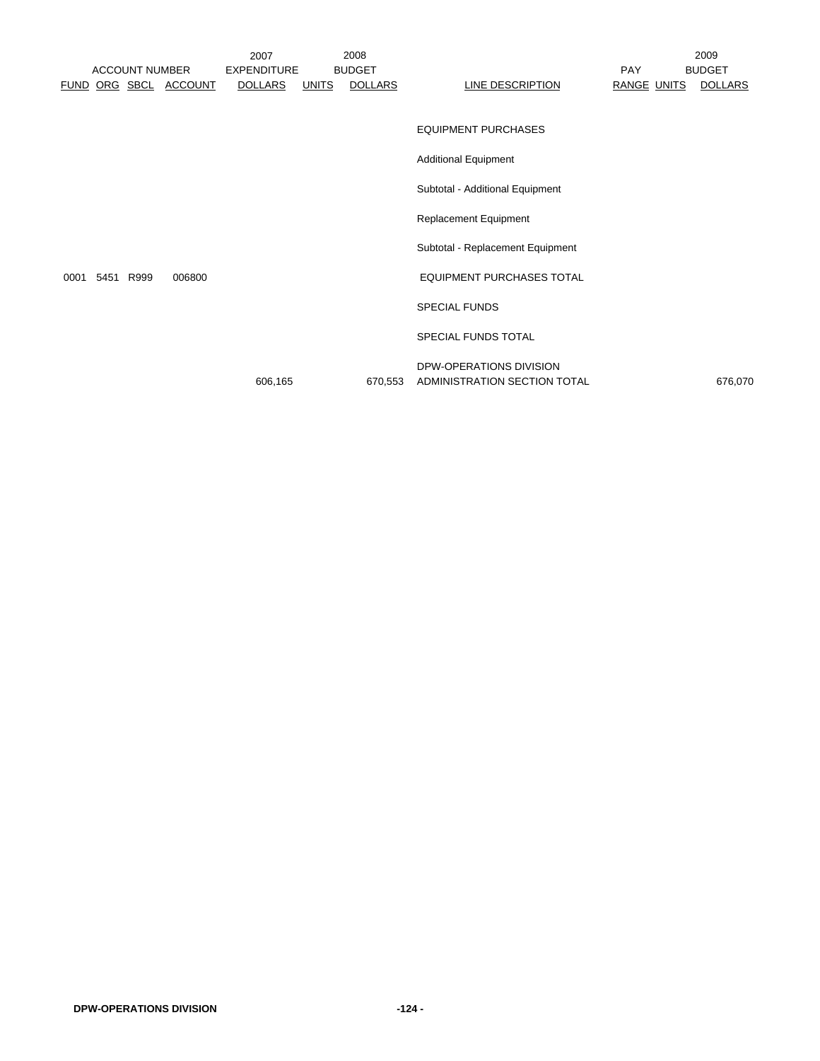| ACCOUNT NUMBER | | | | 2007 EXPENDITURE | 2008 BUDGET | | | PAY | | 2009 BUDGET |
|---|---|---|---|---|---|---|---|---|---|---|
| FUND | ORG | SBCL | ACCOUNT | DOLLARS | UNITS | DOLLARS | LINE DESCRIPTION | RANGE | UNITS | DOLLARS |
| | | | | | | | EQUIPMENT PURCHASES | | | |
| | | | | | | | Additional Equipment | | | |
| | | | | | | | Subtotal - Additional Equipment | | | |
| | | | | | | | Replacement Equipment | | | |
| | | | | | | | Subtotal - Replacement Equipment | | | |
| 0001 | 5451 | R999 | 006800 | | | | EQUIPMENT PURCHASES TOTAL | | | |
| | | | | | | | SPECIAL FUNDS | | | |
| | | | | | | | SPECIAL FUNDS TOTAL | | | |
| | | | | 606,165 | | 670,553 | DPW-OPERATIONS DIVISION ADMINISTRATION SECTION TOTAL | | | 676,070 |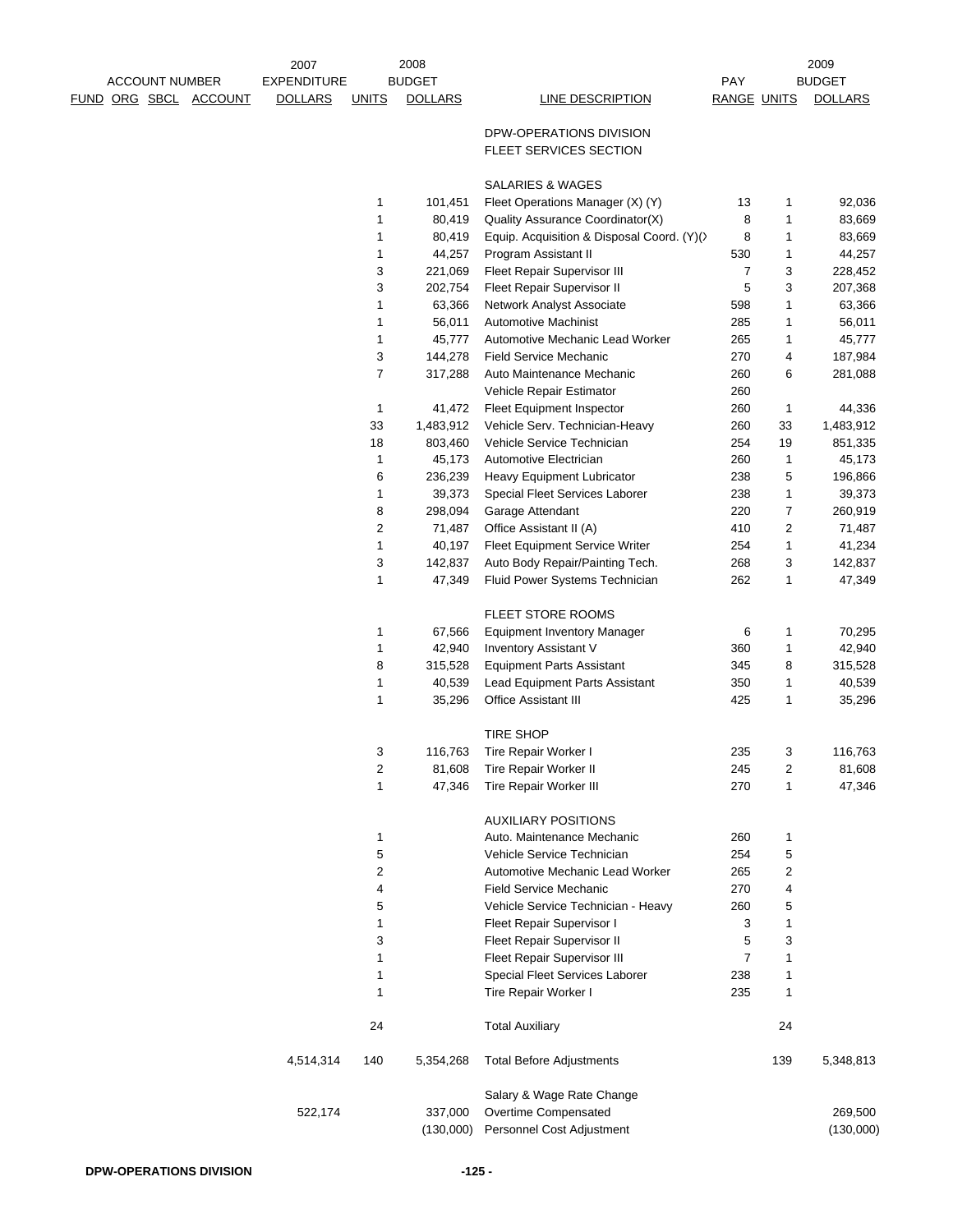| ACCOUNT NUMBER FUND ORG SBCL ACCOUNT | 2007 EXPENDITURE DOLLARS | UNITS | 2008 BUDGET DOLLARS | LINE DESCRIPTION | PAY RANGE | UNITS | 2009 BUDGET DOLLARS |
|---|---|---|---|---|---|---|---|
| | | | | DPW-OPERATIONS DIVISION | | | |
| | | | | FLEET SERVICES SECTION | | | |
| | | | | SALARIES & WAGES | | | |
| | | 1 | 101,451 | Fleet Operations Manager (X) (Y) | 13 | 1 | 92,036 |
| | | 1 | 80,419 | Quality Assurance Coordinator(X) | 8 | 1 | 83,669 |
| | | 1 | 80,419 | Equip. Acquisition & Disposal Coord. (Y)(X | 8 | 1 | 83,669 |
| | | 1 | 44,257 | Program Assistant II | 530 | 1 | 44,257 |
| | | 3 | 221,069 | Fleet Repair Supervisor III | 7 | 3 | 228,452 |
| | | 3 | 202,754 | Fleet Repair Supervisor II | 5 | 3 | 207,368 |
| | | 1 | 63,366 | Network Analyst Associate | 598 | 1 | 63,366 |
| | | 1 | 56,011 | Automotive Machinist | 285 | 1 | 56,011 |
| | | 1 | 45,777 | Automotive Mechanic Lead Worker | 265 | 1 | 45,777 |
| | | 3 | 144,278 | Field Service Mechanic | 270 | 4 | 187,984 |
| | | 7 | 317,288 | Auto Maintenance Mechanic | 260 | 6 | 281,088 |
| | | | | Vehicle Repair Estimator | 260 | | |
| | | 1 | 41,472 | Fleet Equipment Inspector | 260 | 1 | 44,336 |
| | | 33 | 1,483,912 | Vehicle Serv. Technician-Heavy | 260 | 33 | 1,483,912 |
| | | 18 | 803,460 | Vehicle Service Technician | 254 | 19 | 851,335 |
| | | 1 | 45,173 | Automotive Electrician | 260 | 1 | 45,173 |
| | | 6 | 236,239 | Heavy Equipment Lubricator | 238 | 5 | 196,866 |
| | | 1 | 39,373 | Special Fleet Services Laborer | 238 | 1 | 39,373 |
| | | 8 | 298,094 | Garage Attendant | 220 | 7 | 260,919 |
| | | 2 | 71,487 | Office Assistant II (A) | 410 | 2 | 71,487 |
| | | 1 | 40,197 | Fleet Equipment Service Writer | 254 | 1 | 41,234 |
| | | 3 | 142,837 | Auto Body Repair/Painting Tech. | 268 | 3 | 142,837 |
| | | 1 | 47,349 | Fluid Power Systems Technician | 262 | 1 | 47,349 |
| | | | | FLEET STORE ROOMS | | | |
| | | 1 | 67,566 | Equipment Inventory Manager | 6 | 1 | 70,295 |
| | | 1 | 42,940 | Inventory Assistant V | 360 | 1 | 42,940 |
| | | 8 | 315,528 | Equipment Parts Assistant | 345 | 8 | 315,528 |
| | | 1 | 40,539 | Lead Equipment Parts Assistant | 350 | 1 | 40,539 |
| | | 1 | 35,296 | Office Assistant III | 425 | 1 | 35,296 |
| | | | | TIRE SHOP | | | |
| | | 3 | 116,763 | Tire Repair Worker I | 235 | 3 | 116,763 |
| | | 2 | 81,608 | Tire Repair Worker II | 245 | 2 | 81,608 |
| | | 1 | 47,346 | Tire Repair Worker III | 270 | 1 | 47,346 |
| | | | | AUXILIARY POSITIONS | | | |
| | | 1 | | Auto. Maintenance Mechanic | 260 | 1 | |
| | | 5 | | Vehicle Service Technician | 254 | 5 | |
| | | 2 | | Automotive Mechanic Lead Worker | 265 | 2 | |
| | | 4 | | Field Service Mechanic | 270 | 4 | |
| | | 5 | | Vehicle Service Technician - Heavy | 260 | 5 | |
| | | 1 | | Fleet Repair Supervisor I | 3 | 1 | |
| | | 3 | | Fleet Repair Supervisor II | 5 | 3 | |
| | | 1 | | Fleet Repair Supervisor III | 7 | 1 | |
| | | 1 | | Special Fleet Services Laborer | 238 | 1 | |
| | | 1 | | Tire Repair Worker I | 235 | 1 | |
| | | 24 | | Total Auxiliary | | 24 | |
| | 4,514,314 | 140 | 5,354,268 | Total Before Adjustments | | 139 | 5,348,813 |
| | | | | Salary & Wage Rate Change | | | |
| | 522,174 | | 337,000 | Overtime Compensated | | | 269,500 |
| | | | (130,000) | Personnel Cost Adjustment | | | (130,000) |

**DPW-OPERATIONS DIVISION**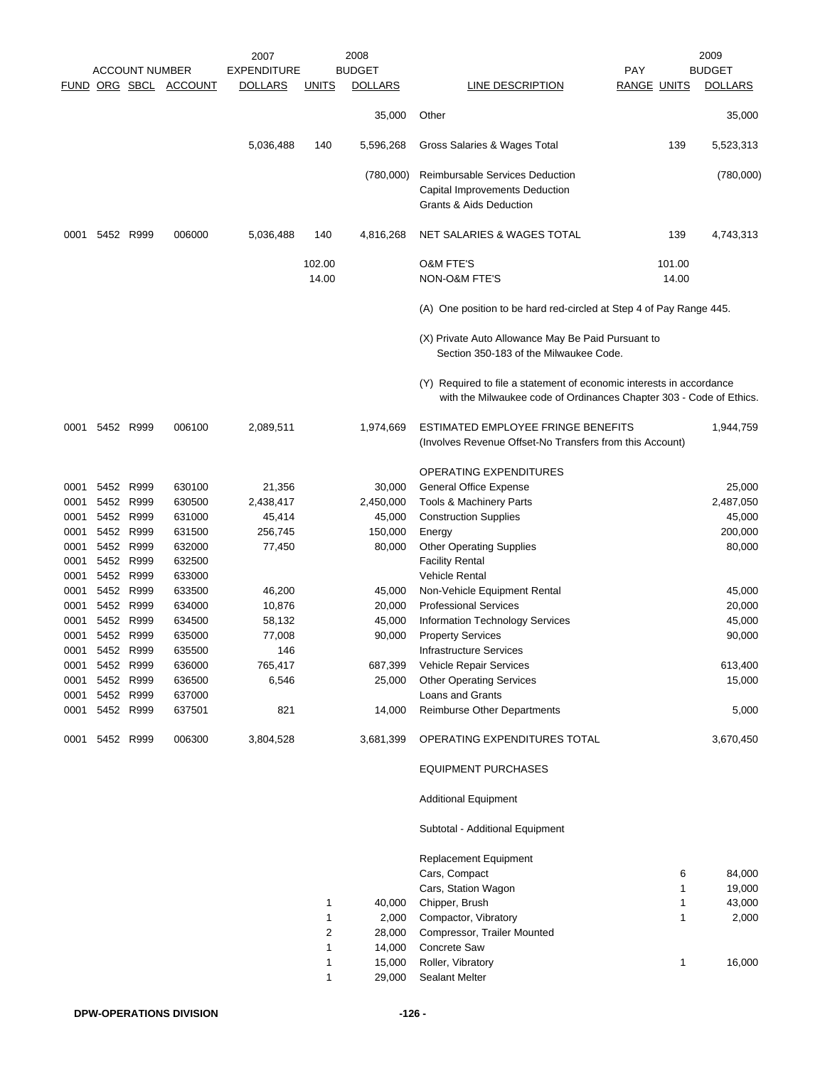| ACCOUNT NUMBER | | | | 2007 EXPENDITURE | 2008 BUDGET | | | PAY | 2009 BUDGET | |
|---|---|---|---|---|---|---|---|---|---|---|
| FUND | ORG | SBCL | ACCOUNT | DOLLARS | UNITS | DOLLARS | LINE DESCRIPTION | RANGE | UNITS | DOLLARS |
| | | | | | | 35,000 | Other | | | 35,000 |
| | | | | 5,036,488 | 140 | 5,596,268 | Gross Salaries & Wages Total | | 139 | 5,523,313 |
| | | | | | | (780,000) | Reimbursable Services Deduction<br>Capital Improvements Deduction<br>Grants & Aids Deduction | | | (780,000) |
| 0001 | 5452 | R999 | 006000 | 5,036,488 | 140 | 4,816,268 | NET SALARIES & WAGES TOTAL | | 139 | 4,743,313 |
| | | | | | 102.00 | | O&M FTE'S | | 101.00 | |
| | | | | | 14.00 | | NON-O&M FTE'S | | 14.00 | |
| | | | | | | | (A) One position to be hard red-circled at Step 4 of Pay Range 445. | | | |
| | | | | | | | (X) Private Auto Allowance May Be Paid Pursuant to Section 350-183 of the Milwaukee Code. | | | |
| | | | | | | | (Y) Required to file a statement of economic interests in accordance with the Milwaukee code of Ordinances Chapter 303 - Code of Ethics. | | | |
| 0001 | 5452 | R999 | 006100 | 2,089,511 | | 1,974,669 | ESTIMATED EMPLOYEE FRINGE BENEFITS (Involves Revenue Offset-No Transfers from this Account) | | | 1,944,759 |
| | | | | | | | OPERATING EXPENDITURES | | | |
| 0001 | 5452 | R999 | 630100 | 21,356 | | 30,000 | General Office Expense | | | 25,000 |
| 0001 | 5452 | R999 | 630500 | 2,438,417 | | 2,450,000 | Tools & Machinery Parts | | | 2,487,050 |
| 0001 | 5452 | R999 | 631000 | 45,414 | | 45,000 | Construction Supplies | | | 45,000 |
| 0001 | 5452 | R999 | 631500 | 256,745 | | 150,000 | Energy | | | 200,000 |
| 0001 | 5452 | R999 | 632000 | 77,450 | | 80,000 | Other Operating Supplies | | | 80,000 |
| 0001 | 5452 | R999 | 632500 | | | | Facility Rental | | | |
| 0001 | 5452 | R999 | 633000 | | | | Vehicle Rental | | | |
| 0001 | 5452 | R999 | 633500 | 46,200 | | 45,000 | Non-Vehicle Equipment Rental | | | 45,000 |
| 0001 | 5452 | R999 | 634000 | 10,876 | | 20,000 | Professional Services | | | 20,000 |
| 0001 | 5452 | R999 | 634500 | 58,132 | | 45,000 | Information Technology Services | | | 45,000 |
| 0001 | 5452 | R999 | 635000 | 77,008 | | 90,000 | Property Services | | | 90,000 |
| 0001 | 5452 | R999 | 635500 | 146 | | | Infrastructure Services | | | |
| 0001 | 5452 | R999 | 636000 | 765,417 | | 687,399 | Vehicle Repair Services | | | 613,400 |
| 0001 | 5452 | R999 | 636500 | 6,546 | | 25,000 | Other Operating Services | | | 15,000 |
| 0001 | 5452 | R999 | 637000 | | | | Loans and Grants | | | |
| 0001 | 5452 | R999 | 637501 | 821 | | 14,000 | Reimburse Other Departments | | | 5,000 |
| 0001 | 5452 | R999 | 006300 | 3,804,528 | | 3,681,399 | OPERATING EXPENDITURES TOTAL | | | 3,670,450 |
| | | | | | | | EQUIPMENT PURCHASES | | | |
| | | | | | | | Additional Equipment | | | |
| | | | | | | | Subtotal - Additional Equipment | | | |
| | | | | | | | Replacement Equipment | | | |
| | | | | | | | Cars, Compact | | 6 | 84,000 |
| | | | | | | | Cars, Station Wagon | | 1 | 19,000 |
| | | | | | 1 | 40,000 | Chipper, Brush | | 1 | 43,000 |
| | | | | | 1 | 2,000 | Compactor, Vibratory | | 1 | 2,000 |
| | | | | | 2 | 28,000 | Compressor, Trailer Mounted | | | |
| | | | | | 1 | 14,000 | Concrete Saw | | | |
| | | | | | 1 | 15,000 | Roller, Vibratory | | 1 | 16,000 |
| | | | | | 1 | 29,000 | Sealant Melter | | | |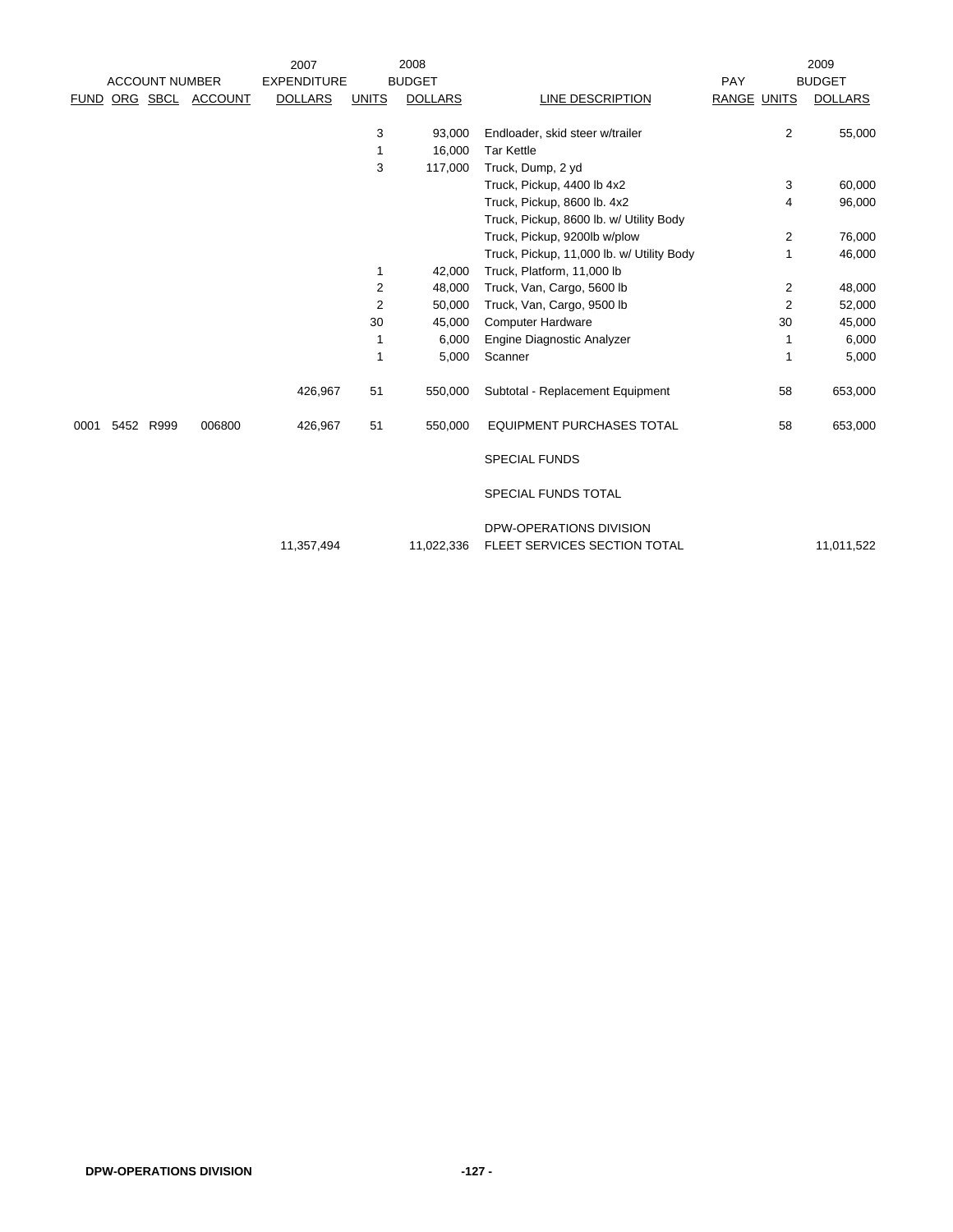| ACCOUNT NUMBER | | | | 2007 EXPENDITURE | 2008 BUDGET | | | | | 2009 BUDGET |
|---|---|---|---|---|---|---|---|---|---|---|
| FUND | ORG | SBCL | ACCOUNT | DOLLARS | UNITS | DOLLARS | LINE DESCRIPTION | PAY RANGE | UNITS | DOLLARS |
| | | | | | 3 | 93,000 | Endloader, skid steer w/trailer | | 2 | 55,000 |
| | | | | | 1 | 16,000 | Tar Kettle | | | |
| | | | | | 3 | 117,000 | Truck, Dump, 2 yd | | | |
| | | | | | | | Truck, Pickup, 4400 lb 4x2 | | 3 | 60,000 |
| | | | | | | | Truck, Pickup, 8600 lb. 4x2 | | 4 | 96,000 |
| | | | | | | | Truck, Pickup, 8600 lb. w/ Utility Body | | | |
| | | | | | | | Truck, Pickup, 9200lb w/plow | | 2 | 76,000 |
| | | | | | | | Truck, Pickup, 11,000 lb. w/ Utility Body | | 1 | 46,000 |
| | | | | | 1 | 42,000 | Truck, Platform, 11,000 lb | | | |
| | | | | | 2 | 48,000 | Truck, Van, Cargo, 5600 lb | | 2 | 48,000 |
| | | | | | 2 | 50,000 | Truck, Van, Cargo, 9500 lb | | 2 | 52,000 |
| | | | | | 30 | 45,000 | Computer Hardware | | 30 | 45,000 |
| | | | | | 1 | 6,000 | Engine Diagnostic Analyzer | | 1 | 6,000 |
| | | | | | 1 | 5,000 | Scanner | | 1 | 5,000 |
| | | | | 426,967 | 51 | 550,000 | Subtotal - Replacement Equipment | | 58 | 653,000 |
| 0001 | 5452 | R999 | 006800 | 426,967 | 51 | 550,000 | EQUIPMENT PURCHASES TOTAL | | 58 | 653,000 |
| | | | | | | | SPECIAL FUNDS | | | |
| | | | | | | | SPECIAL FUNDS TOTAL | | | |
| | | | | 11,357,494 | | 11,022,336 | DPW-OPERATIONS DIVISION FLEET SERVICES SECTION TOTAL | | | 11,011,522 |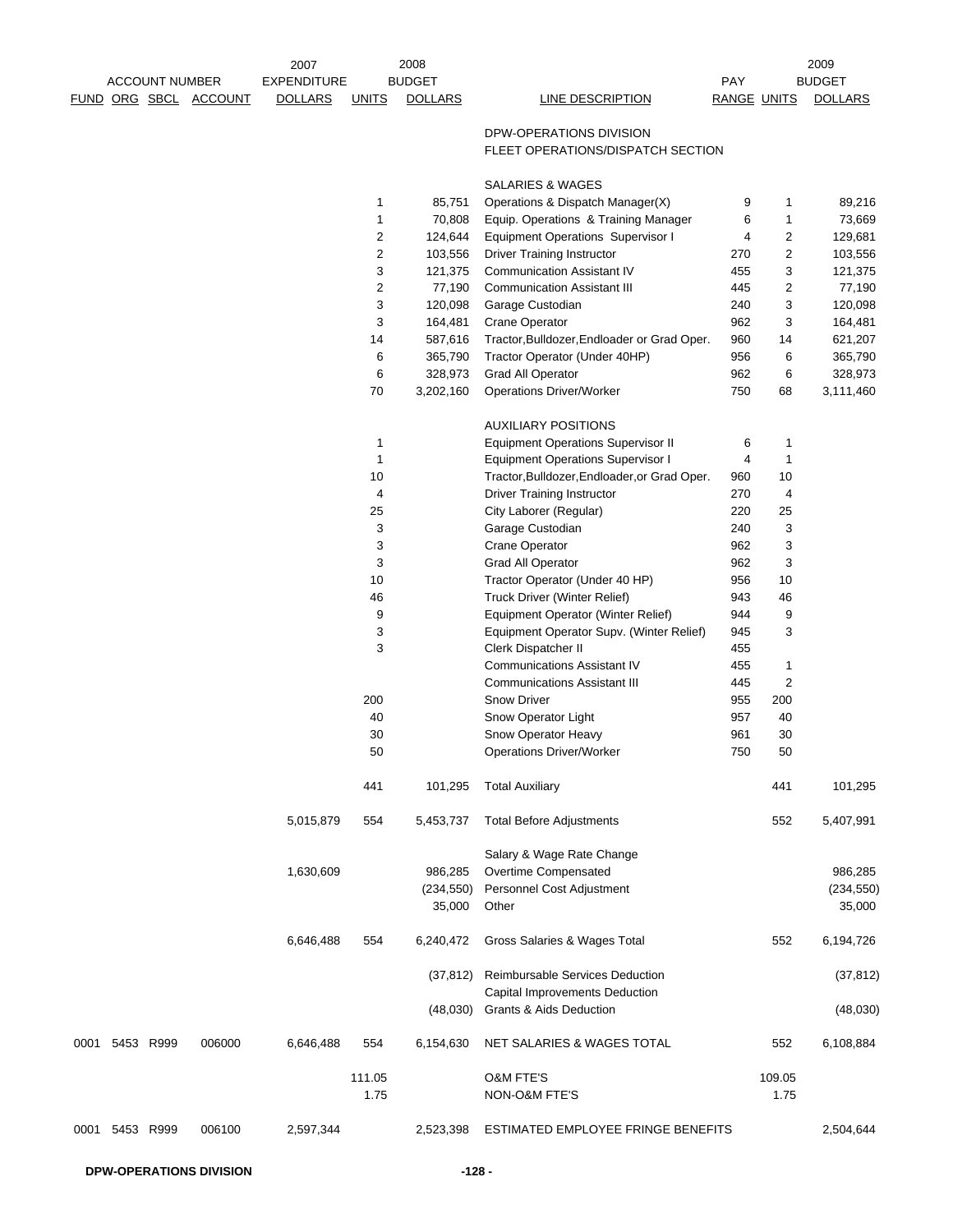| ACCOUNT NUMBER | | | | 2007 EXPENDITURE | 2008 BUDGET | | | PAY | | 2009 BUDGET |
|---|---|---|---|---|---|---|---|---|---|---|
| FUND | ORG | SBCL | ACCOUNT | DOLLARS | UNITS | DOLLARS | LINE DESCRIPTION | RANGE | UNITS | DOLLARS |
| | | | | | | | DPW-OPERATIONS DIVISION | | | |
| | | | | | | | FLEET OPERATIONS/DISPATCH SECTION | | | |
| | | | | | | | SALARIES & WAGES | | | |
| | | | | | 1 | 85,751 | Operations & Dispatch Manager(X) | 9 | 1 | 89,216 |
| | | | | | 1 | 70,808 | Equip. Operations & Training Manager | 6 | 1 | 73,669 |
| | | | | | 2 | 124,644 | Equipment Operations Supervisor I | 4 | 2 | 129,681 |
| | | | | | 2 | 103,556 | Driver Training Instructor | 270 | 2 | 103,556 |
| | | | | | 3 | 121,375 | Communication Assistant IV | 455 | 3 | 121,375 |
| | | | | | 2 | 77,190 | Communication Assistant III | 445 | 2 | 77,190 |
| | | | | | 3 | 120,098 | Garage Custodian | 240 | 3 | 120,098 |
| | | | | | 3 | 164,481 | Crane Operator | 962 | 3 | 164,481 |
| | | | | | 14 | 587,616 | Tractor,Bulldozer,Endloader or Grad Oper. | 960 | 14 | 621,207 |
| | | | | | 6 | 365,790 | Tractor Operator (Under 40HP) | 956 | 6 | 365,790 |
| | | | | | 6 | 328,973 | Grad All Operator | 962 | 6 | 328,973 |
| | | | | | 70 | 3,202,160 | Operations Driver/Worker | 750 | 68 | 3,111,460 |
| | | | | | | | AUXILIARY POSITIONS | | | |
| | | | | | 1 | | Equipment Operations Supervisor II | 6 | 1 | |
| | | | | | 1 | | Equipment Operations Supervisor I | 4 | 1 | |
| | | | | | 10 | | Tractor,Bulldozer,Endloader,or Grad Oper. | 960 | 10 | |
| | | | | | 4 | | Driver Training Instructor | 270 | 4 | |
| | | | | | 25 | | City Laborer (Regular) | 220 | 25 | |
| | | | | | 3 | | Garage Custodian | 240 | 3 | |
| | | | | | 3 | | Crane Operator | 962 | 3 | |
| | | | | | 3 | | Grad All Operator | 962 | 3 | |
| | | | | | 10 | | Tractor Operator (Under 40 HP) | 956 | 10 | |
| | | | | | 46 | | Truck Driver (Winter Relief) | 943 | 46 | |
| | | | | | 9 | | Equipment Operator (Winter Relief) | 944 | 9 | |
| | | | | | 3 | | Equipment Operator Supv. (Winter Relief) | 945 | 3 | |
| | | | | | 3 | | Clerk Dispatcher II | 455 | | |
| | | | | | | | Communications Assistant IV | 455 | 1 | |
| | | | | | | | Communications Assistant III | 445 | 2 | |
| | | | | | 200 | | Snow Driver | 955 | 200 | |
| | | | | | 40 | | Snow Operator Light | 957 | 40 | |
| | | | | | 30 | | Snow Operator Heavy | 961 | 30 | |
| | | | | | 50 | | Operations Driver/Worker | 750 | 50 | |
| | | | | | 441 | 101,295 | Total Auxiliary | | 441 | 101,295 |
| | | | | 5,015,879 | 554 | 5,453,737 | Total Before Adjustments | | 552 | 5,407,991 |
| | | | | | | | Salary & Wage Rate Change | | | |
| | | | | 1,630,609 | | 986,285 | Overtime Compensated | | | 986,285 |
| | | | | | | (234,550) | Personnel Cost Adjustment | | | (234,550) |
| | | | | | | 35,000 | Other | | | 35,000 |
| | | | | 6,646,488 | 554 | 6,240,472 | Gross Salaries & Wages Total | | 552 | 6,194,726 |
| | | | | | | (37,812) | Reimbursable Services Deduction | | | (37,812) |
| | | | | | | | Capital Improvements Deduction | | | |
| | | | | | | (48,030) | Grants & Aids Deduction | | | (48,030) |
| 0001 | 5453 | R999 | 006000 | 6,646,488 | 554 | 6,154,630 | NET SALARIES & WAGES TOTAL | | 552 | 6,108,884 |
| | | | | | 111.05 | | O&M FTE'S | | 109.05 | |
| | | | | | 1.75 | | NON-O&M FTE'S | | 1.75 | |
| 0001 | 5453 | R999 | 006100 | 2,597,344 | | 2,523,398 | ESTIMATED EMPLOYEE FRINGE BENEFITS | | | 2,504,644 |

**DPW-OPERATIONS DIVISION**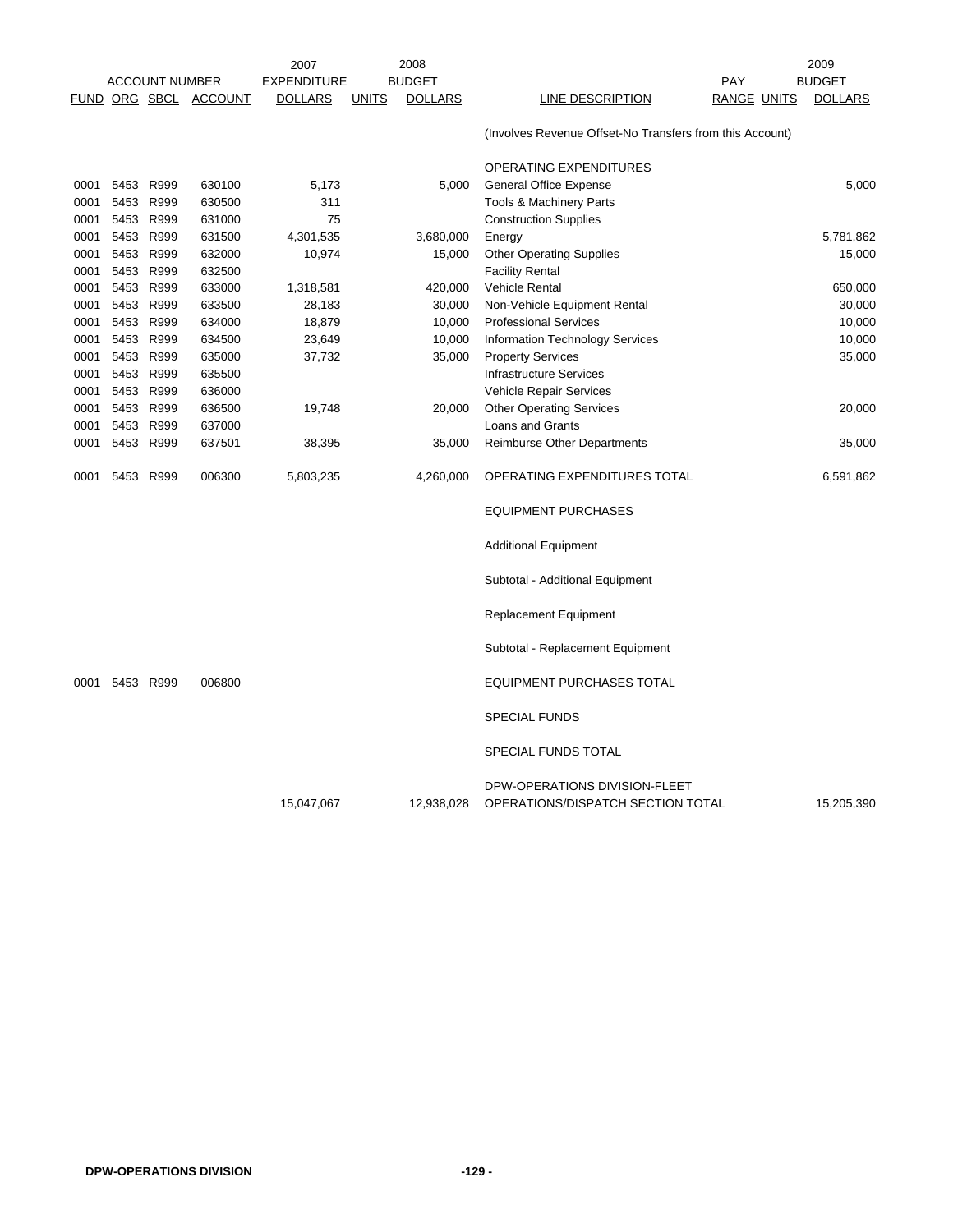| ACCOUNT NUMBER | | | | 2007 EXPENDITURE | 2008 BUDGET | | | PAY | | 2009 BUDGET |
|---|---|---|---|---|---|---|---|---|---|---|
| FUND | ORG | SBCL | ACCOUNT | DOLLARS | UNITS | DOLLARS | LINE DESCRIPTION | RANGE | UNITS | DOLLARS |
| | | | | | | | (Involves Revenue Offset-No Transfers from this Account) | | | |
| | | | | | | | OPERATING EXPENDITURES | | | |
| 0001 | 5453 | R999 | 630100 | 5,173 | | 5,000 | General Office Expense | | | 5,000 |
| 0001 | 5453 | R999 | 630500 | 311 | | | Tools & Machinery Parts | | | |
| 0001 | 5453 | R999 | 631000 | 75 | | | Construction Supplies | | | |
| 0001 | 5453 | R999 | 631500 | 4,301,535 | | 3,680,000 | Energy | | | 5,781,862 |
| 0001 | 5453 | R999 | 632000 | 10,974 | | 15,000 | Other Operating Supplies | | | 15,000 |
| 0001 | 5453 | R999 | 632500 | | | | Facility Rental | | | |
| 0001 | 5453 | R999 | 633000 | 1,318,581 | | 420,000 | Vehicle Rental | | | 650,000 |
| 0001 | 5453 | R999 | 633500 | 28,183 | | 30,000 | Non-Vehicle Equipment Rental | | | 30,000 |
| 0001 | 5453 | R999 | 634000 | 18,879 | | 10,000 | Professional Services | | | 10,000 |
| 0001 | 5453 | R999 | 634500 | 23,649 | | 10,000 | Information Technology Services | | | 10,000 |
| 0001 | 5453 | R999 | 635000 | 37,732 | | 35,000 | Property Services | | | 35,000 |
| 0001 | 5453 | R999 | 635500 | | | | Infrastructure Services | | | |
| 0001 | 5453 | R999 | 636000 | | | | Vehicle Repair Services | | | |
| 0001 | 5453 | R999 | 636500 | 19,748 | | 20,000 | Other Operating Services | | | 20,000 |
| 0001 | 5453 | R999 | 637000 | | | | Loans and Grants | | | |
| 0001 | 5453 | R999 | 637501 | 38,395 | | 35,000 | Reimburse Other Departments | | | 35,000 |
| 0001 | 5453 | R999 | 006300 | 5,803,235 | | 4,260,000 | OPERATING EXPENDITURES TOTAL | | | 6,591,862 |
| | | | | | | | EQUIPMENT PURCHASES | | | |
| | | | | | | | Additional Equipment | | | |
| | | | | | | | Subtotal - Additional Equipment | | | |
| | | | | | | | Replacement Equipment | | | |
| | | | | | | | Subtotal - Replacement Equipment | | | |
| 0001 | 5453 | R999 | 006800 | | | | EQUIPMENT PURCHASES TOTAL | | | |
| | | | | | | | SPECIAL FUNDS | | | |
| | | | | | | | SPECIAL FUNDS TOTAL | | | |
| | | | | 15,047,067 | | 12,938,028 | DPW-OPERATIONS DIVISION-FLEET OPERATIONS/DISPATCH SECTION TOTAL | | | 15,205,390 |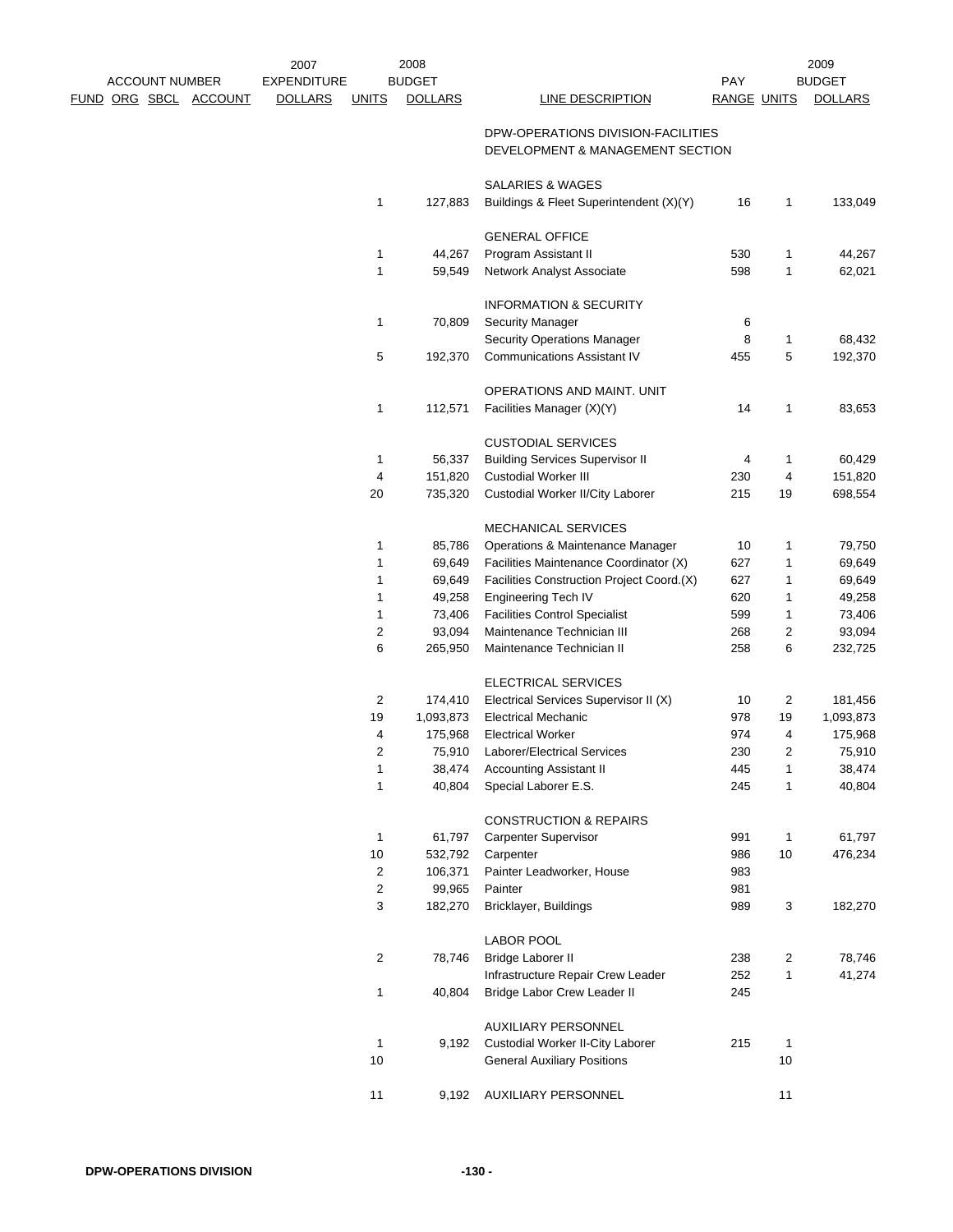| ACCOUNT NUMBER FUND | ORG | SBCL | ACCOUNT | 2007 EXPENDITURE DOLLARS | 2008 BUDGET UNITS | 2008 BUDGET DOLLARS | LINE DESCRIPTION | PAY RANGE | 2009 BUDGET UNITS | 2009 BUDGET DOLLARS |
|---|---|---|---|---|---|---|---|---|---|---|
| | | | | | | | DPW-OPERATIONS DIVISION-FACILITIES DEVELOPMENT & MANAGEMENT SECTION | | | |
| | | | | | | | SALARIES & WAGES | | | |
| | | | | | 1 | 127,883 | Buildings & Fleet Superintendent (X)(Y) | 16 | 1 | 133,049 |
| | | | | | | | GENERAL OFFICE | | | |
| | | | | | 1 | 44,267 | Program Assistant II | 530 | 1 | 44,267 |
| | | | | | 1 | 59,549 | Network Analyst Associate | 598 | 1 | 62,021 |
| | | | | | | | INFORMATION & SECURITY | | | |
| | | | | | 1 | 70,809 | Security Manager | 6 | | |
| | | | | | | | Security Operations Manager | 8 | 1 | 68,432 |
| | | | | | 5 | 192,370 | Communications Assistant IV | 455 | 5 | 192,370 |
| | | | | | | | OPERATIONS AND MAINT. UNIT | | | |
| | | | | | 1 | 112,571 | Facilities Manager (X)(Y) | 14 | 1 | 83,653 |
| | | | | | | | CUSTODIAL SERVICES | | | |
| | | | | | 1 | 56,337 | Building Services Supervisor II | 4 | 1 | 60,429 |
| | | | | | 4 | 151,820 | Custodial Worker III | 230 | 4 | 151,820 |
| | | | | | 20 | 735,320 | Custodial Worker II/City Laborer | 215 | 19 | 698,554 |
| | | | | | | | MECHANICAL SERVICES | | | |
| | | | | | 1 | 85,786 | Operations & Maintenance Manager | 10 | 1 | 79,750 |
| | | | | | 1 | 69,649 | Facilities Maintenance Coordinator (X) | 627 | 1 | 69,649 |
| | | | | | 1 | 69,649 | Facilities Construction Project Coord.(X) | 627 | 1 | 69,649 |
| | | | | | 1 | 49,258 | Engineering Tech IV | 620 | 1 | 49,258 |
| | | | | | 1 | 73,406 | Facilities Control Specialist | 599 | 1 | 73,406 |
| | | | | | 2 | 93,094 | Maintenance Technician III | 268 | 2 | 93,094 |
| | | | | | 6 | 265,950 | Maintenance Technician II | 258 | 6 | 232,725 |
| | | | | | | | ELECTRICAL SERVICES | | | |
| | | | | | 2 | 174,410 | Electrical Services Supervisor II (X) | 10 | 2 | 181,456 |
| | | | | | 19 | 1,093,873 | Electrical Mechanic | 978 | 19 | 1,093,873 |
| | | | | | 4 | 175,968 | Electrical Worker | 974 | 4 | 175,968 |
| | | | | | 2 | 75,910 | Laborer/Electrical Services | 230 | 2 | 75,910 |
| | | | | | 1 | 38,474 | Accounting Assistant II | 445 | 1 | 38,474 |
| | | | | | 1 | 40,804 | Special Laborer E.S. | 245 | 1 | 40,804 |
| | | | | | | | CONSTRUCTION & REPAIRS | | | |
| | | | | | 1 | 61,797 | Carpenter Supervisor | 991 | 1 | 61,797 |
| | | | | | 10 | 532,792 | Carpenter | 986 | 10 | 476,234 |
| | | | | | 2 | 106,371 | Painter Leadworker, House | 983 | | |
| | | | | | 2 | 99,965 | Painter | 981 | | |
| | | | | | 3 | 182,270 | Bricklayer, Buildings | 989 | 3 | 182,270 |
| | | | | | | | LABOR POOL | | | |
| | | | | | 2 | 78,746 | Bridge Laborer II | 238 | 2 | 78,746 |
| | | | | | | | Infrastructure Repair Crew Leader | 252 | 1 | 41,274 |
| | | | | | 1 | 40,804 | Bridge Labor Crew Leader II | 245 | | |
| | | | | | | | AUXILIARY PERSONNEL | | | |
| | | | | | 1 | 9,192 | Custodial Worker II-City Laborer | 215 | 1 | |
| | | | | | 10 | | General Auxiliary Positions | | 10 | |
| | | | | | 11 | 9,192 | AUXILIARY PERSONNEL | | 11 | |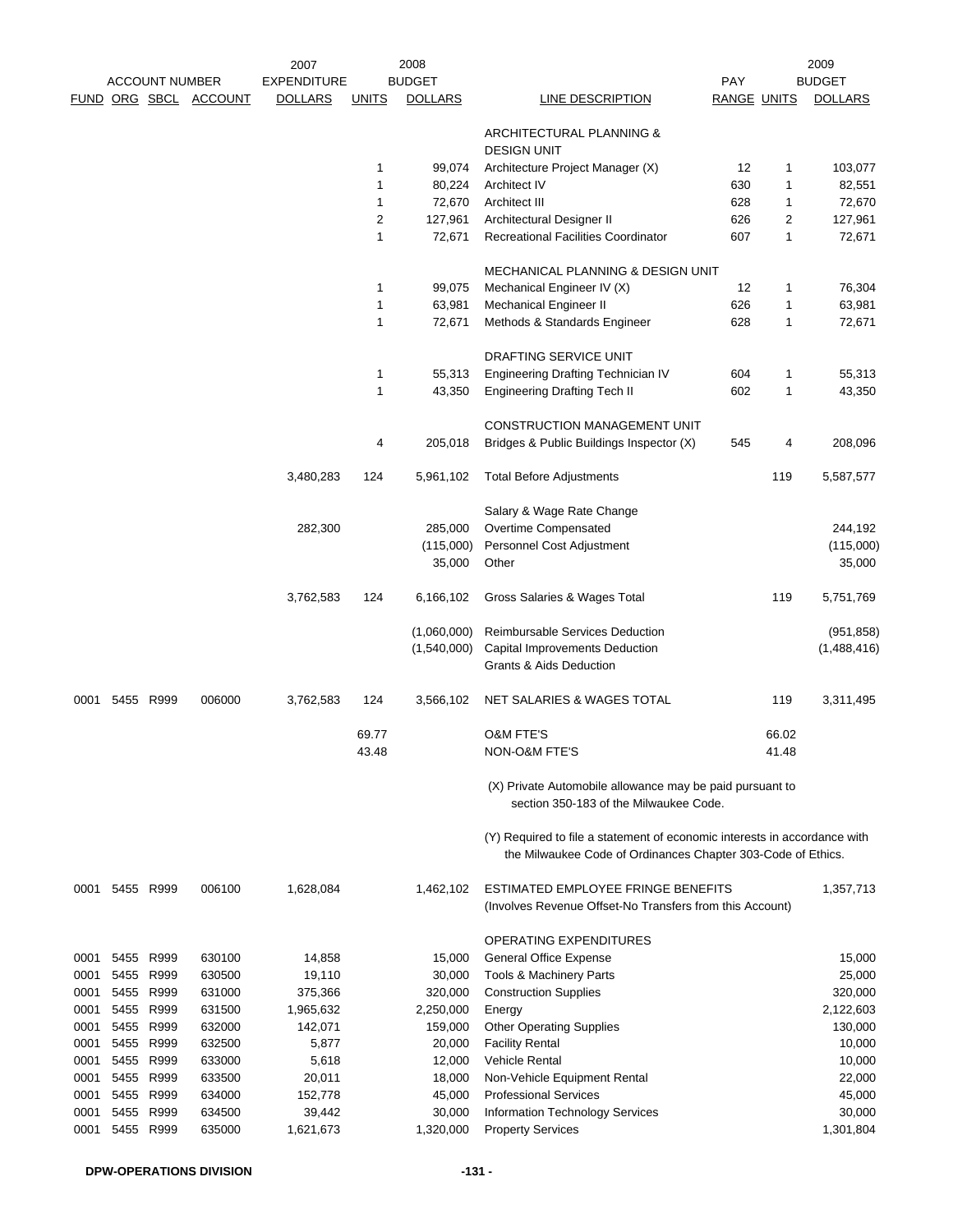| FUND | ORG | SBCL | ACCOUNT | 2007 EXPENDITURE DOLLARS | UNITS | 2008 BUDGET DOLLARS | LINE DESCRIPTION | PAY RANGE | UNITS | 2009 BUDGET DOLLARS |
|---|---|---|---|---|---|---|---|---|---|---|
| | | | | | | | ARCHITECTURAL PLANNING & DESIGN UNIT | | | |
| | | | | | 1 | 99,074 | Architecture Project Manager (X) | 12 | 1 | 103,077 |
| | | | | | 1 | 80,224 | Architect IV | 630 | 1 | 82,551 |
| | | | | | 1 | 72,670 | Architect III | 628 | 1 | 72,670 |
| | | | | | 2 | 127,961 | Architectural Designer II | 626 | 2 | 127,961 |
| | | | | | 1 | 72,671 | Recreational Facilities Coordinator | 607 | 1 | 72,671 |
| | | | | | | | MECHANICAL PLANNING & DESIGN UNIT | | | |
| | | | | | 1 | 99,075 | Mechanical Engineer IV (X) | 12 | 1 | 76,304 |
| | | | | | 1 | 63,981 | Mechanical Engineer II | 626 | 1 | 63,981 |
| | | | | | 1 | 72,671 | Methods & Standards Engineer | 628 | 1 | 72,671 |
| | | | | | | | DRAFTING SERVICE UNIT | | | |
| | | | | | 1 | 55,313 | Engineering Drafting Technician IV | 604 | 1 | 55,313 |
| | | | | | 1 | 43,350 | Engineering Drafting Tech II | 602 | 1 | 43,350 |
| | | | | | | | CONSTRUCTION MANAGEMENT UNIT | | | |
| | | | | | 4 | 205,018 | Bridges & Public Buildings Inspector (X) | 545 | 4 | 208,096 |
| | | | | 3,480,283 | 124 | 5,961,102 | Total Before Adjustments | | 119 | 5,587,577 |
| | | | | | | | Salary & Wage Rate Change | | | |
| | | | | 282,300 | | 285,000 | Overtime Compensated | | | 244,192 |
| | | | | | | (115,000) | Personnel Cost Adjustment | | | (115,000) |
| | | | | | | 35,000 | Other | | | 35,000 |
| | | | | 3,762,583 | 124 | 6,166,102 | Gross Salaries & Wages Total | | 119 | 5,751,769 |
| | | | | | | (1,060,000) | Reimbursable Services Deduction | | | (951,858) |
| | | | | | | (1,540,000) | Capital Improvements Deduction | | | (1,488,416) |
| | | | | | | | Grants & Aids Deduction | | | |
| 0001 | 5455 | R999 | 006000 | 3,762,583 | 124 | 3,566,102 | NET SALARIES & WAGES TOTAL | | 119 | 3,311,495 |
| | | | | | 69.77 | | O&M FTE'S | | 66.02 | |
| | | | | | 43.48 | | NON-O&M FTE'S | | 41.48 | |

(X) Private Automobile allowance may be paid pursuant to section 350-183 of the Milwaukee Code.

(Y) Required to file a statement of economic interests in accordance with the Milwaukee Code of Ordinances Chapter 303-Code of Ethics.

| FUND | ORG | SBCL | ACCOUNT | 2007 EXPENDITURE DOLLARS | UNITS | 2008 BUDGET DOLLARS | LINE DESCRIPTION | PAY RANGE | UNITS | 2009 BUDGET DOLLARS |
|---|---|---|---|---|---|---|---|---|---|---|
| 0001 | 5455 | R999 | 006100 | 1,628,084 | | 1,462,102 | ESTIMATED EMPLOYEE FRINGE BENEFITS (Involves Revenue Offset-No Transfers from this Account) | | | 1,357,713 |
| | | | | | | | OPERATING EXPENDITURES | | | |
| 0001 | 5455 | R999 | 630100 | 14,858 | | 15,000 | General Office Expense | | | 15,000 |
| 0001 | 5455 | R999 | 630500 | 19,110 | | 30,000 | Tools & Machinery Parts | | | 25,000 |
| 0001 | 5455 | R999 | 631000 | 375,366 | | 320,000 | Construction Supplies | | | 320,000 |
| 0001 | 5455 | R999 | 631500 | 1,965,632 | | 2,250,000 | Energy | | | 2,122,603 |
| 0001 | 5455 | R999 | 632000 | 142,071 | | 159,000 | Other Operating Supplies | | | 130,000 |
| 0001 | 5455 | R999 | 632500 | 5,877 | | 20,000 | Facility Rental | | | 10,000 |
| 0001 | 5455 | R999 | 633000 | 5,618 | | 12,000 | Vehicle Rental | | | 10,000 |
| 0001 | 5455 | R999 | 633500 | 20,011 | | 18,000 | Non-Vehicle Equipment Rental | | | 22,000 |
| 0001 | 5455 | R999 | 634000 | 152,778 | | 45,000 | Professional Services | | | 45,000 |
| 0001 | 5455 | R999 | 634500 | 39,442 | | 30,000 | Information Technology Services | | | 30,000 |
| 0001 | 5455 | R999 | 635000 | 1,621,673 | | 1,320,000 | Property Services | | | 1,301,804 |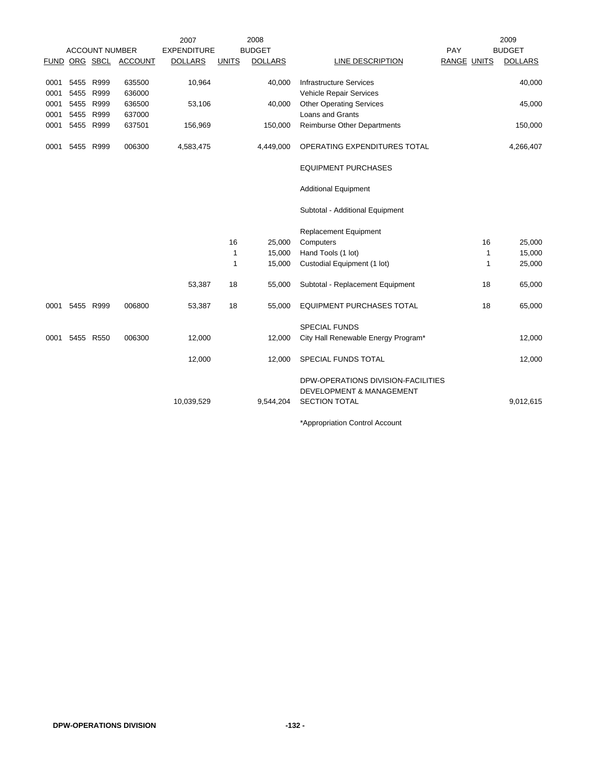| ACCOUNT NUMBER | | | | 2007 EXPENDITURE | 2008 BUDGET | | | PAY | | 2009 BUDGET |
|---|---|---|---|---|---|---|---|---|---|---|
| FUND | ORG | SBCL | ACCOUNT | DOLLARS | UNITS | DOLLARS | LINE DESCRIPTION | RANGE | UNITS | DOLLARS |
| 0001 | 5455 | R999 | 635500 | 10,964 | | 40,000 | Infrastructure Services | | | 40,000 |
| 0001 | 5455 | R999 | 636000 | | | | Vehicle Repair Services | | | |
| 0001 | 5455 | R999 | 636500 | 53,106 | | 40,000 | Other Operating Services | | | 45,000 |
| 0001 | 5455 | R999 | 637000 | | | | Loans and Grants | | | |
| 0001 | 5455 | R999 | 637501 | 156,969 | | 150,000 | Reimburse Other Departments | | | 150,000 |
| 0001 | 5455 | R999 | 006300 | 4,583,475 | | 4,449,000 | OPERATING EXPENDITURES TOTAL | | | 4,266,407 |
| | | | | | | | EQUIPMENT PURCHASES | | | |
| | | | | | | | Additional Equipment | | | |
| | | | | | | | Subtotal - Additional Equipment | | | |
| | | | | | | | Replacement Equipment | | | |
| | | | | | 16 | 25,000 | Computers | | 16 | 25,000 |
| | | | | | 1 | 15,000 | Hand Tools (1 lot) | | 1 | 15,000 |
| | | | | | 1 | 15,000 | Custodial Equipment (1 lot) | | 1 | 25,000 |
| | | | | 53,387 | 18 | 55,000 | Subtotal - Replacement Equipment | | 18 | 65,000 |
| 0001 | 5455 | R999 | 006800 | 53,387 | 18 | 55,000 | EQUIPMENT PURCHASES TOTAL | | 18 | 65,000 |
| | | | | | | | SPECIAL FUNDS | | | |
| 0001 | 5455 | R550 | 006300 | 12,000 | | 12,000 | City Hall Renewable Energy Program* | | | 12,000 |
| | | | | 12,000 | | 12,000 | SPECIAL FUNDS TOTAL | | | 12,000 |
| | | | | 10,039,529 | | 9,544,204 | DPW-OPERATIONS DIVISION-FACILITIES DEVELOPMENT & MANAGEMENT SECTION TOTAL | | | 9,012,615 |

*Appropriation Control Account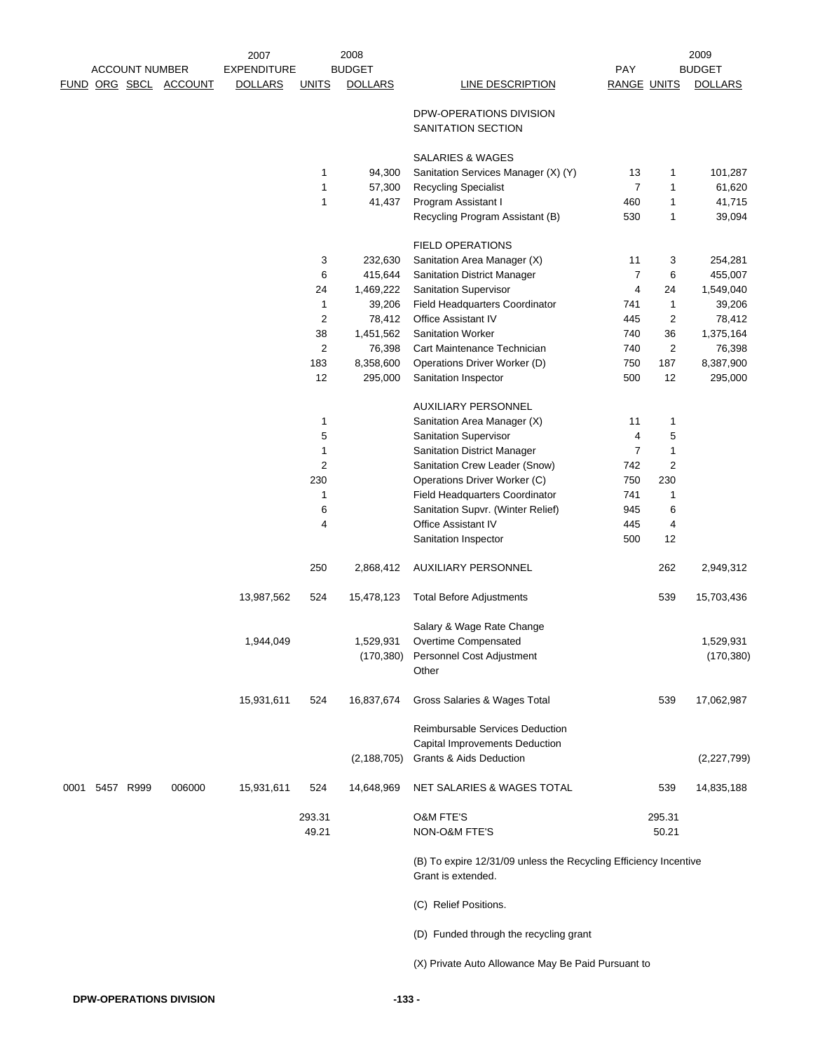| ACCOUNT NUMBER | | | | 2007 EXPENDITURE | 2008 BUDGET | | | PAY | | 2009 BUDGET |
|---|---|---|---|---|---|---|---|---|---|---|
| FUND | ORG | SBCL | ACCOUNT | DOLLARS | UNITS | DOLLARS | LINE DESCRIPTION | RANGE | UNITS | DOLLARS |
| | | | | | | | DPW-OPERATIONS DIVISION | | | |
| | | | | | | | SANITATION SECTION | | | |
| | | | | | | | SALARIES & WAGES | | | |
| | | | | | 1 | 94,300 | Sanitation Services Manager (X) (Y) | 13 | 1 | 101,287 |
| | | | | | 1 | 57,300 | Recycling Specialist | 7 | 1 | 61,620 |
| | | | | | 1 | 41,437 | Program Assistant I | 460 | 1 | 41,715 |
| | | | | | | | Recycling Program Assistant (B) | 530 | 1 | 39,094 |
| | | | | | | | FIELD OPERATIONS | | | |
| | | | | | 3 | 232,630 | Sanitation Area Manager (X) | 11 | 3 | 254,281 |
| | | | | | 6 | 415,644 | Sanitation District Manager | 7 | 6 | 455,007 |
| | | | | | 24 | 1,469,222 | Sanitation Supervisor | 4 | 24 | 1,549,040 |
| | | | | | 1 | 39,206 | Field Headquarters Coordinator | 741 | 1 | 39,206 |
| | | | | | 2 | 78,412 | Office Assistant IV | 445 | 2 | 78,412 |
| | | | | | 38 | 1,451,562 | Sanitation Worker | 740 | 36 | 1,375,164 |
| | | | | | 2 | 76,398 | Cart Maintenance Technician | 740 | 2 | 76,398 |
| | | | | | 183 | 8,358,600 | Operations Driver Worker (D) | 750 | 187 | 8,387,900 |
| | | | | | 12 | 295,000 | Sanitation Inspector | 500 | 12 | 295,000 |
| | | | | | | | AUXILIARY PERSONNEL | | | |
| | | | | | 1 | | Sanitation Area Manager (X) | 11 | 1 | |
| | | | | | 5 | | Sanitation Supervisor | 4 | 5 | |
| | | | | | 1 | | Sanitation District Manager | 7 | 1 | |
| | | | | | 2 | | Sanitation Crew Leader (Snow) | 742 | 2 | |
| | | | | | 230 | | Operations Driver Worker (C) | 750 | 230 | |
| | | | | | 1 | | Field Headquarters Coordinator | 741 | 1 | |
| | | | | | 6 | | Sanitation Supvr. (Winter Relief) | 945 | 6 | |
| | | | | | 4 | | Office Assistant IV | 445 | 4 | |
| | | | | | | | Sanitation Inspector | 500 | 12 | |
| | | | | | 250 | 2,868,412 | AUXILIARY PERSONNEL | | 262 | 2,949,312 |
| | | | | 13,987,562 | 524 | 15,478,123 | Total Before Adjustments | | 539 | 15,703,436 |
| | | | | | | | Salary & Wage Rate Change | | | |
| | | | | 1,944,049 | | 1,529,931 | Overtime Compensated | | | 1,529,931 |
| | | | | | | (170,380) | Personnel Cost Adjustment | | | (170,380) |
| | | | | | | | Other | | | |
| | | | | 15,931,611 | 524 | 16,837,674 | Gross Salaries & Wages Total | | 539 | 17,062,987 |
| | | | | | | | Reimbursable Services Deduction | | | |
| | | | | | | | Capital Improvements Deduction | | | |
| | | | | | | (2,188,705) | Grants & Aids Deduction | | | (2,227,799) |
| 0001 | 5457 | R999 | 006000 | 15,931,611 | 524 | 14,648,969 | NET SALARIES & WAGES TOTAL | | 539 | 14,835,188 |
| | | | | | 293.31 | | O&M FTE'S | | 295.31 | |
| | | | | | 49.21 | | NON-O&M FTE'S | | 50.21 | |

(B) To expire 12/31/09 unless the Recycling Efficiency Incentive Grant is extended.

(C) Relief Positions.

(D) Funded through the recycling grant

(X) Private Auto Allowance May Be Paid Pursuant to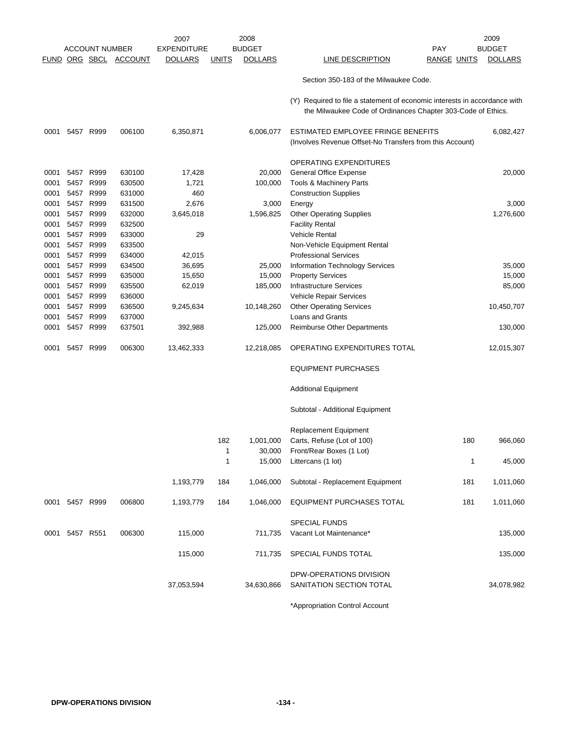| FUND | ORG | SBCL | ACCOUNT | 2007 EXPENDITURE DOLLARS | UNITS | 2008 BUDGET DOLLARS | LINE DESCRIPTION | PAY RANGE | UNITS | 2009 BUDGET DOLLARS |
|---|---|---|---|---|---|---|---|---|---|---|
| | | | | | | | Section 350-183 of the Milwaukee Code. | | | |
| | | | | | | | (Y) Required to file a statement of economic interests in accordance with the Milwaukee Code of Ordinances Chapter 303-Code of Ethics. | | | |
| 0001 | 5457 | R999 | 006100 | 6,350,871 | | 6,006,077 | ESTIMATED EMPLOYEE FRINGE BENEFITS (Involves Revenue Offset-No Transfers from this Account) | | | 6,082,427 |
| | | | | | | | OPERATING EXPENDITURES | | | |
| 0001 | 5457 | R999 | 630100 | 17,428 | | 20,000 | General Office Expense | | | 20,000 |
| 0001 | 5457 | R999 | 630500 | 1,721 | | 100,000 | Tools & Machinery Parts | | | |
| 0001 | 5457 | R999 | 631000 | 460 | | | Construction Supplies | | | |
| 0001 | 5457 | R999 | 631500 | 2,676 | | 3,000 | Energy | | | 3,000 |
| 0001 | 5457 | R999 | 632000 | 3,645,018 | | 1,596,825 | Other Operating Supplies | | | 1,276,600 |
| 0001 | 5457 | R999 | 632500 | | | | Facility Rental | | | |
| 0001 | 5457 | R999 | 633000 | 29 | | | Vehicle Rental | | | |
| 0001 | 5457 | R999 | 633500 | | | | Non-Vehicle Equipment Rental | | | |
| 0001 | 5457 | R999 | 634000 | 42,015 | | | Professional Services | | | |
| 0001 | 5457 | R999 | 634500 | 36,695 | | 25,000 | Information Technology Services | | | 35,000 |
| 0001 | 5457 | R999 | 635000 | 15,650 | | 15,000 | Property Services | | | 15,000 |
| 0001 | 5457 | R999 | 635500 | 62,019 | | 185,000 | Infrastructure Services | | | 85,000 |
| 0001 | 5457 | R999 | 636000 | | | | Vehicle Repair Services | | | |
| 0001 | 5457 | R999 | 636500 | 9,245,634 | | 10,148,260 | Other Operating Services | | | 10,450,707 |
| 0001 | 5457 | R999 | 637000 | | | | Loans and Grants | | | |
| 0001 | 5457 | R999 | 637501 | 392,988 | | 125,000 | Reimburse Other Departments | | | 130,000 |
| 0001 | 5457 | R999 | 006300 | 13,462,333 | | 12,218,085 | OPERATING EXPENDITURES TOTAL | | | 12,015,307 |
| | | | | | | | EQUIPMENT PURCHASES | | | |
| | | | | | | | Additional Equipment | | | |
| | | | | | | | Subtotal - Additional Equipment | | | |
| | | | | | | | Replacement Equipment | | | |
| | | | | | 182 | 1,001,000 | Carts, Refuse (Lot of 100) | | 180 | 966,060 |
| | | | | | 1 | 30,000 | Front/Rear Boxes (1 Lot) | | | |
| | | | | | 1 | 15,000 | Littercans (1 lot) | | 1 | 45,000 |
| | | | | 1,193,779 | 184 | 1,046,000 | Subtotal - Replacement Equipment | | 181 | 1,011,060 |
| 0001 | 5457 | R999 | 006800 | 1,193,779 | 184 | 1,046,000 | EQUIPMENT PURCHASES TOTAL | | 181 | 1,011,060 |
| | | | | | | | SPECIAL FUNDS | | | |
| 0001 | 5457 | R551 | 006300 | 115,000 | | 711,735 | Vacant Lot Maintenance* | | | 135,000 |
| | | | | 115,000 | | 711,735 | SPECIAL FUNDS TOTAL | | | 135,000 |
| | | | | 37,053,594 | | 34,630,866 | DPW-OPERATIONS DIVISION SANITATION SECTION TOTAL | | | 34,078,982 |

*Appropriation Control Account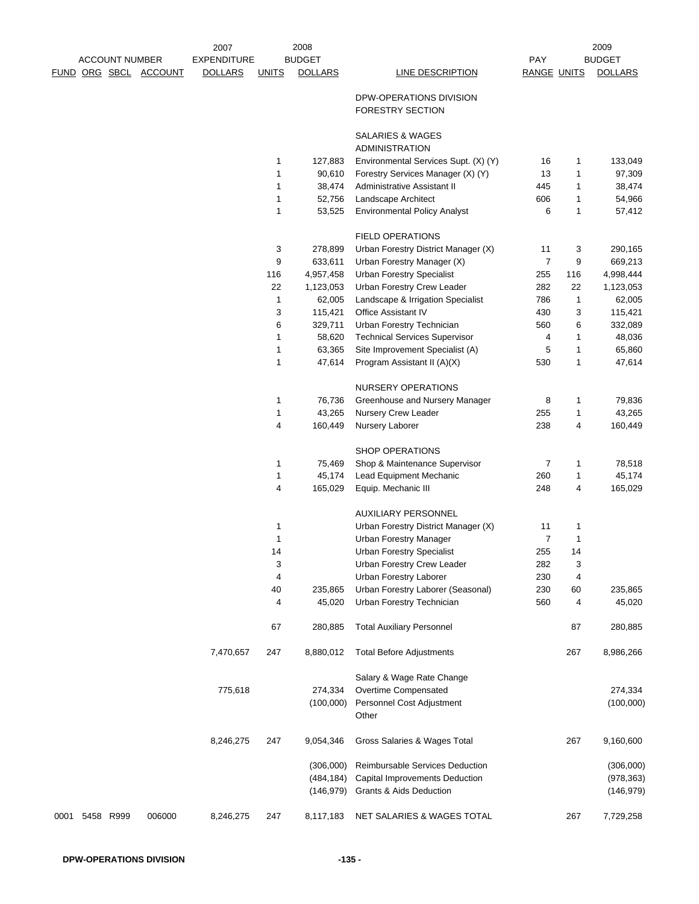| ACCOUNT NUMBER FUND | ORG | SBCL | ACCOUNT | 2007 EXPENDITURE DOLLARS | 2008 BUDGET UNITS | 2008 BUDGET DOLLARS | LINE DESCRIPTION | PAY RANGE | 2009 UNITS | 2009 BUDGET DOLLARS |
|---|---|---|---|---|---|---|---|---|---|---|
| | | | | | | | DPW-OPERATIONS DIVISION | | | |
| | | | | | | | FORESTRY SECTION | | | |
| | | | | | | | SALARIES & WAGES | | | |
| | | | | | | | ADMINISTRATION | | | |
| | | | | | 1 | 127,883 | Environmental Services Supt. (X) (Y) | 16 | 1 | 133,049 |
| | | | | | 1 | 90,610 | Forestry Services Manager (X) (Y) | 13 | 1 | 97,309 |
| | | | | | 1 | 38,474 | Administrative Assistant II | 445 | 1 | 38,474 |
| | | | | | 1 | 52,756 | Landscape Architect | 606 | 1 | 54,966 |
| | | | | | 1 | 53,525 | Environmental Policy Analyst | 6 | 1 | 57,412 |
| | | | | | | | FIELD OPERATIONS | | | |
| | | | | | 3 | 278,899 | Urban Forestry District Manager (X) | 11 | 3 | 290,165 |
| | | | | | 9 | 633,611 | Urban Forestry Manager (X) | 7 | 9 | 669,213 |
| | | | | | 116 | 4,957,458 | Urban Forestry Specialist | 255 | 116 | 4,998,444 |
| | | | | | 22 | 1,123,053 | Urban Forestry Crew Leader | 282 | 22 | 1,123,053 |
| | | | | | 1 | 62,005 | Landscape & Irrigation Specialist | 786 | 1 | 62,005 |
| | | | | | 3 | 115,421 | Office Assistant IV | 430 | 3 | 115,421 |
| | | | | | 6 | 329,711 | Urban Forestry Technician | 560 | 6 | 332,089 |
| | | | | | 1 | 58,620 | Technical Services Supervisor | 4 | 1 | 48,036 |
| | | | | | 1 | 63,365 | Site Improvement Specialist (A) | 5 | 1 | 65,860 |
| | | | | | 1 | 47,614 | Program Assistant II (A)(X) | 530 | 1 | 47,614 |
| | | | | | | | NURSERY OPERATIONS | | | |
| | | | | | 1 | 76,736 | Greenhouse and Nursery Manager | 8 | 1 | 79,836 |
| | | | | | 1 | 43,265 | Nursery Crew Leader | 255 | 1 | 43,265 |
| | | | | | 4 | 160,449 | Nursery Laborer | 238 | 4 | 160,449 |
| | | | | | | | SHOP OPERATIONS | | | |
| | | | | | 1 | 75,469 | Shop & Maintenance Supervisor | 7 | 1 | 78,518 |
| | | | | | 1 | 45,174 | Lead Equipment Mechanic | 260 | 1 | 45,174 |
| | | | | | 4 | 165,029 | Equip. Mechanic III | 248 | 4 | 165,029 |
| | | | | | | | AUXILIARY PERSONNEL | | | |
| | | | | | 1 | | Urban Forestry District Manager (X) | 11 | 1 | |
| | | | | | 1 | | Urban Forestry Manager | 7 | 1 | |
| | | | | | 14 | | Urban Forestry Specialist | 255 | 14 | |
| | | | | | 3 | | Urban Forestry Crew Leader | 282 | 3 | |
| | | | | | 4 | | Urban Forestry Laborer | 230 | 4 | |
| | | | | | 40 | 235,865 | Urban Forestry Laborer (Seasonal) | 230 | 60 | 235,865 |
| | | | | | 4 | 45,020 | Urban Forestry Technician | 560 | 4 | 45,020 |
| | | | | | 67 | 280,885 | Total Auxiliary Personnel | | 87 | 280,885 |
| | | | | 7,470,657 | 247 | 8,880,012 | Total Before Adjustments | | 267 | 8,986,266 |
| | | | | | | | Salary & Wage Rate Change | | | |
| | | | | 775,618 | | 274,334 | Overtime Compensated | | | 274,334 |
| | | | | | | (100,000) | Personnel Cost Adjustment | | | (100,000) |
| | | | | | | | Other | | | |
| | | | | 8,246,275 | 247 | 9,054,346 | Gross Salaries & Wages Total | | 267 | 9,160,600 |
| | | | | | | (306,000) | Reimbursable Services Deduction | | | (306,000) |
| | | | | | | (484,184) | Capital Improvements Deduction | | | (978,363) |
| | | | | | | (146,979) | Grants & Aids Deduction | | | (146,979) |
| 0001 | 5458 | R999 | 006000 | 8,246,275 | 247 | 8,117,183 | NET SALARIES & WAGES TOTAL | | 267 | 7,729,258 |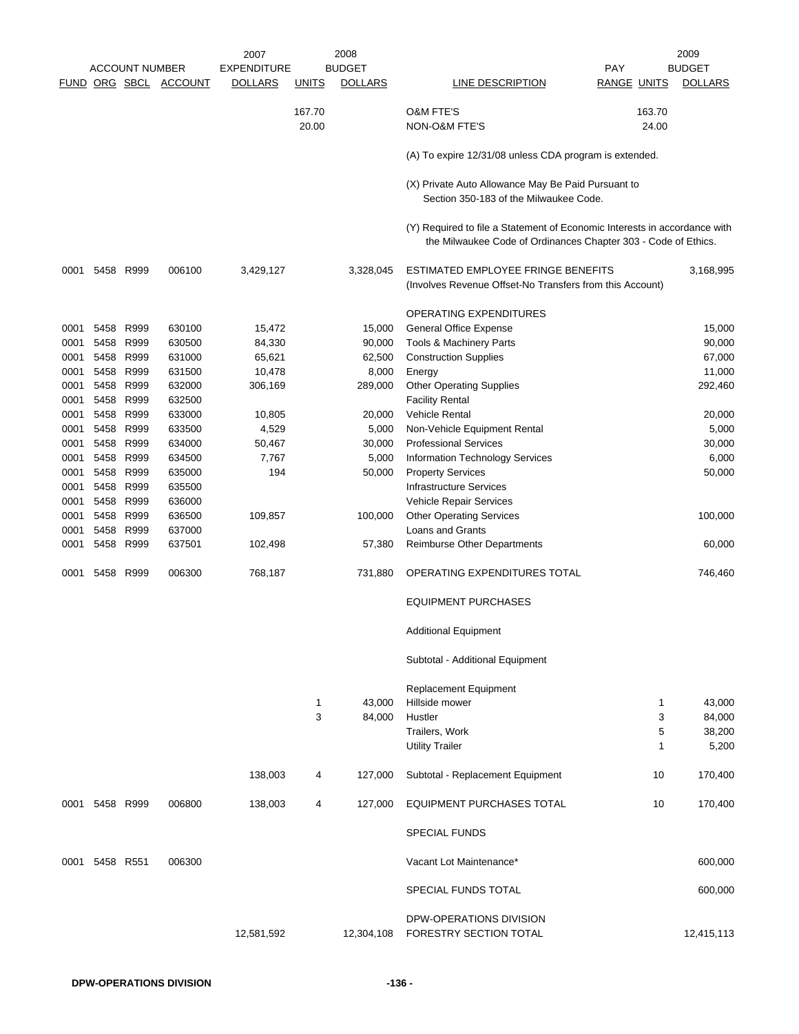| FUND | ORG | SBCL | ACCOUNT | 2007 EXPENDITURE DOLLARS | 2008 BUDGET UNITS | 2008 BUDGET DOLLARS | LINE DESCRIPTION | PAY RANGE | 2009 UNITS | 2009 BUDGET DOLLARS |
|---|---|---|---|---|---|---|---|---|---|---|
| | | | | | 167.70 | | O&M FTE'S | | 163.70 | |
| | | | | | 20.00 | | NON-O&M FTE'S | | 24.00 | |
| | | | | | | | (A) To expire 12/31/08 unless CDA program is extended. | | | |
| | | | | | | | (X) Private Auto Allowance May Be Paid Pursuant to Section 350-183 of the Milwaukee Code. | | | |
| | | | | | | | (Y) Required to file a Statement of Economic Interests in accordance with the Milwaukee Code of Ordinances Chapter 303 - Code of Ethics. | | | |
| 0001 | 5458 | R999 | 006100 | 3,429,127 | | 3,328,045 | ESTIMATED EMPLOYEE FRINGE BENEFITS (Involves Revenue Offset-No Transfers from this Account) | | | 3,168,995 |
| | | | | | | | OPERATING EXPENDITURES | | | |
| 0001 | 5458 | R999 | 630100 | 15,472 | | 15,000 | General Office Expense | | | 15,000 |
| 0001 | 5458 | R999 | 630500 | 84,330 | | 90,000 | Tools & Machinery Parts | | | 90,000 |
| 0001 | 5458 | R999 | 631000 | 65,621 | | 62,500 | Construction Supplies | | | 67,000 |
| 0001 | 5458 | R999 | 631500 | 10,478 | | 8,000 | Energy | | | 11,000 |
| 0001 | 5458 | R999 | 632000 | 306,169 | | 289,000 | Other Operating Supplies | | | 292,460 |
| 0001 | 5458 | R999 | 632500 | | | | Facility Rental | | | |
| 0001 | 5458 | R999 | 633000 | 10,805 | | 20,000 | Vehicle Rental | | | 20,000 |
| 0001 | 5458 | R999 | 633500 | 4,529 | | 5,000 | Non-Vehicle Equipment Rental | | | 5,000 |
| 0001 | 5458 | R999 | 634000 | 50,467 | | 30,000 | Professional Services | | | 30,000 |
| 0001 | 5458 | R999 | 634500 | 7,767 | | 5,000 | Information Technology Services | | | 6,000 |
| 0001 | 5458 | R999 | 635000 | 194 | | 50,000 | Property Services | | | 50,000 |
| 0001 | 5458 | R999 | 635500 | | | | Infrastructure Services | | | |
| 0001 | 5458 | R999 | 636000 | | | | Vehicle Repair Services | | | |
| 0001 | 5458 | R999 | 636500 | 109,857 | | 100,000 | Other Operating Services | | | 100,000 |
| 0001 | 5458 | R999 | 637000 | | | | Loans and Grants | | | |
| 0001 | 5458 | R999 | 637501 | 102,498 | | 57,380 | Reimburse Other Departments | | | 60,000 |
| 0001 | 5458 | R999 | 006300 | 768,187 | | 731,880 | OPERATING EXPENDITURES TOTAL | | | 746,460 |
| | | | | | | | EQUIPMENT PURCHASES | | | |
| | | | | | | | Additional Equipment | | | |
| | | | | | | | Subtotal - Additional Equipment | | | |
| | | | | | | | Replacement Equipment | | | |
| | | | | | 1 | 43,000 | Hillside mower | | 1 | 43,000 |
| | | | | | 3 | 84,000 | Hustler | | 3 | 84,000 |
| | | | | | | | Trailers, Work | | 5 | 38,200 |
| | | | | | | | Utility Trailer | | 1 | 5,200 |
| | | | | 138,003 | 4 | 127,000 | Subtotal - Replacement Equipment | | 10 | 170,400 |
| 0001 | 5458 | R999 | 006800 | 138,003 | 4 | 127,000 | EQUIPMENT PURCHASES TOTAL | | 10 | 170,400 |
| | | | | | | | SPECIAL FUNDS | | | |
| 0001 | 5458 | R551 | 006300 | | | | Vacant Lot Maintenance* | | | 600,000 |
| | | | | | | | SPECIAL FUNDS TOTAL | | | 600,000 |
| | | | | 12,581,592 | | 12,304,108 | DPW-OPERATIONS DIVISION FORESTRY SECTION TOTAL | | | 12,415,113 |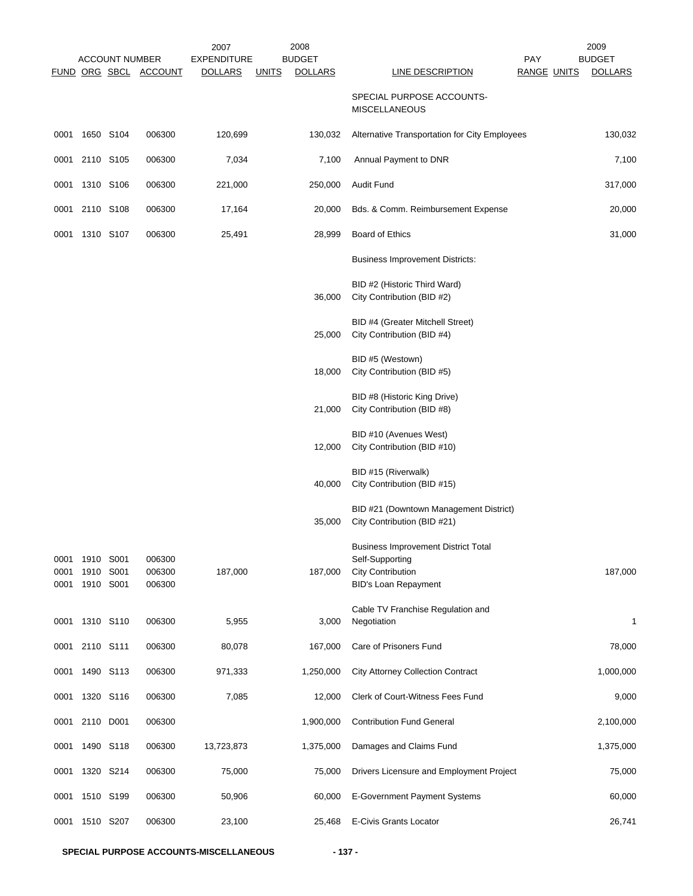| FUND | ORG | SBCL | ACCOUNT | 2007 EXPENDITURE DOLLARS | UNITS | 2008 BUDGET DOLLARS | LINE DESCRIPTION | PAY RANGE | UNITS | 2009 BUDGET DOLLARS |
|---|---|---|---|---|---|---|---|---|---|---|
| | | | | | | | SPECIAL PURPOSE ACCOUNTS-MISCELLANEOUS | | | |
| 0001 | 1650 | S104 | 006300 | 120,699 | | 130,032 | Alternative Transportation for City Employees | | | 130,032 |
| 0001 | 2110 | S105 | 006300 | 7,034 | | 7,100 | Annual Payment to DNR | | | 7,100 |
| 0001 | 1310 | S106 | 006300 | 221,000 | | 250,000 | Audit Fund | | | 317,000 |
| 0001 | 2110 | S108 | 006300 | 17,164 | | 20,000 | Bds. & Comm. Reimbursement Expense | | | 20,000 |
| 0001 | 1310 | S107 | 006300 | 25,491 | | 28,999 | Board of Ethics | | | 31,000 |
| | | | | | | | Business Improvement Districts: | | | |
| | | | | | | | BID #2 (Historic Third Ward) | | | |
| | | | | | | 36,000 | City Contribution (BID #2) | | | |
| | | | | | | | BID #4 (Greater Mitchell Street) | | | |
| | | | | | | 25,000 | City Contribution (BID #4) | | | |
| | | | | | | | BID #5 (Westown) | | | |
| | | | | | | 18,000 | City Contribution (BID #5) | | | |
| | | | | | | | BID #8 (Historic King Drive) | | | |
| | | | | | | 21,000 | City Contribution (BID #8) | | | |
| | | | | | | | BID #10 (Avenues West) | | | |
| | | | | | | 12,000 | City Contribution (BID #10) | | | |
| | | | | | | | BID #15 (Riverwalk) | | | |
| | | | | | | 40,000 | City Contribution (BID #15) | | | |
| | | | | | | | BID #21 (Downtown Management District) | | | |
| | | | | | | 35,000 | City Contribution (BID #21) | | | |
| | | | | | | | Business Improvement District Total | | | |
| 0001 | 1910 | S001 | 006300 | | | | Self-Supporting | | | |
| 0001 | 1910 | S001 | 006300 | 187,000 | | 187,000 | City Contribution | | | 187,000 |
| 0001 | 1910 | S001 | 006300 | | | | BID's Loan Repayment | | | |
| | | | | | | | Cable TV Franchise Regulation and | | | |
| 0001 | 1310 | S110 | 006300 | 5,955 | | 3,000 | Negotiation | | | 1 |
| 0001 | 2110 | S111 | 006300 | 80,078 | | 167,000 | Care of Prisoners Fund | | | 78,000 |
| 0001 | 1490 | S113 | 006300 | 971,333 | | 1,250,000 | City Attorney Collection Contract | | | 1,000,000 |
| 0001 | 1320 | S116 | 006300 | 7,085 | | 12,000 | Clerk of Court-Witness Fees Fund | | | 9,000 |
| 0001 | 2110 | D001 | 006300 | | | 1,900,000 | Contribution Fund General | | | 2,100,000 |
| 0001 | 1490 | S118 | 006300 | 13,723,873 | | 1,375,000 | Damages and Claims Fund | | | 1,375,000 |
| 0001 | 1320 | S214 | 006300 | 75,000 | | 75,000 | Drivers Licensure and Employment Project | | | 75,000 |
| 0001 | 1510 | S199 | 006300 | 50,906 | | 60,000 | E-Government Payment Systems | | | 60,000 |
| 0001 | 1510 | S207 | 006300 | 23,100 | | 25,468 | E-Civis Grants Locator | | | 26,741 |

SPECIAL PURPOSE ACCOUNTS-MISCELLANEOUS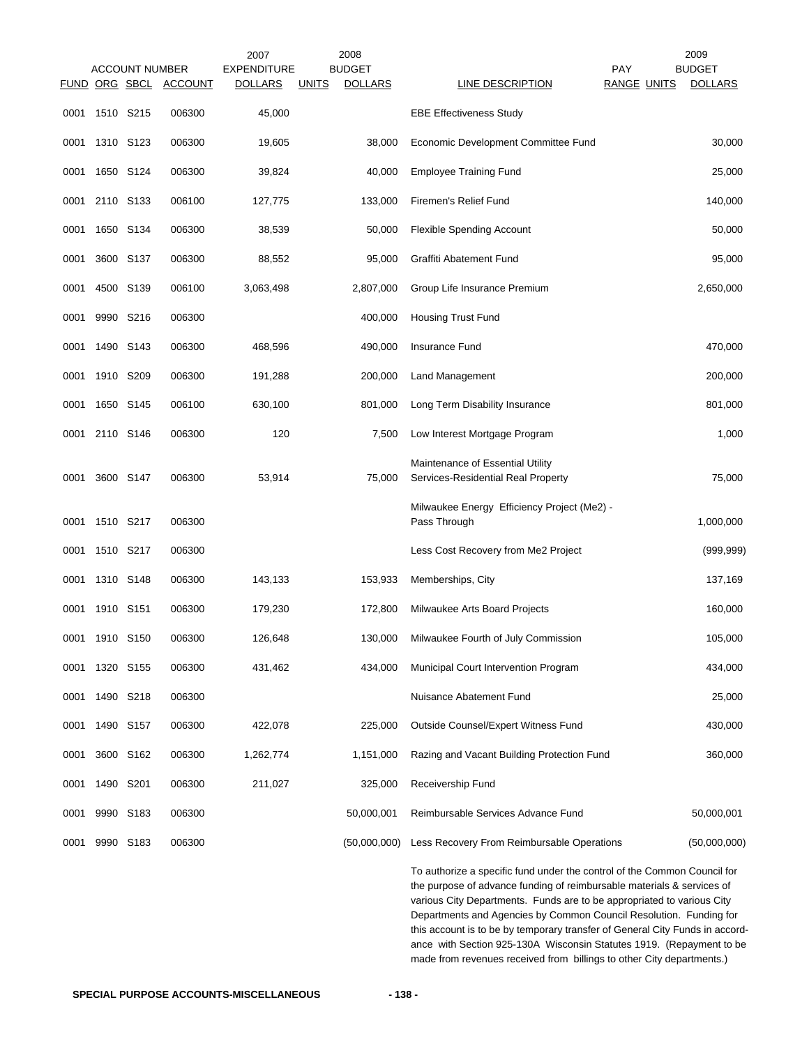| ACCOUNT NUMBER | | | | 2007 EXPENDITURE | | 2008 BUDGET | | PAY | | 2009 BUDGET |
|---|---|---|---|---|---|---|---|---|---|---|
| FUND | ORG | SBCL | ACCOUNT | DOLLARS | UNITS | DOLLARS | LINE DESCRIPTION | RANGE | UNITS | DOLLARS |
| 0001 | 1510 | S215 | 006300 | 45,000 | | | EBE Effectiveness Study | | | |
| 0001 | 1310 | S123 | 006300 | 19,605 | | 38,000 | Economic Development Committee Fund | | | 30,000 |
| 0001 | 1650 | S124 | 006300 | 39,824 | | 40,000 | Employee Training Fund | | | 25,000 |
| 0001 | 2110 | S133 | 006100 | 127,775 | | 133,000 | Firemen's Relief Fund | | | 140,000 |
| 0001 | 1650 | S134 | 006300 | 38,539 | | 50,000 | Flexible Spending Account | | | 50,000 |
| 0001 | 3600 | S137 | 006300 | 88,552 | | 95,000 | Graffiti Abatement Fund | | | 95,000 |
| 0001 | 4500 | S139 | 006100 | 3,063,498 | | 2,807,000 | Group Life Insurance Premium | | | 2,650,000 |
| 0001 | 9990 | S216 | 006300 | | | 400,000 | Housing Trust Fund | | | |
| 0001 | 1490 | S143 | 006300 | 468,596 | | 490,000 | Insurance Fund | | | 470,000 |
| 0001 | 1910 | S209 | 006300 | 191,288 | | 200,000 | Land Management | | | 200,000 |
| 0001 | 1650 | S145 | 006100 | 630,100 | | 801,000 | Long Term Disability Insurance | | | 801,000 |
| 0001 | 2110 | S146 | 006300 | 120 | | 7,500 | Low Interest Mortgage Program | | | 1,000 |
| 0001 | 3600 | S147 | 006300 | 53,914 | | 75,000 | Maintenance of Essential Utility Services-Residential Real Property | | | 75,000 |
| 0001 | 1510 | S217 | 006300 | | | | Milwaukee Energy Efficiency Project (Me2) - Pass Through | | | 1,000,000 |
| 0001 | 1510 | S217 | 006300 | | | | Less Cost Recovery from Me2 Project | | | (999,999) |
| 0001 | 1310 | S148 | 006300 | 143,133 | | 153,933 | Memberships, City | | | 137,169 |
| 0001 | 1910 | S151 | 006300 | 179,230 | | 172,800 | Milwaukee Arts Board Projects | | | 160,000 |
| 0001 | 1910 | S150 | 006300 | 126,648 | | 130,000 | Milwaukee Fourth of July Commission | | | 105,000 |
| 0001 | 1320 | S155 | 006300 | 431,462 | | 434,000 | Municipal Court Intervention Program | | | 434,000 |
| 0001 | 1490 | S218 | 006300 | | | | Nuisance Abatement Fund | | | 25,000 |
| 0001 | 1490 | S157 | 006300 | 422,078 | | 225,000 | Outside Counsel/Expert Witness Fund | | | 430,000 |
| 0001 | 3600 | S162 | 006300 | 1,262,774 | | 1,151,000 | Razing and Vacant Building Protection Fund | | | 360,000 |
| 0001 | 1490 | S201 | 006300 | 211,027 | | 325,000 | Receivership Fund | | | |
| 0001 | 9990 | S183 | 006300 | | | 50,000,001 | Reimbursable Services Advance Fund | | | 50,000,001 |
| 0001 | 9990 | S183 | 006300 | | | (50,000,000) | Less Recovery From Reimbursable Operations | | | (50,000,000) |

To authorize a specific fund under the control of the Common Council for the purpose of advance funding of reimbursable materials & services of various City Departments. Funds are to be appropriated to various City Departments and Agencies by Common Council Resolution. Funding for this account is to be by temporary transfer of General City Funds in accordance with Section 925-130A Wisconsin Statutes 1919. (Repayment to be made from revenues received from billings to other City departments.)

**SPECIAL PURPOSE ACCOUNTS-MISCELLANEOUS**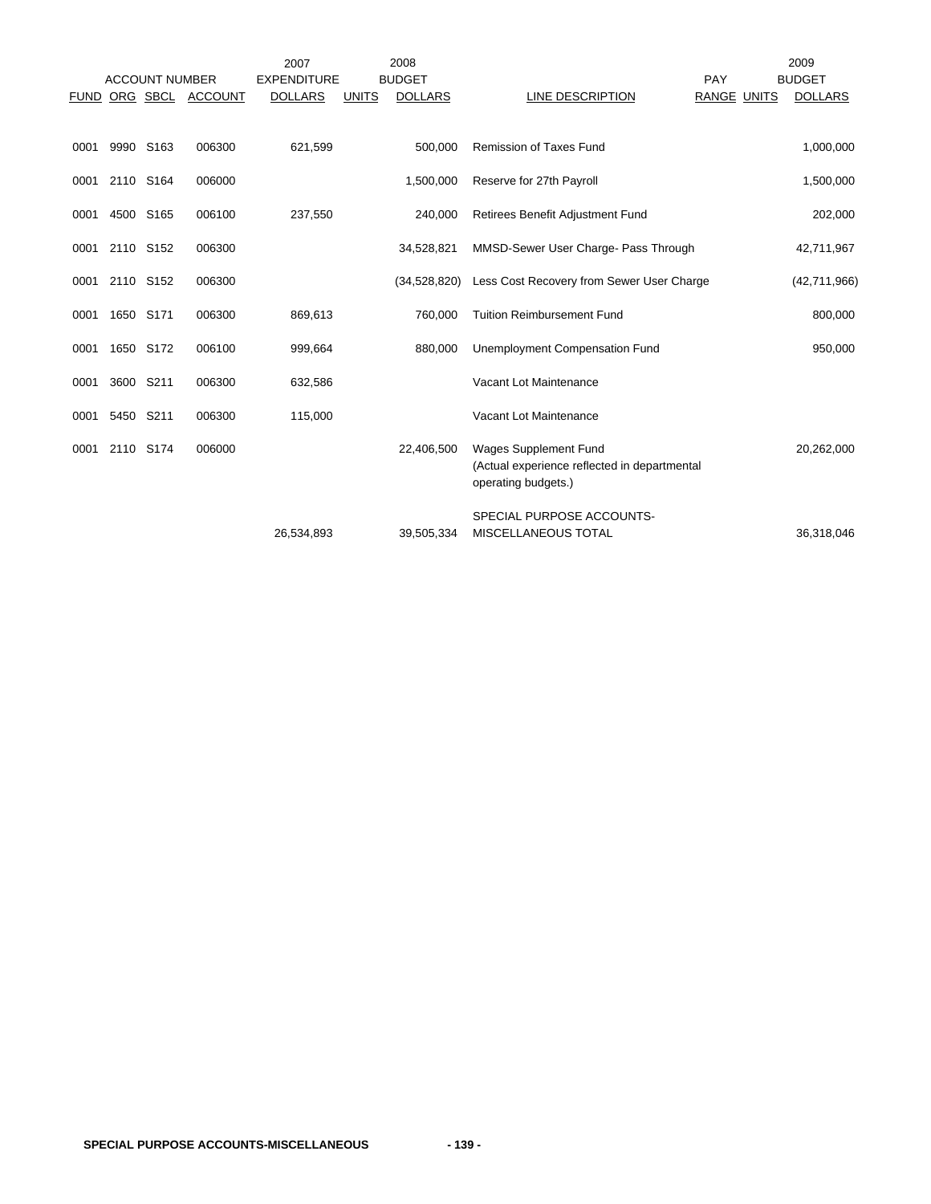| ACCOUNT NUMBER | | | | 2007 EXPENDITURE | 2008 BUDGET | | | PAY | | 2009 BUDGET |
|---|---|---|---|---|---|---|---|---|---|---|
| FUND | ORG | SBCL | ACCOUNT | DOLLARS | UNITS | DOLLARS | LINE DESCRIPTION | RANGE | UNITS | DOLLARS |
| 0001 | 9990 | S163 | 006300 | 621,599 | | 500,000 | Remission of Taxes Fund | | | 1,000,000 |
| 0001 | 2110 | S164 | 006000 | | | 1,500,000 | Reserve for 27th Payroll | | | 1,500,000 |
| 0001 | 4500 | S165 | 006100 | 237,550 | | 240,000 | Retirees Benefit Adjustment Fund | | | 202,000 |
| 0001 | 2110 | S152 | 006300 | | | 34,528,821 | MMSD-Sewer User Charge- Pass Through | | | 42,711,967 |
| 0001 | 2110 | S152 | 006300 | | | (34,528,820) | Less Cost Recovery from Sewer User Charge | | | (42,711,966) |
| 0001 | 1650 | S171 | 006300 | 869,613 | | 760,000 | Tuition Reimbursement Fund | | | 800,000 |
| 0001 | 1650 | S172 | 006100 | 999,664 | | 880,000 | Unemployment Compensation Fund | | | 950,000 |
| 0001 | 3600 | S211 | 006300 | 632,586 | | | Vacant Lot Maintenance | | | |
| 0001 | 5450 | S211 | 006300 | 115,000 | | | Vacant Lot Maintenance | | | |
| 0001 | 2110 | S174 | 006000 | | | 22,406,500 | Wages Supplement Fund (Actual experience reflected in departmental operating budgets.) | | | 20,262,000 |
| | | | | 26,534,893 | | 39,505,334 | SPECIAL PURPOSE ACCOUNTS-MISCELLANEOUS TOTAL | | | 36,318,046 |

**SPECIAL PURPOSE ACCOUNTS-MISCELLANEOUS**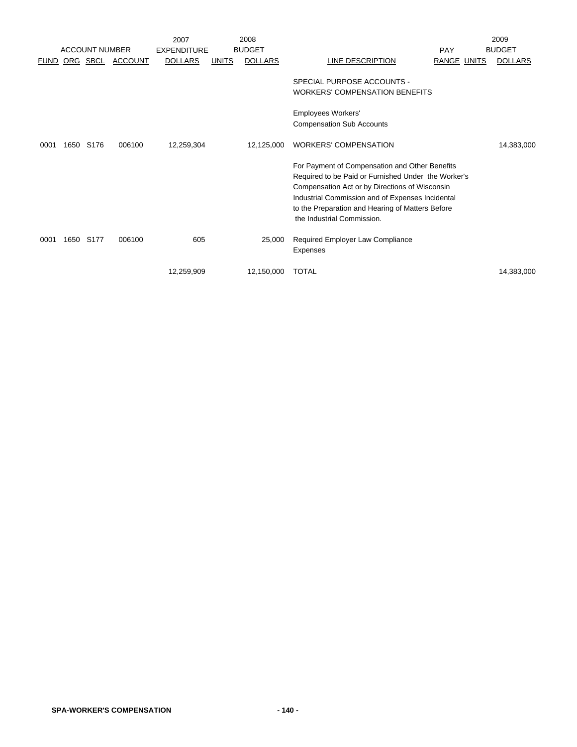| ACCOUNT NUMBER | | | | 2007 EXPENDITURE | 2008 BUDGET | | | | | 2009 BUDGET |
|---|---|---|---|---|---|---|---|---|---|---|
| FUND | ORG | SBCL | ACCOUNT | DOLLARS | UNITS | DOLLARS | LINE DESCRIPTION | PAY RANGE | UNITS | DOLLARS |
| | | | | | | | SPECIAL PURPOSE ACCOUNTS - WORKERS' COMPENSATION BENEFITS | | | |
| | | | | | | | Employees Workers' Compensation Sub Accounts | | | |
| 0001 | 1650 | S176 | 006100 | 12,259,304 | | 12,125,000 | WORKERS' COMPENSATION | | | 14,383,000 |
| | | | | | | | For Payment of Compensation and Other Benefits Required to be Paid or Furnished Under the Worker's Compensation Act or by Directions of Wisconsin Industrial Commission and of Expenses Incidental to the Preparation and Hearing of Matters Before the Industrial Commission. | | | |
| 0001 | 1650 | S177 | 006100 | 605 | | 25,000 | Required Employer Law Compliance Expenses | | | |
| | | | | 12,259,909 | | 12,150,000 | TOTAL | | | 14,383,000 |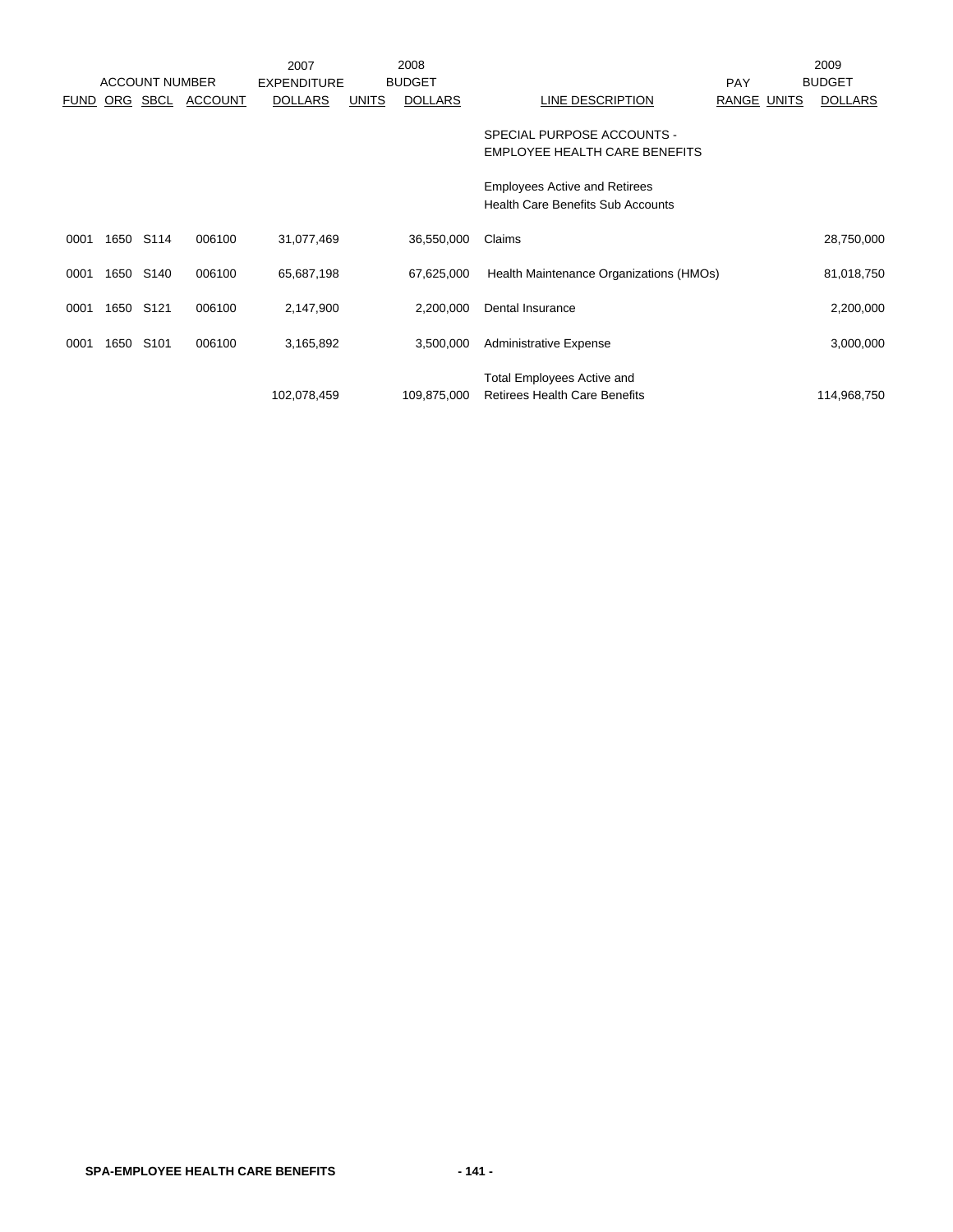| ACCOUNT NUMBER | | | | 2007 EXPENDITURE | | 2008 BUDGET | | PAY | | 2009 BUDGET |
|---|---|---|---|---|---|---|---|---|---|---|
| FUND | ORG | SBCL | ACCOUNT | DOLLARS | UNITS | DOLLARS | LINE DESCRIPTION | RANGE | UNITS | DOLLARS |
| | | | | | | | SPECIAL PURPOSE ACCOUNTS - EMPLOYEE HEALTH CARE BENEFITS | | | |
| | | | | | | | Employees Active and Retirees Health Care Benefits Sub Accounts | | | |
| 0001 | 1650 | S114 | 006100 | 31,077,469 | | 36,550,000 | Claims | | | 28,750,000 |
| 0001 | 1650 | S140 | 006100 | 65,687,198 | | 67,625,000 | Health Maintenance Organizations (HMOs) | | | 81,018,750 |
| 0001 | 1650 | S121 | 006100 | 2,147,900 | | 2,200,000 | Dental Insurance | | | 2,200,000 |
| 0001 | 1650 | S101 | 006100 | 3,165,892 | | 3,500,000 | Administrative Expense | | | 3,000,000 |
| | | | | 102,078,459 | | 109,875,000 | Total Employees Active and Retirees Health Care Benefits | | | 114,968,750 |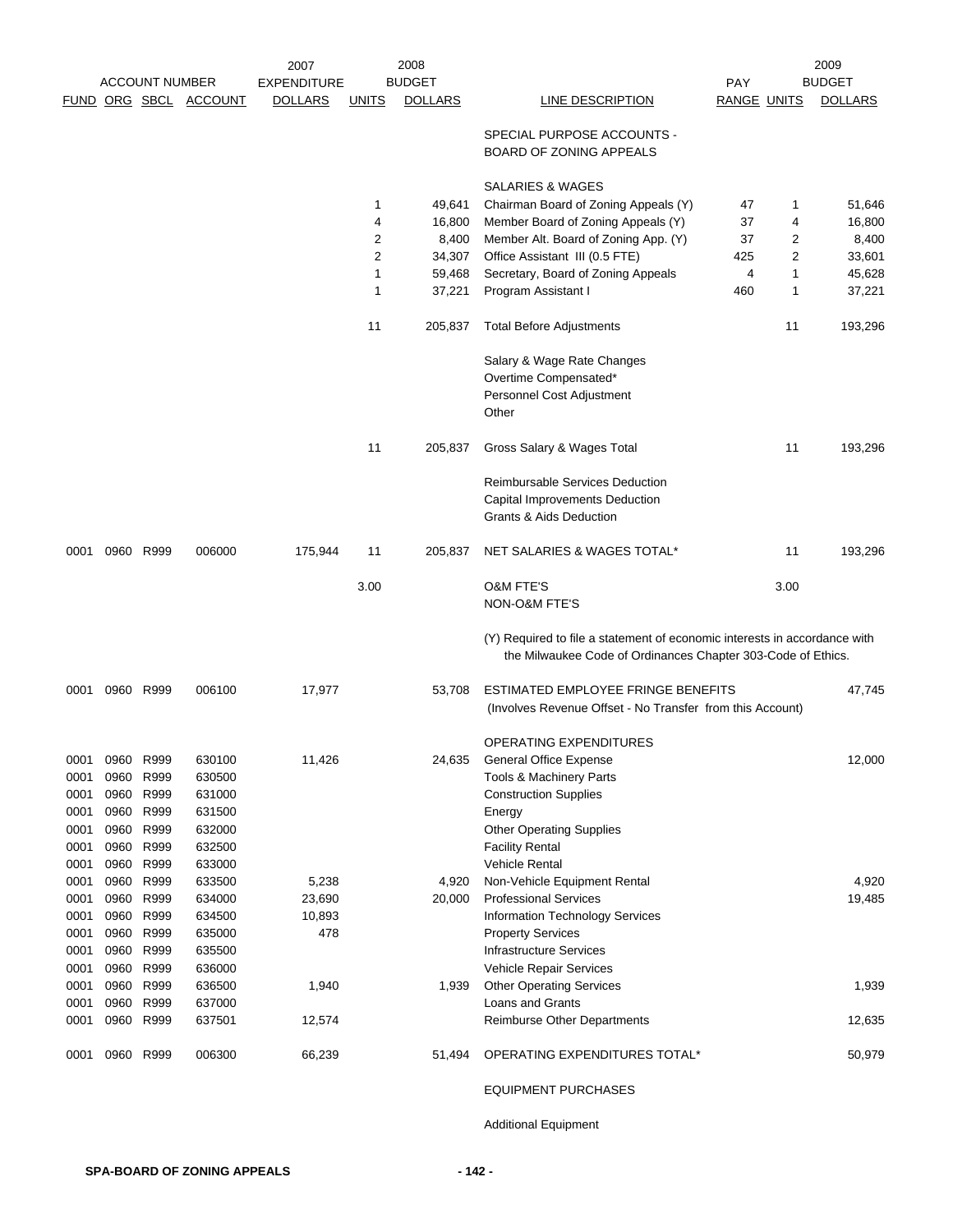| ACCOUNT NUMBER | | | | 2007 EXPENDITURE | 2008 BUDGET | | | PAY | | 2009 BUDGET |
|---|---|---|---|---|---|---|---|---|---|---|
| FUND | ORG | SBCL | ACCOUNT | DOLLARS | UNITS | DOLLARS | LINE DESCRIPTION | RANGE | UNITS | DOLLARS |
| | | | | | | | SPECIAL PURPOSE ACCOUNTS - BOARD OF ZONING APPEALS | | | |
| | | | | | | | SALARIES & WAGES | | | |
| | | | | | 1 | 49,641 | Chairman Board of Zoning Appeals (Y) | 47 | 1 | 51,646 |
| | | | | | 4 | 16,800 | Member Board of Zoning Appeals (Y) | 37 | 4 | 16,800 |
| | | | | | 2 | 8,400 | Member Alt. Board of Zoning App. (Y) | 37 | 2 | 8,400 |
| | | | | | 2 | 34,307 | Office Assistant III (0.5 FTE) | 425 | 2 | 33,601 |
| | | | | | 1 | 59,468 | Secretary, Board of Zoning Appeals | 4 | 1 | 45,628 |
| | | | | | 1 | 37,221 | Program Assistant I | 460 | 1 | 37,221 |
| | | | | | 11 | 205,837 | Total Before Adjustments | | 11 | 193,296 |
| | | | | | | | Salary & Wage Rate Changes | | | |
| | | | | | | | Overtime Compensated* | | | |
| | | | | | | | Personnel Cost Adjustment | | | |
| | | | | | | | Other | | | |
| | | | | | 11 | 205,837 | Gross Salary & Wages Total | | 11 | 193,296 |
| | | | | | | | Reimbursable Services Deduction | | | |
| | | | | | | | Capital Improvements Deduction | | | |
| | | | | | | | Grants & Aids Deduction | | | |
| 0001 | 0960 | R999 | 006000 | 175,944 | 11 | 205,837 | NET SALARIES & WAGES TOTAL* | | 11 | 193,296 |
| | | | | | 3.00 | | O&M FTE'S | | 3.00 | |
| | | | | | | | NON-O&M FTE'S | | | |
| | | | | | | | (Y) Required to file a statement of economic interests in accordance with the Milwaukee Code of Ordinances Chapter 303-Code of Ethics. | | | |
| 0001 | 0960 | R999 | 006100 | 17,977 | | 53,708 | ESTIMATED EMPLOYEE FRINGE BENEFITS (Involves Revenue Offset - No Transfer from this Account) | | | 47,745 |
| | | | | | | | OPERATING EXPENDITURES | | | |
| 0001 | 0960 | R999 | 630100 | 11,426 | | 24,635 | General Office Expense | | | 12,000 |
| 0001 | 0960 | R999 | 630500 | | | | Tools & Machinery Parts | | | |
| 0001 | 0960 | R999 | 631000 | | | | Construction Supplies | | | |
| 0001 | 0960 | R999 | 631500 | | | | Energy | | | |
| 0001 | 0960 | R999 | 632000 | | | | Other Operating Supplies | | | |
| 0001 | 0960 | R999 | 632500 | | | | Facility Rental | | | |
| 0001 | 0960 | R999 | 633000 | | | | Vehicle Rental | | | |
| 0001 | 0960 | R999 | 633500 | 5,238 | | 4,920 | Non-Vehicle Equipment Rental | | | 4,920 |
| 0001 | 0960 | R999 | 634000 | 23,690 | | 20,000 | Professional Services | | | 19,485 |
| 0001 | 0960 | R999 | 634500 | 10,893 | | | Information Technology Services | | | |
| 0001 | 0960 | R999 | 635000 | 478 | | | Property Services | | | |
| 0001 | 0960 | R999 | 635500 | | | | Infrastructure Services | | | |
| 0001 | 0960 | R999 | 636000 | | | | Vehicle Repair Services | | | |
| 0001 | 0960 | R999 | 636500 | 1,940 | | 1,939 | Other Operating Services | | | 1,939 |
| 0001 | 0960 | R999 | 637000 | | | | Loans and Grants | | | |
| 0001 | 0960 | R999 | 637501 | 12,574 | | | Reimburse Other Departments | | | 12,635 |
| 0001 | 0960 | R999 | 006300 | 66,239 | | 51,494 | OPERATING EXPENDITURES TOTAL* | | | 50,979 |
| | | | | | | | EQUIPMENT PURCHASES | | | |
| | | | | | | | Additional Equipment | | | |

SPA-BOARD OF ZONING APPEALS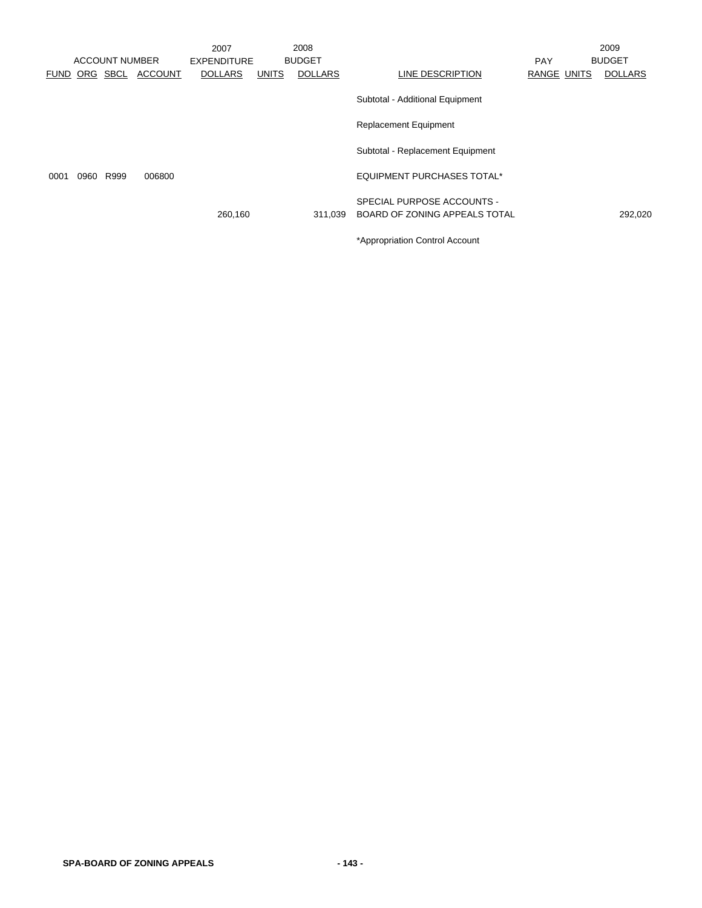| ACCOUNT NUMBER | | | | 2007 EXPENDITURE | 2008 BUDGET | | | PAY | | 2009 BUDGET |
|---|---|---|---|---|---|---|---|---|---|---|
| FUND | ORG | SBCL | ACCOUNT | DOLLARS | UNITS | DOLLARS | LINE DESCRIPTION | RANGE | UNITS | DOLLARS |
| | | | | | | | Subtotal - Additional Equipment | | | |
| | | | | | | | Replacement Equipment | | | |
| | | | | | | | Subtotal - Replacement Equipment | | | |
| 0001 | 0960 | R999 | 006800 | | | | EQUIPMENT PURCHASES TOTAL* | | | |
| | | | | 260,160 | | 311,039 | SPECIAL PURPOSE ACCOUNTS - BOARD OF ZONING APPEALS TOTAL | | | 292,020 |
| | | | | | | | *Appropriation Control Account | | | |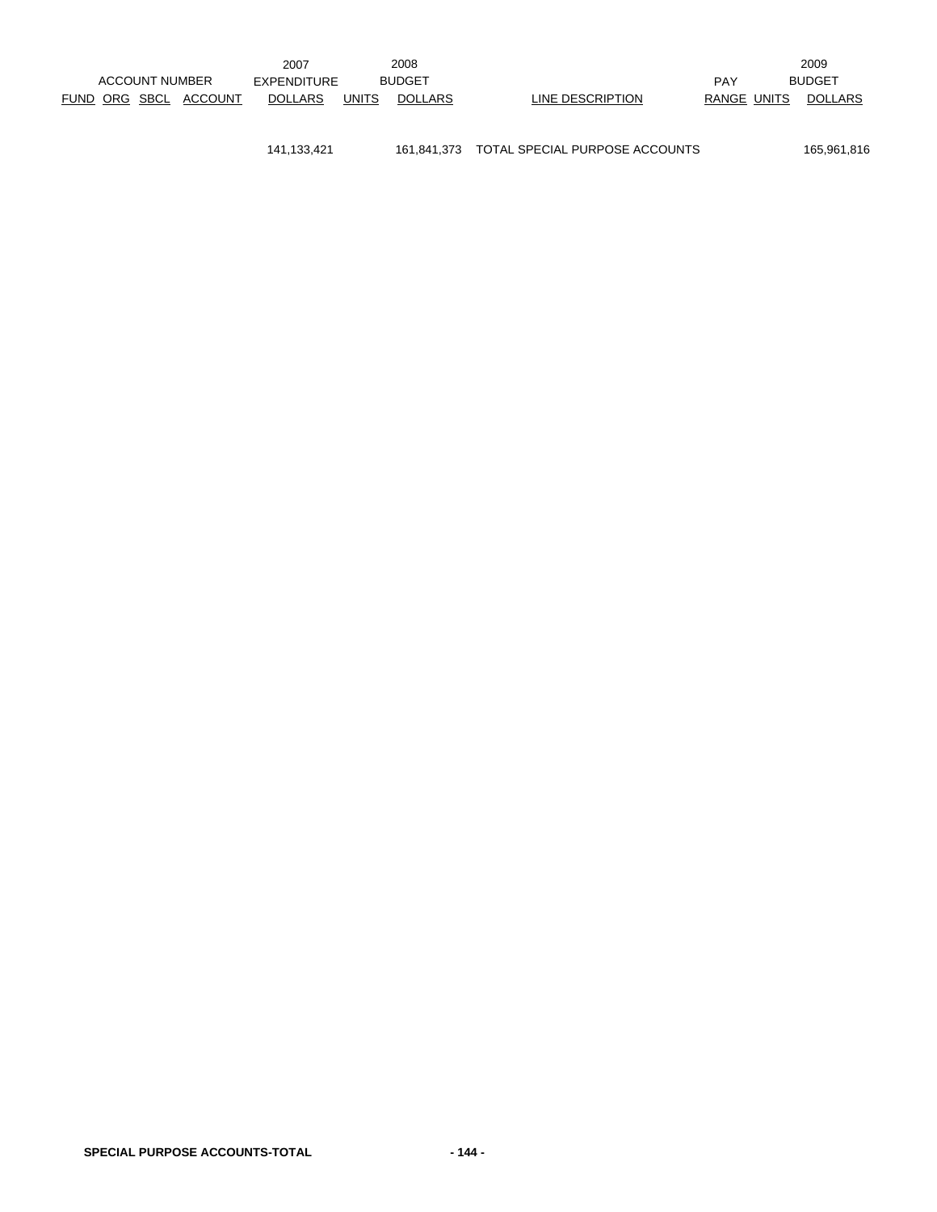| ACCOUNT NUMBER | | | | 2007 EXPENDITURE | 2008 BUDGET | | | PAY | | 2009 BUDGET |
|---|---|---|---|---|---|---|---|---|---|---|
| FUND | ORG | SBCL | ACCOUNT | DOLLARS | UNITS | DOLLARS | LINE DESCRIPTION | RANGE | UNITS | DOLLARS |
| | | | | 141,133,421 | | 161,841,373 | TOTAL SPECIAL PURPOSE ACCOUNTS | | | 165,961,816 |

**SPECIAL PURPOSE ACCOUNTS-TOTAL**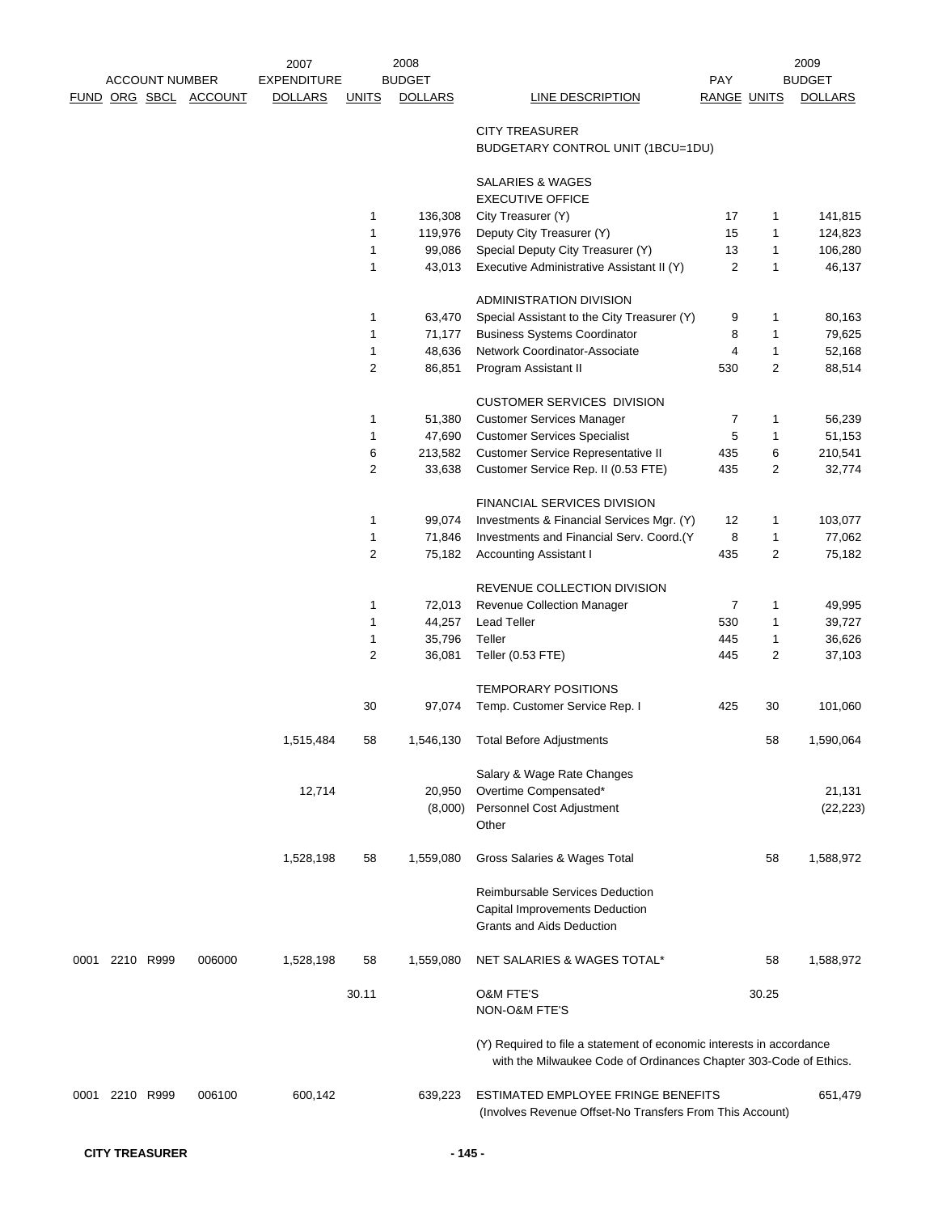| FUND | ORG | SBCL | ACCOUNT | 2007 EXPENDITURE DOLLARS | 2008 BUDGET UNITS | 2008 BUDGET DOLLARS | LINE DESCRIPTION | PAY RANGE | 2009 BUDGET UNITS | 2009 BUDGET DOLLARS |
|---|---|---|---|---|---|---|---|---|---|---|
| | | | | | | | CITY TREASURER | | | |
| | | | | | | | BUDGETARY CONTROL UNIT (1BCU=1DU) | | | |
| | | | | | | | SALARIES & WAGES | | | |
| | | | | | | | EXECUTIVE OFFICE | | | |
| | | | | | 1 | 136,308 | City Treasurer (Y) | 17 | 1 | 141,815 |
| | | | | | 1 | 119,976 | Deputy City Treasurer (Y) | 15 | 1 | 124,823 |
| | | | | | 1 | 99,086 | Special Deputy City Treasurer (Y) | 13 | 1 | 106,280 |
| | | | | | 1 | 43,013 | Executive Administrative Assistant II (Y) | 2 | 1 | 46,137 |
| | | | | | | | ADMINISTRATION DIVISION | | | |
| | | | | | 1 | 63,470 | Special Assistant to the City Treasurer (Y) | 9 | 1 | 80,163 |
| | | | | | 1 | 71,177 | Business Systems Coordinator | 8 | 1 | 79,625 |
| | | | | | 1 | 48,636 | Network Coordinator-Associate | 4 | 1 | 52,168 |
| | | | | | 2 | 86,851 | Program Assistant II | 530 | 2 | 88,514 |
| | | | | | | | CUSTOMER SERVICES DIVISION | | | |
| | | | | | 1 | 51,380 | Customer Services Manager | 7 | 1 | 56,239 |
| | | | | | 1 | 47,690 | Customer Services Specialist | 5 | 1 | 51,153 |
| | | | | | 6 | 213,582 | Customer Service Representative II | 435 | 6 | 210,541 |
| | | | | | 2 | 33,638 | Customer Service Rep. II (0.53 FTE) | 435 | 2 | 32,774 |
| | | | | | | | FINANCIAL SERVICES DIVISION | | | |
| | | | | | 1 | 99,074 | Investments & Financial Services Mgr. (Y) | 12 | 1 | 103,077 |
| | | | | | 1 | 71,846 | Investments and Financial Serv. Coord.(Y | 8 | 1 | 77,062 |
| | | | | | 2 | 75,182 | Accounting Assistant I | 435 | 2 | 75,182 |
| | | | | | | | REVENUE COLLECTION DIVISION | | | |
| | | | | | 1 | 72,013 | Revenue Collection Manager | 7 | 1 | 49,995 |
| | | | | | 1 | 44,257 | Lead Teller | 530 | 1 | 39,727 |
| | | | | | 1 | 35,796 | Teller | 445 | 1 | 36,626 |
| | | | | | 2 | 36,081 | Teller (0.53 FTE) | 445 | 2 | 37,103 |
| | | | | | | | TEMPORARY POSITIONS | | | |
| | | | | | 30 | 97,074 | Temp. Customer Service Rep. I | 425 | 30 | 101,060 |
| | | | | 1,515,484 | 58 | 1,546,130 | Total Before Adjustments | | 58 | 1,590,064 |
| | | | | | | | Salary & Wage Rate Changes | | | |
| | | | | 12,714 | | 20,950 | Overtime Compensated* | | | 21,131 |
| | | | | | | (8,000) | Personnel Cost Adjustment | | | (22,223) |
| | | | | | | | Other | | | |
| | | | | 1,528,198 | 58 | 1,559,080 | Gross Salaries & Wages Total | | 58 | 1,588,972 |
| | | | | | | | Reimbursable Services Deduction | | | |
| | | | | | | | Capital Improvements Deduction | | | |
| | | | | | | | Grants and Aids Deduction | | | |
| 0001 | 2210 | R999 | 006000 | 1,528,198 | 58 | 1,559,080 | NET SALARIES & WAGES TOTAL* | | 58 | 1,588,972 |
| | | | | | 30.11 | | O&M FTE'S | | 30.25 | |
| | | | | | | | NON-O&M FTE'S | | | |

(Y) Required to file a statement of economic interests in accordance with the Milwaukee Code of Ordinances Chapter 303-Code of Ethics.

| FUND | ORG | SBCL | ACCOUNT | 2007 EXPENDITURE DOLLARS | 2008 BUDGET UNITS | 2008 BUDGET DOLLARS | LINE DESCRIPTION | PAY RANGE | 2009 BUDGET UNITS | 2009 BUDGET DOLLARS |
|---|---|---|---|---|---|---|---|---|---|---|
| 0001 | 2210 | R999 | 006100 | 600,142 | | 639,223 | ESTIMATED EMPLOYEE FRINGE BENEFITS (Involves Revenue Offset-No Transfers From This Account) | | | 651,479 |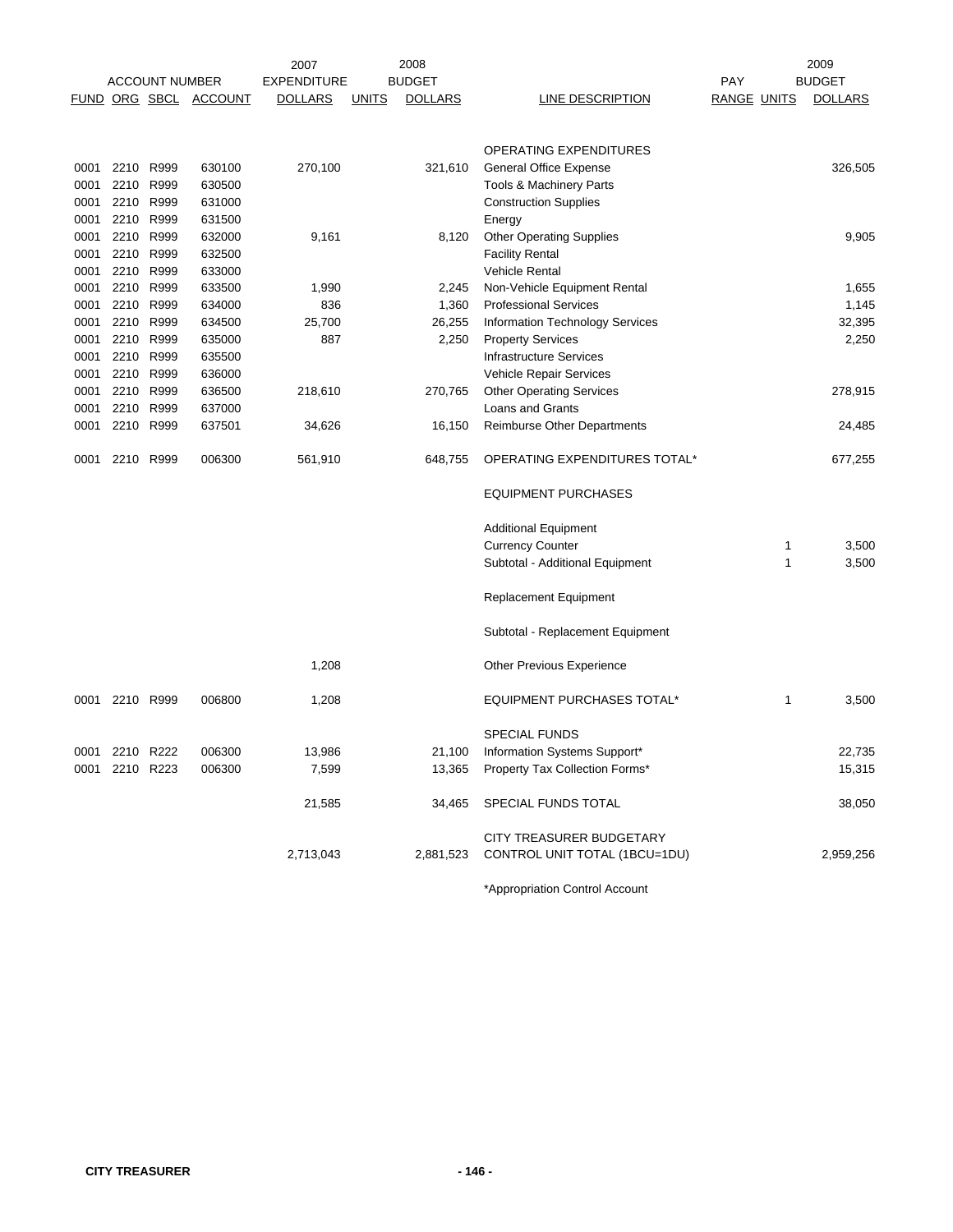| ACCOUNT NUMBER | | | | 2007 EXPENDITURE | 2008 BUDGET | | | PAY | | 2009 BUDGET |
|---|---|---|---|---|---|---|---|---|---|---|
| FUND | ORG | SBCL | ACCOUNT | DOLLARS | UNITS | DOLLARS | LINE DESCRIPTION | RANGE | UNITS | DOLLARS |
| | | | | | | | OPERATING EXPENDITURES | | | |
| 0001 | 2210 | R999 | 630100 | 270,100 | | 321,610 | General Office Expense | | | 326,505 |
| 0001 | 2210 | R999 | 630500 | | | | Tools & Machinery Parts | | | |
| 0001 | 2210 | R999 | 631000 | | | | Construction Supplies | | | |
| 0001 | 2210 | R999 | 631500 | | | | Energy | | | |
| 0001 | 2210 | R999 | 632000 | 9,161 | | 8,120 | Other Operating Supplies | | | 9,905 |
| 0001 | 2210 | R999 | 632500 | | | | Facility Rental | | | |
| 0001 | 2210 | R999 | 633000 | | | | Vehicle Rental | | | |
| 0001 | 2210 | R999 | 633500 | 1,990 | | 2,245 | Non-Vehicle Equipment Rental | | | 1,655 |
| 0001 | 2210 | R999 | 634000 | 836 | | 1,360 | Professional Services | | | 1,145 |
| 0001 | 2210 | R999 | 634500 | 25,700 | | 26,255 | Information Technology Services | | | 32,395 |
| 0001 | 2210 | R999 | 635000 | 887 | | 2,250 | Property Services | | | 2,250 |
| 0001 | 2210 | R999 | 635500 | | | | Infrastructure Services | | | |
| 0001 | 2210 | R999 | 636000 | | | | Vehicle Repair Services | | | |
| 0001 | 2210 | R999 | 636500 | 218,610 | | 270,765 | Other Operating Services | | | 278,915 |
| 0001 | 2210 | R999 | 637000 | | | | Loans and Grants | | | |
| 0001 | 2210 | R999 | 637501 | 34,626 | | 16,150 | Reimburse Other Departments | | | 24,485 |
| 0001 | 2210 | R999 | 006300 | 561,910 | | 648,755 | OPERATING EXPENDITURES TOTAL* | | | 677,255 |
| | | | | | | | EQUIPMENT PURCHASES | | | |
| | | | | | | | Additional Equipment | | | |
| | | | | | | | Currency Counter | | 1 | 3,500 |
| | | | | | | | Subtotal - Additional Equipment | | 1 | 3,500 |
| | | | | | | | Replacement Equipment | | | |
| | | | | | | | Subtotal - Replacement Equipment | | | |
| | | | | 1,208 | | | Other Previous Experience | | | |
| 0001 | 2210 | R999 | 006800 | 1,208 | | | EQUIPMENT PURCHASES TOTAL* | | 1 | 3,500 |
| | | | | | | | SPECIAL FUNDS | | | |
| 0001 | 2210 | R222 | 006300 | 13,986 | | 21,100 | Information Systems Support* | | | 22,735 |
| 0001 | 2210 | R223 | 006300 | 7,599 | | 13,365 | Property Tax Collection Forms* | | | 15,315 |
| | | | | 21,585 | | 34,465 | SPECIAL FUNDS TOTAL | | | 38,050 |
| | | | | 2,713,043 | | 2,881,523 | CITY TREASURER BUDGETARY CONTROL UNIT TOTAL (1BCU=1DU) | | | 2,959,256 |

*Appropriation Control Account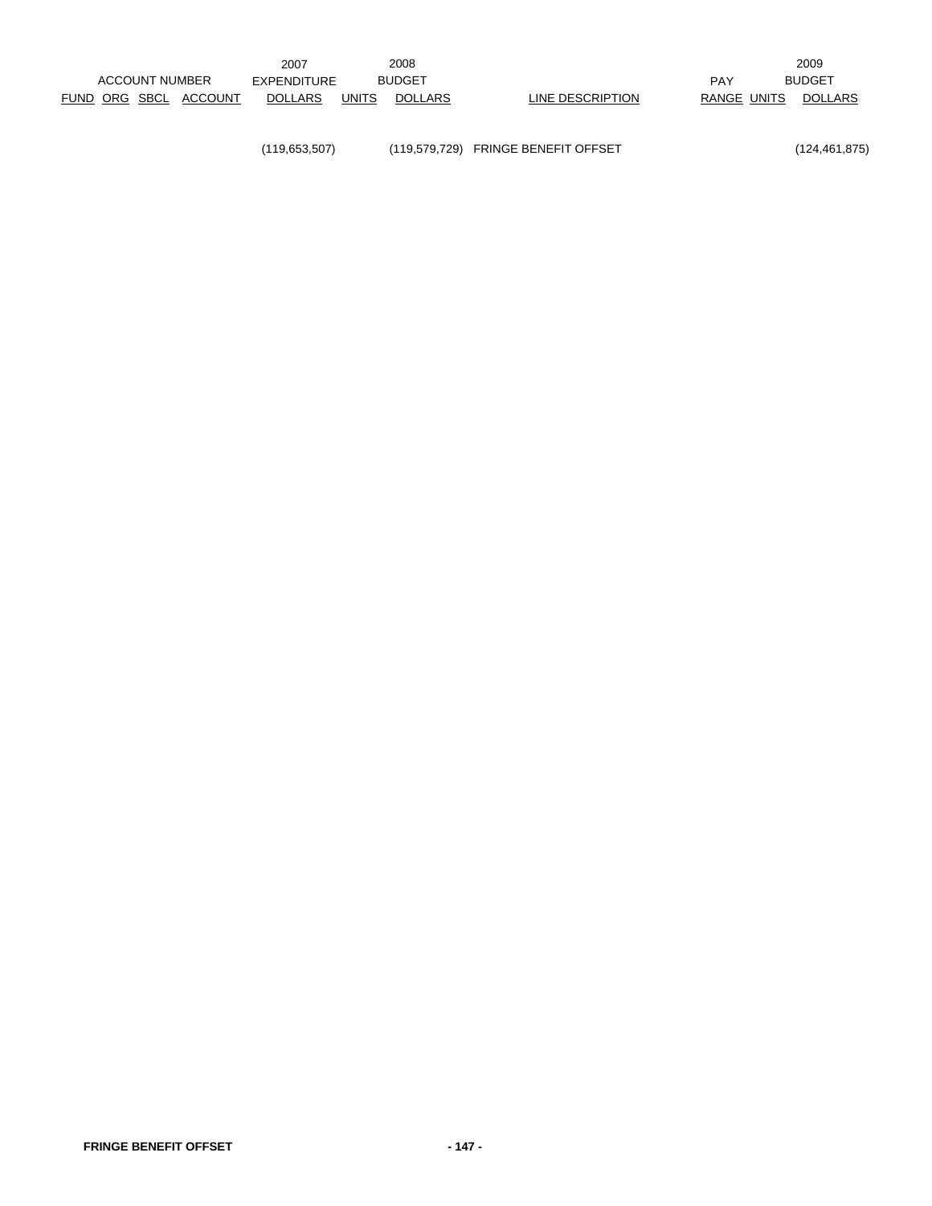| ACCOUNT NUMBER FUND | ORG | SBCL | ACCOUNT | 2007 EXPENDITURE DOLLARS | 2008 BUDGET UNITS | 2008 BUDGET DOLLARS | LINE DESCRIPTION | PAY RANGE | 2009 BUDGET UNITS | 2009 BUDGET DOLLARS |
|---|---|---|---|---|---|---|---|---|---|---|
| | | | | (119,653,507) | | (119,579,729) | FRINGE BENEFIT OFFSET | | | (124,461,875) |

**FRINGE BENEFIT OFFSET**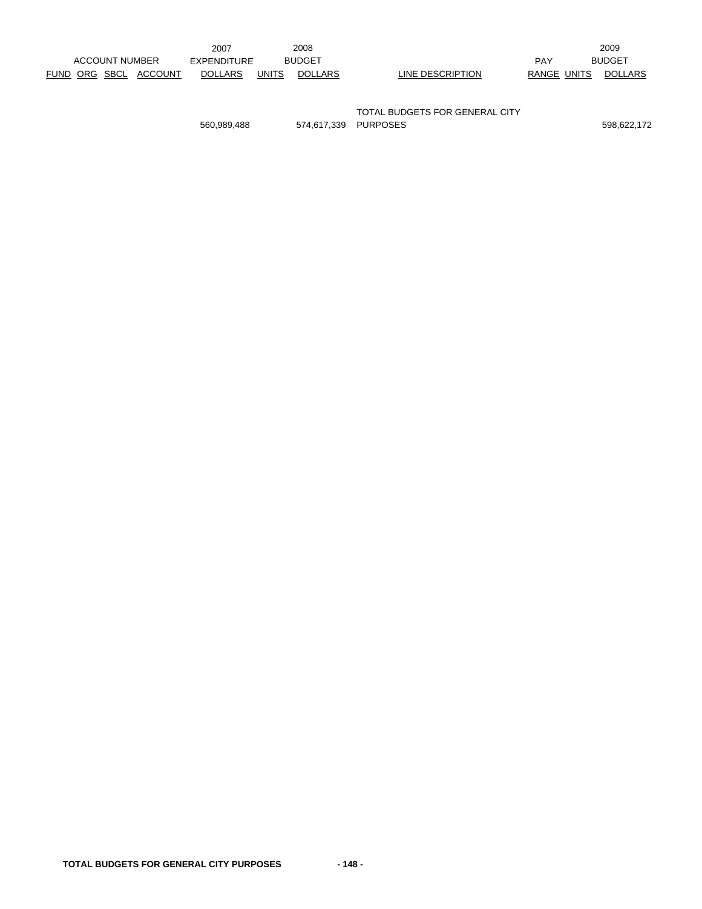| ACCOUNT NUMBER | | | | 2007 EXPENDITURE | 2008 BUDGET | | | PAY | | 2009 BUDGET |
|---|---|---|---|---|---|---|---|---|---|---|
| FUND | ORG | SBCL | ACCOUNT | DOLLARS | UNITS | DOLLARS | LINE DESCRIPTION | RANGE | UNITS | DOLLARS |
| | | | | 560,989,488 | | 574,617,339 | TOTAL BUDGETS FOR GENERAL CITY PURPOSES | | | 598,622,172 |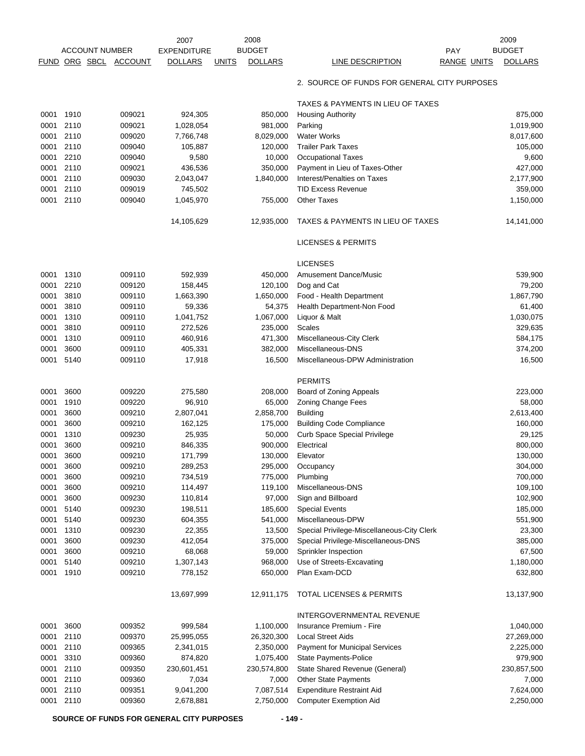| ACCOUNT NUMBER | | | | 2007 EXPENDITURE | | 2008 BUDGET | | PAY | | 2009 BUDGET |
|---|---|---|---|---|---|---|---|---|---|---|
| FUND | ORG | SBCL | ACCOUNT | DOLLARS | UNITS | DOLLARS | LINE DESCRIPTION | RANGE | UNITS | DOLLARS |
| | | | | | | | 2. SOURCE OF FUNDS FOR GENERAL CITY PURPOSES | | | |
| | | | | | | | TAXES & PAYMENTS IN LIEU OF TAXES | | | |
| 0001 | 1910 | | 009021 | 924,305 | | 850,000 | Housing Authority | | | 875,000 |
| 0001 | 2110 | | 009021 | 1,028,054 | | 981,000 | Parking | | | 1,019,900 |
| 0001 | 2110 | | 009020 | 7,766,748 | | 8,029,000 | Water Works | | | 8,017,600 |
| 0001 | 2110 | | 009040 | 105,887 | | 120,000 | Trailer Park Taxes | | | 105,000 |
| 0001 | 2210 | | 009040 | 9,580 | | 10,000 | Occupational Taxes | | | 9,600 |
| 0001 | 2110 | | 009021 | 436,536 | | 350,000 | Payment in Lieu of Taxes-Other | | | 427,000 |
| 0001 | 2110 | | 009030 | 2,043,047 | | 1,840,000 | Interest/Penalties on Taxes | | | 2,177,900 |
| 0001 | 2110 | | 009019 | 745,502 | | | TID Excess Revenue | | | 359,000 |
| 0001 | 2110 | | 009040 | 1,045,970 | | 755,000 | Other Taxes | | | 1,150,000 |
| | | | | 14,105,629 | | 12,935,000 | TAXES & PAYMENTS IN LIEU OF TAXES | | | 14,141,000 |
| | | | | | | | LICENSES & PERMITS | | | |
| | | | | | | | LICENSES | | | |
| 0001 | 1310 | | 009110 | 592,939 | | 450,000 | Amusement Dance/Music | | | 539,900 |
| 0001 | 2210 | | 009120 | 158,445 | | 120,100 | Dog and Cat | | | 79,200 |
| 0001 | 3810 | | 009110 | 1,663,390 | | 1,650,000 | Food - Health Department | | | 1,867,790 |
| 0001 | 3810 | | 009110 | 59,336 | | 54,375 | Health Department-Non Food | | | 61,400 |
| 0001 | 1310 | | 009110 | 1,041,752 | | 1,067,000 | Liquor & Malt | | | 1,030,075 |
| 0001 | 3810 | | 009110 | 272,526 | | 235,000 | Scales | | | 329,635 |
| 0001 | 1310 | | 009110 | 460,916 | | 471,300 | Miscellaneous-City Clerk | | | 584,175 |
| 0001 | 3600 | | 009110 | 405,331 | | 382,000 | Miscellaneous-DNS | | | 374,200 |
| 0001 | 5140 | | 009110 | 17,918 | | 16,500 | Miscellaneous-DPW Administration | | | 16,500 |
| | | | | | | | PERMITS | | | |
| 0001 | 3600 | | 009220 | 275,580 | | 208,000 | Board of Zoning Appeals | | | 223,000 |
| 0001 | 1910 | | 009220 | 96,910 | | 65,000 | Zoning Change Fees | | | 58,000 |
| 0001 | 3600 | | 009210 | 2,807,041 | | 2,858,700 | Building | | | 2,613,400 |
| 0001 | 3600 | | 009210 | 162,125 | | 175,000 | Building Code Compliance | | | 160,000 |
| 0001 | 1310 | | 009230 | 25,935 | | 50,000 | Curb Space Special Privilege | | | 29,125 |
| 0001 | 3600 | | 009210 | 846,335 | | 900,000 | Electrical | | | 800,000 |
| 0001 | 3600 | | 009210 | 171,799 | | 130,000 | Elevator | | | 130,000 |
| 0001 | 3600 | | 009210 | 289,253 | | 295,000 | Occupancy | | | 304,000 |
| 0001 | 3600 | | 009210 | 734,519 | | 775,000 | Plumbing | | | 700,000 |
| 0001 | 3600 | | 009210 | 114,497 | | 119,100 | Miscellaneous-DNS | | | 109,100 |
| 0001 | 3600 | | 009230 | 110,814 | | 97,000 | Sign and Billboard | | | 102,900 |
| 0001 | 5140 | | 009230 | 198,511 | | 185,600 | Special Events | | | 185,000 |
| 0001 | 5140 | | 009230 | 604,355 | | 541,000 | Miscellaneous-DPW | | | 551,900 |
| 0001 | 1310 | | 009230 | 22,355 | | 13,500 | Special Privilege-Miscellaneous-City Clerk | | | 23,300 |
| 0001 | 3600 | | 009230 | 412,054 | | 375,000 | Special Privilege-Miscellaneous-DNS | | | 385,000 |
| 0001 | 3600 | | 009210 | 68,068 | | 59,000 | Sprinkler Inspection | | | 67,500 |
| 0001 | 5140 | | 009210 | 1,307,143 | | 968,000 | Use of Streets-Excavating | | | 1,180,000 |
| 0001 | 1910 | | 009210 | 778,152 | | 650,000 | Plan Exam-DCD | | | 632,800 |
| | | | | 13,697,999 | | 12,911,175 | TOTAL LICENSES & PERMITS | | | 13,137,900 |
| | | | | | | | INTERGOVERNMENTAL REVENUE | | | |
| 0001 | 3600 | | 009352 | 999,584 | | 1,100,000 | Insurance Premium - Fire | | | 1,040,000 |
| 0001 | 2110 | | 009370 | 25,995,055 | | 26,320,300 | Local Street Aids | | | 27,269,000 |
| 0001 | 2110 | | 009365 | 2,341,015 | | 2,350,000 | Payment for Municipal Services | | | 2,225,000 |
| 0001 | 3310 | | 009360 | 874,820 | | 1,075,400 | State Payments-Police | | | 979,900 |
| 0001 | 2110 | | 009350 | 230,601,451 | | 230,574,800 | State Shared Revenue (General) | | | 230,857,500 |
| 0001 | 2110 | | 009360 | 7,034 | | 7,000 | Other State Payments | | | 7,000 |
| 0001 | 2110 | | 009351 | 9,041,200 | | 7,087,514 | Expenditure Restraint Aid | | | 7,624,000 |
| 0001 | 2110 | | 009360 | 2,678,881 | | 2,750,000 | Computer Exemption Aid | | | 2,250,000 |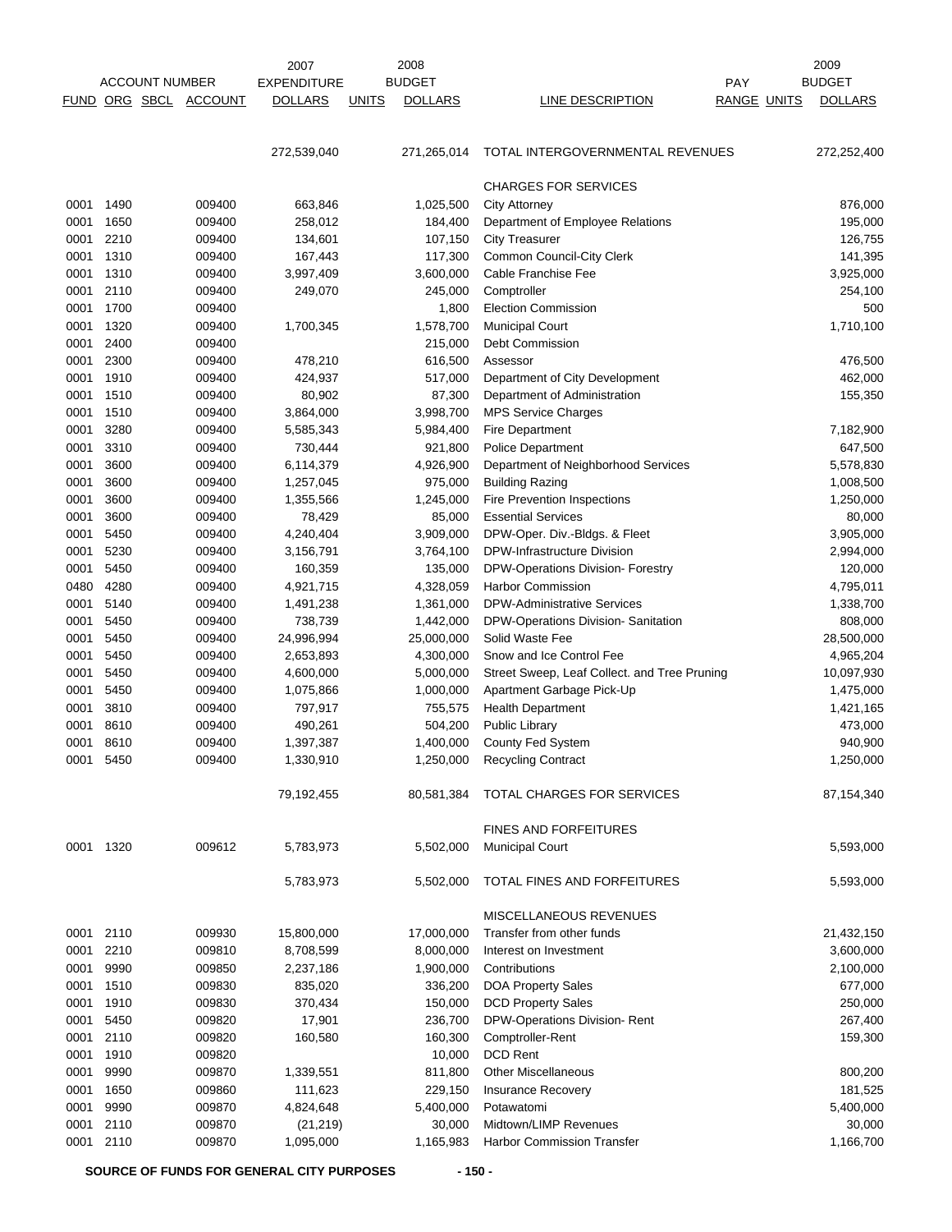| ACCOUNT NUMBER | | | | 2007 EXPENDITURE | | 2008 BUDGET | | PAY | | 2009 BUDGET |
|---|---|---|---|---|---|---|---|---|---|---|
| FUND | ORG | SBCL | ACCOUNT | DOLLARS | UNITS | DOLLARS | LINE DESCRIPTION | RANGE | UNITS | DOLLARS |
| | | | | 272,539,040 | | 271,265,014 | TOTAL INTERGOVERNMENTAL REVENUES | | | 272,252,400 |
| | | | | | | | CHARGES FOR SERVICES | | | |
| 0001 | 1490 | | 009400 | 663,846 | | 1,025,500 | City Attorney | | | 876,000 |
| 0001 | 1650 | | 009400 | 258,012 | | 184,400 | Department of Employee Relations | | | 195,000 |
| 0001 | 2210 | | 009400 | 134,601 | | 107,150 | City Treasurer | | | 126,755 |
| 0001 | 1310 | | 009400 | 167,443 | | 117,300 | Common Council-City Clerk | | | 141,395 |
| 0001 | 1310 | | 009400 | 3,997,409 | | 3,600,000 | Cable Franchise Fee | | | 3,925,000 |
| 0001 | 2110 | | 009400 | 249,070 | | 245,000 | Comptroller | | | 254,100 |
| 0001 | 1700 | | 009400 | | | 1,800 | Election Commission | | | 500 |
| 0001 | 1320 | | 009400 | 1,700,345 | | 1,578,700 | Municipal Court | | | 1,710,100 |
| 0001 | 2400 | | 009400 | | | 215,000 | Debt Commission | | | |
| 0001 | 2300 | | 009400 | 478,210 | | 616,500 | Assessor | | | 476,500 |
| 0001 | 1910 | | 009400 | 424,937 | | 517,000 | Department of City Development | | | 462,000 |
| 0001 | 1510 | | 009400 | 80,902 | | 87,300 | Department of Administration | | | 155,350 |
| 0001 | 1510 | | 009400 | 3,864,000 | | 3,998,700 | MPS Service Charges | | | |
| 0001 | 3280 | | 009400 | 5,585,343 | | 5,984,400 | Fire Department | | | 7,182,900 |
| 0001 | 3310 | | 009400 | 730,444 | | 921,800 | Police Department | | | 647,500 |
| 0001 | 3600 | | 009400 | 6,114,379 | | 4,926,900 | Department of Neighborhood Services | | | 5,578,830 |
| 0001 | 3600 | | 009400 | 1,257,045 | | 975,000 | Building Razing | | | 1,008,500 |
| 0001 | 3600 | | 009400 | 1,355,566 | | 1,245,000 | Fire Prevention Inspections | | | 1,250,000 |
| 0001 | 3600 | | 009400 | 78,429 | | 85,000 | Essential Services | | | 80,000 |
| 0001 | 5450 | | 009400 | 4,240,404 | | 3,909,000 | DPW-Oper. Div.-Bldgs. & Fleet | | | 3,905,000 |
| 0001 | 5230 | | 009400 | 3,156,791 | | 3,764,100 | DPW-Infrastructure Division | | | 2,994,000 |
| 0001 | 5450 | | 009400 | 160,359 | | 135,000 | DPW-Operations Division- Forestry | | | 120,000 |
| 0480 | 4280 | | 009400 | 4,921,715 | | 4,328,059 | Harbor Commission | | | 4,795,011 |
| 0001 | 5140 | | 009400 | 1,491,238 | | 1,361,000 | DPW-Administrative Services | | | 1,338,700 |
| 0001 | 5450 | | 009400 | 738,739 | | 1,442,000 | DPW-Operations Division- Sanitation | | | 808,000 |
| 0001 | 5450 | | 009400 | 24,996,994 | | 25,000,000 | Solid Waste Fee | | | 28,500,000 |
| 0001 | 5450 | | 009400 | 2,653,893 | | 4,300,000 | Snow and Ice Control Fee | | | 4,965,204 |
| 0001 | 5450 | | 009400 | 4,600,000 | | 5,000,000 | Street Sweep, Leaf Collect. and Tree Pruning | | | 10,097,930 |
| 0001 | 5450 | | 009400 | 1,075,866 | | 1,000,000 | Apartment Garbage Pick-Up | | | 1,475,000 |
| 0001 | 3810 | | 009400 | 797,917 | | 755,575 | Health Department | | | 1,421,165 |
| 0001 | 8610 | | 009400 | 490,261 | | 504,200 | Public Library | | | 473,000 |
| 0001 | 8610 | | 009400 | 1,397,387 | | 1,400,000 | County Fed System | | | 940,900 |
| 0001 | 5450 | | 009400 | 1,330,910 | | 1,250,000 | Recycling Contract | | | 1,250,000 |
| | | | | 79,192,455 | | 80,581,384 | TOTAL CHARGES FOR SERVICES | | | 87,154,340 |
| | | | | | | | FINES AND FORFEITURES | | | |
| 0001 | 1320 | | 009612 | 5,783,973 | | 5,502,000 | Municipal Court | | | 5,593,000 |
| | | | | 5,783,973 | | 5,502,000 | TOTAL FINES AND FORFEITURES | | | 5,593,000 |
| | | | | | | | MISCELLANEOUS REVENUES | | | |
| 0001 | 2110 | | 009930 | 15,800,000 | | 17,000,000 | Transfer from other funds | | | 21,432,150 |
| 0001 | 2210 | | 009810 | 8,708,599 | | 8,000,000 | Interest on Investment | | | 3,600,000 |
| 0001 | 9990 | | 009850 | 2,237,186 | | 1,900,000 | Contributions | | | 2,100,000 |
| 0001 | 1510 | | 009830 | 835,020 | | 336,200 | DOA Property Sales | | | 677,000 |
| 0001 | 1910 | | 009830 | 370,434 | | 150,000 | DCD Property Sales | | | 250,000 |
| 0001 | 5450 | | 009820 | 17,901 | | 236,700 | DPW-Operations Division- Rent | | | 267,400 |
| 0001 | 2110 | | 009820 | 160,580 | | 160,300 | Comptroller-Rent | | | 159,300 |
| 0001 | 1910 | | 009820 | | | 10,000 | DCD Rent | | | |
| 0001 | 9990 | | 009870 | 1,339,551 | | 811,800 | Other Miscellaneous | | | 800,200 |
| 0001 | 1650 | | 009860 | 111,623 | | 229,150 | Insurance Recovery | | | 181,525 |
| 0001 | 9990 | | 009870 | 4,824,648 | | 5,400,000 | Potawatomi | | | 5,400,000 |
| 0001 | 2110 | | 009870 | (21,219) | | 30,000 | Midtown/LIMP Revenues | | | 30,000 |
| 0001 | 2110 | | 009870 | 1,095,000 | | 1,165,983 | Harbor Commission Transfer | | | 1,166,700 |

**SOURCE OF FUNDS FOR GENERAL CITY PURPOSES**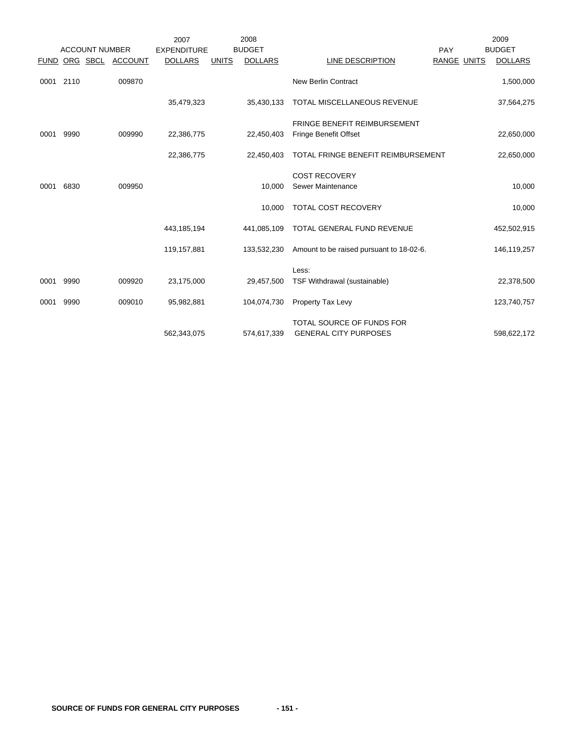| ACCOUNT NUMBER | | | | 2007 EXPENDITURE | 2008 BUDGET | | | PAY | | 2009 BUDGET |
|---|---|---|---|---|---|---|---|---|---|---|
| FUND | ORG | SBCL | ACCOUNT | DOLLARS | UNITS | DOLLARS | LINE DESCRIPTION | RANGE | UNITS | DOLLARS |
| 0001 | 2110 | | 009870 | | | | New Berlin Contract | | | 1,500,000 |
| | | | | 35,479,323 | | 35,430,133 | TOTAL MISCELLANEOUS REVENUE | | | 37,564,275 |
| | | | | | | | FRINGE BENEFIT REIMBURSEMENT | | | |
| 0001 | 9990 | | 009990 | 22,386,775 | | 22,450,403 | Fringe Benefit Offset | | | 22,650,000 |
| | | | | 22,386,775 | | 22,450,403 | TOTAL FRINGE BENEFIT REIMBURSEMENT | | | 22,650,000 |
| | | | | | | | COST RECOVERY | | | |
| 0001 | 6830 | | 009950 | | | 10,000 | Sewer Maintenance | | | 10,000 |
| | | | | | | 10,000 | TOTAL COST RECOVERY | | | 10,000 |
| | | | | 443,185,194 | | 441,085,109 | TOTAL GENERAL FUND REVENUE | | | 452,502,915 |
| | | | | 119,157,881 | | 133,532,230 | Amount to be raised pursuant to 18-02-6. | | | 146,119,257 |
| | | | | | | | Less: | | | |
| 0001 | 9990 | | 009920 | 23,175,000 | | 29,457,500 | TSF Withdrawal (sustainable) | | | 22,378,500 |
| 0001 | 9990 | | 009010 | 95,982,881 | | 104,074,730 | Property Tax Levy | | | 123,740,757 |
| | | | | 562,343,075 | | 574,617,339 | TOTAL SOURCE OF FUNDS FOR GENERAL CITY PURPOSES | | | 598,622,172 |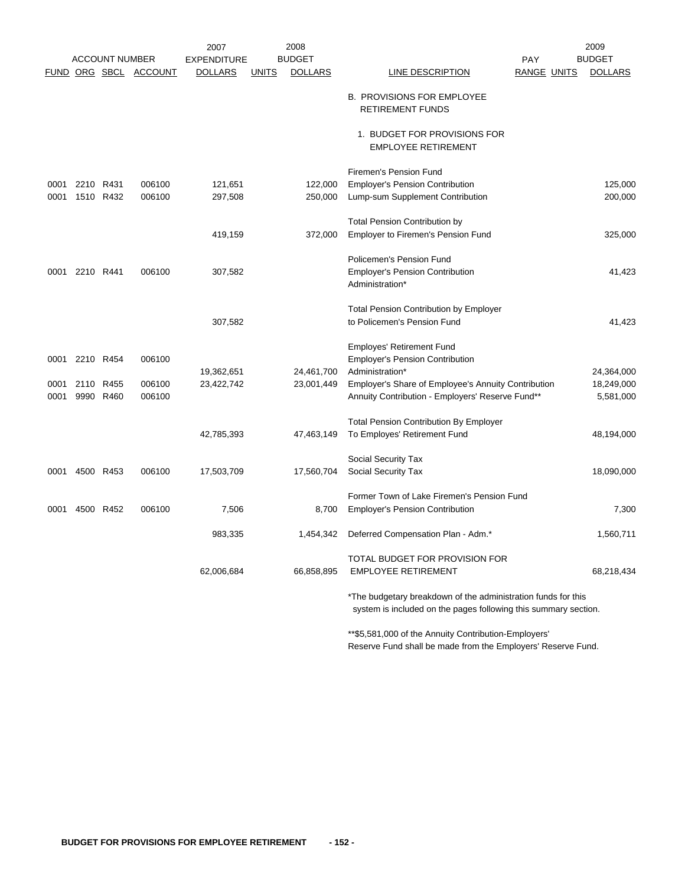| FUND | ORG | SBCL | ACCOUNT | 2007 EXPENDITURE DOLLARS | UNITS | 2008 BUDGET DOLLARS | LINE DESCRIPTION | PAY RANGE | UNITS | 2009 BUDGET DOLLARS |
|---|---|---|---|---|---|---|---|---|---|---|
| | | | | | | | B. PROVISIONS FOR EMPLOYEE RETIREMENT FUNDS | | | |
| | | | | | | | 1. BUDGET FOR PROVISIONS FOR EMPLOYEE RETIREMENT | | | |
| | | | | | | | Firemen's Pension Fund | | | |
| 0001 | 2210 | R431 | 006100 | 121,651 | | 122,000 | Employer's Pension Contribution | | | 125,000 |
| 0001 | 1510 | R432 | 006100 | 297,508 | | 250,000 | Lump-sum Supplement Contribution | | | 200,000 |
| | | | | 419,159 | | 372,000 | Total Pension Contribution by Employer to Firemen's Pension Fund | | | 325,000 |
| | | | | | | | Policemen's Pension Fund | | | |
| 0001 | 2210 | R441 | 006100 | 307,582 | | | Employer's Pension Contribution Administration* | | | 41,423 |
| | | | | 307,582 | | | Total Pension Contribution by Employer to Policemen's Pension Fund | | | 41,423 |
| | | | | | | | Employes' Retirement Fund | | | |
| 0001 | 2210 | R454 | 006100 | 19,362,651 | | 24,461,700 | Employer's Pension Contribution Administration* | | | 24,364,000 |
| 0001 | 2110 | R455 | 006100 | 23,422,742 | | 23,001,449 | Employer's Share of Employee's Annuity Contribution | | | 18,249,000 |
| 0001 | 9990 | R460 | 006100 | | | | Annuity Contribution - Employers' Reserve Fund** | | | 5,581,000 |
| | | | | 42,785,393 | | 47,463,149 | Total Pension Contribution By Employer To Employes' Retirement Fund | | | 48,194,000 |
| | | | | | | | Social Security Tax | | | |
| 0001 | 4500 | R453 | 006100 | 17,503,709 | | 17,560,704 | Social Security Tax | | | 18,090,000 |
| | | | | | | | Former Town of Lake Firemen's Pension Fund | | | |
| 0001 | 4500 | R452 | 006100 | 7,506 | | 8,700 | Employer's Pension Contribution | | | 7,300 |
| | | | | 983,335 | | 1,454,342 | Deferred Compensation Plan - Adm.* | | | 1,560,711 |
| | | | | 62,006,684 | | 66,858,895 | TOTAL BUDGET FOR PROVISION FOR EMPLOYEE RETIREMENT | | | 68,218,434 |

*The budgetary breakdown of the administration funds for this system is included on the pages following this summary section.

**$5,581,000 of the Annuity Contribution-Employers' Reserve Fund shall be made from the Employers' Reserve Fund.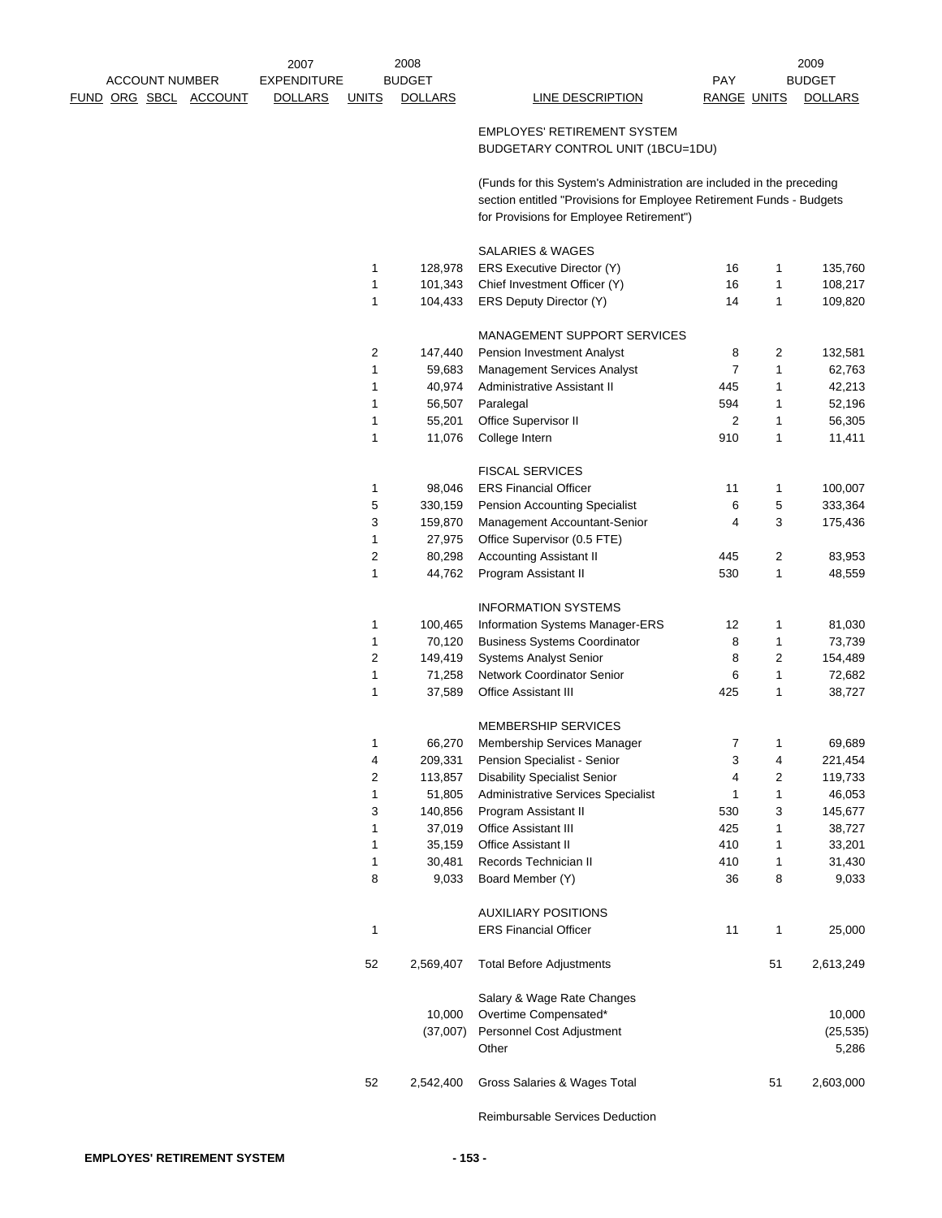| ACCOUNT NUMBER FUND ORG SBCL ACCOUNT | 2007 EXPENDITURE DOLLARS | UNITS | 2008 BUDGET DOLLARS | LINE DESCRIPTION | PAY RANGE | UNITS | 2009 BUDGET DOLLARS |
|---|---|---|---|---|---|---|---|
| | | | | EMPLOYES' RETIREMENT SYSTEM | | | |
| | | | | BUDGETARY CONTROL UNIT (1BCU=1DU) | | | |
| | | | | (Funds for this System's Administration are included in the preceding section entitled "Provisions for Employee Retirement Funds - Budgets for Provisions for Employee Retirement") | | | |
| | | | | SALARIES & WAGES | | | |
| | | 1 | 128,978 | ERS Executive Director (Y) | 16 | 1 | 135,760 |
| | | 1 | 101,343 | Chief Investment Officer (Y) | 16 | 1 | 108,217 |
| | | 1 | 104,433 | ERS Deputy Director (Y) | 14 | 1 | 109,820 |
| | | | | MANAGEMENT SUPPORT SERVICES | | | |
| | | 2 | 147,440 | Pension Investment Analyst | 8 | 2 | 132,581 |
| | | 1 | 59,683 | Management Services Analyst | 7 | 1 | 62,763 |
| | | 1 | 40,974 | Administrative Assistant II | 445 | 1 | 42,213 |
| | | 1 | 56,507 | Paralegal | 594 | 1 | 52,196 |
| | | 1 | 55,201 | Office Supervisor II | 2 | 1 | 56,305 |
| | | 1 | 11,076 | College Intern | 910 | 1 | 11,411 |
| | | | | FISCAL SERVICES | | | |
| | | 1 | 98,046 | ERS Financial Officer | 11 | 1 | 100,007 |
| | | 5 | 330,159 | Pension Accounting Specialist | 6 | 5 | 333,364 |
| | | 3 | 159,870 | Management Accountant-Senior | 4 | 3 | 175,436 |
| | | 1 | 27,975 | Office Supervisor (0.5 FTE) | | | |
| | | 2 | 80,298 | Accounting Assistant II | 445 | 2 | 83,953 |
| | | 1 | 44,762 | Program Assistant II | 530 | 1 | 48,559 |
| | | | | INFORMATION SYSTEMS | | | |
| | | 1 | 100,465 | Information Systems Manager-ERS | 12 | 1 | 81,030 |
| | | 1 | 70,120 | Business Systems Coordinator | 8 | 1 | 73,739 |
| | | 2 | 149,419 | Systems Analyst Senior | 8 | 2 | 154,489 |
| | | 1 | 71,258 | Network Coordinator Senior | 6 | 1 | 72,682 |
| | | 1 | 37,589 | Office Assistant III | 425 | 1 | 38,727 |
| | | | | MEMBERSHIP SERVICES | | | |
| | | 1 | 66,270 | Membership Services Manager | 7 | 1 | 69,689 |
| | | 4 | 209,331 | Pension Specialist - Senior | 3 | 4 | 221,454 |
| | | 2 | 113,857 | Disability Specialist Senior | 4 | 2 | 119,733 |
| | | 1 | 51,805 | Administrative Services Specialist | 1 | 1 | 46,053 |
| | | 3 | 140,856 | Program Assistant II | 530 | 3 | 145,677 |
| | | 1 | 37,019 | Office Assistant III | 425 | 1 | 38,727 |
| | | 1 | 35,159 | Office Assistant II | 410 | 1 | 33,201 |
| | | 1 | 30,481 | Records Technician II | 410 | 1 | 31,430 |
| | | 8 | 9,033 | Board Member (Y) | 36 | 8 | 9,033 |
| | | | | AUXILIARY POSITIONS | | | |
| | | 1 | | ERS Financial Officer | 11 | 1 | 25,000 |
| | | 52 | 2,569,407 | Total Before Adjustments | | 51 | 2,613,249 |
| | | | | Salary & Wage Rate Changes | | | |
| | | | 10,000 | Overtime Compensated* | | | 10,000 |
| | | | (37,007) | Personnel Cost Adjustment | | | (25,535) |
| | | | | Other | | | 5,286 |
| | | 52 | 2,542,400 | Gross Salaries & Wages Total | | 51 | 2,603,000 |
| | | | | Reimbursable Services Deduction | | | |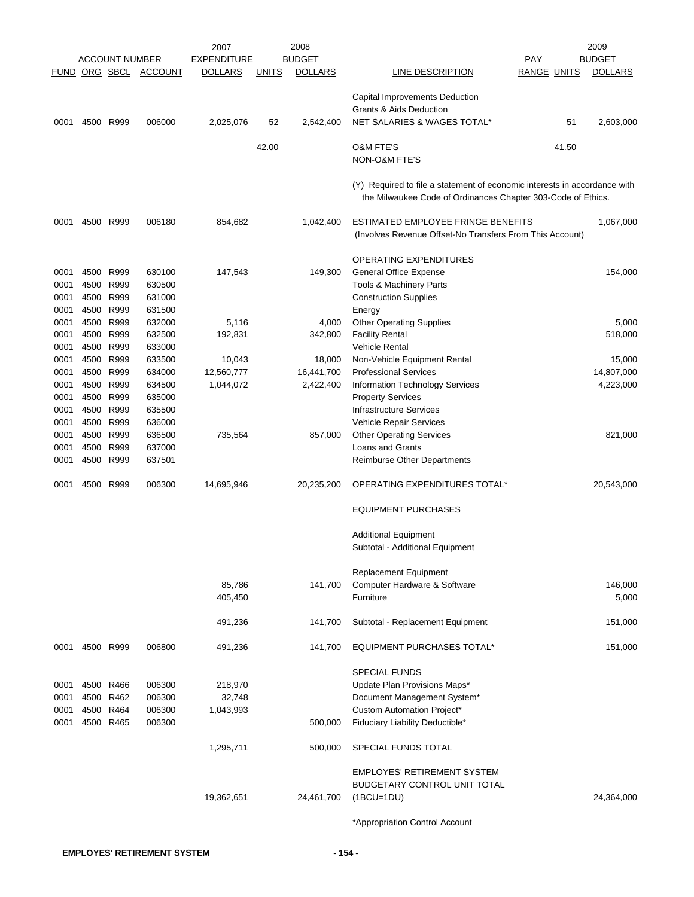| ACCOUNT NUMBER | | | | 2007 EXPENDITURE | 2008 BUDGET | | | PAY | | 2009 BUDGET |
|---|---|---|---|---|---|---|---|---|---|---|
| FUND | ORG | SBCL | ACCOUNT | DOLLARS | UNITS | DOLLARS | LINE DESCRIPTION | RANGE | UNITS | DOLLARS |
| | | | | | | | Capital Improvements Deduction | | | |
| | | | | | | | Grants & Aids Deduction | | | |
| 0001 | 4500 | R999 | 006000 | 2,025,076 | 52 | 2,542,400 | NET SALARIES & WAGES TOTAL* | | 51 | 2,603,000 |
| | | | | | 42.00 | | O&M FTE'S | | 41.50 | |
| | | | | | | | NON-O&M FTE'S | | | |
| | | | | | | | (Y) Required to file a statement of economic interests in accordance with the Milwaukee Code of Ordinances Chapter 303-Code of Ethics. | | | |
| 0001 | 4500 | R999 | 006180 | 854,682 | | 1,042,400 | ESTIMATED EMPLOYEE FRINGE BENEFITS (Involves Revenue Offset-No Transfers From This Account) | | | 1,067,000 |
| | | | | | | | OPERATING EXPENDITURES | | | |
| 0001 | 4500 | R999 | 630100 | 147,543 | | 149,300 | General Office Expense | | | 154,000 |
| 0001 | 4500 | R999 | 630500 | | | | Tools & Machinery Parts | | | |
| 0001 | 4500 | R999 | 631000 | | | | Construction Supplies | | | |
| 0001 | 4500 | R999 | 631500 | | | | Energy | | | |
| 0001 | 4500 | R999 | 632000 | 5,116 | | 4,000 | Other Operating Supplies | | | 5,000 |
| 0001 | 4500 | R999 | 632500 | 192,831 | | 342,800 | Facility Rental | | | 518,000 |
| 0001 | 4500 | R999 | 633000 | | | | Vehicle Rental | | | |
| 0001 | 4500 | R999 | 633500 | 10,043 | | 18,000 | Non-Vehicle Equipment Rental | | | 15,000 |
| 0001 | 4500 | R999 | 634000 | 12,560,777 | | 16,441,700 | Professional Services | | | 14,807,000 |
| 0001 | 4500 | R999 | 634500 | 1,044,072 | | 2,422,400 | Information Technology Services | | | 4,223,000 |
| 0001 | 4500 | R999 | 635000 | | | | Property Services | | | |
| 0001 | 4500 | R999 | 635500 | | | | Infrastructure Services | | | |
| 0001 | 4500 | R999 | 636000 | | | | Vehicle Repair Services | | | |
| 0001 | 4500 | R999 | 636500 | 735,564 | | 857,000 | Other Operating Services | | | 821,000 |
| 0001 | 4500 | R999 | 637000 | | | | Loans and Grants | | | |
| 0001 | 4500 | R999 | 637501 | | | | Reimburse Other Departments | | | |
| 0001 | 4500 | R999 | 006300 | 14,695,946 | | 20,235,200 | OPERATING EXPENDITURES TOTAL* | | | 20,543,000 |
| | | | | | | | EQUIPMENT PURCHASES | | | |
| | | | | | | | Additional Equipment | | | |
| | | | | | | | Subtotal - Additional Equipment | | | |
| | | | | | | | Replacement Equipment | | | |
| | | | | 85,786 | | 141,700 | Computer Hardware & Software | | | 146,000 |
| | | | | 405,450 | | | Furniture | | | 5,000 |
| | | | | 491,236 | | 141,700 | Subtotal - Replacement Equipment | | | 151,000 |
| 0001 | 4500 | R999 | 006800 | 491,236 | | 141,700 | EQUIPMENT PURCHASES TOTAL* | | | 151,000 |
| | | | | | | | SPECIAL FUNDS | | | |
| 0001 | 4500 | R466 | 006300 | 218,970 | | | Update Plan Provisions Maps* | | | |
| 0001 | 4500 | R462 | 006300 | 32,748 | | | Document Management System* | | | |
| 0001 | 4500 | R464 | 006300 | 1,043,993 | | | Custom Automation Project* | | | |
| 0001 | 4500 | R465 | 006300 | | | 500,000 | Fiduciary Liability Deductible* | | | |
| | | | | 1,295,711 | | 500,000 | SPECIAL FUNDS TOTAL | | | |
| | | | | 19,362,651 | | 24,461,700 | EMPLOYES' RETIREMENT SYSTEM BUDGETARY CONTROL UNIT TOTAL (1BCU=1DU) | | | 24,364,000 |

*Appropriation Control Account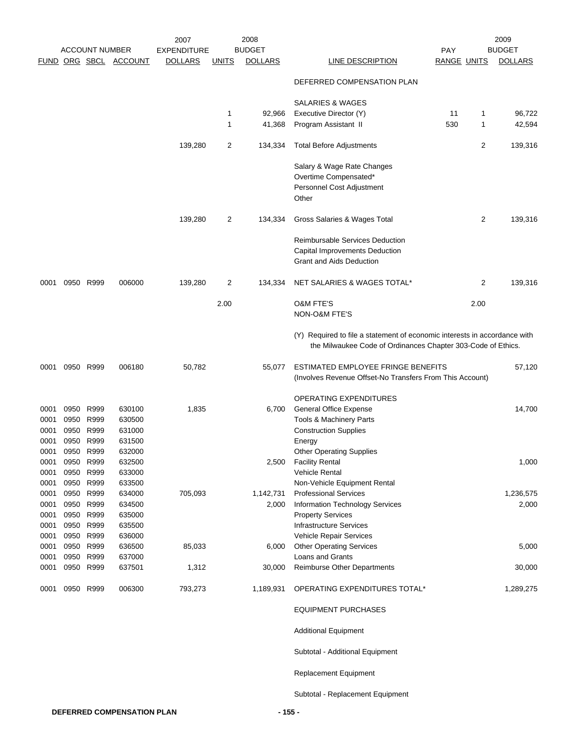| FUND | ORG | SBCL | ACCOUNT | 2007 EXPENDITURE DOLLARS | UNITS | 2008 BUDGET DOLLARS | LINE DESCRIPTION | PAY RANGE | UNITS | 2009 BUDGET DOLLARS |
|---|---|---|---|---|---|---|---|---|---|---|
| | | | | | | | DEFERRED COMPENSATION PLAN | | | |
| | | | | | | | SALARIES & WAGES | | | |
| | | | | | 1 | 92,966 | Executive Director (Y) | 11 | 1 | 96,722 |
| | | | | | 1 | 41,368 | Program Assistant II | 530 | 1 | 42,594 |
| | | | | 139,280 | 2 | 134,334 | Total Before Adjustments | | 2 | 139,316 |
| | | | | | | | Salary & Wage Rate Changes | | | |
| | | | | | | | Overtime Compensated* | | | |
| | | | | | | | Personnel Cost Adjustment | | | |
| | | | | | | | Other | | | |
| | | | | 139,280 | 2 | 134,334 | Gross Salaries & Wages Total | | 2 | 139,316 |
| | | | | | | | Reimbursable Services Deduction | | | |
| | | | | | | | Capital Improvements Deduction | | | |
| | | | | | | | Grant and Aids Deduction | | | |
| 0001 | 0950 | R999 | 006000 | 139,280 | 2 | 134,334 | NET SALARIES & WAGES TOTAL* | | 2 | 139,316 |
| | | | | | 2.00 | | O&M FTE'S | | 2.00 | |
| | | | | | | | NON-O&M FTE'S | | | |

(Y) Required to file a statement of economic interests in accordance with the Milwaukee Code of Ordinances Chapter 303-Code of Ethics.

| FUND | ORG | SBCL | ACCOUNT | 2007 EXPENDITURE DOLLARS | UNITS | 2008 BUDGET DOLLARS | LINE DESCRIPTION | PAY RANGE | UNITS | 2009 BUDGET DOLLARS |
|---|---|---|---|---|---|---|---|---|---|---|
| 0001 | 0950 | R999 | 006180 | 50,782 | | 55,077 | ESTIMATED EMPLOYEE FRINGE BENEFITS (Involves Revenue Offset-No Transfers From This Account) | | | 57,120 |
| | | | | | | | OPERATING EXPENDITURES | | | |
| 0001 | 0950 | R999 | 630100 | 1,835 | | 6,700 | General Office Expense | | | 14,700 |
| 0001 | 0950 | R999 | 630500 | | | | Tools & Machinery Parts | | | |
| 0001 | 0950 | R999 | 631000 | | | | Construction Supplies | | | |
| 0001 | 0950 | R999 | 631500 | | | | Energy | | | |
| 0001 | 0950 | R999 | 632000 | | | | Other Operating Supplies | | | |
| 0001 | 0950 | R999 | 632500 | | | 2,500 | Facility Rental | | | 1,000 |
| 0001 | 0950 | R999 | 633000 | | | | Vehicle Rental | | | |
| 0001 | 0950 | R999 | 633500 | | | | Non-Vehicle Equipment Rental | | | |
| 0001 | 0950 | R999 | 634000 | 705,093 | | 1,142,731 | Professional Services | | | 1,236,575 |
| 0001 | 0950 | R999 | 634500 | | | 2,000 | Information Technology Services | | | 2,000 |
| 0001 | 0950 | R999 | 635000 | | | | Property Services | | | |
| 0001 | 0950 | R999 | 635500 | | | | Infrastructure Services | | | |
| 0001 | 0950 | R999 | 636000 | | | | Vehicle Repair Services | | | |
| 0001 | 0950 | R999 | 636500 | 85,033 | | 6,000 | Other Operating Services | | | 5,000 |
| 0001 | 0950 | R999 | 637000 | | | | Loans and Grants | | | |
| 0001 | 0950 | R999 | 637501 | 1,312 | | 30,000 | Reimburse Other Departments | | | 30,000 |
| 0001 | 0950 | R999 | 006300 | 793,273 | | 1,189,931 | OPERATING EXPENDITURES TOTAL* | | | 1,289,275 |
| | | | | | | | EQUIPMENT PURCHASES | | | |
| | | | | | | | Additional Equipment | | | |
| | | | | | | | Subtotal - Additional Equipment | | | |
| | | | | | | | Replacement Equipment | | | |
| | | | | | | | Subtotal - Replacement Equipment | | | |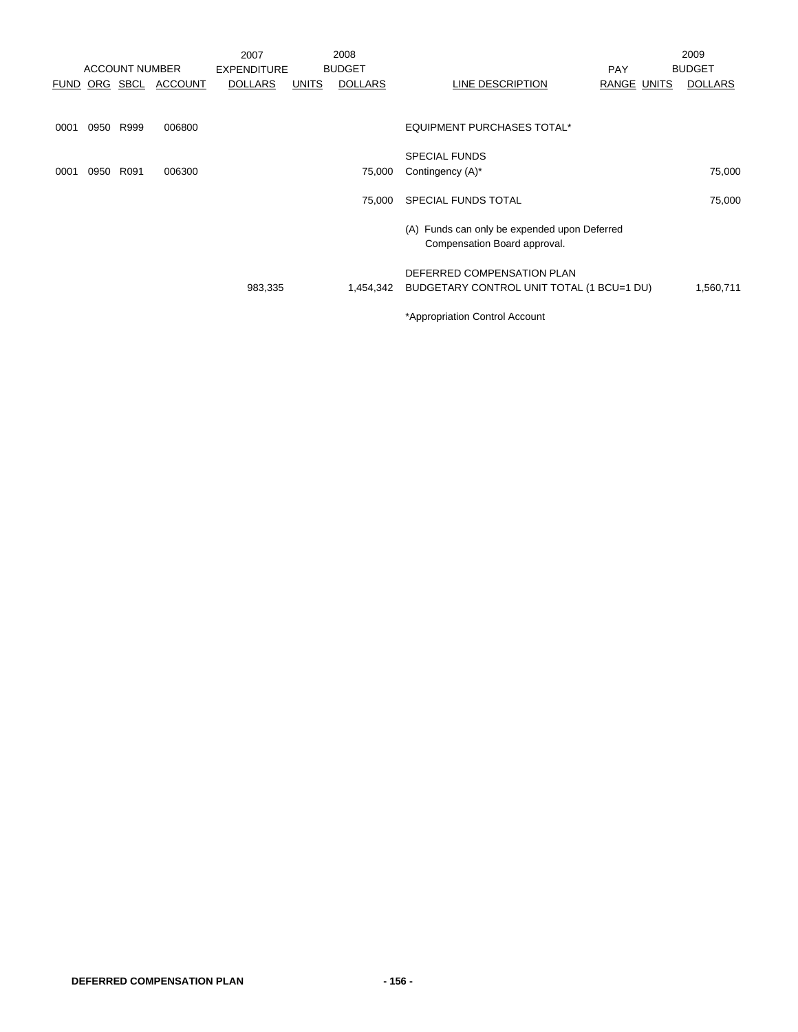| ACCOUNT NUMBER | | | | 2007 EXPENDITURE | 2008 BUDGET | | | PAY | | 2009 BUDGET |
|---|---|---|---|---|---|---|---|---|---|---|
| FUND | ORG | SBCL | ACCOUNT | DOLLARS | UNITS | DOLLARS | LINE DESCRIPTION | RANGE | UNITS | DOLLARS |
| 0001 | 0950 | R999 | 006800 | | | | EQUIPMENT PURCHASES TOTAL* | | | |
| | | | | | | | SPECIAL FUNDS | | | |
| 0001 | 0950 | R091 | 006300 | | | 75,000 | Contingency (A)* | | | 75,000 |
| | | | | | | 75,000 | SPECIAL FUNDS TOTAL | | | 75,000 |
| | | | | | | | (A) Funds can only be expended upon Deferred Compensation Board approval. | | | |
| | | | | | | | DEFERRED COMPENSATION PLAN | | | |
| | | | | 983,335 | | 1,454,342 | BUDGETARY CONTROL UNIT TOTAL (1 BCU=1 DU) | | | 1,560,711 |

*Appropriation Control Account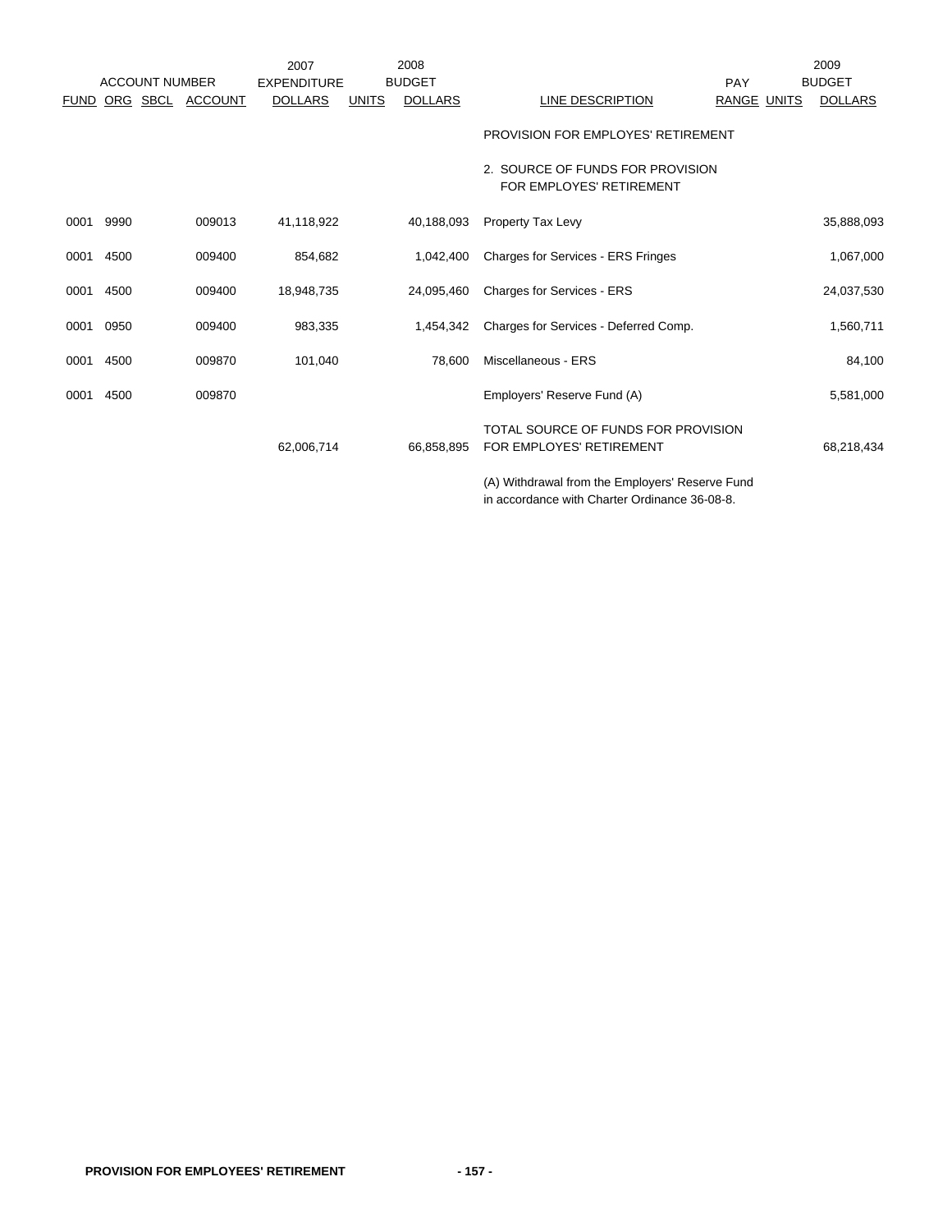| ACCOUNT NUMBER | | | | 2007 EXPENDITURE | | 2008 BUDGET | | PAY | | 2009 BUDGET |
|---|---|---|---|---|---|---|---|---|---|---|
| FUND | ORG | SBCL | ACCOUNT | DOLLARS | UNITS | DOLLARS | LINE DESCRIPTION | RANGE | UNITS | DOLLARS |
| | | | | | | | PROVISION FOR EMPLOYES' RETIREMENT | | | |
| | | | | | | | 2. SOURCE OF FUNDS FOR PROVISION FOR EMPLOYES' RETIREMENT | | | |
| 0001 | 9990 | | 009013 | 41,118,922 | | 40,188,093 | Property Tax Levy | | | 35,888,093 |
| 0001 | 4500 | | 009400 | 854,682 | | 1,042,400 | Charges for Services - ERS Fringes | | | 1,067,000 |
| 0001 | 4500 | | 009400 | 18,948,735 | | 24,095,460 | Charges for Services - ERS | | | 24,037,530 |
| 0001 | 0950 | | 009400 | 983,335 | | 1,454,342 | Charges for Services - Deferred Comp. | | | 1,560,711 |
| 0001 | 4500 | | 009870 | 101,040 | | 78,600 | Miscellaneous - ERS | | | 84,100 |
| 0001 | 4500 | | 009870 | | | | Employers' Reserve Fund (A) | | | 5,581,000 |
| | | | | 62,006,714 | | 66,858,895 | TOTAL SOURCE OF FUNDS FOR PROVISION FOR EMPLOYES' RETIREMENT | | | 68,218,434 |

(A) Withdrawal from the Employers' Reserve Fund in accordance with Charter Ordinance 36-08-8.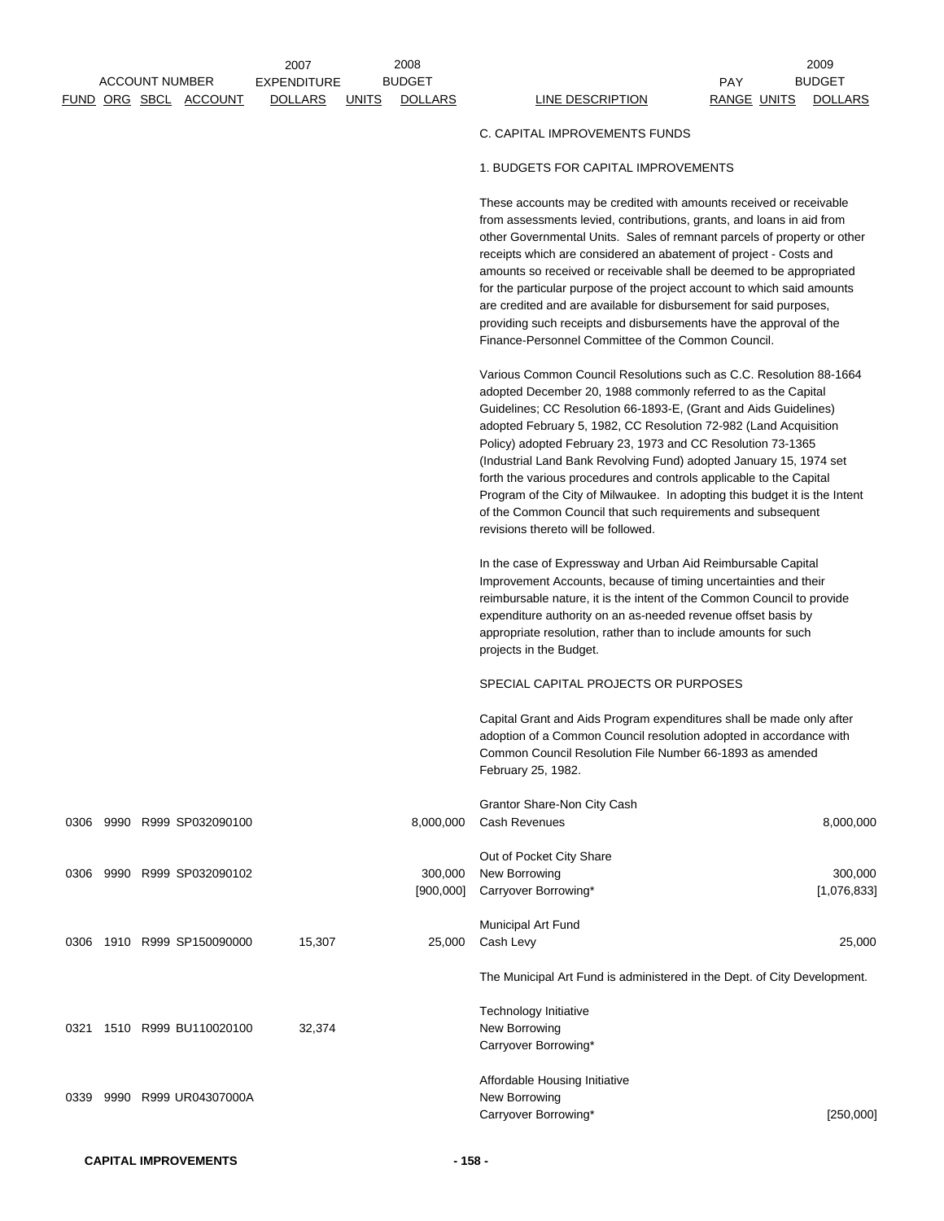| FUND | ORG | SBCL | ACCOUNT | 2007 EXPENDITURE DOLLARS | UNITS | 2008 BUDGET DOLLARS | LINE DESCRIPTION | PAY RANGE | UNITS | 2009 BUDGET DOLLARS |
|---|---|---|---|---|---|---|---|---|---|---|
| | | | | | | | C. CAPITAL IMPROVEMENTS FUNDS | | | |
| | | | | | | | 1. BUDGETS FOR CAPITAL IMPROVEMENTS | | | |

These accounts may be credited with amounts received or receivable from assessments levied, contributions, grants, and loans in aid from other Governmental Units. Sales of remnant parcels of property or other receipts which are considered an abatement of project - Costs and amounts so received or receivable shall be deemed to be appropriated for the particular purpose of the project account to which said amounts are credited and are available for disbursement for said purposes, providing such receipts and disbursements have the approval of the Finance-Personnel Committee of the Common Council.

Various Common Council Resolutions such as C.C. Resolution 88-1664 adopted December 20, 1988 commonly referred to as the Capital Guidelines; CC Resolution 66-1893-E, (Grant and Aids Guidelines) adopted February 5, 1982, CC Resolution 72-982 (Land Acquisition Policy) adopted February 23, 1973 and CC Resolution 73-1365 (Industrial Land Bank Revolving Fund) adopted January 15, 1974 set forth the various procedures and controls applicable to the Capital Program of the City of Milwaukee. In adopting this budget it is the Intent of the Common Council that such requirements and subsequent revisions thereto will be followed.

In the case of Expressway and Urban Aid Reimbursable Capital Improvement Accounts, because of timing uncertainties and their reimbursable nature, it is the intent of the Common Council to provide expenditure authority on an as-needed revenue offset basis by appropriate resolution, rather than to include amounts for such projects in the Budget.

SPECIAL CAPITAL PROJECTS OR PURPOSES

Capital Grant and Aids Program expenditures shall be made only after adoption of a Common Council resolution adopted in accordance with Common Council Resolution File Number 66-1893 as amended February 25, 1982.

| FUND | ORG | SBCL | ACCOUNT | 2007 EXPENDITURE DOLLARS | UNITS | 2008 BUDGET DOLLARS | LINE DESCRIPTION | PAY RANGE | UNITS | 2009 BUDGET DOLLARS |
|---|---|---|---|---|---|---|---|---|---|---|
| | | | | | | | Grantor Share-Non City Cash | | | |
| 0306 | 9990 | R999 | SP032090100 | | | 8,000,000 | Cash Revenues | | | 8,000,000 |
| | | | | | | | Out of Pocket City Share | | | |
| 0306 | 9990 | R999 | SP032090102 | | | 300,000 | New Borrowing | | | 300,000 |
| | | | | | | [900,000] | Carryover Borrowing* | | | [1,076,833] |
| | | | | | | | Municipal Art Fund | | | |
| 0306 | 1910 | R999 | SP150090000 | 15,307 | | 25,000 | Cash Levy | | | 25,000 |
| | | | | | | | The Municipal Art Fund is administered in the Dept. of City Development. | | | |
| | | | | | | | Technology Initiative | | | |
| 0321 | 1510 | R999 | BU110020100 | 32,374 | | | New Borrowing | | | |
| | | | | | | | Carryover Borrowing* | | | |
| | | | | | | | Affordable Housing Initiative | | | |
| 0339 | 9990 | R999 | UR04307000A | | | | New Borrowing | | | |
| | | | | | | | Carryover Borrowing* | | | [250,000] |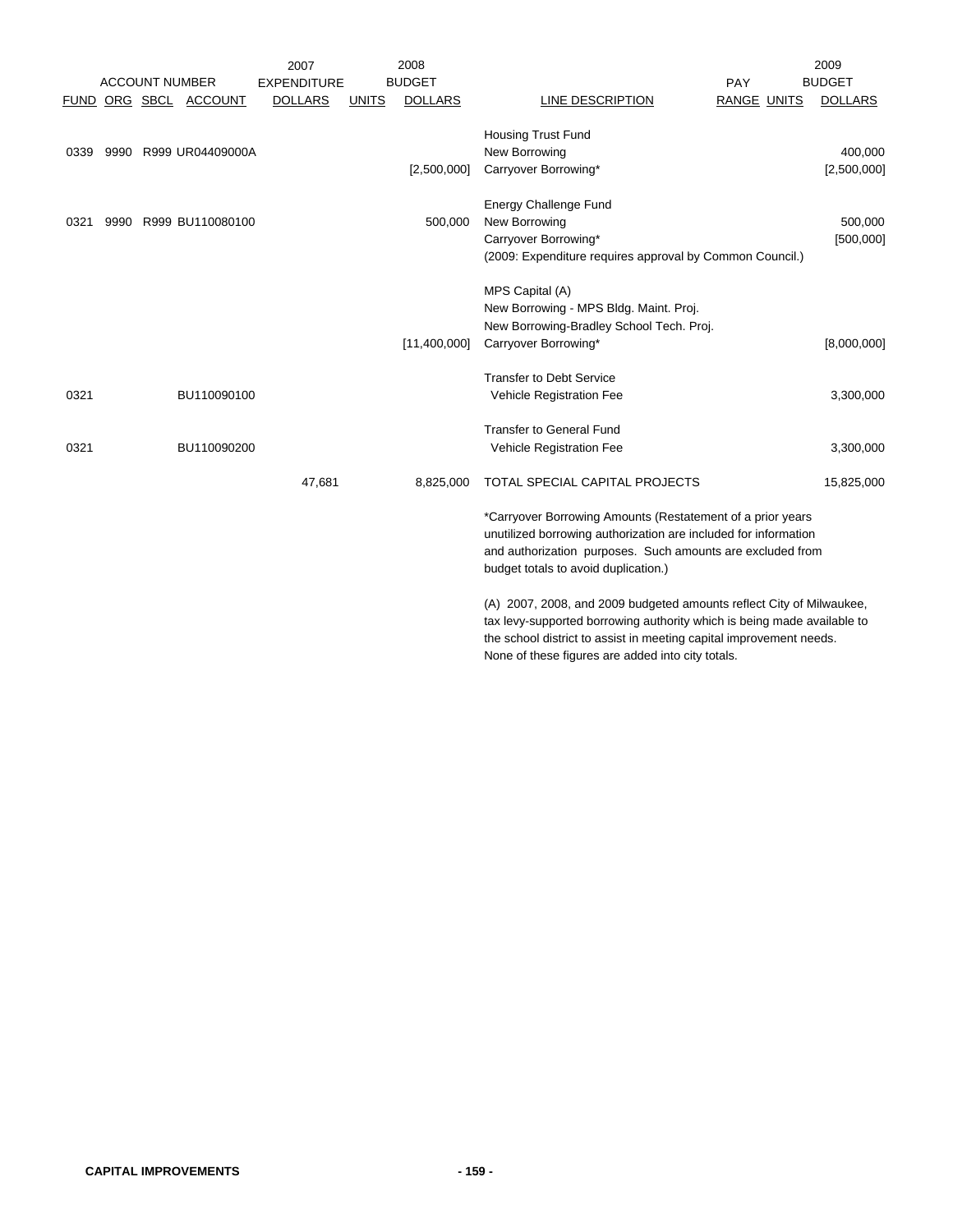| FUND | ORG | SBCL | ACCOUNT | 2007 EXPENDITURE DOLLARS | UNITS | 2008 BUDGET DOLLARS | LINE DESCRIPTION | PAY RANGE | UNITS | 2009 BUDGET DOLLARS |
|---|---|---|---|---|---|---|---|---|---|---|
| | | | | | | | Housing Trust Fund | | | |
| 0339 | 9990 | R999 | UR04409000A | | | | New Borrowing | | | 400,000 |
| | | | | | | [2,500,000] | Carryover Borrowing* | | | [2,500,000] |
| | | | | | | | Energy Challenge Fund | | | |
| 0321 | 9990 | R999 | BU110080100 | | | 500,000 | New Borrowing | | | 500,000 |
| | | | | | | | Carryover Borrowing* | | | [500,000] |
| | | | | | | | (2009: Expenditure requires approval by Common Council.) | | | |
| | | | | | | | MPS Capital (A) | | | |
| | | | | | | | New Borrowing - MPS Bldg. Maint. Proj. | | | |
| | | | | | | | New Borrowing-Bradley School Tech. Proj. | | | |
| | | | | | | [11,400,000] | Carryover Borrowing* | | | [8,000,000] |
| | | | | | | | Transfer to Debt Service | | | |
| 0321 | | | BU110090100 | | | | Vehicle Registration Fee | | | 3,300,000 |
| | | | | | | | Transfer to General Fund | | | |
| 0321 | | | BU110090200 | | | | Vehicle Registration Fee | | | 3,300,000 |
| | | | | 47,681 | | 8,825,000 | TOTAL SPECIAL CAPITAL PROJECTS | | | 15,825,000 |

*Carryover Borrowing Amounts (Restatement of a prior years unutilized borrowing authorization are included for information and authorization purposes. Such amounts are excluded from budget totals to avoid duplication.)

(A) 2007, 2008, and 2009 budgeted amounts reflect City of Milwaukee, tax levy-supported borrowing authority which is being made available to the school district to assist in meeting capital improvement needs. None of these figures are added into city totals.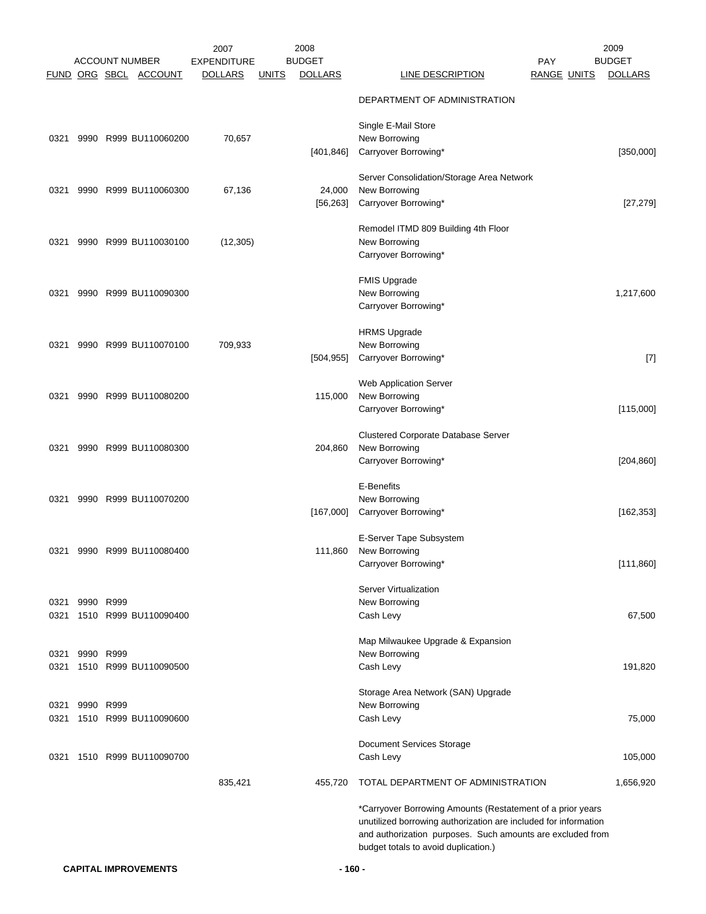| FUND | ORG | SBCL | ACCOUNT | 2007 EXPENDITURE DOLLARS | 2008 BUDGET UNITS | 2008 BUDGET DOLLARS | LINE DESCRIPTION | PAY RANGE | 2009 UNITS | 2009 BUDGET DOLLARS |
|---|---|---|---|---|---|---|---|---|---|---|
| | | | | | | | DEPARTMENT OF ADMINISTRATION | | | |
| | | | | | | | Single E-Mail Store | | | |
| 0321 | 9990 | R999 | BU110060200 | 70,657 | | | New Borrowing | | | |
| | | | | | | [401,846] | Carryover Borrowing* | | | [350,000] |
| | | | | | | | Server Consolidation/Storage Area Network | | | |
| 0321 | 9990 | R999 | BU110060300 | 67,136 | | 24,000 | New Borrowing | | | |
| | | | | | | [56,263] | Carryover Borrowing* | | | [27,279] |
| | | | | | | | Remodel ITMD 809 Building 4th Floor | | | |
| 0321 | 9990 | R999 | BU110030100 | (12,305) | | | New Borrowing | | | |
| | | | | | | | Carryover Borrowing* | | | |
| | | | | | | | FMIS Upgrade | | | |
| 0321 | 9990 | R999 | BU110090300 | | | | New Borrowing | | | 1,217,600 |
| | | | | | | | Carryover Borrowing* | | | |
| | | | | | | | HRMS Upgrade | | | |
| 0321 | 9990 | R999 | BU110070100 | 709,933 | | | New Borrowing | | | |
| | | | | | | [504,955] | Carryover Borrowing* | | | [7] |
| | | | | | | | Web Application Server | | | |
| 0321 | 9990 | R999 | BU110080200 | | | 115,000 | New Borrowing | | | |
| | | | | | | | Carryover Borrowing* | | | [115,000] |
| | | | | | | | Clustered Corporate Database Server | | | |
| 0321 | 9990 | R999 | BU110080300 | | | 204,860 | New Borrowing | | | |
| | | | | | | | Carryover Borrowing* | | | [204,860] |
| | | | | | | | E-Benefits | | | |
| 0321 | 9990 | R999 | BU110070200 | | | | New Borrowing | | | |
| | | | | | | [167,000] | Carryover Borrowing* | | | [162,353] |
| | | | | | | | E-Server Tape Subsystem | | | |
| 0321 | 9990 | R999 | BU110080400 | | | 111,860 | New Borrowing | | | |
| | | | | | | | Carryover Borrowing* | | | [111,860] |
| | | | | | | | Server Virtualization | | | |
| 0321 | 9990 | R999 | | | | | New Borrowing | | | |
| 0321 | 1510 | R999 | BU110090400 | | | | Cash Levy | | | 67,500 |
| | | | | | | | Map Milwaukee Upgrade & Expansion | | | |
| 0321 | 9990 | R999 | | | | | New Borrowing | | | |
| 0321 | 1510 | R999 | BU110090500 | | | | Cash Levy | | | 191,820 |
| | | | | | | | Storage Area Network (SAN) Upgrade | | | |
| 0321 | 9990 | R999 | | | | | New Borrowing | | | |
| 0321 | 1510 | R999 | BU110090600 | | | | Cash Levy | | | 75,000 |
| | | | | | | | Document Services Storage | | | |
| 0321 | 1510 | R999 | BU110090700 | | | | Cash Levy | | | 105,000 |
| | | | | 835,421 | | 455,720 | TOTAL DEPARTMENT OF ADMINISTRATION | | | 1,656,920 |

*Carryover Borrowing Amounts (Restatement of a prior years unutilized borrowing authorization are included for information and authorization purposes. Such amounts are excluded from budget totals to avoid duplication.)

**CAPITAL IMPROVEMENTS**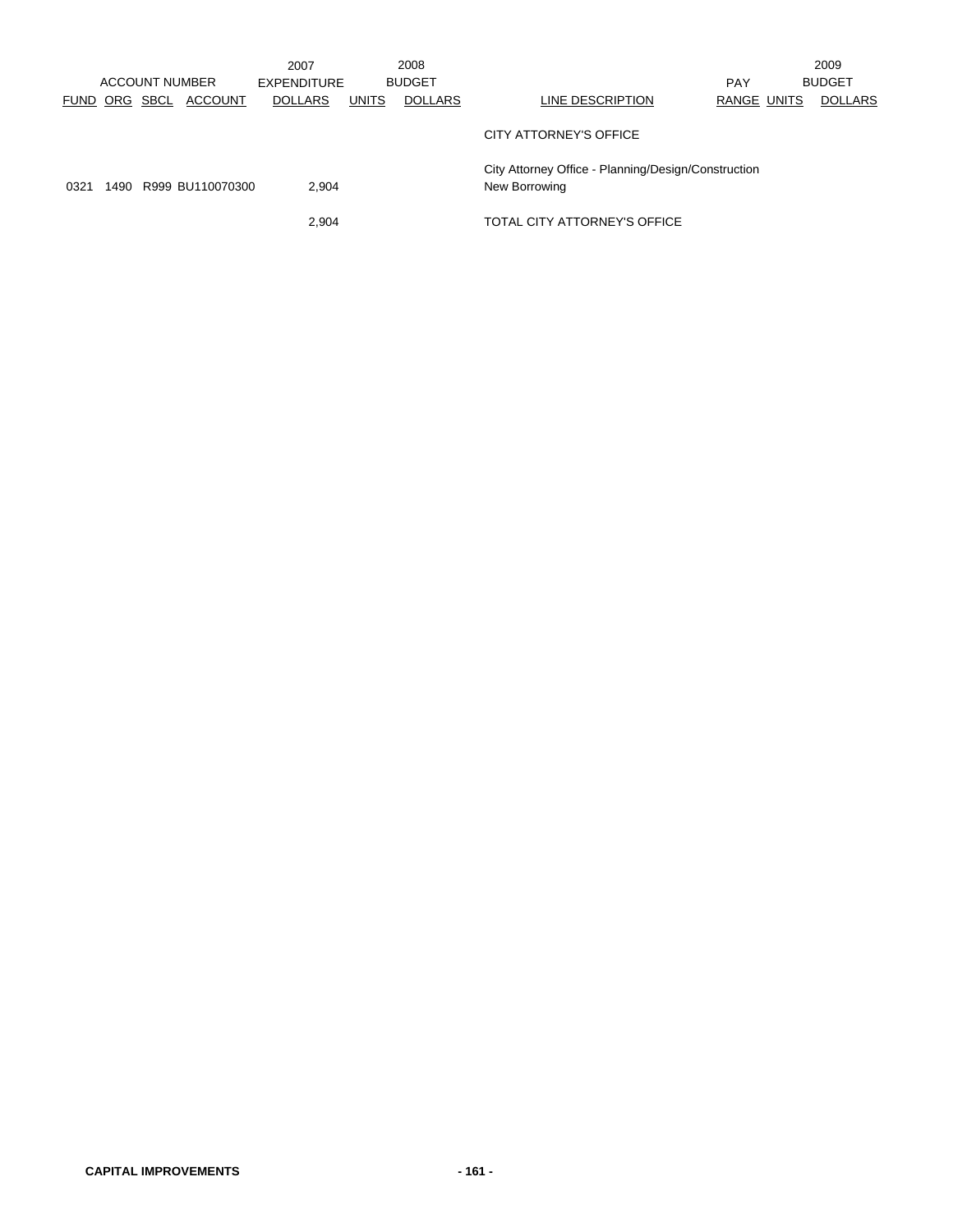| ACCOUNT NUMBER | | | | 2007 EXPENDITURE | 2008 BUDGET | | | PAY | | 2009 BUDGET |
|---|---|---|---|---|---|---|---|---|---|---|
| FUND | ORG | SBCL | ACCOUNT | DOLLARS | UNITS | DOLLARS | LINE DESCRIPTION | RANGE | UNITS | DOLLARS |
| | | | | | | | CITY ATTORNEY'S OFFICE | | | |
| 0321 | 1490 | R999 | BU110070300 | 2,904 | | | City Attorney Office - Planning/Design/Construction New Borrowing | | | |
| | | | | 2,904 | | | TOTAL CITY ATTORNEY'S OFFICE | | | |

**CAPITAL IMPROVEMENTS**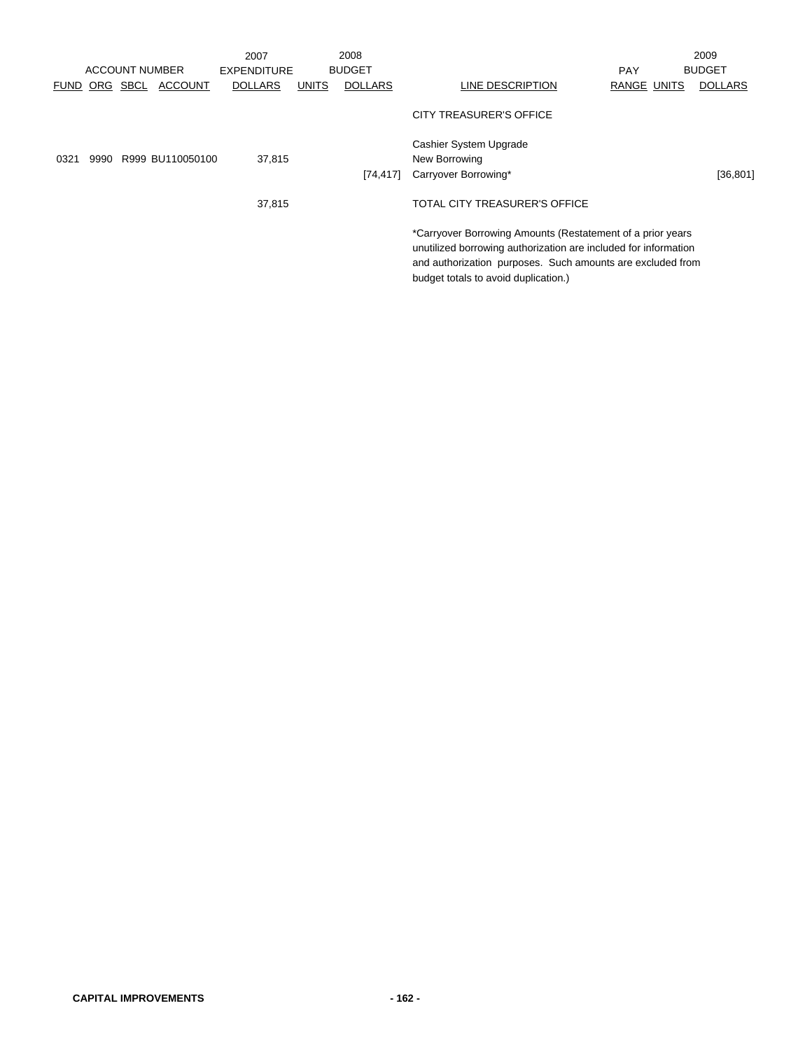| ACCOUNT NUMBER | | | | 2007 EXPENDITURE | 2008 BUDGET | | | PAY | | 2009 BUDGET |
|---|---|---|---|---|---|---|---|---|---|---|
| FUND | ORG | SBCL | ACCOUNT | DOLLARS | UNITS | DOLLARS | LINE DESCRIPTION | RANGE | UNITS | DOLLARS |
| | | | | | | | CITY TREASURER'S OFFICE | | | |
| | | | | | | | Cashier System Upgrade | | | |
| 0321 | 9990 | R999 | BU110050100 | 37,815 | | | New Borrowing | | | |
| | | | | | | [74,417] | Carryover Borrowing* | | | [36,801] |
| | | | | 37,815 | | | TOTAL CITY TREASURER'S OFFICE | | | |

*Carryover Borrowing Amounts (Restatement of a prior years unutilized borrowing authorization are included for information and authorization purposes. Such amounts are excluded from budget totals to avoid duplication.)

CAPITAL IMPROVEMENTS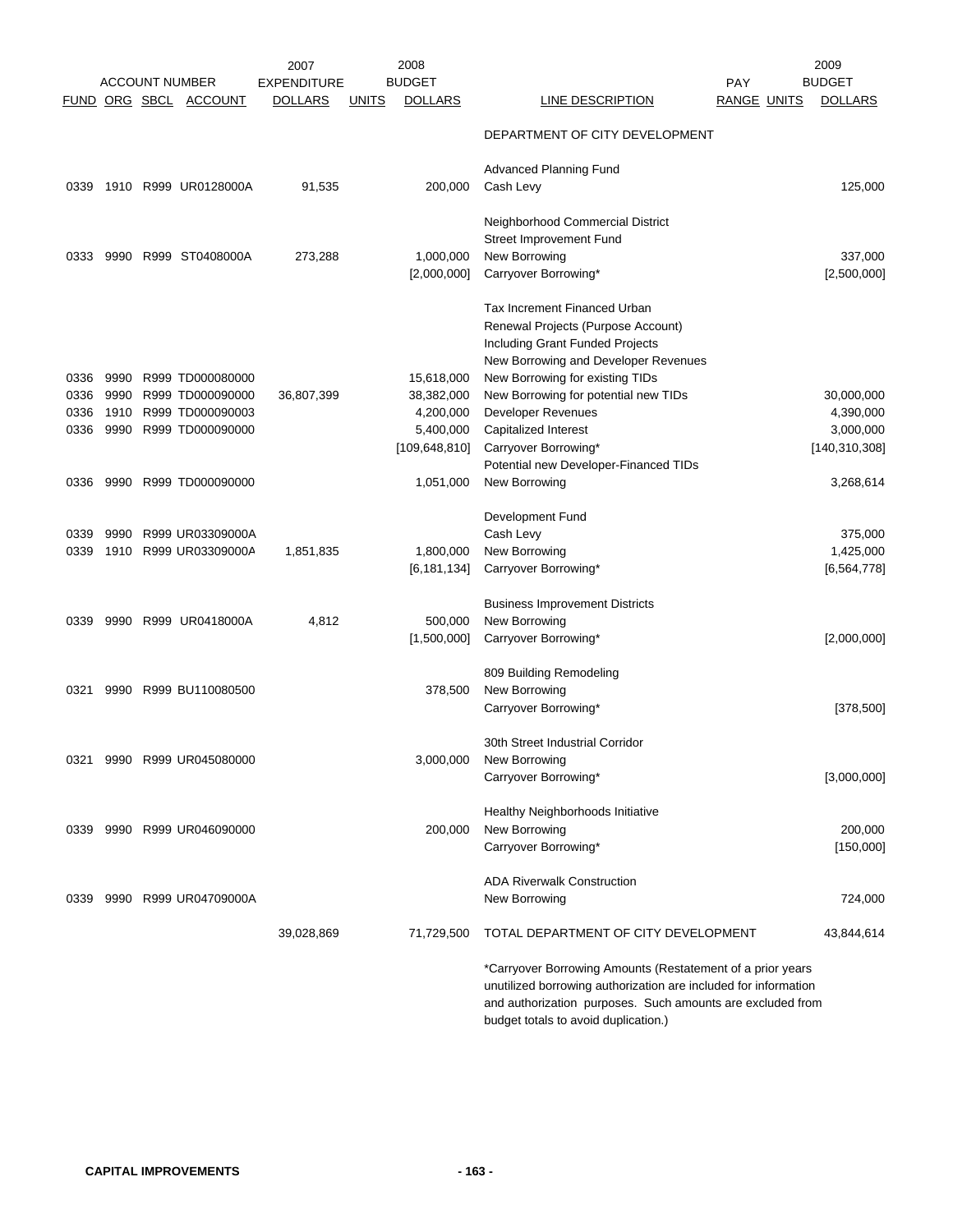| FUND | ORG | SBCL | ACCOUNT | 2007 EXPENDITURE DOLLARS | UNITS | 2008 BUDGET DOLLARS | LINE DESCRIPTION | PAY RANGE | UNITS | 2009 BUDGET DOLLARS |
|---|---|---|---|---|---|---|---|---|---|---|
| | | | | | | | DEPARTMENT OF CITY DEVELOPMENT | | | |
| | | | | | | | Advanced Planning Fund | | | |
| 0339 | 1910 | R999 | UR0128000A | 91,535 | | 200,000 | Cash Levy | | | 125,000 |
| | | | | | | | Neighborhood Commercial District Street Improvement Fund | | | |
| 0333 | 9990 | R999 | ST0408000A | 273,288 | | 1,000,000 | New Borrowing | | | 337,000 |
| | | | | | | [2,000,000] | Carryover Borrowing* | | | [2,500,000] |
| | | | | | | | Tax Increment Financed Urban Renewal Projects (Purpose Account) Including Grant Funded Projects New Borrowing and Developer Revenues | | | |
| 0336 | 9990 | R999 | TD000080000 | | | 15,618,000 | New Borrowing for existing TIDs | | | |
| 0336 | 9990 | R999 | TD000090000 | 36,807,399 | | 38,382,000 | New Borrowing for potential new TIDs | | | 30,000,000 |
| 0336 | 1910 | R999 | TD000090003 | | | 4,200,000 | Developer Revenues | | | 4,390,000 |
| 0336 | 9990 | R999 | TD000090000 | | | 5,400,000 | Capitalized Interest | | | 3,000,000 |
| | | | | | | [109,648,810] | Carryover Borrowing* | | | [140,310,308] |
| | | | | | | | Potential new Developer-Financed TIDs | | | |
| 0336 | 9990 | R999 | TD000090000 | | | 1,051,000 | New Borrowing | | | 3,268,614 |
| | | | | | | | Development Fund | | | |
| 0339 | 9990 | R999 | UR03309000A | | | | Cash Levy | | | 375,000 |
| 0339 | 1910 | R999 | UR03309000A | 1,851,835 | | 1,800,000 | New Borrowing | | | 1,425,000 |
| | | | | | | [6,181,134] | Carryover Borrowing* | | | [6,564,778] |
| | | | | | | | Business Improvement Districts | | | |
| 0339 | 9990 | R999 | UR0418000A | 4,812 | | 500,000 | New Borrowing | | | |
| | | | | | | [1,500,000] | Carryover Borrowing* | | | [2,000,000] |
| | | | | | | | 809 Building Remodeling | | | |
| 0321 | 9990 | R999 | BU110080500 | | | 378,500 | New Borrowing | | | |
| | | | | | | | Carryover Borrowing* | | | [378,500] |
| | | | | | | | 30th Street Industrial Corridor | | | |
| 0321 | 9990 | R999 | UR045080000 | | | 3,000,000 | New Borrowing | | | |
| | | | | | | | Carryover Borrowing* | | | [3,000,000] |
| | | | | | | | Healthy Neighborhoods Initiative | | | |
| 0339 | 9990 | R999 | UR046090000 | | | 200,000 | New Borrowing | | | 200,000 |
| | | | | | | | Carryover Borrowing* | | | [150,000] |
| | | | | | | | ADA Riverwalk Construction | | | |
| 0339 | 9990 | R999 | UR04709000A | | | | New Borrowing | | | 724,000 |
| | | | | 39,028,869 | | 71,729,500 | TOTAL DEPARTMENT OF CITY DEVELOPMENT | | | 43,844,614 |

*Carryover Borrowing Amounts (Restatement of a prior years unutilized borrowing authorization are included for information and authorization purposes. Such amounts are excluded from budget totals to avoid duplication.)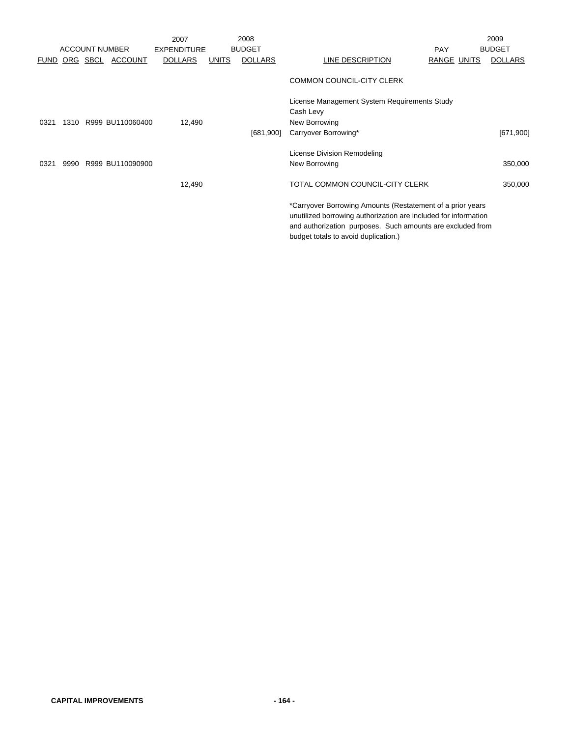| ACCOUNT NUMBER | | | | 2007 EXPENDITURE | 2008 BUDGET | | | PAY | | 2009 BUDGET |
|---|---|---|---|---|---|---|---|---|---|---|
| FUND | ORG | SBCL | ACCOUNT | DOLLARS | UNITS | DOLLARS | LINE DESCRIPTION | RANGE | UNITS | DOLLARS |
| | | | | | | | COMMON COUNCIL-CITY CLERK | | | |
| | | | | | | | License Management System Requirements Study | | | |
| | | | | | | | Cash Levy | | | |
| 0321 | 1310 | R999 | BU110060400 | 12,490 | | | New Borrowing | | | |
| | | | | | | [681,900] | Carryover Borrowing* | | | [671,900] |
| | | | | | | | License Division Remodeling | | | |
| 0321 | 9990 | R999 | BU110090900 | | | | New Borrowing | | | 350,000 |
| | | | | 12,490 | | | TOTAL COMMON COUNCIL-CITY CLERK | | | 350,000 |

*Carryover Borrowing Amounts (Restatement of a prior years unutilized borrowing authorization are included for information and authorization purposes. Such amounts are excluded from budget totals to avoid duplication.)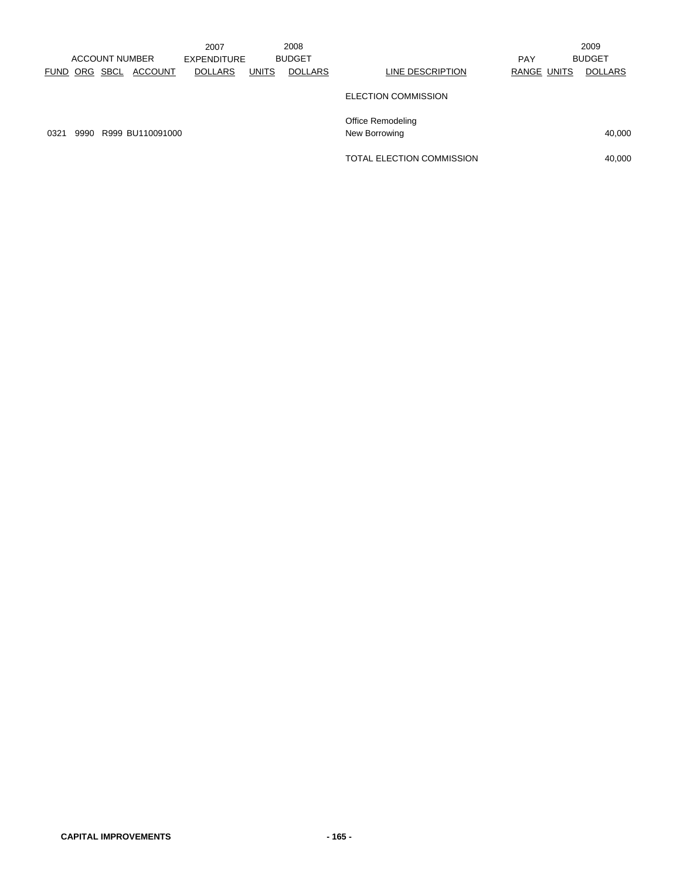| ACCOUNT NUMBER | | | | 2007 EXPENDITURE | 2008 BUDGET | | | PAY | | 2009 BUDGET |
|---|---|---|---|---|---|---|---|---|---|---|
| FUND | ORG | SBCL | ACCOUNT | DOLLARS | UNITS | DOLLARS | LINE DESCRIPTION | RANGE | UNITS | DOLLARS |
| | | | | | | | ELECTION COMMISSION | | | |
| | | | | | | | Office Remodeling | | | |
| 0321 | 9990 | R999 | BU110091000 | | | | New Borrowing | | | 40,000 |
| | | | | | | | TOTAL ELECTION COMMISSION | | | 40,000 |

**CAPITAL IMPROVEMENTS**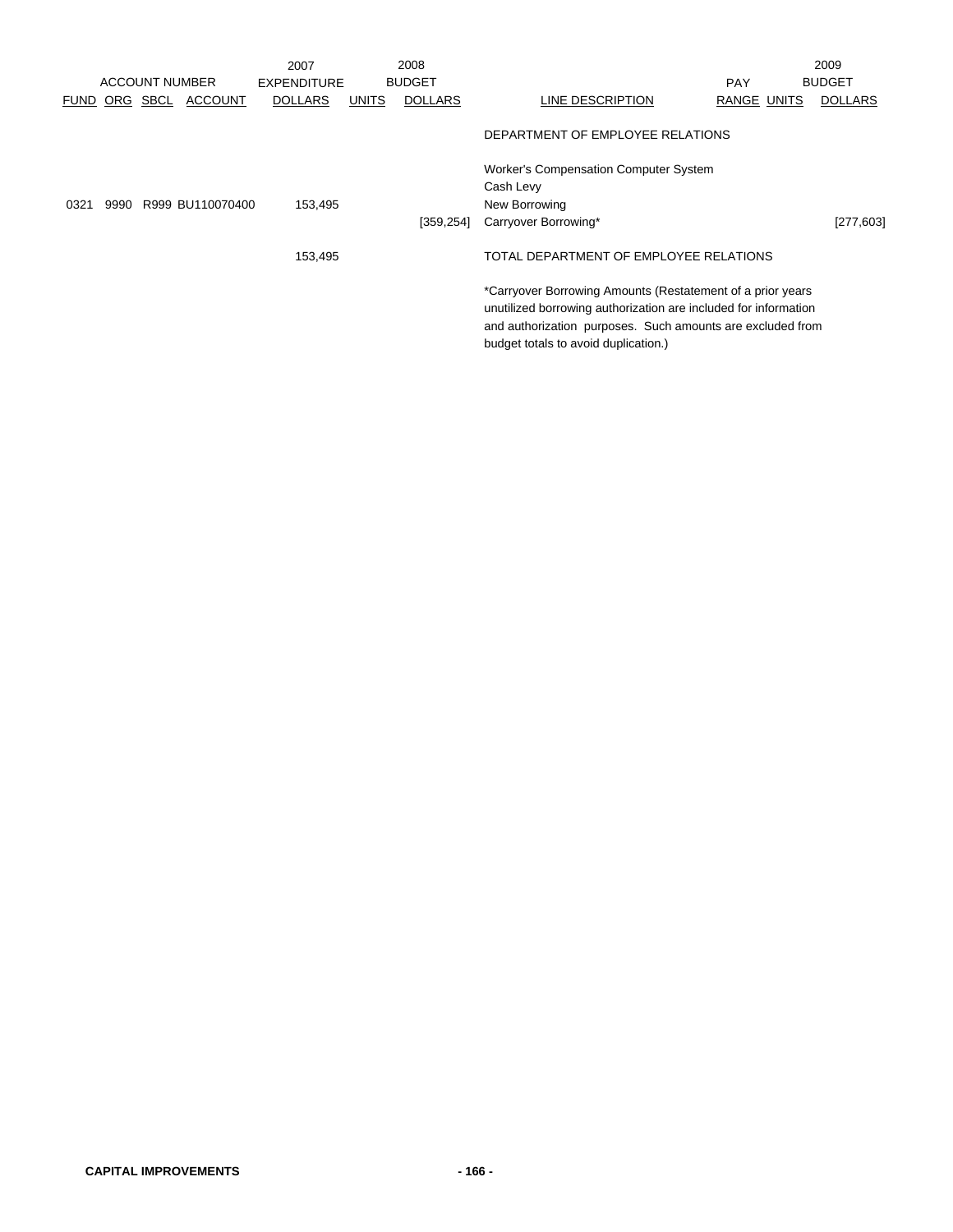| ACCOUNT NUMBER | | | | 2007 EXPENDITURE | 2008 BUDGET | | | | PAY | 2009 BUDGET | |
|---|---|---|---|---|---|---|---|---|---|---|---|
| FUND | ORG | SBCL | ACCOUNT | DOLLARS | UNITS | DOLLARS | LINE DESCRIPTION | RANGE | UNITS | DOLLARS | |
| | | | | | | | DEPARTMENT OF EMPLOYEE RELATIONS | | | | |
| | | | | | | | Worker's Compensation Computer System | | | | |
| | | | | | | | Cash Levy | | | | |
| 0321 | 9990 | R999 | BU110070400 | 153,495 | | | New Borrowing | | | | |
| | | | | | | [359,254] | Carryover Borrowing* | | | [277,603] | |
| | | | | 153,495 | | | TOTAL DEPARTMENT OF EMPLOYEE RELATIONS | | | | |

*Carryover Borrowing Amounts (Restatement of a prior years unutilized borrowing authorization are included for information and authorization purposes. Such amounts are excluded from budget totals to avoid duplication.)

CAPITAL IMPROVEMENTS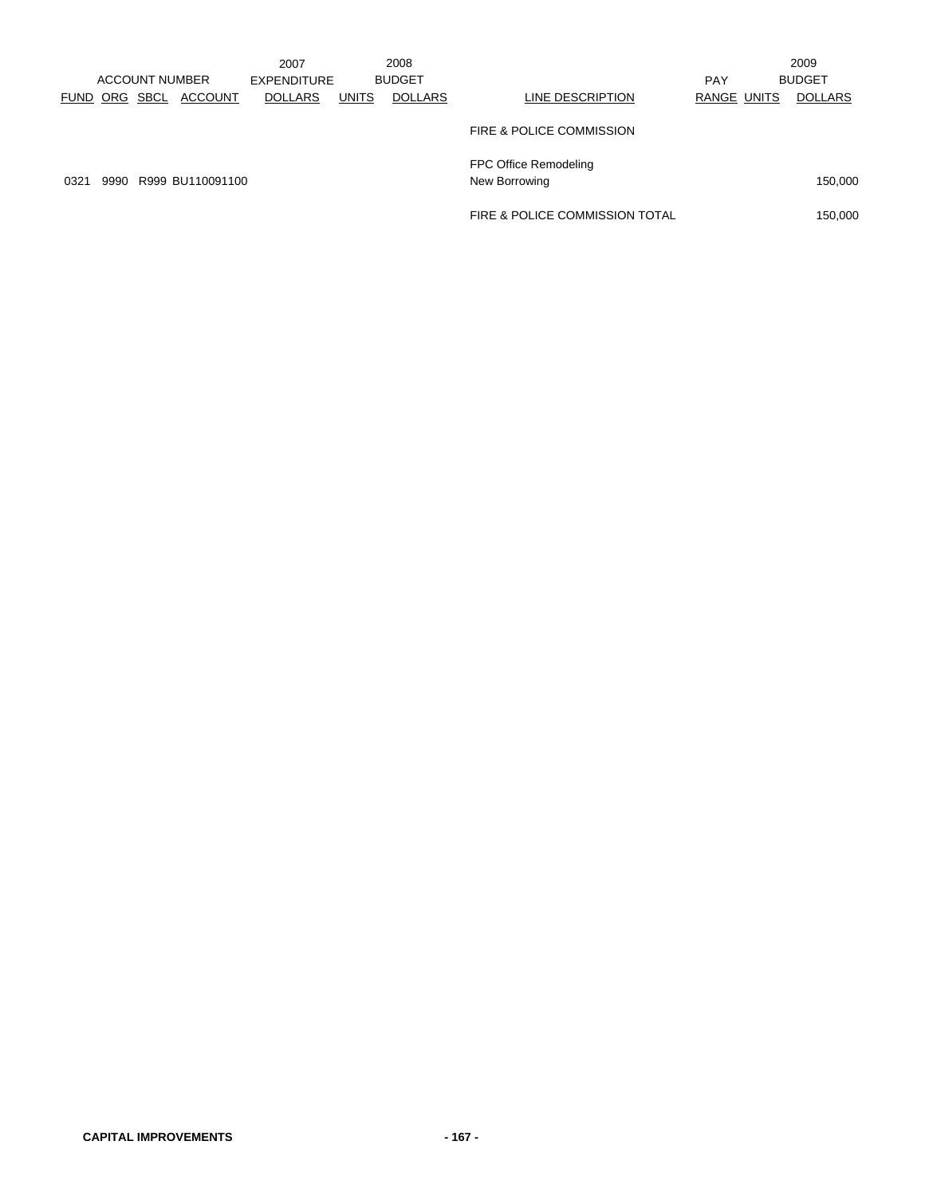| ACCOUNT NUMBER | | | | 2007 EXPENDITURE | 2008 BUDGET | | | PAY | | 2009 BUDGET |
|---|---|---|---|---|---|---|---|---|---|---|
| FUND | ORG | SBCL | ACCOUNT | DOLLARS | UNITS | DOLLARS | LINE DESCRIPTION | RANGE | UNITS | DOLLARS |
| | | | | | | | FIRE & POLICE COMMISSION | | | |
| | | | | | | | FPC Office Remodeling | | | |
| 0321 | 9990 | R999 | BU110091100 | | | | New Borrowing | | | 150,000 |
| | | | | | | | FIRE & POLICE COMMISSION TOTAL | | | 150,000 |

**CAPITAL IMPROVEMENTS**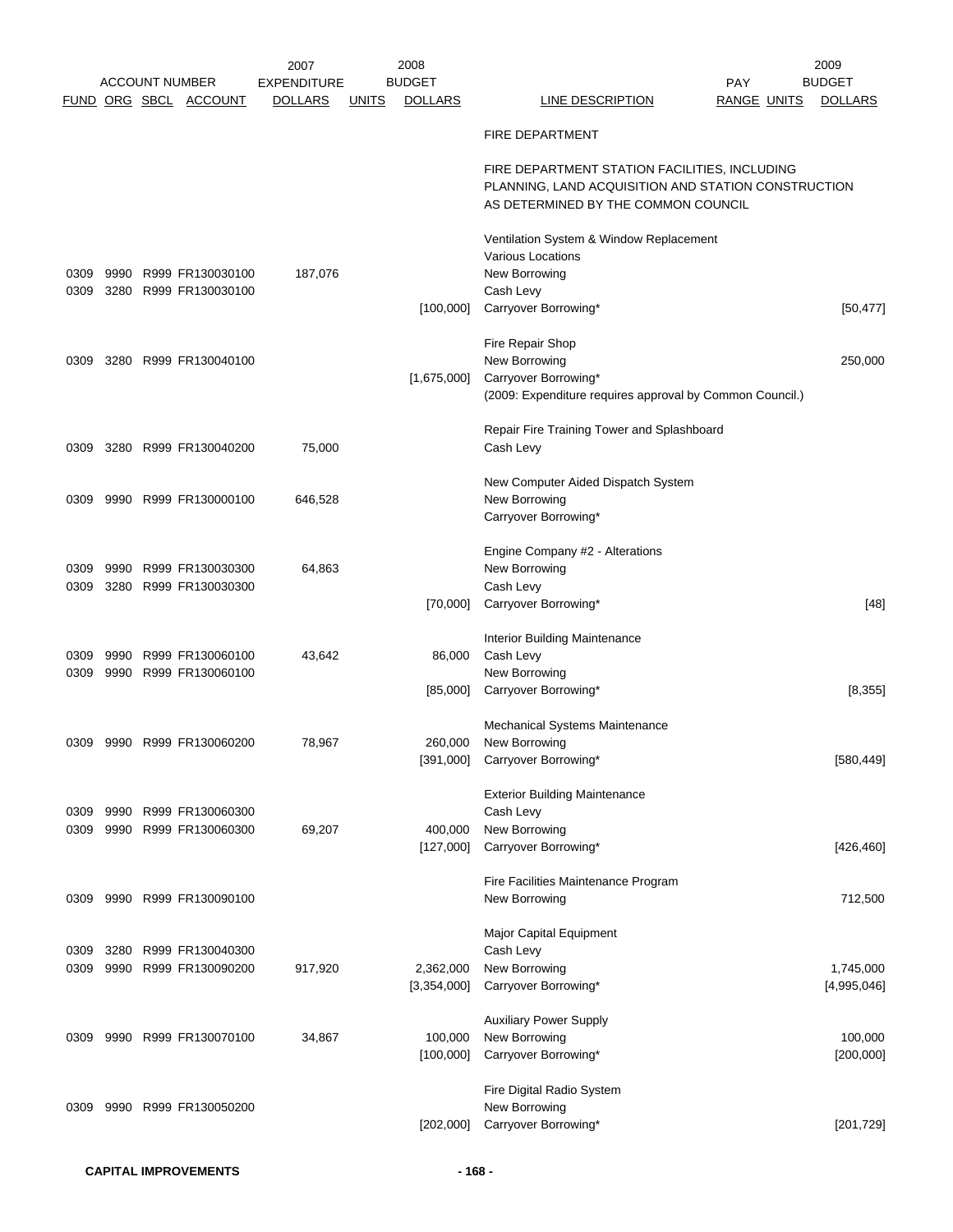| FUND | ORG | SBCL | ACCOUNT | 2007 EXPENDITURE DOLLARS | UNITS | 2008 BUDGET DOLLARS | LINE DESCRIPTION | PAY RANGE | UNITS | 2009 BUDGET DOLLARS |
|---|---|---|---|---|---|---|---|---|---|---|
| | | | | | | | FIRE DEPARTMENT | | | |
| | | | | | | | FIRE DEPARTMENT STATION FACILITIES, INCLUDING PLANNING, LAND ACQUISITION AND STATION CONSTRUCTION AS DETERMINED BY THE COMMON COUNCIL | | | |
| | | | | | | | Ventilation System & Window Replacement | | | |
| | | | | | | | Various Locations | | | |
| 0309 | 9990 | R999 | FR130030100 | 187,076 | | | New Borrowing | | | |
| 0309 | 3280 | R999 | FR130030100 | | | | Cash Levy | | | |
| | | | | | | [100,000] | Carryover Borrowing* | | | [50,477] |
| | | | | | | | Fire Repair Shop | | | |
| 0309 | 3280 | R999 | FR130040100 | | | | New Borrowing | | | 250,000 |
| | | | | | | [1,675,000] | Carryover Borrowing* | | | |
| | | | | | | | (2009: Expenditure requires approval by Common Council.) | | | |
| | | | | | | | Repair Fire Training Tower and Splashboard | | | |
| 0309 | 3280 | R999 | FR130040200 | 75,000 | | | Cash Levy | | | |
| | | | | | | | New Computer Aided Dispatch System | | | |
| 0309 | 9990 | R999 | FR130000100 | 646,528 | | | New Borrowing | | | |
| | | | | | | | Carryover Borrowing* | | | |
| | | | | | | | Engine Company #2 - Alterations | | | |
| 0309 | 9990 | R999 | FR130030300 | 64,863 | | | New Borrowing | | | |
| 0309 | 3280 | R999 | FR130030300 | | | | Cash Levy | | | |
| | | | | | | [70,000] | Carryover Borrowing* | | | [48] |
| | | | | | | | Interior Building Maintenance | | | |
| 0309 | 9990 | R999 | FR130060100 | 43,642 | | 86,000 | Cash Levy | | | |
| 0309 | 9990 | R999 | FR130060100 | | | | New Borrowing | | | |
| | | | | | | [85,000] | Carryover Borrowing* | | | [8,355] |
| | | | | | | | Mechanical Systems Maintenance | | | |
| 0309 | 9990 | R999 | FR130060200 | 78,967 | | 260,000 | New Borrowing | | | |
| | | | | | | [391,000] | Carryover Borrowing* | | | [580,449] |
| | | | | | | | Exterior Building Maintenance | | | |
| 0309 | 9990 | R999 | FR130060300 | | | | Cash Levy | | | |
| 0309 | 9990 | R999 | FR130060300 | 69,207 | | 400,000 | New Borrowing | | | |
| | | | | | | [127,000] | Carryover Borrowing* | | | [426,460] |
| | | | | | | | Fire Facilities Maintenance Program | | | |
| 0309 | 9990 | R999 | FR130090100 | | | | New Borrowing | | | 712,500 |
| | | | | | | | Major Capital Equipment | | | |
| 0309 | 3280 | R999 | FR130040300 | | | | Cash Levy | | | |
| 0309 | 9990 | R999 | FR130090200 | 917,920 | | 2,362,000 | New Borrowing | | | 1,745,000 |
| | | | | | | [3,354,000] | Carryover Borrowing* | | | [4,995,046] |
| | | | | | | | Auxiliary Power Supply | | | |
| 0309 | 9990 | R999 | FR130070100 | 34,867 | | 100,000 | New Borrowing | | | 100,000 |
| | | | | | | [100,000] | Carryover Borrowing* | | | [200,000] |
| | | | | | | | Fire Digital Radio System | | | |
| 0309 | 9990 | R999 | FR130050200 | | | | New Borrowing | | | |
| | | | | | | [202,000] | Carryover Borrowing* | | | [201,729] |

CAPITAL IMPROVEMENTS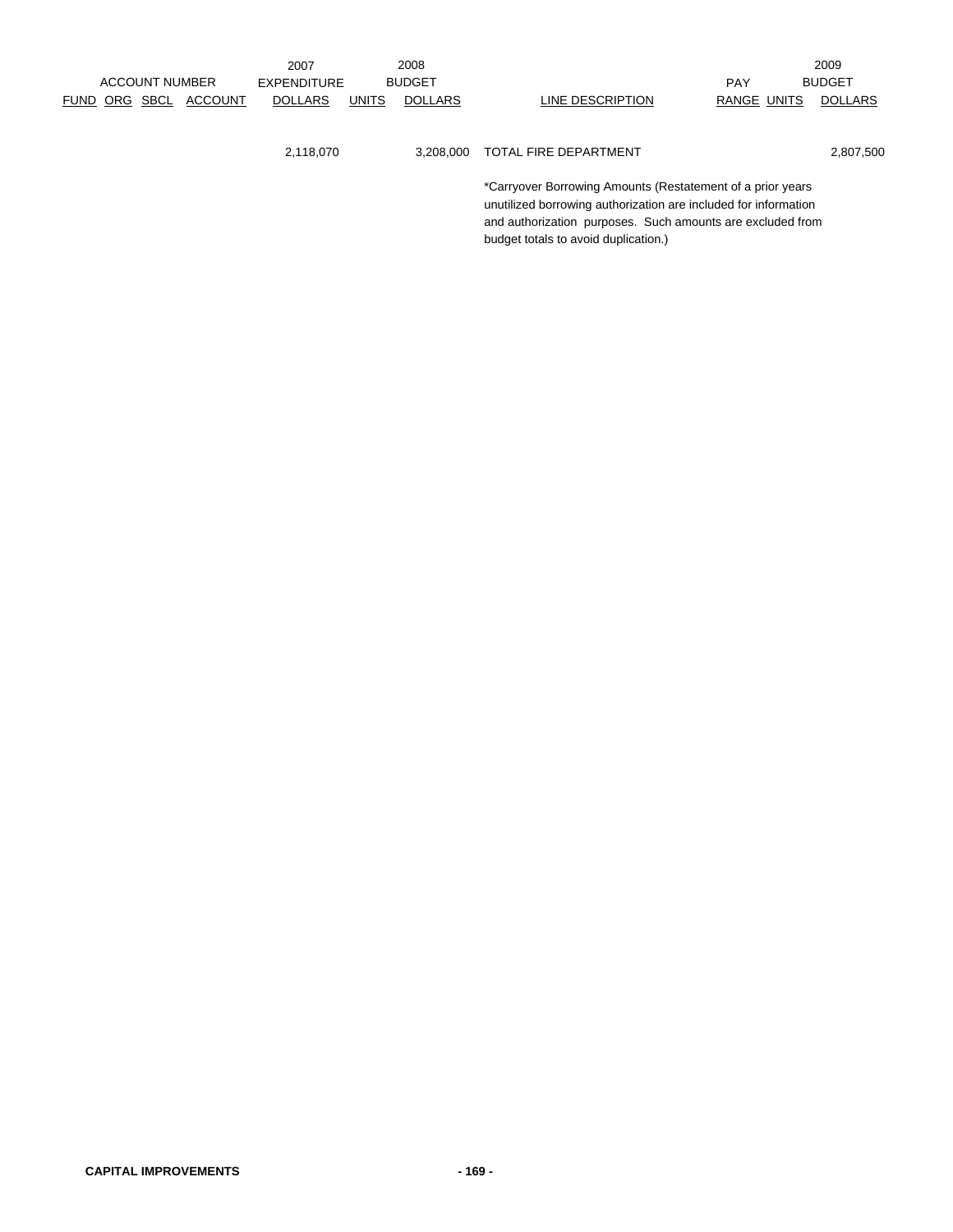| ACCOUNT NUMBER | | | | 2007 EXPENDITURE | 2008 BUDGET | | | | | 2009 BUDGET |
|---|---|---|---|---|---|---|---|---|---|---|
| FUND | ORG | SBCL | ACCOUNT | DOLLARS | UNITS | DOLLARS | LINE DESCRIPTION | PAY RANGE | UNITS | DOLLARS |
| | | | | 2,118,070 | | 3,208,000 | TOTAL FIRE DEPARTMENT | | | 2,807,500 |

*Carryover Borrowing Amounts (Restatement of a prior years unutilized borrowing authorization are included for information and authorization purposes. Such amounts are excluded from budget totals to avoid duplication.)

**CAPITAL IMPROVEMENTS**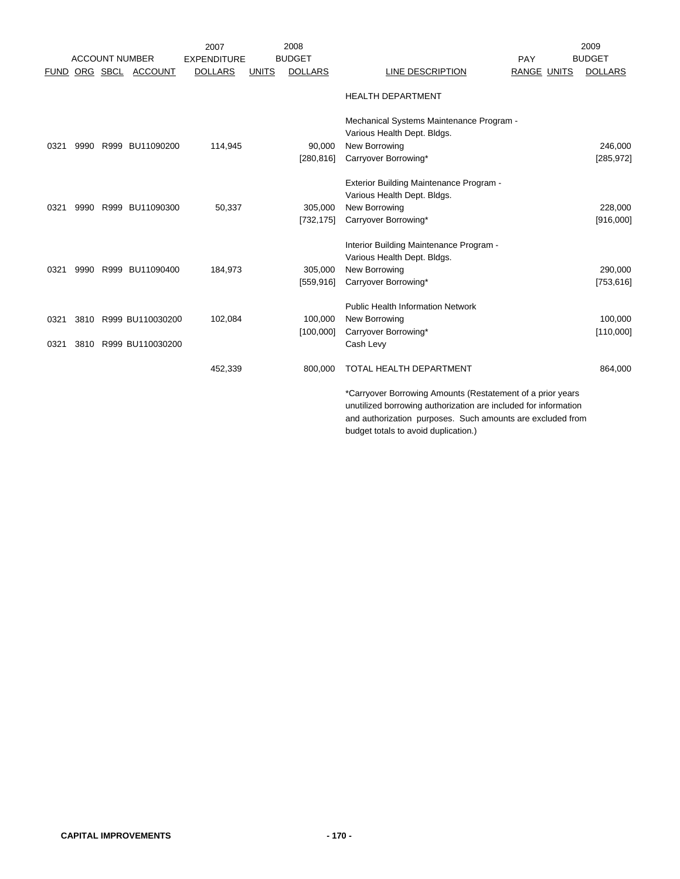| ACCOUNT NUMBER | | | | 2007 EXPENDITURE | 2008 BUDGET | | | | | 2009 BUDGET |
|---|---|---|---|---|---|---|---|---|---|---|
| FUND | ORG | SBCL | ACCOUNT | DOLLARS | UNITS | DOLLARS | LINE DESCRIPTION | PAY RANGE | UNITS | DOLLARS |
| | | | | | | | HEALTH DEPARTMENT | | | |
| | | | | | | | Mechanical Systems Maintenance Program - Various Health Dept. Bldgs. | | | |
| 0321 | 9990 | R999 | BU11090200 | 114,945 | | 90,000 | New Borrowing | | | 246,000 |
| | | | | | | [280,816] | Carryover Borrowing* | | | [285,972] |
| | | | | | | | Exterior Building Maintenance Program - Various Health Dept. Bldgs. | | | |
| 0321 | 9990 | R999 | BU11090300 | 50,337 | | 305,000 | New Borrowing | | | 228,000 |
| | | | | | | [732,175] | Carryover Borrowing* | | | [916,000] |
| | | | | | | | Interior Building Maintenance Program - Various Health Dept. Bldgs. | | | |
| 0321 | 9990 | R999 | BU11090400 | 184,973 | | 305,000 | New Borrowing | | | 290,000 |
| | | | | | | [559,916] | Carryover Borrowing* | | | [753,616] |
| | | | | | | | Public Health Information Network | | | |
| 0321 | 3810 | R999 | BU110030200 | 102,084 | | 100,000 | New Borrowing | | | 100,000 |
| | | | | | | [100,000] | Carryover Borrowing* | | | [110,000] |
| 0321 | 3810 | R999 | BU110030200 | | | | Cash Levy | | | |
| | | | | 452,339 | | 800,000 | TOTAL HEALTH DEPARTMENT | | | 864,000 |

*Carryover Borrowing Amounts (Restatement of a prior years unutilized borrowing authorization are included for information and authorization purposes. Such amounts are excluded from budget totals to avoid duplication.)

CAPITAL IMPROVEMENTS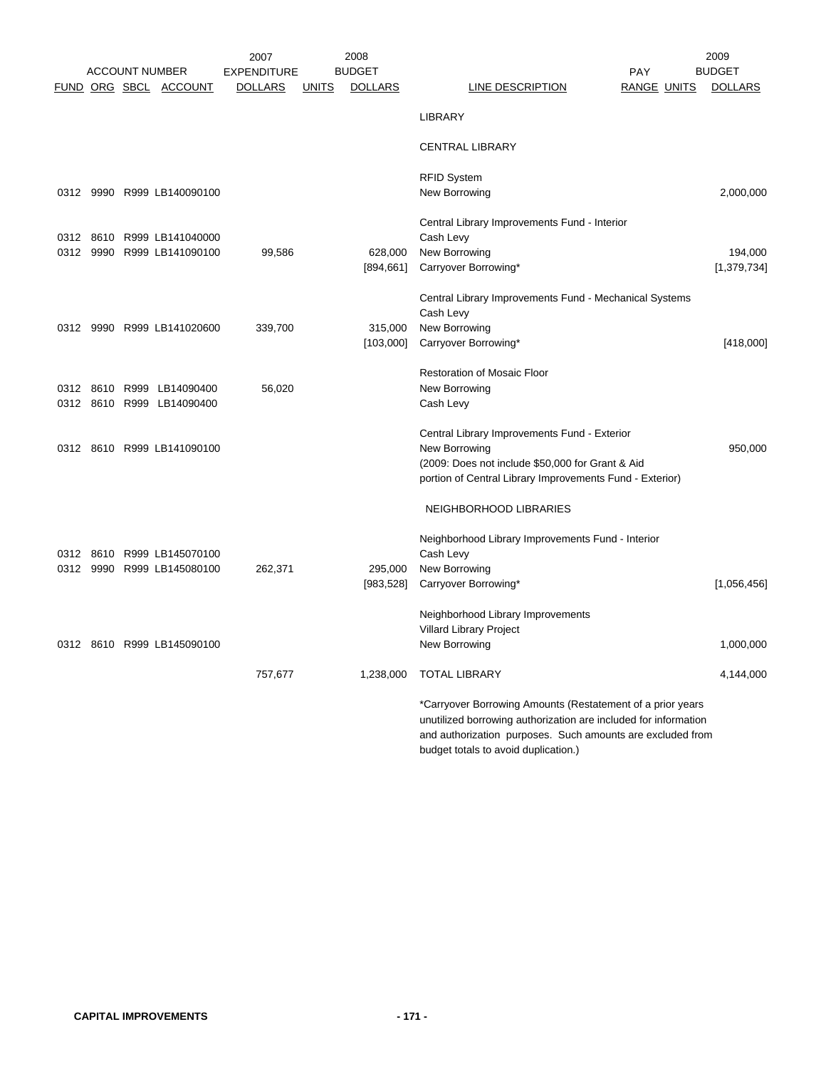| ACCOUNT NUMBER | | | | 2007 EXPENDITURE | | 2008 BUDGET | | PAY | | 2009 BUDGET |
|---|---|---|---|---|---|---|---|---|---|---|
| FUND | ORG | SBCL | ACCOUNT | DOLLARS | UNITS | DOLLARS | LINE DESCRIPTION | RANGE | UNITS | DOLLARS |
| | | | | | | | LIBRARY | | | |
| | | | | | | | CENTRAL LIBRARY | | | |
| | | | | | | | RFID System | | | |
| 0312 | 9990 | R999 | LB140090100 | | | | New Borrowing | | | 2,000,000 |
| | | | | | | | Central Library Improvements Fund - Interior | | | |
| 0312 | 8610 | R999 | LB141040000 | | | | Cash Levy | | | |
| 0312 | 9990 | R999 | LB141090100 | 99,586 | | 628,000 | New Borrowing | | | 194,000 |
| | | | | | | [894,661] | Carryover Borrowing* | | | [1,379,734] |
| | | | | | | | Central Library Improvements Fund - Mechanical Systems | | | |
| | | | | | | | Cash Levy | | | |
| 0312 | 9990 | R999 | LB141020600 | 339,700 | | 315,000 | New Borrowing | | | |
| | | | | | | [103,000] | Carryover Borrowing* | | | [418,000] |
| | | | | | | | Restoration of Mosaic Floor | | | |
| 0312 | 8610 | R999 | LB14090400 | 56,020 | | | New Borrowing | | | |
| 0312 | 8610 | R999 | LB14090400 | | | | Cash Levy | | | |
| | | | | | | | Central Library Improvements Fund - Exterior | | | |
| 0312 | 8610 | R999 | LB141090100 | | | | New Borrowing | | | 950,000 |
| | | | | | | | (2009: Does not include $50,000 for Grant & Aid portion of Central Library Improvements Fund - Exterior) | | | |
| | | | | | | | NEIGHBORHOOD LIBRARIES | | | |
| | | | | | | | Neighborhood Library Improvements Fund - Interior | | | |
| 0312 | 8610 | R999 | LB145070100 | | | | Cash Levy | | | |
| 0312 | 9990 | R999 | LB145080100 | 262,371 | | 295,000 | New Borrowing | | | |
| | | | | | | [983,528] | Carryover Borrowing* | | | [1,056,456] |
| | | | | | | | Neighborhood Library Improvements | | | |
| | | | | | | | Villard Library Project | | | |
| 0312 | 8610 | R999 | LB145090100 | | | | New Borrowing | | | 1,000,000 |
| | | | | 757,677 | | 1,238,000 | TOTAL LIBRARY | | | 4,144,000 |

*Carryover Borrowing Amounts (Restatement of a prior years unutilized borrowing authorization are included for information and authorization purposes. Such amounts are excluded from budget totals to avoid duplication.)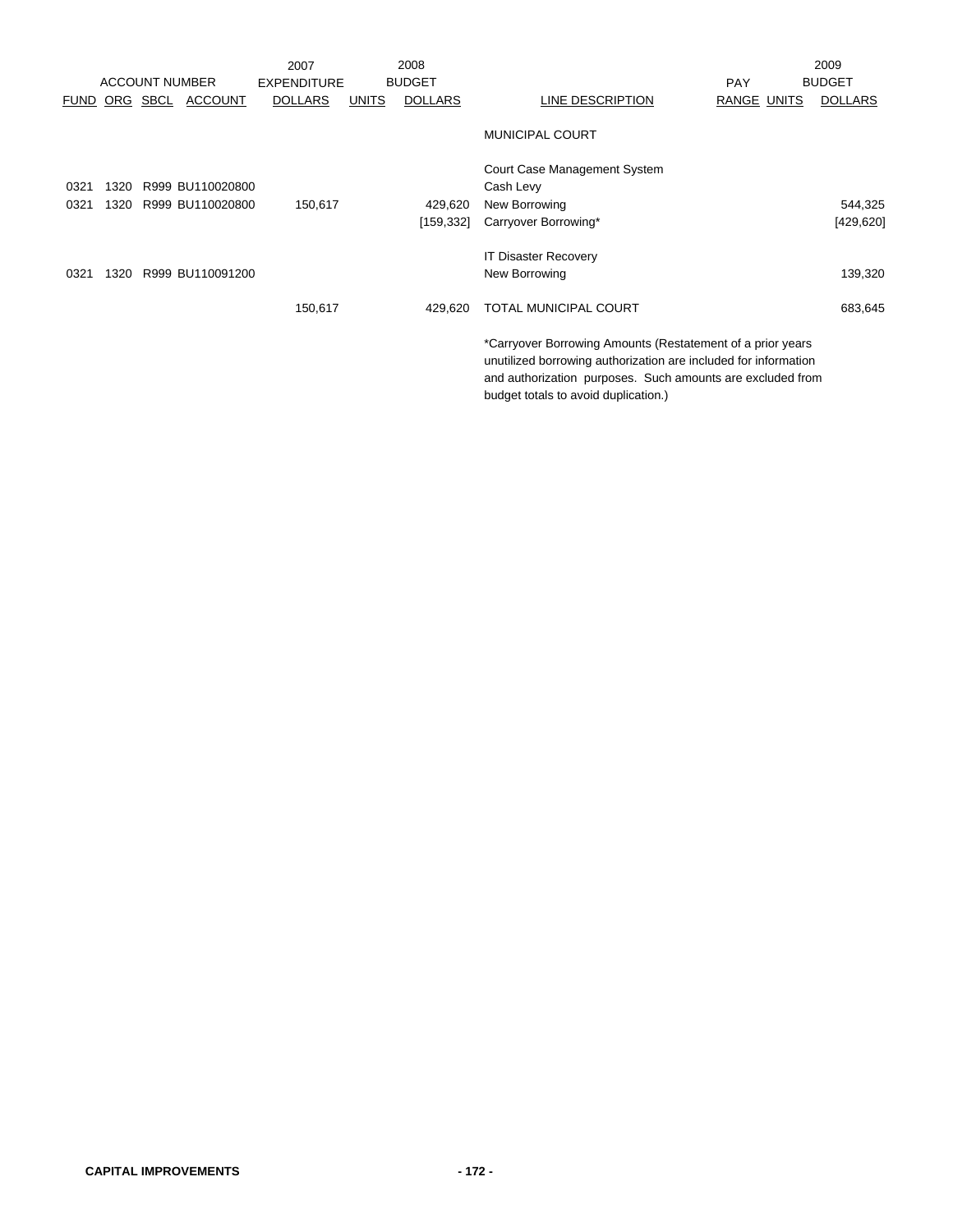| ACCOUNT NUMBER | | | | 2007 EXPENDITURE | 2008 BUDGET | | | PAY | | 2009 BUDGET |
|---|---|---|---|---|---|---|---|---|---|---|
| FUND | ORG | SBCL | ACCOUNT | DOLLARS | UNITS | DOLLARS | LINE DESCRIPTION | RANGE | UNITS | DOLLARS |
| | | | | | | | MUNICIPAL COURT | | | |
| | | | | | | | Court Case Management System | | | |
| 0321 | 1320 | R999 | BU110020800 | | | | Cash Levy | | | |
| 0321 | 1320 | R999 | BU110020800 | 150,617 | | 429,620 | New Borrowing | | | 544,325 |
| | | | | | | [159,332] | Carryover Borrowing* | | | [429,620] |
| | | | | | | | IT Disaster Recovery | | | |
| 0321 | 1320 | R999 | BU110091200 | | | | New Borrowing | | | 139,320 |
| | | | | 150,617 | | 429,620 | TOTAL MUNICIPAL COURT | | | 683,645 |

*Carryover Borrowing Amounts (Restatement of a prior years unutilized borrowing authorization are included for information and authorization purposes. Such amounts are excluded from budget totals to avoid duplication.)

**CAPITAL IMPROVEMENTS**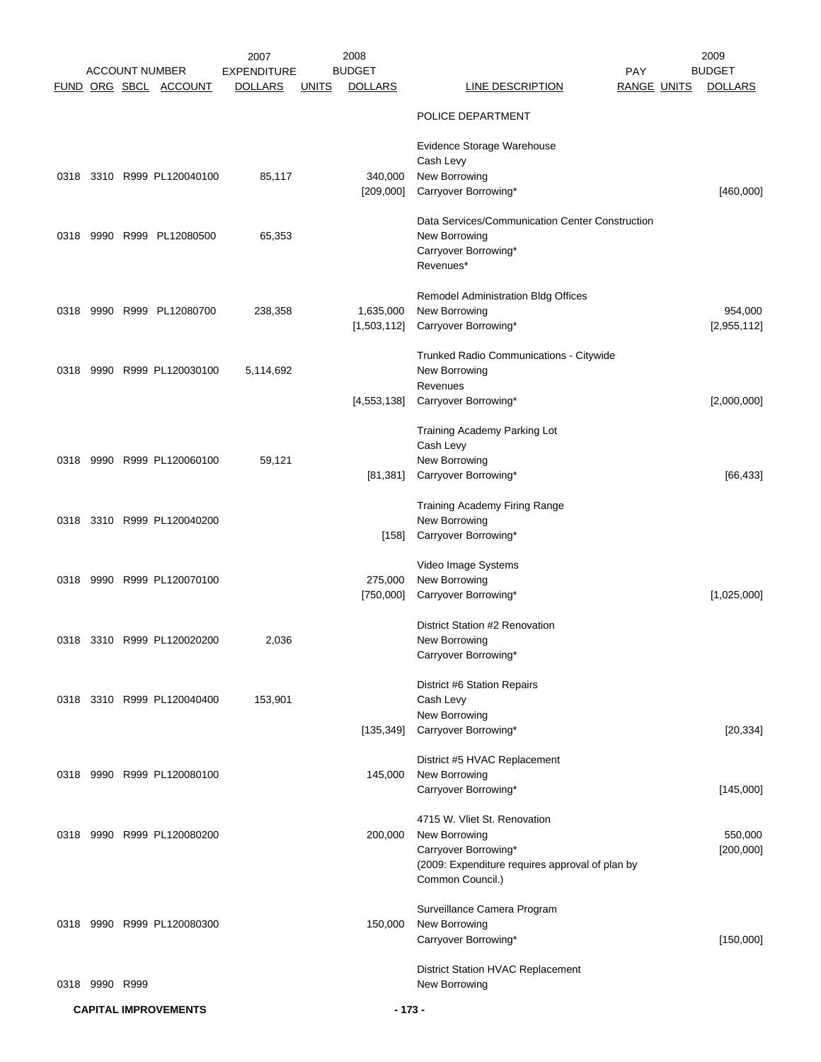| FUND | ORG | SBCL | ACCOUNT | 2007 EXPENDITURE DOLLARS | UNITS | 2008 BUDGET DOLLARS | LINE DESCRIPTION | PAY RANGE | UNITS | 2009 BUDGET DOLLARS |
|---|---|---|---|---|---|---|---|---|---|---|
| | | | | | | | POLICE DEPARTMENT | | | |
| | | | | | | | Evidence Storage Warehouse | | | |
| | | | | | | | Cash Levy | | | |
| 0318 | 3310 | R999 | PL120040100 | 85,117 | | 340,000 | New Borrowing | | | |
| | | | | | | [209,000] | Carryover Borrowing* | | | [460,000] |
| | | | | | | | Data Services/Communication Center Construction | | | |
| 0318 | 9990 | R999 | PL12080500 | 65,353 | | | New Borrowing | | | |
| | | | | | | | Carryover Borrowing* | | | |
| | | | | | | | Revenues* | | | |
| | | | | | | | Remodel Administration Bldg Offices | | | |
| 0318 | 9990 | R999 | PL12080700 | 238,358 | | 1,635,000 | New Borrowing | | | 954,000 |
| | | | | | | [1,503,112] | Carryover Borrowing* | | | [2,955,112] |
| | | | | | | | Trunked Radio Communications - Citywide | | | |
| 0318 | 9990 | R999 | PL120030100 | 5,114,692 | | | New Borrowing | | | |
| | | | | | | | Revenues | | | |
| | | | | | | [4,553,138] | Carryover Borrowing* | | | [2,000,000] |
| | | | | | | | Training Academy Parking Lot | | | |
| | | | | | | | Cash Levy | | | |
| 0318 | 9990 | R999 | PL120060100 | 59,121 | | | New Borrowing | | | |
| | | | | | | [81,381] | Carryover Borrowing* | | | [66,433] |
| | | | | | | | Training Academy Firing Range | | | |
| 0318 | 3310 | R999 | PL120040200 | | | | New Borrowing | | | |
| | | | | | | [158] | Carryover Borrowing* | | | |
| | | | | | | | Video Image Systems | | | |
| 0318 | 9990 | R999 | PL120070100 | | | 275,000 | New Borrowing | | | |
| | | | | | | [750,000] | Carryover Borrowing* | | | [1,025,000] |
| | | | | | | | District Station #2 Renovation | | | |
| 0318 | 3310 | R999 | PL120020200 | 2,036 | | | New Borrowing | | | |
| | | | | | | | Carryover Borrowing* | | | |
| | | | | | | | District #6 Station Repairs | | | |
| 0318 | 3310 | R999 | PL120040400 | 153,901 | | | Cash Levy | | | |
| | | | | | | | New Borrowing | | | |
| | | | | | | [135,349] | Carryover Borrowing* | | | [20,334] |
| | | | | | | | District #5 HVAC Replacement | | | |
| 0318 | 9990 | R999 | PL120080100 | | | 145,000 | New Borrowing | | | |
| | | | | | | | Carryover Borrowing* | | | [145,000] |
| | | | | | | | 4715 W. Vliet St. Renovation | | | |
| 0318 | 9990 | R999 | PL120080200 | | | 200,000 | New Borrowing | | | 550,000 |
| | | | | | | | Carryover Borrowing* | | | [200,000] |
| | | | | | | | (2009: Expenditure requires approval of plan by Common Council.) | | | |
| | | | | | | | Surveillance Camera Program | | | |
| 0318 | 9990 | R999 | PL120080300 | | | 150,000 | New Borrowing | | | |
| | | | | | | | Carryover Borrowing* | | | [150,000] |
| | | | | | | | District Station HVAC Replacement | | | |
| 0318 | 9990 | R999 | | | | | New Borrowing | | | |

**CAPITAL IMPROVEMENTS**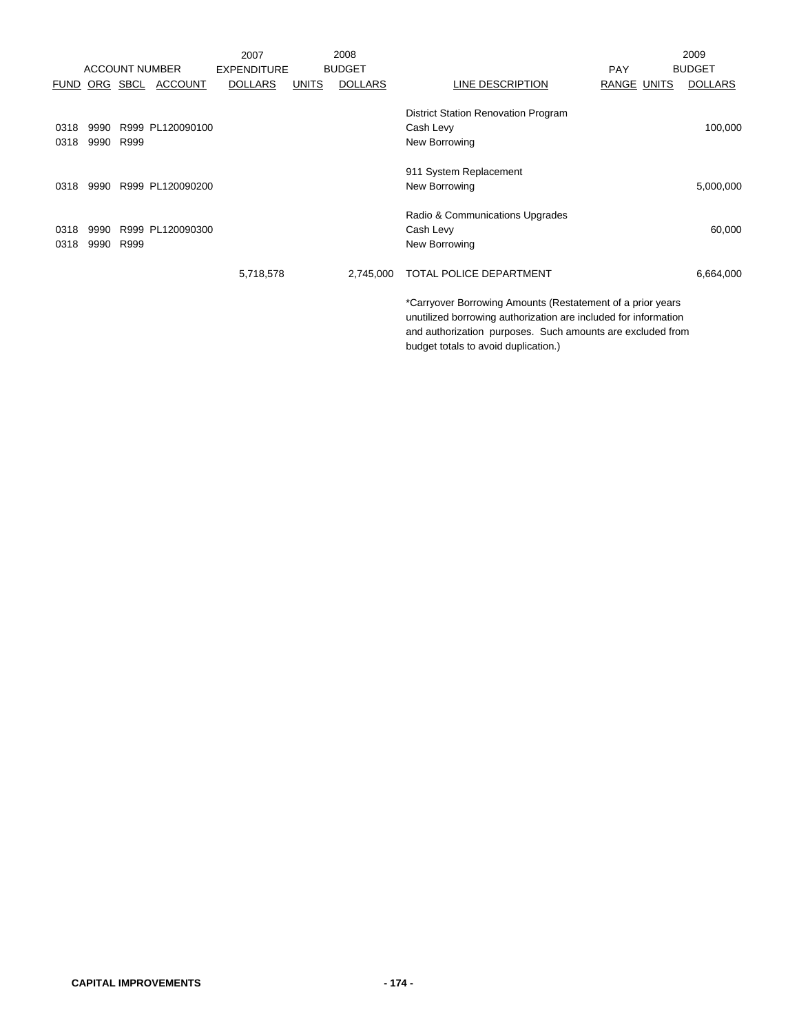| ACCOUNT NUMBER | | | | 2007 EXPENDITURE | 2008 BUDGET | | | PAY | | 2009 BUDGET |
|---|---|---|---|---|---|---|---|---|---|---|
| FUND | ORG | SBCL | ACCOUNT | DOLLARS | UNITS | DOLLARS | LINE DESCRIPTION | RANGE | UNITS | DOLLARS |
| | | | | | | | District Station Renovation Program | | | |
| 0318 | 9990 | R999 | PL120090100 | | | | Cash Levy | | | 100,000 |
| 0318 | 9990 | R999 | | | | | New Borrowing | | | |
| | | | | | | | 911 System Replacement | | | |
| 0318 | 9990 | R999 | PL120090200 | | | | New Borrowing | | | 5,000,000 |
| | | | | | | | Radio & Communications Upgrades | | | |
| 0318 | 9990 | R999 | PL120090300 | | | | Cash Levy | | | 60,000 |
| 0318 | 9990 | R999 | | | | | New Borrowing | | | |
| | | | | 5,718,578 | | 2,745,000 | TOTAL POLICE DEPARTMENT | | | 6,664,000 |

*Carryover Borrowing Amounts (Restatement of a prior years unutilized borrowing authorization are included for information and authorization purposes. Such amounts are excluded from budget totals to avoid duplication.)

**CAPITAL IMPROVEMENTS**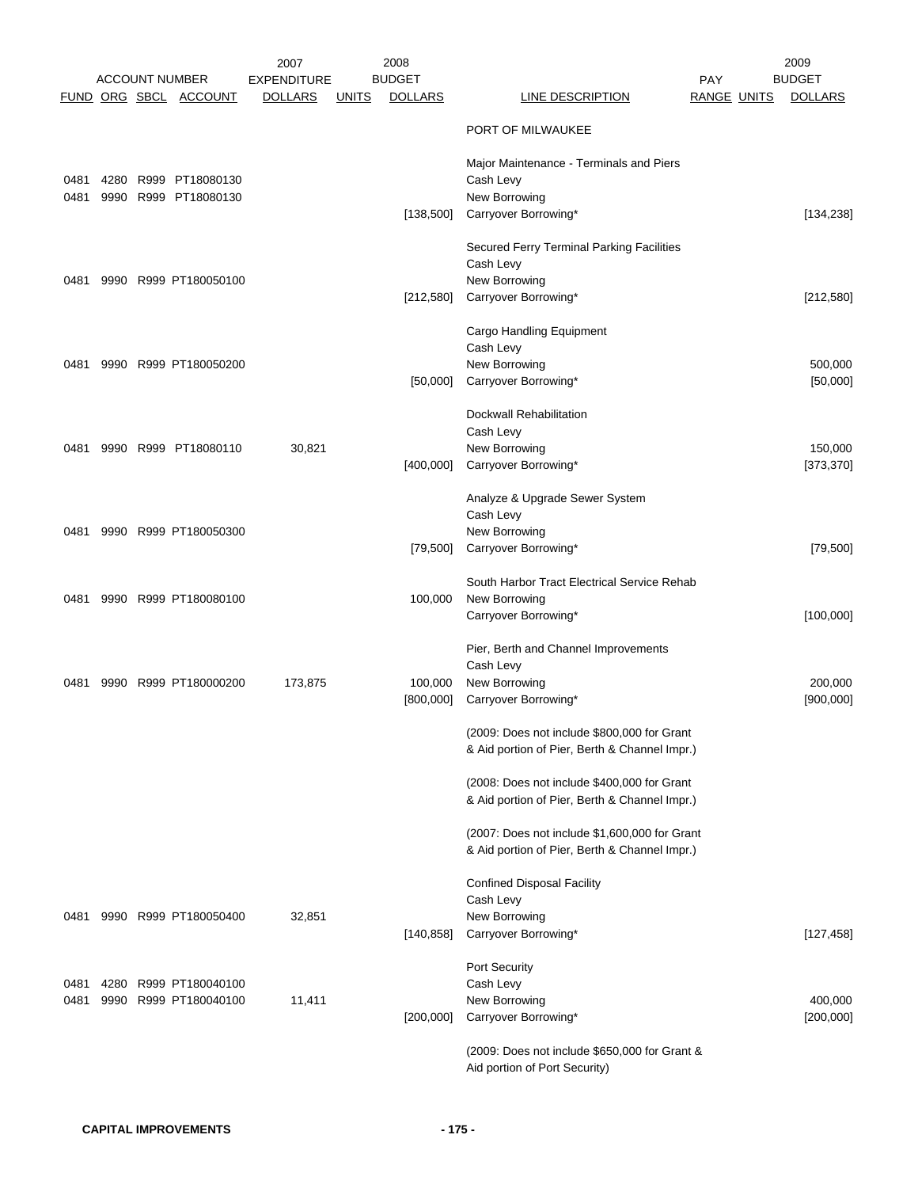| ACCOUNT NUMBER | | | | 2007 EXPENDITURE | | 2008 BUDGET | | PAY | | 2009 BUDGET |
|---|---|---|---|---|---|---|---|---|---|---|
| FUND | ORG | SBCL | ACCOUNT | DOLLARS | UNITS | DOLLARS | LINE DESCRIPTION | RANGE | UNITS | DOLLARS |
| | | | | | | | PORT OF MILWAUKEE | | | |
| | | | | | | | Major Maintenance - Terminals and Piers | | | |
| 0481 | 4280 | R999 | PT18080130 | | | | Cash Levy | | | |
| 0481 | 9990 | R999 | PT18080130 | | | | New Borrowing | | | |
| | | | | | | [138,500] | Carryover Borrowing* | | | [134,238] |
| | | | | | | | Secured Ferry Terminal Parking Facilities | | | |
| | | | | | | | Cash Levy | | | |
| 0481 | 9990 | R999 | PT180050100 | | | | New Borrowing | | | |
| | | | | | | [212,580] | Carryover Borrowing* | | | [212,580] |
| | | | | | | | Cargo Handling Equipment | | | |
| | | | | | | | Cash Levy | | | |
| 0481 | 9990 | R999 | PT180050200 | | | | New Borrowing | | | 500,000 |
| | | | | | | [50,000] | Carryover Borrowing* | | | [50,000] |
| | | | | | | | Dockwall Rehabilitation | | | |
| | | | | | | | Cash Levy | | | |
| 0481 | 9990 | R999 | PT18080110 | 30,821 | | | New Borrowing | | | 150,000 |
| | | | | | | [400,000] | Carryover Borrowing* | | | [373,370] |
| | | | | | | | Analyze & Upgrade Sewer System | | | |
| | | | | | | | Cash Levy | | | |
| 0481 | 9990 | R999 | PT180050300 | | | | New Borrowing | | | |
| | | | | | | [79,500] | Carryover Borrowing* | | | [79,500] |
| | | | | | | | South Harbor Tract Electrical Service Rehab | | | |
| 0481 | 9990 | R999 | PT180080100 | | | 100,000 | New Borrowing | | | |
| | | | | | | | Carryover Borrowing* | | | [100,000] |
| | | | | | | | Pier, Berth and Channel Improvements | | | |
| | | | | | | | Cash Levy | | | |
| 0481 | 9990 | R999 | PT180000200 | 173,875 | | 100,000 | New Borrowing | | | 200,000 |
| | | | | | | [800,000] | Carryover Borrowing* | | | [900,000] |
| | | | | | | | (2009: Does not include $800,000 for Grant & Aid portion of Pier, Berth & Channel Impr.) | | | |
| | | | | | | | (2008: Does not include $400,000 for Grant & Aid portion of Pier, Berth & Channel Impr.) | | | |
| | | | | | | | (2007: Does not include $1,600,000 for Grant & Aid portion of Pier, Berth & Channel Impr.) | | | |
| | | | | | | | Confined Disposal Facility | | | |
| | | | | | | | Cash Levy | | | |
| 0481 | 9990 | R999 | PT180050400 | 32,851 | | | New Borrowing | | | |
| | | | | | | [140,858] | Carryover Borrowing* | | | [127,458] |
| | | | | | | | Port Security | | | |
| 0481 | 4280 | R999 | PT180040100 | | | | Cash Levy | | | |
| 0481 | 9990 | R999 | PT180040100 | 11,411 | | | New Borrowing | | | 400,000 |
| | | | | | | [200,000] | Carryover Borrowing* | | | [200,000] |
| | | | | | | | (2009: Does not include $650,000 for Grant & Aid portion of Port Security) | | | |

**CAPITAL IMPROVEMENTS**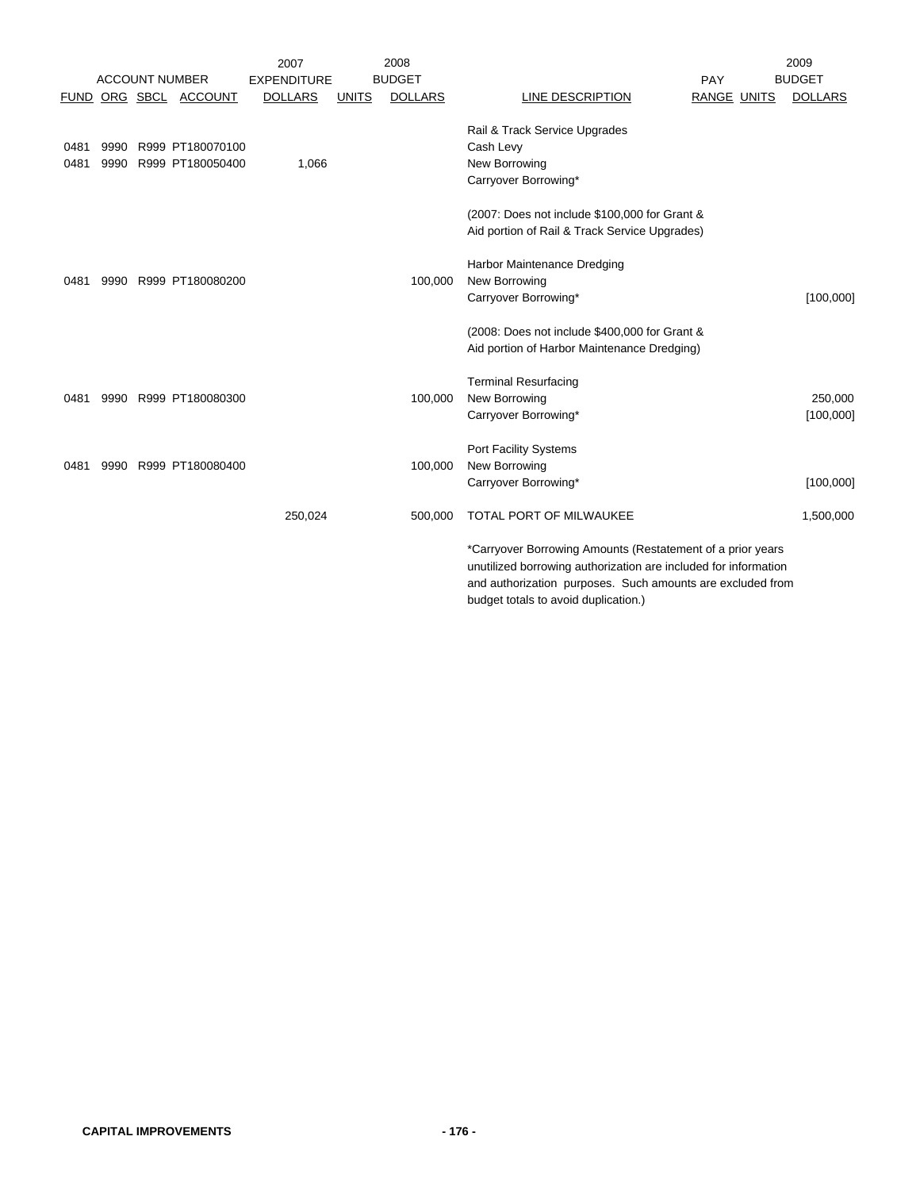| FUND | ORG | SBCL | ACCOUNT | 2007 EXPENDITURE DOLLARS | 2008 BUDGET UNITS | 2008 BUDGET DOLLARS | LINE DESCRIPTION | PAY RANGE | UNITS | 2009 BUDGET DOLLARS |
|---|---|---|---|---|---|---|---|---|---|---|
| | | | | | | | Rail & Track Service Upgrades | | | |
| 0481 | 9990 | R999 | PT180070100 | | | | Cash Levy | | | |
| 0481 | 9990 | R999 | PT180050400 | 1,066 | | | New Borrowing | | | |
| | | | | | | | Carryover Borrowing* | | | |
| | | | | | | | (2007: Does not include $100,000 for Grant & Aid portion of Rail & Track Service Upgrades) | | | |
| | | | | | | | Harbor Maintenance Dredging | | | |
| 0481 | 9990 | R999 | PT180080200 | | | 100,000 | New Borrowing | | | |
| | | | | | | | Carryover Borrowing* | | | [100,000] |
| | | | | | | | (2008: Does not include $400,000 for Grant & Aid portion of Harbor Maintenance Dredging) | | | |
| | | | | | | | Terminal Resurfacing | | | |
| 0481 | 9990 | R999 | PT180080300 | | | 100,000 | New Borrowing | | | 250,000 |
| | | | | | | | Carryover Borrowing* | | | [100,000] |
| | | | | | | | Port Facility Systems | | | |
| 0481 | 9990 | R999 | PT180080400 | | | 100,000 | New Borrowing | | | |
| | | | | | | | Carryover Borrowing* | | | [100,000] |
| | | | | 250,024 | | 500,000 | TOTAL PORT OF MILWAUKEE | | | 1,500,000 |

*Carryover Borrowing Amounts (Restatement of a prior years unutilized borrowing authorization are included for information and authorization purposes. Such amounts are excluded from budget totals to avoid duplication.)

CAPITAL IMPROVEMENTS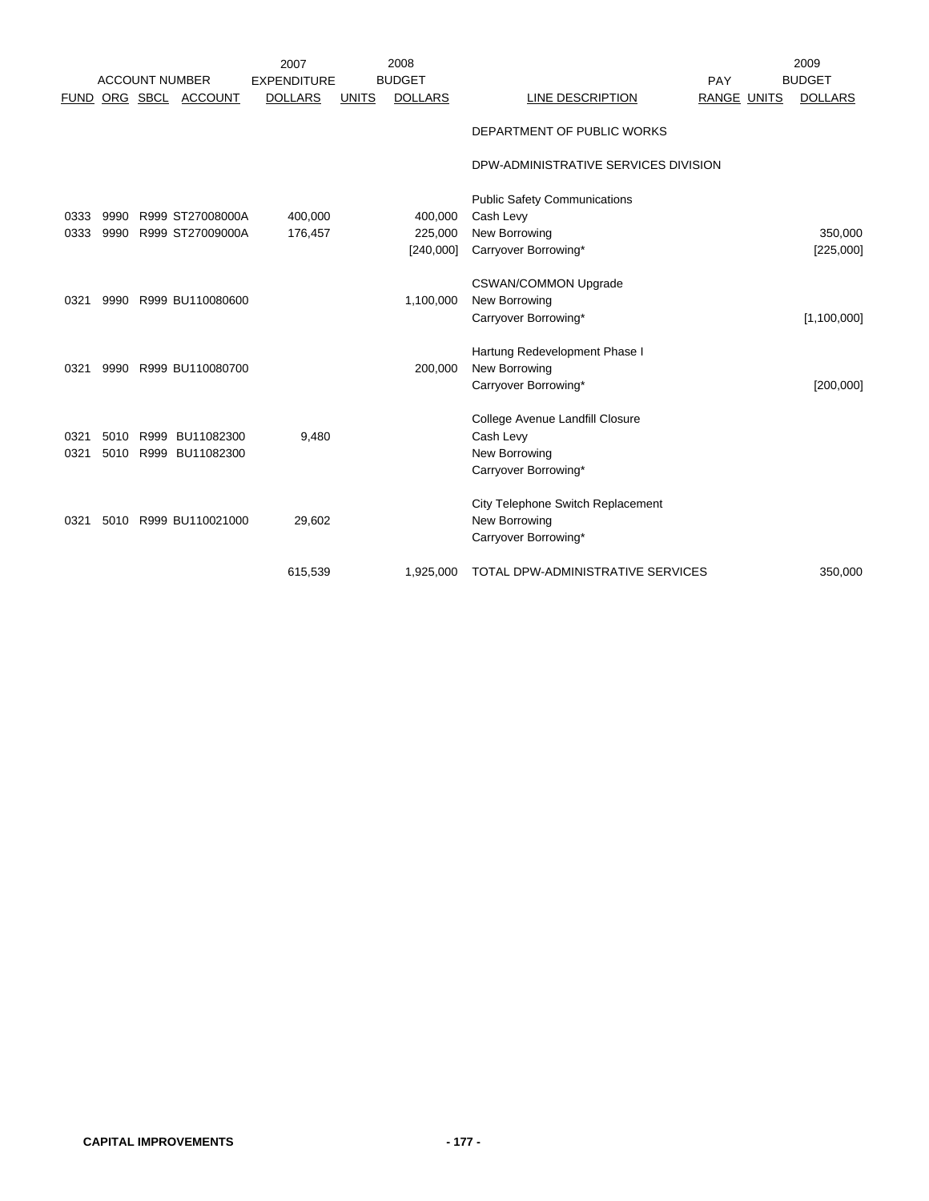| ACCOUNT NUMBER | | | | 2007 EXPENDITURE | | 2008 BUDGET | | PAY | | 2009 BUDGET |
|---|---|---|---|---|---|---|---|---|---|---|
| FUND | ORG | SBCL | ACCOUNT | DOLLARS | UNITS | DOLLARS | LINE DESCRIPTION | RANGE | UNITS | DOLLARS |
| | | | | | | | DEPARTMENT OF PUBLIC WORKS | | | |
| | | | | | | | DPW-ADMINISTRATIVE SERVICES DIVISION | | | |
| | | | | | | | Public Safety Communications | | | |
| 0333 | 9990 | R999 | ST27008000A | 400,000 | | 400,000 | Cash Levy | | | |
| 0333 | 9990 | R999 | ST27009000A | 176,457 | | 225,000 | New Borrowing | | | 350,000 |
| | | | | | | [240,000] | Carryover Borrowing* | | | [225,000] |
| | | | | | | | CSWAN/COMMON Upgrade | | | |
| 0321 | 9990 | R999 | BU110080600 | | | 1,100,000 | New Borrowing | | | |
| | | | | | | | Carryover Borrowing* | | | [1,100,000] |
| | | | | | | | Hartung Redevelopment Phase I | | | |
| 0321 | 9990 | R999 | BU110080700 | | | 200,000 | New Borrowing | | | |
| | | | | | | | Carryover Borrowing* | | | [200,000] |
| | | | | | | | College Avenue Landfill Closure | | | |
| 0321 | 5010 | R999 | BU11082300 | 9,480 | | | Cash Levy | | | |
| 0321 | 5010 | R999 | BU11082300 | | | | New Borrowing | | | |
| | | | | | | | Carryover Borrowing* | | | |
| | | | | | | | City Telephone Switch Replacement | | | |
| 0321 | 5010 | R999 | BU110021000 | 29,602 | | | New Borrowing | | | |
| | | | | | | | Carryover Borrowing* | | | |
| | | | | 615,539 | | 1,925,000 | TOTAL DPW-ADMINISTRATIVE SERVICES | | | 350,000 |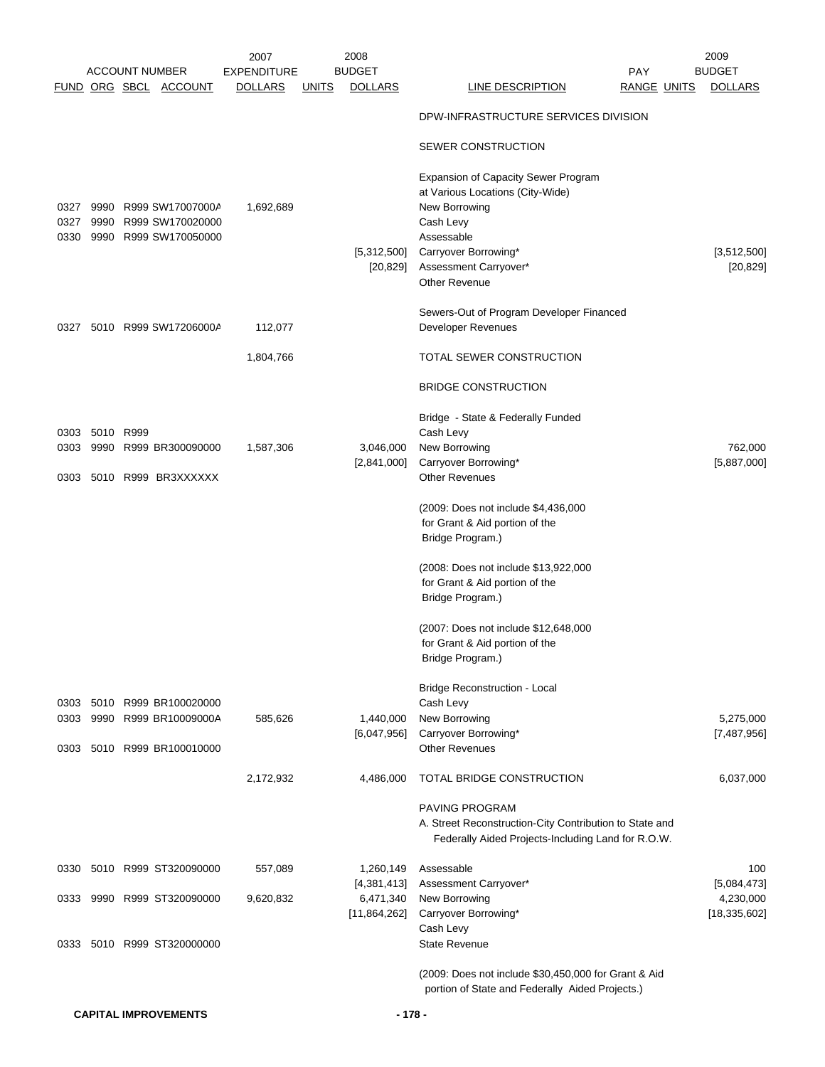| ACCOUNT NUMBER | | | | 2007 EXPENDITURE | | 2008 BUDGET | | PAY | | 2009 BUDGET |
|---|---|---|---|---|---|---|---|---|---|---|
| FUND | ORG | SBCL | ACCOUNT | DOLLARS | UNITS | DOLLARS | LINE DESCRIPTION | RANGE | UNITS | DOLLARS |
| | | | | | | | DPW-INFRASTRUCTURE SERVICES DIVISION | | | |
| | | | | | | | SEWER CONSTRUCTION | | | |
| | | | | | | | Expansion of Capacity Sewer Program at Various Locations (City-Wide) | | | |
| 0327 | 9990 | R999 | SW17007000A | 1,692,689 | | | New Borrowing | | | |
| 0327 | 9990 | R999 | SW170020000 | | | | Cash Levy | | | |
| 0330 | 9990 | R999 | SW170050000 | | | | Assessable | | | |
| | | | | | | [5,312,500] | Carryover Borrowing* | | | [3,512,500] |
| | | | | | | [20,829] | Assessment Carryover* | | | [20,829] |
| | | | | | | | Other Revenue | | | |
| | | | | | | | Sewers-Out of Program Developer Financed | | | |
| 0327 | 5010 | R999 | SW17206000A | 112,077 | | | Developer Revenues | | | |
| | | | | 1,804,766 | | | TOTAL SEWER CONSTRUCTION | | | |
| | | | | | | | BRIDGE CONSTRUCTION | | | |
| | | | | | | | Bridge - State & Federally Funded | | | |
| 0303 | 5010 | R999 | | | | | Cash Levy | | | |
| 0303 | 9990 | R999 | BR300090000 | 1,587,306 | | 3,046,000 | New Borrowing | | | 762,000 |
| | | | | | | [2,841,000] | Carryover Borrowing* | | | [5,887,000] |
| 0303 | 5010 | R999 | BR3XXXXXX | | | | Other Revenues | | | |
| | | | | | | | (2009: Does not include $4,436,000 for Grant & Aid portion of the Bridge Program.) | | | |
| | | | | | | | (2008: Does not include $13,922,000 for Grant & Aid portion of the Bridge Program.) | | | |
| | | | | | | | (2007: Does not include $12,648,000 for Grant & Aid portion of the Bridge Program.) | | | |
| | | | | | | | Bridge Reconstruction - Local | | | |
| 0303 | 5010 | R999 | BR100020000 | | | | Cash Levy | | | |
| 0303 | 9990 | R999 | BR10009000A | 585,626 | | 1,440,000 | New Borrowing | | | 5,275,000 |
| | | | | | | [6,047,956] | Carryover Borrowing* | | | [7,487,956] |
| 0303 | 5010 | R999 | BR100010000 | | | | Other Revenues | | | |
| | | | | 2,172,932 | | 4,486,000 | TOTAL BRIDGE CONSTRUCTION | | | 6,037,000 |
| | | | | | | | PAVING PROGRAM | | | |
| | | | | | | | A. Street Reconstruction-City Contribution to State and Federally Aided Projects-Including Land for R.O.W. | | | |
| 0330 | 5010 | R999 | ST320090000 | 557,089 | | 1,260,149 | Assessable | | | 100 |
| | | | | | | [4,381,413] | Assessment Carryover* | | | [5,084,473] |
| 0333 | 9990 | R999 | ST320090000 | 9,620,832 | | 6,471,340 | New Borrowing | | | 4,230,000 |
| | | | | | | [11,864,262] | Carryover Borrowing* | | | [18,335,602] |
| | | | | | | | Cash Levy | | | |
| 0333 | 5010 | R999 | ST320000000 | | | | State Revenue | | | |
| | | | | | | | (2009: Does not include $30,450,000 for Grant & Aid portion of State and Federally Aided Projects.) | | | |

CAPITAL IMPROVEMENTS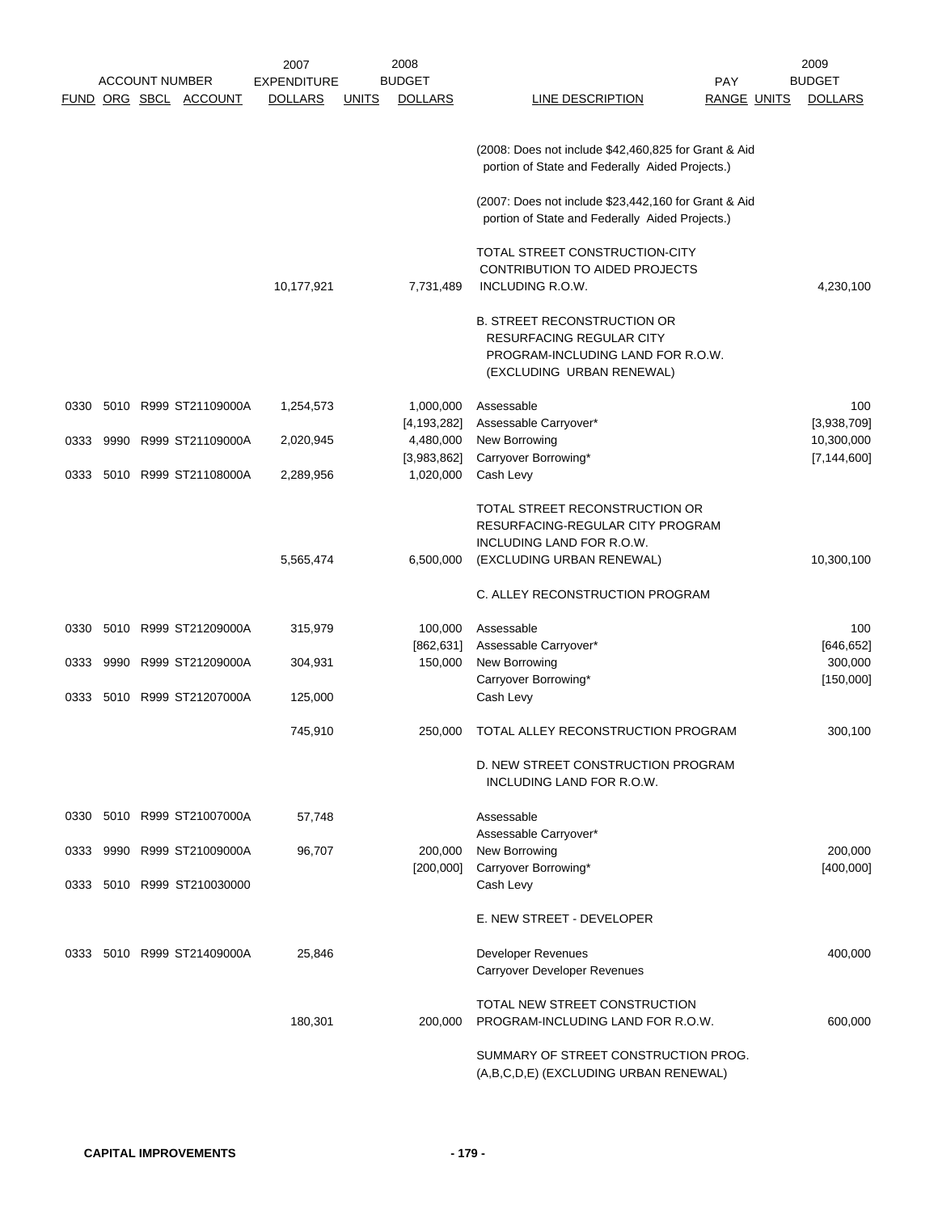| FUND | ORG | SBCL | ACCOUNT | 2007 EXPENDITURE DOLLARS | UNITS | 2008 BUDGET DOLLARS | LINE DESCRIPTION | PAY RANGE | UNITS | 2009 BUDGET DOLLARS |
|---|---|---|---|---|---|---|---|---|---|---|
| | | | | | | | (2008: Does not include $42,460,825 for Grant & Aid portion of State and Federally Aided Projects.) | | | |
| | | | | | | | (2007: Does not include $23,442,160 for Grant & Aid portion of State and Federally Aided Projects.) | | | |
| | | | | 10,177,921 | | 7,731,489 | TOTAL STREET CONSTRUCTION-CITY CONTRIBUTION TO AIDED PROJECTS INCLUDING R.O.W. | | | 4,230,100 |
| | | | | | | | B. STREET RECONSTRUCTION OR RESURFACING REGULAR CITY PROGRAM-INCLUDING LAND FOR R.O.W. (EXCLUDING URBAN RENEWAL) | | | |
| 0330 | 5010 | R999 | ST21109000A | 1,254,573 | | 1,000,000 | Assessable | | | 100 |
| | | | | | | [4,193,282] | Assessable Carryover* | | | [3,938,709] |
| 0333 | 9990 | R999 | ST21109000A | 2,020,945 | | 4,480,000 | New Borrowing | | | 10,300,000 |
| | | | | | | [3,983,862] | Carryover Borrowing* | | | [7,144,600] |
| 0333 | 5010 | R999 | ST21108000A | 2,289,956 | | 1,020,000 | Cash Levy | | | |
| | | | | 5,565,474 | | 6,500,000 | TOTAL STREET RECONSTRUCTION OR RESURFACING-REGULAR CITY PROGRAM INCLUDING LAND FOR R.O.W. (EXCLUDING URBAN RENEWAL) | | | 10,300,100 |
| | | | | | | | C. ALLEY RECONSTRUCTION PROGRAM | | | |
| 0330 | 5010 | R999 | ST21209000A | 315,979 | | 100,000 | Assessable | | | 100 |
| | | | | | | [862,631] | Assessable Carryover* | | | [646,652] |
| 0333 | 9990 | R999 | ST21209000A | 304,931 | | 150,000 | New Borrowing | | | 300,000 |
| | | | | | | | Carryover Borrowing* | | | [150,000] |
| 0333 | 5010 | R999 | ST21207000A | 125,000 | | | Cash Levy | | | |
| | | | | 745,910 | | 250,000 | TOTAL ALLEY RECONSTRUCTION PROGRAM | | | 300,100 |
| | | | | | | | D. NEW STREET CONSTRUCTION PROGRAM INCLUDING LAND FOR R.O.W. | | | |
| 0330 | 5010 | R999 | ST21007000A | 57,748 | | | Assessable | | | |
| | | | | | | | Assessable Carryover* | | | |
| 0333 | 9990 | R999 | ST21009000A | 96,707 | | 200,000 | New Borrowing | | | 200,000 |
| | | | | | | [200,000] | Carryover Borrowing* | | | [400,000] |
| 0333 | 5010 | R999 | ST210030000 | | | | Cash Levy | | | |
| | | | | | | | E. NEW STREET - DEVELOPER | | | |
| 0333 | 5010 | R999 | ST21409000A | 25,846 | | | Developer Revenues | | | 400,000 |
| | | | | | | | Carryover Developer Revenues | | | |
| | | | | 180,301 | | 200,000 | TOTAL NEW STREET CONSTRUCTION PROGRAM-INCLUDING LAND FOR R.O.W. | | | 600,000 |
| | | | | | | | SUMMARY OF STREET CONSTRUCTION PROG. (A,B,C,D,E) (EXCLUDING URBAN RENEWAL) | | | |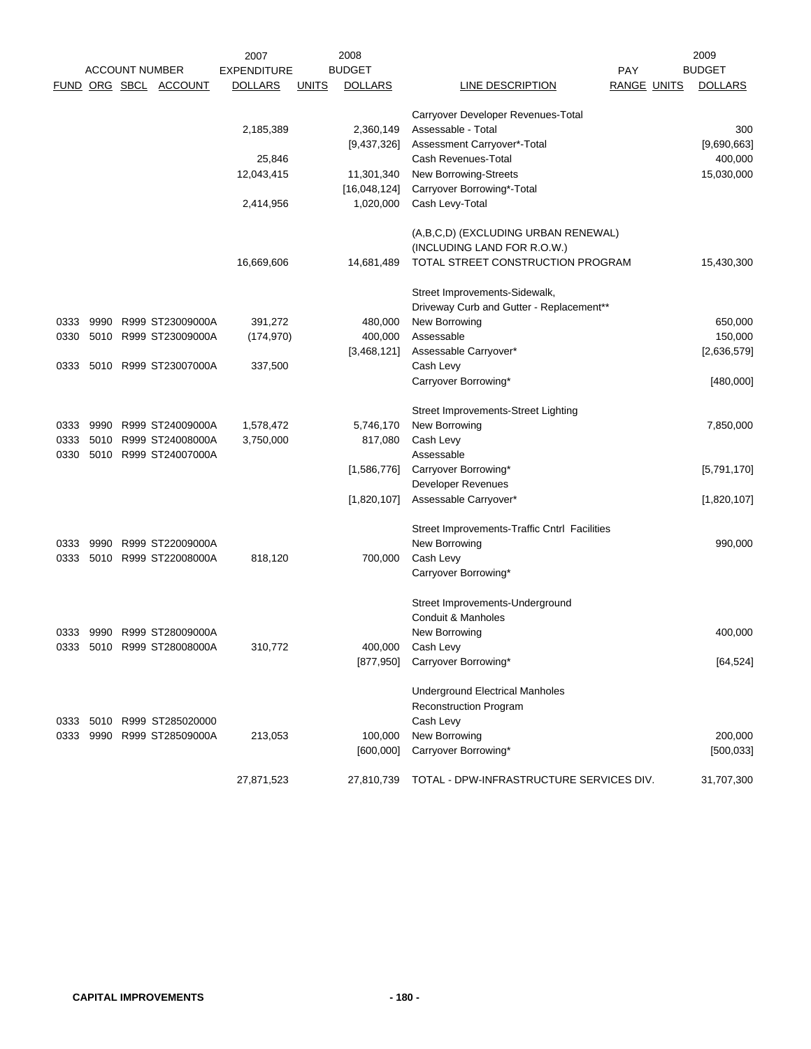| FUND | ORG | SBCL | ACCOUNT | 2007 EXPENDITURE DOLLARS | UNITS | 2008 BUDGET DOLLARS | LINE DESCRIPTION | PAY RANGE | UNITS | 2009 BUDGET DOLLARS |
|---|---|---|---|---|---|---|---|---|---|---|
| | | | | | | | Carryover Developer Revenues-Total | | | |
| | | | | 2,185,389 | | 2,360,149 | Assessable - Total | | | 300 |
| | | | | | | [9,437,326] | Assessment Carryover*-Total | | | [9,690,663] |
| | | | | 25,846 | | | Cash Revenues-Total | | | 400,000 |
| | | | | 12,043,415 | | 11,301,340 | New Borrowing-Streets | | | 15,030,000 |
| | | | | | | [16,048,124] | Carryover Borrowing*-Total | | | |
| | | | | 2,414,956 | | 1,020,000 | Cash Levy-Total | | | |
| | | | | | | | (A,B,C,D) (EXCLUDING URBAN RENEWAL) (INCLUDING LAND FOR R.O.W.) | | | |
| | | | | 16,669,606 | | 14,681,489 | TOTAL STREET CONSTRUCTION PROGRAM | | | 15,430,300 |
| | | | | | | | Street Improvements-Sidewalk, Driveway Curb and Gutter - Replacement** | | | |
| 0333 | 9990 | R999 | ST23009000A | 391,272 | | 480,000 | New Borrowing | | | 650,000 |
| 0330 | 5010 | R999 | ST23009000A | (174,970) | | 400,000 | Assessable | | | 150,000 |
| | | | | | | [3,468,121] | Assessable Carryover* | | | [2,636,579] |
| 0333 | 5010 | R999 | ST23007000A | 337,500 | | | Cash Levy | | | |
| | | | | | | | Carryover Borrowing* | | | [480,000] |
| | | | | | | | Street Improvements-Street Lighting | | | |
| 0333 | 9990 | R999 | ST24009000A | 1,578,472 | | 5,746,170 | New Borrowing | | | 7,850,000 |
| 0333 | 5010 | R999 | ST24008000A | 3,750,000 | | 817,080 | Cash Levy | | | |
| 0330 | 5010 | R999 | ST24007000A | | | | Assessable | | | |
| | | | | | | [1,586,776] | Carryover Borrowing* | | | [5,791,170] |
| | | | | | | | Developer Revenues | | | |
| | | | | | | [1,820,107] | Assessable Carryover* | | | [1,820,107] |
| | | | | | | | Street Improvements-Traffic Cntrl Facilities | | | |
| 0333 | 9990 | R999 | ST22009000A | | | | New Borrowing | | | 990,000 |
| 0333 | 5010 | R999 | ST22008000A | 818,120 | | 700,000 | Cash Levy | | | |
| | | | | | | | Carryover Borrowing* | | | |
| | | | | | | | Street Improvements-Underground Conduit & Manholes | | | |
| 0333 | 9990 | R999 | ST28009000A | | | | New Borrowing | | | 400,000 |
| 0333 | 5010 | R999 | ST28008000A | 310,772 | | 400,000 | Cash Levy | | | |
| | | | | | | [877,950] | Carryover Borrowing* | | | [64,524] |
| | | | | | | | Underground Electrical Manholes Reconstruction Program | | | |
| 0333 | 5010 | R999 | ST285020000 | | | | Cash Levy | | | |
| 0333 | 9990 | R999 | ST28509000A | 213,053 | | 100,000 | New Borrowing | | | 200,000 |
| | | | | | | [600,000] | Carryover Borrowing* | | | [500,033] |
| | | | | 27,871,523 | | 27,810,739 | TOTAL - DPW-INFRASTRUCTURE SERVICES DIV. | | | 31,707,300 |

**CAPITAL IMPROVEMENTS**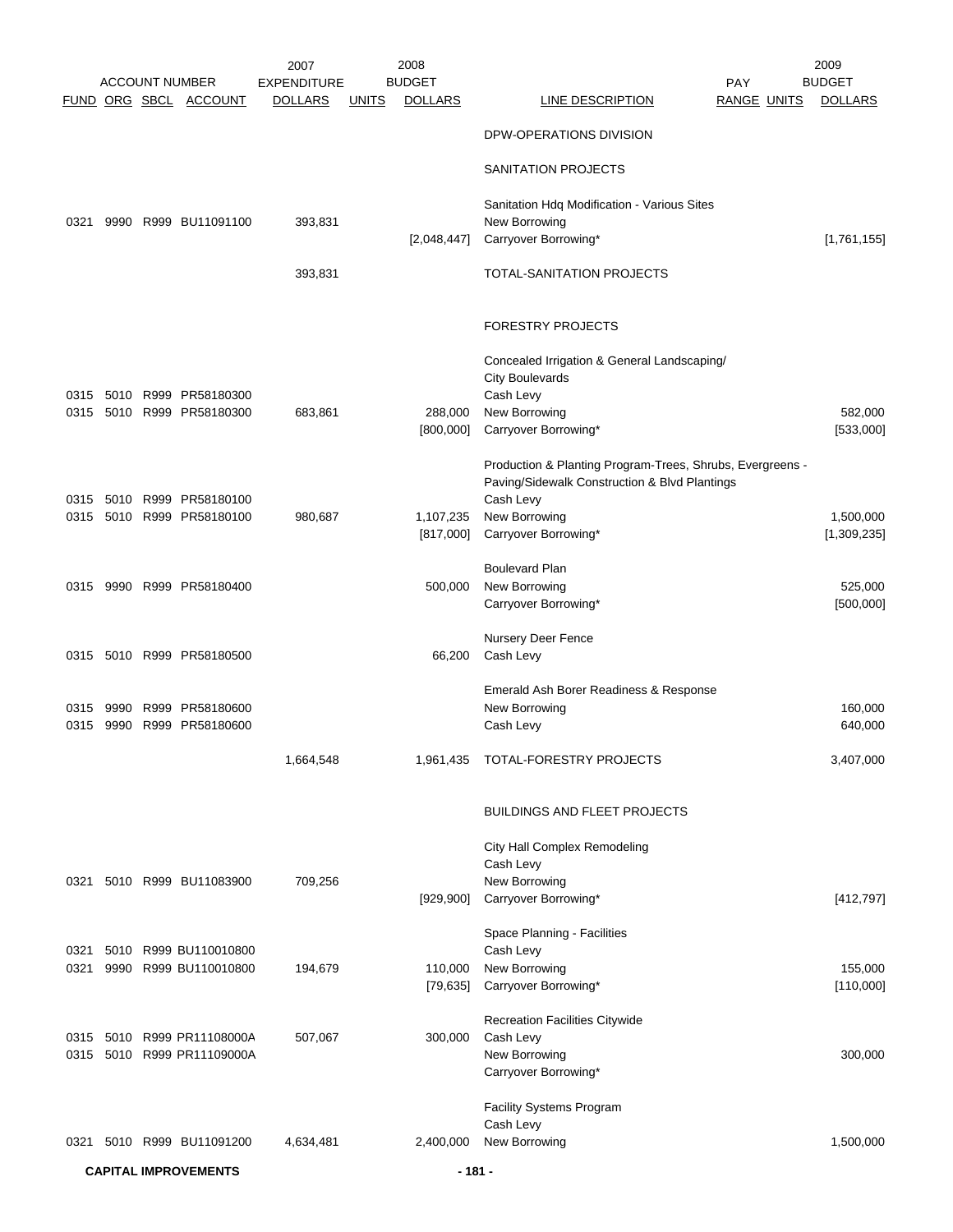| FUND | ORG | SBCL | ACCOUNT | 2007 EXPENDITURE DOLLARS | UNITS | 2008 BUDGET DOLLARS | LINE DESCRIPTION | PAY RANGE | UNITS | 2009 BUDGET DOLLARS |
|---|---|---|---|---|---|---|---|---|---|---|
| | | | | | | | DPW-OPERATIONS DIVISION | | | |
| | | | | | | | SANITATION PROJECTS | | | |
| | | | | | | | Sanitation Hdq Modification - Various Sites | | | |
| 0321 | 9990 | R999 | BU11091100 | 393,831 | | | New Borrowing | | | |
| | | | | | | [2,048,447] | Carryover Borrowing* | | | [1,761,155] |
| | | | | 393,831 | | | TOTAL-SANITATION PROJECTS | | | |
| | | | | | | | FORESTRY PROJECTS | | | |
| | | | | | | | Concealed Irrigation & General Landscaping/ City Boulevards | | | |
| 0315 | 5010 | R999 | PR58180300 | | | | Cash Levy | | | |
| 0315 | 5010 | R999 | PR58180300 | 683,861 | | 288,000 | New Borrowing | | | 582,000 |
| | | | | | | [800,000] | Carryover Borrowing* | | | [533,000] |
| | | | | | | | Production & Planting Program-Trees, Shrubs, Evergreens - Paving/Sidewalk Construction & Blvd Plantings | | | |
| 0315 | 5010 | R999 | PR58180100 | | | | Cash Levy | | | |
| 0315 | 5010 | R999 | PR58180100 | 980,687 | | 1,107,235 | New Borrowing | | | 1,500,000 |
| | | | | | | [817,000] | Carryover Borrowing* | | | [1,309,235] |
| | | | | | | | Boulevard Plan | | | |
| 0315 | 9990 | R999 | PR58180400 | | | 500,000 | New Borrowing | | | 525,000 |
| | | | | | | | Carryover Borrowing* | | | [500,000] |
| | | | | | | | Nursery Deer Fence | | | |
| 0315 | 5010 | R999 | PR58180500 | | | 66,200 | Cash Levy | | | |
| | | | | | | | Emerald Ash Borer Readiness & Response | | | |
| 0315 | 9990 | R999 | PR58180600 | | | | New Borrowing | | | 160,000 |
| 0315 | 9990 | R999 | PR58180600 | | | | Cash Levy | | | 640,000 |
| | | | | 1,664,548 | | 1,961,435 | TOTAL-FORESTRY PROJECTS | | | 3,407,000 |
| | | | | | | | BUILDINGS AND FLEET PROJECTS | | | |
| | | | | | | | City Hall Complex Remodeling | | | |
| | | | | | | | Cash Levy | | | |
| 0321 | 5010 | R999 | BU11083900 | 709,256 | | | New Borrowing | | | |
| | | | | | | [929,900] | Carryover Borrowing* | | | [412,797] |
| | | | | | | | Space Planning - Facilities | | | |
| 0321 | 5010 | R999 | BU110010800 | | | | Cash Levy | | | |
| 0321 | 9990 | R999 | BU110010800 | 194,679 | | 110,000 | New Borrowing | | | 155,000 |
| | | | | | | [79,635] | Carryover Borrowing* | | | [110,000] |
| | | | | | | | Recreation Facilities Citywide | | | |
| 0315 | 5010 | R999 | PR11108000A | 507,067 | | 300,000 | Cash Levy | | | |
| 0315 | 5010 | R999 | PR11109000A | | | | New Borrowing | | | 300,000 |
| | | | | | | | Carryover Borrowing* | | | |
| | | | | | | | Facility Systems Program | | | |
| | | | | | | | Cash Levy | | | |
| 0321 | 5010 | R999 | BU11091200 | 4,634,481 | | 2,400,000 | New Borrowing | | | 1,500,000 |

**CAPITAL IMPROVEMENTS**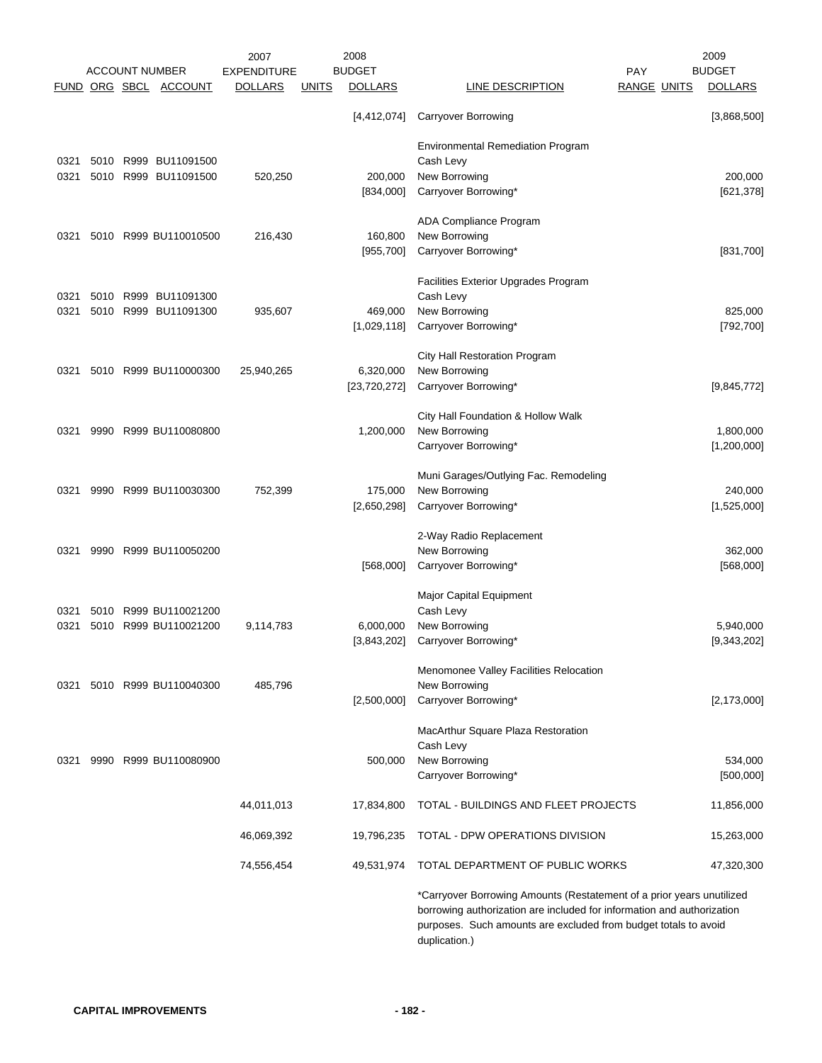| ACCOUNT NUMBER | | | | 2007 | 2008 | | | 2009 | | |
|---|---|---|---|---|---|---|---|---|---|---|
| FUND | ORG | SBCL | ACCOUNT | EXPENDITURE DOLLARS | UNITS | BUDGET DOLLARS | LINE DESCRIPTION | PAY RANGE | UNITS | BUDGET DOLLARS |
| | | | | | | [4,412,074] | Carryover Borrowing | | | [3,868,500] |
| | | | | | | | Environmental Remediation Program | | | |
| 0321 | 5010 | R999 | BU11091500 | | | | Cash Levy | | | |
| 0321 | 5010 | R999 | BU11091500 | 520,250 | | 200,000 | New Borrowing | | | 200,000 |
| | | | | | | [834,000] | Carryover Borrowing* | | | [621,378] |
| | | | | | | | ADA Compliance Program | | | |
| 0321 | 5010 | R999 | BU110010500 | 216,430 | | 160,800 | New Borrowing | | | |
| | | | | | | [955,700] | Carryover Borrowing* | | | [831,700] |
| | | | | | | | Facilities Exterior Upgrades Program | | | |
| 0321 | 5010 | R999 | BU11091300 | | | | Cash Levy | | | |
| 0321 | 5010 | R999 | BU11091300 | 935,607 | | 469,000 | New Borrowing | | | 825,000 |
| | | | | | | [1,029,118] | Carryover Borrowing* | | | [792,700] |
| | | | | | | | City Hall Restoration Program | | | |
| 0321 | 5010 | R999 | BU110000300 | 25,940,265 | | 6,320,000 | New Borrowing | | | |
| | | | | | | [23,720,272] | Carryover Borrowing* | | | [9,845,772] |
| | | | | | | | City Hall Foundation & Hollow Walk | | | |
| 0321 | 9990 | R999 | BU110080800 | | | 1,200,000 | New Borrowing | | | 1,800,000 |
| | | | | | | | Carryover Borrowing* | | | [1,200,000] |
| | | | | | | | Muni Garages/Outlying Fac. Remodeling | | | |
| 0321 | 9990 | R999 | BU110030300 | 752,399 | | 175,000 | New Borrowing | | | 240,000 |
| | | | | | | [2,650,298] | Carryover Borrowing* | | | [1,525,000] |
| | | | | | | | 2-Way Radio Replacement | | | |
| 0321 | 9990 | R999 | BU110050200 | | | | New Borrowing | | | 362,000 |
| | | | | | | [568,000] | Carryover Borrowing* | | | [568,000] |
| | | | | | | | Major Capital Equipment | | | |
| 0321 | 5010 | R999 | BU110021200 | | | | Cash Levy | | | |
| 0321 | 5010 | R999 | BU110021200 | 9,114,783 | | 6,000,000 | New Borrowing | | | 5,940,000 |
| | | | | | | [3,843,202] | Carryover Borrowing* | | | [9,343,202] |
| | | | | | | | Menomonee Valley Facilities Relocation | | | |
| 0321 | 5010 | R999 | BU110040300 | 485,796 | | | New Borrowing | | | |
| | | | | | | [2,500,000] | Carryover Borrowing* | | | [2,173,000] |
| | | | | | | | MacArthur Square Plaza Restoration | | | |
| | | | | | | | Cash Levy | | | |
| 0321 | 9990 | R999 | BU110080900 | | | 500,000 | New Borrowing | | | 534,000 |
| | | | | | | | Carryover Borrowing* | | | [500,000] |
| | | | | 44,011,013 | | 17,834,800 | TOTAL - BUILDINGS AND FLEET PROJECTS | | | 11,856,000 |
| | | | | 46,069,392 | | 19,796,235 | TOTAL - DPW OPERATIONS DIVISION | | | 15,263,000 |
| | | | | 74,556,454 | | 49,531,974 | TOTAL DEPARTMENT OF PUBLIC WORKS | | | 47,320,300 |

*Carryover Borrowing Amounts (Restatement of a prior years unutilized borrowing authorization are included for information and authorization purposes. Such amounts are excluded from budget totals to avoid duplication.)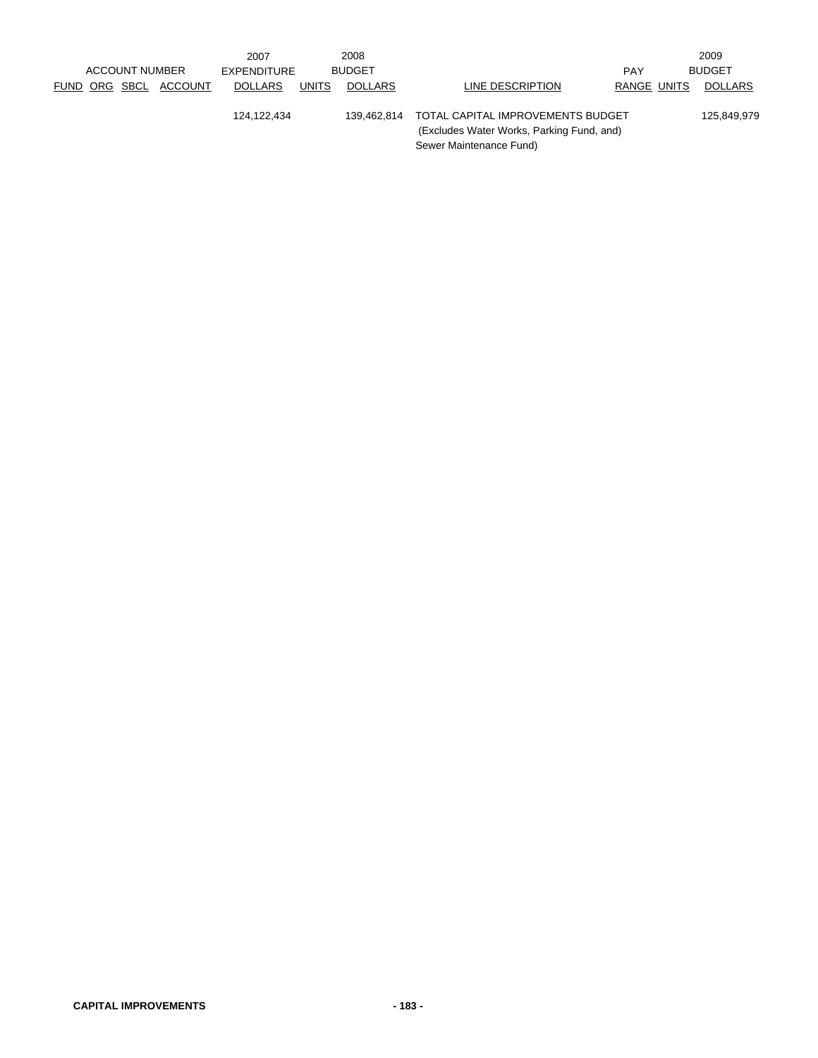| ACCOUNT NUMBER | | | | 2007 EXPENDITURE | 2008 BUDGET | | | PAY | | 2009 BUDGET |
|---|---|---|---|---|---|---|---|---|---|---|
| FUND | ORG | SBCL | ACCOUNT | DOLLARS | UNITS | DOLLARS | LINE DESCRIPTION | RANGE | UNITS | DOLLARS |
| | | | | 124,122,434 | | 139,462,814 | TOTAL CAPITAL IMPROVEMENTS BUDGET (Excludes Water Works, Parking Fund, and) Sewer Maintenance Fund) | | | 125,849,979 |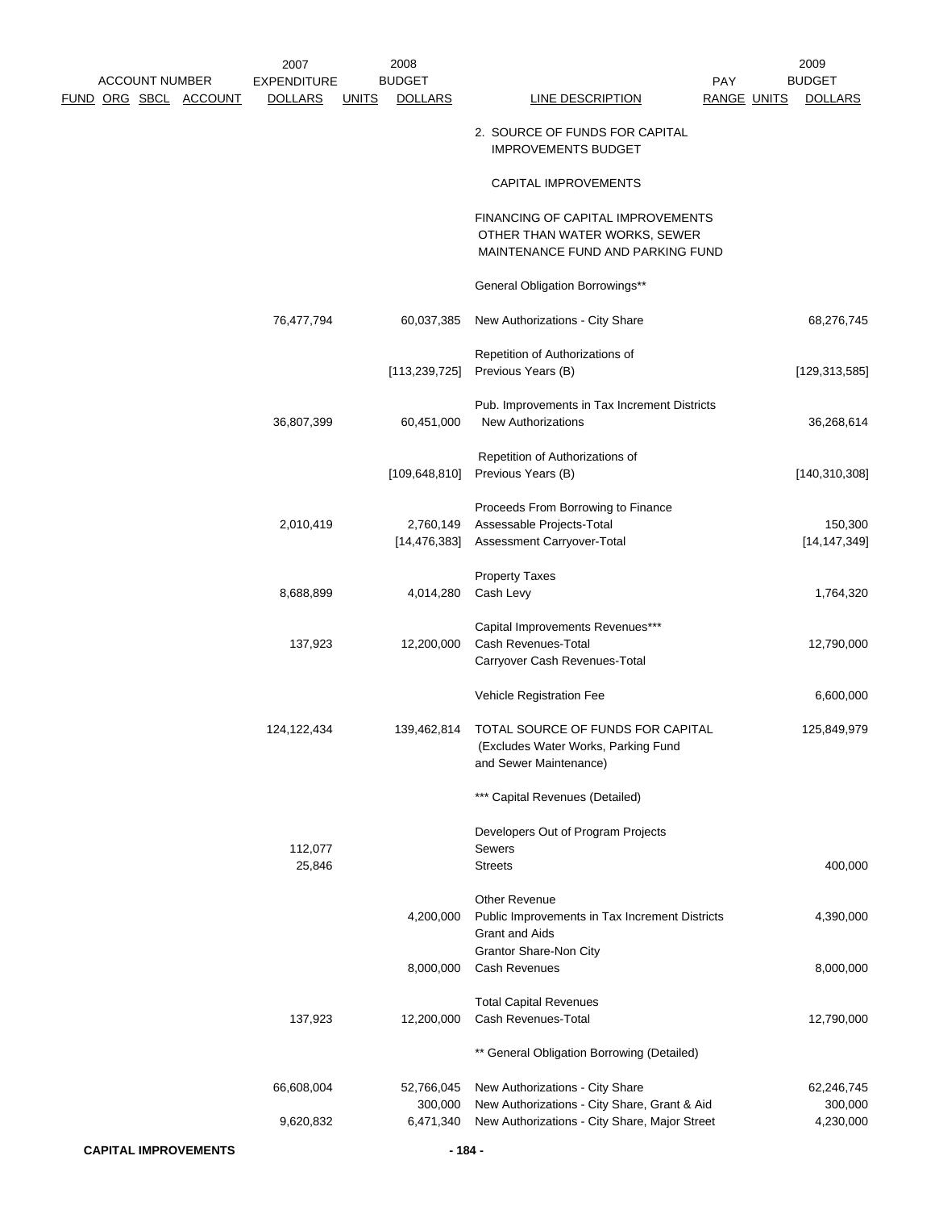| ACCOUNT NUMBER FUND ORG SBCL ACCOUNT | 2007 EXPENDITURE DOLLARS | UNITS | 2008 BUDGET DOLLARS | LINE DESCRIPTION | PAY RANGE | UNITS | 2009 BUDGET DOLLARS |
|---|---|---|---|---|---|---|---|
| | | | | 2. SOURCE OF FUNDS FOR CAPITAL IMPROVEMENTS BUDGET | | | |
| | | | | CAPITAL IMPROVEMENTS | | | |
| | | | | FINANCING OF CAPITAL IMPROVEMENTS OTHER THAN WATER WORKS, SEWER MAINTENANCE FUND AND PARKING FUND | | | |
| | | | | General Obligation Borrowings** | | | |
| | 76,477,794 | | 60,037,385 | New Authorizations - City Share | | | 68,276,745 |
| | | | [113,239,725] | Repetition of Authorizations of Previous Years (B) | | | [129,313,585] |
| | 36,807,399 | | 60,451,000 | Pub. Improvements in Tax Increment Districts New Authorizations | | | 36,268,614 |
| | | | [109,648,810] | Repetition of Authorizations of Previous Years (B) | | | [140,310,308] |
| | 2,010,419 | | 2,760,149 | Proceeds From Borrowing to Finance Assessable Projects-Total | | | 150,300 |
| | | | [14,476,383] | Assessment Carryover-Total | | | [14,147,349] |
| | 8,688,899 | | 4,014,280 | Property Taxes Cash Levy | | | 1,764,320 |
| | 137,923 | | 12,200,000 | Capital Improvements Revenues*** Cash Revenues-Total | | | 12,790,000 |
| | | | | Carryover Cash Revenues-Total | | | |
| | | | | Vehicle Registration Fee | | | 6,600,000 |
| | 124,122,434 | | 139,462,814 | TOTAL SOURCE OF FUNDS FOR CAPITAL (Excludes Water Works, Parking Fund and Sewer Maintenance) | | | 125,849,979 |
| | | | | *** Capital Revenues (Detailed) | | | |
| | | | | Developers Out of Program Projects | | | |
| | 112,077 | | | Sewers | | | |
| | 25,846 | | | Streets | | | 400,000 |
| | | | | Other Revenue | | | |
| | | | 4,200,000 | Public Improvements in Tax Increment Districts | | | 4,390,000 |
| | | | | Grant and Aids | | | |
| | | | 8,000,000 | Grantor Share-Non City Cash Revenues | | | 8,000,000 |
| | 137,923 | | 12,200,000 | Total Capital Revenues Cash Revenues-Total | | | 12,790,000 |
| | | | | ** General Obligation Borrowing (Detailed) | | | |
| | 66,608,004 | | 52,766,045 | New Authorizations - City Share | | | 62,246,745 |
| | | | 300,000 | New Authorizations - City Share, Grant & Aid | | | 300,000 |
| | 9,620,832 | | 6,471,340 | New Authorizations - City Share, Major Street | | | 4,230,000 |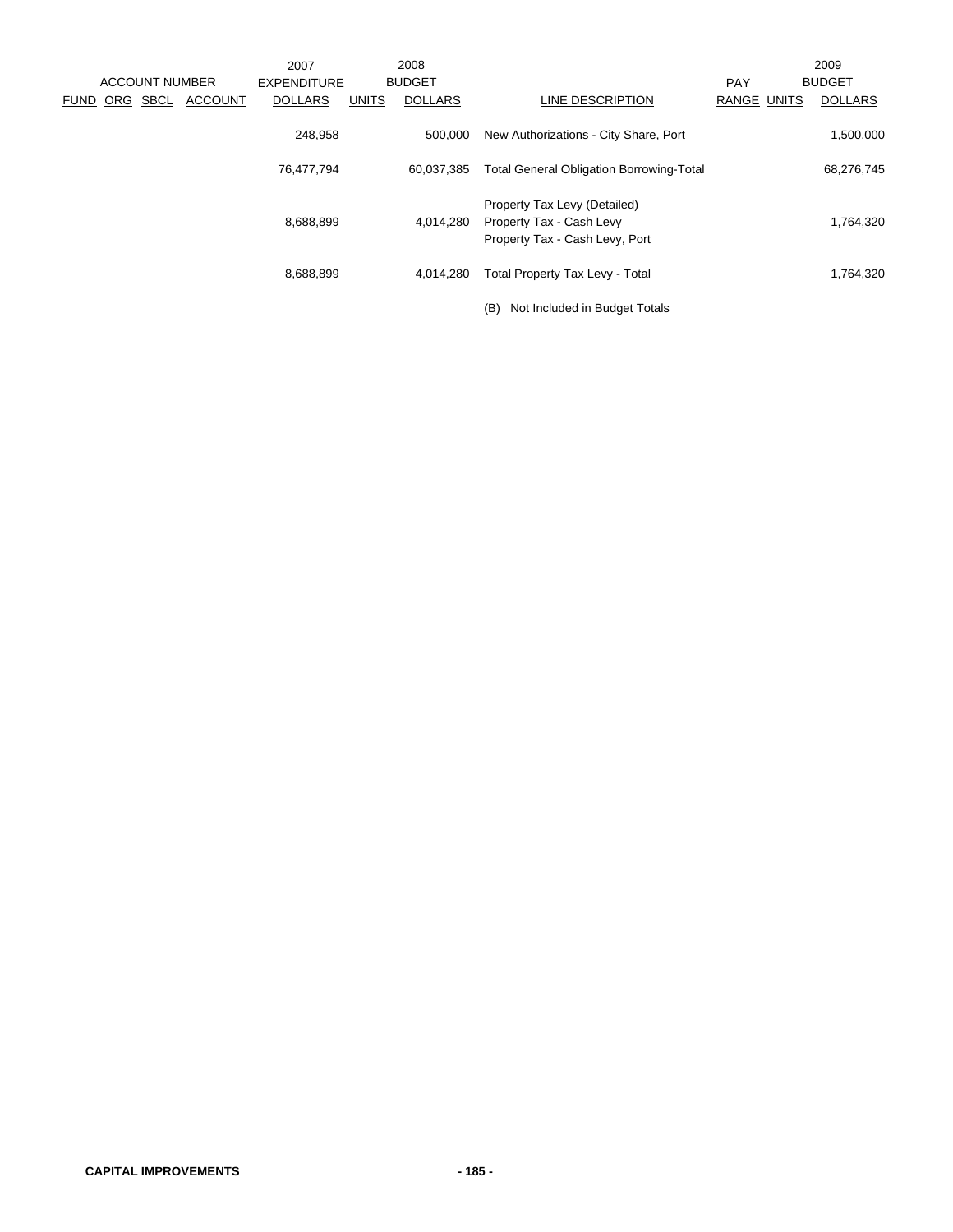| ACCOUNT NUMBER | | | | 2007 EXPENDITURE | 2008 BUDGET | | | PAY | | 2009 BUDGET |
|---|---|---|---|---|---|---|---|---|---|---|
| FUND | ORG | SBCL | ACCOUNT | DOLLARS | UNITS | DOLLARS | LINE DESCRIPTION | RANGE | UNITS | DOLLARS |
| | | | | 248,958 | | 500,000 | New Authorizations - City Share, Port | | | 1,500,000 |
| | | | | 76,477,794 | | 60,037,385 | Total General Obligation Borrowing-Total | | | 68,276,745 |
| | | | | | | | Property Tax Levy (Detailed) | | | |
| | | | | 8,688,899 | | 4,014,280 | Property Tax - Cash Levy | | | 1,764,320 |
| | | | | | | | Property Tax - Cash Levy, Port | | | |
| | | | | 8,688,899 | | 4,014,280 | Total Property Tax Levy - Total | | | 1,764,320 |

(B) Not Included in Budget Totals

**CAPITAL IMPROVEMENTS**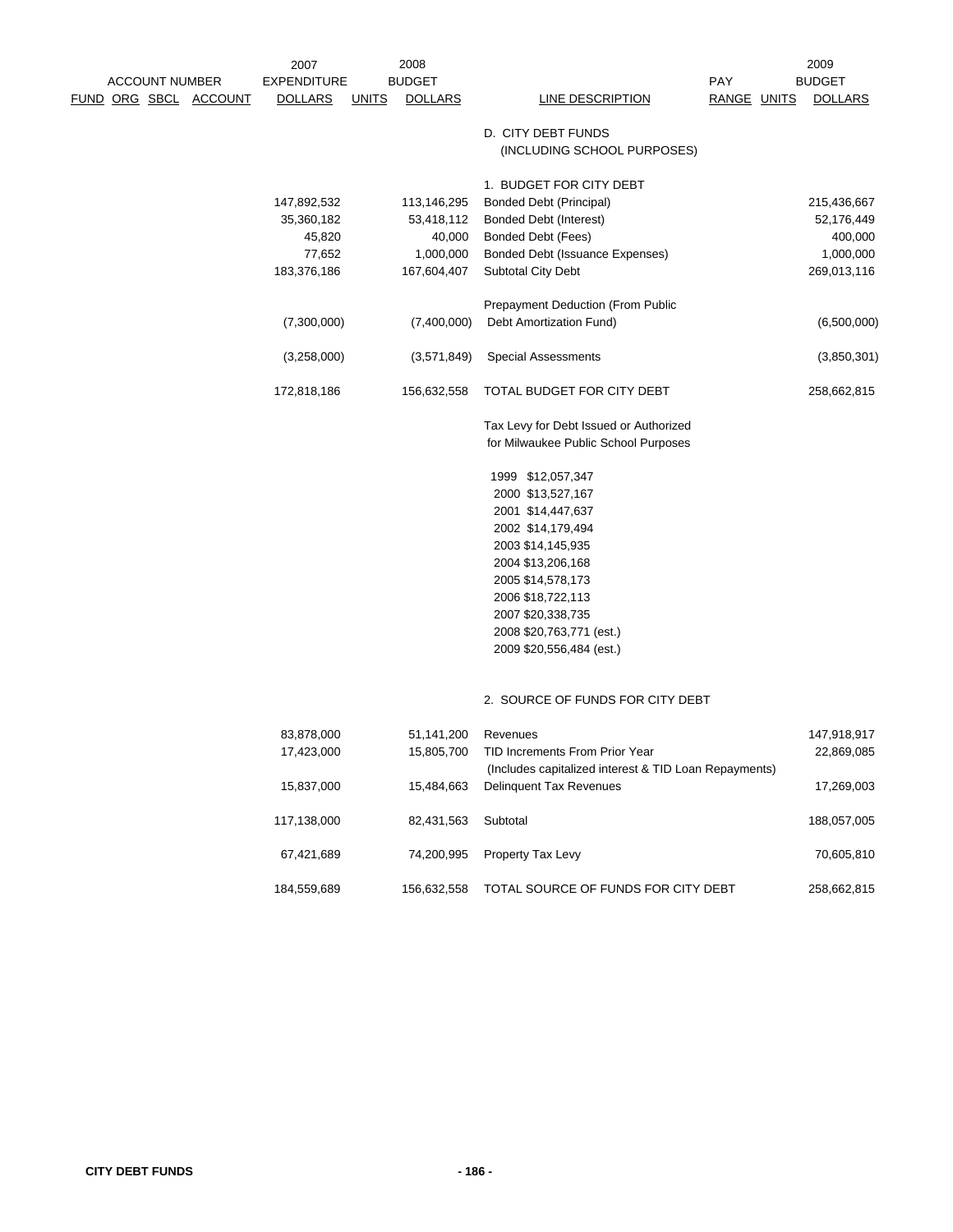| ACCOUNT NUMBER FUND ORG SBCL ACCOUNT | 2007 EXPENDITURE DOLLARS | UNITS | 2008 BUDGET DOLLARS | LINE DESCRIPTION | PAY RANGE | UNITS | 2009 BUDGET DOLLARS |
|---|---|---|---|---|---|---|---|
| | | | | D. CITY DEBT FUNDS (INCLUDING SCHOOL PURPOSES) | | | |
| | | | | 1. BUDGET FOR CITY DEBT | | | |
| | 147,892,532 | | 113,146,295 | Bonded Debt (Principal) | | | 215,436,667 |
| | 35,360,182 | | 53,418,112 | Bonded Debt (Interest) | | | 52,176,449 |
| | 45,820 | | 40,000 | Bonded Debt (Fees) | | | 400,000 |
| | 77,652 | | 1,000,000 | Bonded Debt (Issuance Expenses) | | | 1,000,000 |
| | 183,376,186 | | 167,604,407 | Subtotal City Debt | | | 269,013,116 |
| | (7,300,000) | | (7,400,000) | Prepayment Deduction (From Public Debt Amortization Fund) | | | (6,500,000) |
| | (3,258,000) | | (3,571,849) | Special Assessments | | | (3,850,301) |
| | 172,818,186 | | 156,632,558 | TOTAL BUDGET FOR CITY DEBT | | | 258,662,815 |

Tax Levy for Debt Issued or Authorized for Milwaukee Public School Purposes

1999 $12,057,347
2000 $13,527,167
2001 $14,447,637
2002 $14,179,494
2003 $14,145,935
2004 $13,206,168
2005 $14,578,173
2006 $18,722,113
2007 $20,338,735
2008 $20,763,771 (est.)
2009 $20,556,484 (est.)

| ACCOUNT NUMBER FUND ORG SBCL ACCOUNT | 2007 EXPENDITURE DOLLARS | UNITS | 2008 BUDGET DOLLARS | LINE DESCRIPTION | PAY RANGE | UNITS | 2009 BUDGET DOLLARS |
|---|---|---|---|---|---|---|---|
| | | | | 2. SOURCE OF FUNDS FOR CITY DEBT | | | |
| | 83,878,000 | | 51,141,200 | Revenues | | | 147,918,917 |
| | 17,423,000 | | 15,805,700 | TID Increments From Prior Year (Includes capitalized interest & TID Loan Repayments) | | | 22,869,085 |
| | 15,837,000 | | 15,484,663 | Delinquent Tax Revenues | | | 17,269,003 |
| | 117,138,000 | | 82,431,563 | Subtotal | | | 188,057,005 |
| | 67,421,689 | | 74,200,995 | Property Tax Levy | | | 70,605,810 |
| | 184,559,689 | | 156,632,558 | TOTAL SOURCE OF FUNDS FOR CITY DEBT | | | 258,662,815 |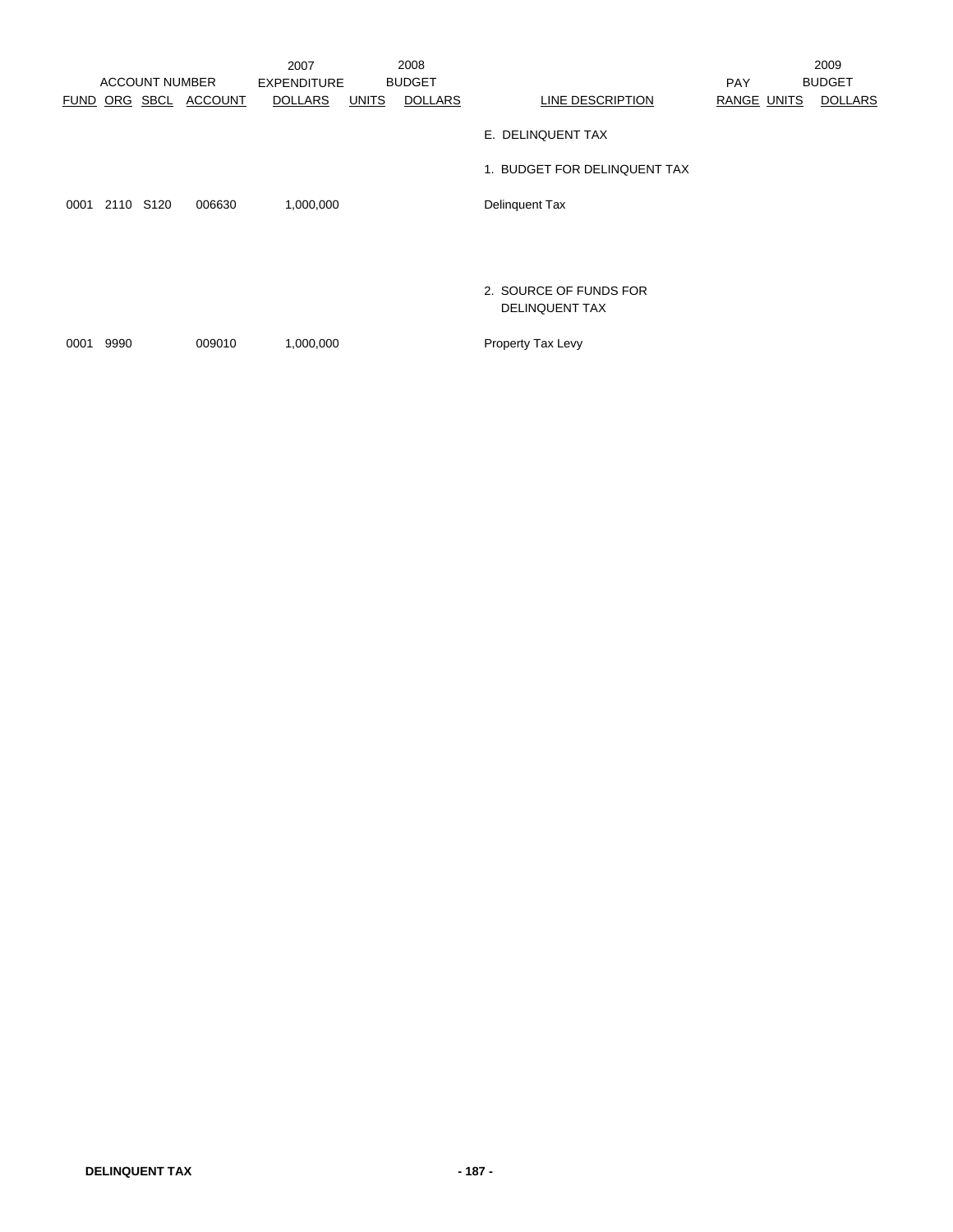| ACCOUNT NUMBER | | | | 2007 EXPENDITURE | 2008 BUDGET | | | PAY | | 2009 BUDGET |
|---|---|---|---|---|---|---|---|---|---|---|
| FUND | ORG | SBCL | ACCOUNT | DOLLARS | UNITS | DOLLARS | LINE DESCRIPTION | RANGE | UNITS | DOLLARS |
| | | | | | | | E. DELINQUENT TAX | | | |
| | | | | | | | 1. BUDGET FOR DELINQUENT TAX | | | |
| 0001 | 2110 | S120 | 006630 | 1,000,000 | | | Delinquent Tax | | | |
| | | | | | | | 2. SOURCE OF FUNDS FOR DELINQUENT TAX | | | |
| 0001 | 9990 | | 009010 | 1,000,000 | | | Property Tax Levy | | | |

**DELINQUENT TAX**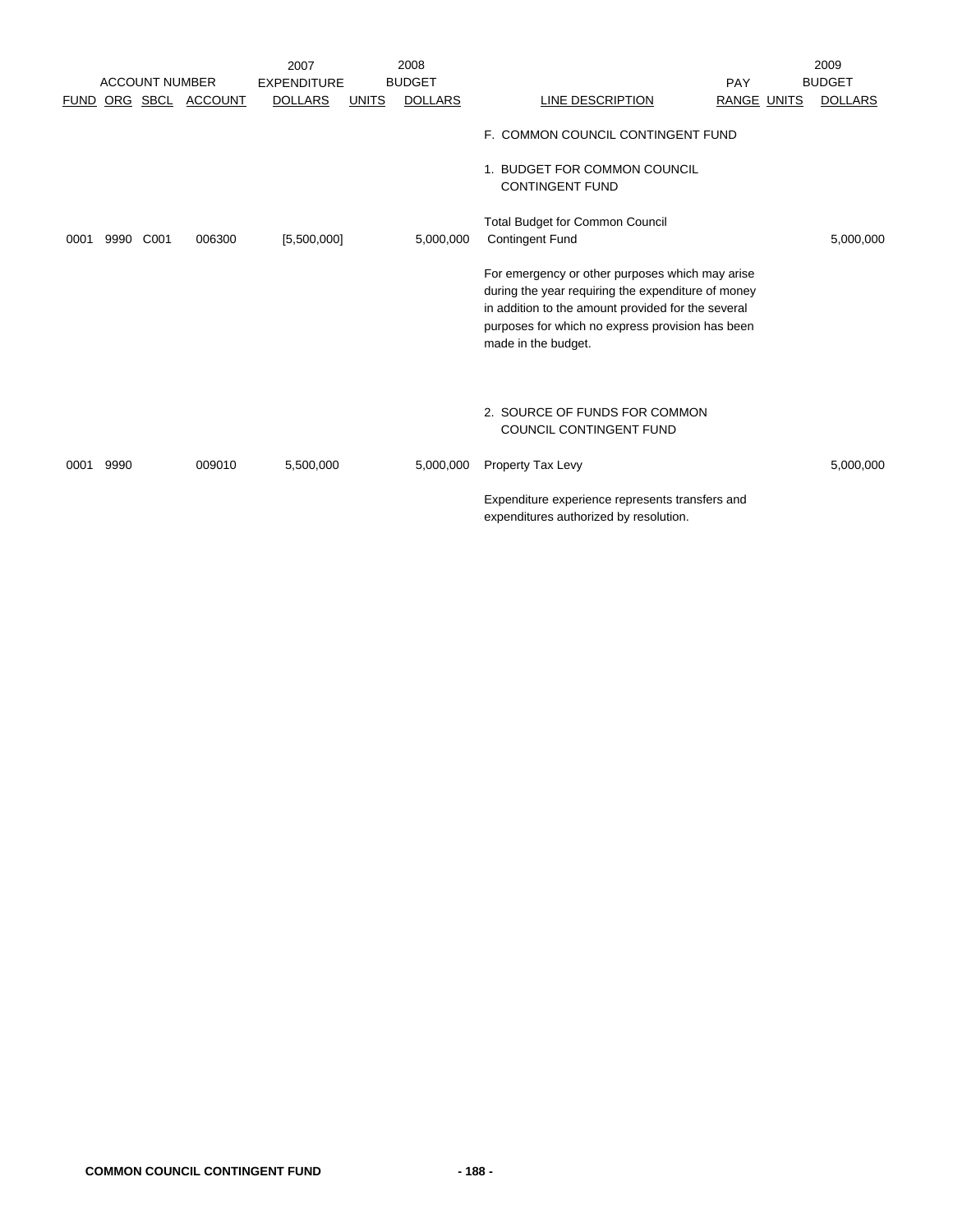| ACCOUNT NUMBER | | | | 2007 EXPENDITURE | 2008 BUDGET | | | PAY | | 2009 BUDGET |
|---|---|---|---|---|---|---|---|---|---|---|
| FUND | ORG | SBCL | ACCOUNT | DOLLARS | UNITS | DOLLARS | LINE DESCRIPTION | RANGE | UNITS | DOLLARS |
| | | | | | | | F. COMMON COUNCIL CONTINGENT FUND | | | |
| | | | | | | | 1. BUDGET FOR COMMON COUNCIL CONTINGENT FUND | | | |
| 0001 | 9990 | C001 | 006300 | [5,500,000] | | 5,000,000 | Total Budget for Common Council Contingent Fund | | | 5,000,000 |
| | | | | | | | For emergency or other purposes which may arise during the year requiring the expenditure of money in addition to the amount provided for the several purposes for which no express provision has been made in the budget. | | | |
| | | | | | | | 2. SOURCE OF FUNDS FOR COMMON COUNCIL CONTINGENT FUND | | | |
| 0001 | 9990 | | 009010 | 5,500,000 | | 5,000,000 | Property Tax Levy | | | 5,000,000 |
| | | | | | | | Expenditure experience represents transfers and expenditures authorized by resolution. | | | |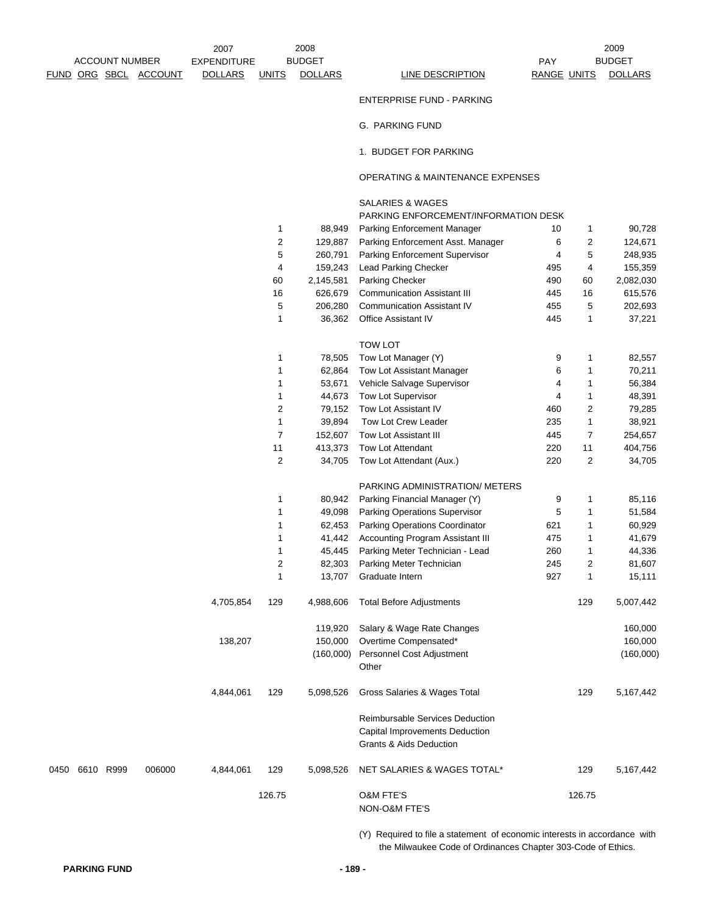| ACCOUNT NUMBER FUND | ORG | SBCL | ACCOUNT | 2007 EXPENDITURE DOLLARS | UNITS | 2008 BUDGET DOLLARS | LINE DESCRIPTION | PAY RANGE | UNITS | 2009 BUDGET DOLLARS |
|---|---|---|---|---|---|---|---|---|---|---|
| | | | | | | | ENTERPRISE FUND - PARKING | | | |
| | | | | | | | G. PARKING FUND | | | |
| | | | | | | | 1. BUDGET FOR PARKING | | | |
| | | | | | | | OPERATING & MAINTENANCE EXPENSES | | | |
| | | | | | | | SALARIES & WAGES | | | |
| | | | | | | | PARKING ENFORCEMENT/INFORMATION DESK | | | |
| | | | | | 1 | 88,949 | Parking Enforcement Manager | 10 | 1 | 90,728 |
| | | | | | 2 | 129,887 | Parking Enforcement Asst. Manager | 6 | 2 | 124,671 |
| | | | | | 5 | 260,791 | Parking Enforcement Supervisor | 4 | 5 | 248,935 |
| | | | | | 4 | 159,243 | Lead Parking Checker | 495 | 4 | 155,359 |
| | | | | | 60 | 2,145,581 | Parking Checker | 490 | 60 | 2,082,030 |
| | | | | | 16 | 626,679 | Communication Assistant III | 445 | 16 | 615,576 |
| | | | | | 5 | 206,280 | Communication Assistant IV | 455 | 5 | 202,693 |
| | | | | | 1 | 36,362 | Office Assistant IV | 445 | 1 | 37,221 |
| | | | | | | | TOW LOT | | | |
| | | | | | 1 | 78,505 | Tow Lot Manager (Y) | 9 | 1 | 82,557 |
| | | | | | 1 | 62,864 | Tow Lot Assistant Manager | 6 | 1 | 70,211 |
| | | | | | 1 | 53,671 | Vehicle Salvage Supervisor | 4 | 1 | 56,384 |
| | | | | | 1 | 44,673 | Tow Lot Supervisor | 4 | 1 | 48,391 |
| | | | | | 2 | 79,152 | Tow Lot Assistant IV | 460 | 2 | 79,285 |
| | | | | | 1 | 39,894 | Tow Lot Crew Leader | 235 | 1 | 38,921 |
| | | | | | 7 | 152,607 | Tow Lot Assistant III | 445 | 7 | 254,657 |
| | | | | | 11 | 413,373 | Tow Lot Attendant | 220 | 11 | 404,756 |
| | | | | | 2 | 34,705 | Tow Lot Attendant (Aux.) | 220 | 2 | 34,705 |
| | | | | | | | PARKING ADMINISTRATION/ METERS | | | |
| | | | | | 1 | 80,942 | Parking Financial Manager (Y) | 9 | 1 | 85,116 |
| | | | | | 1 | 49,098 | Parking Operations Supervisor | 5 | 1 | 51,584 |
| | | | | | 1 | 62,453 | Parking Operations Coordinator | 621 | 1 | 60,929 |
| | | | | | 1 | 41,442 | Accounting Program Assistant III | 475 | 1 | 41,679 |
| | | | | | 1 | 45,445 | Parking Meter Technician - Lead | 260 | 1 | 44,336 |
| | | | | | 2 | 82,303 | Parking Meter Technician | 245 | 2 | 81,607 |
| | | | | | 1 | 13,707 | Graduate Intern | 927 | 1 | 15,111 |
| | | | | 4,705,854 | 129 | 4,988,606 | Total Before Adjustments | | 129 | 5,007,442 |
| | | | | | | 119,920 | Salary & Wage Rate Changes | | | 160,000 |
| | | | | 138,207 | | 150,000 | Overtime Compensated* | | | 160,000 |
| | | | | | | (160,000) | Personnel Cost Adjustment | | | (160,000) |
| | | | | | | | Other | | | |
| | | | | 4,844,061 | 129 | 5,098,526 | Gross Salaries & Wages Total | | 129 | 5,167,442 |
| | | | | | | | Reimbursable Services Deduction | | | |
| | | | | | | | Capital Improvements Deduction | | | |
| | | | | | | | Grants & Aids Deduction | | | |
| 0450 | 6610 | R999 | 006000 | 4,844,061 | 129 | 5,098,526 | NET SALARIES & WAGES TOTAL* | | 129 | 5,167,442 |
| | | | | | 126.75 | | O&M FTE'S | | 126.75 | |
| | | | | | | | NON-O&M FTE'S | | | |

(Y) Required to file a statement of economic interests in accordance with the Milwaukee Code of Ordinances Chapter 303-Code of Ethics.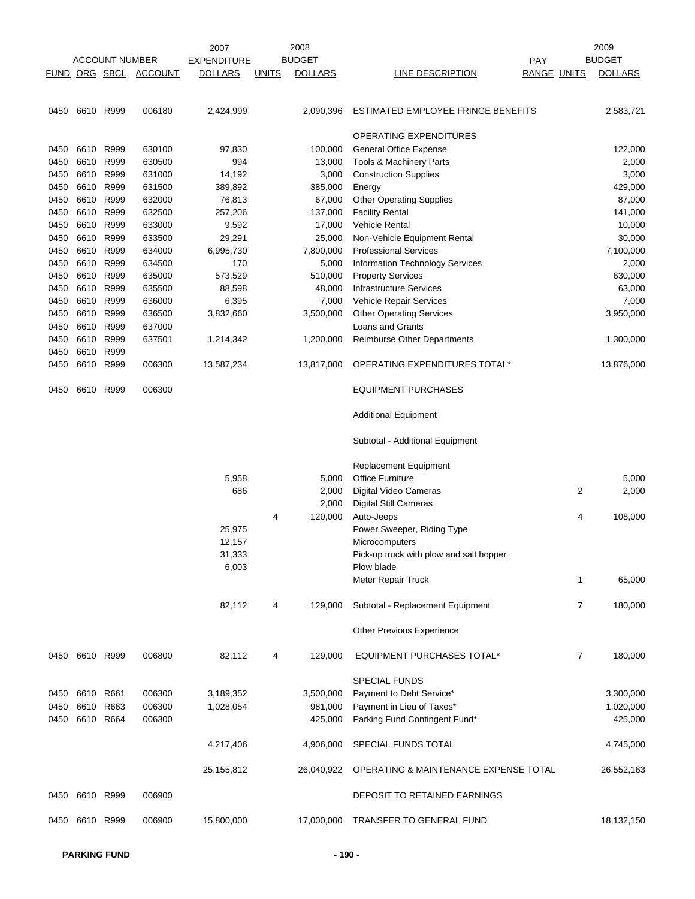| ACCOUNT NUMBER | | | | 2007 EXPENDITURE | 2008 BUDGET | | | PAY | 2009 BUDGET | |
|---|---|---|---|---|---|---|---|---|---|---|
| FUND | ORG | SBCL | ACCOUNT | DOLLARS | UNITS | DOLLARS | LINE DESCRIPTION | RANGE | UNITS | DOLLARS |
| 0450 | 6610 | R999 | 006180 | 2,424,999 | | 2,090,396 | ESTIMATED EMPLOYEE FRINGE BENEFITS | | | 2,583,721 |
| | | | | | | | OPERATING EXPENDITURES | | | |
| 0450 | 6610 | R999 | 630100 | 97,830 | | 100,000 | General Office Expense | | | 122,000 |
| 0450 | 6610 | R999 | 630500 | 994 | | 13,000 | Tools & Machinery Parts | | | 2,000 |
| 0450 | 6610 | R999 | 631000 | 14,192 | | 3,000 | Construction Supplies | | | 3,000 |
| 0450 | 6610 | R999 | 631500 | 389,892 | | 385,000 | Energy | | | 429,000 |
| 0450 | 6610 | R999 | 632000 | 76,813 | | 67,000 | Other Operating Supplies | | | 87,000 |
| 0450 | 6610 | R999 | 632500 | 257,206 | | 137,000 | Facility Rental | | | 141,000 |
| 0450 | 6610 | R999 | 633000 | 9,592 | | 17,000 | Vehicle Rental | | | 10,000 |
| 0450 | 6610 | R999 | 633500 | 29,291 | | 25,000 | Non-Vehicle Equipment Rental | | | 30,000 |
| 0450 | 6610 | R999 | 634000 | 6,995,730 | | 7,800,000 | Professional Services | | | 7,100,000 |
| 0450 | 6610 | R999 | 634500 | 170 | | 5,000 | Information Technology Services | | | 2,000 |
| 0450 | 6610 | R999 | 635000 | 573,529 | | 510,000 | Property Services | | | 630,000 |
| 0450 | 6610 | R999 | 635500 | 88,598 | | 48,000 | Infrastructure Services | | | 63,000 |
| 0450 | 6610 | R999 | 636000 | 6,395 | | 7,000 | Vehicle Repair Services | | | 7,000 |
| 0450 | 6610 | R999 | 636500 | 3,832,660 | | 3,500,000 | Other Operating Services | | | 3,950,000 |
| 0450 | 6610 | R999 | 637000 | | | | Loans and Grants | | | |
| 0450 | 6610 | R999 | 637501 | 1,214,342 | | 1,200,000 | Reimburse Other Departments | | | 1,300,000 |
| 0450 | 6610 | R999 | | | | | | | | |
| 0450 | 6610 | R999 | 006300 | 13,587,234 | | 13,817,000 | OPERATING EXPENDITURES TOTAL* | | | 13,876,000 |
| 0450 | 6610 | R999 | 006300 | | | | EQUIPMENT PURCHASES | | | |
| | | | | | | | Additional Equipment | | | |
| | | | | | | | Subtotal - Additional Equipment | | | |
| | | | | | | | Replacement Equipment | | | |
| | | | | 5,958 | | 5,000 | Office Furniture | | | 5,000 |
| | | | | 686 | | 2,000 | Digital Video Cameras | | 2 | 2,000 |
| | | | | | | 2,000 | Digital Still Cameras | | | |
| | | | | | 4 | 120,000 | Auto-Jeeps | | 4 | 108,000 |
| | | | | 25,975 | | | Power Sweeper, Riding Type | | | |
| | | | | 12,157 | | | Microcomputers | | | |
| | | | | 31,333 | | | Pick-up truck with plow and salt hopper | | | |
| | | | | 6,003 | | | Plow blade | | | |
| | | | | | | | Meter Repair Truck | | 1 | 65,000 |
| | | | | 82,112 | 4 | 129,000 | Subtotal - Replacement Equipment | | 7 | 180,000 |
| | | | | | | | Other Previous Experience | | | |
| 0450 | 6610 | R999 | 006800 | 82,112 | 4 | 129,000 | EQUIPMENT PURCHASES TOTAL* | | 7 | 180,000 |
| | | | | | | | SPECIAL FUNDS | | | |
| 0450 | 6610 | R661 | 006300 | 3,189,352 | | 3,500,000 | Payment to Debt Service* | | | 3,300,000 |
| 0450 | 6610 | R663 | 006300 | 1,028,054 | | 981,000 | Payment in Lieu of Taxes* | | | 1,020,000 |
| 0450 | 6610 | R664 | 006300 | | | 425,000 | Parking Fund Contingent Fund* | | | 425,000 |
| | | | | 4,217,406 | | 4,906,000 | SPECIAL FUNDS TOTAL | | | 4,745,000 |
| | | | | 25,155,812 | | 26,040,922 | OPERATING & MAINTENANCE EXPENSE TOTAL | | | 26,552,163 |
| 0450 | 6610 | R999 | 006900 | | | | DEPOSIT TO RETAINED EARNINGS | | | |
| 0450 | 6610 | R999 | 006900 | 15,800,000 | | 17,000,000 | TRANSFER TO GENERAL FUND | | | 18,132,150 |

**PARKING FUND**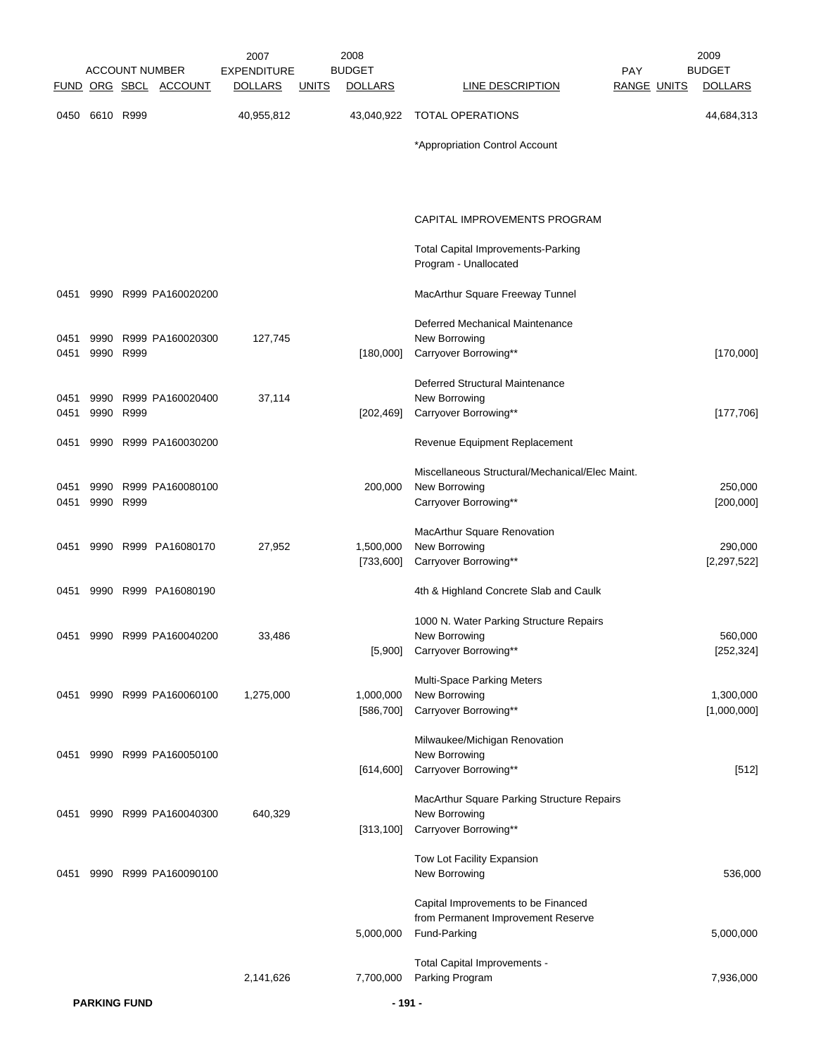| FUND | ORG | SBCL | ACCOUNT | 2007 EXPENDITURE DOLLARS | UNITS | 2008 BUDGET DOLLARS | LINE DESCRIPTION | PAY RANGE | UNITS | 2009 BUDGET DOLLARS |
|---|---|---|---|---|---|---|---|---|---|---|
| 0450 | 6610 | R999 | | 40,955,812 | | 43,040,922 | TOTAL OPERATIONS | | | 44,684,313 |
| | | | | | | | *Appropriation Control Account | | | |
| | | | | | | | CAPITAL IMPROVEMENTS PROGRAM | | | |
| | | | | | | | Total Capital Improvements-Parking Program - Unallocated | | | |
| 0451 | 9990 | R999 | PA160020200 | | | | MacArthur Square Freeway Tunnel | | | |
| | | | | | | | Deferred Mechanical Maintenance | | | |
| 0451 | 9990 | R999 | PA160020300 | 127,745 | | | New Borrowing | | | |
| 0451 | 9990 | R999 | | | | [180,000] | Carryover Borrowing** | | | [170,000] |
| | | | | | | | Deferred Structural Maintenance | | | |
| 0451 | 9990 | R999 | PA160020400 | 37,114 | | | New Borrowing | | | |
| 0451 | 9990 | R999 | | | | [202,469] | Carryover Borrowing** | | | [177,706] |
| 0451 | 9990 | R999 | PA160030200 | | | | Revenue Equipment Replacement | | | |
| | | | | | | | Miscellaneous Structural/Mechanical/Elec Maint. | | | |
| 0451 | 9990 | R999 | PA160080100 | | | 200,000 | New Borrowing | | | 250,000 |
| 0451 | 9990 | R999 | | | | | Carryover Borrowing** | | | [200,000] |
| | | | | | | | MacArthur Square Renovation | | | |
| 0451 | 9990 | R999 | PA16080170 | 27,952 | | 1,500,000 | New Borrowing | | | 290,000 |
| | | | | | | [733,600] | Carryover Borrowing** | | | [2,297,522] |
| 0451 | 9990 | R999 | PA16080190 | | | | 4th & Highland Concrete Slab and Caulk | | | |
| | | | | | | | 1000 N. Water Parking Structure Repairs | | | |
| 0451 | 9990 | R999 | PA160040200 | 33,486 | | | New Borrowing | | | 560,000 |
| | | | | | | [5,900] | Carryover Borrowing** | | | [252,324] |
| | | | | | | | Multi-Space Parking Meters | | | |
| 0451 | 9990 | R999 | PA160060100 | 1,275,000 | | 1,000,000 | New Borrowing | | | 1,300,000 |
| | | | | | | [586,700] | Carryover Borrowing** | | | [1,000,000] |
| | | | | | | | Milwaukee/Michigan Renovation | | | |
| 0451 | 9990 | R999 | PA160050100 | | | | New Borrowing | | | |
| | | | | | | [614,600] | Carryover Borrowing** | | | [512] |
| | | | | | | | MacArthur Square Parking Structure Repairs | | | |
| 0451 | 9990 | R999 | PA160040300 | 640,329 | | | New Borrowing | | | |
| | | | | | | [313,100] | Carryover Borrowing** | | | |
| | | | | | | | Tow Lot Facility Expansion | | | |
| 0451 | 9990 | R999 | PA160090100 | | | | New Borrowing | | | 536,000 |
| | | | | | | | Capital Improvements to be Financed from Permanent Improvement Reserve | | | |
| | | | | | | 5,000,000 | Fund-Parking | | | 5,000,000 |
| | | | | | | | Total Capital Improvements - | | | |
| | | | | 2,141,626 | | 7,700,000 | Parking Program | | | 7,936,000 |

PARKING FUND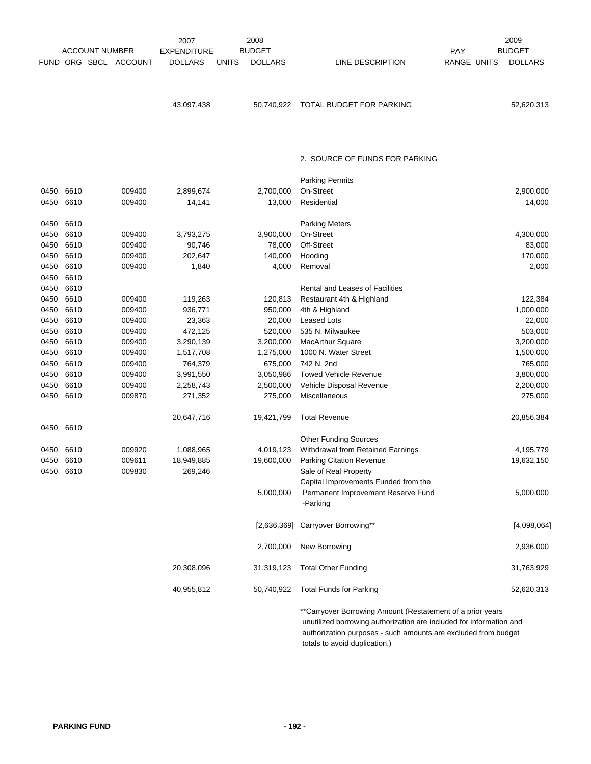| FUND | ORG | SBCL | ACCOUNT | 2007 EXPENDITURE DOLLARS | UNITS | 2008 BUDGET DOLLARS | LINE DESCRIPTION | PAY RANGE | UNITS | 2009 BUDGET DOLLARS |
|---|---|---|---|---|---|---|---|---|---|---|
| | | | | 43,097,438 | | 50,740,922 | TOTAL BUDGET FOR PARKING | | | 52,620,313 |
| | | | | | | | 2. SOURCE OF FUNDS FOR PARKING | | | |
| | | | | | | | Parking Permits | | | |
| 0450 | 6610 | | 009400 | 2,899,674 | | 2,700,000 | On-Street | | | 2,900,000 |
| 0450 | 6610 | | 009400 | 14,141 | | 13,000 | Residential | | | 14,000 |
| 0450 | 6610 | | | | | | Parking Meters | | | |
| 0450 | 6610 | | 009400 | 3,793,275 | | 3,900,000 | On-Street | | | 4,300,000 |
| 0450 | 6610 | | 009400 | 90,746 | | 78,000 | Off-Street | | | 83,000 |
| 0450 | 6610 | | 009400 | 202,647 | | 140,000 | Hooding | | | 170,000 |
| 0450 | 6610 | | 009400 | 1,840 | | 4,000 | Removal | | | 2,000 |
| 0450 | 6610 | | | | | | | | | |
| 0450 | 6610 | | | | | | Rental and Leases of Facilities | | | |
| 0450 | 6610 | | 009400 | 119,263 | | 120,813 | Restaurant 4th & Highland | | | 122,384 |
| 0450 | 6610 | | 009400 | 936,771 | | 950,000 | 4th & Highland | | | 1,000,000 |
| 0450 | 6610 | | 009400 | 23,363 | | 20,000 | Leased Lots | | | 22,000 |
| 0450 | 6610 | | 009400 | 472,125 | | 520,000 | 535 N. Milwaukee | | | 503,000 |
| 0450 | 6610 | | 009400 | 3,290,139 | | 3,200,000 | MacArthur Square | | | 3,200,000 |
| 0450 | 6610 | | 009400 | 1,517,708 | | 1,275,000 | 1000 N. Water Street | | | 1,500,000 |
| 0450 | 6610 | | 009400 | 764,379 | | 675,000 | 742 N. 2nd | | | 765,000 |
| 0450 | 6610 | | 009400 | 3,991,550 | | 3,050,986 | Towed Vehicle Revenue | | | 3,800,000 |
| 0450 | 6610 | | 009400 | 2,258,743 | | 2,500,000 | Vehicle Disposal Revenue | | | 2,200,000 |
| 0450 | 6610 | | 009870 | 271,352 | | 275,000 | Miscellaneous | | | 275,000 |
| | | | | 20,647,716 | | 19,421,799 | Total Revenue | | | 20,856,384 |
| 0450 | 6610 | | | | | | | | | |
| | | | | | | | Other Funding Sources | | | |
| 0450 | 6610 | | 009920 | 1,088,965 | | 4,019,123 | Withdrawal from Retained Earnings | | | 4,195,779 |
| 0450 | 6610 | | 009611 | 18,949,885 | | 19,600,000 | Parking Citation Revenue | | | 19,632,150 |
| 0450 | 6610 | | 009830 | 269,246 | | | Sale of Real Property | | | |
| | | | | | | 5,000,000 | Capital Improvements Funded from the Permanent Improvement Reserve Fund -Parking | | | 5,000,000 |
| | | | | | | [2,636,369] | Carryover Borrowing** | | | [4,098,064] |
| | | | | | | 2,700,000 | New Borrowing | | | 2,936,000 |
| | | | | 20,308,096 | | 31,319,123 | Total Other Funding | | | 31,763,929 |
| | | | | 40,955,812 | | 50,740,922 | Total Funds for Parking | | | 52,620,313 |

**Carryover Borrowing Amount (Restatement of a prior years unutilized borrowing authorization are included for information and authorization purposes - such amounts are excluded from budget totals to avoid duplication.)

PARKING FUND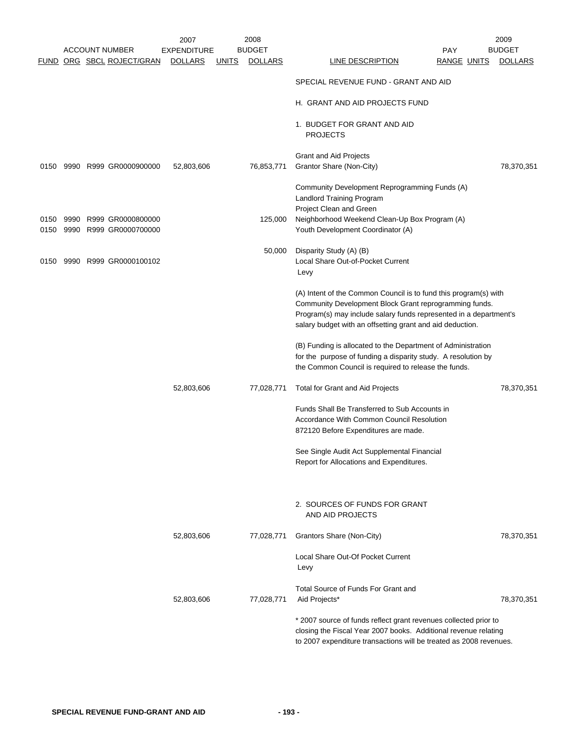| FUND | ORG | SBCL | ACCOUNT NUMBER ROJECT/GRAN | 2007 EXPENDITURE DOLLARS | UNITS | 2008 BUDGET DOLLARS | LINE DESCRIPTION | PAY RANGE | UNITS | 2009 BUDGET DOLLARS |
|---|---|---|---|---|---|---|---|---|---|---|
| | | | | | | | SPECIAL REVENUE FUND - GRANT AND AID | | | |
| | | | | | | | H. GRANT AND AID PROJECTS FUND | | | |
| | | | | | | | 1. BUDGET FOR GRANT AND AID PROJECTS | | | |
| | | | | | | | Grant and Aid Projects | | | |
| 0150 | 9990 | R999 | GR0000900000 | 52,803,606 | | 76,853,771 | Grantor Share (Non-City) | | | 78,370,351 |
| | | | | | | | Community Development Reprogramming Funds (A) | | | |
| | | | | | | | Landlord Training Program | | | |
| | | | | | | | Project Clean and Green | | | |
| 0150 | 9990 | R999 | GR0000800000 | | | 125,000 | Neighborhood Weekend Clean-Up Box Program (A) | | | |
| 0150 | 9990 | R999 | GR0000700000 | | | | Youth Development Coordinator (A) | | | |
| | | | | | | 50,000 | Disparity Study (A) (B) | | | |
| 0150 | 9990 | R999 | GR0000100102 | | | | Local Share Out-of-Pocket Current Levy | | | |
| | | | | 52,803,606 | | 77,028,771 | Total for Grant and Aid Projects | | | 78,370,351 |

(A) Intent of the Common Council is to fund this program(s) with Community Development Block Grant reprogramming funds. Program(s) may include salary funds represented in a department's salary budget with an offsetting grant and aid deduction.

(B) Funding is allocated to the Department of Administration for the purpose of funding a disparity study. A resolution by the Common Council is required to release the funds.

Funds Shall Be Transferred to Sub Accounts in Accordance With Common Council Resolution 872120 Before Expenditures are made.

See Single Audit Act Supplemental Financial Report for Allocations and Expenditures.

| | 2007 EXPENDITURE DOLLARS | 2008 BUDGET DOLLARS | LINE DESCRIPTION | 2009 BUDGET DOLLARS |
|---|---|---|---|---|
| | | | 2. SOURCES OF FUNDS FOR GRANT AND AID PROJECTS | |
| | 52,803,606 | 77,028,771 | Grantors Share (Non-City) | 78,370,351 |
| | | | Local Share Out-Of Pocket Current Levy | |
| | 52,803,606 | 77,028,771 | Total Source of Funds For Grant and Aid Projects* | 78,370,351 |

\* 2007 source of funds reflect grant revenues collected prior to closing the Fiscal Year 2007 books. Additional revenue relating to 2007 expenditure transactions will be treated as 2008 revenues.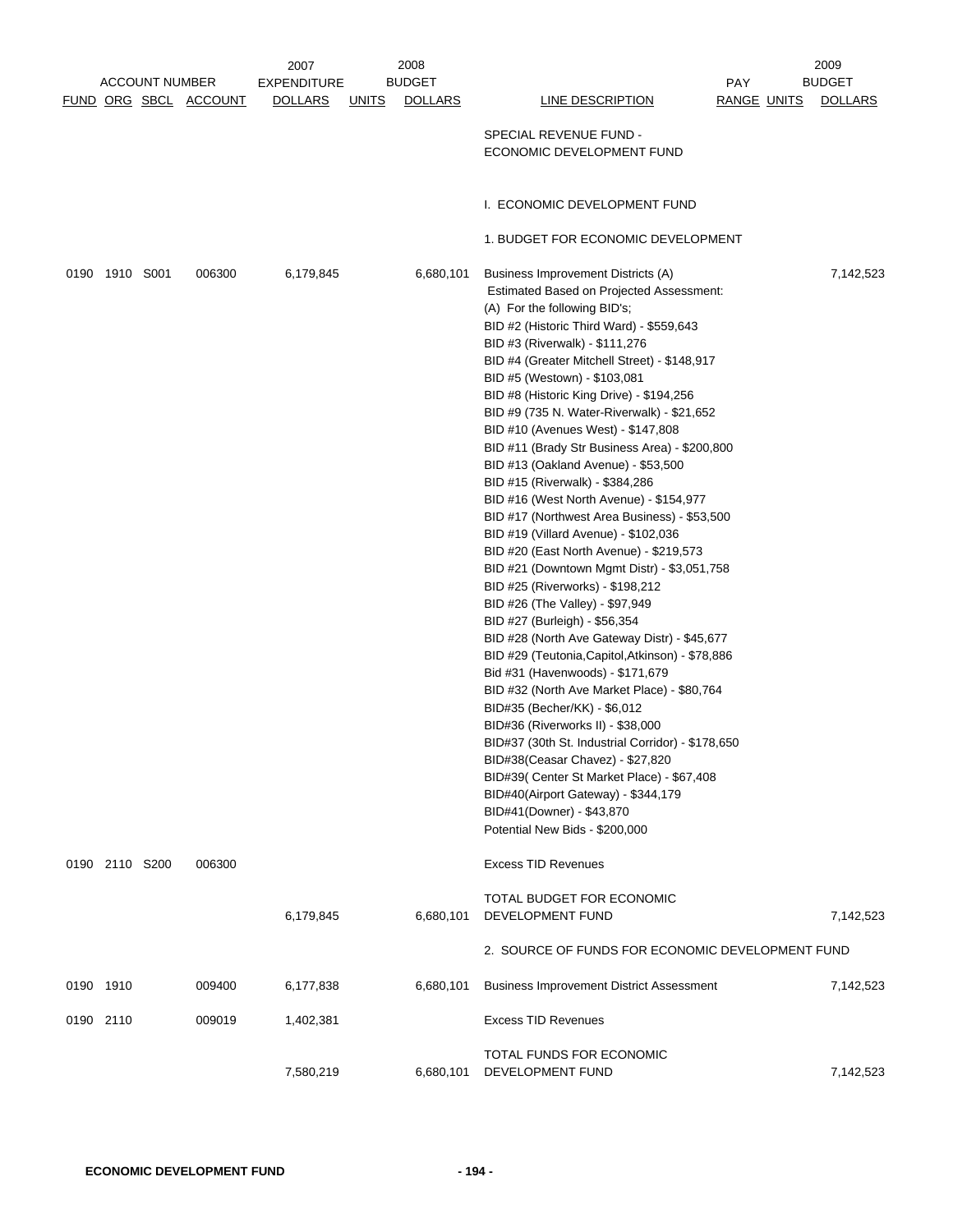| ACCOUNT NUMBER FUND | ORG | SBCL | ACCOUNT | 2007 EXPENDITURE DOLLARS | 2008 BUDGET UNITS | 2008 BUDGET DOLLARS | LINE DESCRIPTION | PAY RANGE | UNITS | 2009 BUDGET DOLLARS |
|---|---|---|---|---|---|---|---|---|---|---|
| | | | | | | | SPECIAL REVENUE FUND - ECONOMIC DEVELOPMENT FUND | | | |
| | | | | | | | I. ECONOMIC DEVELOPMENT FUND | | | |
| | | | | | | | 1. BUDGET FOR ECONOMIC DEVELOPMENT | | | |
| 0190 | 1910 | S001 | 006300 | 6,179,845 | | 6,680,101 | Business Improvement Districts (A) Estimated Based on Projected Assessment: (A) For the following BID's; BID #2 (Historic Third Ward) - $559,643 BID #3 (Riverwalk) - $111,276 BID #4 (Greater Mitchell Street) - $148,917 BID #5 (Westown) - $103,081 BID #8 (Historic King Drive) - $194,256 BID #9 (735 N. Water-Riverwalk) - $21,652 BID #10 (Avenues West) - $147,808 BID #11 (Brady Str Business Area) - $200,800 BID #13 (Oakland Avenue) - $53,500 BID #15 (Riverwalk) - $384,286 BID #16 (West North Avenue) - $154,977 BID #17 (Northwest Area Business) - $53,500 BID #19 (Villard Avenue) - $102,036 BID #20 (East North Avenue) - $219,573 BID #21 (Downtown Mgmt Distr) - $3,051,758 BID #25 (Riverworks) - $198,212 BID #26 (The Valley) - $97,949 BID #27 (Burleigh) - $56,354 BID #28 (North Ave Gateway Distr) - $45,677 BID #29 (Teutonia,Capitol,Atkinson) - $78,886 Bid #31 (Havenwoods) - $171,679 BID #32 (North Ave Market Place) - $80,764 BID#35 (Becher/KK) - $6,012 BID#36 (Riverworks II) - $38,000 BID#37 (30th St. Industrial Corridor) - $178,650 BID#38(Ceasar Chavez) - $27,820 BID#39( Center St Market Place) - $67,408 BID#40(Airport Gateway) - $344,179 BID#41(Downer) - $43,870 Potential New Bids - $200,000 | | | 7,142,523 |
| 0190 | 2110 | S200 | 006300 | | | | Excess TID Revenues | | | |
| | | | | 6,179,845 | | 6,680,101 | TOTAL BUDGET FOR ECONOMIC DEVELOPMENT FUND | | | 7,142,523 |
| | | | | | | | 2. SOURCE OF FUNDS FOR ECONOMIC DEVELOPMENT FUND | | | |
| 0190 | 1910 | | 009400 | 6,177,838 | | 6,680,101 | Business Improvement District Assessment | | | 7,142,523 |
| 0190 | 2110 | | 009019 | 1,402,381 | | | Excess TID Revenues | | | |
| | | | | 7,580,219 | | 6,680,101 | TOTAL FUNDS FOR ECONOMIC DEVELOPMENT FUND | | | 7,142,523 |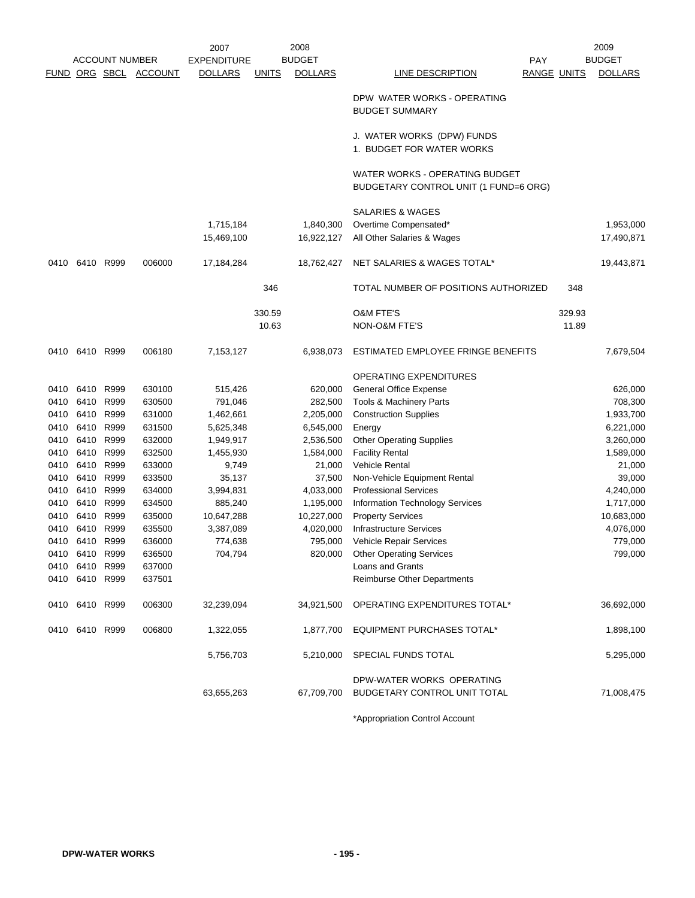| ACCOUNT NUMBER | | | | 2007 | 2008 | | | PAY | | 2009 |
|---|---|---|---|---|---|---|---|---|---|---|
| FUND | ORG | SBCL | ACCOUNT | EXPENDITURE DOLLARS | UNITS | BUDGET DOLLARS | LINE DESCRIPTION | RANGE | UNITS | BUDGET DOLLARS |
| | | | | | | | DPW WATER WORKS - OPERATING BUDGET SUMMARY | | | |
| | | | | | | | J. WATER WORKS (DPW) FUNDS | | | |
| | | | | | | | 1. BUDGET FOR WATER WORKS | | | |
| | | | | | | | WATER WORKS - OPERATING BUDGET BUDGETARY CONTROL UNIT (1 FUND=6 ORG) | | | |
| | | | | | | | SALARIES & WAGES | | | |
| | | | | 1,715,184 | | 1,840,300 | Overtime Compensated* | | | 1,953,000 |
| | | | | 15,469,100 | | 16,922,127 | All Other Salaries & Wages | | | 17,490,871 |
| 0410 | 6410 | R999 | 006000 | 17,184,284 | | 18,762,427 | NET SALARIES & WAGES TOTAL* | | | 19,443,871 |
| | | | | | 346 | | TOTAL NUMBER OF POSITIONS AUTHORIZED | | 348 | |
| | | | | | 330.59 | | O&M FTE'S | | 329.93 | |
| | | | | | 10.63 | | NON-O&M FTE'S | | 11.89 | |
| 0410 | 6410 | R999 | 006180 | 7,153,127 | | 6,938,073 | ESTIMATED EMPLOYEE FRINGE BENEFITS | | | 7,679,504 |
| | | | | | | | OPERATING EXPENDITURES | | | |
| 0410 | 6410 | R999 | 630100 | 515,426 | | 620,000 | General Office Expense | | | 626,000 |
| 0410 | 6410 | R999 | 630500 | 791,046 | | 282,500 | Tools & Machinery Parts | | | 708,300 |
| 0410 | 6410 | R999 | 631000 | 1,462,661 | | 2,205,000 | Construction Supplies | | | 1,933,700 |
| 0410 | 6410 | R999 | 631500 | 5,625,348 | | 6,545,000 | Energy | | | 6,221,000 |
| 0410 | 6410 | R999 | 632000 | 1,949,917 | | 2,536,500 | Other Operating Supplies | | | 3,260,000 |
| 0410 | 6410 | R999 | 632500 | 1,455,930 | | 1,584,000 | Facility Rental | | | 1,589,000 |
| 0410 | 6410 | R999 | 633000 | 9,749 | | 21,000 | Vehicle Rental | | | 21,000 |
| 0410 | 6410 | R999 | 633500 | 35,137 | | 37,500 | Non-Vehicle Equipment Rental | | | 39,000 |
| 0410 | 6410 | R999 | 634000 | 3,994,831 | | 4,033,000 | Professional Services | | | 4,240,000 |
| 0410 | 6410 | R999 | 634500 | 885,240 | | 1,195,000 | Information Technology Services | | | 1,717,000 |
| 0410 | 6410 | R999 | 635000 | 10,647,288 | | 10,227,000 | Property Services | | | 10,683,000 |
| 0410 | 6410 | R999 | 635500 | 3,387,089 | | 4,020,000 | Infrastructure Services | | | 4,076,000 |
| 0410 | 6410 | R999 | 636000 | 774,638 | | 795,000 | Vehicle Repair Services | | | 779,000 |
| 0410 | 6410 | R999 | 636500 | 704,794 | | 820,000 | Other Operating Services | | | 799,000 |
| 0410 | 6410 | R999 | 637000 | | | | Loans and Grants | | | |
| 0410 | 6410 | R999 | 637501 | | | | Reimburse Other Departments | | | |
| 0410 | 6410 | R999 | 006300 | 32,239,094 | | 34,921,500 | OPERATING EXPENDITURES TOTAL* | | | 36,692,000 |
| 0410 | 6410 | R999 | 006800 | 1,322,055 | | 1,877,700 | EQUIPMENT PURCHASES TOTAL* | | | 1,898,100 |
| | | | | 5,756,703 | | 5,210,000 | SPECIAL FUNDS TOTAL | | | 5,295,000 |
| | | | | 63,655,263 | | 67,709,700 | DPW-WATER WORKS OPERATING BUDGETARY CONTROL UNIT TOTAL | | | 71,008,475 |

*Appropriation Control Account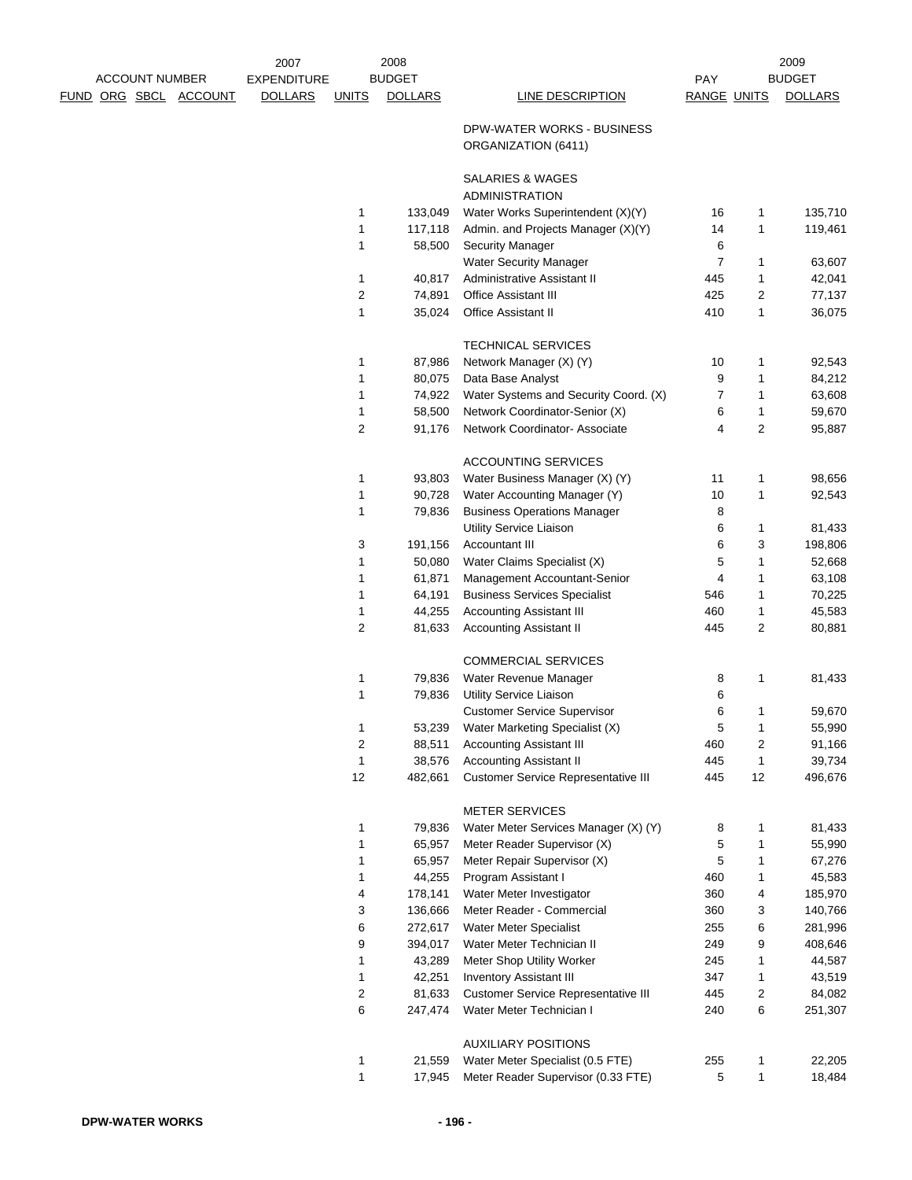| ACCOUNT NUMBER FUND ORG SBCL ACCOUNT | 2007 EXPENDITURE DOLLARS | 2008 BUDGET UNITS | 2008 BUDGET DOLLARS | LINE DESCRIPTION | PAY RANGE | 2009 BUDGET UNITS | 2009 BUDGET DOLLARS |
|---|---|---|---|---|---|---|---|
| | | | | DPW-WATER WORKS - BUSINESS ORGANIZATION (6411) | | | |
| | | | | SALARIES & WAGES | | | |
| | | | | ADMINISTRATION | | | |
| | | 1 | 133,049 | Water Works Superintendent (X)(Y) | 16 | 1 | 135,710 |
| | | 1 | 117,118 | Admin. and Projects Manager (X)(Y) | 14 | 1 | 119,461 |
| | | 1 | 58,500 | Security Manager | 6 | | |
| | | | | Water Security Manager | 7 | 1 | 63,607 |
| | | 1 | 40,817 | Administrative Assistant II | 445 | 1 | 42,041 |
| | | 2 | 74,891 | Office Assistant III | 425 | 2 | 77,137 |
| | | 1 | 35,024 | Office Assistant II | 410 | 1 | 36,075 |
| | | | | TECHNICAL SERVICES | | | |
| | | 1 | 87,986 | Network Manager (X) (Y) | 10 | 1 | 92,543 |
| | | 1 | 80,075 | Data Base Analyst | 9 | 1 | 84,212 |
| | | 1 | 74,922 | Water Systems and Security Coord. (X) | 7 | 1 | 63,608 |
| | | 1 | 58,500 | Network Coordinator-Senior (X) | 6 | 1 | 59,670 |
| | | 2 | 91,176 | Network Coordinator- Associate | 4 | 2 | 95,887 |
| | | | | ACCOUNTING SERVICES | | | |
| | | 1 | 93,803 | Water Business Manager (X) (Y) | 11 | 1 | 98,656 |
| | | 1 | 90,728 | Water Accounting Manager (Y) | 10 | 1 | 92,543 |
| | | 1 | 79,836 | Business Operations Manager | 8 | | |
| | | | | Utility Service Liaison | 6 | 1 | 81,433 |
| | | 3 | 191,156 | Accountant III | 6 | 3 | 198,806 |
| | | 1 | 50,080 | Water Claims Specialist (X) | 5 | 1 | 52,668 |
| | | 1 | 61,871 | Management Accountant-Senior | 4 | 1 | 63,108 |
| | | 1 | 64,191 | Business Services Specialist | 546 | 1 | 70,225 |
| | | 1 | 44,255 | Accounting Assistant III | 460 | 1 | 45,583 |
| | | 2 | 81,633 | Accounting Assistant II | 445 | 2 | 80,881 |
| | | | | COMMERCIAL SERVICES | | | |
| | | 1 | 79,836 | Water Revenue Manager | 8 | 1 | 81,433 |
| | | 1 | 79,836 | Utility Service Liaison | 6 | | |
| | | | | Customer Service Supervisor | 6 | 1 | 59,670 |
| | | 1 | 53,239 | Water Marketing Specialist (X) | 5 | 1 | 55,990 |
| | | 2 | 88,511 | Accounting Assistant III | 460 | 2 | 91,166 |
| | | 1 | 38,576 | Accounting Assistant II | 445 | 1 | 39,734 |
| | | 12 | 482,661 | Customer Service Representative III | 445 | 12 | 496,676 |
| | | | | METER SERVICES | | | |
| | | 1 | 79,836 | Water Meter Services Manager (X) (Y) | 8 | 1 | 81,433 |
| | | 1 | 65,957 | Meter Reader Supervisor (X) | 5 | 1 | 55,990 |
| | | 1 | 65,957 | Meter Repair Supervisor (X) | 5 | 1 | 67,276 |
| | | 1 | 44,255 | Program Assistant I | 460 | 1 | 45,583 |
| | | 4 | 178,141 | Water Meter Investigator | 360 | 4 | 185,970 |
| | | 3 | 136,666 | Meter Reader - Commercial | 360 | 3 | 140,766 |
| | | 6 | 272,617 | Water Meter Specialist | 255 | 6 | 281,996 |
| | | 9 | 394,017 | Water Meter Technician II | 249 | 9 | 408,646 |
| | | 1 | 43,289 | Meter Shop Utility Worker | 245 | 1 | 44,587 |
| | | 1 | 42,251 | Inventory Assistant III | 347 | 1 | 43,519 |
| | | 2 | 81,633 | Customer Service Representative III | 445 | 2 | 84,082 |
| | | 6 | 247,474 | Water Meter Technician I | 240 | 6 | 251,307 |
| | | | | AUXILIARY POSITIONS | | | |
| | | 1 | 21,559 | Water Meter Specialist (0.5 FTE) | 255 | 1 | 22,205 |
| | | 1 | 17,945 | Meter Reader Supervisor (0.33 FTE) | 5 | 1 | 18,484 |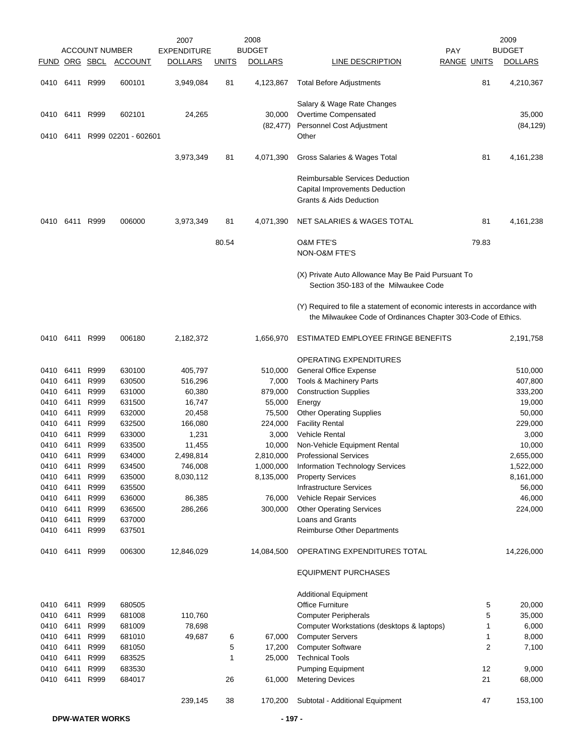| ACCOUNT NUMBER | | | | 2007 EXPENDITURE | | 2008 BUDGET | | PAY | | 2009 BUDGET |
|---|---|---|---|---|---|---|---|---|---|---|
| FUND | ORG | SBCL | ACCOUNT | DOLLARS | UNITS | DOLLARS | LINE DESCRIPTION | RANGE | UNITS | DOLLARS |
| 0410 | 6411 | R999 | 600101 | 3,949,084 | 81 | 4,123,867 | Total Before Adjustments | | 81 | 4,210,367 |
| | | | | | | | Salary & Wage Rate Changes | | | |
| 0410 | 6411 | R999 | 602101 | 24,265 | | 30,000 | Overtime Compensated | | | 35,000 |
| | | | | | | (82,477) | Personnel Cost Adjustment | | | (84,129) |
| 0410 | 6411 | R999 | 02201 - 602601 | | | | Other | | | |
| | | | | 3,973,349 | 81 | 4,071,390 | Gross Salaries & Wages Total | | 81 | 4,161,238 |
| | | | | | | | Reimbursable Services Deduction | | | |
| | | | | | | | Capital Improvements Deduction | | | |
| | | | | | | | Grants & Aids Deduction | | | |
| 0410 | 6411 | R999 | 006000 | 3,973,349 | 81 | 4,071,390 | NET SALARIES & WAGES TOTAL | | 81 | 4,161,238 |
| | | | | | 80.54 | | O&M FTE'S | | 79.83 | |
| | | | | | | | NON-O&M FTE'S | | | |
| | | | | | | | (X) Private Auto Allowance May Be Paid Pursuant To Section 350-183 of the Milwaukee Code | | | |
| | | | | | | | (Y) Required to file a statement of economic interests in accordance with the Milwaukee Code of Ordinances Chapter 303-Code of Ethics. | | | |
| 0410 | 6411 | R999 | 006180 | 2,182,372 | | 1,656,970 | ESTIMATED EMPLOYEE FRINGE BENEFITS | | | 2,191,758 |
| | | | | | | | OPERATING EXPENDITURES | | | |
| 0410 | 6411 | R999 | 630100 | 405,797 | | 510,000 | General Office Expense | | | 510,000 |
| 0410 | 6411 | R999 | 630500 | 516,296 | | 7,000 | Tools & Machinery Parts | | | 407,800 |
| 0410 | 6411 | R999 | 631000 | 60,380 | | 879,000 | Construction Supplies | | | 333,200 |
| 0410 | 6411 | R999 | 631500 | 16,747 | | 55,000 | Energy | | | 19,000 |
| 0410 | 6411 | R999 | 632000 | 20,458 | | 75,500 | Other Operating Supplies | | | 50,000 |
| 0410 | 6411 | R999 | 632500 | 166,080 | | 224,000 | Facility Rental | | | 229,000 |
| 0410 | 6411 | R999 | 633000 | 1,231 | | 3,000 | Vehicle Rental | | | 3,000 |
| 0410 | 6411 | R999 | 633500 | 11,455 | | 10,000 | Non-Vehicle Equipment Rental | | | 10,000 |
| 0410 | 6411 | R999 | 634000 | 2,498,814 | | 2,810,000 | Professional Services | | | 2,655,000 |
| 0410 | 6411 | R999 | 634500 | 746,008 | | 1,000,000 | Information Technology Services | | | 1,522,000 |
| 0410 | 6411 | R999 | 635000 | 8,030,112 | | 8,135,000 | Property Services | | | 8,161,000 |
| 0410 | 6411 | R999 | 635500 | | | | Infrastructure Services | | | 56,000 |
| 0410 | 6411 | R999 | 636000 | 86,385 | | 76,000 | Vehicle Repair Services | | | 46,000 |
| 0410 | 6411 | R999 | 636500 | 286,266 | | 300,000 | Other Operating Services | | | 224,000 |
| 0410 | 6411 | R999 | 637000 | | | | Loans and Grants | | | |
| 0410 | 6411 | R999 | 637501 | | | | Reimburse Other Departments | | | |
| 0410 | 6411 | R999 | 006300 | 12,846,029 | | 14,084,500 | OPERATING EXPENDITURES TOTAL | | | 14,226,000 |
| | | | | | | | EQUIPMENT PURCHASES | | | |
| | | | | | | | Additional Equipment | | | |
| 0410 | 6411 | R999 | 680505 | | | | Office Furniture | | 5 | 20,000 |
| 0410 | 6411 | R999 | 681008 | 110,760 | | | Computer Peripherals | | 5 | 35,000 |
| 0410 | 6411 | R999 | 681009 | 78,698 | | | Computer Workstations (desktops & laptops) | | 1 | 6,000 |
| 0410 | 6411 | R999 | 681010 | 49,687 | 6 | 67,000 | Computer Servers | | 1 | 8,000 |
| 0410 | 6411 | R999 | 681050 | | 5 | 17,200 | Computer Software | | 2 | 7,100 |
| 0410 | 6411 | R999 | 683525 | | 1 | 25,000 | Technical Tools | | | |
| 0410 | 6411 | R999 | 683530 | | | | Pumping Equipment | | 12 | 9,000 |
| 0410 | 6411 | R999 | 684017 | | 26 | 61,000 | Metering Devices | | 21 | 68,000 |
| | | | | 239,145 | 38 | 170,200 | Subtotal - Additional Equipment | | 47 | 153,100 |

DPW-WATER WORKS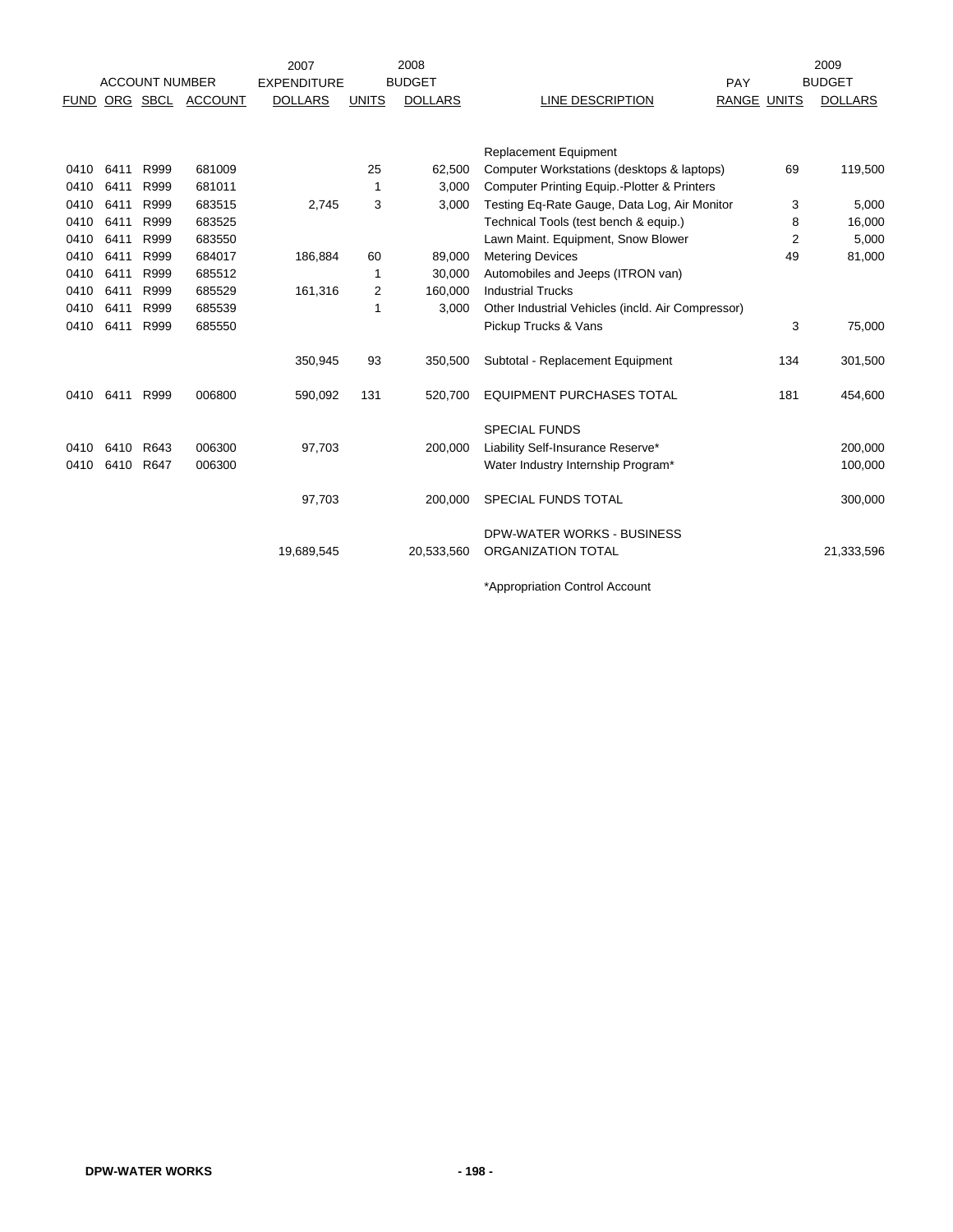| ACCOUNT NUMBER | | | | 2007 EXPENDITURE | 2008 BUDGET | | | | 2009 BUDGET | |
|---|---|---|---|---|---|---|---|---|---|---|
| FUND | ORG | SBCL | ACCOUNT | DOLLARS | UNITS | DOLLARS | LINE DESCRIPTION | PAY RANGE | UNITS | DOLLARS |
| | | | | | | | Replacement Equipment | | | |
| 0410 | 6411 | R999 | 681009 | | 25 | 62,500 | Computer Workstations (desktops & laptops) | | 69 | 119,500 |
| 0410 | 6411 | R999 | 681011 | | 1 | 3,000 | Computer Printing Equip.-Plotter & Printers | | | |
| 0410 | 6411 | R999 | 683515 | 2,745 | 3 | 3,000 | Testing Eq-Rate Gauge, Data Log, Air Monitor | | 3 | 5,000 |
| 0410 | 6411 | R999 | 683525 | | | | Technical Tools (test bench & equip.) | | 8 | 16,000 |
| 0410 | 6411 | R999 | 683550 | | | | Lawn Maint. Equipment, Snow Blower | | 2 | 5,000 |
| 0410 | 6411 | R999 | 684017 | 186,884 | 60 | 89,000 | Metering Devices | | 49 | 81,000 |
| 0410 | 6411 | R999 | 685512 | | 1 | 30,000 | Automobiles and Jeeps (ITRON van) | | | |
| 0410 | 6411 | R999 | 685529 | 161,316 | 2 | 160,000 | Industrial Trucks | | | |
| 0410 | 6411 | R999 | 685539 | | 1 | 3,000 | Other Industrial Vehicles (incld. Air Compressor) | | | |
| 0410 | 6411 | R999 | 685550 | | | | Pickup Trucks & Vans | | 3 | 75,000 |
| | | | | 350,945 | 93 | 350,500 | Subtotal - Replacement Equipment | | 134 | 301,500 |
| 0410 | 6411 | R999 | 006800 | 590,092 | 131 | 520,700 | EQUIPMENT PURCHASES TOTAL | | 181 | 454,600 |
| | | | | | | | SPECIAL FUNDS | | | |
| 0410 | 6410 | R643 | 006300 | 97,703 | | 200,000 | Liability Self-Insurance Reserve* | | | 200,000 |
| 0410 | 6410 | R647 | 006300 | | | | Water Industry Internship Program* | | | 100,000 |
| | | | | 97,703 | | 200,000 | SPECIAL FUNDS TOTAL | | | 300,000 |
| | | | | 19,689,545 | | 20,533,560 | DPW-WATER WORKS - BUSINESS ORGANIZATION TOTAL | | | 21,333,596 |

*Appropriation Control Account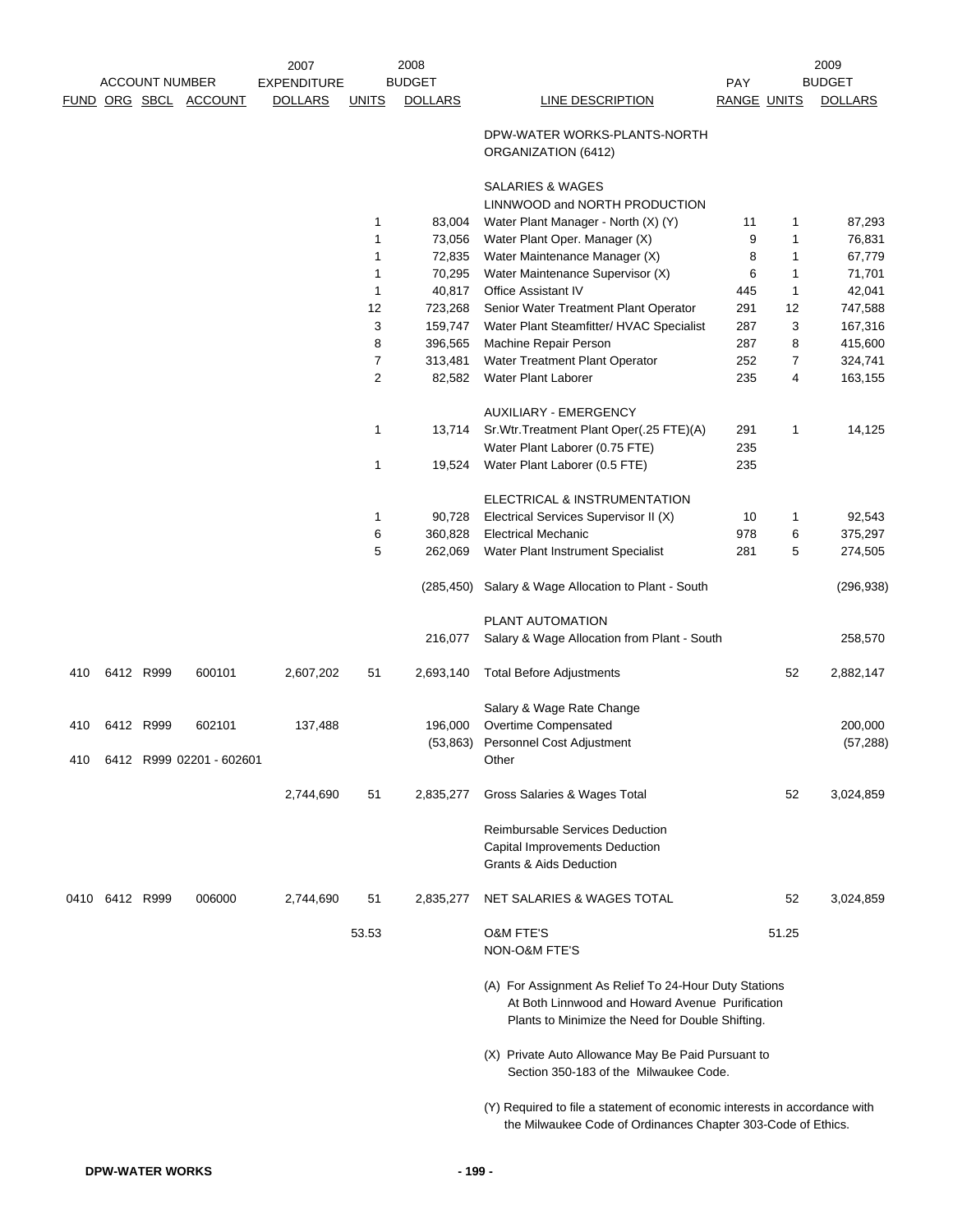| ACCOUNT NUMBER | | | | 2007 EXPENDITURE | 2008 BUDGET | | | | 2009 BUDGET | |
|---|---|---|---|---|---|---|---|---|---|---|
| FUND | ORG | SBCL | ACCOUNT | DOLLARS | UNITS | DOLLARS | LINE DESCRIPTION | PAY RANGE | UNITS | DOLLARS |
| | | | | | | | DPW-WATER WORKS-PLANTS-NORTH ORGANIZATION (6412) | | | |
| | | | | | | | SALARIES & WAGES | | | |
| | | | | | | | LINNWOOD and NORTH PRODUCTION | | | |
| | | | | | 1 | 83,004 | Water Plant Manager - North (X) (Y) | 11 | 1 | 87,293 |
| | | | | | 1 | 73,056 | Water Plant Oper. Manager (X) | 9 | 1 | 76,831 |
| | | | | | 1 | 72,835 | Water Maintenance Manager (X) | 8 | 1 | 67,779 |
| | | | | | 1 | 70,295 | Water Maintenance Supervisor (X) | 6 | 1 | 71,701 |
| | | | | | 1 | 40,817 | Office Assistant IV | 445 | 1 | 42,041 |
| | | | | | 12 | 723,268 | Senior Water Treatment Plant Operator | 291 | 12 | 747,588 |
| | | | | | 3 | 159,747 | Water Plant Steamfitter/ HVAC Specialist | 287 | 3 | 167,316 |
| | | | | | 8 | 396,565 | Machine Repair Person | 287 | 8 | 415,600 |
| | | | | | 7 | 313,481 | Water Treatment Plant Operator | 252 | 7 | 324,741 |
| | | | | | 2 | 82,582 | Water Plant Laborer | 235 | 4 | 163,155 |
| | | | | | | | AUXILIARY - EMERGENCY | | | |
| | | | | | 1 | 13,714 | Sr.Wtr.Treatment Plant Oper(.25 FTE)(A) | 291 | 1 | 14,125 |
| | | | | | | | Water Plant Laborer (0.75 FTE) | 235 | | |
| | | | | | 1 | 19,524 | Water Plant Laborer (0.5 FTE) | 235 | | |
| | | | | | | | ELECTRICAL & INSTRUMENTATION | | | |
| | | | | | 1 | 90,728 | Electrical Services Supervisor II (X) | 10 | 1 | 92,543 |
| | | | | | 6 | 360,828 | Electrical Mechanic | 978 | 6 | 375,297 |
| | | | | | 5 | 262,069 | Water Plant Instrument Specialist | 281 | 5 | 274,505 |
| | | | | | | (285,450) | Salary & Wage Allocation to Plant - South | | | (296,938) |
| | | | | | | | PLANT AUTOMATION | | | |
| | | | | | | 216,077 | Salary & Wage Allocation from Plant - South | | | 258,570 |
| 410 | 6412 | R999 | 600101 | 2,607,202 | 51 | 2,693,140 | Total Before Adjustments | | 52 | 2,882,147 |
| | | | | | | | Salary & Wage Rate Change | | | |
| 410 | 6412 | R999 | 602101 | 137,488 | | 196,000 | Overtime Compensated | | | 200,000 |
| | | | | | | (53,863) | Personnel Cost Adjustment | | | (57,288) |
| 410 | 6412 | R999 | 02201 - 602601 | | | | Other | | | |
| | | | | 2,744,690 | 51 | 2,835,277 | Gross Salaries & Wages Total | | 52 | 3,024,859 |
| | | | | | | | Reimbursable Services Deduction | | | |
| | | | | | | | Capital Improvements Deduction | | | |
| | | | | | | | Grants & Aids Deduction | | | |
| 0410 | 6412 | R999 | 006000 | 2,744,690 | 51 | 2,835,277 | NET SALARIES & WAGES TOTAL | | 52 | 3,024,859 |
| | | | | | 53.53 | | O&M FTE'S | | 51.25 | |
| | | | | | | | NON-O&M FTE'S | | | |

(A) For Assignment As Relief To 24-Hour Duty Stations At Both Linnwood and Howard Avenue Purification Plants to Minimize the Need for Double Shifting.

(X) Private Auto Allowance May Be Paid Pursuant to Section 350-183 of the Milwaukee Code.

(Y) Required to file a statement of economic interests in accordance with the Milwaukee Code of Ordinances Chapter 303-Code of Ethics.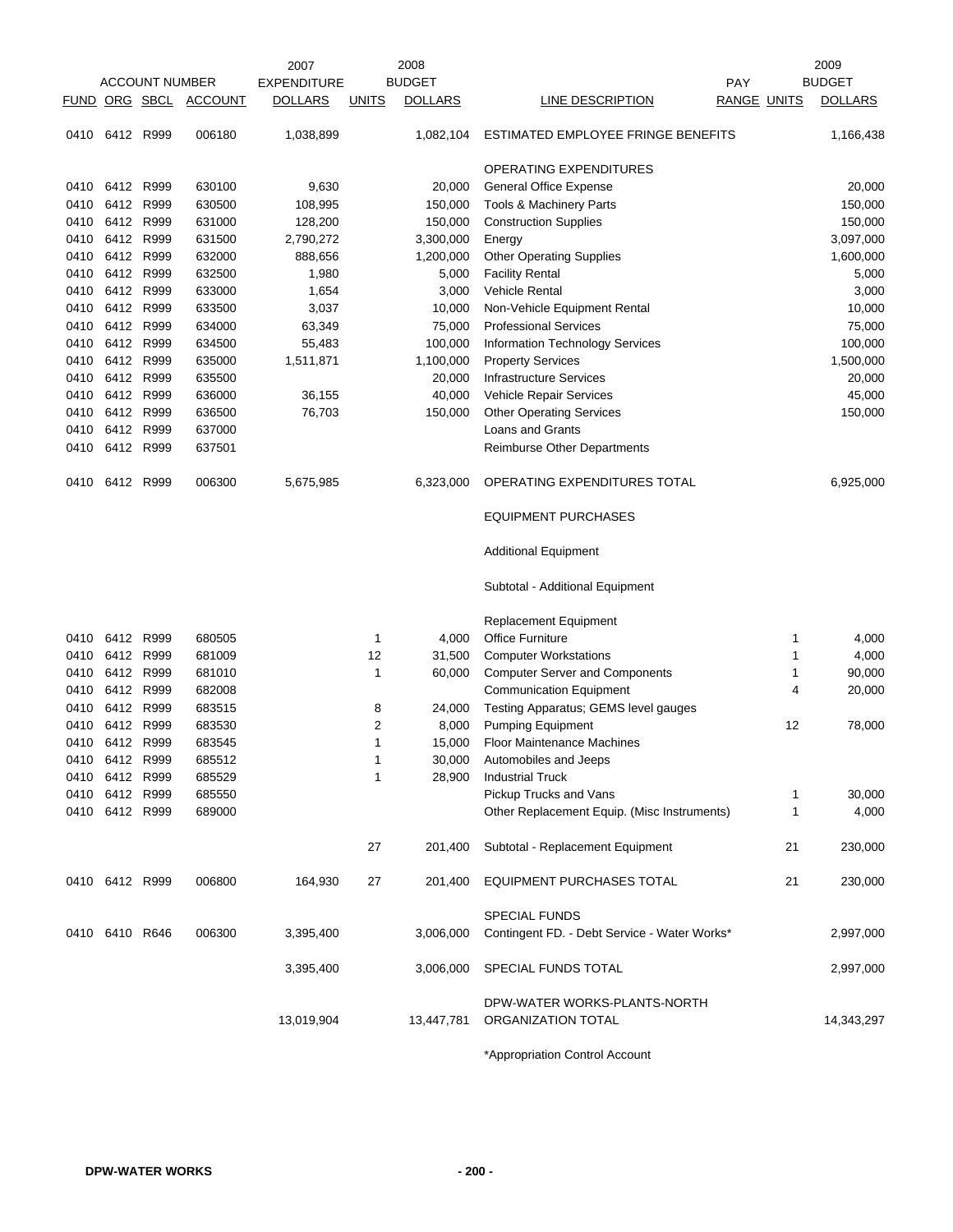| FUND | ORG | SBCL | ACCOUNT | 2007 EXPENDITURE DOLLARS | UNITS | 2008 BUDGET DOLLARS | LINE DESCRIPTION | PAY RANGE | UNITS | 2009 BUDGET DOLLARS |
|---|---|---|---|---|---|---|---|---|---|---|
| 0410 | 6412 | R999 | 006180 | 1,038,899 | | 1,082,104 | ESTIMATED EMPLOYEE FRINGE BENEFITS | | | 1,166,438 |
| | | | | | | | OPERATING EXPENDITURES | | | |
| 0410 | 6412 | R999 | 630100 | 9,630 | | 20,000 | General Office Expense | | | 20,000 |
| 0410 | 6412 | R999 | 630500 | 108,995 | | 150,000 | Tools & Machinery Parts | | | 150,000 |
| 0410 | 6412 | R999 | 631000 | 128,200 | | 150,000 | Construction Supplies | | | 150,000 |
| 0410 | 6412 | R999 | 631500 | 2,790,272 | | 3,300,000 | Energy | | | 3,097,000 |
| 0410 | 6412 | R999 | 632000 | 888,656 | | 1,200,000 | Other Operating Supplies | | | 1,600,000 |
| 0410 | 6412 | R999 | 632500 | 1,980 | | 5,000 | Facility Rental | | | 5,000 |
| 0410 | 6412 | R999 | 633000 | 1,654 | | 3,000 | Vehicle Rental | | | 3,000 |
| 0410 | 6412 | R999 | 633500 | 3,037 | | 10,000 | Non-Vehicle Equipment Rental | | | 10,000 |
| 0410 | 6412 | R999 | 634000 | 63,349 | | 75,000 | Professional Services | | | 75,000 |
| 0410 | 6412 | R999 | 634500 | 55,483 | | 100,000 | Information Technology Services | | | 100,000 |
| 0410 | 6412 | R999 | 635000 | 1,511,871 | | 1,100,000 | Property Services | | | 1,500,000 |
| 0410 | 6412 | R999 | 635500 | | | 20,000 | Infrastructure Services | | | 20,000 |
| 0410 | 6412 | R999 | 636000 | 36,155 | | 40,000 | Vehicle Repair Services | | | 45,000 |
| 0410 | 6412 | R999 | 636500 | 76,703 | | 150,000 | Other Operating Services | | | 150,000 |
| 0410 | 6412 | R999 | 637000 | | | | Loans and Grants | | | |
| 0410 | 6412 | R999 | 637501 | | | | Reimburse Other Departments | | | |
| 0410 | 6412 | R999 | 006300 | 5,675,985 | | 6,323,000 | OPERATING EXPENDITURES TOTAL | | | 6,925,000 |
| | | | | | | | EQUIPMENT PURCHASES | | | |
| | | | | | | | Additional Equipment | | | |
| | | | | | | | Subtotal - Additional Equipment | | | |
| | | | | | | | Replacement Equipment | | | |
| 0410 | 6412 | R999 | 680505 | | 1 | 4,000 | Office Furniture | | 1 | 4,000 |
| 0410 | 6412 | R999 | 681009 | | 12 | 31,500 | Computer Workstations | | 1 | 4,000 |
| 0410 | 6412 | R999 | 681010 | | 1 | 60,000 | Computer Server and Components | | 1 | 90,000 |
| 0410 | 6412 | R999 | 682008 | | | | Communication Equipment | | 4 | 20,000 |
| 0410 | 6412 | R999 | 683515 | | 8 | 24,000 | Testing Apparatus; GEMS level gauges | | | |
| 0410 | 6412 | R999 | 683530 | | 2 | 8,000 | Pumping Equipment | | 12 | 78,000 |
| 0410 | 6412 | R999 | 683545 | | 1 | 15,000 | Floor Maintenance Machines | | | |
| 0410 | 6412 | R999 | 685512 | | 1 | 30,000 | Automobiles and Jeeps | | | |
| 0410 | 6412 | R999 | 685529 | | 1 | 28,900 | Industrial Truck | | | |
| 0410 | 6412 | R999 | 685550 | | | | Pickup Trucks and Vans | | 1 | 30,000 |
| 0410 | 6412 | R999 | 689000 | | | | Other Replacement Equip. (Misc Instruments) | | 1 | 4,000 |
| | | | | | 27 | 201,400 | Subtotal - Replacement Equipment | | 21 | 230,000 |
| 0410 | 6412 | R999 | 006800 | 164,930 | 27 | 201,400 | EQUIPMENT PURCHASES TOTAL | | 21 | 230,000 |
| | | | | | | | SPECIAL FUNDS | | | |
| 0410 | 6410 | R646 | 006300 | 3,395,400 | | 3,006,000 | Contingent FD. - Debt Service - Water Works* | | | 2,997,000 |
| | | | | 3,395,400 | | 3,006,000 | SPECIAL FUNDS TOTAL | | | 2,997,000 |
| | | | | 13,019,904 | | 13,447,781 | DPW-WATER WORKS-PLANTS-NORTH ORGANIZATION TOTAL | | | 14,343,297 |

*Appropriation Control Account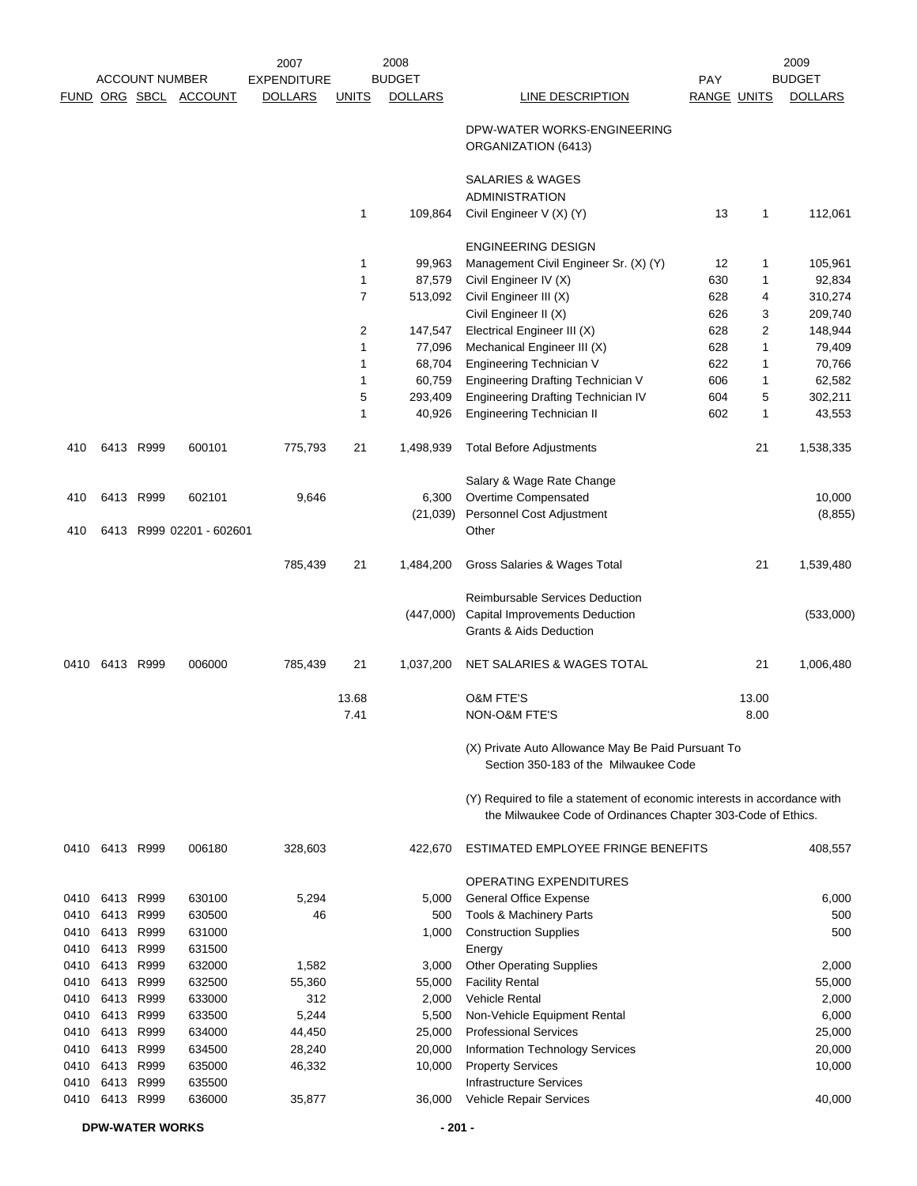| ACCOUNT NUMBER | | | | 2007 EXPENDITURE | 2008 BUDGET | | | PAY | 2009 BUDGET | |
|---|---|---|---|---|---|---|---|---|---|---|
| FUND | ORG | SBCL | ACCOUNT | DOLLARS | UNITS | DOLLARS | LINE DESCRIPTION | RANGE | UNITS | DOLLARS |
| | | | | | | | DPW-WATER WORKS-ENGINEERING ORGANIZATION (6413) | | | |
| | | | | | | | SALARIES & WAGES | | | |
| | | | | | | | ADMINISTRATION | | | |
| | | | | | 1 | 109,864 | Civil Engineer V (X) (Y) | 13 | 1 | 112,061 |
| | | | | | | | ENGINEERING DESIGN | | | |
| | | | | | 1 | 99,963 | Management Civil Engineer Sr. (X) (Y) | 12 | 1 | 105,961 |
| | | | | | 1 | 87,579 | Civil Engineer IV (X) | 630 | 1 | 92,834 |
| | | | | | 7 | 513,092 | Civil Engineer III (X) | 628 | 4 | 310,274 |
| | | | | | | | Civil Engineer II (X) | 626 | 3 | 209,740 |
| | | | | | 2 | 147,547 | Electrical Engineer III (X) | 628 | 2 | 148,944 |
| | | | | | 1 | 77,096 | Mechanical Engineer III (X) | 628 | 1 | 79,409 |
| | | | | | 1 | 68,704 | Engineering Technician V | 622 | 1 | 70,766 |
| | | | | | 1 | 60,759 | Engineering Drafting Technician V | 606 | 1 | 62,582 |
| | | | | | 5 | 293,409 | Engineering Drafting Technician IV | 604 | 5 | 302,211 |
| | | | | | 1 | 40,926 | Engineering Technician II | 602 | 1 | 43,553 |
| 410 | 6413 | R999 | 600101 | 775,793 | 21 | 1,498,939 | Total Before Adjustments | | 21 | 1,538,335 |
| | | | | | | | Salary & Wage Rate Change | | | |
| 410 | 6413 | R999 | 602101 | 9,646 | | 6,300 | Overtime Compensated | | | 10,000 |
| | | | | | | (21,039) | Personnel Cost Adjustment | | | (8,855) |
| 410 | 6413 | R999 | 02201 - 602601 | | | | Other | | | |
| | | | | 785,439 | 21 | 1,484,200 | Gross Salaries & Wages Total | | 21 | 1,539,480 |
| | | | | | | | Reimbursable Services Deduction | | | |
| | | | | | | (447,000) | Capital Improvements Deduction | | | (533,000) |
| | | | | | | | Grants & Aids Deduction | | | |
| 0410 | 6413 | R999 | 006000 | 785,439 | 21 | 1,037,200 | NET SALARIES & WAGES TOTAL | | 21 | 1,006,480 |
| | | | | | 13.68 | | O&M FTE'S | | 13.00 | |
| | | | | | 7.41 | | NON-O&M FTE'S | | 8.00 | |
| | | | | | | | (X) Private Auto Allowance May Be Paid Pursuant To Section 350-183 of the Milwaukee Code | | | |
| | | | | | | | (Y) Required to file a statement of economic interests in accordance with the Milwaukee Code of Ordinances Chapter 303-Code of Ethics. | | | |
| 0410 | 6413 | R999 | 006180 | 328,603 | | 422,670 | ESTIMATED EMPLOYEE FRINGE BENEFITS | | | 408,557 |
| | | | | | | | OPERATING EXPENDITURES | | | |
| 0410 | 6413 | R999 | 630100 | 5,294 | | 5,000 | General Office Expense | | | 6,000 |
| 0410 | 6413 | R999 | 630500 | 46 | | 500 | Tools & Machinery Parts | | | 500 |
| 0410 | 6413 | R999 | 631000 | | | 1,000 | Construction Supplies | | | 500 |
| 0410 | 6413 | R999 | 631500 | | | | Energy | | | |
| 0410 | 6413 | R999 | 632000 | 1,582 | | 3,000 | Other Operating Supplies | | | 2,000 |
| 0410 | 6413 | R999 | 632500 | 55,360 | | 55,000 | Facility Rental | | | 55,000 |
| 0410 | 6413 | R999 | 633000 | 312 | | 2,000 | Vehicle Rental | | | 2,000 |
| 0410 | 6413 | R999 | 633500 | 5,244 | | 5,500 | Non-Vehicle Equipment Rental | | | 6,000 |
| 0410 | 6413 | R999 | 634000 | 44,450 | | 25,000 | Professional Services | | | 25,000 |
| 0410 | 6413 | R999 | 634500 | 28,240 | | 20,000 | Information Technology Services | | | 20,000 |
| 0410 | 6413 | R999 | 635000 | 46,332 | | 10,000 | Property Services | | | 10,000 |
| 0410 | 6413 | R999 | 635500 | | | | Infrastructure Services | | | |
| 0410 | 6413 | R999 | 636000 | 35,877 | | 36,000 | Vehicle Repair Services | | | 40,000 |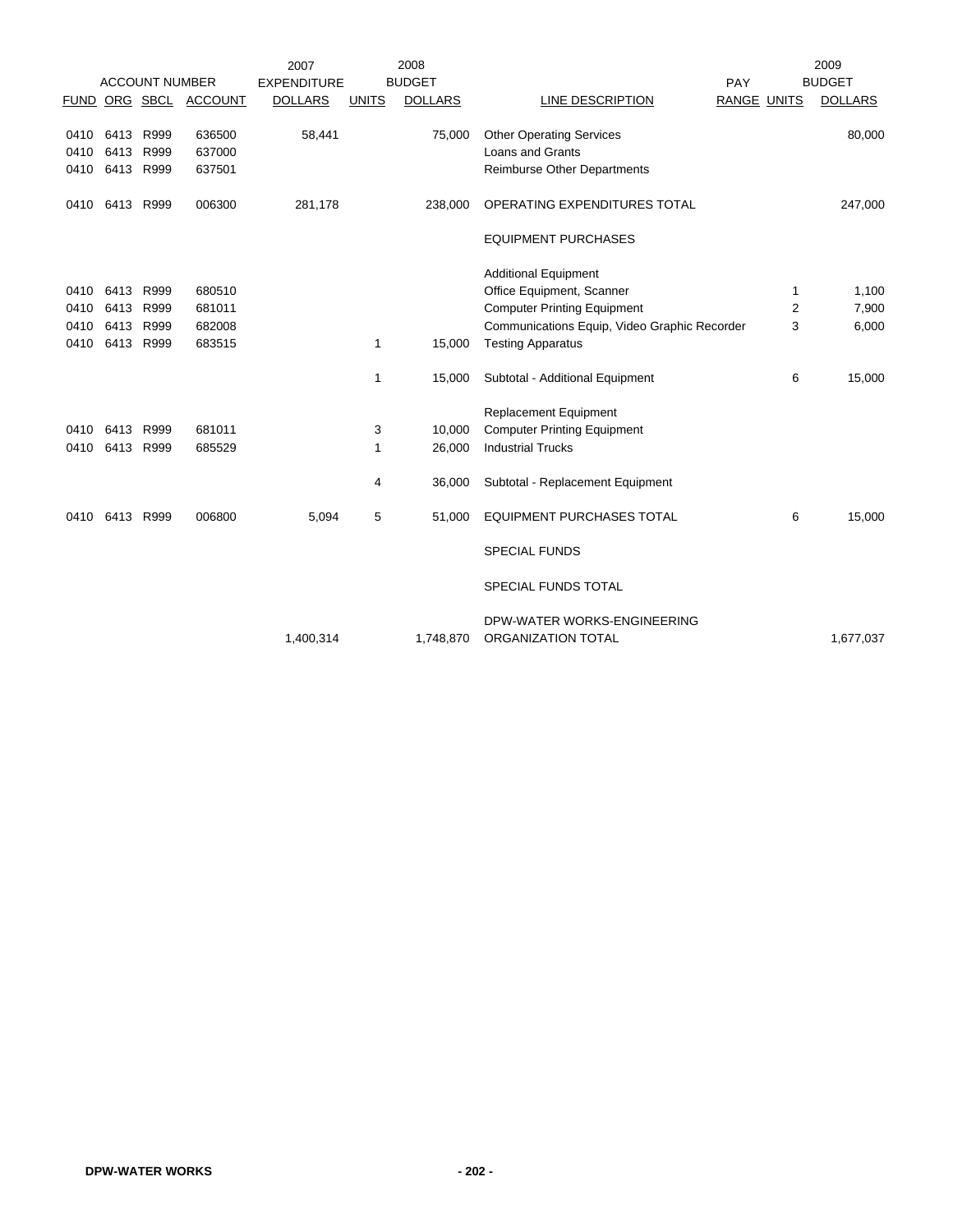| ACCOUNT NUMBER | | | | 2007 EXPENDITURE | 2008 BUDGET | | | PAY | | 2009 BUDGET |
|---|---|---|---|---|---|---|---|---|---|---|
| FUND | ORG | SBCL | ACCOUNT | DOLLARS | UNITS | DOLLARS | LINE DESCRIPTION | RANGE | UNITS | DOLLARS |
| 0410 | 6413 | R999 | 636500 | 58,441 | | 75,000 | Other Operating Services | | | 80,000 |
| 0410 | 6413 | R999 | 637000 | | | | Loans and Grants | | | |
| 0410 | 6413 | R999 | 637501 | | | | Reimburse Other Departments | | | |
| 0410 | 6413 | R999 | 006300 | 281,178 | | 238,000 | OPERATING EXPENDITURES TOTAL | | | 247,000 |
| | | | | | | | EQUIPMENT PURCHASES | | | |
| | | | | | | | Additional Equipment | | | |
| 0410 | 6413 | R999 | 680510 | | | | Office Equipment, Scanner | | 1 | 1,100 |
| 0410 | 6413 | R999 | 681011 | | | | Computer Printing Equipment | | 2 | 7,900 |
| 0410 | 6413 | R999 | 682008 | | | | Communications Equip, Video Graphic Recorder | | 3 | 6,000 |
| 0410 | 6413 | R999 | 683515 | | 1 | 15,000 | Testing Apparatus | | | |
| | | | | | 1 | 15,000 | Subtotal - Additional Equipment | | 6 | 15,000 |
| | | | | | | | Replacement Equipment | | | |
| 0410 | 6413 | R999 | 681011 | | 3 | 10,000 | Computer Printing Equipment | | | |
| 0410 | 6413 | R999 | 685529 | | 1 | 26,000 | Industrial Trucks | | | |
| | | | | | 4 | 36,000 | Subtotal - Replacement Equipment | | | |
| 0410 | 6413 | R999 | 006800 | 5,094 | 5 | 51,000 | EQUIPMENT PURCHASES TOTAL | | 6 | 15,000 |
| | | | | | | | SPECIAL FUNDS | | | |
| | | | | | | | SPECIAL FUNDS TOTAL | | | |
| | | | | 1,400,314 | | 1,748,870 | DPW-WATER WORKS-ENGINEERING ORGANIZATION TOTAL | | | 1,677,037 |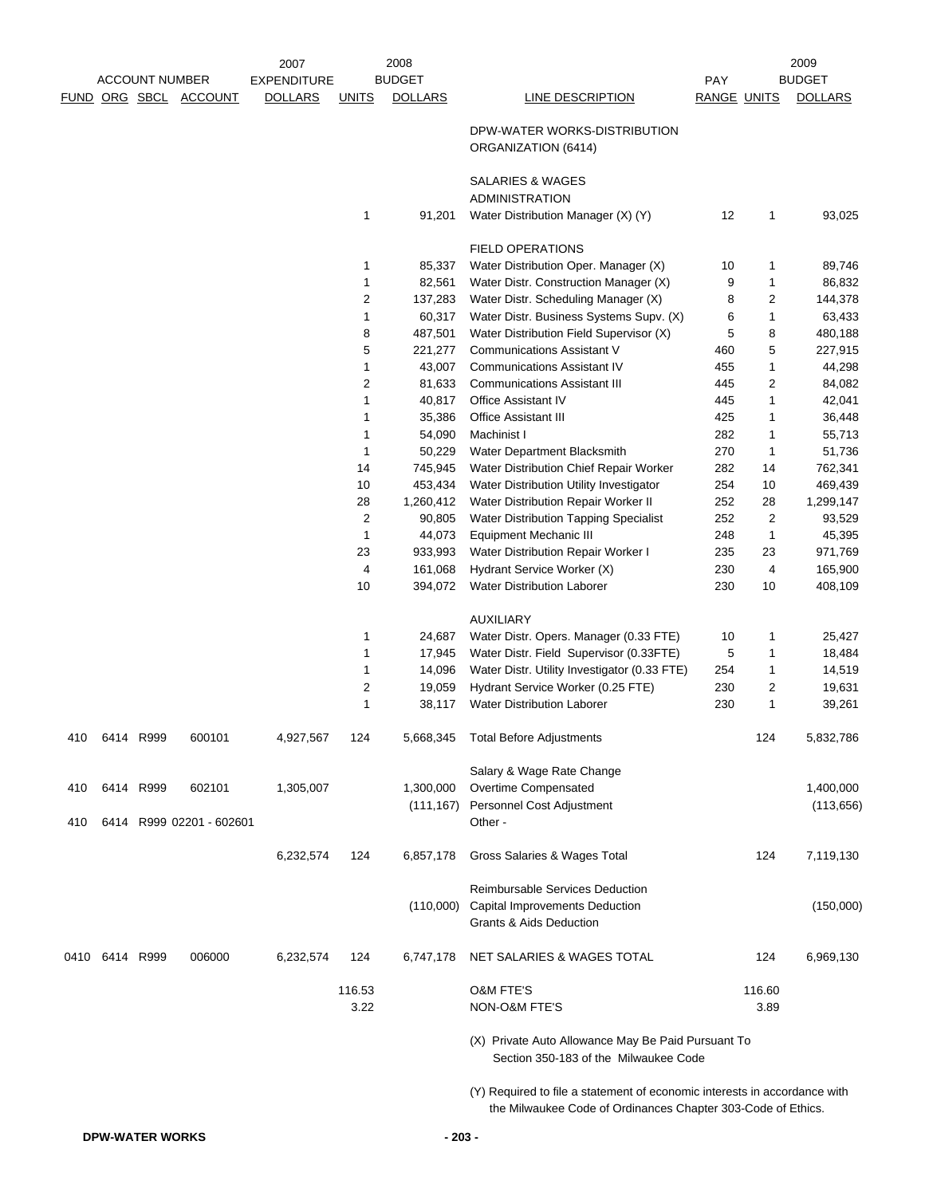| ACCOUNT NUMBER | | | | 2007 EXPENDITURE | 2008 BUDGET | | | PAY | 2009 BUDGET | |
|---|---|---|---|---|---|---|---|---|---|---|
| FUND | ORG | SBCL | ACCOUNT | DOLLARS | UNITS | DOLLARS | LINE DESCRIPTION | RANGE | UNITS | DOLLARS |
| | | | | | | | DPW-WATER WORKS-DISTRIBUTION ORGANIZATION (6414) | | | |
| | | | | | | | SALARIES & WAGES | | | |
| | | | | | | | ADMINISTRATION | | | |
| | | | | | 1 | 91,201 | Water Distribution Manager (X) (Y) | 12 | 1 | 93,025 |
| | | | | | | | FIELD OPERATIONS | | | |
| | | | | | 1 | 85,337 | Water Distribution Oper. Manager (X) | 10 | 1 | 89,746 |
| | | | | | 1 | 82,561 | Water Distr. Construction Manager (X) | 9 | 1 | 86,832 |
| | | | | | 2 | 137,283 | Water Distr. Scheduling Manager (X) | 8 | 2 | 144,378 |
| | | | | | 1 | 60,317 | Water Distr. Business Systems Supv. (X) | 6 | 1 | 63,433 |
| | | | | | 8 | 487,501 | Water Distribution Field Supervisor (X) | 5 | 8 | 480,188 |
| | | | | | 5 | 221,277 | Communications Assistant V | 460 | 5 | 227,915 |
| | | | | | 1 | 43,007 | Communications Assistant IV | 455 | 1 | 44,298 |
| | | | | | 2 | 81,633 | Communications Assistant III | 445 | 2 | 84,082 |
| | | | | | 1 | 40,817 | Office Assistant IV | 445 | 1 | 42,041 |
| | | | | | 1 | 35,386 | Office Assistant III | 425 | 1 | 36,448 |
| | | | | | 1 | 54,090 | Machinist I | 282 | 1 | 55,713 |
| | | | | | 1 | 50,229 | Water Department Blacksmith | 270 | 1 | 51,736 |
| | | | | | 14 | 745,945 | Water Distribution Chief Repair Worker | 282 | 14 | 762,341 |
| | | | | | 10 | 453,434 | Water Distribution Utility Investigator | 254 | 10 | 469,439 |
| | | | | | 28 | 1,260,412 | Water Distribution Repair Worker II | 252 | 28 | 1,299,147 |
| | | | | | 2 | 90,805 | Water Distribution Tapping Specialist | 252 | 2 | 93,529 |
| | | | | | 1 | 44,073 | Equipment Mechanic III | 248 | 1 | 45,395 |
| | | | | | 23 | 933,993 | Water Distribution Repair Worker I | 235 | 23 | 971,769 |
| | | | | | 4 | 161,068 | Hydrant Service Worker (X) | 230 | 4 | 165,900 |
| | | | | | 10 | 394,072 | Water Distribution Laborer | 230 | 10 | 408,109 |
| | | | | | | | AUXILIARY | | | |
| | | | | | 1 | 24,687 | Water Distr. Opers. Manager (0.33 FTE) | 10 | 1 | 25,427 |
| | | | | | 1 | 17,945 | Water Distr. Field Supervisor (0.33FTE) | 5 | 1 | 18,484 |
| | | | | | 1 | 14,096 | Water Distr. Utility Investigator (0.33 FTE) | 254 | 1 | 14,519 |
| | | | | | 2 | 19,059 | Hydrant Service Worker (0.25 FTE) | 230 | 2 | 19,631 |
| | | | | | 1 | 38,117 | Water Distribution Laborer | 230 | 1 | 39,261 |
| 410 | 6414 | R999 | 600101 | 4,927,567 | 124 | 5,668,345 | Total Before Adjustments | | 124 | 5,832,786 |
| | | | | | | | Salary & Wage Rate Change | | | |
| 410 | 6414 | R999 | 602101 | 1,305,007 | | 1,300,000 | Overtime Compensated | | | 1,400,000 |
| | | | | | | (111,167) | Personnel Cost Adjustment | | | (113,656) |
| 410 | 6414 | R999 | 02201 - 602601 | | | | Other - | | | |
| | | | | 6,232,574 | 124 | 6,857,178 | Gross Salaries & Wages Total | | 124 | 7,119,130 |
| | | | | | | | Reimbursable Services Deduction | | | |
| | | | | | | (110,000) | Capital Improvements Deduction | | | (150,000) |
| | | | | | | | Grants & Aids Deduction | | | |
| 0410 | 6414 | R999 | 006000 | 6,232,574 | 124 | 6,747,178 | NET SALARIES & WAGES TOTAL | | 124 | 6,969,130 |
| | | | | | 116.53 | | O&M FTE'S | | 116.60 | |
| | | | | | 3.22 | | NON-O&M FTE'S | | 3.89 | |

(X) Private Auto Allowance May Be Paid Pursuant To Section 350-183 of the Milwaukee Code

(Y) Required to file a statement of economic interests in accordance with the Milwaukee Code of Ordinances Chapter 303-Code of Ethics.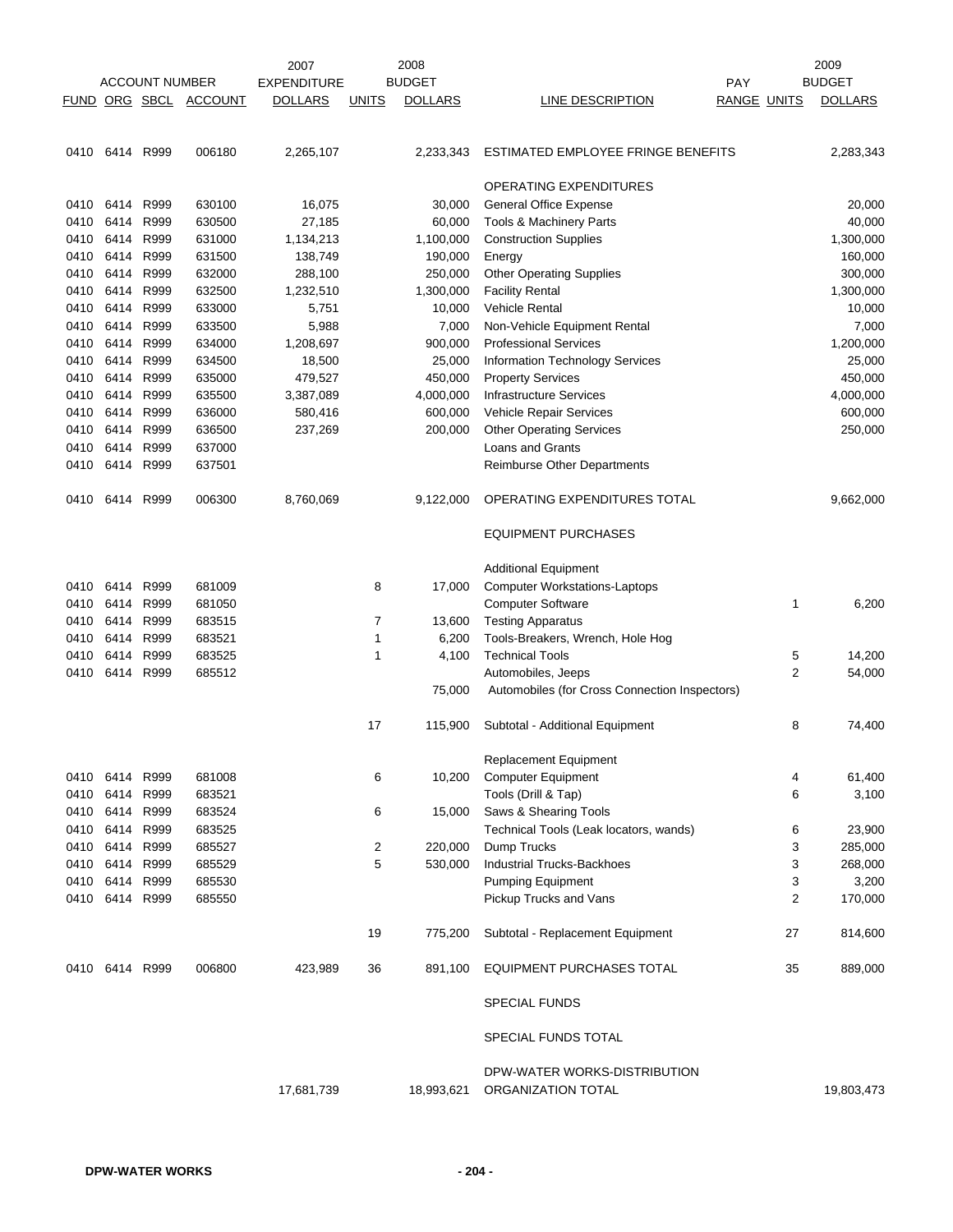| FUND | ORG | SBCL | ACCOUNT | 2007 EXPENDITURE DOLLARS | UNITS | 2008 BUDGET DOLLARS | LINE DESCRIPTION | PAY RANGE | UNITS | 2009 BUDGET DOLLARS |
|---|---|---|---|---|---|---|---|---|---|---|
| 0410 | 6414 | R999 | 006180 | 2,265,107 | | 2,233,343 | ESTIMATED EMPLOYEE FRINGE BENEFITS | | | 2,283,343 |
| | | | | | | | OPERATING EXPENDITURES | | | |
| 0410 | 6414 | R999 | 630100 | 16,075 | | 30,000 | General Office Expense | | | 20,000 |
| 0410 | 6414 | R999 | 630500 | 27,185 | | 60,000 | Tools & Machinery Parts | | | 40,000 |
| 0410 | 6414 | R999 | 631000 | 1,134,213 | | 1,100,000 | Construction Supplies | | | 1,300,000 |
| 0410 | 6414 | R999 | 631500 | 138,749 | | 190,000 | Energy | | | 160,000 |
| 0410 | 6414 | R999 | 632000 | 288,100 | | 250,000 | Other Operating Supplies | | | 300,000 |
| 0410 | 6414 | R999 | 632500 | 1,232,510 | | 1,300,000 | Facility Rental | | | 1,300,000 |
| 0410 | 6414 | R999 | 633000 | 5,751 | | 10,000 | Vehicle Rental | | | 10,000 |
| 0410 | 6414 | R999 | 633500 | 5,988 | | 7,000 | Non-Vehicle Equipment Rental | | | 7,000 |
| 0410 | 6414 | R999 | 634000 | 1,208,697 | | 900,000 | Professional Services | | | 1,200,000 |
| 0410 | 6414 | R999 | 634500 | 18,500 | | 25,000 | Information Technology Services | | | 25,000 |
| 0410 | 6414 | R999 | 635000 | 479,527 | | 450,000 | Property Services | | | 450,000 |
| 0410 | 6414 | R999 | 635500 | 3,387,089 | | 4,000,000 | Infrastructure Services | | | 4,000,000 |
| 0410 | 6414 | R999 | 636000 | 580,416 | | 600,000 | Vehicle Repair Services | | | 600,000 |
| 0410 | 6414 | R999 | 636500 | 237,269 | | 200,000 | Other Operating Services | | | 250,000 |
| 0410 | 6414 | R999 | 637000 | | | | Loans and Grants | | | |
| 0410 | 6414 | R999 | 637501 | | | | Reimburse Other Departments | | | |
| 0410 | 6414 | R999 | 006300 | 8,760,069 | | 9,122,000 | OPERATING EXPENDITURES TOTAL | | | 9,662,000 |
| | | | | | | | EQUIPMENT PURCHASES | | | |
| | | | | | | | Additional Equipment | | | |
| 0410 | 6414 | R999 | 681009 | | 8 | 17,000 | Computer Workstations-Laptops | | | |
| 0410 | 6414 | R999 | 681050 | | | | Computer Software | | 1 | 6,200 |
| 0410 | 6414 | R999 | 683515 | | 7 | 13,600 | Testing Apparatus | | | |
| 0410 | 6414 | R999 | 683521 | | 1 | 6,200 | Tools-Breakers, Wrench, Hole Hog | | | |
| 0410 | 6414 | R999 | 683525 | | 1 | 4,100 | Technical Tools | | 5 | 14,200 |
| 0410 | 6414 | R999 | 685512 | | | | Automobiles, Jeeps | | 2 | 54,000 |
| | | | | | | 75,000 | Automobiles (for Cross Connection Inspectors) | | | |
| | | | | | 17 | 115,900 | Subtotal - Additional Equipment | | 8 | 74,400 |
| | | | | | | | Replacement Equipment | | | |
| 0410 | 6414 | R999 | 681008 | | 6 | 10,200 | Computer Equipment | | 4 | 61,400 |
| 0410 | 6414 | R999 | 683521 | | | | Tools (Drill & Tap) | | 6 | 3,100 |
| 0410 | 6414 | R999 | 683524 | | 6 | 15,000 | Saws & Shearing Tools | | | |
| 0410 | 6414 | R999 | 683525 | | | | Technical Tools (Leak locators, wands) | | 6 | 23,900 |
| 0410 | 6414 | R999 | 685527 | | 2 | 220,000 | Dump Trucks | | 3 | 285,000 |
| 0410 | 6414 | R999 | 685529 | | 5 | 530,000 | Industrial Trucks-Backhoes | | 3 | 268,000 |
| 0410 | 6414 | R999 | 685530 | | | | Pumping Equipment | | 3 | 3,200 |
| 0410 | 6414 | R999 | 685550 | | | | Pickup Trucks and Vans | | 2 | 170,000 |
| | | | | | 19 | 775,200 | Subtotal - Replacement Equipment | | 27 | 814,600 |
| 0410 | 6414 | R999 | 006800 | 423,989 | 36 | 891,100 | EQUIPMENT PURCHASES TOTAL | | 35 | 889,000 |
| | | | | | | | SPECIAL FUNDS | | | |
| | | | | | | | SPECIAL FUNDS TOTAL | | | |
| | | | | 17,681,739 | | 18,993,621 | DPW-WATER WORKS-DISTRIBUTION ORGANIZATION TOTAL | | | 19,803,473 |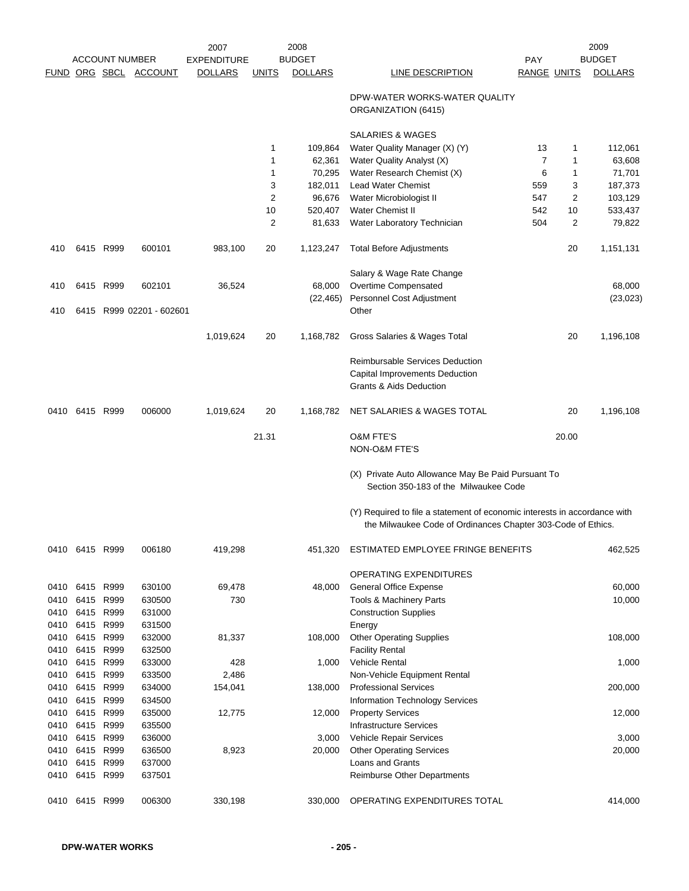| FUND | ORG | SBCL | ACCOUNT NUMBER ACCOUNT | 2007 EXPENDITURE DOLLARS | UNITS | 2008 BUDGET DOLLARS | LINE DESCRIPTION | PAY RANGE | UNITS | 2009 BUDGET DOLLARS |
|---|---|---|---|---|---|---|---|---|---|---|
| | | | | | | | DPW-WATER WORKS-WATER QUALITY ORGANIZATION (6415) | | | |
| | | | | | | | SALARIES & WAGES | | | |
| | | | | | 1 | 109,864 | Water Quality Manager (X) (Y) | 13 | 1 | 112,061 |
| | | | | | 1 | 62,361 | Water Quality Analyst (X) | 7 | 1 | 63,608 |
| | | | | | 1 | 70,295 | Water Research Chemist (X) | 6 | 1 | 71,701 |
| | | | | | 3 | 182,011 | Lead Water Chemist | 559 | 3 | 187,373 |
| | | | | | 2 | 96,676 | Water Microbiologist II | 547 | 2 | 103,129 |
| | | | | | 10 | 520,407 | Water Chemist II | 542 | 10 | 533,437 |
| | | | | | 2 | 81,633 | Water Laboratory Technician | 504 | 2 | 79,822 |
| 410 | 6415 | R999 | 600101 | 983,100 | 20 | 1,123,247 | Total Before Adjustments | | 20 | 1,151,131 |
| | | | | | | | Salary & Wage Rate Change | | | |
| 410 | 6415 | R999 | 602101 | 36,524 | | 68,000 | Overtime Compensated | | | 68,000 |
| | | | | | | (22,465) | Personnel Cost Adjustment | | | (23,023) |
| 410 | 6415 | R999 | 02201 - 602601 | | | | Other | | | |
| | | | | 1,019,624 | 20 | 1,168,782 | Gross Salaries & Wages Total | | 20 | 1,196,108 |
| | | | | | | | Reimbursable Services Deduction | | | |
| | | | | | | | Capital Improvements Deduction | | | |
| | | | | | | | Grants & Aids Deduction | | | |
| 0410 | 6415 | R999 | 006000 | 1,019,624 | 20 | 1,168,782 | NET SALARIES & WAGES TOTAL | | 20 | 1,196,108 |
| | | | | | 21.31 | | O&M FTE'S | | 20.00 | |
| | | | | | | | NON-O&M FTE'S | | | |
| | | | | | | | (X) Private Auto Allowance May Be Paid Pursuant To Section 350-183 of the Milwaukee Code | | | |
| | | | | | | | (Y) Required to file a statement of economic interests in accordance with the Milwaukee Code of Ordinances Chapter 303-Code of Ethics. | | | |
| 0410 | 6415 | R999 | 006180 | 419,298 | | 451,320 | ESTIMATED EMPLOYEE FRINGE BENEFITS | | | 462,525 |
| | | | | | | | OPERATING EXPENDITURES | | | |
| 0410 | 6415 | R999 | 630100 | 69,478 | | 48,000 | General Office Expense | | | 60,000 |
| 0410 | 6415 | R999 | 630500 | 730 | | | Tools & Machinery Parts | | | 10,000 |
| 0410 | 6415 | R999 | 631000 | | | | Construction Supplies | | | |
| 0410 | 6415 | R999 | 631500 | | | | Energy | | | |
| 0410 | 6415 | R999 | 632000 | 81,337 | | 108,000 | Other Operating Supplies | | | 108,000 |
| 0410 | 6415 | R999 | 632500 | | | | Facility Rental | | | |
| 0410 | 6415 | R999 | 633000 | 428 | | 1,000 | Vehicle Rental | | | 1,000 |
| 0410 | 6415 | R999 | 633500 | 2,486 | | | Non-Vehicle Equipment Rental | | | |
| 0410 | 6415 | R999 | 634000 | 154,041 | | 138,000 | Professional Services | | | 200,000 |
| 0410 | 6415 | R999 | 634500 | | | | Information Technology Services | | | |
| 0410 | 6415 | R999 | 635000 | 12,775 | | 12,000 | Property Services | | | 12,000 |
| 0410 | 6415 | R999 | 635500 | | | | Infrastructure Services | | | |
| 0410 | 6415 | R999 | 636000 | | | 3,000 | Vehicle Repair Services | | | 3,000 |
| 0410 | 6415 | R999 | 636500 | 8,923 | | 20,000 | Other Operating Services | | | 20,000 |
| 0410 | 6415 | R999 | 637000 | | | | Loans and Grants | | | |
| 0410 | 6415 | R999 | 637501 | | | | Reimburse Other Departments | | | |
| 0410 | 6415 | R999 | 006300 | 330,198 | | 330,000 | OPERATING EXPENDITURES TOTAL | | | 414,000 |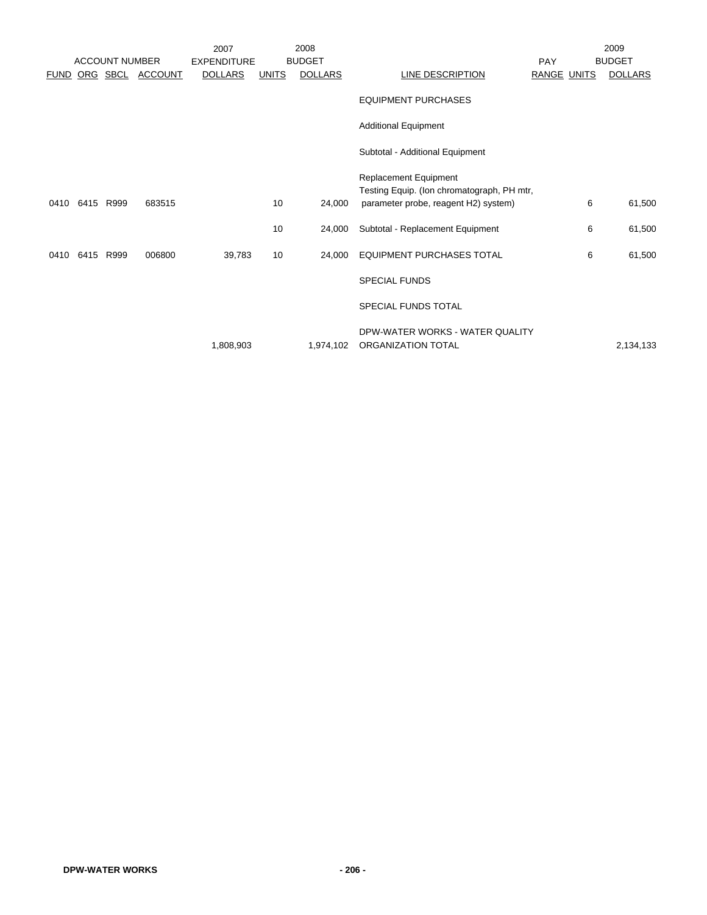| ACCOUNT NUMBER | | | | 2007 EXPENDITURE | 2008 BUDGET | | | PAY | 2009 BUDGET | |
|---|---|---|---|---|---|---|---|---|---|---|
| FUND | ORG | SBCL | ACCOUNT | DOLLARS | UNITS | DOLLARS | LINE DESCRIPTION | RANGE | UNITS | DOLLARS |
| | | | | | | | EQUIPMENT PURCHASES | | | |
| | | | | | | | Additional Equipment | | | |
| | | | | | | | Subtotal - Additional Equipment | | | |
| | | | | | | | Replacement Equipment | | | |
| 0410 | 6415 | R999 | 683515 | | 10 | 24,000 | Testing Equip. (Ion chromatograph, PH mtr, parameter probe, reagent H2) system) | | 6 | 61,500 |
| | | | | | 10 | 24,000 | Subtotal - Replacement Equipment | | 6 | 61,500 |
| 0410 | 6415 | R999 | 006800 | 39,783 | 10 | 24,000 | EQUIPMENT PURCHASES TOTAL | | 6 | 61,500 |
| | | | | | | | SPECIAL FUNDS | | | |
| | | | | | | | SPECIAL FUNDS TOTAL | | | |
| | | | | 1,808,903 | | 1,974,102 | DPW-WATER WORKS - WATER QUALITY ORGANIZATION TOTAL | | | 2,134,133 |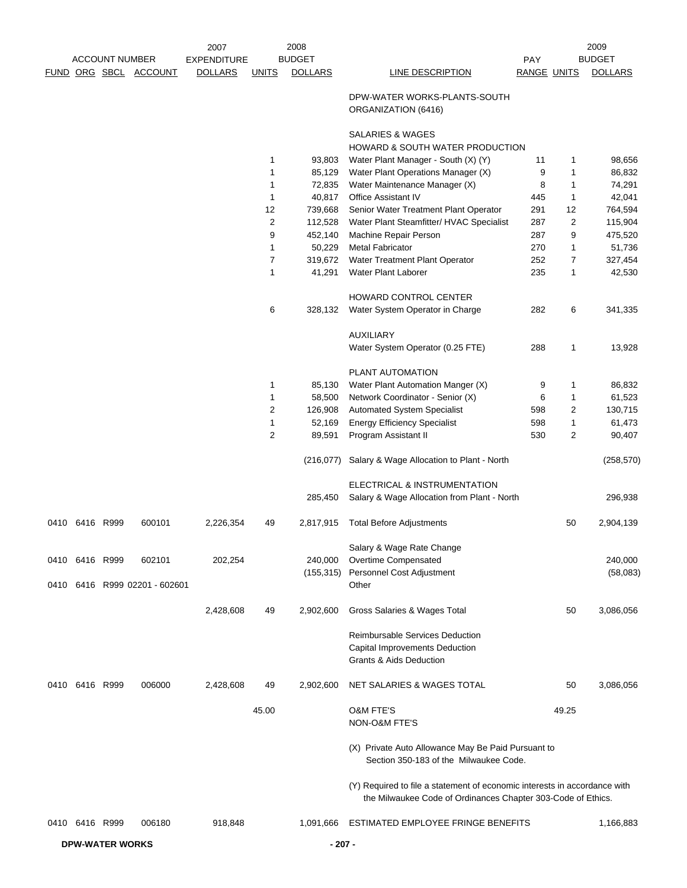| ACCOUNT NUMBER | | | | 2007 EXPENDITURE | 2008 BUDGET | | | PAY | 2009 BUDGET | |
|---|---|---|---|---|---|---|---|---|---|---|
| FUND | ORG | SBCL | ACCOUNT | DOLLARS | UNITS | DOLLARS | LINE DESCRIPTION | RANGE | UNITS | DOLLARS |
| | | | | | | | DPW-WATER WORKS-PLANTS-SOUTH ORGANIZATION (6416) | | | |
| | | | | | | | SALARIES & WAGES | | | |
| | | | | | | | HOWARD & SOUTH WATER PRODUCTION | | | |
| | | | | | 1 | 93,803 | Water Plant Manager - South (X) (Y) | 11 | 1 | 98,656 |
| | | | | | 1 | 85,129 | Water Plant Operations Manager (X) | 9 | 1 | 86,832 |
| | | | | | 1 | 72,835 | Water Maintenance Manager (X) | 8 | 1 | 74,291 |
| | | | | | 1 | 40,817 | Office Assistant IV | 445 | 1 | 42,041 |
| | | | | | 12 | 739,668 | Senior Water Treatment Plant Operator | 291 | 12 | 764,594 |
| | | | | | 2 | 112,528 | Water Plant Steamfitter/ HVAC Specialist | 287 | 2 | 115,904 |
| | | | | | 9 | 452,140 | Machine Repair Person | 287 | 9 | 475,520 |
| | | | | | 1 | 50,229 | Metal Fabricator | 270 | 1 | 51,736 |
| | | | | | 7 | 319,672 | Water Treatment Plant Operator | 252 | 7 | 327,454 |
| | | | | | 1 | 41,291 | Water Plant Laborer | 235 | 1 | 42,530 |
| | | | | | | | HOWARD CONTROL CENTER | | | |
| | | | | | 6 | 328,132 | Water System Operator in Charge | 282 | 6 | 341,335 |
| | | | | | | | AUXILIARY | | | |
| | | | | | | | Water System Operator (0.25 FTE) | 288 | 1 | 13,928 |
| | | | | | | | PLANT AUTOMATION | | | |
| | | | | | 1 | 85,130 | Water Plant Automation Manger (X) | 9 | 1 | 86,832 |
| | | | | | 1 | 58,500 | Network Coordinator - Senior (X) | 6 | 1 | 61,523 |
| | | | | | 2 | 126,908 | Automated System Specialist | 598 | 2 | 130,715 |
| | | | | | 1 | 52,169 | Energy Efficiency Specialist | 598 | 1 | 61,473 |
| | | | | | 2 | 89,591 | Program Assistant II | 530 | 2 | 90,407 |
| | | | | | | (216,077) | Salary & Wage Allocation to Plant - North | | | (258,570) |
| | | | | | | | ELECTRICAL & INSTRUMENTATION | | | |
| | | | | | | 285,450 | Salary & Wage Allocation from Plant - North | | | 296,938 |
| 0410 | 6416 | R999 | 600101 | 2,226,354 | 49 | 2,817,915 | Total Before Adjustments | | 50 | 2,904,139 |
| | | | | | | | Salary & Wage Rate Change | | | |
| 0410 | 6416 | R999 | 602101 | 202,254 | | 240,000 | Overtime Compensated | | | 240,000 |
| | | | | | | (155,315) | Personnel Cost Adjustment | | | (58,083) |
| 0410 | 6416 | R999 | 02201 - 602601 | | | | Other | | | |
| | | | | 2,428,608 | 49 | 2,902,600 | Gross Salaries & Wages Total | | 50 | 3,086,056 |
| | | | | | | | Reimbursable Services Deduction | | | |
| | | | | | | | Capital Improvements Deduction | | | |
| | | | | | | | Grants & Aids Deduction | | | |
| 0410 | 6416 | R999 | 006000 | 2,428,608 | 49 | 2,902,600 | NET SALARIES & WAGES TOTAL | | 50 | 3,086,056 |
| | | | | | 45.00 | | O&M FTE'S | | 49.25 | |
| | | | | | | | NON-O&M FTE'S | | | |
| | | | | | | | (X) Private Auto Allowance May Be Paid Pursuant to Section 350-183 of the Milwaukee Code. | | | |
| | | | | | | | (Y) Required to file a statement of economic interests in accordance with the Milwaukee Code of Ordinances Chapter 303-Code of Ethics. | | | |
| 0410 | 6416 | R999 | 006180 | 918,848 | | 1,091,666 | ESTIMATED EMPLOYEE FRINGE BENEFITS | | | 1,166,883 |

**DPW-WATER WORKS**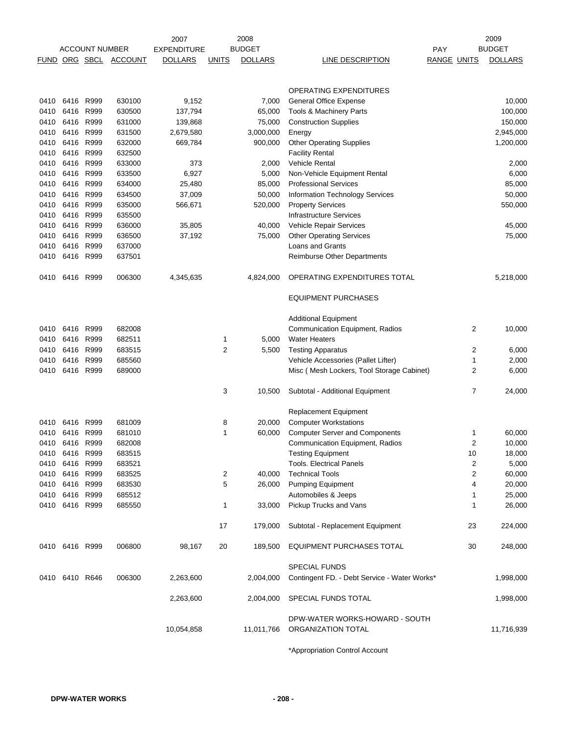| ACCOUNT NUMBER | | | | 2007 EXPENDITURE | 2008 BUDGET | | | PAY | | 2009 BUDGET |
|---|---|---|---|---|---|---|---|---|---|---|
| FUND | ORG | SBCL | ACCOUNT | DOLLARS | UNITS | DOLLARS | LINE DESCRIPTION | RANGE | UNITS | DOLLARS |
| | | | | | | | OPERATING EXPENDITURES | | | |
| 0410 | 6416 | R999 | 630100 | 9,152 | | 7,000 | General Office Expense | | | 10,000 |
| 0410 | 6416 | R999 | 630500 | 137,794 | | 65,000 | Tools & Machinery Parts | | | 100,000 |
| 0410 | 6416 | R999 | 631000 | 139,868 | | 75,000 | Construction Supplies | | | 150,000 |
| 0410 | 6416 | R999 | 631500 | 2,679,580 | | 3,000,000 | Energy | | | 2,945,000 |
| 0410 | 6416 | R999 | 632000 | 669,784 | | 900,000 | Other Operating Supplies | | | 1,200,000 |
| 0410 | 6416 | R999 | 632500 | | | | Facility Rental | | | |
| 0410 | 6416 | R999 | 633000 | 373 | | 2,000 | Vehicle Rental | | | 2,000 |
| 0410 | 6416 | R999 | 633500 | 6,927 | | 5,000 | Non-Vehicle Equipment Rental | | | 6,000 |
| 0410 | 6416 | R999 | 634000 | 25,480 | | 85,000 | Professional Services | | | 85,000 |
| 0410 | 6416 | R999 | 634500 | 37,009 | | 50,000 | Information Technology Services | | | 50,000 |
| 0410 | 6416 | R999 | 635000 | 566,671 | | 520,000 | Property Services | | | 550,000 |
| 0410 | 6416 | R999 | 635500 | | | | Infrastructure Services | | | |
| 0410 | 6416 | R999 | 636000 | 35,805 | | 40,000 | Vehicle Repair Services | | | 45,000 |
| 0410 | 6416 | R999 | 636500 | 37,192 | | 75,000 | Other Operating Services | | | 75,000 |
| 0410 | 6416 | R999 | 637000 | | | | Loans and Grants | | | |
| 0410 | 6416 | R999 | 637501 | | | | Reimburse Other Departments | | | |
| 0410 | 6416 | R999 | 006300 | 4,345,635 | | 4,824,000 | OPERATING EXPENDITURES TOTAL | | | 5,218,000 |
| | | | | | | | EQUIPMENT PURCHASES | | | |
| | | | | | | | Additional Equipment | | | |
| 0410 | 6416 | R999 | 682008 | | | | Communication Equipment, Radios | | 2 | 10,000 |
| 0410 | 6416 | R999 | 682511 | | 1 | 5,000 | Water Heaters | | | |
| 0410 | 6416 | R999 | 683515 | | 2 | 5,500 | Testing Apparatus | | 2 | 6,000 |
| 0410 | 6416 | R999 | 685560 | | | | Vehicle Accessories (Pallet Lifter) | | 1 | 2,000 |
| 0410 | 6416 | R999 | 689000 | | | | Misc ( Mesh Lockers, Tool Storage Cabinet) | | 2 | 6,000 |
| | | | | | 3 | 10,500 | Subtotal - Additional Equipment | | 7 | 24,000 |
| | | | | | | | Replacement Equipment | | | |
| 0410 | 6416 | R999 | 681009 | | 8 | 20,000 | Computer Workstations | | | |
| 0410 | 6416 | R999 | 681010 | | 1 | 60,000 | Computer Server and Components | | 1 | 60,000 |
| 0410 | 6416 | R999 | 682008 | | | | Communication Equipment, Radios | | 2 | 10,000 |
| 0410 | 6416 | R999 | 683515 | | | | Testing Equipment | | 10 | 18,000 |
| 0410 | 6416 | R999 | 683521 | | | | Tools. Electrical Panels | | 2 | 5,000 |
| 0410 | 6416 | R999 | 683525 | | 2 | 40,000 | Technical Tools | | 2 | 60,000 |
| 0410 | 6416 | R999 | 683530 | | 5 | 26,000 | Pumping Equipment | | 4 | 20,000 |
| 0410 | 6416 | R999 | 685512 | | | | Automobiles & Jeeps | | 1 | 25,000 |
| 0410 | 6416 | R999 | 685550 | | 1 | 33,000 | Pickup Trucks and Vans | | 1 | 26,000 |
| | | | | | 17 | 179,000 | Subtotal - Replacement Equipment | | 23 | 224,000 |
| 0410 | 6416 | R999 | 006800 | 98,167 | 20 | 189,500 | EQUIPMENT PURCHASES TOTAL | | 30 | 248,000 |
| | | | | | | | SPECIAL FUNDS | | | |
| 0410 | 6410 | R646 | 006300 | 2,263,600 | | 2,004,000 | Contingent FD. - Debt Service - Water Works* | | | 1,998,000 |
| | | | | 2,263,600 | | 2,004,000 | SPECIAL FUNDS TOTAL | | | 1,998,000 |
| | | | | 10,054,858 | | 11,011,766 | DPW-WATER WORKS-HOWARD - SOUTH ORGANIZATION TOTAL | | | 11,716,939 |

*Appropriation Control Account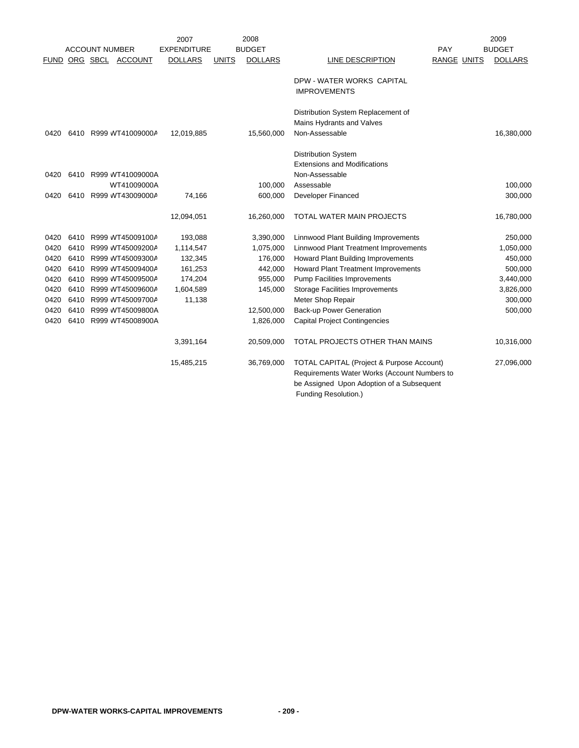| FUND | ORG | SBCL | ACCOUNT NUMBER ACCOUNT | 2007 EXPENDITURE DOLLARS | UNITS | 2008 BUDGET DOLLARS | LINE DESCRIPTION | PAY RANGE | UNITS | 2009 BUDGET DOLLARS |
|---|---|---|---|---|---|---|---|---|---|---|
| | | | | | | | DPW - WATER WORKS CAPITAL IMPROVEMENTS | | | |
| | | | | | | | Distribution System Replacement of Mains Hydrants and Valves | | | |
| 0420 | 6410 | R999 | WT41009000A | 12,019,885 | | 15,560,000 | Non-Assessable | | | 16,380,000 |
| | | | | | | | Distribution System Extensions and Modifications | | | |
| 0420 | 6410 | R999 | WT41009000A | | | | Non-Assessable | | | |
| | | | WT41009000A | | | 100,000 | Assessable | | | 100,000 |
| 0420 | 6410 | R999 | WT43009000A | 74,166 | | 600,000 | Developer Financed | | | 300,000 |
| | | | | 12,094,051 | | 16,260,000 | TOTAL WATER MAIN PROJECTS | | | 16,780,000 |
| 0420 | 6410 | R999 | WT45009100A | 193,088 | | 3,390,000 | Linnwood Plant Building Improvements | | | 250,000 |
| 0420 | 6410 | R999 | WT45009200A | 1,114,547 | | 1,075,000 | Linnwood Plant Treatment Improvements | | | 1,050,000 |
| 0420 | 6410 | R999 | WT45009300A | 132,345 | | 176,000 | Howard Plant Building Improvements | | | 450,000 |
| 0420 | 6410 | R999 | WT45009400A | 161,253 | | 442,000 | Howard Plant Treatment Improvements | | | 500,000 |
| 0420 | 6410 | R999 | WT45009500A | 174,204 | | 955,000 | Pump Facilities Improvements | | | 3,440,000 |
| 0420 | 6410 | R999 | WT45009600A | 1,604,589 | | 145,000 | Storage Facilities Improvements | | | 3,826,000 |
| 0420 | 6410 | R999 | WT45009700A | 11,138 | | | Meter Shop Repair | | | 300,000 |
| 0420 | 6410 | R999 | WT45009800A | | | 12,500,000 | Back-up Power Generation | | | 500,000 |
| 0420 | 6410 | R999 | WT45008900A | | | 1,826,000 | Capital Project Contingencies | | | |
| | | | | 3,391,164 | | 20,509,000 | TOTAL PROJECTS OTHER THAN MAINS | | | 10,316,000 |
| | | | | 15,485,215 | | 36,769,000 | TOTAL CAPITAL (Project & Purpose Account) Requirements Water Works (Account Numbers to be Assigned Upon Adoption of a Subsequent Funding Resolution.) | | | 27,096,000 |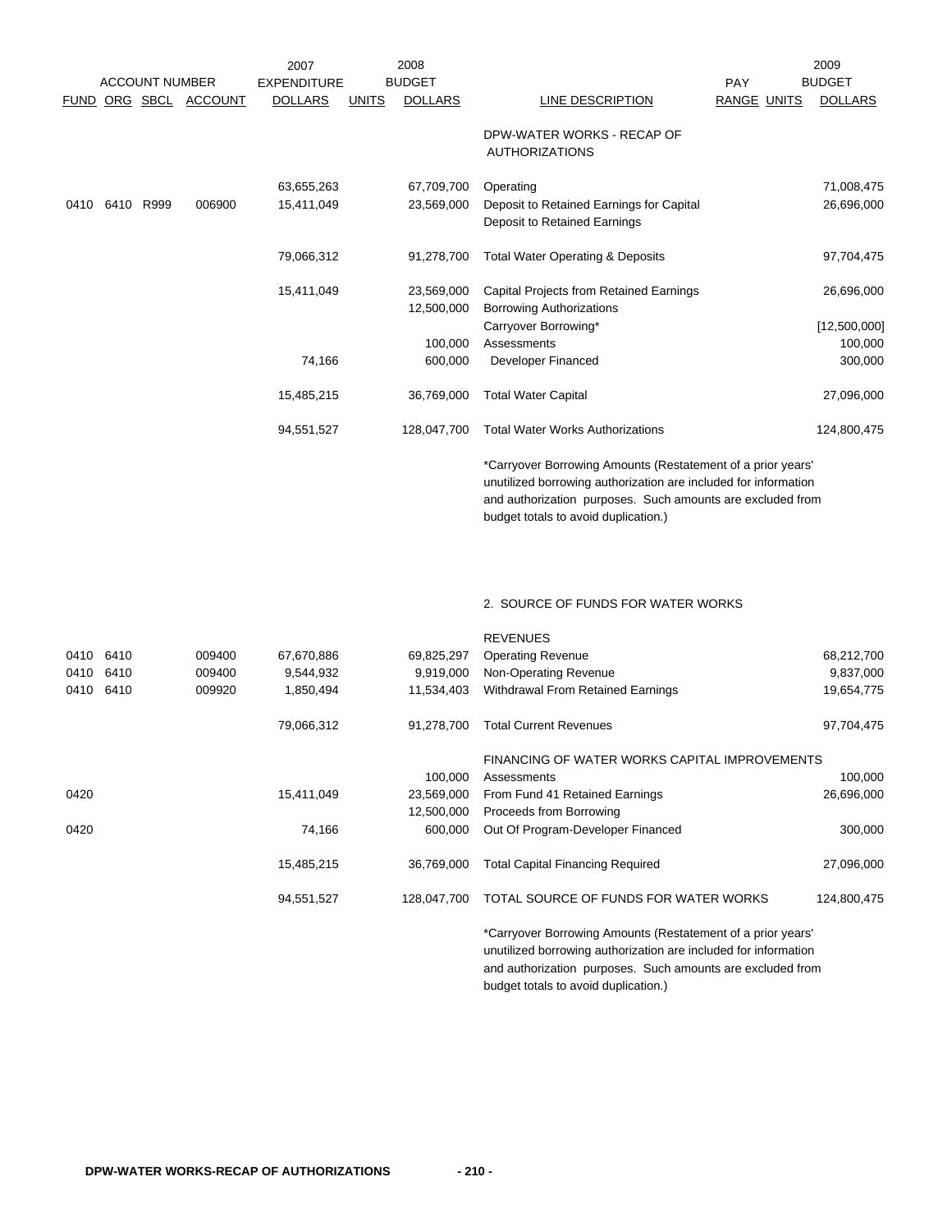| FUND | ORG | SBCL | ACCOUNT | 2007 EXPENDITURE DOLLARS | UNITS | 2008 BUDGET DOLLARS | LINE DESCRIPTION | PAY RANGE | UNITS | 2009 BUDGET DOLLARS |
|---|---|---|---|---|---|---|---|---|---|---|
| | | | | | | | DPW-WATER WORKS - RECAP OF AUTHORIZATIONS | | | |
| | | | | 63,655,263 | | 67,709,700 | Operating | | | 71,008,475 |
| 0410 | 6410 | R999 | 006900 | 15,411,049 | | 23,569,000 | Deposit to Retained Earnings for Capital | | | 26,696,000 |
| | | | | | | | Deposit to Retained Earnings | | | |
| | | | | 79,066,312 | | 91,278,700 | Total Water Operating & Deposits | | | 97,704,475 |
| | | | | 15,411,049 | | 23,569,000 | Capital Projects from Retained Earnings | | | 26,696,000 |
| | | | | | | 12,500,000 | Borrowing Authorizations | | | |
| | | | | | | | Carryover Borrowing* | | | [12,500,000] |
| | | | | | | 100,000 | Assessments | | | 100,000 |
| | | | | 74,166 | | 600,000 | Developer Financed | | | 300,000 |
| | | | | 15,485,215 | | 36,769,000 | Total Water Capital | | | 27,096,000 |
| | | | | 94,551,527 | | 128,047,700 | Total Water Works Authorizations | | | 124,800,475 |

*Carryover Borrowing Amounts (Restatement of a prior years' unutilized borrowing authorization are included for information and authorization purposes. Such amounts are excluded from budget totals to avoid duplication.)

## 2. SOURCE OF FUNDS FOR WATER WORKS

| FUND | ORG | SBCL | ACCOUNT | 2007 EXPENDITURE DOLLARS | UNITS | 2008 BUDGET DOLLARS | LINE DESCRIPTION | PAY RANGE | UNITS | 2009 BUDGET DOLLARS |
|---|---|---|---|---|---|---|---|---|---|---|
| | | | | | | | REVENUES | | | |
| 0410 | 6410 | | 009400 | 67,670,886 | | 69,825,297 | Operating Revenue | | | 68,212,700 |
| 0410 | 6410 | | 009400 | 9,544,932 | | 9,919,000 | Non-Operating Revenue | | | 9,837,000 |
| 0410 | 6410 | | 009920 | 1,850,494 | | 11,534,403 | Withdrawal From Retained Earnings | | | 19,654,775 |
| | | | | 79,066,312 | | 91,278,700 | Total Current Revenues | | | 97,704,475 |
| | | | | | | | FINANCING OF WATER WORKS CAPITAL IMPROVEMENTS | | | |
| | | | | | | 100,000 | Assessments | | | 100,000 |
| 0420 | | | | 15,411,049 | | 23,569,000 | From Fund 41 Retained Earnings | | | 26,696,000 |
| | | | | | | 12,500,000 | Proceeds from Borrowing | | | |
| 0420 | | | | 74,166 | | 600,000 | Out Of Program-Developer Financed | | | 300,000 |
| | | | | 15,485,215 | | 36,769,000 | Total Capital Financing Required | | | 27,096,000 |
| | | | | 94,551,527 | | 128,047,700 | TOTAL SOURCE OF FUNDS FOR WATER WORKS | | | 124,800,475 |

*Carryover Borrowing Amounts (Restatement of a prior years' unutilized borrowing authorization are included for information and authorization purposes. Such amounts are excluded from budget totals to avoid duplication.)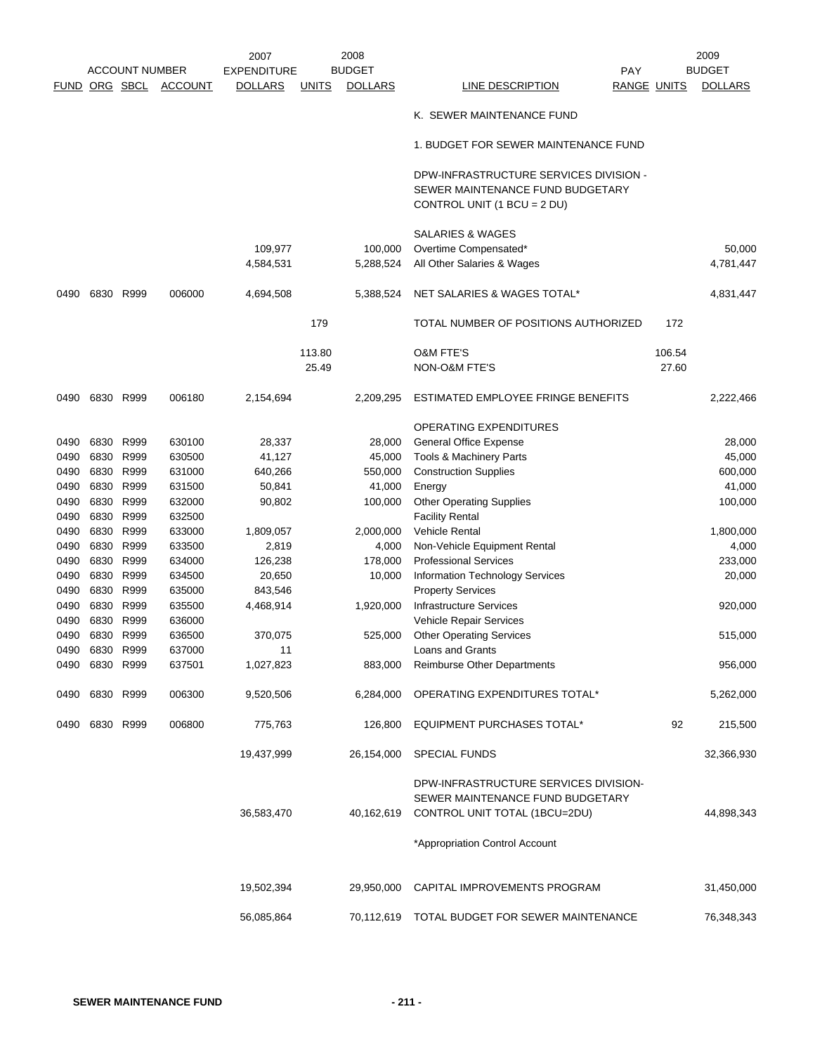| ACCOUNT NUMBER | | | | 2007 EXPENDITURE | 2008 BUDGET | | | PAY | | 2009 BUDGET |
|---|---|---|---|---|---|---|---|---|---|---|
| FUND | ORG | SBCL | ACCOUNT | DOLLARS | UNITS | DOLLARS | LINE DESCRIPTION | RANGE | UNITS | DOLLARS |
| | | | | | | | K. SEWER MAINTENANCE FUND | | | |
| | | | | | | | 1. BUDGET FOR SEWER MAINTENANCE FUND | | | |
| | | | | | | | DPW-INFRASTRUCTURE SERVICES DIVISION - SEWER MAINTENANCE FUND BUDGETARY CONTROL UNIT (1 BCU = 2 DU) | | | |
| | | | | | | | SALARIES & WAGES | | | |
| | | | | 109,977 | | 100,000 | Overtime Compensated* | | | 50,000 |
| | | | | 4,584,531 | | 5,288,524 | All Other Salaries & Wages | | | 4,781,447 |
| 0490 | 6830 | R999 | 006000 | 4,694,508 | | 5,388,524 | NET SALARIES & WAGES TOTAL* | | | 4,831,447 |
| | | | | | 179 | | TOTAL NUMBER OF POSITIONS AUTHORIZED | | 172 | |
| | | | | | 113.80 | | O&M FTE'S | | 106.54 | |
| | | | | | 25.49 | | NON-O&M FTE'S | | 27.60 | |
| 0490 | 6830 | R999 | 006180 | 2,154,694 | | 2,209,295 | ESTIMATED EMPLOYEE FRINGE BENEFITS | | | 2,222,466 |
| | | | | | | | OPERATING EXPENDITURES | | | |
| 0490 | 6830 | R999 | 630100 | 28,337 | | 28,000 | General Office Expense | | | 28,000 |
| 0490 | 6830 | R999 | 630500 | 41,127 | | 45,000 | Tools & Machinery Parts | | | 45,000 |
| 0490 | 6830 | R999 | 631000 | 640,266 | | 550,000 | Construction Supplies | | | 600,000 |
| 0490 | 6830 | R999 | 631500 | 50,841 | | 41,000 | Energy | | | 41,000 |
| 0490 | 6830 | R999 | 632000 | 90,802 | | 100,000 | Other Operating Supplies | | | 100,000 |
| 0490 | 6830 | R999 | 632500 | | | | Facility Rental | | | |
| 0490 | 6830 | R999 | 633000 | 1,809,057 | | 2,000,000 | Vehicle Rental | | | 1,800,000 |
| 0490 | 6830 | R999 | 633500 | 2,819 | | 4,000 | Non-Vehicle Equipment Rental | | | 4,000 |
| 0490 | 6830 | R999 | 634000 | 126,238 | | 178,000 | Professional Services | | | 233,000 |
| 0490 | 6830 | R999 | 634500 | 20,650 | | 10,000 | Information Technology Services | | | 20,000 |
| 0490 | 6830 | R999 | 635000 | 843,546 | | | Property Services | | | |
| 0490 | 6830 | R999 | 635500 | 4,468,914 | | 1,920,000 | Infrastructure Services | | | 920,000 |
| 0490 | 6830 | R999 | 636000 | | | | Vehicle Repair Services | | | |
| 0490 | 6830 | R999 | 636500 | 370,075 | | 525,000 | Other Operating Services | | | 515,000 |
| 0490 | 6830 | R999 | 637000 | 11 | | | Loans and Grants | | | |
| 0490 | 6830 | R999 | 637501 | 1,027,823 | | 883,000 | Reimburse Other Departments | | | 956,000 |
| 0490 | 6830 | R999 | 006300 | 9,520,506 | | 6,284,000 | OPERATING EXPENDITURES TOTAL* | | | 5,262,000 |
| 0490 | 6830 | R999 | 006800 | 775,763 | | 126,800 | EQUIPMENT PURCHASES TOTAL* | | 92 | 215,500 |
| | | | | 19,437,999 | | 26,154,000 | SPECIAL FUNDS | | | 32,366,930 |
| | | | | 36,583,470 | | 40,162,619 | DPW-INFRASTRUCTURE SERVICES DIVISION- SEWER MAINTENANCE FUND BUDGETARY CONTROL UNIT TOTAL (1BCU=2DU) | | | 44,898,343 |
| | | | | | | | *Appropriation Control Account | | | |
| | | | | 19,502,394 | | 29,950,000 | CAPITAL IMPROVEMENTS PROGRAM | | | 31,450,000 |
| | | | | 56,085,864 | | 70,112,619 | TOTAL BUDGET FOR SEWER MAINTENANCE | | | 76,348,343 |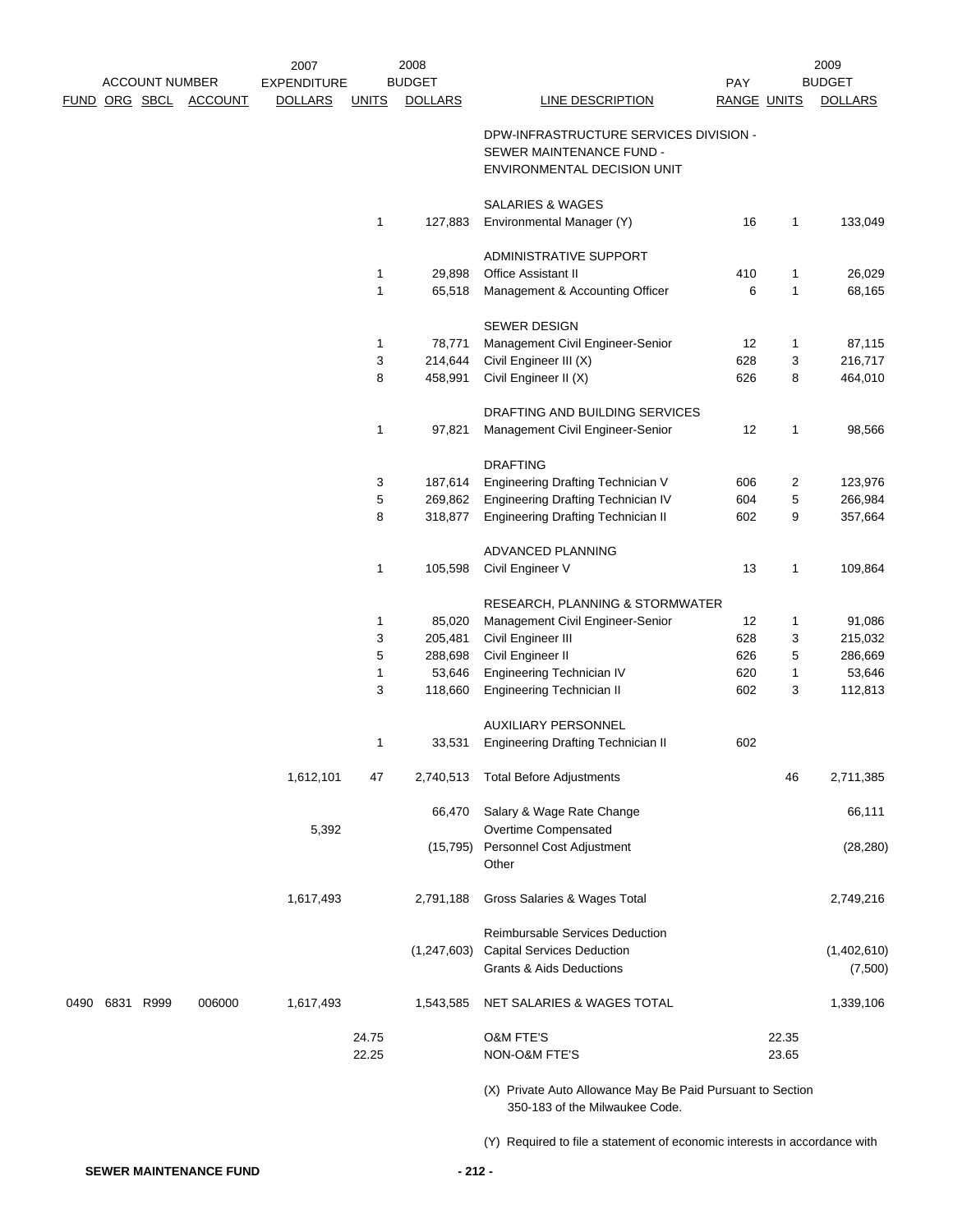| ACCOUNT NUMBER | | | | 2007 EXPENDITURE | 2008 BUDGET | | | PAY | 2009 BUDGET | |
|---|---|---|---|---|---|---|---|---|---|---|
| FUND | ORG | SBCL | ACCOUNT | DOLLARS | UNITS | DOLLARS | LINE DESCRIPTION | RANGE | UNITS | DOLLARS |
| | | | | | | | DPW-INFRASTRUCTURE SERVICES DIVISION - SEWER MAINTENANCE FUND - ENVIRONMENTAL DECISION UNIT | | | |
| | | | | | | | SALARIES & WAGES | | | |
| | | | | | 1 | 127,883 | Environmental Manager (Y) | 16 | 1 | 133,049 |
| | | | | | | | ADMINISTRATIVE SUPPORT | | | |
| | | | | | 1 | 29,898 | Office Assistant II | 410 | 1 | 26,029 |
| | | | | | 1 | 65,518 | Management & Accounting Officer | 6 | 1 | 68,165 |
| | | | | | | | SEWER DESIGN | | | |
| | | | | | 1 | 78,771 | Management Civil Engineer-Senior | 12 | 1 | 87,115 |
| | | | | | 3 | 214,644 | Civil Engineer III (X) | 628 | 3 | 216,717 |
| | | | | | 8 | 458,991 | Civil Engineer II (X) | 626 | 8 | 464,010 |
| | | | | | | | DRAFTING AND BUILDING SERVICES | | | |
| | | | | | 1 | 97,821 | Management Civil Engineer-Senior | 12 | 1 | 98,566 |
| | | | | | | | DRAFTING | | | |
| | | | | | 3 | 187,614 | Engineering Drafting Technician V | 606 | 2 | 123,976 |
| | | | | | 5 | 269,862 | Engineering Drafting Technician IV | 604 | 5 | 266,984 |
| | | | | | 8 | 318,877 | Engineering Drafting Technician II | 602 | 9 | 357,664 |
| | | | | | | | ADVANCED PLANNING | | | |
| | | | | | 1 | 105,598 | Civil Engineer V | 13 | 1 | 109,864 |
| | | | | | | | RESEARCH, PLANNING & STORMWATER | | | |
| | | | | | 1 | 85,020 | Management Civil Engineer-Senior | 12 | 1 | 91,086 |
| | | | | | 3 | 205,481 | Civil Engineer III | 628 | 3 | 215,032 |
| | | | | | 5 | 288,698 | Civil Engineer II | 626 | 5 | 286,669 |
| | | | | | 1 | 53,646 | Engineering Technician IV | 620 | 1 | 53,646 |
| | | | | | 3 | 118,660 | Engineering Technician II | 602 | 3 | 112,813 |
| | | | | | | | AUXILIARY PERSONNEL | | | |
| | | | | | 1 | 33,531 | Engineering Drafting Technician II | 602 | | |
| | | | | 1,612,101 | 47 | 2,740,513 | Total Before Adjustments | | 46 | 2,711,385 |
| | | | | | | 66,470 | Salary & Wage Rate Change | | | 66,111 |
| | | | | 5,392 | | | Overtime Compensated | | | |
| | | | | | | (15,795) | Personnel Cost Adjustment | | | (28,280) |
| | | | | | | | Other | | | |
| | | | | 1,617,493 | | 2,791,188 | Gross Salaries & Wages Total | | | 2,749,216 |
| | | | | | | | Reimbursable Services Deduction | | | |
| | | | | | | (1,247,603) | Capital Services Deduction | | | (1,402,610) |
| | | | | | | | Grants & Aids Deductions | | | (7,500) |
| 0490 | 6831 | R999 | 006000 | 1,617,493 | | 1,543,585 | NET SALARIES & WAGES TOTAL | | | 1,339,106 |
| | | | | | 24.75 | | O&M FTE'S | | 22.35 | |
| | | | | | 22.25 | | NON-O&M FTE'S | | 23.65 | |

(X) Private Auto Allowance May Be Paid Pursuant to Section 350-183 of the Milwaukee Code.

(Y) Required to file a statement of economic interests in accordance with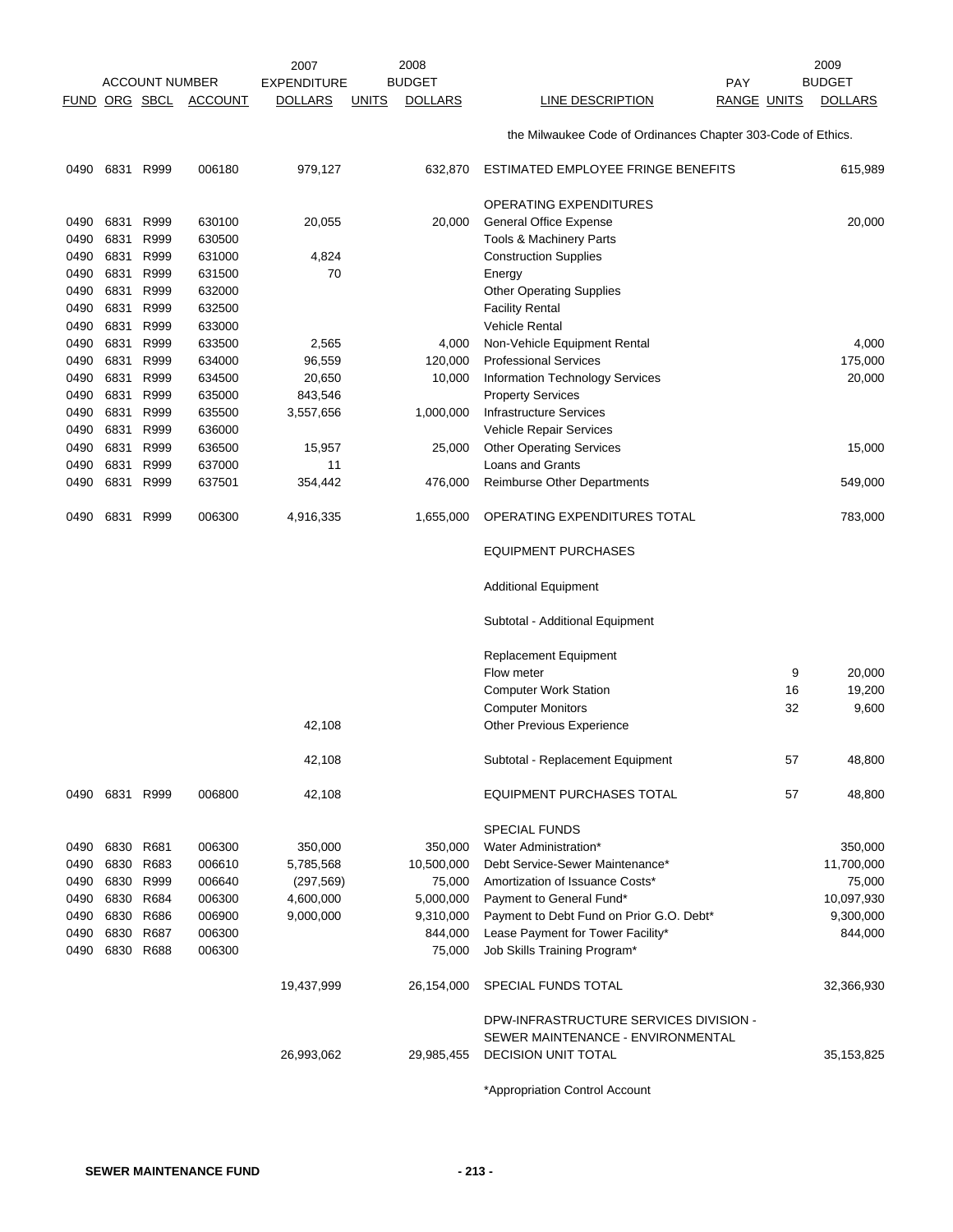| ACCOUNT NUMBER | | | | 2007 EXPENDITURE | | 2008 BUDGET | | PAY | | 2009 BUDGET |
|---|---|---|---|---|---|---|---|---|---|---|
| FUND | ORG | SBCL | ACCOUNT | DOLLARS | UNITS | DOLLARS | LINE DESCRIPTION | RANGE | UNITS | DOLLARS |
| | | | | | | | the Milwaukee Code of Ordinances Chapter 303-Code of Ethics. | | | |
| 0490 | 6831 | R999 | 006180 | 979,127 | | 632,870 | ESTIMATED EMPLOYEE FRINGE BENEFITS | | | 615,989 |
| | | | | | | | OPERATING EXPENDITURES | | | |
| 0490 | 6831 | R999 | 630100 | 20,055 | | 20,000 | General Office Expense | | | 20,000 |
| 0490 | 6831 | R999 | 630500 | | | | Tools & Machinery Parts | | | |
| 0490 | 6831 | R999 | 631000 | 4,824 | | | Construction Supplies | | | |
| 0490 | 6831 | R999 | 631500 | 70 | | | Energy | | | |
| 0490 | 6831 | R999 | 632000 | | | | Other Operating Supplies | | | |
| 0490 | 6831 | R999 | 632500 | | | | Facility Rental | | | |
| 0490 | 6831 | R999 | 633000 | | | | Vehicle Rental | | | |
| 0490 | 6831 | R999 | 633500 | 2,565 | | 4,000 | Non-Vehicle Equipment Rental | | | 4,000 |
| 0490 | 6831 | R999 | 634000 | 96,559 | | 120,000 | Professional Services | | | 175,000 |
| 0490 | 6831 | R999 | 634500 | 20,650 | | 10,000 | Information Technology Services | | | 20,000 |
| 0490 | 6831 | R999 | 635000 | 843,546 | | | Property Services | | | |
| 0490 | 6831 | R999 | 635500 | 3,557,656 | | 1,000,000 | Infrastructure Services | | | |
| 0490 | 6831 | R999 | 636000 | | | | Vehicle Repair Services | | | |
| 0490 | 6831 | R999 | 636500 | 15,957 | | 25,000 | Other Operating Services | | | 15,000 |
| 0490 | 6831 | R999 | 637000 | 11 | | | Loans and Grants | | | |
| 0490 | 6831 | R999 | 637501 | 354,442 | | 476,000 | Reimburse Other Departments | | | 549,000 |
| 0490 | 6831 | R999 | 006300 | 4,916,335 | | 1,655,000 | OPERATING EXPENDITURES TOTAL | | | 783,000 |
| | | | | | | | EQUIPMENT PURCHASES | | | |
| | | | | | | | Additional Equipment | | | |
| | | | | | | | Subtotal - Additional Equipment | | | |
| | | | | | | | Replacement Equipment | | | |
| | | | | | | | Flow meter | | 9 | 20,000 |
| | | | | | | | Computer Work Station | | 16 | 19,200 |
| | | | | | | | Computer Monitors | | 32 | 9,600 |
| | | | | 42,108 | | | Other Previous Experience | | | |
| | | | | 42,108 | | | Subtotal - Replacement Equipment | | 57 | 48,800 |
| 0490 | 6831 | R999 | 006800 | 42,108 | | | EQUIPMENT PURCHASES TOTAL | | 57 | 48,800 |
| | | | | | | | SPECIAL FUNDS | | | |
| 0490 | 6830 | R681 | 006300 | 350,000 | | 350,000 | Water Administration* | | | 350,000 |
| 0490 | 6830 | R683 | 006610 | 5,785,568 | | 10,500,000 | Debt Service-Sewer Maintenance* | | | 11,700,000 |
| 0490 | 6830 | R999 | 006640 | (297,569) | | 75,000 | Amortization of Issuance Costs* | | | 75,000 |
| 0490 | 6830 | R684 | 006300 | 4,600,000 | | 5,000,000 | Payment to General Fund* | | | 10,097,930 |
| 0490 | 6830 | R686 | 006900 | 9,000,000 | | 9,310,000 | Payment to Debt Fund on Prior G.O. Debt* | | | 9,300,000 |
| 0490 | 6830 | R687 | 006300 | | | 844,000 | Lease Payment for Tower Facility* | | | 844,000 |
| 0490 | 6830 | R688 | 006300 | | | 75,000 | Job Skills Training Program* | | | |
| | | | | 19,437,999 | | 26,154,000 | SPECIAL FUNDS TOTAL | | | 32,366,930 |
| | | | | 26,993,062 | | 29,985,455 | DPW-INFRASTRUCTURE SERVICES DIVISION - SEWER MAINTENANCE - ENVIRONMENTAL DECISION UNIT TOTAL | | | 35,153,825 |

*Appropriation Control Account

**SEWER MAINTENANCE FUND**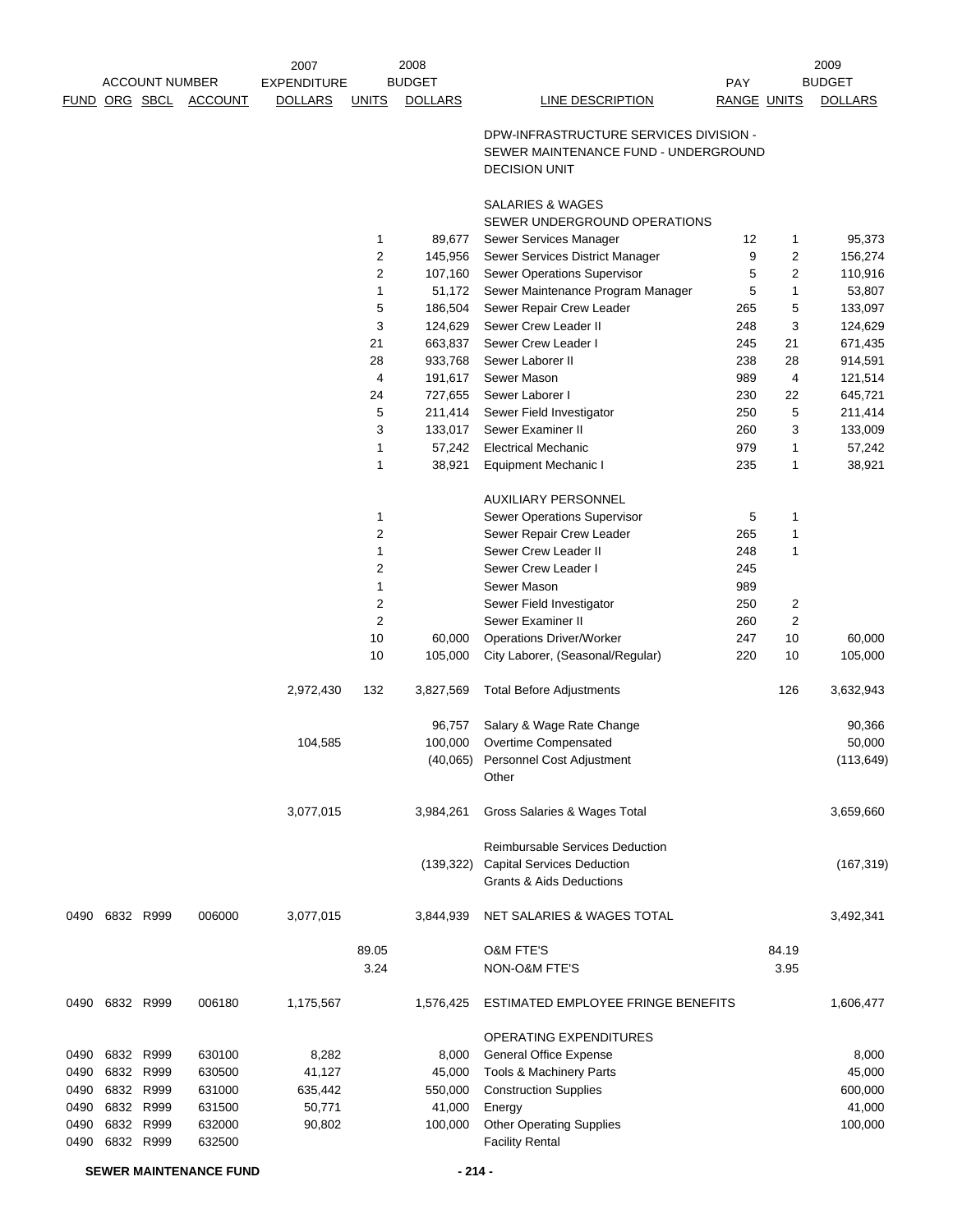| FUND | ORG | SBCL | ACCOUNT | 2007 EXPENDITURE DOLLARS | 2008 UNITS | 2008 BUDGET DOLLARS | LINE DESCRIPTION | PAY RANGE | 2009 UNITS | 2009 BUDGET DOLLARS |
|---|---|---|---|---|---|---|---|---|---|---|
| | | | | | | | DPW-INFRASTRUCTURE SERVICES DIVISION - SEWER MAINTENANCE FUND - UNDERGROUND DECISION UNIT | | | |
| | | | | | | | SALARIES & WAGES | | | |
| | | | | | | | SEWER UNDERGROUND OPERATIONS | | | |
| | | | | | 1 | 89,677 | Sewer Services Manager | 12 | 1 | 95,373 |
| | | | | | 2 | 145,956 | Sewer Services District Manager | 9 | 2 | 156,274 |
| | | | | | 2 | 107,160 | Sewer Operations Supervisor | 5 | 2 | 110,916 |
| | | | | | 1 | 51,172 | Sewer Maintenance Program Manager | 5 | 1 | 53,807 |
| | | | | | 5 | 186,504 | Sewer Repair Crew Leader | 265 | 5 | 133,097 |
| | | | | | 3 | 124,629 | Sewer Crew Leader II | 248 | 3 | 124,629 |
| | | | | | 21 | 663,837 | Sewer Crew Leader I | 245 | 21 | 671,435 |
| | | | | | 28 | 933,768 | Sewer Laborer II | 238 | 28 | 914,591 |
| | | | | | 4 | 191,617 | Sewer Mason | 989 | 4 | 121,514 |
| | | | | | 24 | 727,655 | Sewer Laborer I | 230 | 22 | 645,721 |
| | | | | | 5 | 211,414 | Sewer Field Investigator | 250 | 5 | 211,414 |
| | | | | | 3 | 133,017 | Sewer Examiner II | 260 | 3 | 133,009 |
| | | | | | 1 | 57,242 | Electrical Mechanic | 979 | 1 | 57,242 |
| | | | | | 1 | 38,921 | Equipment Mechanic I | 235 | 1 | 38,921 |
| | | | | | | | AUXILIARY PERSONNEL | | | |
| | | | | | 1 | | Sewer Operations Supervisor | 5 | 1 | |
| | | | | | 2 | | Sewer Repair Crew Leader | 265 | 1 | |
| | | | | | 1 | | Sewer Crew Leader II | 248 | 1 | |
| | | | | | 2 | | Sewer Crew Leader I | 245 | | |
| | | | | | 1 | | Sewer Mason | 989 | | |
| | | | | | 2 | | Sewer Field Investigator | 250 | 2 | |
| | | | | | 2 | | Sewer Examiner II | 260 | 2 | |
| | | | | | 10 | 60,000 | Operations Driver/Worker | 247 | 10 | 60,000 |
| | | | | | 10 | 105,000 | City Laborer, (Seasonal/Regular) | 220 | 10 | 105,000 |
| | | | | 2,972,430 | 132 | 3,827,569 | Total Before Adjustments | | 126 | 3,632,943 |
| | | | | | | 96,757 | Salary & Wage Rate Change | | | 90,366 |
| | | | | 104,585 | | 100,000 | Overtime Compensated | | | 50,000 |
| | | | | | | (40,065) | Personnel Cost Adjustment | | | (113,649) |
| | | | | | | | Other | | | |
| | | | | 3,077,015 | | 3,984,261 | Gross Salaries & Wages Total | | | 3,659,660 |
| | | | | | | | Reimbursable Services Deduction | | | |
| | | | | | | (139,322) | Capital Services Deduction | | | (167,319) |
| | | | | | | | Grants & Aids Deductions | | | |
| 0490 | 6832 | R999 | 006000 | 3,077,015 | | 3,844,939 | NET SALARIES & WAGES TOTAL | | | 3,492,341 |
| | | | | | 89.05 | | O&M FTE'S | | 84.19 | |
| | | | | | 3.24 | | NON-O&M FTE'S | | 3.95 | |
| 0490 | 6832 | R999 | 006180 | 1,175,567 | | 1,576,425 | ESTIMATED EMPLOYEE FRINGE BENEFITS | | | 1,606,477 |
| | | | | | | | OPERATING EXPENDITURES | | | |
| 0490 | 6832 | R999 | 630100 | 8,282 | | 8,000 | General Office Expense | | | 8,000 |
| 0490 | 6832 | R999 | 630500 | 41,127 | | 45,000 | Tools & Machinery Parts | | | 45,000 |
| 0490 | 6832 | R999 | 631000 | 635,442 | | 550,000 | Construction Supplies | | | 600,000 |
| 0490 | 6832 | R999 | 631500 | 50,771 | | 41,000 | Energy | | | 41,000 |
| 0490 | 6832 | R999 | 632000 | 90,802 | | 100,000 | Other Operating Supplies | | | 100,000 |
| 0490 | 6832 | R999 | 632500 | | | | Facility Rental | | | |

SEWER MAINTENANCE FUND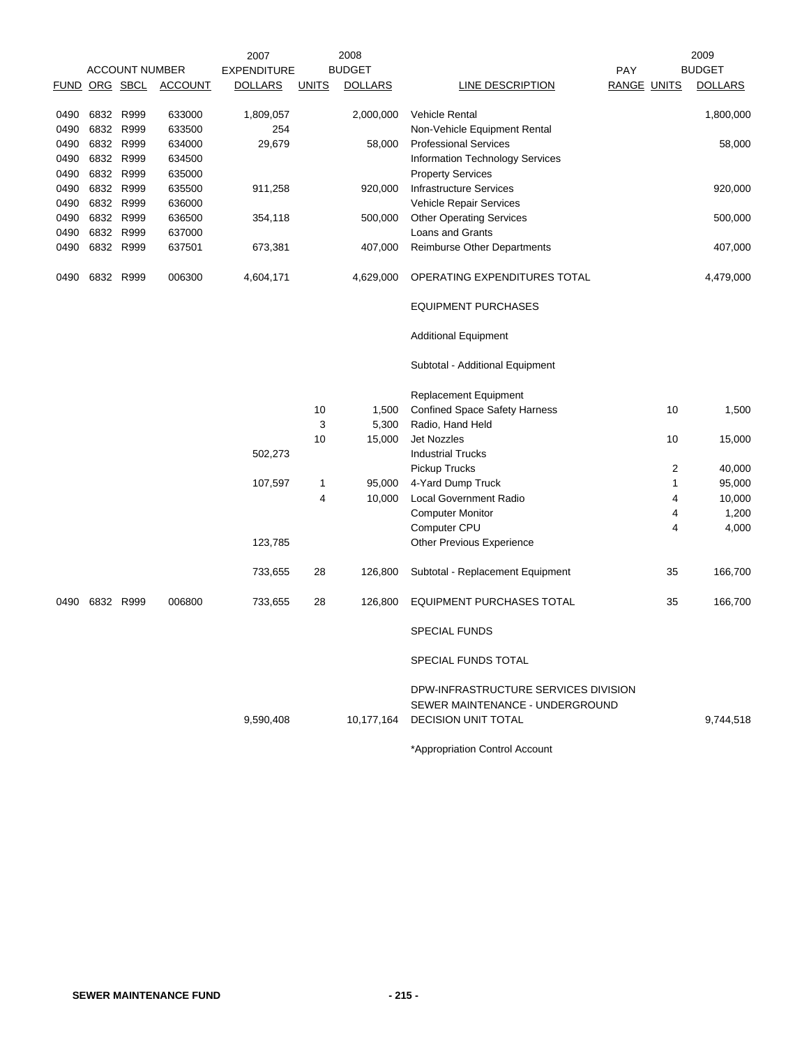| ACCOUNT NUMBER | | | | 2007 EXPENDITURE | 2008 BUDGET | | | PAY | 2009 BUDGET | |
|---|---|---|---|---|---|---|---|---|---|---|
| FUND | ORG | SBCL | ACCOUNT | DOLLARS | UNITS | DOLLARS | LINE DESCRIPTION | RANGE | UNITS | DOLLARS |
| 0490 | 6832 | R999 | 633000 | 1,809,057 | | 2,000,000 | Vehicle Rental | | | 1,800,000 |
| 0490 | 6832 | R999 | 633500 | 254 | | | Non-Vehicle Equipment Rental | | | |
| 0490 | 6832 | R999 | 634000 | 29,679 | | 58,000 | Professional Services | | | 58,000 |
| 0490 | 6832 | R999 | 634500 | | | | Information Technology Services | | | |
| 0490 | 6832 | R999 | 635000 | | | | Property Services | | | |
| 0490 | 6832 | R999 | 635500 | 911,258 | | 920,000 | Infrastructure Services | | | 920,000 |
| 0490 | 6832 | R999 | 636000 | | | | Vehicle Repair Services | | | |
| 0490 | 6832 | R999 | 636500 | 354,118 | | 500,000 | Other Operating Services | | | 500,000 |
| 0490 | 6832 | R999 | 637000 | | | | Loans and Grants | | | |
| 0490 | 6832 | R999 | 637501 | 673,381 | | 407,000 | Reimburse Other Departments | | | 407,000 |
| 0490 | 6832 | R999 | 006300 | 4,604,171 | | 4,629,000 | OPERATING EXPENDITURES TOTAL | | | 4,479,000 |
| | | | | | | | EQUIPMENT PURCHASES | | | |
| | | | | | | | Additional Equipment | | | |
| | | | | | | | Subtotal - Additional Equipment | | | |
| | | | | | | | Replacement Equipment | | | |
| | | | | | 10 | 1,500 | Confined Space Safety Harness | | 10 | 1,500 |
| | | | | | 3 | 5,300 | Radio, Hand Held | | | |
| | | | | | 10 | 15,000 | Jet Nozzles | | 10 | 15,000 |
| | | | | 502,273 | | | Industrial Trucks | | | |
| | | | | | | | Pickup Trucks | | 2 | 40,000 |
| | | | | 107,597 | 1 | 95,000 | 4-Yard Dump Truck | | 1 | 95,000 |
| | | | | | 4 | 10,000 | Local Government Radio | | 4 | 10,000 |
| | | | | | | | Computer Monitor | | 4 | 1,200 |
| | | | | | | | Computer CPU | | 4 | 4,000 |
| | | | | 123,785 | | | Other Previous Experience | | | |
| | | | | 733,655 | 28 | 126,800 | Subtotal - Replacement Equipment | | 35 | 166,700 |
| 0490 | 6832 | R999 | 006800 | 733,655 | 28 | 126,800 | EQUIPMENT PURCHASES TOTAL | | 35 | 166,700 |
| | | | | | | | SPECIAL FUNDS | | | |
| | | | | | | | SPECIAL FUNDS TOTAL | | | |
| | | | | 9,590,408 | | 10,177,164 | DPW-INFRASTRUCTURE SERVICES DIVISION SEWER MAINTENANCE - UNDERGROUND DECISION UNIT TOTAL | | | 9,744,518 |

*Appropriation Control Account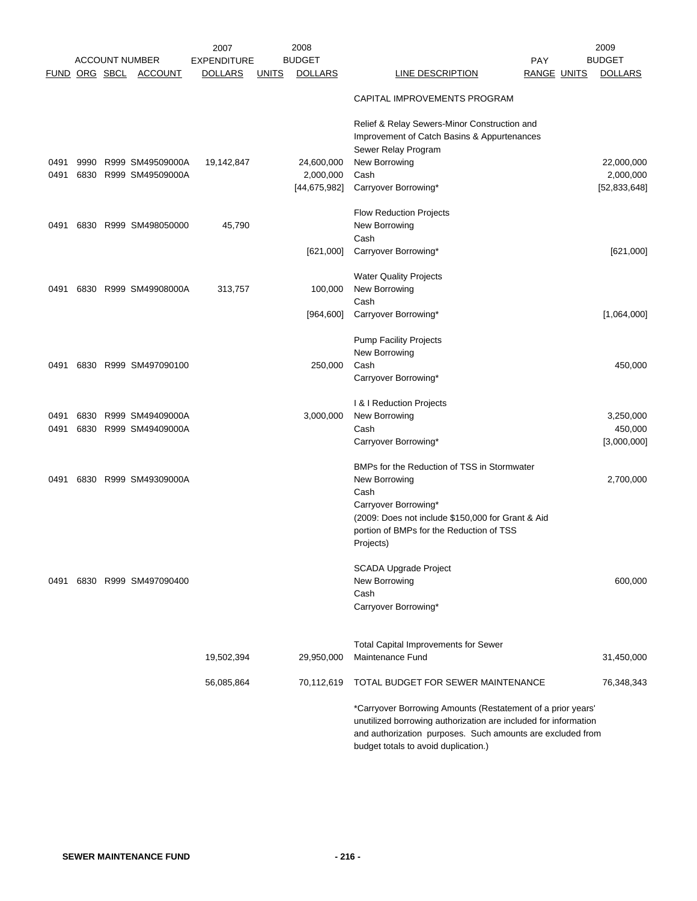| FUND | ORG | SBCL | ACCOUNT | 2007 EXPENDITURE DOLLARS | UNITS | 2008 BUDGET DOLLARS | LINE DESCRIPTION | PAY RANGE | UNITS | 2009 BUDGET DOLLARS |
|---|---|---|---|---|---|---|---|---|---|---|
| | | | | | | | CAPITAL IMPROVEMENTS PROGRAM | | | |
| | | | | | | | Relief & Relay Sewers-Minor Construction and Improvement of Catch Basins & Appurtenances | | | |
| | | | | | | | Sewer Relay Program | | | |
| 0491 | 9990 | R999 | SM49509000A | 19,142,847 | | 24,600,000 | New Borrowing | | | 22,000,000 |
| 0491 | 6830 | R999 | SM49509000A | | | 2,000,000 | Cash | | | 2,000,000 |
| | | | | | | [44,675,982] | Carryover Borrowing* | | | [52,833,648] |
| | | | | | | | Flow Reduction Projects | | | |
| 0491 | 6830 | R999 | SM498050000 | 45,790 | | | New Borrowing | | | |
| | | | | | | | Cash | | | |
| | | | | | | [621,000] | Carryover Borrowing* | | | [621,000] |
| | | | | | | | Water Quality Projects | | | |
| 0491 | 6830 | R999 | SM49908000A | 313,757 | | 100,000 | New Borrowing | | | |
| | | | | | | | Cash | | | |
| | | | | | | [964,600] | Carryover Borrowing* | | | [1,064,000] |
| | | | | | | | Pump Facility Projects | | | |
| | | | | | | | New Borrowing | | | |
| 0491 | 6830 | R999 | SM497090100 | | | 250,000 | Cash | | | 450,000 |
| | | | | | | | Carryover Borrowing* | | | |
| | | | | | | | I & I Reduction Projects | | | |
| 0491 | 6830 | R999 | SM49409000A | | | 3,000,000 | New Borrowing | | | 3,250,000 |
| 0491 | 6830 | R999 | SM49409000A | | | | Cash | | | 450,000 |
| | | | | | | | Carryover Borrowing* | | | [3,000,000] |
| | | | | | | | BMPs for the Reduction of TSS in Stormwater | | | |
| 0491 | 6830 | R999 | SM49309000A | | | | New Borrowing | | | 2,700,000 |
| | | | | | | | Cash | | | |
| | | | | | | | Carryover Borrowing* | | | |
| | | | | | | | (2009: Does not include $150,000 for Grant & Aid portion of BMPs for the Reduction of TSS Projects) | | | |
| | | | | | | | SCADA Upgrade Project | | | |
| 0491 | 6830 | R999 | SM497090400 | | | | New Borrowing | | | 600,000 |
| | | | | | | | Cash | | | |
| | | | | | | | Carryover Borrowing* | | | |
| | | | | 19,502,394 | | 29,950,000 | Total Capital Improvements for Sewer Maintenance Fund | | | 31,450,000 |
| | | | | 56,085,864 | | 70,112,619 | TOTAL BUDGET FOR SEWER MAINTENANCE | | | 76,348,343 |

*Carryover Borrowing Amounts (Restatement of a prior years' unutilized borrowing authorization are included for information and authorization purposes. Such amounts are excluded from budget totals to avoid duplication.)

SEWER MAINTENANCE FUND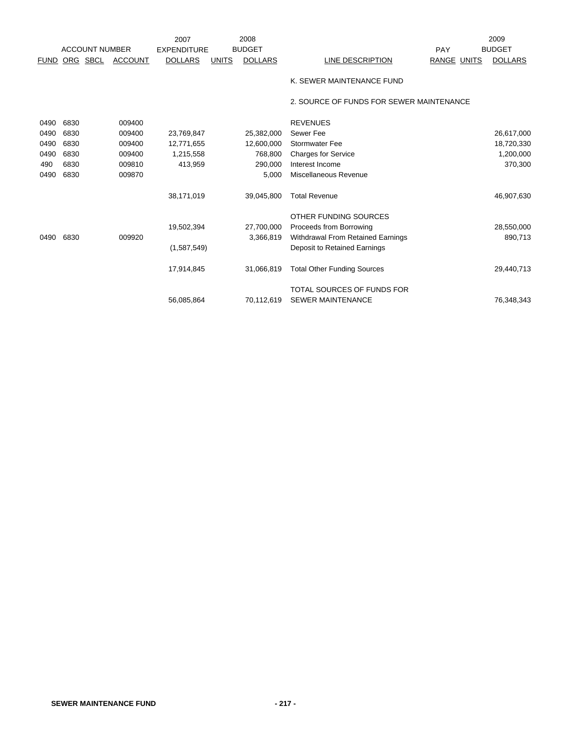| ACCOUNT NUMBER | | | | 2007 EXPENDITURE | | 2008 BUDGET | | PAY | | 2009 BUDGET |
|---|---|---|---|---|---|---|---|---|---|---|
| FUND | ORG | SBCL | ACCOUNT | DOLLARS | UNITS | DOLLARS | LINE DESCRIPTION | RANGE | UNITS | DOLLARS |
| | | | | | | | K. SEWER MAINTENANCE FUND | | | |
| | | | | | | | 2. SOURCE OF FUNDS FOR SEWER MAINTENANCE | | | |
| 0490 | 6830 | | 009400 | | | | REVENUES | | | |
| 0490 | 6830 | | 009400 | 23,769,847 | | 25,382,000 | Sewer Fee | | | 26,617,000 |
| 0490 | 6830 | | 009400 | 12,771,655 | | 12,600,000 | Stormwater Fee | | | 18,720,330 |
| 0490 | 6830 | | 009400 | 1,215,558 | | 768,800 | Charges for Service | | | 1,200,000 |
| 490 | 6830 | | 009810 | 413,959 | | 290,000 | Interest Income | | | 370,300 |
| 0490 | 6830 | | 009870 | | | 5,000 | Miscellaneous Revenue | | | |
| | | | | 38,171,019 | | 39,045,800 | Total Revenue | | | 46,907,630 |
| | | | | | | | OTHER FUNDING SOURCES | | | |
| | | | | 19,502,394 | | 27,700,000 | Proceeds from Borrowing | | | 28,550,000 |
| 0490 | 6830 | | 009920 | | | 3,366,819 | Withdrawal From Retained Earnings | | | 890,713 |
| | | | | (1,587,549) | | | Deposit to Retained Earnings | | | |
| | | | | 17,914,845 | | 31,066,819 | Total Other Funding Sources | | | 29,440,713 |
| | | | | 56,085,864 | | 70,112,619 | TOTAL SOURCES OF FUNDS FOR SEWER MAINTENANCE | | | 76,348,343 |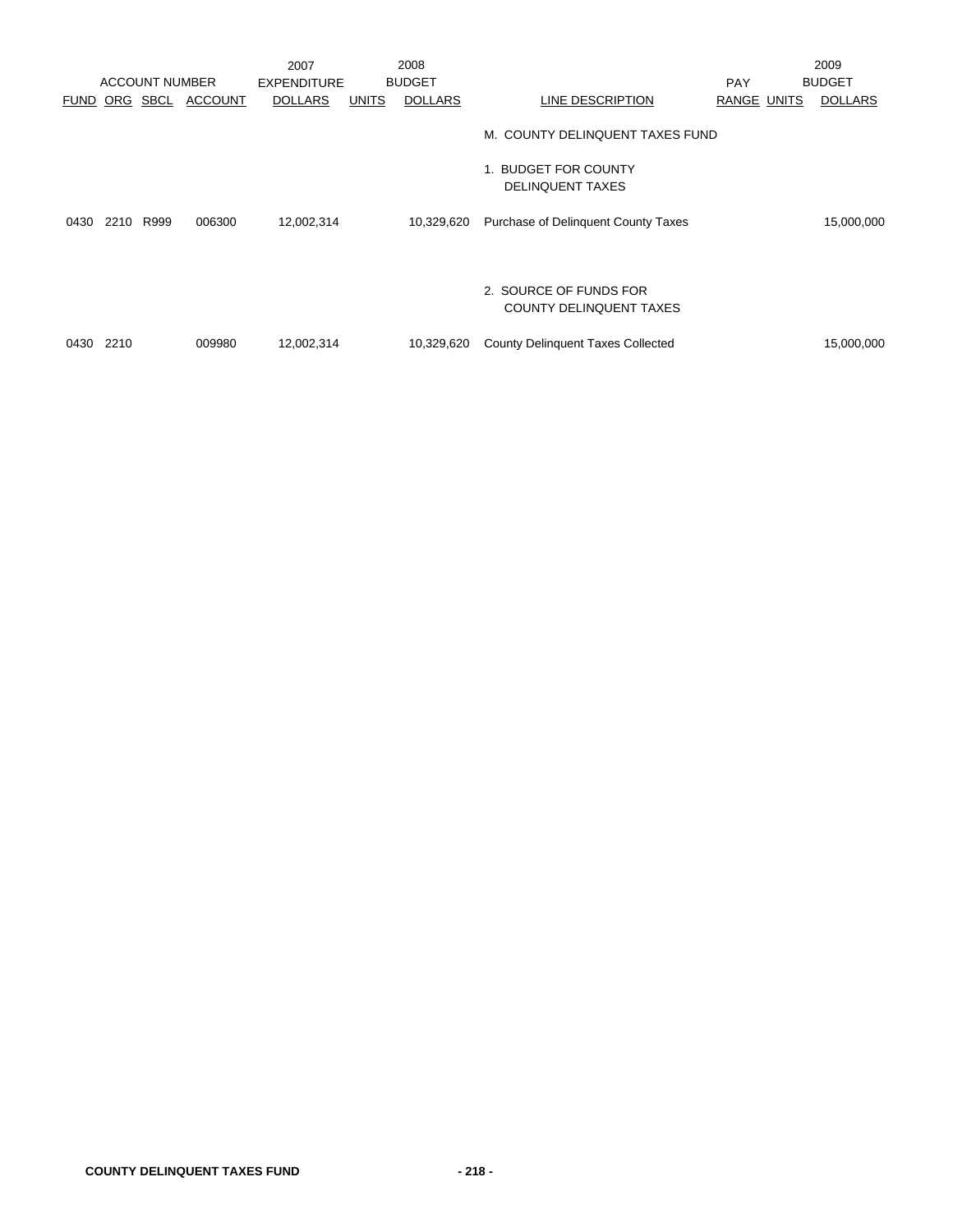| ACCOUNT NUMBER | | | | 2007 EXPENDITURE | | 2008 BUDGET | | PAY | | 2009 BUDGET |
|---|---|---|---|---|---|---|---|---|---|---|
| FUND | ORG | SBCL | ACCOUNT | DOLLARS | UNITS | DOLLARS | LINE DESCRIPTION | RANGE | UNITS | DOLLARS |
| | | | | | | | M. COUNTY DELINQUENT TAXES FUND | | | |
| | | | | | | | 1. BUDGET FOR COUNTY DELINQUENT TAXES | | | |
| 0430 | 2210 | R999 | 006300 | 12,002,314 | | 10,329,620 | Purchase of Delinquent County Taxes | | | 15,000,000 |
| | | | | | | | 2. SOURCE OF FUNDS FOR COUNTY DELINQUENT TAXES | | | |
| 0430 | 2210 | | 009980 | 12,002,314 | | 10,329,620 | County Delinquent Taxes Collected | | | 15,000,000 |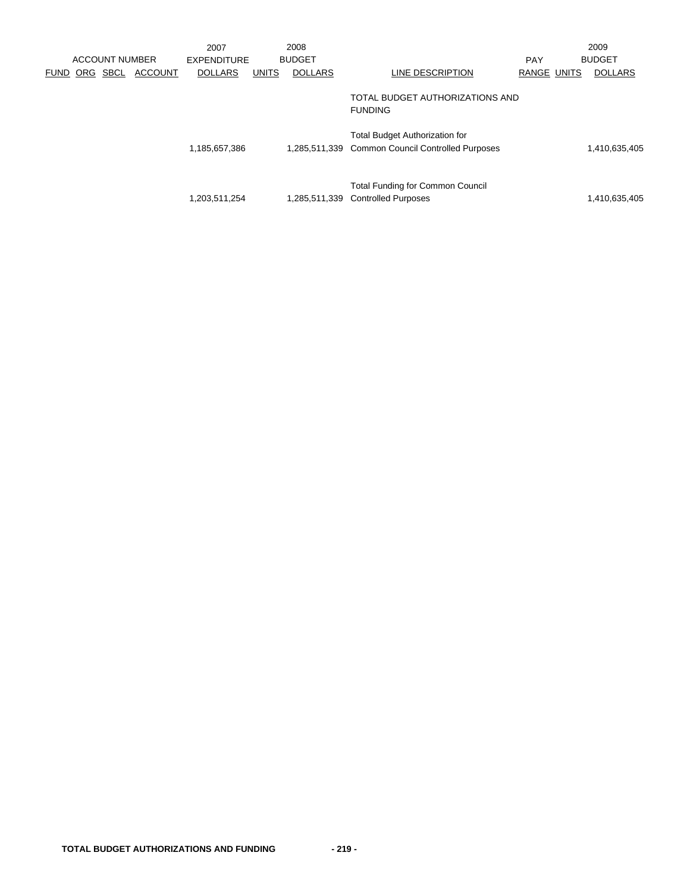| ACCOUNT NUMBER | | | | 2007 EXPENDITURE | | 2008 BUDGET | | PAY | | 2009 BUDGET |
|---|---|---|---|---|---|---|---|---|---|---|
| FUND | ORG | SBCL | ACCOUNT | DOLLARS | UNITS | DOLLARS | LINE DESCRIPTION | RANGE | UNITS | DOLLARS |
| | | | | | | | TOTAL BUDGET AUTHORIZATIONS AND FUNDING | | | |
| | | | | 1,185,657,386 | | 1,285,511,339 | Total Budget Authorization for Common Council Controlled Purposes | | | 1,410,635,405 |
| | | | | 1,203,511,254 | | 1,285,511,339 | Total Funding for Common Council Controlled Purposes | | | 1,410,635,405 |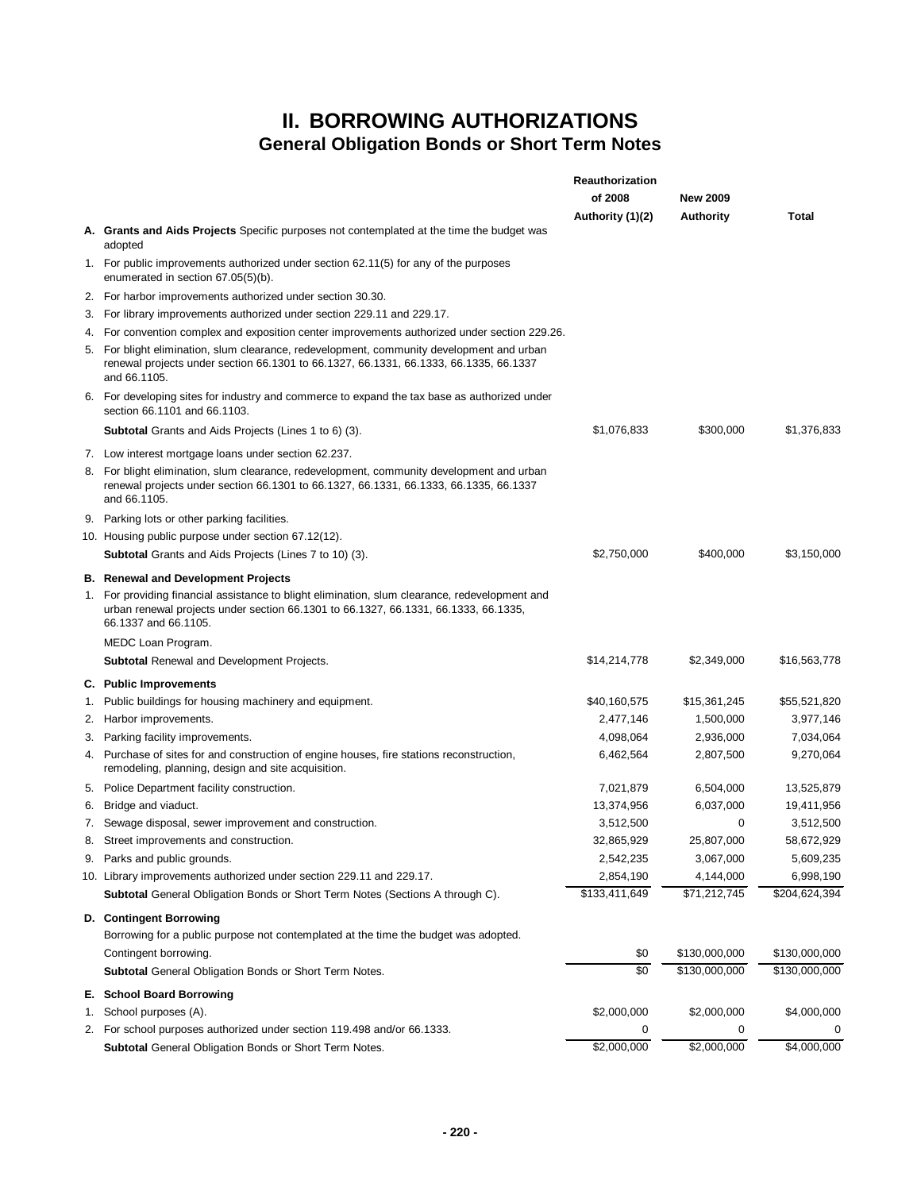# II. BORROWING AUTHORIZATIONS

## General Obligation Bonds or Short Term Notes

| | Reauthorization of 2008 Authority (1)(2) | New 2009 Authority | Total |
|---|---|---|---|
| **A. Grants and Aids Projects** Specific purposes not contemplated at the time the budget was adopted | | | |
| 1. For public improvements authorized under section 62.11(5) for any of the purposes enumerated in section 67.05(5)(b). | | | |
| 2. For harbor improvements authorized under section 30.30. | | | |
| 3. For library improvements authorized under section 229.11 and 229.17. | | | |
| 4. For convention complex and exposition center improvements authorized under section 229.26. | | | |
| 5. For blight elimination, slum clearance, redevelopment, community development and urban renewal projects under section 66.1301 to 66.1327, 66.1331, 66.1333, 66.1335, 66.1337 and 66.1105. | | | |
| 6. For developing sites for industry and commerce to expand the tax base as authorized under section 66.1101 and 66.1103. | | | |
| **Subtotal** Grants and Aids Projects (Lines 1 to 6) (3). | $1,076,833 | $300,000 | $1,376,833 |
| 7. Low interest mortgage loans under section 62.237. | | | |
| 8. For blight elimination, slum clearance, redevelopment, community development and urban renewal projects under section 66.1301 to 66.1327, 66.1331, 66.1333, 66.1335, 66.1337 and 66.1105. | | | |
| 9. Parking lots or other parking facilities. | | | |
| 10. Housing public purpose under section 67.12(12). | | | |
| **Subtotal** Grants and Aids Projects (Lines 7 to 10) (3). | $2,750,000 | $400,000 | $3,150,000 |
| **B. Renewal and Development Projects** | | | |
| 1. For providing financial assistance to blight elimination, slum clearance, redevelopment and urban renewal projects under section 66.1301 to 66.1327, 66.1331, 66.1333, 66.1335, 66.1337 and 66.1105. | | | |
| MEDC Loan Program. | | | |
| **Subtotal** Renewal and Development Projects. | $14,214,778 | $2,349,000 | $16,563,778 |
| **C. Public Improvements** | | | |
| 1. Public buildings for housing machinery and equipment. | $40,160,575 | $15,361,245 | $55,521,820 |
| 2. Harbor improvements. | 2,477,146 | 1,500,000 | 3,977,146 |
| 3. Parking facility improvements. | 4,098,064 | 2,936,000 | 7,034,064 |
| 4. Purchase of sites for and construction of engine houses, fire stations reconstruction, remodeling, planning, design and site acquisition. | 6,462,564 | 2,807,500 | 9,270,064 |
| 5. Police Department facility construction. | 7,021,879 | 6,504,000 | 13,525,879 |
| 6. Bridge and viaduct. | 13,374,956 | 6,037,000 | 19,411,956 |
| 7. Sewage disposal, sewer improvement and construction. | 3,512,500 | 0 | 3,512,500 |
| 8. Street improvements and construction. | 32,865,929 | 25,807,000 | 58,672,929 |
| 9. Parks and public grounds. | 2,542,235 | 3,067,000 | 5,609,235 |
| 10. Library improvements authorized under section 229.11 and 229.17. | 2,854,190 | 4,144,000 | 6,998,190 |
| **Subtotal** General Obligation Bonds or Short Term Notes (Sections A through C). | $133,411,649 | $71,212,745 | $204,624,394 |
| **D. Contingent Borrowing** | | | |
| Borrowing for a public purpose not contemplated at the time the budget was adopted. | | | |
| Contingent borrowing. | $0 | $130,000,000 | $130,000,000 |
| **Subtotal** General Obligation Bonds or Short Term Notes. | $0 | $130,000,000 | $130,000,000 |
| **E. School Board Borrowing** | | | |
| 1. School purposes (A). | $2,000,000 | $2,000,000 | $4,000,000 |
| 2. For school purposes authorized under section 119.498 and/or 66.1333. | 0 | 0 | 0 |
| **Subtotal** General Obligation Bonds or Short Term Notes. | $2,000,000 | $2,000,000 | $4,000,000 |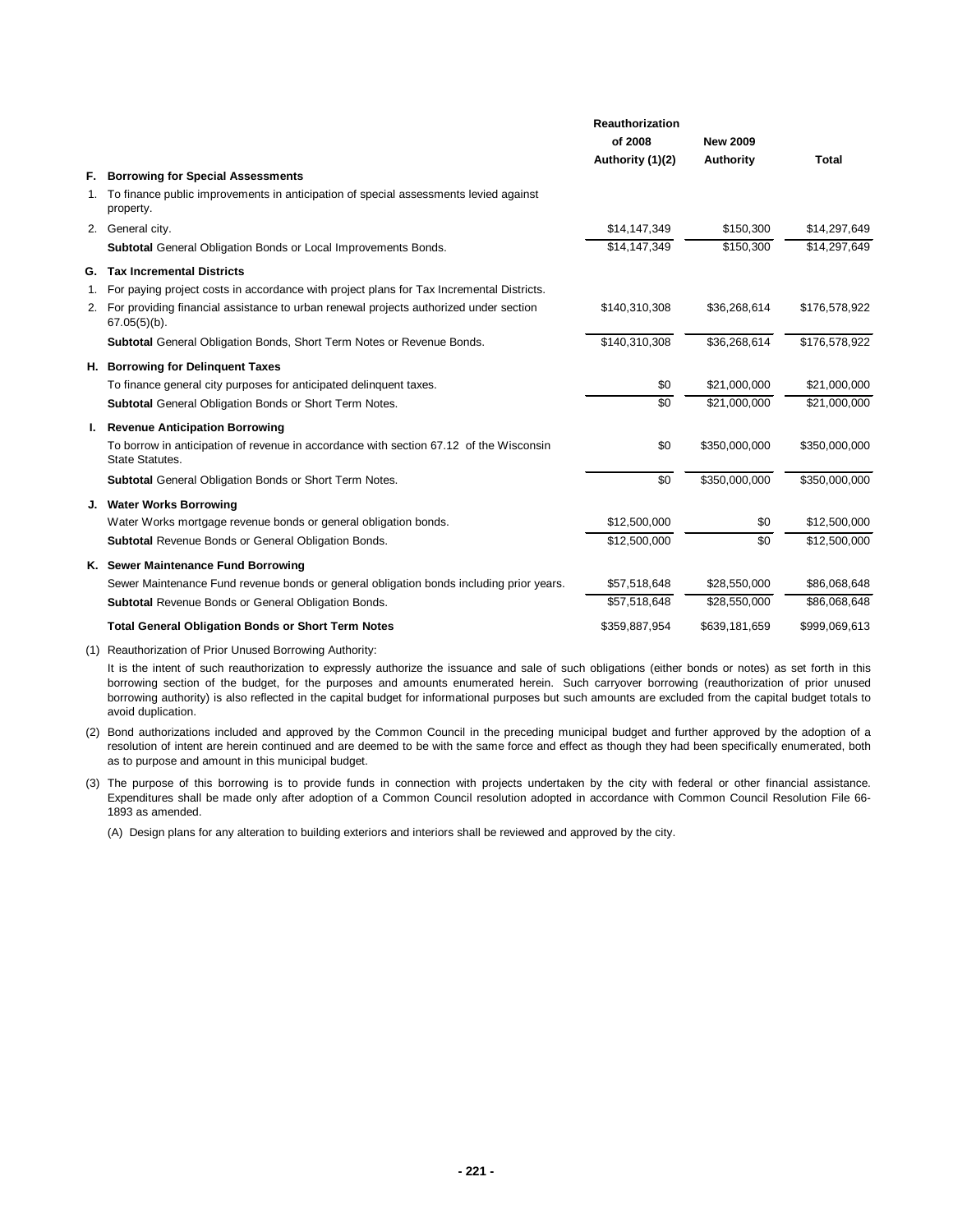| | | Reauthorization of 2008 Authority (1)(2) | New 2009 Authority | Total |
|---|---|---|---|---|
| **F.** | **Borrowing for Special Assessments** | | | |
| 1. | To finance public improvements in anticipation of special assessments levied against property. | | | |
| 2. | General city. | $14,147,349 | $150,300 | $14,297,649 |
| | **Subtotal** General Obligation Bonds or Local Improvements Bonds. | $14,147,349 | $150,300 | $14,297,649 |
| **G.** | **Tax Incremental Districts** | | | |
| 1. | For paying project costs in accordance with project plans for Tax Incremental Districts. | | | |
| 2. | For providing financial assistance to urban renewal projects authorized under section 67.05(5)(b). | $140,310,308 | $36,268,614 | $176,578,922 |
| | **Subtotal** General Obligation Bonds, Short Term Notes or Revenue Bonds. | $140,310,308 | $36,268,614 | $176,578,922 |
| **H.** | **Borrowing for Delinquent Taxes** | | | |
| | To finance general city purposes for anticipated delinquent taxes. | $0 | $21,000,000 | $21,000,000 |
| | **Subtotal** General Obligation Bonds or Short Term Notes. | $0 | $21,000,000 | $21,000,000 |
| **I.** | **Revenue Anticipation Borrowing** | | | |
| | To borrow in anticipation of revenue in accordance with section 67.12 of the Wisconsin State Statutes. | $0 | $350,000,000 | $350,000,000 |
| | **Subtotal** General Obligation Bonds or Short Term Notes. | $0 | $350,000,000 | $350,000,000 |
| **J.** | **Water Works Borrowing** | | | |
| | Water Works mortgage revenue bonds or general obligation bonds. | $12,500,000 | $0 | $12,500,000 |
| | **Subtotal** Revenue Bonds or General Obligation Bonds. | $12,500,000 | $0 | $12,500,000 |
| **K.** | **Sewer Maintenance Fund Borrowing** | | | |
| | Sewer Maintenance Fund revenue bonds or general obligation bonds including prior years. | $57,518,648 | $28,550,000 | $86,068,648 |
| | **Subtotal** Revenue Bonds or General Obligation Bonds. | $57,518,648 | $28,550,000 | $86,068,648 |
| | **Total General Obligation Bonds or Short Term Notes** | $359,887,954 | $639,181,659 | $999,069,613 |

(1) Reauthorization of Prior Unused Borrowing Authority:

It is the intent of such reauthorization to expressly authorize the issuance and sale of such obligations (either bonds or notes) as set forth in this borrowing section of the budget, for the purposes and amounts enumerated herein. Such carryover borrowing (reauthorization of prior unused borrowing authority) is also reflected in the capital budget for informational purposes but such amounts are excluded from the capital budget totals to avoid duplication.

(2) Bond authorizations included and approved by the Common Council in the preceding municipal budget and further approved by the adoption of a resolution of intent are herein continued and are deemed to be with the same force and effect as though they had been specifically enumerated, both as to purpose and amount in this municipal budget.

(3) The purpose of this borrowing is to provide funds in connection with projects undertaken by the city with federal or other financial assistance. Expenditures shall be made only after adoption of a Common Council resolution adopted in accordance with Common Council Resolution File 66-1893 as amended.

(A) Design plans for any alteration to building exteriors and interiors shall be reviewed and approved by the city.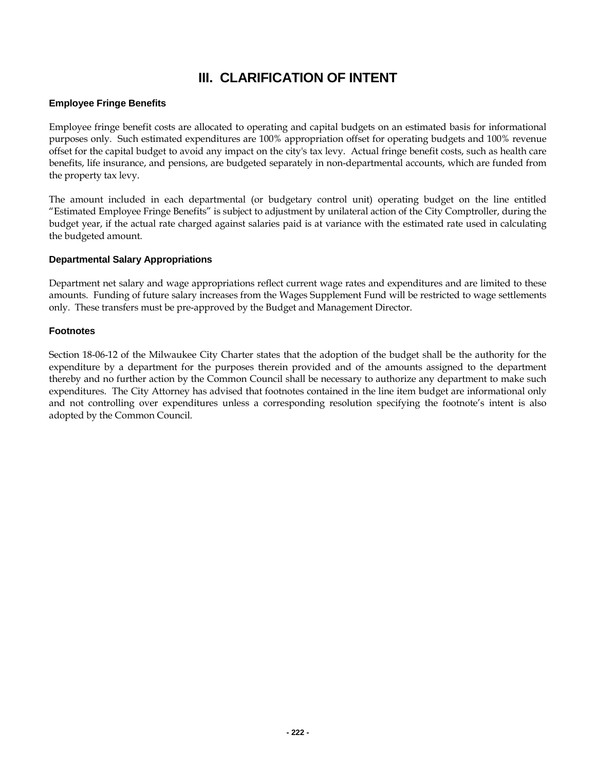# III. CLARIFICATION OF INTENT

### Employee Fringe Benefits

Employee fringe benefit costs are allocated to operating and capital budgets on an estimated basis for informational purposes only. Such estimated expenditures are 100% appropriation offset for operating budgets and 100% revenue offset for the capital budget to avoid any impact on the city's tax levy. Actual fringe benefit costs, such as health care benefits, life insurance, and pensions, are budgeted separately in non-departmental accounts, which are funded from the property tax levy.

The amount included in each departmental (or budgetary control unit) operating budget on the line entitled "Estimated Employee Fringe Benefits" is subject to adjustment by unilateral action of the City Comptroller, during the budget year, if the actual rate charged against salaries paid is at variance with the estimated rate used in calculating the budgeted amount.

### Departmental Salary Appropriations

Department net salary and wage appropriations reflect current wage rates and expenditures and are limited to these amounts. Funding of future salary increases from the Wages Supplement Fund will be restricted to wage settlements only. These transfers must be pre-approved by the Budget and Management Director.

### Footnotes

Section 18-06-12 of the Milwaukee City Charter states that the adoption of the budget shall be the authority for the expenditure by a department for the purposes therein provided and of the amounts assigned to the department thereby and no further action by the Common Council shall be necessary to authorize any department to make such expenditures. The City Attorney has advised that footnotes contained in the line item budget are informational only and not controlling over expenditures unless a corresponding resolution specifying the footnote's intent is also adopted by the Common Council.